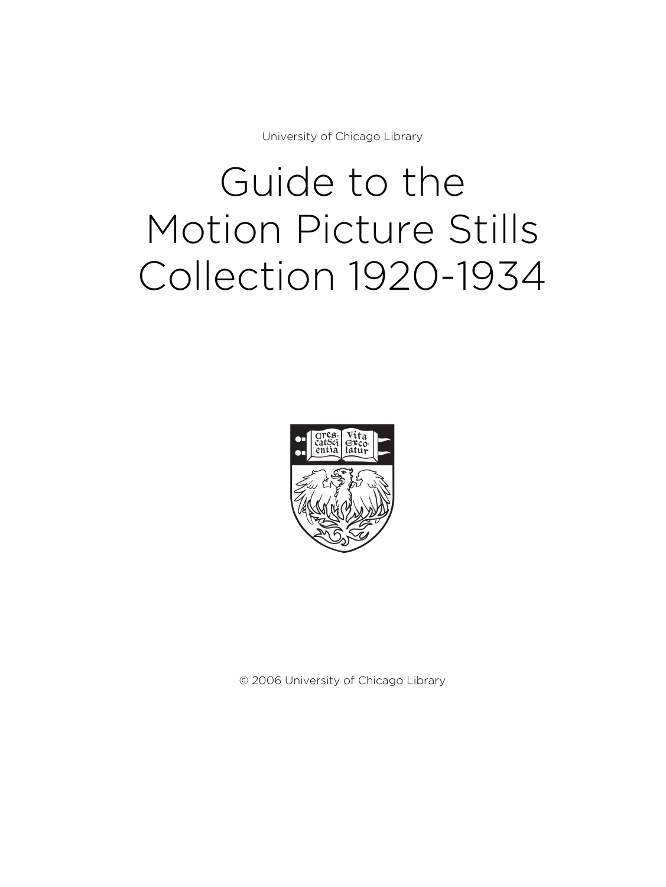University of Chicago Library

# Guide to the Motion Picture Stills Collection 1920-1934

© 2006 University of Chicago Library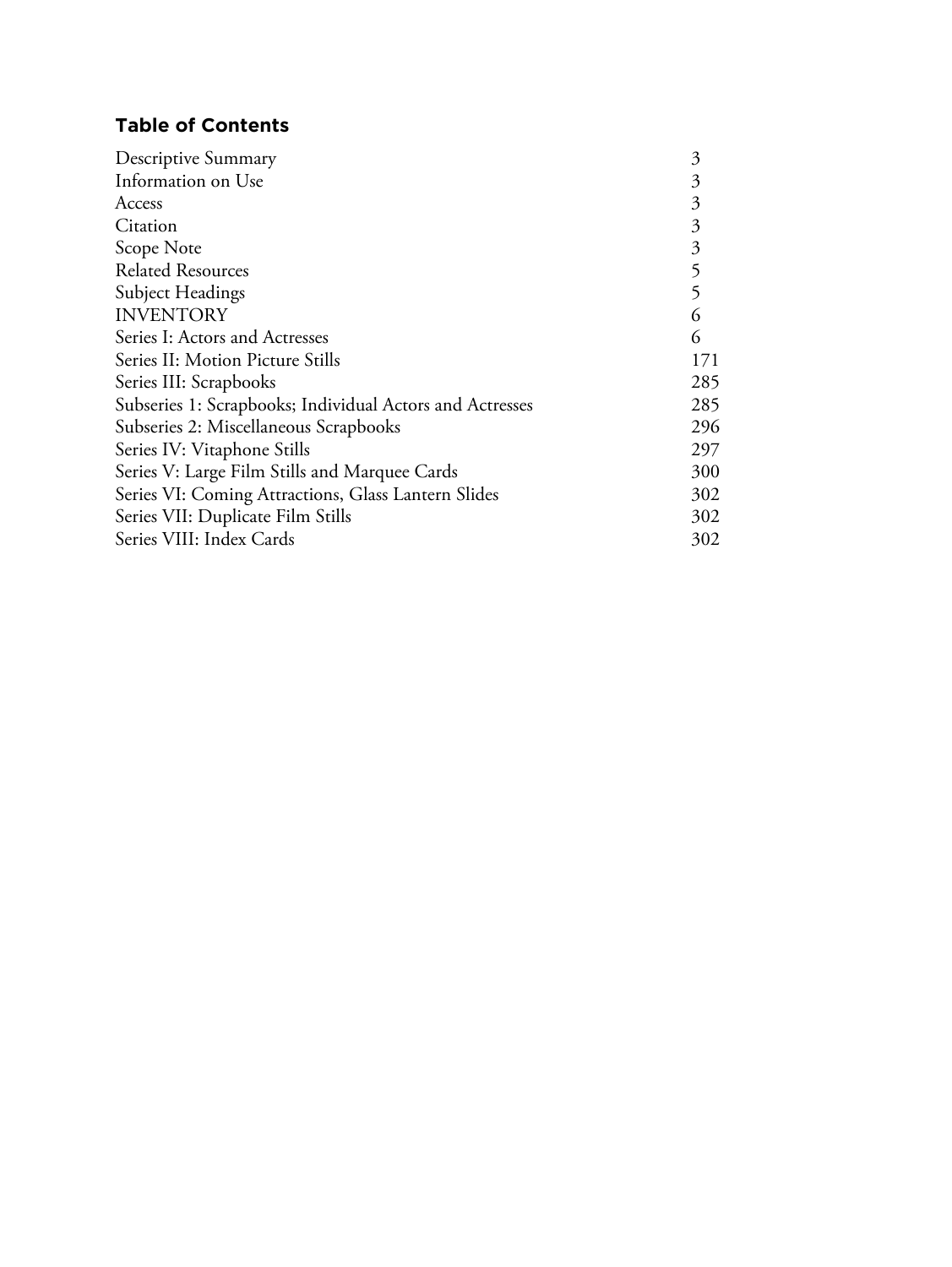## Table of Contents

| | |
|---|---|
| Descriptive Summary | 3 |
| Information on Use | 3 |
| Access | 3 |
| Citation | 3 |
| Scope Note | 3 |
| Related Resources | 5 |
| Subject Headings | 5 |
| INVENTORY | 6 |
| Series I: Actors and Actresses | 6 |
| Series II: Motion Picture Stills | 171 |
| Series III: Scrapbooks | 285 |
| Subseries 1: Scrapbooks; Individual Actors and Actresses | 285 |
| Subseries 2: Miscellaneous Scrapbooks | 296 |
| Series IV: Vitaphone Stills | 297 |
| Series V: Large Film Stills and Marquee Cards | 300 |
| Series VI: Coming Attractions, Glass Lantern Slides | 302 |
| Series VII: Duplicate Film Stills | 302 |
| Series VIII: Index Cards | 302 |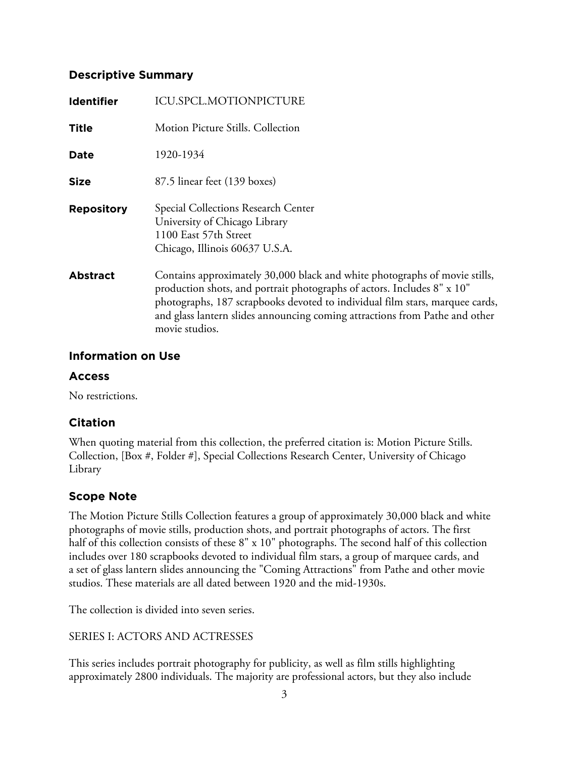## Descriptive Summary

| | |
|---|---|
| **Identifier** | ICU.SPCL.MOTIONPICTURE |
| **Title** | Motion Picture Stills. Collection |
| **Date** | 1920-1934 |
| **Size** | 87.5 linear feet (139 boxes) |
| **Repository** | Special Collections Research Center<br>University of Chicago Library<br>1100 East 57th Street<br>Chicago, Illinois 60637 U.S.A. |
| **Abstract** | Contains approximately 30,000 black and white photographs of movie stills, production shots, and portrait photographs of actors. Includes 8" x 10" photographs, 187 scrapbooks devoted to individual film stars, marquee cards, and glass lantern slides announcing coming attractions from Pathe and other movie studios. |

## Information on Use

### Access

No restrictions.

### Citation

When quoting material from this collection, the preferred citation is: Motion Picture Stills. Collection, [Box #, Folder #], Special Collections Research Center, University of Chicago Library

### Scope Note

The Motion Picture Stills Collection features a group of approximately 30,000 black and white photographs of movie stills, production shots, and portrait photographs of actors. The first half of this collection consists of these 8" x 10" photographs. The second half of this collection includes over 180 scrapbooks devoted to individual film stars, a group of marquee cards, and a set of glass lantern slides announcing the "Coming Attractions" from Pathe and other movie studios. These materials are all dated between 1920 and the mid-1930s.

The collection is divided into seven series.

SERIES I: ACTORS AND ACTRESSES

This series includes portrait photography for publicity, as well as film stills highlighting approximately 2800 individuals. The majority are professional actors, but they also include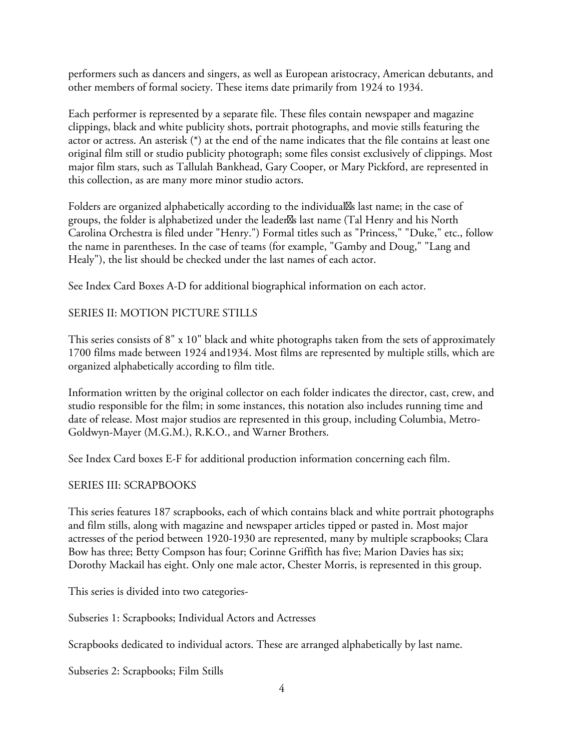performers such as dancers and singers, as well as European aristocracy, American debutants, and other members of formal society. These items date primarily from 1924 to 1934.

Each performer is represented by a separate file. These files contain newspaper and magazine clippings, black and white publicity shots, portrait photographs, and movie stills featuring the actor or actress. An asterisk (*) at the end of the name indicates that the file contains at least one original film still or studio publicity photograph; some files consist exclusively of clippings. Most major film stars, such as Tallulah Bankhead, Gary Cooper, or Mary Pickford, are represented in this collection, as are many more minor studio actors.

Folders are organized alphabetically according to the individual's last name; in the case of groups, the folder is alphabetized under the leader's last name (Tal Henry and his North Carolina Orchestra is filed under "Henry.") Formal titles such as "Princess," "Duke," etc., follow the name in parentheses. In the case of teams (for example, "Gamby and Doug," "Lang and Healy"), the list should be checked under the last names of each actor.

See Index Card Boxes A-D for additional biographical information on each actor.

## SERIES II: MOTION PICTURE STILLS

This series consists of 8" x 10" black and white photographs taken from the sets of approximately 1700 films made between 1924 and1934. Most films are represented by multiple stills, which are organized alphabetically according to film title.

Information written by the original collector on each folder indicates the director, cast, crew, and studio responsible for the film; in some instances, this notation also includes running time and date of release. Most major studios are represented in this group, including Columbia, Metro-Goldwyn-Mayer (M.G.M.), R.K.O., and Warner Brothers.

See Index Card boxes E-F for additional production information concerning each film.

## SERIES III: SCRAPBOOKS

This series features 187 scrapbooks, each of which contains black and white portrait photographs and film stills, along with magazine and newspaper articles tipped or pasted in. Most major actresses of the period between 1920-1930 are represented, many by multiple scrapbooks; Clara Bow has three; Betty Compson has four; Corinne Griffith has five; Marion Davies has six; Dorothy Mackail has eight. Only one male actor, Chester Morris, is represented in this group.

This series is divided into two categories-

Subseries 1: Scrapbooks; Individual Actors and Actresses

Scrapbooks dedicated to individual actors. These are arranged alphabetically by last name.

Subseries 2: Scrapbooks; Film Stills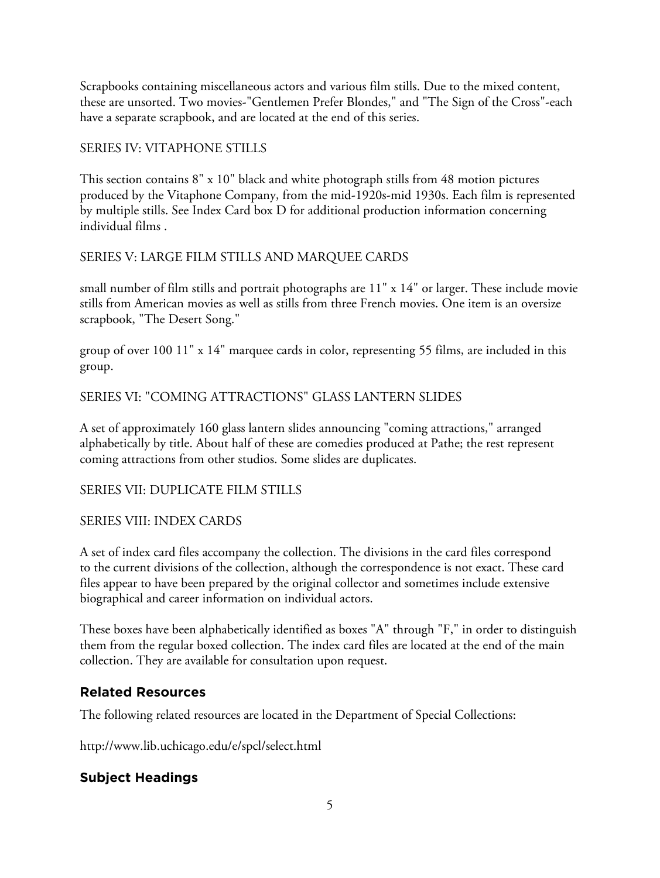Scrapbooks containing miscellaneous actors and various film stills. Due to the mixed content, these are unsorted. Two movies-"Gentlemen Prefer Blondes," and "The Sign of the Cross"-each have a separate scrapbook, and are located at the end of this series.

SERIES IV: VITAPHONE STILLS

This section contains 8" x 10" black and white photograph stills from 48 motion pictures produced by the Vitaphone Company, from the mid-1920s-mid 1930s. Each film is represented by multiple stills. See Index Card box D for additional production information concerning individual films .

SERIES V: LARGE FILM STILLS AND MARQUEE CARDS

small number of film stills and portrait photographs are 11" x 14" or larger. These include movie stills from American movies as well as stills from three French movies. One item is an oversize scrapbook, "The Desert Song."

group of over 100 11" x 14" marquee cards in color, representing 55 films, are included in this group.

SERIES VI: "COMING ATTRACTIONS" GLASS LANTERN SLIDES

A set of approximately 160 glass lantern slides announcing "coming attractions," arranged alphabetically by title. About half of these are comedies produced at Pathe; the rest represent coming attractions from other studios. Some slides are duplicates.

SERIES VII: DUPLICATE FILM STILLS

SERIES VIII: INDEX CARDS

A set of index card files accompany the collection. The divisions in the card files correspond to the current divisions of the collection, although the correspondence is not exact. These card files appear to have been prepared by the original collector and sometimes include extensive biographical and career information on individual actors.

These boxes have been alphabetically identified as boxes "A" through "F," in order to distinguish them from the regular boxed collection. The index card files are located at the end of the main collection. They are available for consultation upon request.

## Related Resources

The following related resources are located in the Department of Special Collections:

http://www.lib.uchicago.edu/e/spcl/select.html

## Subject Headings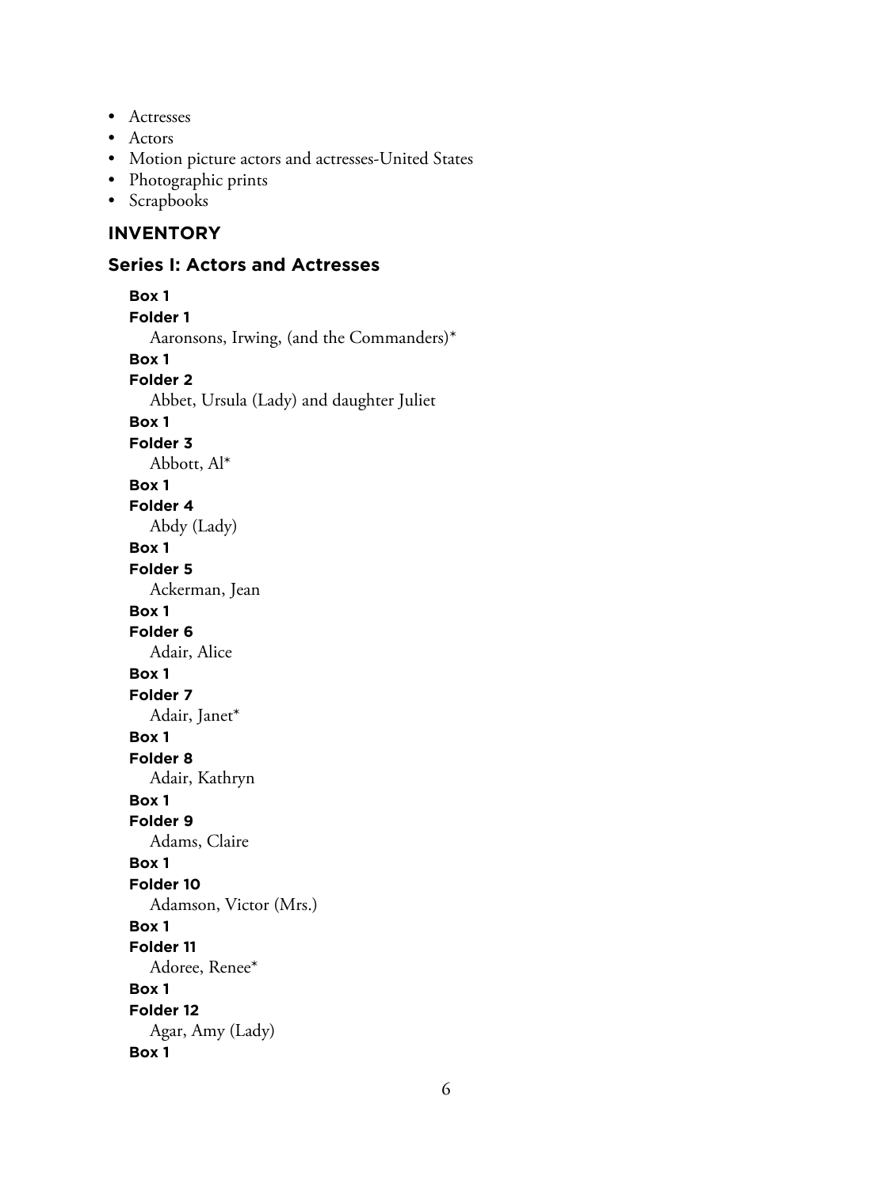- Actresses
- Actors
- Motion picture actors and actresses-United States
- Photographic prints
- Scrapbooks

## INVENTORY

### Series I: Actors and Actresses

**Box 1**
**Folder 1**
Aaronsons, Irwing, (and the Commanders)*

**Box 1**
**Folder 2**
Abbet, Ursula (Lady) and daughter Juliet

**Box 1**
**Folder 3**
Abbott, Al*

**Box 1**
**Folder 4**
Abdy (Lady)

**Box 1**
**Folder 5**
Ackerman, Jean

**Box 1**
**Folder 6**
Adair, Alice

**Box 1**
**Folder 7**
Adair, Janet*

**Box 1**
**Folder 8**
Adair, Kathryn

**Box 1**
**Folder 9**
Adams, Claire

**Box 1**
**Folder 10**
Adamson, Victor (Mrs.)

**Box 1**
**Folder 11**
Adoree, Renee*

**Box 1**
**Folder 12**
Agar, Amy (Lady)

**Box 1**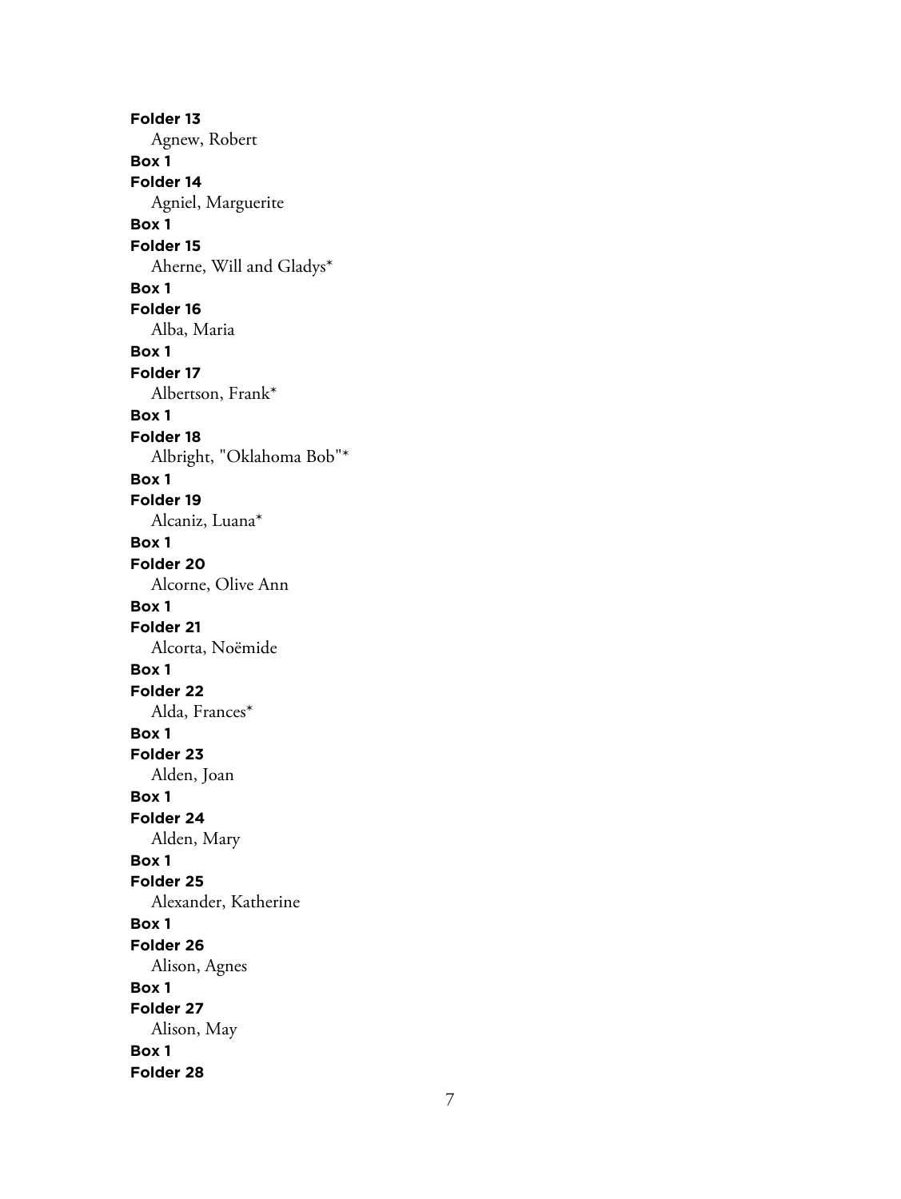**Folder 13**
Agnew, Robert
**Box 1**
**Folder 14**
Agniel, Marguerite
**Box 1**
**Folder 15**
Aherne, Will and Gladys*
**Box 1**
**Folder 16**
Alba, Maria
**Box 1**
**Folder 17**
Albertson, Frank*
**Box 1**
**Folder 18**
Albright, "Oklahoma Bob"*
**Box 1**
**Folder 19**
Alcaniz, Luana*
**Box 1**
**Folder 20**
Alcorne, Olive Ann
**Box 1**
**Folder 21**
Alcorta, Noëmide
**Box 1**
**Folder 22**
Alda, Frances*
**Box 1**
**Folder 23**
Alden, Joan
**Box 1**
**Folder 24**
Alden, Mary
**Box 1**
**Folder 25**
Alexander, Katherine
**Box 1**
**Folder 26**
Alison, Agnes
**Box 1**
**Folder 27**
Alison, May
**Box 1**
**Folder 28**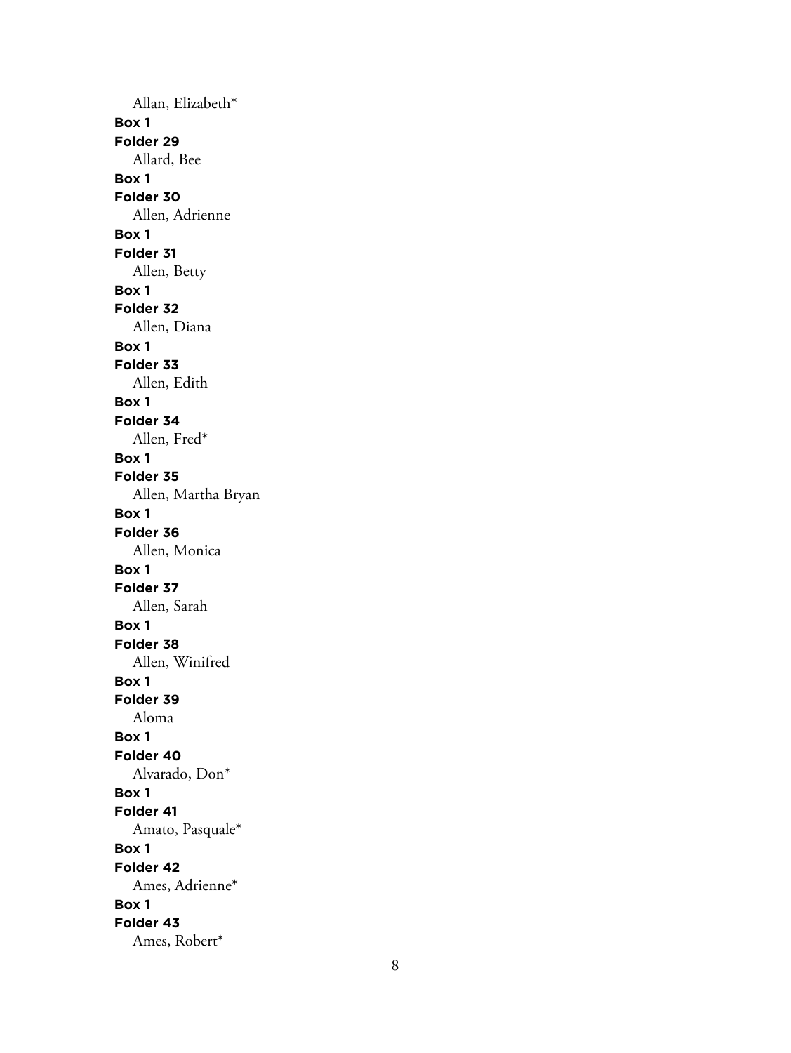Allan, Elizabeth*

**Box 1**
**Folder 29**
Allard, Bee

**Box 1**
**Folder 30**
Allen, Adrienne

**Box 1**
**Folder 31**
Allen, Betty

**Box 1**
**Folder 32**
Allen, Diana

**Box 1**
**Folder 33**
Allen, Edith

**Box 1**
**Folder 34**
Allen, Fred*

**Box 1**
**Folder 35**
Allen, Martha Bryan

**Box 1**
**Folder 36**
Allen, Monica

**Box 1**
**Folder 37**
Allen, Sarah

**Box 1**
**Folder 38**
Allen, Winifred

**Box 1**
**Folder 39**
Aloma

**Box 1**
**Folder 40**
Alvarado, Don*

**Box 1**
**Folder 41**
Amato, Pasquale*

**Box 1**
**Folder 42**
Ames, Adrienne*

**Box 1**
**Folder 43**
Ames, Robert*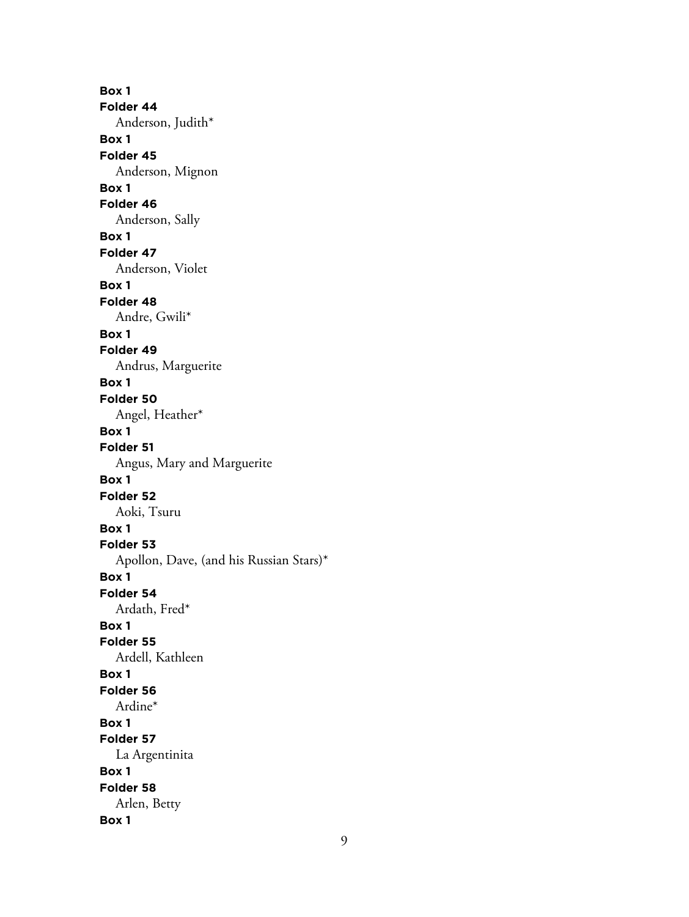**Box 1**
**Folder 44**
Anderson, Judith*
**Box 1**
**Folder 45**
Anderson, Mignon
**Box 1**
**Folder 46**
Anderson, Sally
**Box 1**
**Folder 47**
Anderson, Violet
**Box 1**
**Folder 48**
Andre, Gwili*
**Box 1**
**Folder 49**
Andrus, Marguerite
**Box 1**
**Folder 50**
Angel, Heather*
**Box 1**
**Folder 51**
Angus, Mary and Marguerite
**Box 1**
**Folder 52**
Aoki, Tsuru
**Box 1**
**Folder 53**
Apollon, Dave, (and his Russian Stars)*
**Box 1**
**Folder 54**
Ardath, Fred*
**Box 1**
**Folder 55**
Ardell, Kathleen
**Box 1**
**Folder 56**
Ardine*
**Box 1**
**Folder 57**
La Argentinita
**Box 1**
**Folder 58**
Arlen, Betty
**Box 1**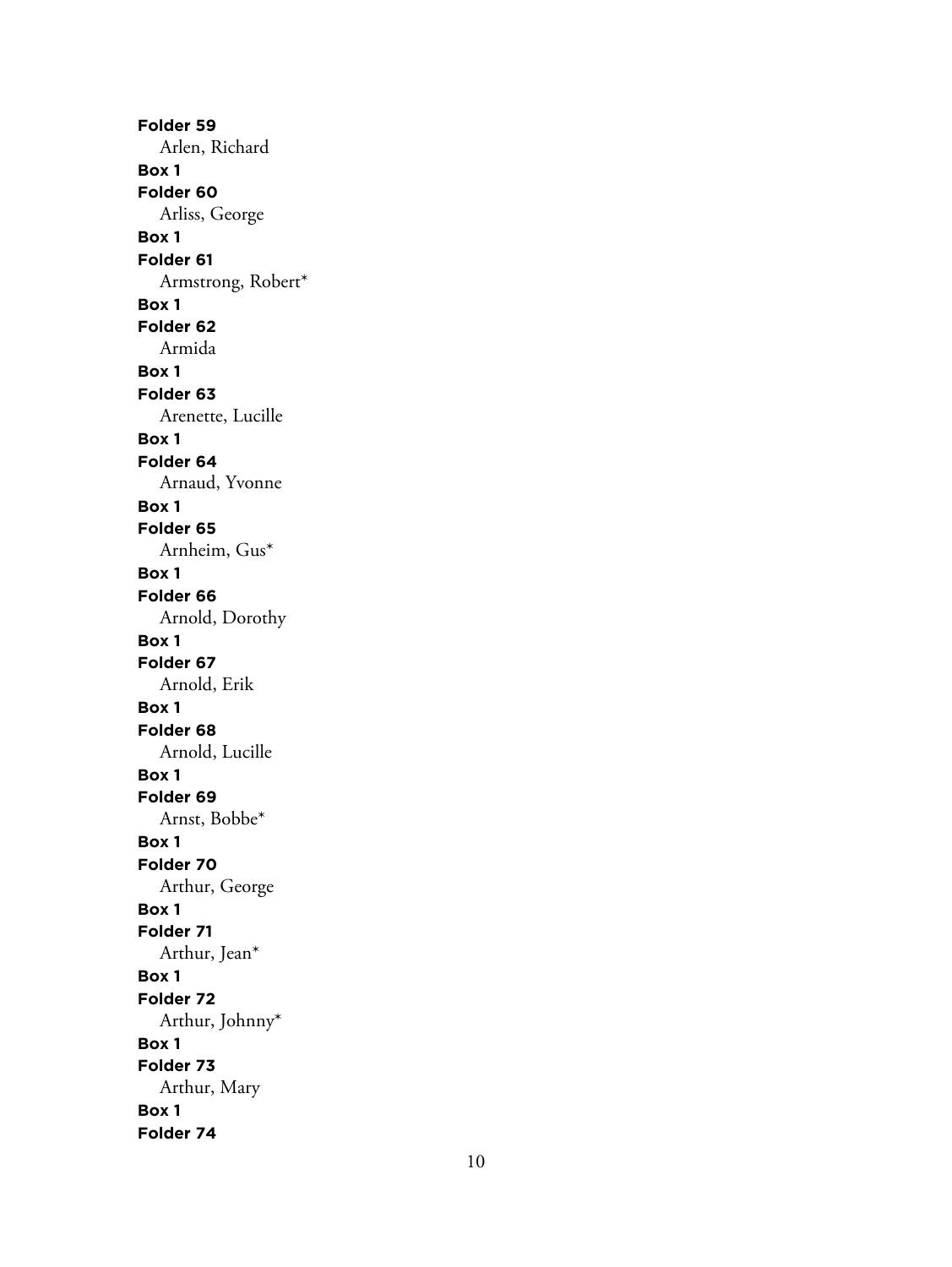**Folder 59**
Arlen, Richard
**Box 1**
**Folder 60**
Arliss, George
**Box 1**
**Folder 61**
Armstrong, Robert*
**Box 1**
**Folder 62**
Armida
**Box 1**
**Folder 63**
Arenette, Lucille
**Box 1**
**Folder 64**
Arnaud, Yvonne
**Box 1**
**Folder 65**
Arnheim, Gus*
**Box 1**
**Folder 66**
Arnold, Dorothy
**Box 1**
**Folder 67**
Arnold, Erik
**Box 1**
**Folder 68**
Arnold, Lucille
**Box 1**
**Folder 69**
Arnst, Bobbe*
**Box 1**
**Folder 70**
Arthur, George
**Box 1**
**Folder 71**
Arthur, Jean*
**Box 1**
**Folder 72**
Arthur, Johnny*
**Box 1**
**Folder 73**
Arthur, Mary
**Box 1**
**Folder 74**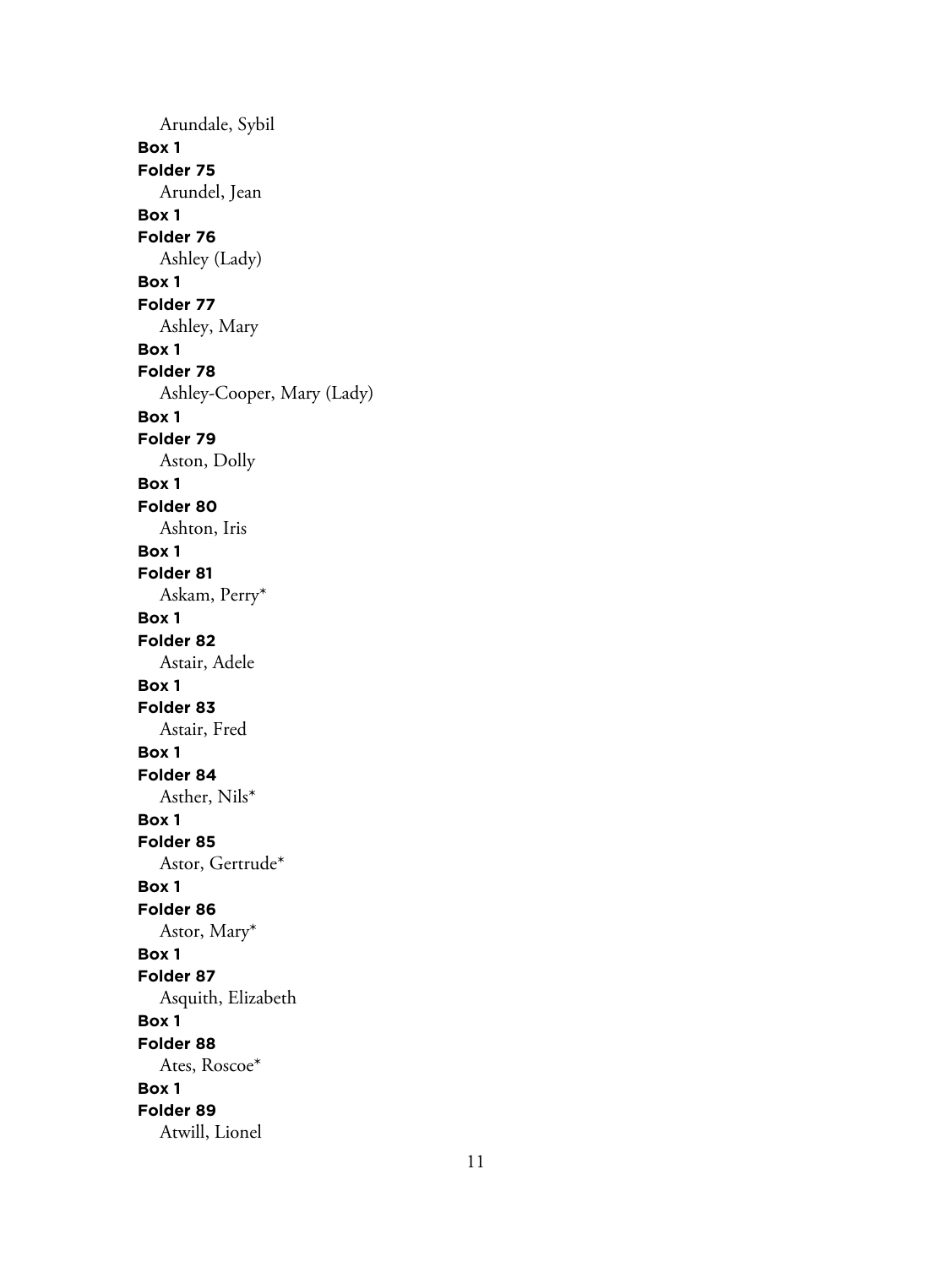Arundale, Sybil

**Box 1**

**Folder 75**

Arundel, Jean

**Box 1**

**Folder 76**

Ashley (Lady)

**Box 1**

**Folder 77**

Ashley, Mary

**Box 1**

**Folder 78**

Ashley-Cooper, Mary (Lady)

**Box 1**

**Folder 79**

Aston, Dolly

**Box 1**

**Folder 80**

Ashton, Iris

**Box 1**

**Folder 81**

Askam, Perry*

**Box 1**

**Folder 82**

Astair, Adele

**Box 1**

**Folder 83**

Astair, Fred

**Box 1**

**Folder 84**

Asther, Nils*

**Box 1**

**Folder 85**

Astor, Gertrude*

**Box 1**

**Folder 86**

Astor, Mary*

**Box 1**

**Folder 87**

Asquith, Elizabeth

**Box 1**

**Folder 88**

Ates, Roscoe*

**Box 1**

**Folder 89**

Atwill, Lionel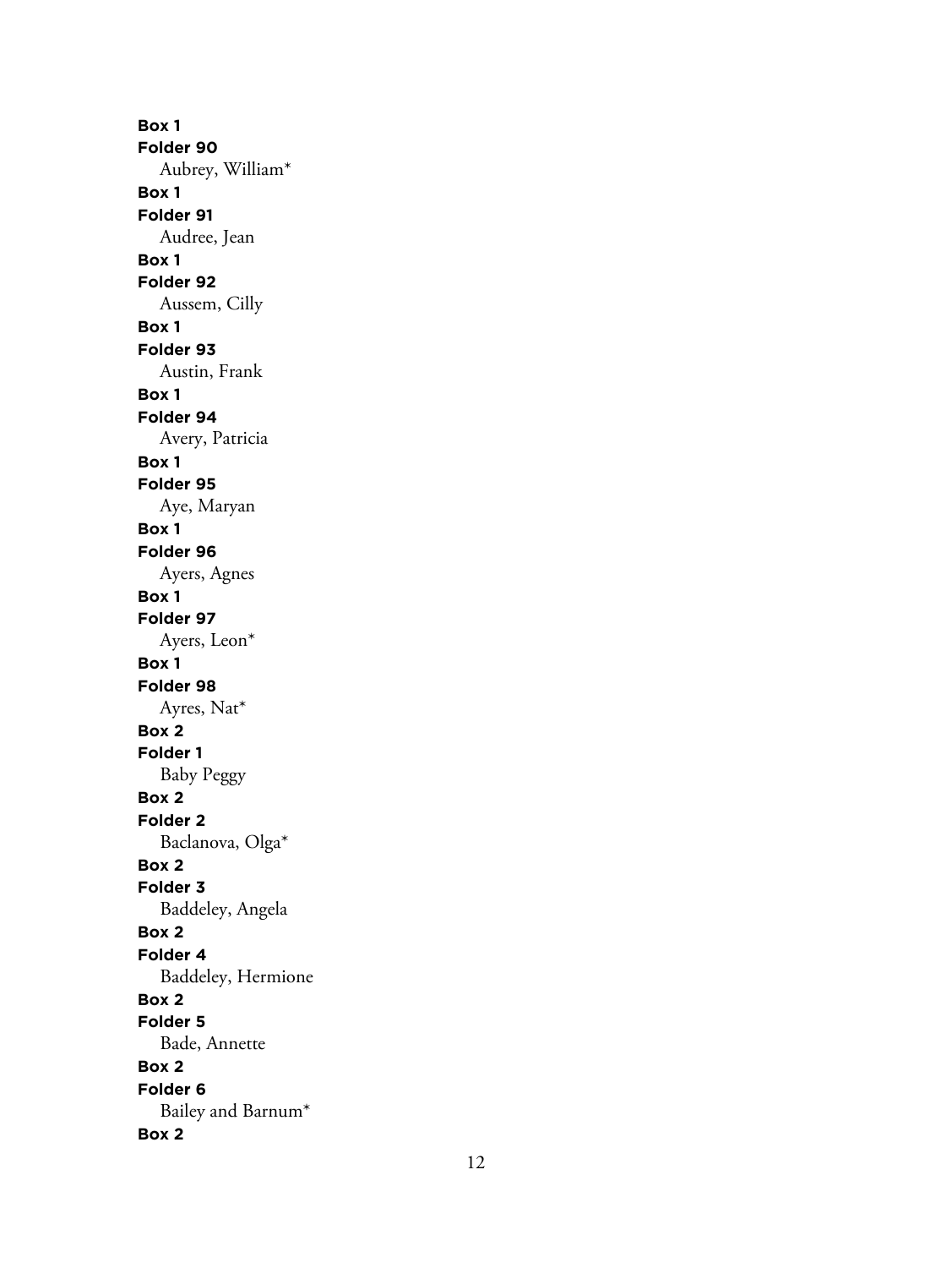**Box 1**
**Folder 90**
Aubrey, William*

**Box 1**
**Folder 91**
Audree, Jean

**Box 1**
**Folder 92**
Aussem, Cilly

**Box 1**
**Folder 93**
Austin, Frank

**Box 1**
**Folder 94**
Avery, Patricia

**Box 1**
**Folder 95**
Aye, Maryan

**Box 1**
**Folder 96**
Ayers, Agnes

**Box 1**
**Folder 97**
Ayers, Leon*

**Box 1**
**Folder 98**
Ayres, Nat*

**Box 2**
**Folder 1**
Baby Peggy

**Box 2**
**Folder 2**
Baclanova, Olga*

**Box 2**
**Folder 3**
Baddeley, Angela

**Box 2**
**Folder 4**
Baddeley, Hermione

**Box 2**
**Folder 5**
Bade, Annette

**Box 2**
**Folder 6**
Bailey and Barnum*

**Box 2**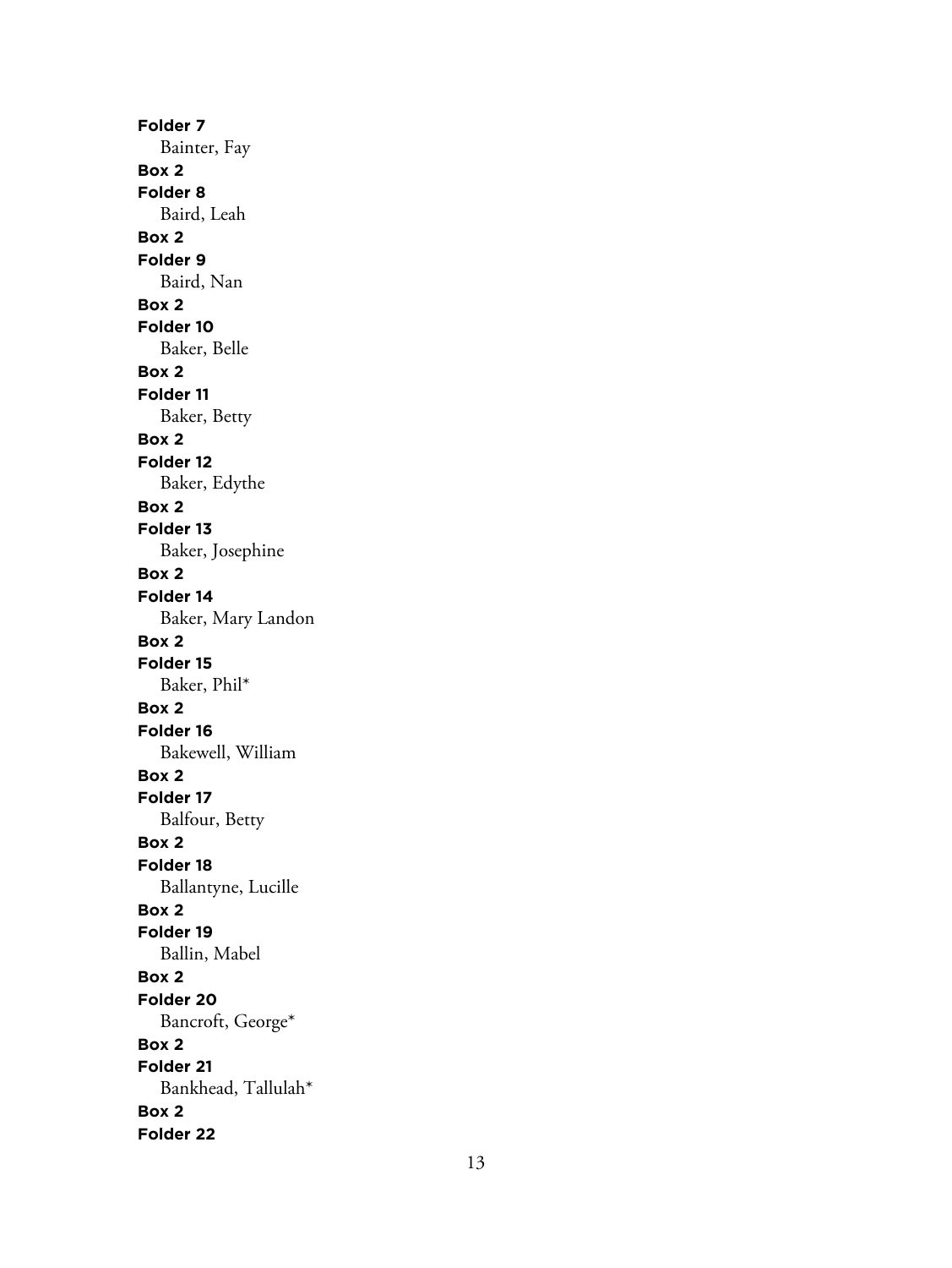**Folder 7**
Bainter, Fay
**Box 2**
**Folder 8**
Baird, Leah
**Box 2**
**Folder 9**
Baird, Nan
**Box 2**
**Folder 10**
Baker, Belle
**Box 2**
**Folder 11**
Baker, Betty
**Box 2**
**Folder 12**
Baker, Edythe
**Box 2**
**Folder 13**
Baker, Josephine
**Box 2**
**Folder 14**
Baker, Mary Landon
**Box 2**
**Folder 15**
Baker, Phil*
**Box 2**
**Folder 16**
Bakewell, William
**Box 2**
**Folder 17**
Balfour, Betty
**Box 2**
**Folder 18**
Ballantyne, Lucille
**Box 2**
**Folder 19**
Ballin, Mabel
**Box 2**
**Folder 20**
Bancroft, George*
**Box 2**
**Folder 21**
Bankhead, Tallulah*
**Box 2**
**Folder 22**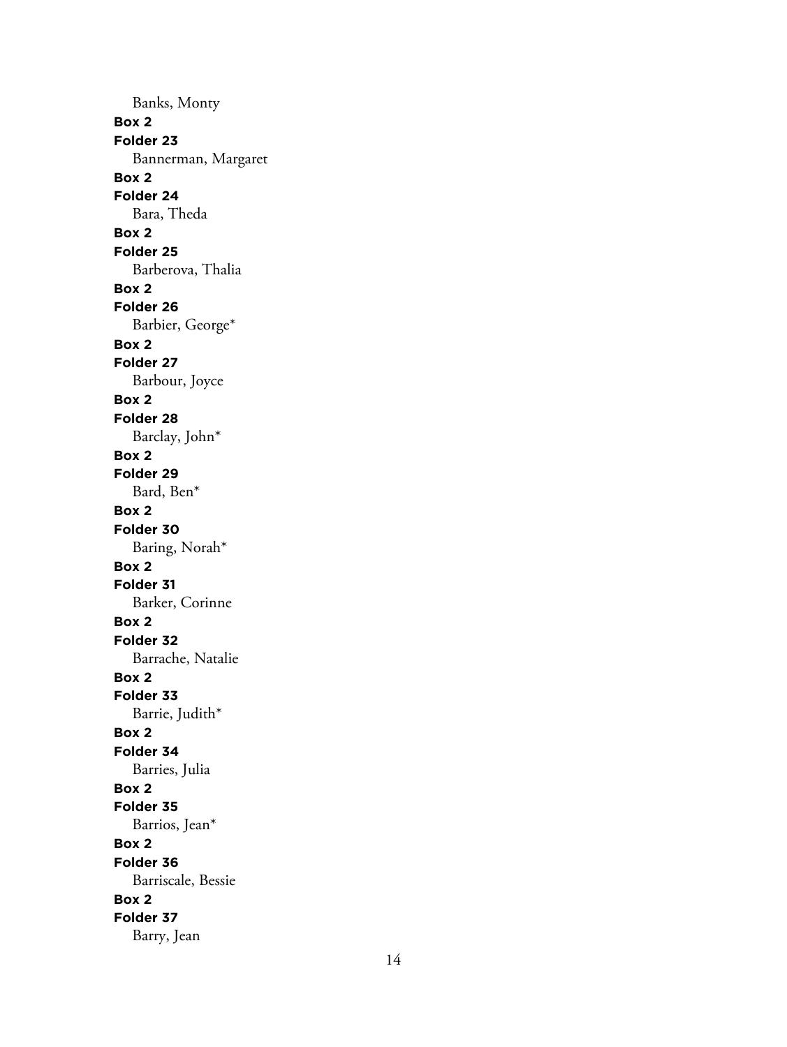Banks, Monty

**Box 2**

**Folder 23**

Bannerman, Margaret

**Box 2**

**Folder 24**

Bara, Theda

**Box 2**

**Folder 25**

Barberova, Thalia

**Box 2**

**Folder 26**

Barbier, George*

**Box 2**

**Folder 27**

Barbour, Joyce

**Box 2**

**Folder 28**

Barclay, John*

**Box 2**

**Folder 29**

Bard, Ben*

**Box 2**

**Folder 30**

Baring, Norah*

**Box 2**

**Folder 31**

Barker, Corinne

**Box 2**

**Folder 32**

Barrache, Natalie

**Box 2**

**Folder 33**

Barrie, Judith*

**Box 2**

**Folder 34**

Barries, Julia

**Box 2**

**Folder 35**

Barrios, Jean*

**Box 2**

**Folder 36**

Barriscale, Bessie

**Box 2**

**Folder 37**

Barry, Jean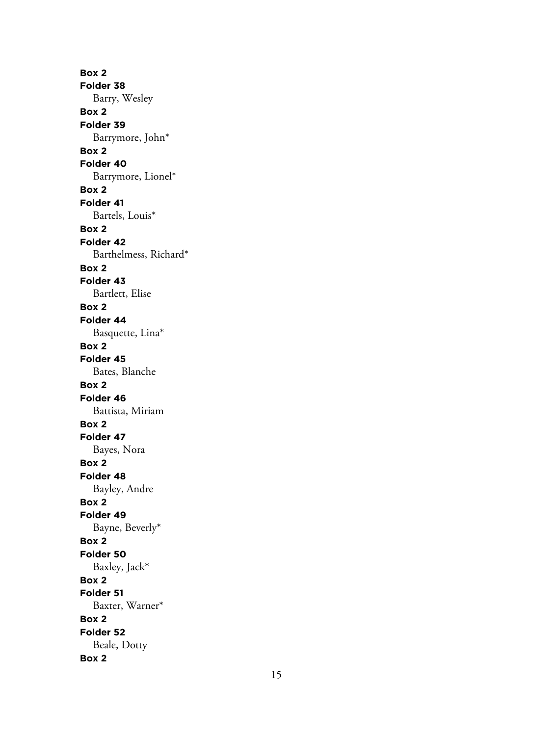**Box 2**
**Folder 38**
Barry, Wesley
**Box 2**
**Folder 39**
Barrymore, John*
**Box 2**
**Folder 40**
Barrymore, Lionel*
**Box 2**
**Folder 41**
Bartels, Louis*
**Box 2**
**Folder 42**
Barthelmess, Richard*
**Box 2**
**Folder 43**
Bartlett, Elise
**Box 2**
**Folder 44**
Basquette, Lina*
**Box 2**
**Folder 45**
Bates, Blanche
**Box 2**
**Folder 46**
Battista, Miriam
**Box 2**
**Folder 47**
Bayes, Nora
**Box 2**
**Folder 48**
Bayley, Andre
**Box 2**
**Folder 49**
Bayne, Beverly*
**Box 2**
**Folder 50**
Baxley, Jack*
**Box 2**
**Folder 51**
Baxter, Warner*
**Box 2**
**Folder 52**
Beale, Dotty
**Box 2**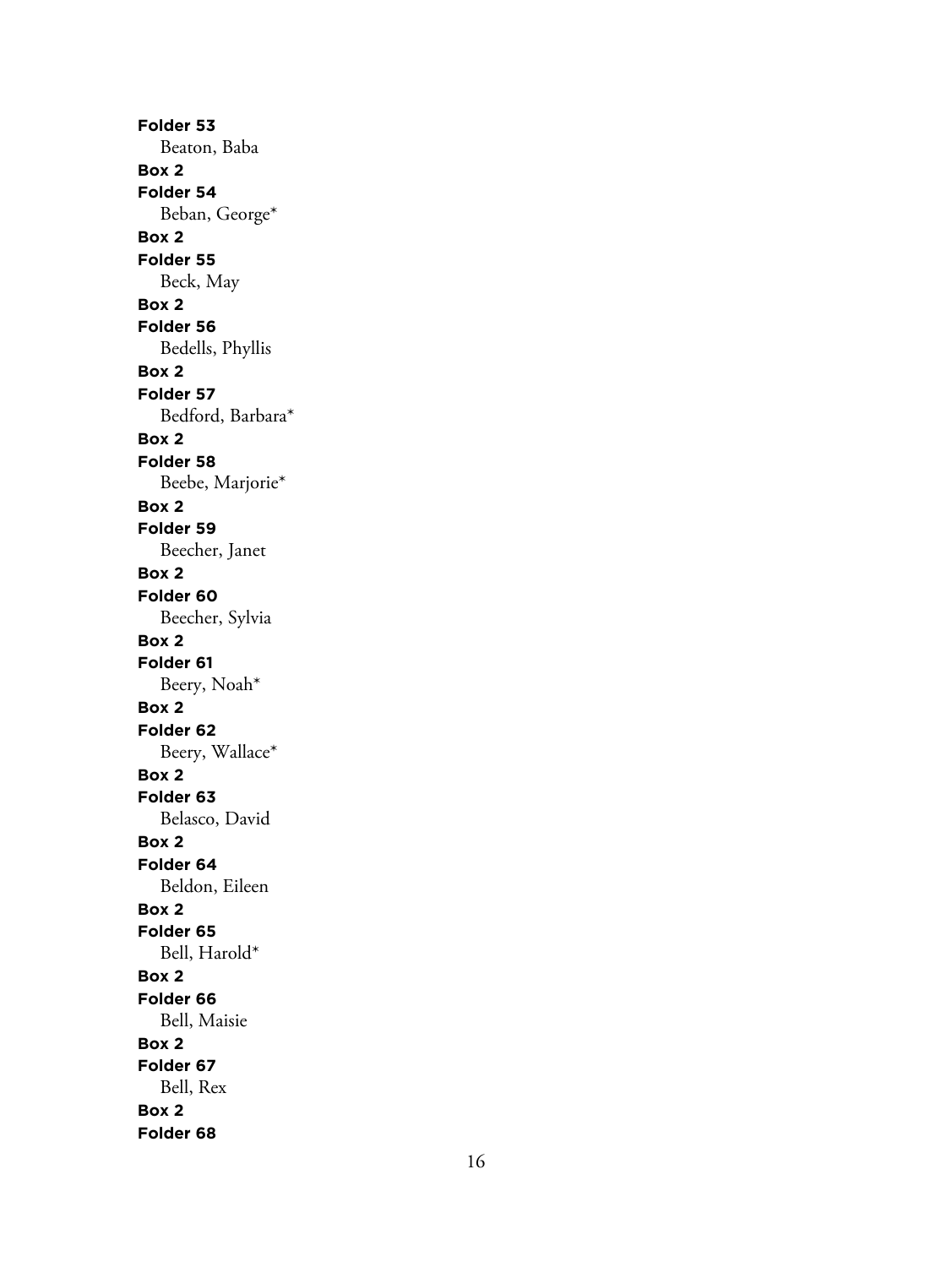**Folder 53**
Beaton, Baba
**Box 2**
**Folder 54**
Beban, George*
**Box 2**
**Folder 55**
Beck, May
**Box 2**
**Folder 56**
Bedells, Phyllis
**Box 2**
**Folder 57**
Bedford, Barbara*
**Box 2**
**Folder 58**
Beebe, Marjorie*
**Box 2**
**Folder 59**
Beecher, Janet
**Box 2**
**Folder 60**
Beecher, Sylvia
**Box 2**
**Folder 61**
Beery, Noah*
**Box 2**
**Folder 62**
Beery, Wallace*
**Box 2**
**Folder 63**
Belasco, David
**Box 2**
**Folder 64**
Beldon, Eileen
**Box 2**
**Folder 65**
Bell, Harold*
**Box 2**
**Folder 66**
Bell, Maisie
**Box 2**
**Folder 67**
Bell, Rex
**Box 2**
**Folder 68**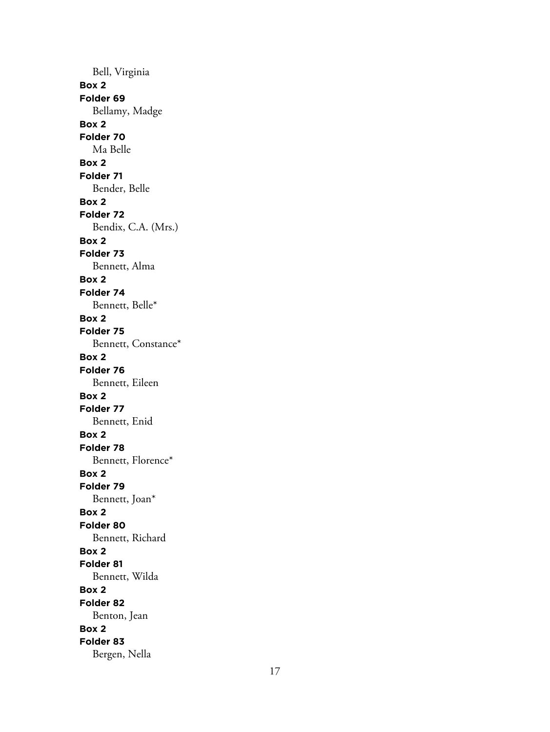Bell, Virginia

**Box 2**
**Folder 69**
Bellamy, Madge

**Box 2**
**Folder 70**
Ma Belle

**Box 2**
**Folder 71**
Bender, Belle

**Box 2**
**Folder 72**
Bendix, C.A. (Mrs.)

**Box 2**
**Folder 73**
Bennett, Alma

**Box 2**
**Folder 74**
Bennett, Belle*

**Box 2**
**Folder 75**
Bennett, Constance*

**Box 2**
**Folder 76**
Bennett, Eileen

**Box 2**
**Folder 77**
Bennett, Enid

**Box 2**
**Folder 78**
Bennett, Florence*

**Box 2**
**Folder 79**
Bennett, Joan*

**Box 2**
**Folder 80**
Bennett, Richard

**Box 2**
**Folder 81**
Bennett, Wilda

**Box 2**
**Folder 82**
Benton, Jean

**Box 2**
**Folder 83**
Bergen, Nella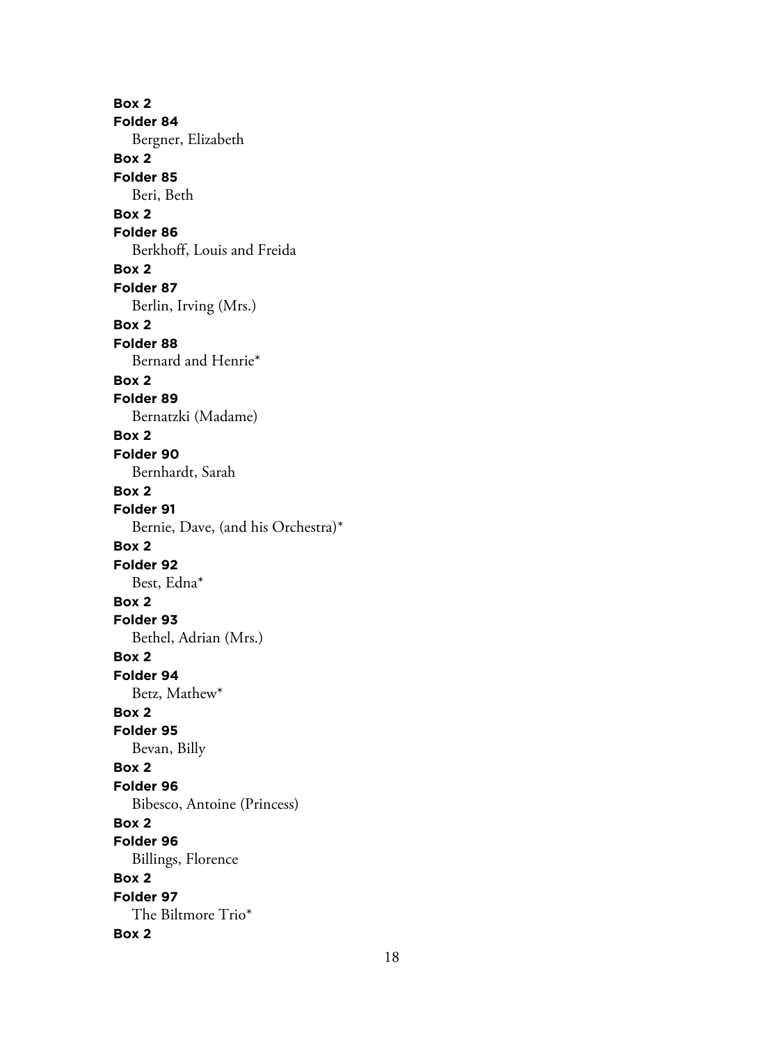**Box 2**
**Folder 84**
Bergner, Elizabeth
**Box 2**
**Folder 85**
Beri, Beth
**Box 2**
**Folder 86**
Berkhoff, Louis and Freida
**Box 2**
**Folder 87**
Berlin, Irving (Mrs.)
**Box 2**
**Folder 88**
Bernard and Henrie*
**Box 2**
**Folder 89**
Bernatzki (Madame)
**Box 2**
**Folder 90**
Bernhardt, Sarah
**Box 2**
**Folder 91**
Bernie, Dave, (and his Orchestra)*
**Box 2**
**Folder 92**
Best, Edna*
**Box 2**
**Folder 93**
Bethel, Adrian (Mrs.)
**Box 2**
**Folder 94**
Betz, Mathew*
**Box 2**
**Folder 95**
Bevan, Billy
**Box 2**
**Folder 96**
Bibesco, Antoine (Princess)
**Box 2**
**Folder 96**
Billings, Florence
**Box 2**
**Folder 97**
The Biltmore Trio*
**Box 2**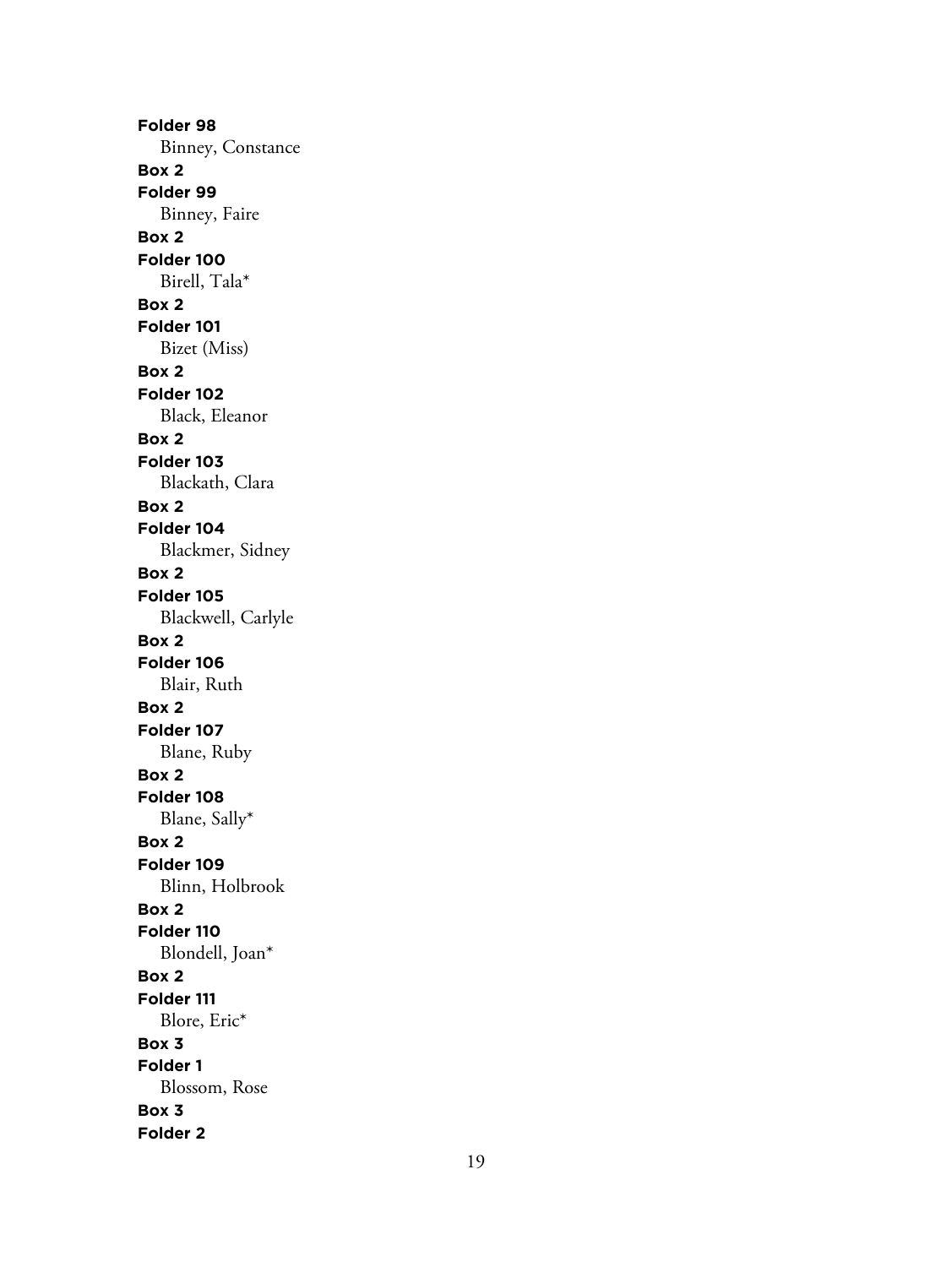**Folder 98**
Binney, Constance
**Box 2**
**Folder 99**
Binney, Faire
**Box 2**
**Folder 100**
Birell, Tala*
**Box 2**
**Folder 101**
Bizet (Miss)
**Box 2**
**Folder 102**
Black, Eleanor
**Box 2**
**Folder 103**
Blackath, Clara
**Box 2**
**Folder 104**
Blackmer, Sidney
**Box 2**
**Folder 105**
Blackwell, Carlyle
**Box 2**
**Folder 106**
Blair, Ruth
**Box 2**
**Folder 107**
Blane, Ruby
**Box 2**
**Folder 108**
Blane, Sally*
**Box 2**
**Folder 109**
Blinn, Holbrook
**Box 2**
**Folder 110**
Blondell, Joan*
**Box 2**
**Folder 111**
Blore, Eric*
**Box 3**
**Folder 1**
Blossom, Rose
**Box 3**
**Folder 2**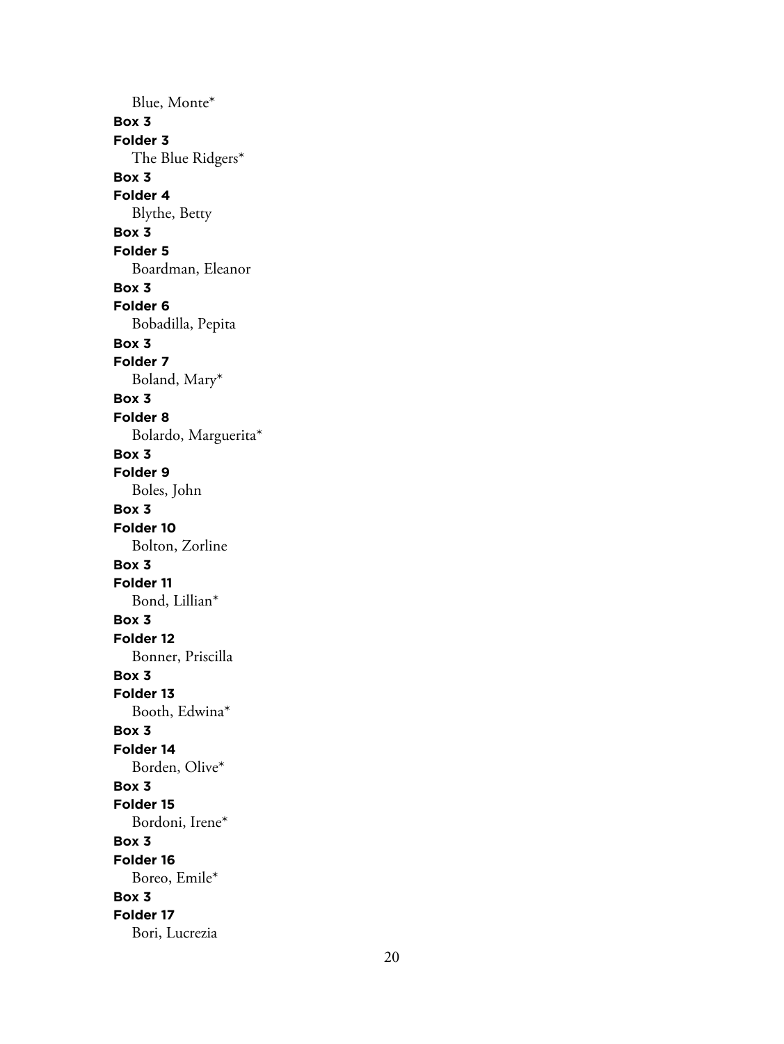Blue, Monte*

**Box 3**

**Folder 3**

The Blue Ridgers*

**Box 3**

**Folder 4**

Blythe, Betty

**Box 3**

**Folder 5**

Boardman, Eleanor

**Box 3**

**Folder 6**

Bobadilla, Pepita

**Box 3**

**Folder 7**

Boland, Mary*

**Box 3**

**Folder 8**

Bolardo, Marguerita*

**Box 3**

**Folder 9**

Boles, John

**Box 3**

**Folder 10**

Bolton, Zorline

**Box 3**

**Folder 11**

Bond, Lillian*

**Box 3**

**Folder 12**

Bonner, Priscilla

**Box 3**

**Folder 13**

Booth, Edwina*

**Box 3**

**Folder 14**

Borden, Olive*

**Box 3**

**Folder 15**

Bordoni, Irene*

**Box 3**

**Folder 16**

Boreo, Emile*

**Box 3**

**Folder 17**

Bori, Lucrezia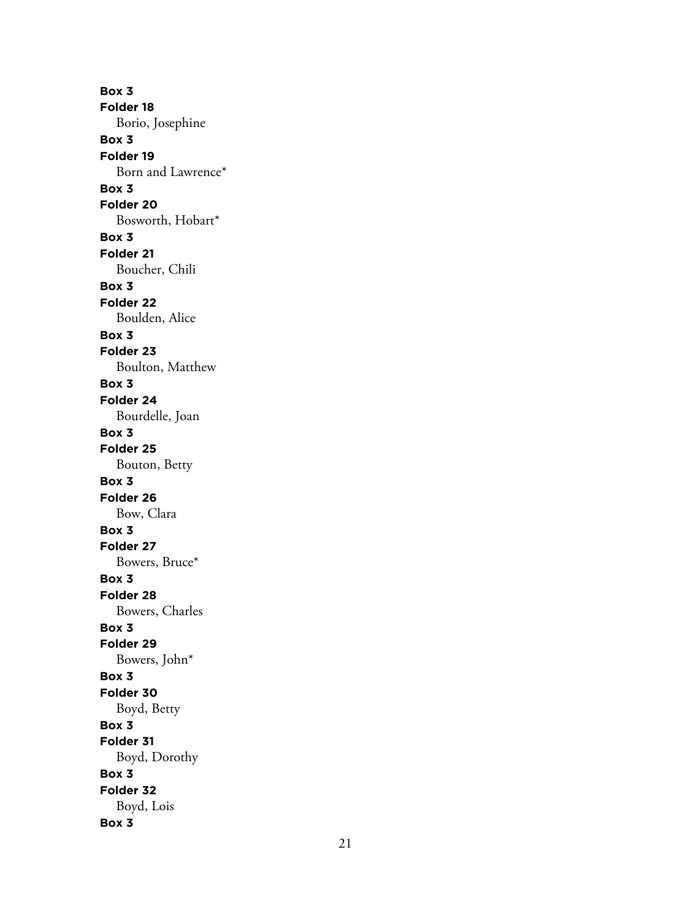**Box 3**
**Folder 18**
Borio, Josephine
**Box 3**
**Folder 19**
Born and Lawrence*
**Box 3**
**Folder 20**
Bosworth, Hobart*
**Box 3**
**Folder 21**
Boucher, Chili
**Box 3**
**Folder 22**
Boulden, Alice
**Box 3**
**Folder 23**
Boulton, Matthew
**Box 3**
**Folder 24**
Bourdelle, Joan
**Box 3**
**Folder 25**
Bouton, Betty
**Box 3**
**Folder 26**
Bow, Clara
**Box 3**
**Folder 27**
Bowers, Bruce*
**Box 3**
**Folder 28**
Bowers, Charles
**Box 3**
**Folder 29**
Bowers, John*
**Box 3**
**Folder 30**
Boyd, Betty
**Box 3**
**Folder 31**
Boyd, Dorothy
**Box 3**
**Folder 32**
Boyd, Lois
**Box 3**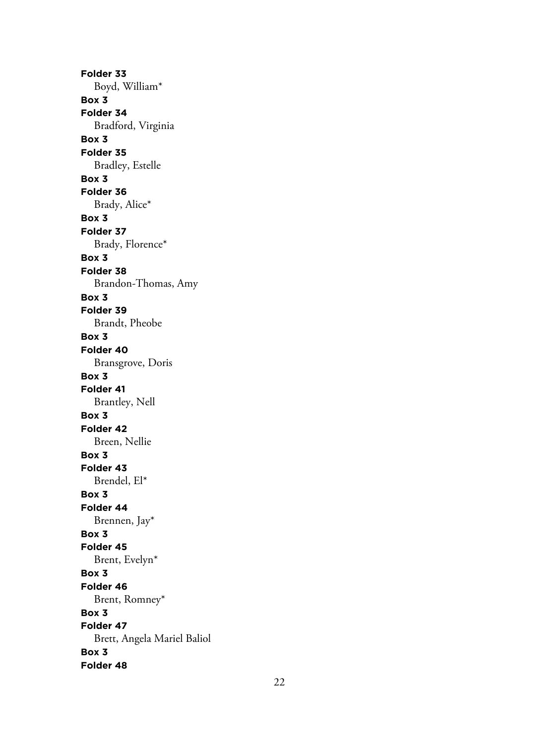**Folder 33**
Boyd, William*
**Box 3**
**Folder 34**
Bradford, Virginia
**Box 3**
**Folder 35**
Bradley, Estelle
**Box 3**
**Folder 36**
Brady, Alice*
**Box 3**
**Folder 37**
Brady, Florence*
**Box 3**
**Folder 38**
Brandon-Thomas, Amy
**Box 3**
**Folder 39**
Brandt, Pheobe
**Box 3**
**Folder 40**
Bransgrove, Doris
**Box 3**
**Folder 41**
Brantley, Nell
**Box 3**
**Folder 42**
Breen, Nellie
**Box 3**
**Folder 43**
Brendel, El*
**Box 3**
**Folder 44**
Brennen, Jay*
**Box 3**
**Folder 45**
Brent, Evelyn*
**Box 3**
**Folder 46**
Brent, Romney*
**Box 3**
**Folder 47**
Brett, Angela Mariel Baliol
**Box 3**
**Folder 48**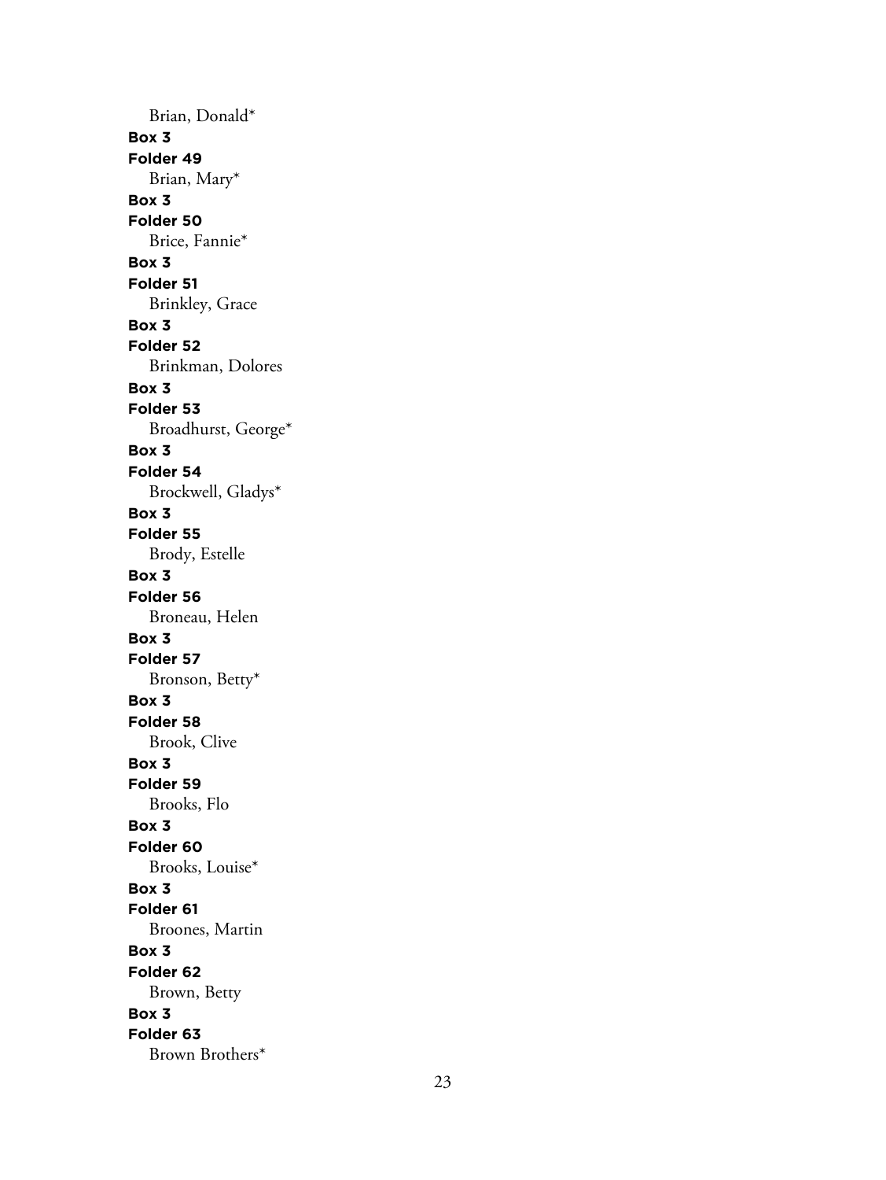Brian, Donald*

**Box 3**

**Folder 49**

Brian, Mary*

**Box 3**

**Folder 50**

Brice, Fannie*

**Box 3**

**Folder 51**

Brinkley, Grace

**Box 3**

**Folder 52**

Brinkman, Dolores

**Box 3**

**Folder 53**

Broadhurst, George*

**Box 3**

**Folder 54**

Brockwell, Gladys*

**Box 3**

**Folder 55**

Brody, Estelle

**Box 3**

**Folder 56**

Broneau, Helen

**Box 3**

**Folder 57**

Bronson, Betty*

**Box 3**

**Folder 58**

Brook, Clive

**Box 3**

**Folder 59**

Brooks, Flo

**Box 3**

**Folder 60**

Brooks, Louise*

**Box 3**

**Folder 61**

Broones, Martin

**Box 3**

**Folder 62**

Brown, Betty

**Box 3**

**Folder 63**

Brown Brothers*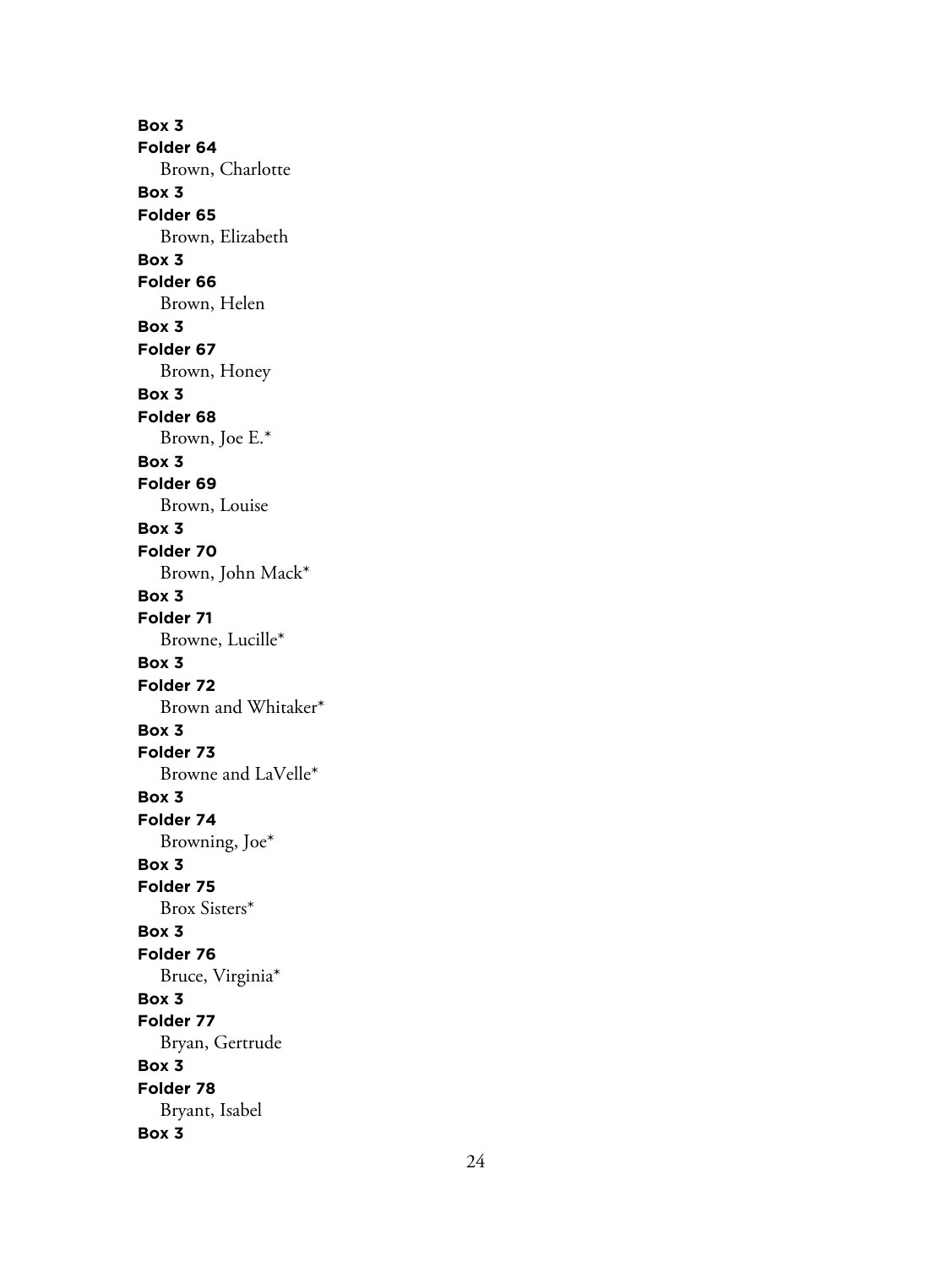**Box 3**
**Folder 64**
Brown, Charlotte
**Box 3**
**Folder 65**
Brown, Elizabeth
**Box 3**
**Folder 66**
Brown, Helen
**Box 3**
**Folder 67**
Brown, Honey
**Box 3**
**Folder 68**
Brown, Joe E.*
**Box 3**
**Folder 69**
Brown, Louise
**Box 3**
**Folder 70**
Brown, John Mack*
**Box 3**
**Folder 71**
Browne, Lucille*
**Box 3**
**Folder 72**
Brown and Whitaker*
**Box 3**
**Folder 73**
Browne and LaVelle*
**Box 3**
**Folder 74**
Browning, Joe*
**Box 3**
**Folder 75**
Brox Sisters*
**Box 3**
**Folder 76**
Bruce, Virginia*
**Box 3**
**Folder 77**
Bryan, Gertrude
**Box 3**
**Folder 78**
Bryant, Isabel
**Box 3**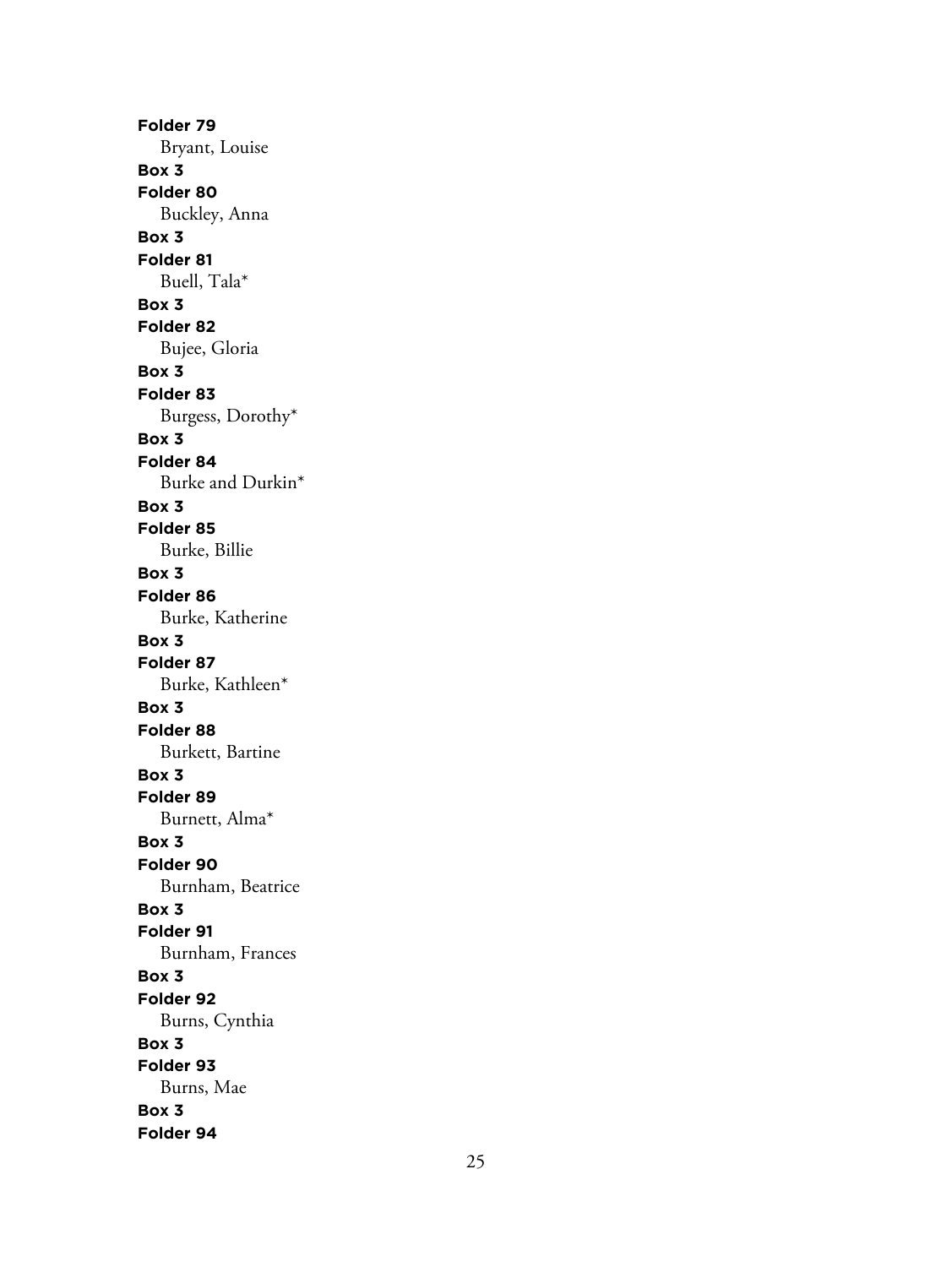**Folder 79**

Bryant, Louise

**Box 3**

**Folder 80**

Buckley, Anna

**Box 3**

**Folder 81**

Buell, Tala*

**Box 3**

**Folder 82**

Bujee, Gloria

**Box 3**

**Folder 83**

Burgess, Dorothy*

**Box 3**

**Folder 84**

Burke and Durkin*

**Box 3**

**Folder 85**

Burke, Billie

**Box 3**

**Folder 86**

Burke, Katherine

**Box 3**

**Folder 87**

Burke, Kathleen*

**Box 3**

**Folder 88**

Burkett, Bartine

**Box 3**

**Folder 89**

Burnett, Alma*

**Box 3**

**Folder 90**

Burnham, Beatrice

**Box 3**

**Folder 91**

Burnham, Frances

**Box 3**

**Folder 92**

Burns, Cynthia

**Box 3**

**Folder 93**

Burns, Mae

**Box 3**

**Folder 94**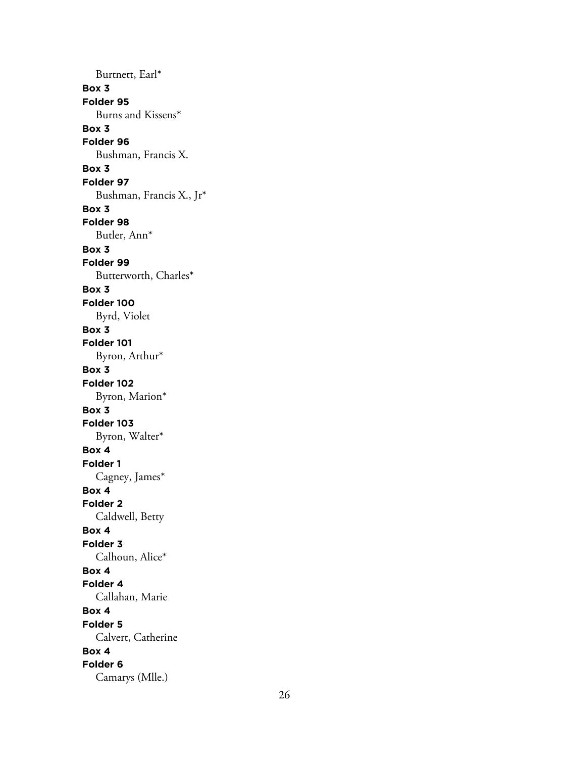Burtnett, Earl*

**Box 3**

**Folder 95**

Burns and Kissens*

**Box 3**

**Folder 96**

Bushman, Francis X.

**Box 3**

**Folder 97**

Bushman, Francis X., Jr*

**Box 3**

**Folder 98**

Butler, Ann*

**Box 3**

**Folder 99**

Butterworth, Charles*

**Box 3**

**Folder 100**

Byrd, Violet

**Box 3**

**Folder 101**

Byron, Arthur*

**Box 3**

**Folder 102**

Byron, Marion*

**Box 3**

**Folder 103**

Byron, Walter*

**Box 4**

**Folder 1**

Cagney, James*

**Box 4**

**Folder 2**

Caldwell, Betty

**Box 4**

**Folder 3**

Calhoun, Alice*

**Box 4**

**Folder 4**

Callahan, Marie

**Box 4**

**Folder 5**

Calvert, Catherine

**Box 4**

**Folder 6**

Camarys (Mlle.)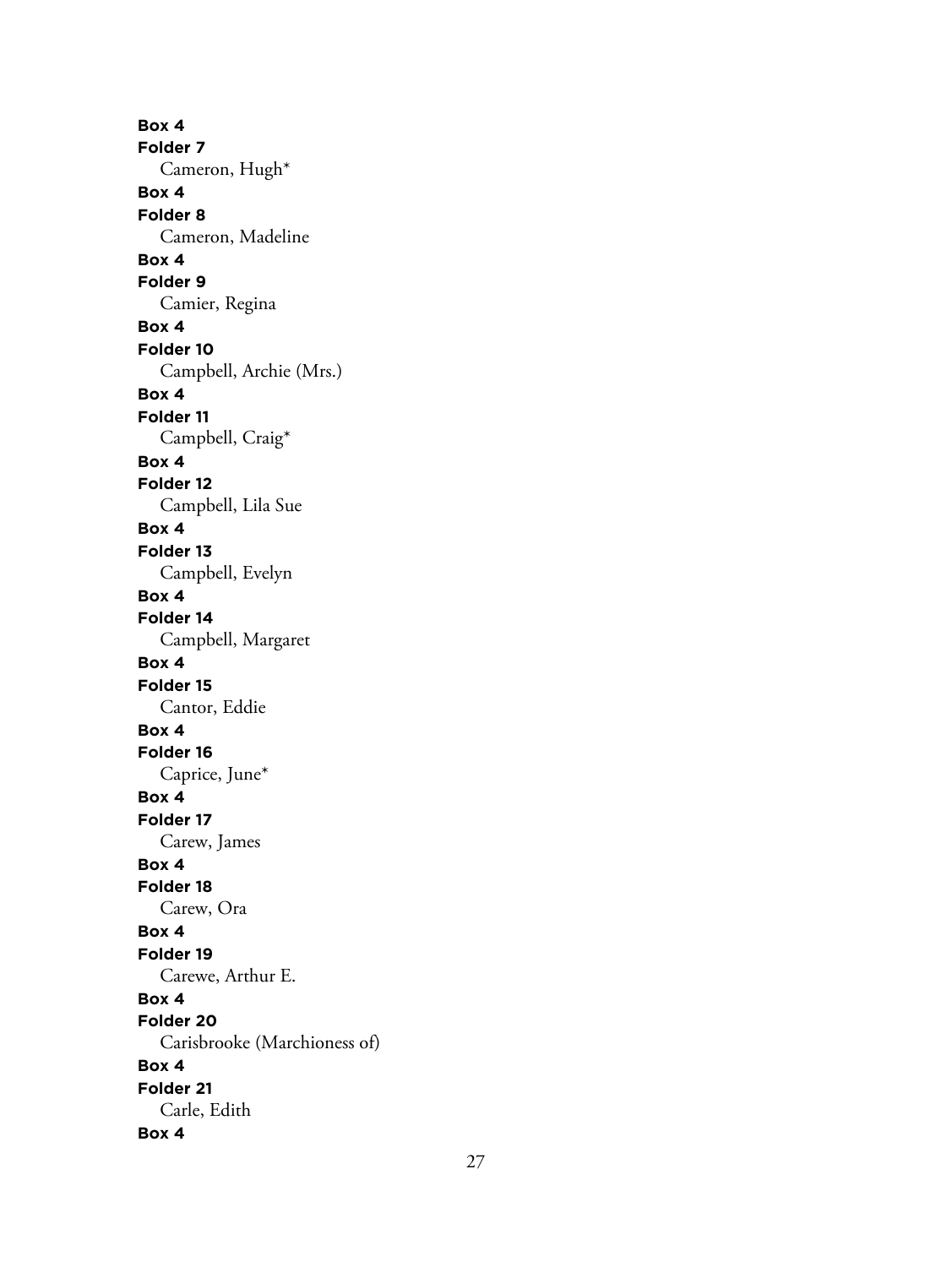**Box 4**
**Folder 7**
Cameron, Hugh*
**Box 4**
**Folder 8**
Cameron, Madeline
**Box 4**
**Folder 9**
Camier, Regina
**Box 4**
**Folder 10**
Campbell, Archie (Mrs.)
**Box 4**
**Folder 11**
Campbell, Craig*
**Box 4**
**Folder 12**
Campbell, Lila Sue
**Box 4**
**Folder 13**
Campbell, Evelyn
**Box 4**
**Folder 14**
Campbell, Margaret
**Box 4**
**Folder 15**
Cantor, Eddie
**Box 4**
**Folder 16**
Caprice, June*
**Box 4**
**Folder 17**
Carew, James
**Box 4**
**Folder 18**
Carew, Ora
**Box 4**
**Folder 19**
Carewe, Arthur E.
**Box 4**
**Folder 20**
Carisbrooke (Marchioness of)
**Box 4**
**Folder 21**
Carle, Edith
**Box 4**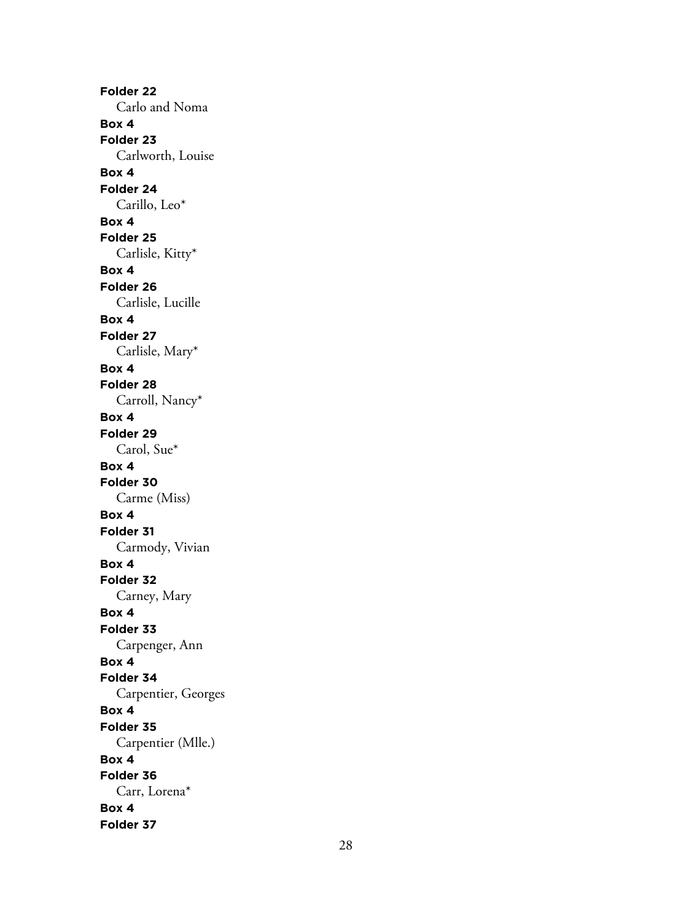**Folder 22**

Carlo and Noma

**Box 4**

**Folder 23**

Carlworth, Louise

**Box 4**

**Folder 24**

Carillo, Leo*

**Box 4**

**Folder 25**

Carlisle, Kitty*

**Box 4**

**Folder 26**

Carlisle, Lucille

**Box 4**

**Folder 27**

Carlisle, Mary*

**Box 4**

**Folder 28**

Carroll, Nancy*

**Box 4**

**Folder 29**

Carol, Sue*

**Box 4**

**Folder 30**

Carme (Miss)

**Box 4**

**Folder 31**

Carmody, Vivian

**Box 4**

**Folder 32**

Carney, Mary

**Box 4**

**Folder 33**

Carpenger, Ann

**Box 4**

**Folder 34**

Carpentier, Georges

**Box 4**

**Folder 35**

Carpentier (Mlle.)

**Box 4**

**Folder 36**

Carr, Lorena*

**Box 4**

**Folder 37**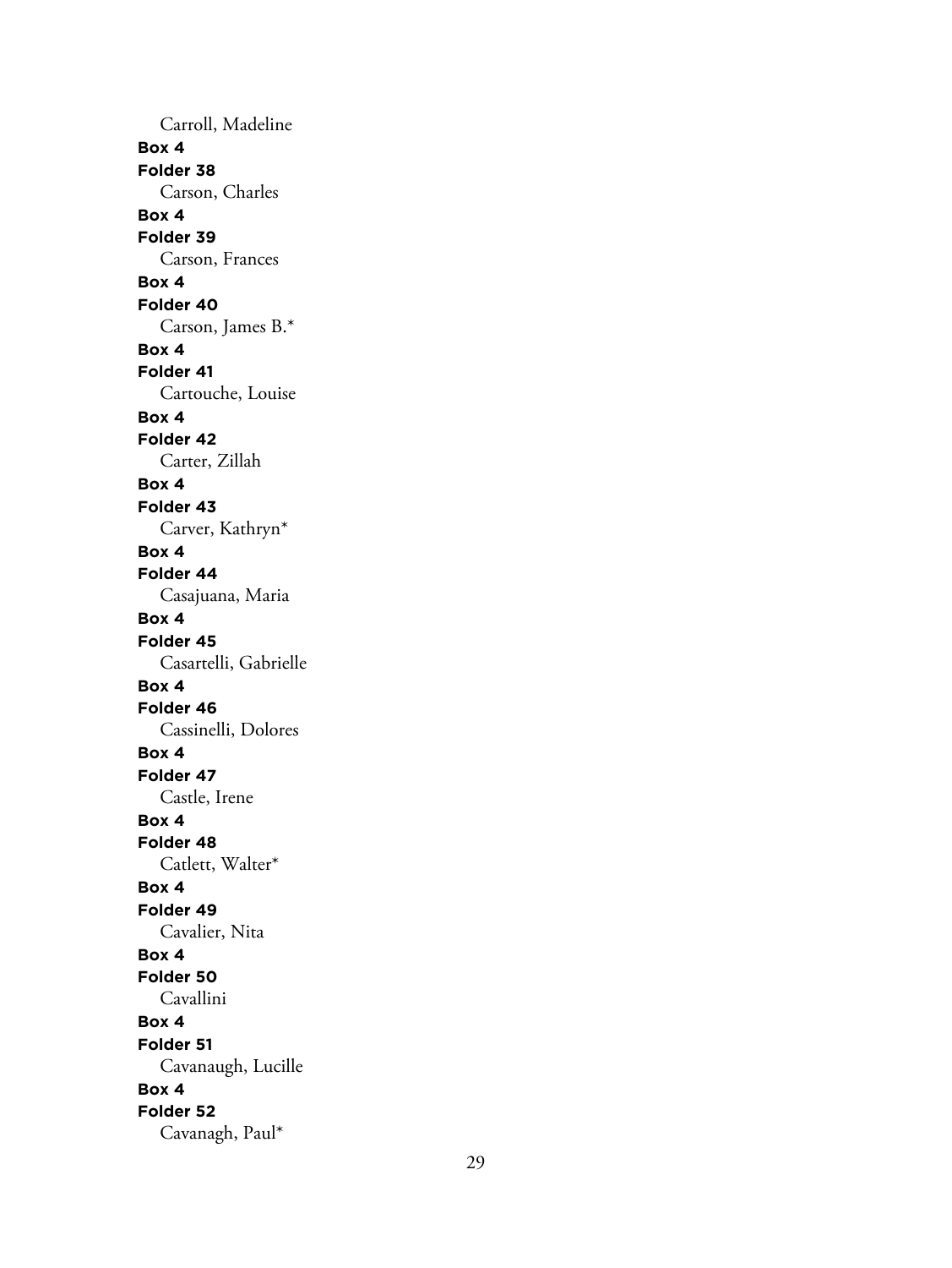Carroll, Madeline

**Box 4**
**Folder 38**
Carson, Charles

**Box 4**
**Folder 39**
Carson, Frances

**Box 4**
**Folder 40**
Carson, James B.*

**Box 4**
**Folder 41**
Cartouche, Louise

**Box 4**
**Folder 42**
Carter, Zillah

**Box 4**
**Folder 43**
Carver, Kathryn*

**Box 4**
**Folder 44**
Casajuana, Maria

**Box 4**
**Folder 45**
Casartelli, Gabrielle

**Box 4**
**Folder 46**
Cassinelli, Dolores

**Box 4**
**Folder 47**
Castle, Irene

**Box 4**
**Folder 48**
Catlett, Walter*

**Box 4**
**Folder 49**
Cavalier, Nita

**Box 4**
**Folder 50**
Cavallini

**Box 4**
**Folder 51**
Cavanaugh, Lucille

**Box 4**
**Folder 52**
Cavanagh, Paul*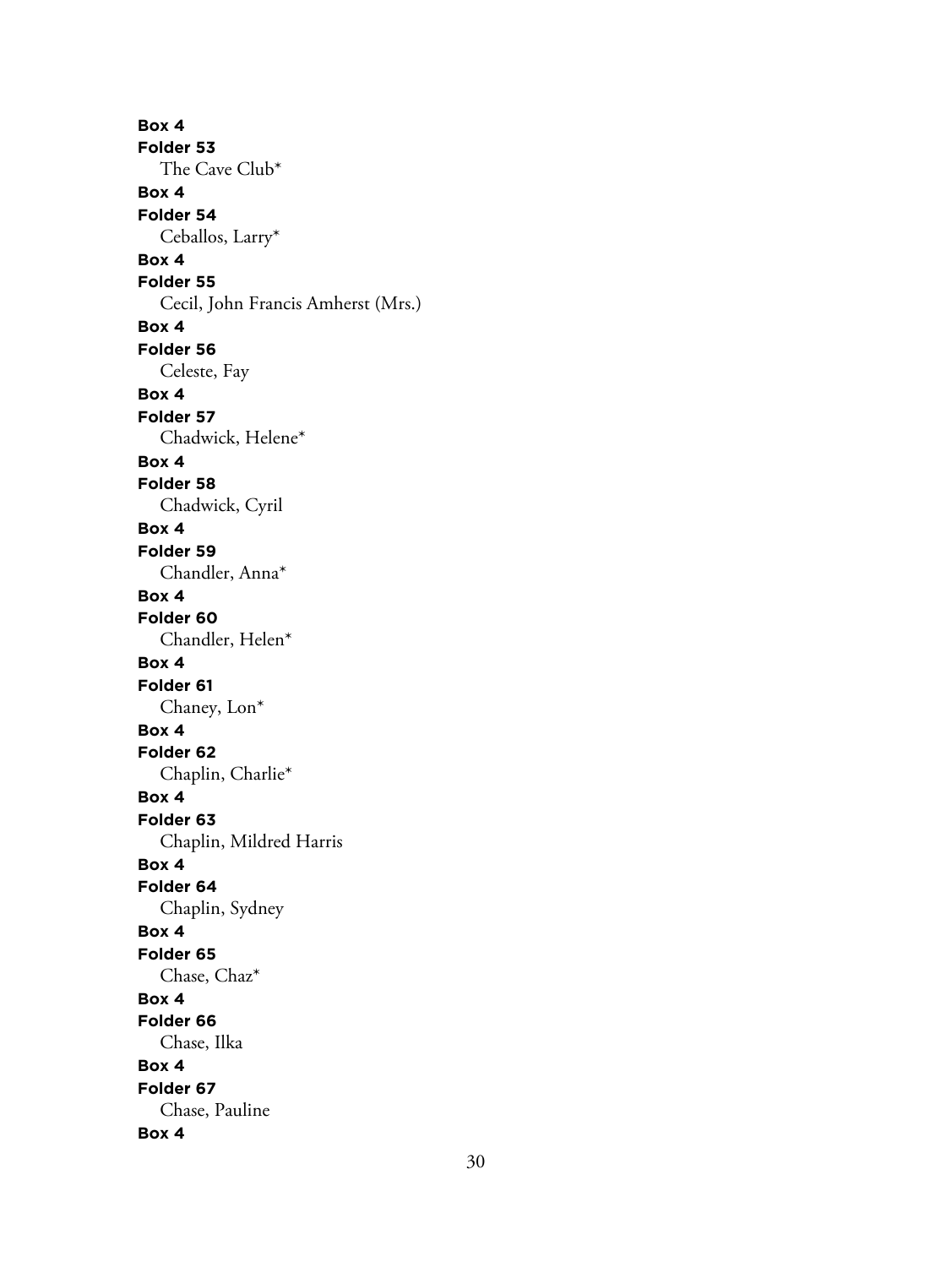**Box 4**
**Folder 53**
The Cave Club*
**Box 4**
**Folder 54**
Ceballos, Larry*
**Box 4**
**Folder 55**
Cecil, John Francis Amherst (Mrs.)
**Box 4**
**Folder 56**
Celeste, Fay
**Box 4**
**Folder 57**
Chadwick, Helene*
**Box 4**
**Folder 58**
Chadwick, Cyril
**Box 4**
**Folder 59**
Chandler, Anna*
**Box 4**
**Folder 60**
Chandler, Helen*
**Box 4**
**Folder 61**
Chaney, Lon*
**Box 4**
**Folder 62**
Chaplin, Charlie*
**Box 4**
**Folder 63**
Chaplin, Mildred Harris
**Box 4**
**Folder 64**
Chaplin, Sydney
**Box 4**
**Folder 65**
Chase, Chaz*
**Box 4**
**Folder 66**
Chase, Ilka
**Box 4**
**Folder 67**
Chase, Pauline
**Box 4**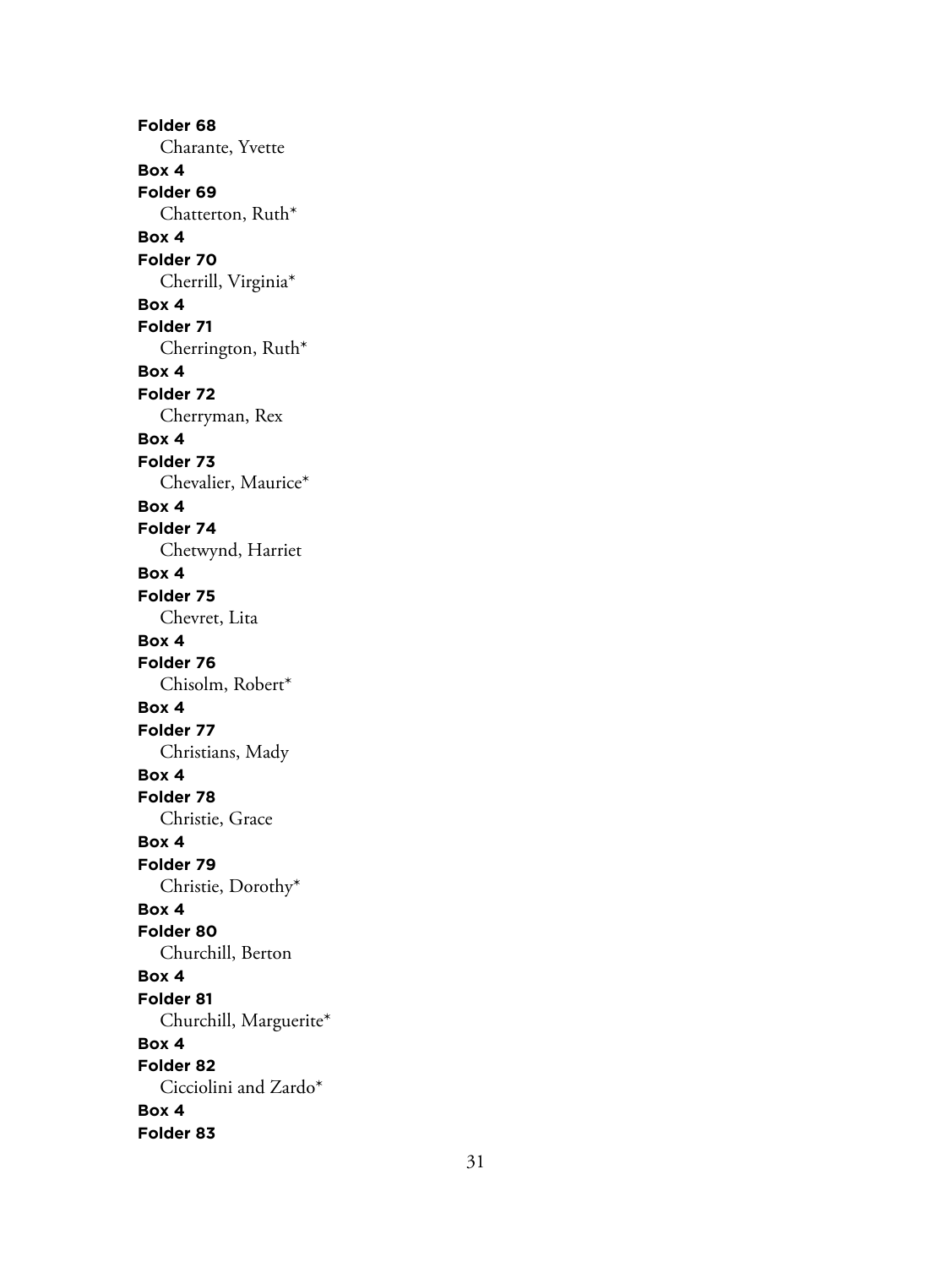**Folder 68**

Charante, Yvette

**Box 4**

**Folder 69**

Chatterton, Ruth*

**Box 4**

**Folder 70**

Cherrill, Virginia*

**Box 4**

**Folder 71**

Cherrington, Ruth*

**Box 4**

**Folder 72**

Cherryman, Rex

**Box 4**

**Folder 73**

Chevalier, Maurice*

**Box 4**

**Folder 74**

Chetwynd, Harriet

**Box 4**

**Folder 75**

Chevret, Lita

**Box 4**

**Folder 76**

Chisolm, Robert*

**Box 4**

**Folder 77**

Christians, Mady

**Box 4**

**Folder 78**

Christie, Grace

**Box 4**

**Folder 79**

Christie, Dorothy*

**Box 4**

**Folder 80**

Churchill, Berton

**Box 4**

**Folder 81**

Churchill, Marguerite*

**Box 4**

**Folder 82**

Cicciolini and Zardo*

**Box 4**

**Folder 83**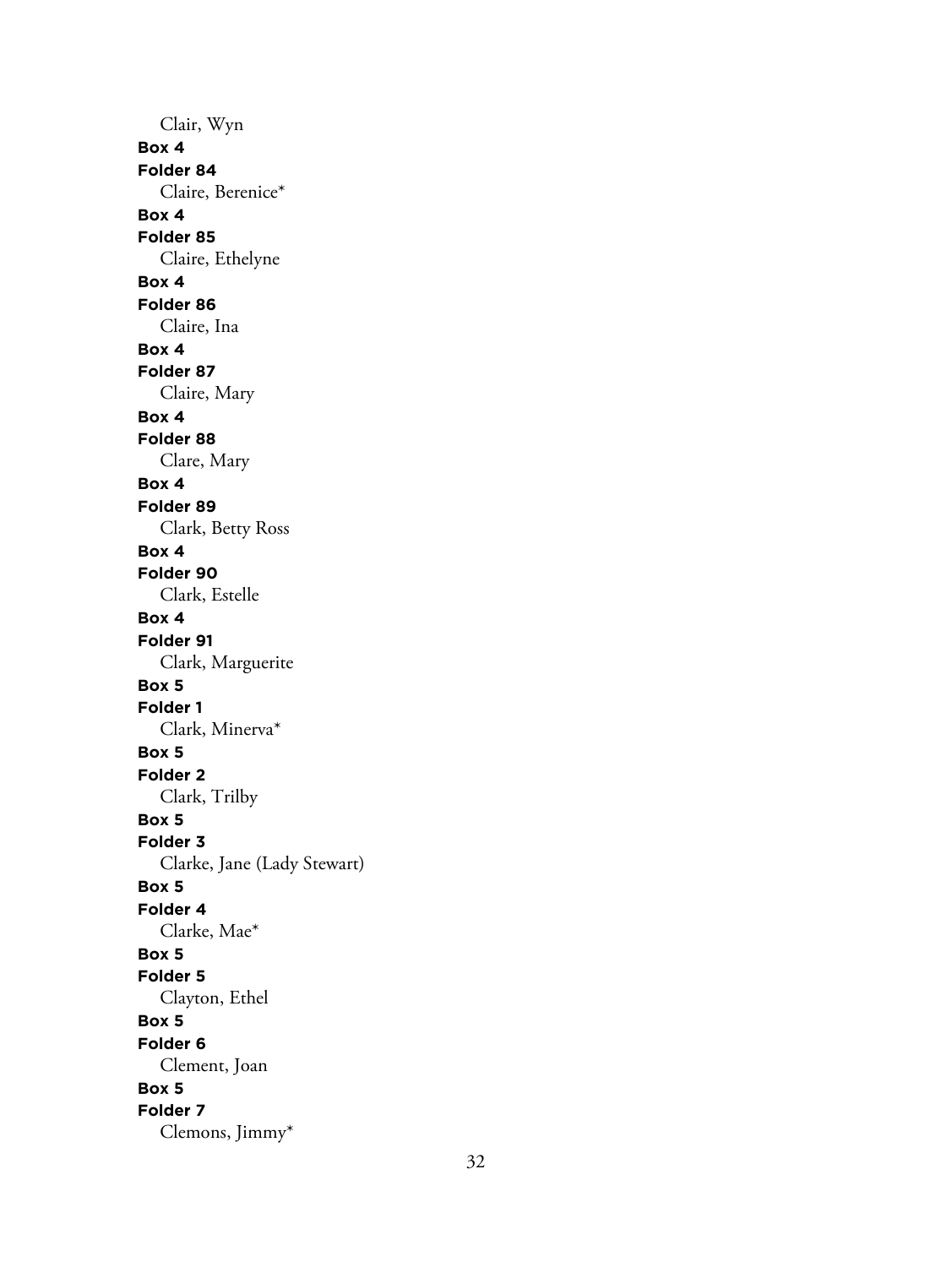Clair, Wyn

**Box 4**

**Folder 84**

Claire, Berenice*

**Box 4**

**Folder 85**

Claire, Ethelyne

**Box 4**

**Folder 86**

Claire, Ina

**Box 4**

**Folder 87**

Claire, Mary

**Box 4**

**Folder 88**

Clare, Mary

**Box 4**

**Folder 89**

Clark, Betty Ross

**Box 4**

**Folder 90**

Clark, Estelle

**Box 4**

**Folder 91**

Clark, Marguerite

**Box 5**

**Folder 1**

Clark, Minerva*

**Box 5**

**Folder 2**

Clark, Trilby

**Box 5**

**Folder 3**

Clarke, Jane (Lady Stewart)

**Box 5**

**Folder 4**

Clarke, Mae*

**Box 5**

**Folder 5**

Clayton, Ethel

**Box 5**

**Folder 6**

Clement, Joan

**Box 5**

**Folder 7**

Clemons, Jimmy*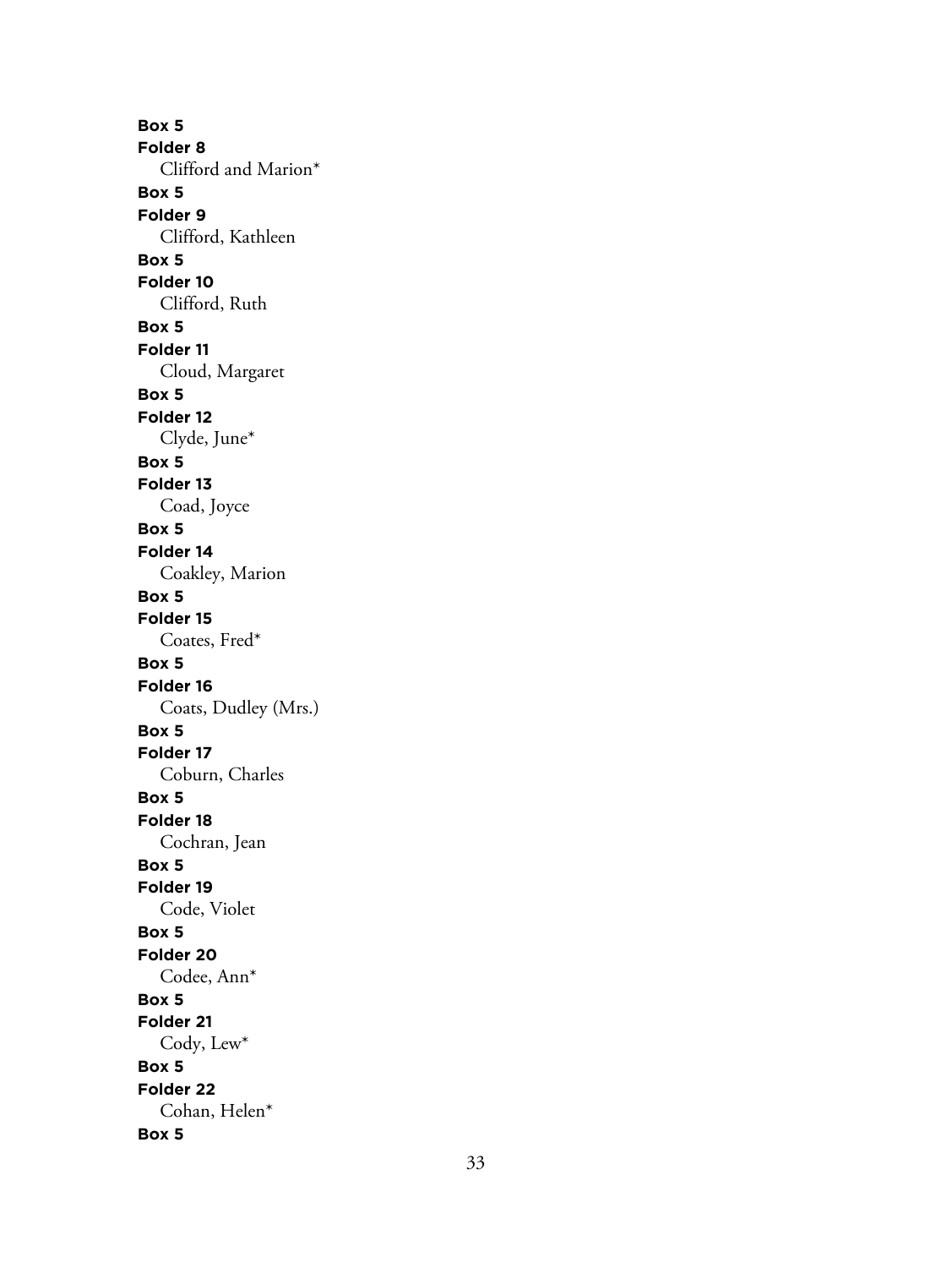**Box 5**
**Folder 8**
Clifford and Marion*
**Box 5**
**Folder 9**
Clifford, Kathleen
**Box 5**
**Folder 10**
Clifford, Ruth
**Box 5**
**Folder 11**
Cloud, Margaret
**Box 5**
**Folder 12**
Clyde, June*
**Box 5**
**Folder 13**
Coad, Joyce
**Box 5**
**Folder 14**
Coakley, Marion
**Box 5**
**Folder 15**
Coates, Fred*
**Box 5**
**Folder 16**
Coats, Dudley (Mrs.)
**Box 5**
**Folder 17**
Coburn, Charles
**Box 5**
**Folder 18**
Cochran, Jean
**Box 5**
**Folder 19**
Code, Violet
**Box 5**
**Folder 20**
Codee, Ann*
**Box 5**
**Folder 21**
Cody, Lew*
**Box 5**
**Folder 22**
Cohan, Helen*
**Box 5**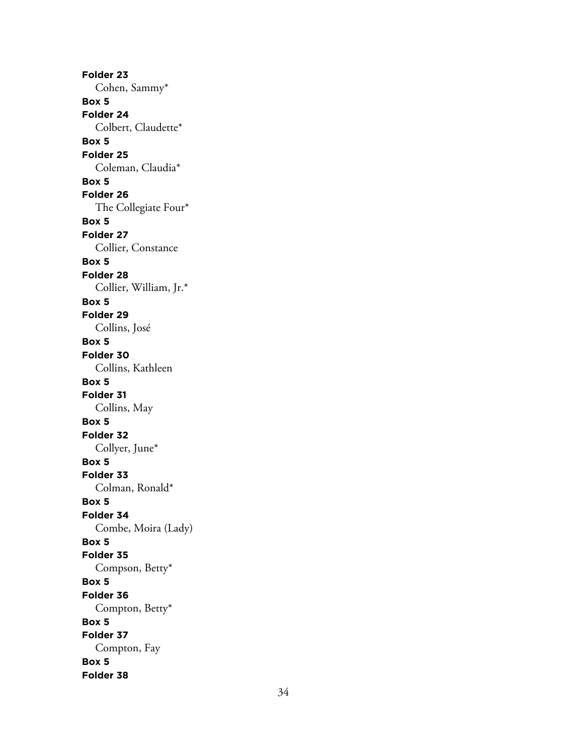**Folder 23**

Cohen, Sammy*

**Box 5**

**Folder 24**

Colbert, Claudette*

**Box 5**

**Folder 25**

Coleman, Claudia*

**Box 5**

**Folder 26**

The Collegiate Four*

**Box 5**

**Folder 27**

Collier, Constance

**Box 5**

**Folder 28**

Collier, William, Jr.*

**Box 5**

**Folder 29**

Collins, José

**Box 5**

**Folder 30**

Collins, Kathleen

**Box 5**

**Folder 31**

Collins, May

**Box 5**

**Folder 32**

Collyer, June*

**Box 5**

**Folder 33**

Colman, Ronald*

**Box 5**

**Folder 34**

Combe, Moira (Lady)

**Box 5**

**Folder 35**

Compson, Betty*

**Box 5**

**Folder 36**

Compton, Betty*

**Box 5**

**Folder 37**

Compton, Fay

**Box 5**

**Folder 38**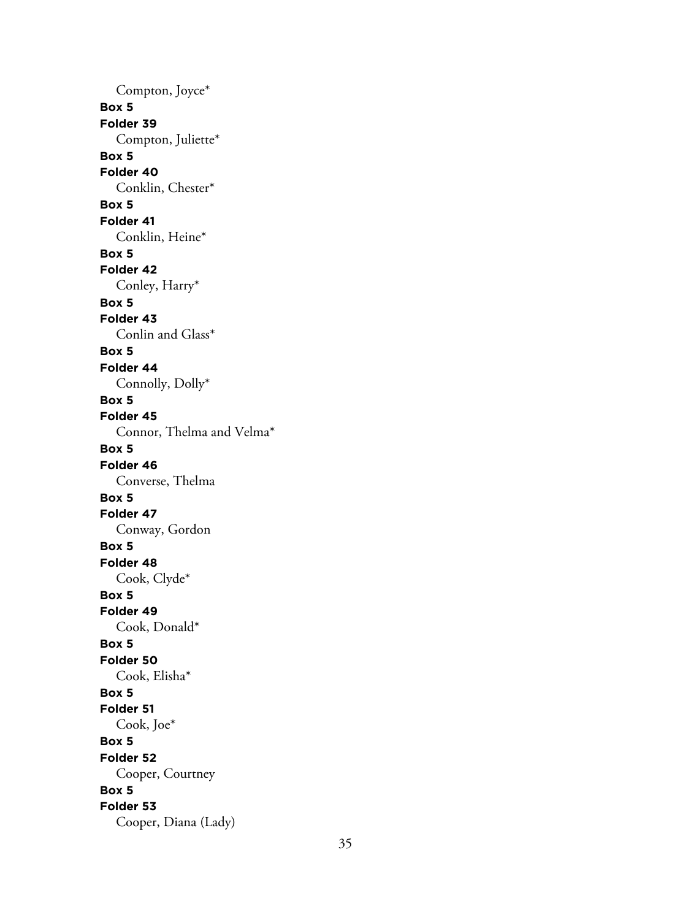Compton, Joyce*

**Box 5**

**Folder 39**

Compton, Juliette*

**Box 5**

**Folder 40**

Conklin, Chester*

**Box 5**

**Folder 41**

Conklin, Heine*

**Box 5**

**Folder 42**

Conley, Harry*

**Box 5**

**Folder 43**

Conlin and Glass*

**Box 5**

**Folder 44**

Connolly, Dolly*

**Box 5**

**Folder 45**

Connor, Thelma and Velma*

**Box 5**

**Folder 46**

Converse, Thelma

**Box 5**

**Folder 47**

Conway, Gordon

**Box 5**

**Folder 48**

Cook, Clyde*

**Box 5**

**Folder 49**

Cook, Donald*

**Box 5**

**Folder 50**

Cook, Elisha*

**Box 5**

**Folder 51**

Cook, Joe*

**Box 5**

**Folder 52**

Cooper, Courtney

**Box 5**

**Folder 53**

Cooper, Diana (Lady)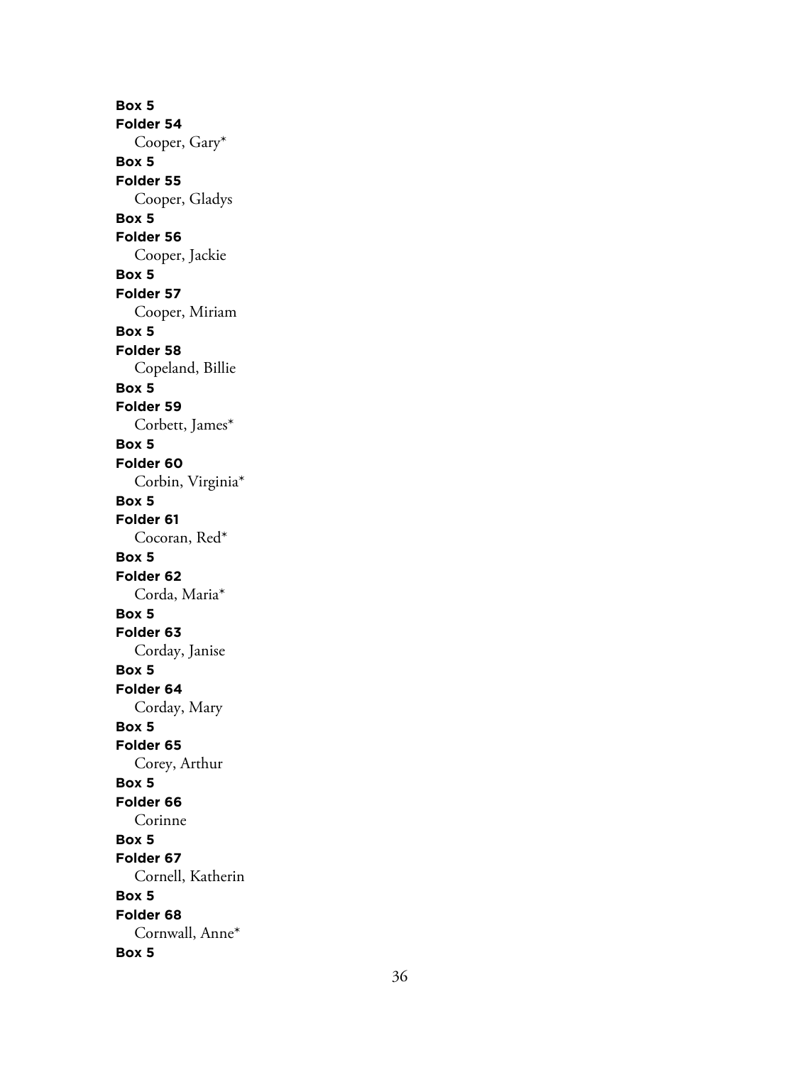**Box 5**
**Folder 54**
Cooper, Gary*
**Box 5**
**Folder 55**
Cooper, Gladys
**Box 5**
**Folder 56**
Cooper, Jackie
**Box 5**
**Folder 57**
Cooper, Miriam
**Box 5**
**Folder 58**
Copeland, Billie
**Box 5**
**Folder 59**
Corbett, James*
**Box 5**
**Folder 60**
Corbin, Virginia*
**Box 5**
**Folder 61**
Cocoran, Red*
**Box 5**
**Folder 62**
Corda, Maria*
**Box 5**
**Folder 63**
Corday, Janise
**Box 5**
**Folder 64**
Corday, Mary
**Box 5**
**Folder 65**
Corey, Arthur
**Box 5**
**Folder 66**
Corinne
**Box 5**
**Folder 67**
Cornell, Katherin
**Box 5**
**Folder 68**
Cornwall, Anne*
**Box 5**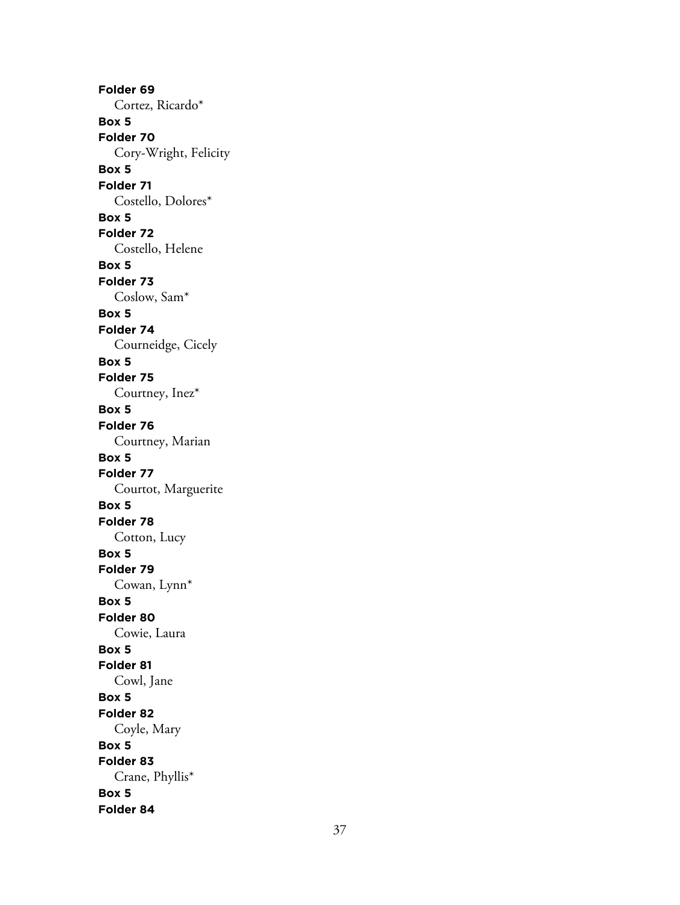**Folder 69**

Cortez, Ricardo*

**Box 5**

**Folder 70**

Cory-Wright, Felicity

**Box 5**

**Folder 71**

Costello, Dolores*

**Box 5**

**Folder 72**

Costello, Helene

**Box 5**

**Folder 73**

Coslow, Sam*

**Box 5**

**Folder 74**

Courneidge, Cicely

**Box 5**

**Folder 75**

Courtney, Inez*

**Box 5**

**Folder 76**

Courtney, Marian

**Box 5**

**Folder 77**

Courtot, Marguerite

**Box 5**

**Folder 78**

Cotton, Lucy

**Box 5**

**Folder 79**

Cowan, Lynn*

**Box 5**

**Folder 80**

Cowie, Laura

**Box 5**

**Folder 81**

Cowl, Jane

**Box 5**

**Folder 82**

Coyle, Mary

**Box 5**

**Folder 83**

Crane, Phyllis*

**Box 5**

**Folder 84**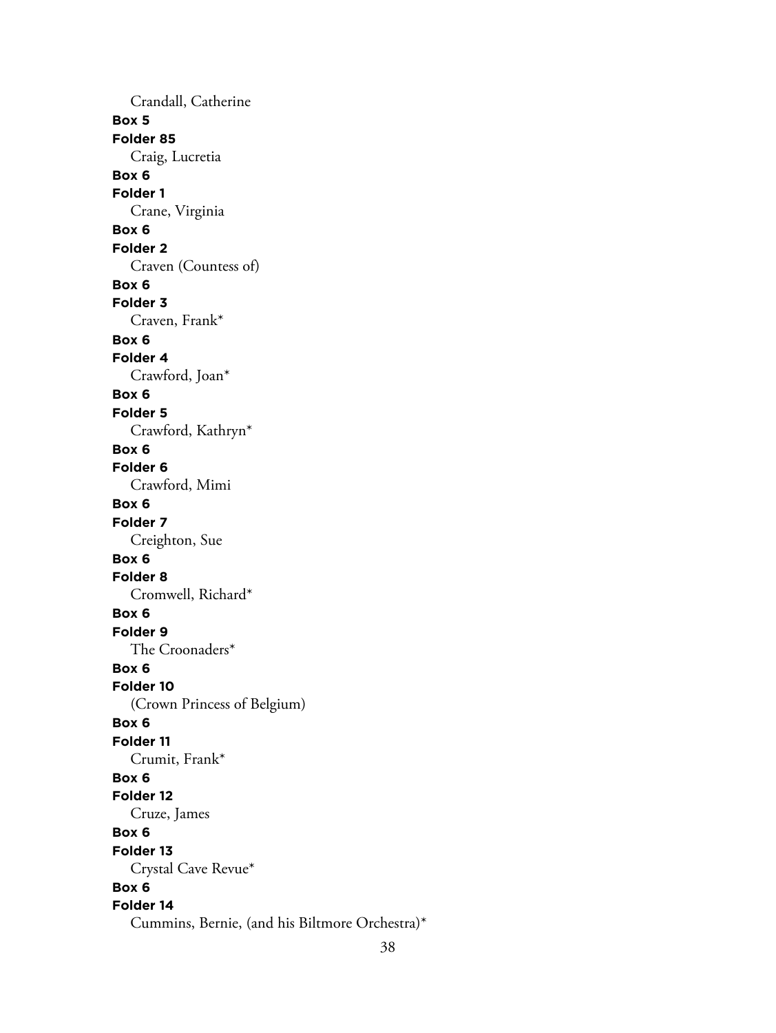Crandall, Catherine

**Box 5**

**Folder 85**

Craig, Lucretia

**Box 6**

**Folder 1**

Crane, Virginia

**Box 6**

**Folder 2**

Craven (Countess of)

**Box 6**

**Folder 3**

Craven, Frank*

**Box 6**

**Folder 4**

Crawford, Joan*

**Box 6**

**Folder 5**

Crawford, Kathryn*

**Box 6**

**Folder 6**

Crawford, Mimi

**Box 6**

**Folder 7**

Creighton, Sue

**Box 6**

**Folder 8**

Cromwell, Richard*

**Box 6**

**Folder 9**

The Croonaders*

**Box 6**

**Folder 10**

(Crown Princess of Belgium)

**Box 6**

**Folder 11**

Crumit, Frank*

**Box 6**

**Folder 12**

Cruze, James

**Box 6**

**Folder 13**

Crystal Cave Revue*

**Box 6**

**Folder 14**

Cummins, Bernie, (and his Biltmore Orchestra)*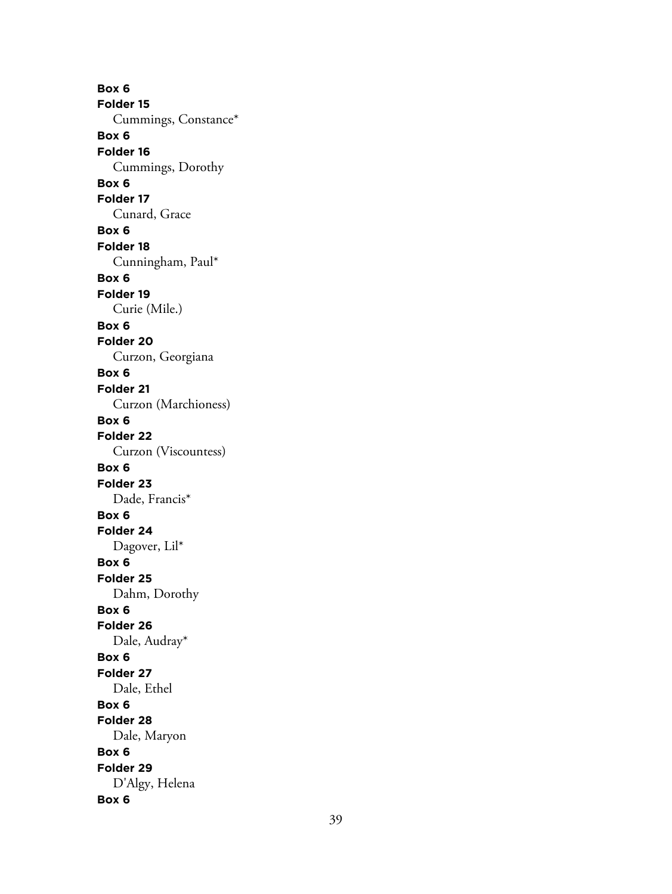**Box 6**
**Folder 15**
Cummings, Constance*
**Box 6**
**Folder 16**
Cummings, Dorothy
**Box 6**
**Folder 17**
Cunard, Grace
**Box 6**
**Folder 18**
Cunningham, Paul*
**Box 6**
**Folder 19**
Curie (Mile.)
**Box 6**
**Folder 20**
Curzon, Georgiana
**Box 6**
**Folder 21**
Curzon (Marchioness)
**Box 6**
**Folder 22**
Curzon (Viscountess)
**Box 6**
**Folder 23**
Dade, Francis*
**Box 6**
**Folder 24**
Dagover, Lil*
**Box 6**
**Folder 25**
Dahm, Dorothy
**Box 6**
**Folder 26**
Dale, Audray*
**Box 6**
**Folder 27**
Dale, Ethel
**Box 6**
**Folder 28**
Dale, Maryon
**Box 6**
**Folder 29**
D'Algy, Helena
**Box 6**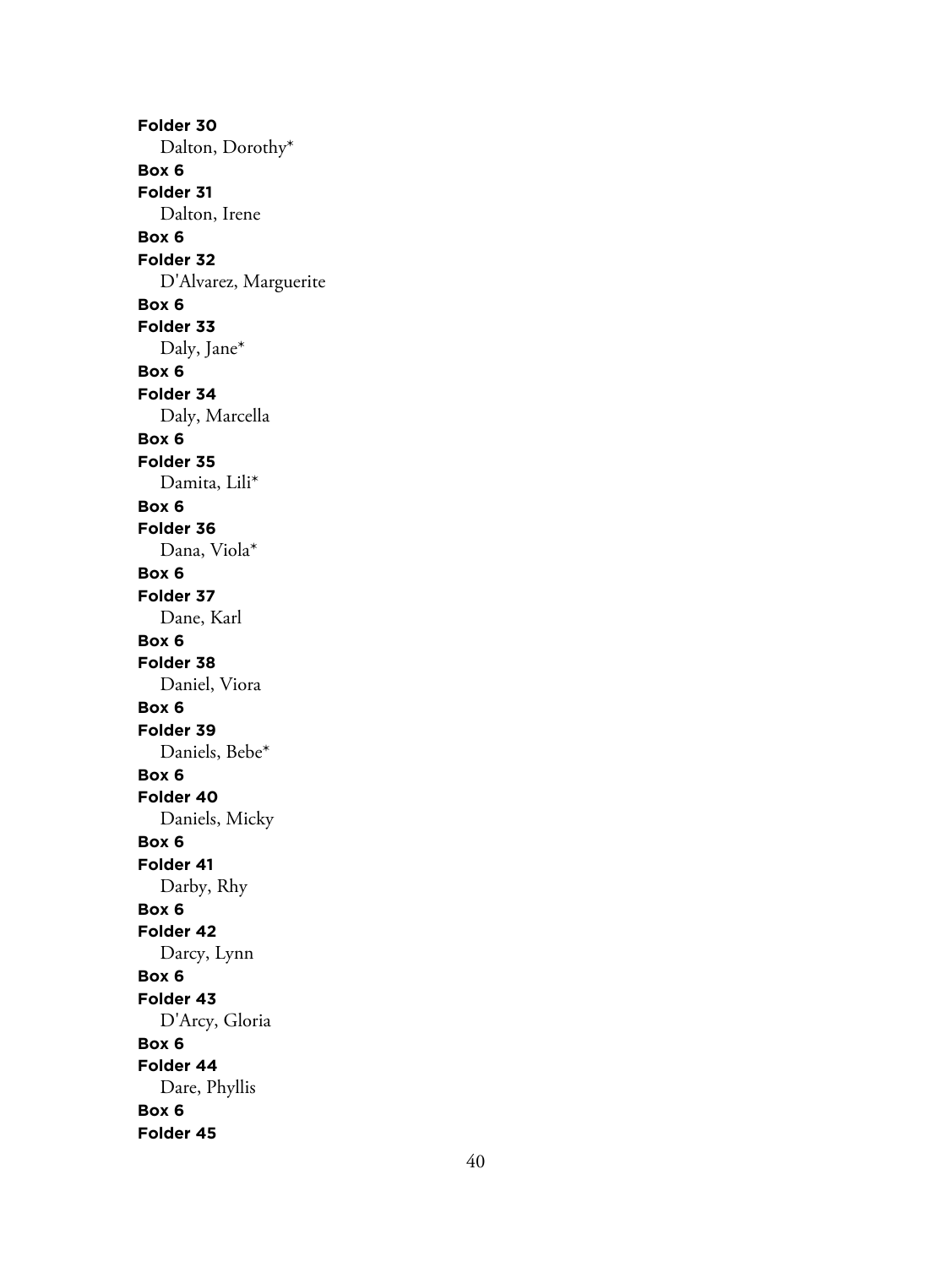**Folder 30**
Dalton, Dorothy*
**Box 6**
**Folder 31**
Dalton, Irene
**Box 6**
**Folder 32**
D'Alvarez, Marguerite
**Box 6**
**Folder 33**
Daly, Jane*
**Box 6**
**Folder 34**
Daly, Marcella
**Box 6**
**Folder 35**
Damita, Lili*
**Box 6**
**Folder 36**
Dana, Viola*
**Box 6**
**Folder 37**
Dane, Karl
**Box 6**
**Folder 38**
Daniel, Viora
**Box 6**
**Folder 39**
Daniels, Bebe*
**Box 6**
**Folder 40**
Daniels, Micky
**Box 6**
**Folder 41**
Darby, Rhy
**Box 6**
**Folder 42**
Darcy, Lynn
**Box 6**
**Folder 43**
D'Arcy, Gloria
**Box 6**
**Folder 44**
Dare, Phyllis
**Box 6**
**Folder 45**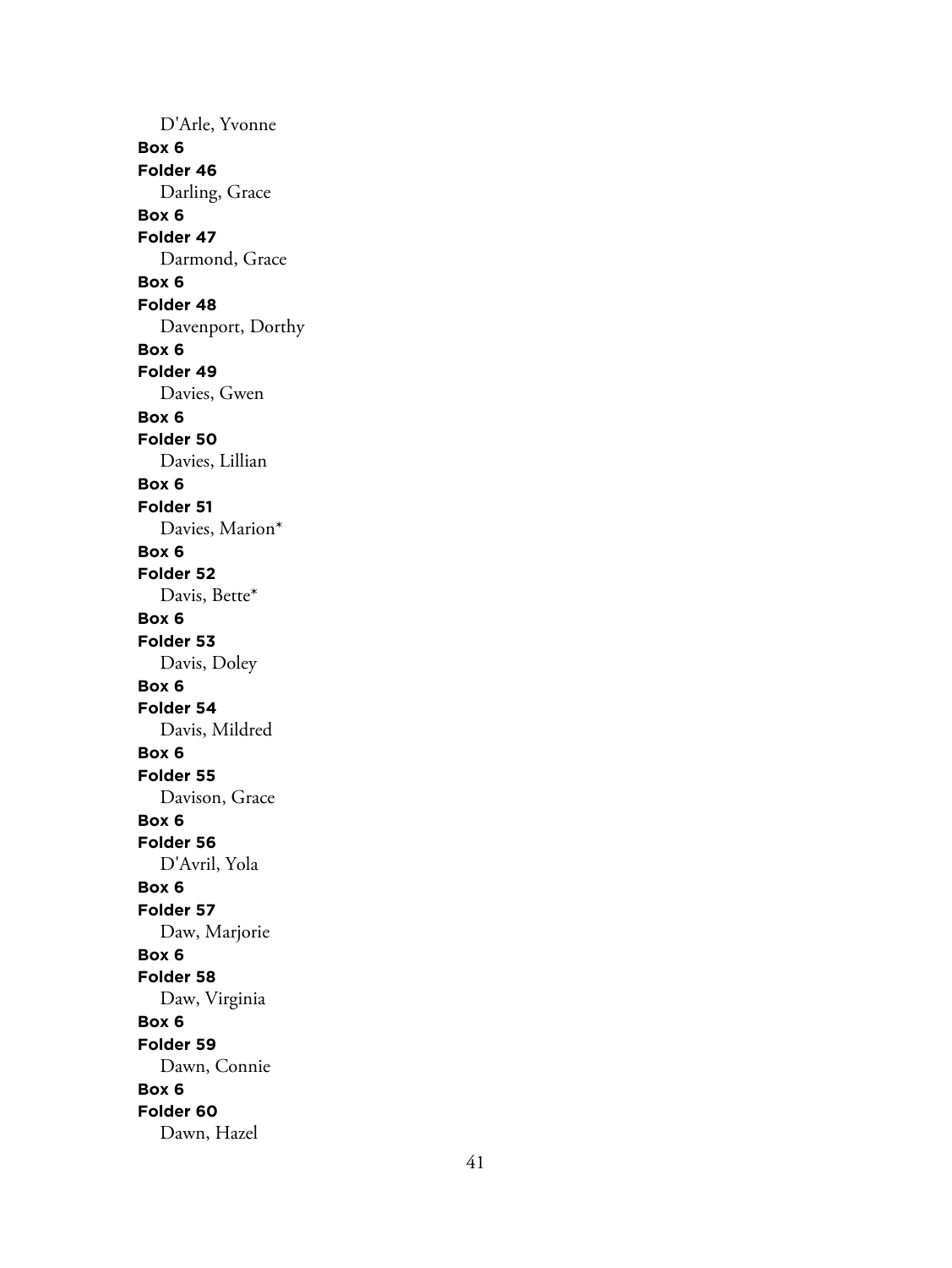D'Arle, Yvonne

**Box 6**
**Folder 46**
Darling, Grace

**Box 6**
**Folder 47**
Darmond, Grace

**Box 6**
**Folder 48**
Davenport, Dorthy

**Box 6**
**Folder 49**
Davies, Gwen

**Box 6**
**Folder 50**
Davies, Lillian

**Box 6**
**Folder 51**
Davies, Marion*

**Box 6**
**Folder 52**
Davis, Bette*

**Box 6**
**Folder 53**
Davis, Doley

**Box 6**
**Folder 54**
Davis, Mildred

**Box 6**
**Folder 55**
Davison, Grace

**Box 6**
**Folder 56**
D'Avril, Yola

**Box 6**
**Folder 57**
Daw, Marjorie

**Box 6**
**Folder 58**
Daw, Virginia

**Box 6**
**Folder 59**
Dawn, Connie

**Box 6**
**Folder 60**
Dawn, Hazel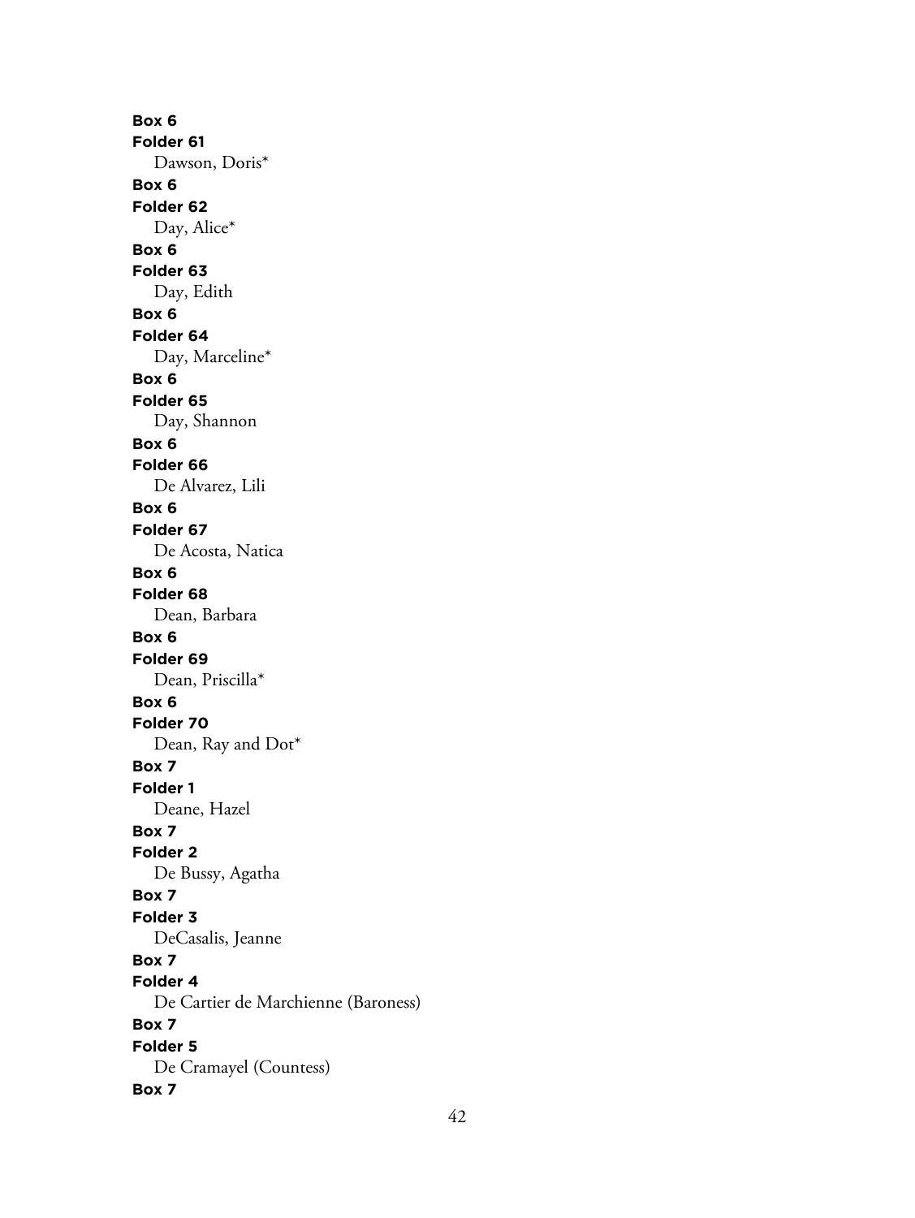**Box 6**
**Folder 61**
Dawson, Doris*
**Box 6**
**Folder 62**
Day, Alice*
**Box 6**
**Folder 63**
Day, Edith
**Box 6**
**Folder 64**
Day, Marceline*
**Box 6**
**Folder 65**
Day, Shannon
**Box 6**
**Folder 66**
De Alvarez, Lili
**Box 6**
**Folder 67**
De Acosta, Natica
**Box 6**
**Folder 68**
Dean, Barbara
**Box 6**
**Folder 69**
Dean, Priscilla*
**Box 6**
**Folder 70**
Dean, Ray and Dot*
**Box 7**
**Folder 1**
Deane, Hazel
**Box 7**
**Folder 2**
De Bussy, Agatha
**Box 7**
**Folder 3**
DeCasalis, Jeanne
**Box 7**
**Folder 4**
De Cartier de Marchienne (Baroness)
**Box 7**
**Folder 5**
De Cramayel (Countess)
**Box 7**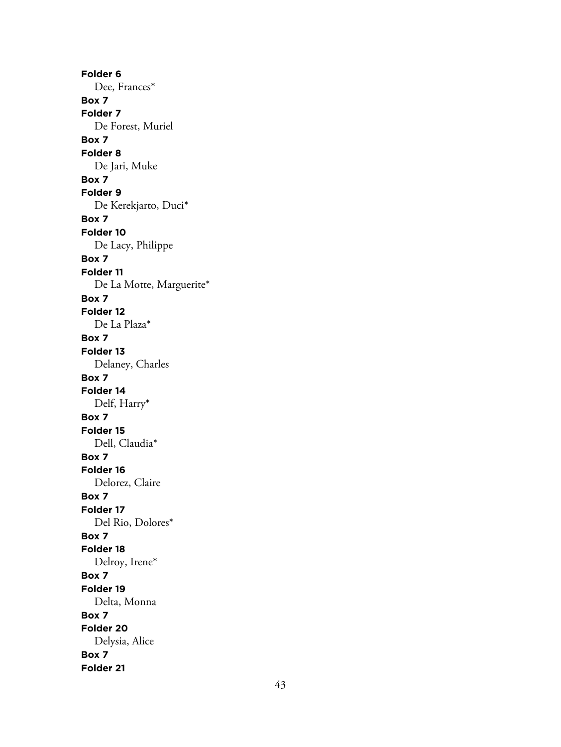**Folder 6**

Dee, Frances*

**Box 7**

**Folder 7**

De Forest, Muriel

**Box 7**

**Folder 8**

De Jari, Muke

**Box 7**

**Folder 9**

De Kerekjarto, Duci*

**Box 7**

**Folder 10**

De Lacy, Philippe

**Box 7**

**Folder 11**

De La Motte, Marguerite*

**Box 7**

**Folder 12**

De La Plaza*

**Box 7**

**Folder 13**

Delaney, Charles

**Box 7**

**Folder 14**

Delf, Harry*

**Box 7**

**Folder 15**

Dell, Claudia*

**Box 7**

**Folder 16**

Delorez, Claire

**Box 7**

**Folder 17**

Del Rio, Dolores*

**Box 7**

**Folder 18**

Delroy, Irene*

**Box 7**

**Folder 19**

Delta, Monna

**Box 7**

**Folder 20**

Delysia, Alice

**Box 7**

**Folder 21**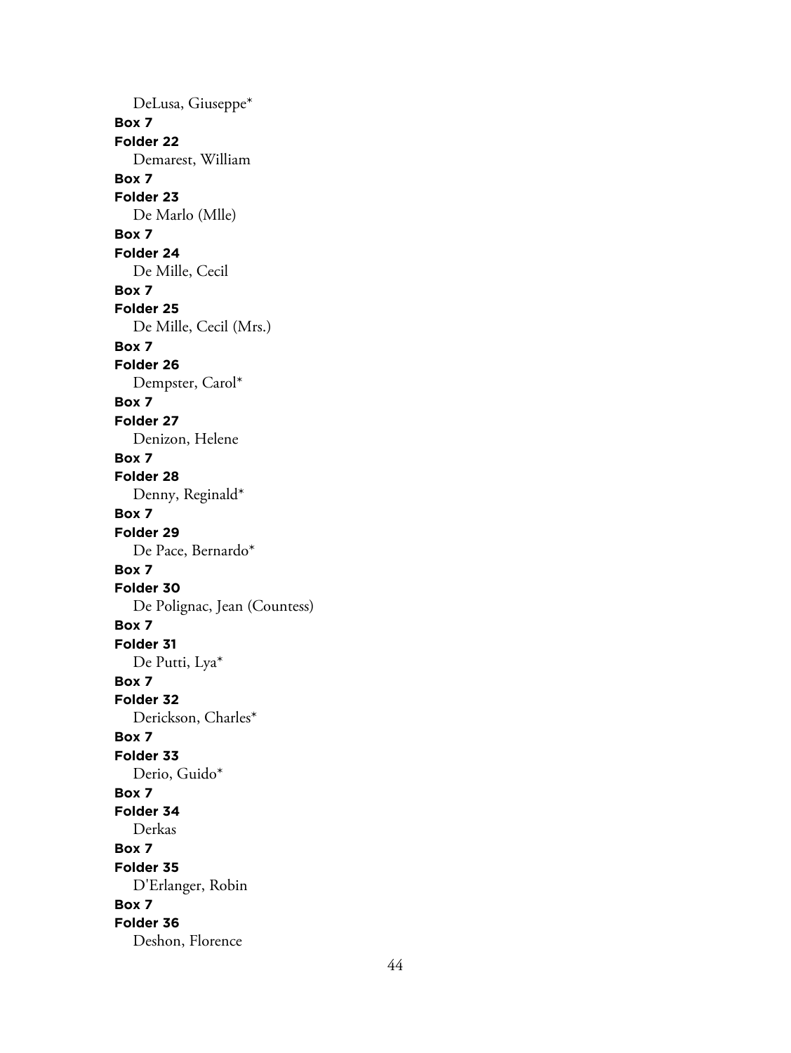DeLusa, Giuseppe*

**Box 7**

**Folder 22**

Demarest, William

**Box 7**

**Folder 23**

De Marlo (Mlle)

**Box 7**

**Folder 24**

De Mille, Cecil

**Box 7**

**Folder 25**

De Mille, Cecil (Mrs.)

**Box 7**

**Folder 26**

Dempster, Carol*

**Box 7**

**Folder 27**

Denizon, Helene

**Box 7**

**Folder 28**

Denny, Reginald*

**Box 7**

**Folder 29**

De Pace, Bernardo*

**Box 7**

**Folder 30**

De Polignac, Jean (Countess)

**Box 7**

**Folder 31**

De Putti, Lya*

**Box 7**

**Folder 32**

Derickson, Charles*

**Box 7**

**Folder 33**

Derio, Guido*

**Box 7**

**Folder 34**

Derkas

**Box 7**

**Folder 35**

D'Erlanger, Robin

**Box 7**

**Folder 36**

Deshon, Florence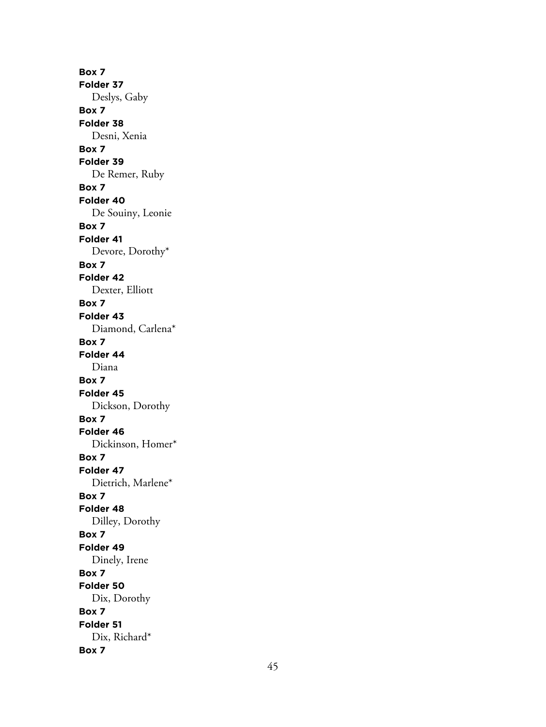**Box 7**
**Folder 37**
Deslys, Gaby
**Box 7**
**Folder 38**
Desni, Xenia
**Box 7**
**Folder 39**
De Remer, Ruby
**Box 7**
**Folder 40**
De Souiny, Leonie
**Box 7**
**Folder 41**
Devore, Dorothy*
**Box 7**
**Folder 42**
Dexter, Elliott
**Box 7**
**Folder 43**
Diamond, Carlena*
**Box 7**
**Folder 44**
Diana
**Box 7**
**Folder 45**
Dickson, Dorothy
**Box 7**
**Folder 46**
Dickinson, Homer*
**Box 7**
**Folder 47**
Dietrich, Marlene*
**Box 7**
**Folder 48**
Dilley, Dorothy
**Box 7**
**Folder 49**
Dinely, Irene
**Box 7**
**Folder 50**
Dix, Dorothy
**Box 7**
**Folder 51**
Dix, Richard*
**Box 7**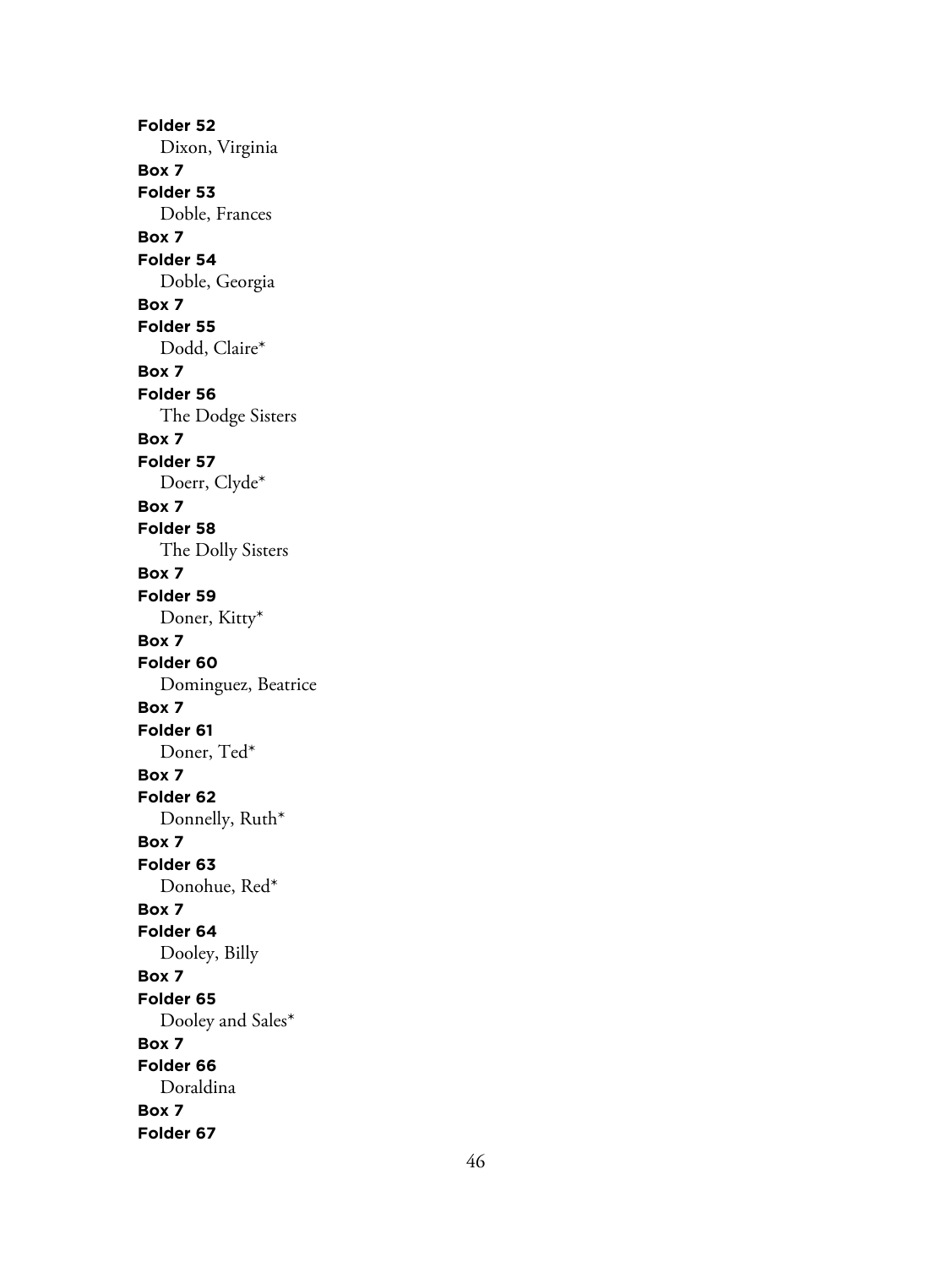**Folder 52**
Dixon, Virginia
**Box 7**
**Folder 53**
Doble, Frances
**Box 7**
**Folder 54**
Doble, Georgia
**Box 7**
**Folder 55**
Dodd, Claire*
**Box 7**
**Folder 56**
The Dodge Sisters
**Box 7**
**Folder 57**
Doerr, Clyde*
**Box 7**
**Folder 58**
The Dolly Sisters
**Box 7**
**Folder 59**
Doner, Kitty*
**Box 7**
**Folder 60**
Dominguez, Beatrice
**Box 7**
**Folder 61**
Doner, Ted*
**Box 7**
**Folder 62**
Donnelly, Ruth*
**Box 7**
**Folder 63**
Donohue, Red*
**Box 7**
**Folder 64**
Dooley, Billy
**Box 7**
**Folder 65**
Dooley and Sales*
**Box 7**
**Folder 66**
Doraldina
**Box 7**
**Folder 67**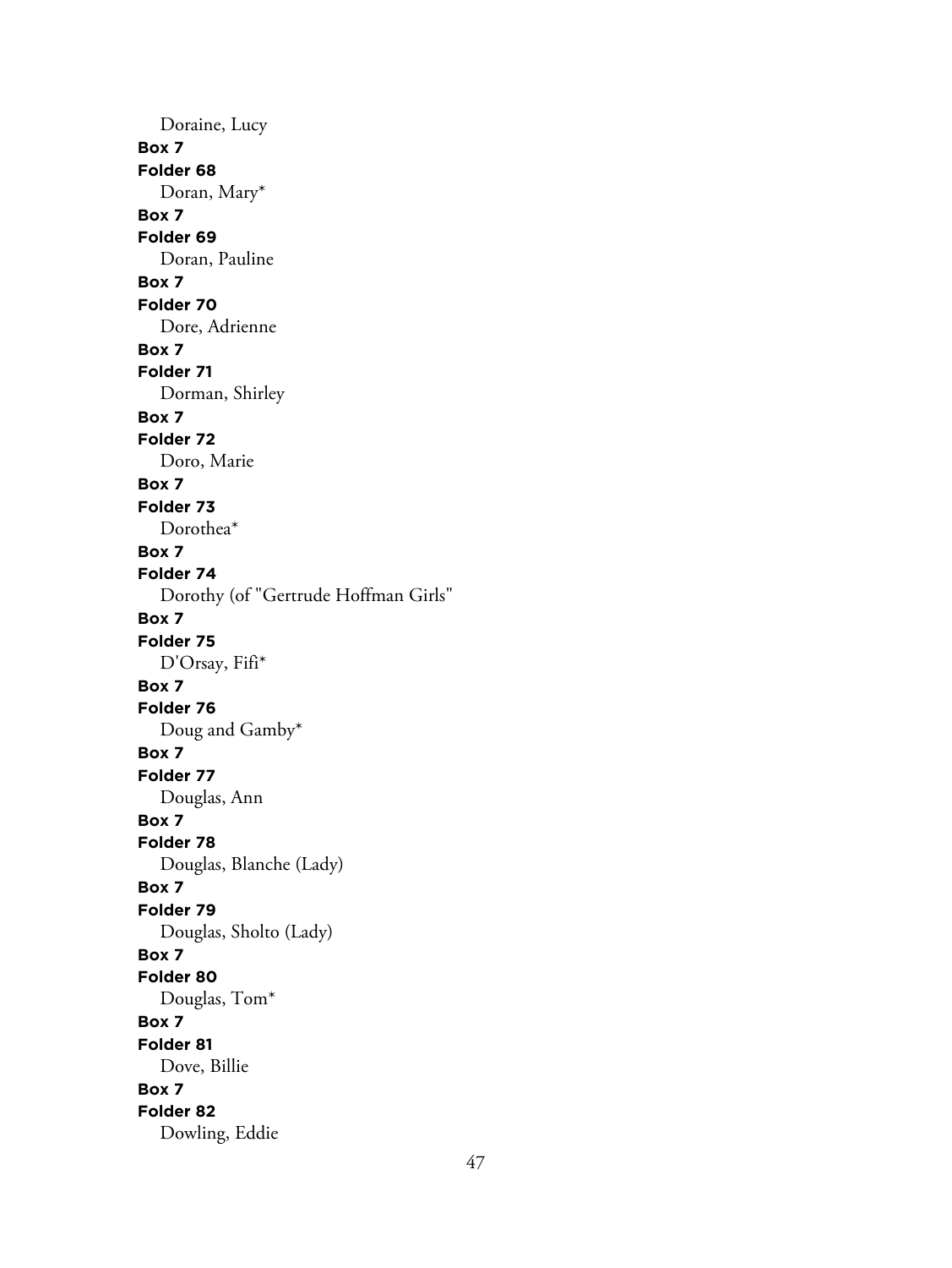Doraine, Lucy

**Box 7**

**Folder 68**

Doran, Mary*

**Box 7**

**Folder 69**

Doran, Pauline

**Box 7**

**Folder 70**

Dore, Adrienne

**Box 7**

**Folder 71**

Dorman, Shirley

**Box 7**

**Folder 72**

Doro, Marie

**Box 7**

**Folder 73**

Dorothea*

**Box 7**

**Folder 74**

Dorothy (of "Gertrude Hoffman Girls"

**Box 7**

**Folder 75**

D'Orsay, Fifi*

**Box 7**

**Folder 76**

Doug and Gamby*

**Box 7**

**Folder 77**

Douglas, Ann

**Box 7**

**Folder 78**

Douglas, Blanche (Lady)

**Box 7**

**Folder 79**

Douglas, Sholto (Lady)

**Box 7**

**Folder 80**

Douglas, Tom*

**Box 7**

**Folder 81**

Dove, Billie

**Box 7**

**Folder 82**

Dowling, Eddie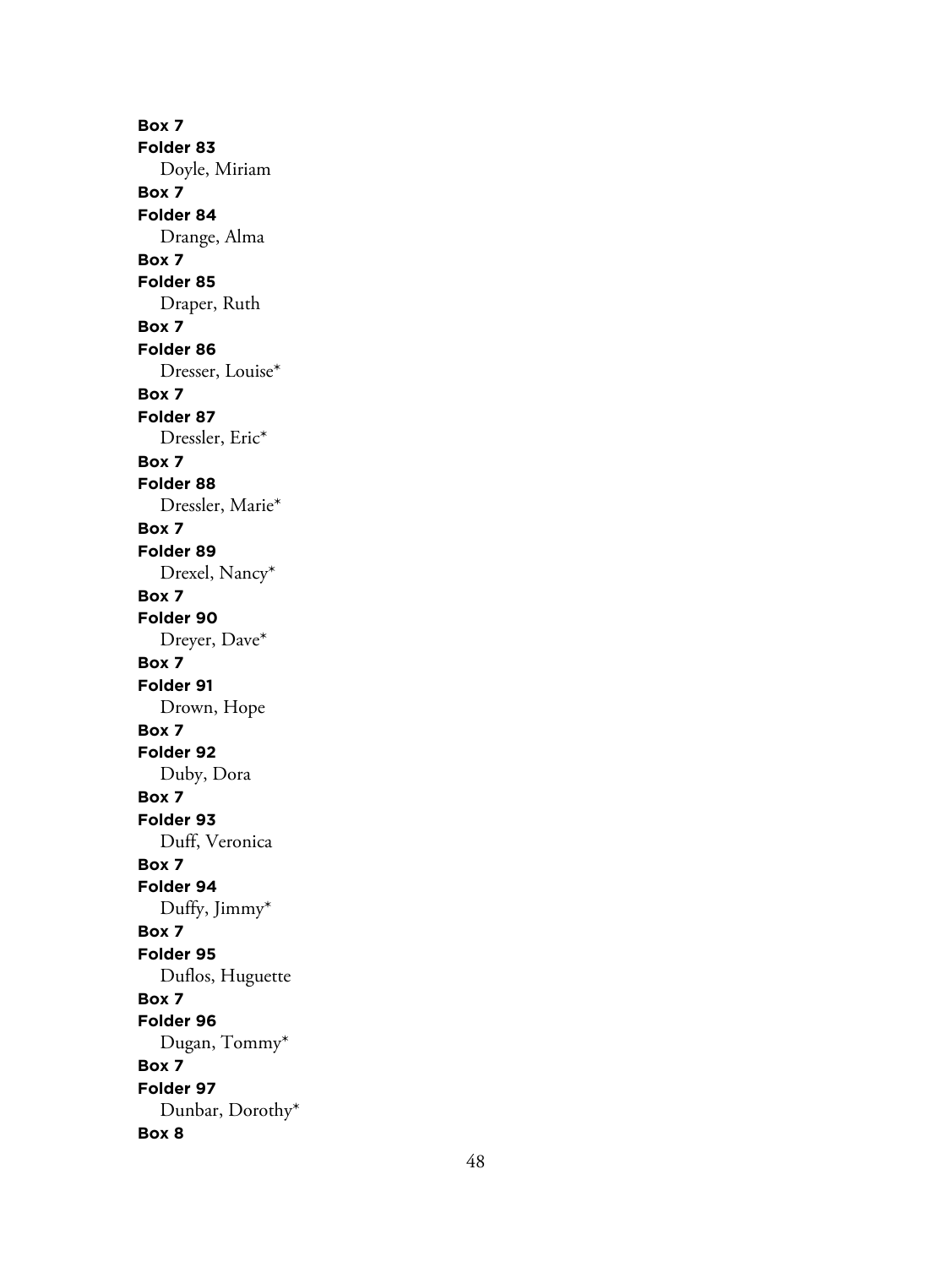**Box 7**
**Folder 83**
Doyle, Miriam
**Box 7**
**Folder 84**
Drange, Alma
**Box 7**
**Folder 85**
Draper, Ruth
**Box 7**
**Folder 86**
Dresser, Louise*
**Box 7**
**Folder 87**
Dressler, Eric*
**Box 7**
**Folder 88**
Dressler, Marie*
**Box 7**
**Folder 89**
Drexel, Nancy*
**Box 7**
**Folder 90**
Dreyer, Dave*
**Box 7**
**Folder 91**
Drown, Hope
**Box 7**
**Folder 92**
Duby, Dora
**Box 7**
**Folder 93**
Duff, Veronica
**Box 7**
**Folder 94**
Duffy, Jimmy*
**Box 7**
**Folder 95**
Duflos, Huguette
**Box 7**
**Folder 96**
Dugan, Tommy*
**Box 7**
**Folder 97**
Dunbar, Dorothy*
**Box 8**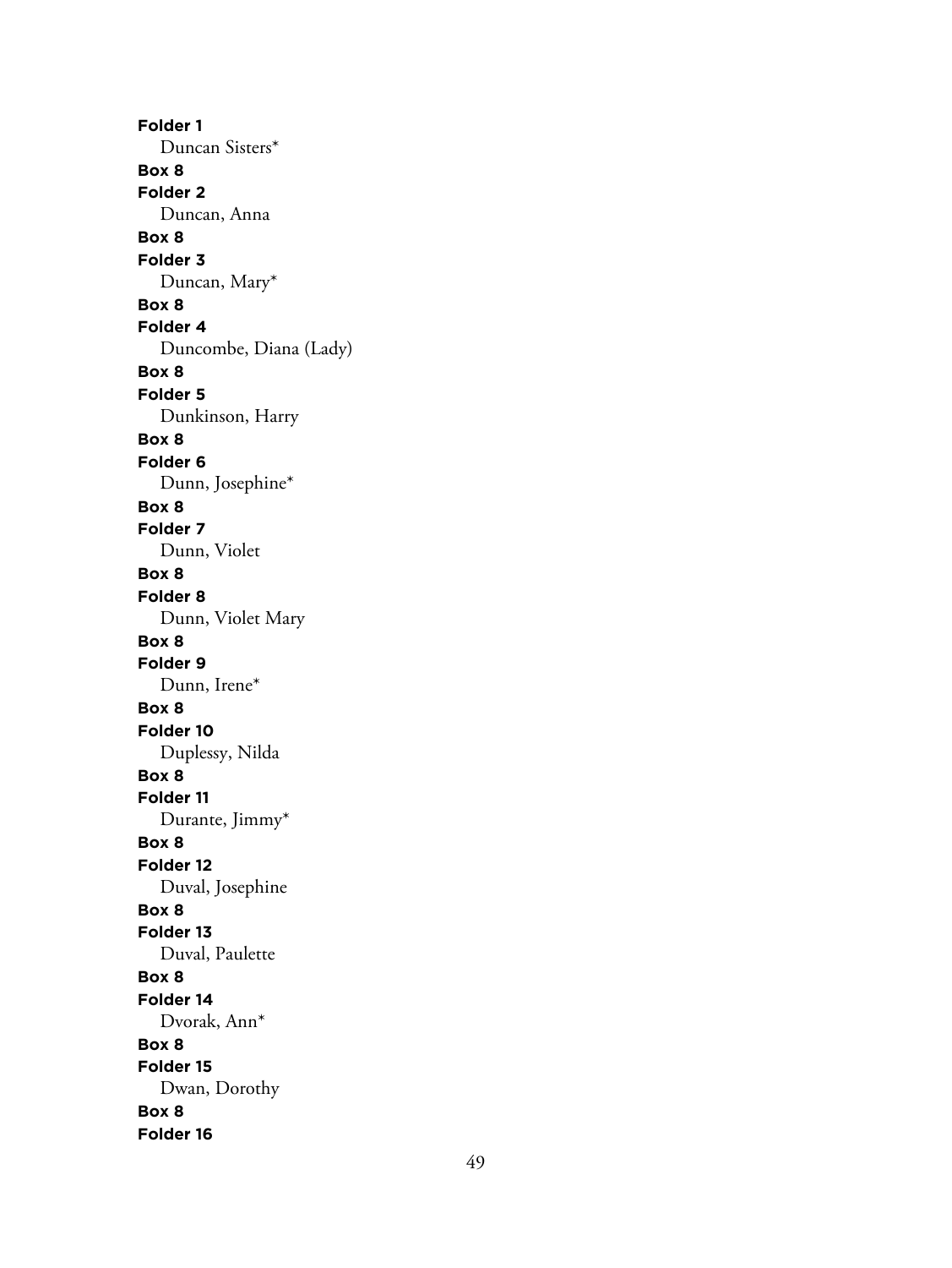**Folder 1**
Duncan Sisters*
**Box 8**
**Folder 2**
Duncan, Anna
**Box 8**
**Folder 3**
Duncan, Mary*
**Box 8**
**Folder 4**
Duncombe, Diana (Lady)
**Box 8**
**Folder 5**
Dunkinson, Harry
**Box 8**
**Folder 6**
Dunn, Josephine*
**Box 8**
**Folder 7**
Dunn, Violet
**Box 8**
**Folder 8**
Dunn, Violet Mary
**Box 8**
**Folder 9**
Dunn, Irene*
**Box 8**
**Folder 10**
Duplessy, Nilda
**Box 8**
**Folder 11**
Durante, Jimmy*
**Box 8**
**Folder 12**
Duval, Josephine
**Box 8**
**Folder 13**
Duval, Paulette
**Box 8**
**Folder 14**
Dvorak, Ann*
**Box 8**
**Folder 15**
Dwan, Dorothy
**Box 8**
**Folder 16**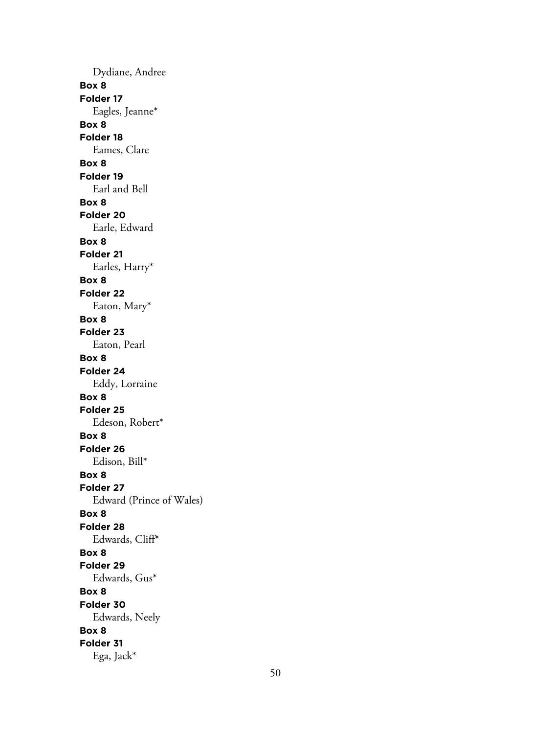Dydiane, Andree

**Box 8**
**Folder 17**
Eagles, Jeanne*

**Box 8**
**Folder 18**
Eames, Clare

**Box 8**
**Folder 19**
Earl and Bell

**Box 8**
**Folder 20**
Earle, Edward

**Box 8**
**Folder 21**
Earles, Harry*

**Box 8**
**Folder 22**
Eaton, Mary*

**Box 8**
**Folder 23**
Eaton, Pearl

**Box 8**
**Folder 24**
Eddy, Lorraine

**Box 8**
**Folder 25**
Edeson, Robert*

**Box 8**
**Folder 26**
Edison, Bill*

**Box 8**
**Folder 27**
Edward (Prince of Wales)

**Box 8**
**Folder 28**
Edwards, Cliff*

**Box 8**
**Folder 29**
Edwards, Gus*

**Box 8**
**Folder 30**
Edwards, Neely

**Box 8**
**Folder 31**
Ega, Jack*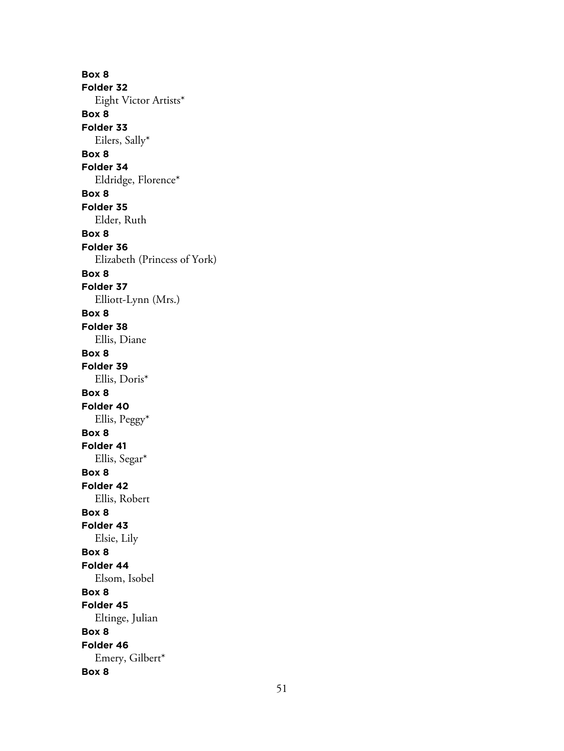**Box 8**
**Folder 32**
Eight Victor Artists*
**Box 8**
**Folder 33**
Eilers, Sally*
**Box 8**
**Folder 34**
Eldridge, Florence*
**Box 8**
**Folder 35**
Elder, Ruth
**Box 8**
**Folder 36**
Elizabeth (Princess of York)
**Box 8**
**Folder 37**
Elliott-Lynn (Mrs.)
**Box 8**
**Folder 38**
Ellis, Diane
**Box 8**
**Folder 39**
Ellis, Doris*
**Box 8**
**Folder 40**
Ellis, Peggy*
**Box 8**
**Folder 41**
Ellis, Segar*
**Box 8**
**Folder 42**
Ellis, Robert
**Box 8**
**Folder 43**
Elsie, Lily
**Box 8**
**Folder 44**
Elsom, Isobel
**Box 8**
**Folder 45**
Eltinge, Julian
**Box 8**
**Folder 46**
Emery, Gilbert*
**Box 8**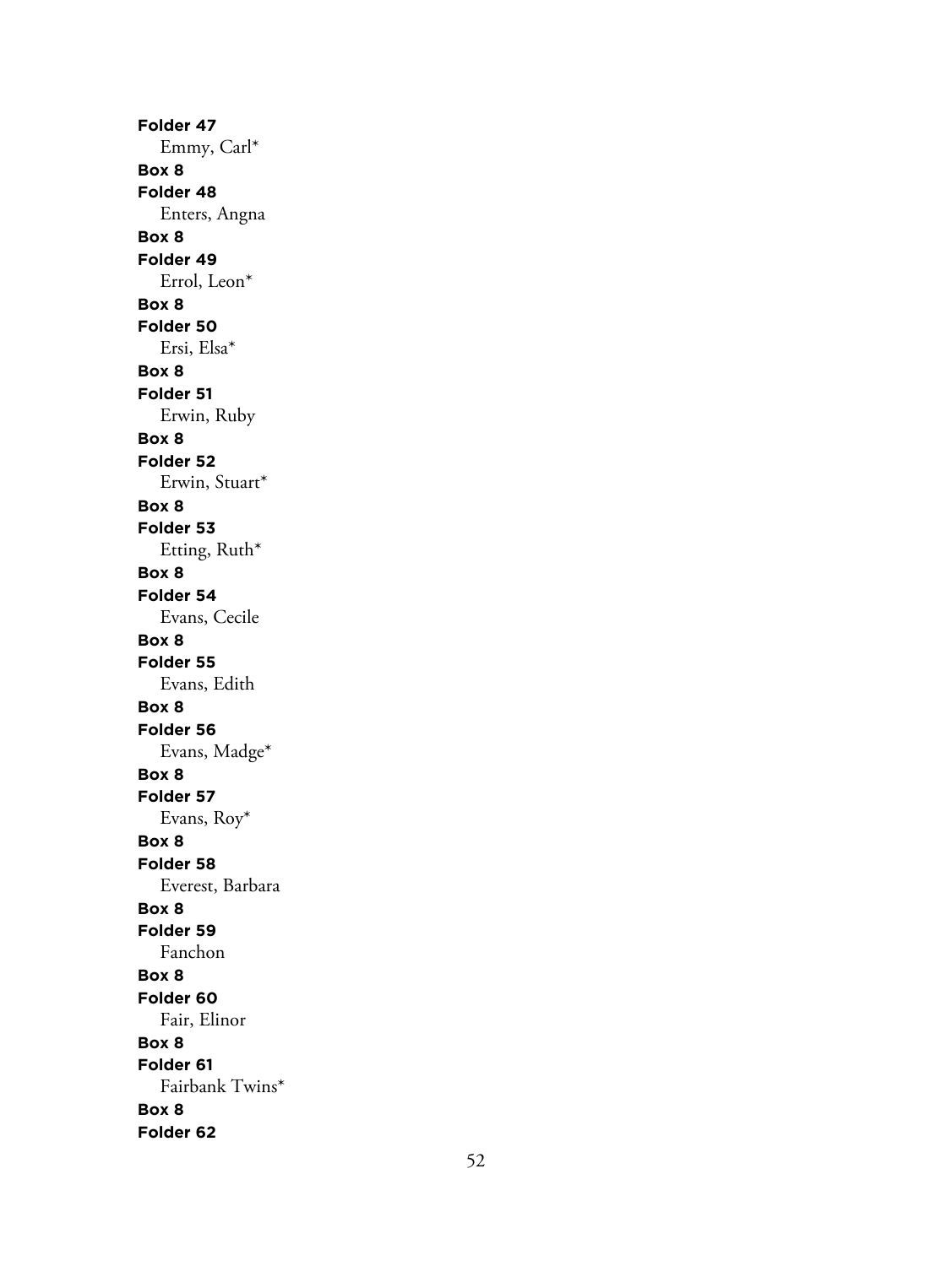**Folder 47**

Emmy, Carl*

**Box 8**

**Folder 48**

Enters, Angna

**Box 8**

**Folder 49**

Errol, Leon*

**Box 8**

**Folder 50**

Ersi, Elsa*

**Box 8**

**Folder 51**

Erwin, Ruby

**Box 8**

**Folder 52**

Erwin, Stuart*

**Box 8**

**Folder 53**

Etting, Ruth*

**Box 8**

**Folder 54**

Evans, Cecile

**Box 8**

**Folder 55**

Evans, Edith

**Box 8**

**Folder 56**

Evans, Madge*

**Box 8**

**Folder 57**

Evans, Roy*

**Box 8**

**Folder 58**

Everest, Barbara

**Box 8**

**Folder 59**

Fanchon

**Box 8**

**Folder 60**

Fair, Elinor

**Box 8**

**Folder 61**

Fairbank Twins*

**Box 8**

**Folder 62**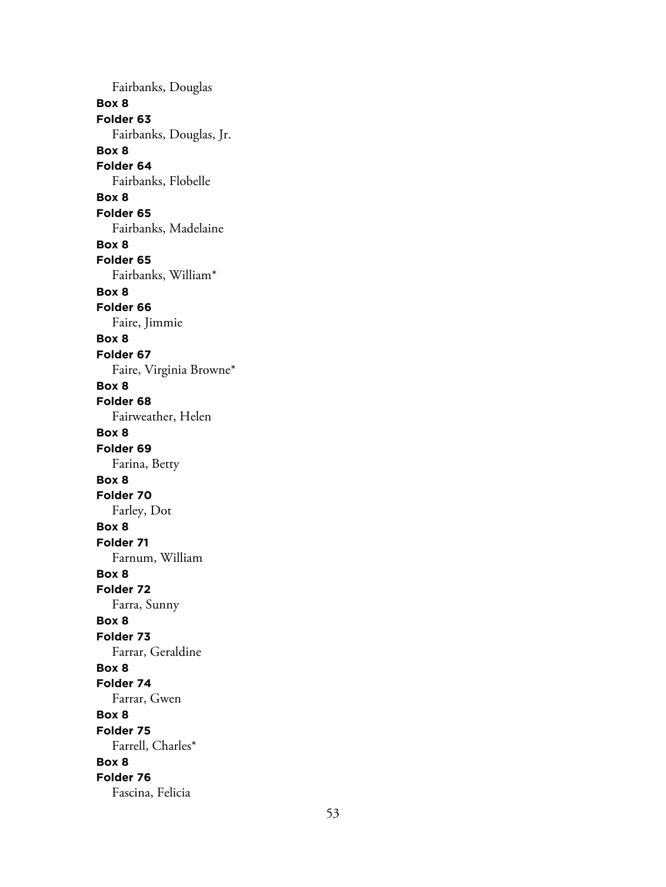Fairbanks, Douglas

**Box 8**

**Folder 63**

Fairbanks, Douglas, Jr.

**Box 8**

**Folder 64**

Fairbanks, Flobelle

**Box 8**

**Folder 65**

Fairbanks, Madelaine

**Box 8**

**Folder 65**

Fairbanks, William*

**Box 8**

**Folder 66**

Faire, Jimmie

**Box 8**

**Folder 67**

Faire, Virginia Browne*

**Box 8**

**Folder 68**

Fairweather, Helen

**Box 8**

**Folder 69**

Farina, Betty

**Box 8**

**Folder 70**

Farley, Dot

**Box 8**

**Folder 71**

Farnum, William

**Box 8**

**Folder 72**

Farra, Sunny

**Box 8**

**Folder 73**

Farrar, Geraldine

**Box 8**

**Folder 74**

Farrar, Gwen

**Box 8**

**Folder 75**

Farrell, Charles*

**Box 8**

**Folder 76**

Fascina, Felicia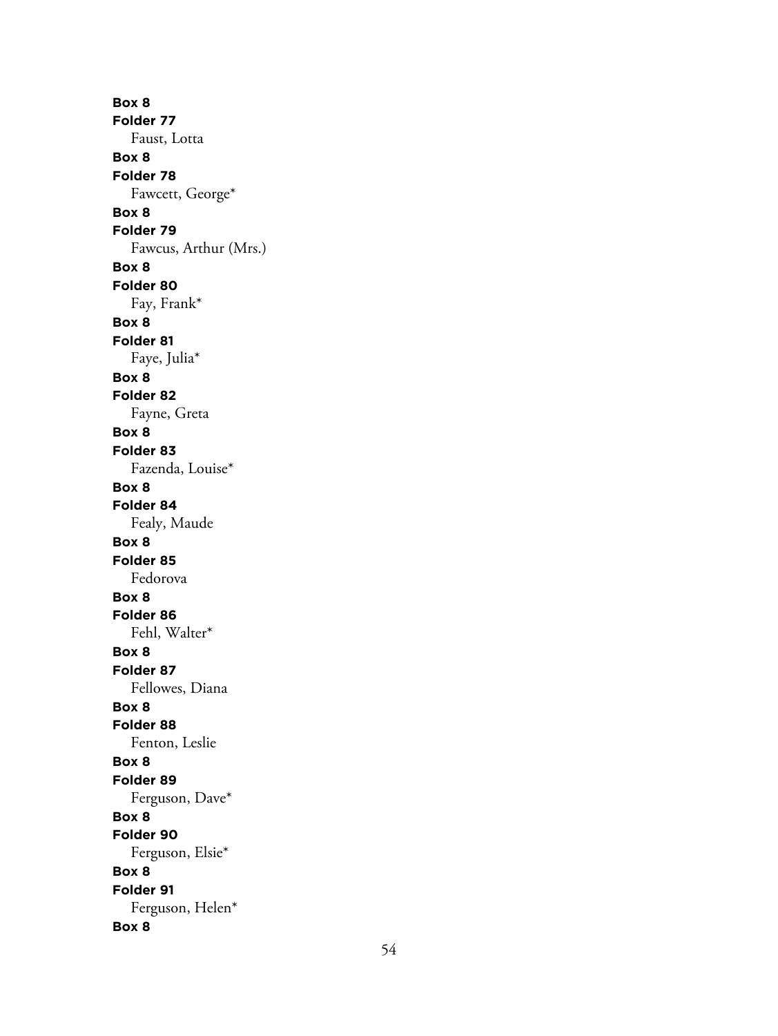**Box 8**
**Folder 77**
Faust, Lotta
**Box 8**
**Folder 78**
Fawcett, George*
**Box 8**
**Folder 79**
Fawcus, Arthur (Mrs.)
**Box 8**
**Folder 80**
Fay, Frank*
**Box 8**
**Folder 81**
Faye, Julia*
**Box 8**
**Folder 82**
Fayne, Greta
**Box 8**
**Folder 83**
Fazenda, Louise*
**Box 8**
**Folder 84**
Fealy, Maude
**Box 8**
**Folder 85**
Fedorova
**Box 8**
**Folder 86**
Fehl, Walter*
**Box 8**
**Folder 87**
Fellowes, Diana
**Box 8**
**Folder 88**
Fenton, Leslie
**Box 8**
**Folder 89**
Ferguson, Dave*
**Box 8**
**Folder 90**
Ferguson, Elsie*
**Box 8**
**Folder 91**
Ferguson, Helen*
**Box 8**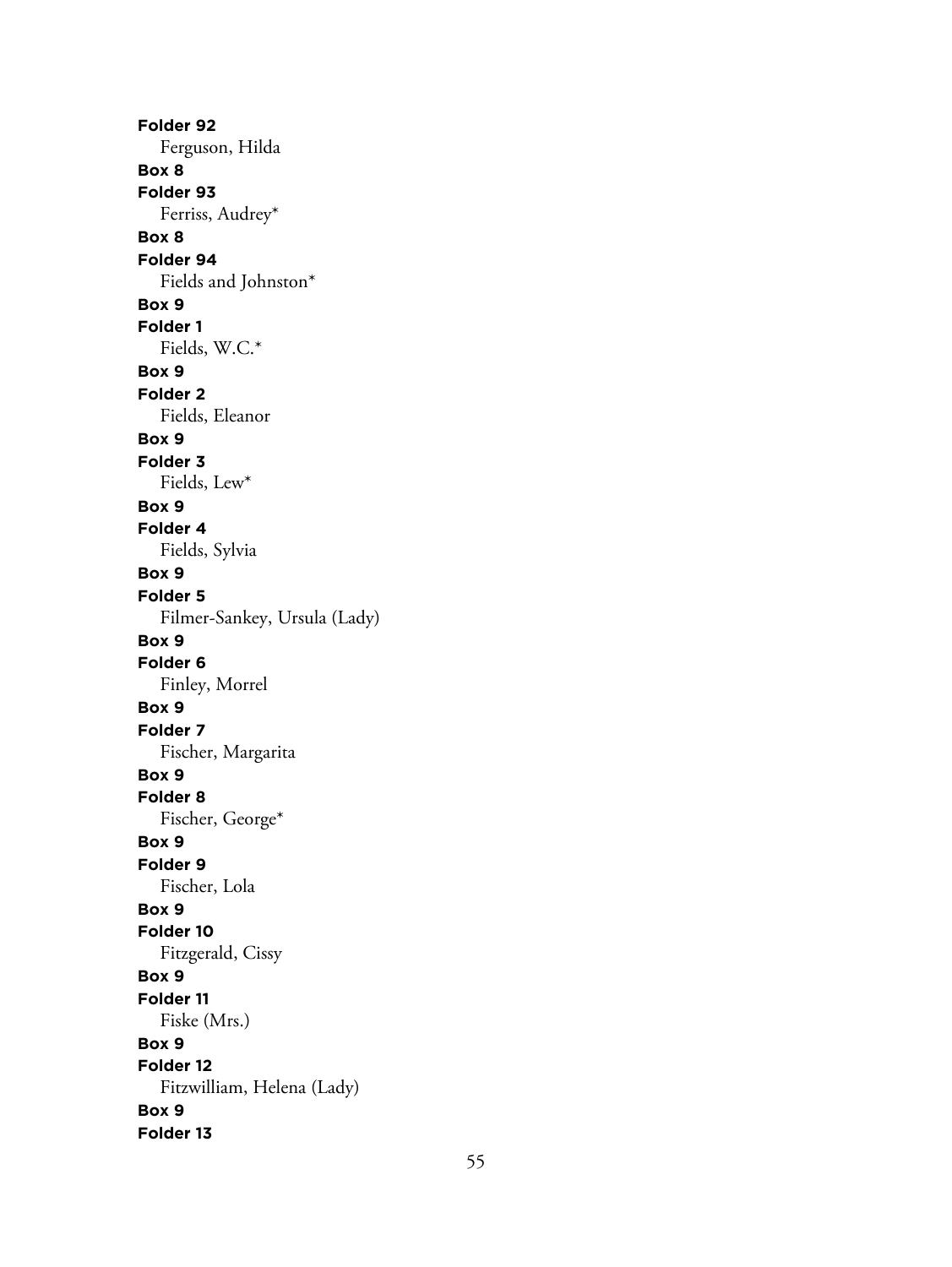**Folder 92**
Ferguson, Hilda
**Box 8**
**Folder 93**
Ferriss, Audrey*
**Box 8**
**Folder 94**
Fields and Johnston*
**Box 9**
**Folder 1**
Fields, W.C.*
**Box 9**
**Folder 2**
Fields, Eleanor
**Box 9**
**Folder 3**
Fields, Lew*
**Box 9**
**Folder 4**
Fields, Sylvia
**Box 9**
**Folder 5**
Filmer-Sankey, Ursula (Lady)
**Box 9**
**Folder 6**
Finley, Morrel
**Box 9**
**Folder 7**
Fischer, Margarita
**Box 9**
**Folder 8**
Fischer, George*
**Box 9**
**Folder 9**
Fischer, Lola
**Box 9**
**Folder 10**
Fitzgerald, Cissy
**Box 9**
**Folder 11**
Fiske (Mrs.)
**Box 9**
**Folder 12**
Fitzwilliam, Helena (Lady)
**Box 9**
**Folder 13**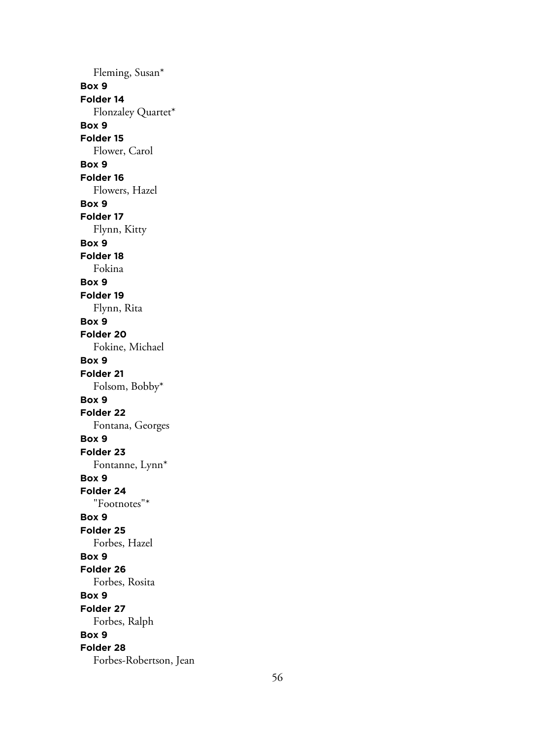Fleming, Susan*

**Box 9**
**Folder 14**
Flonzaley Quartet*

**Box 9**
**Folder 15**
Flower, Carol

**Box 9**
**Folder 16**
Flowers, Hazel

**Box 9**
**Folder 17**
Flynn, Kitty

**Box 9**
**Folder 18**
Fokina

**Box 9**
**Folder 19**
Flynn, Rita

**Box 9**
**Folder 20**
Fokine, Michael

**Box 9**
**Folder 21**
Folsom, Bobby*

**Box 9**
**Folder 22**
Fontana, Georges

**Box 9**
**Folder 23**
Fontanne, Lynn*

**Box 9**
**Folder 24**
"Footnotes"*

**Box 9**
**Folder 25**
Forbes, Hazel

**Box 9**
**Folder 26**
Forbes, Rosita

**Box 9**
**Folder 27**
Forbes, Ralph

**Box 9**
**Folder 28**
Forbes-Robertson, Jean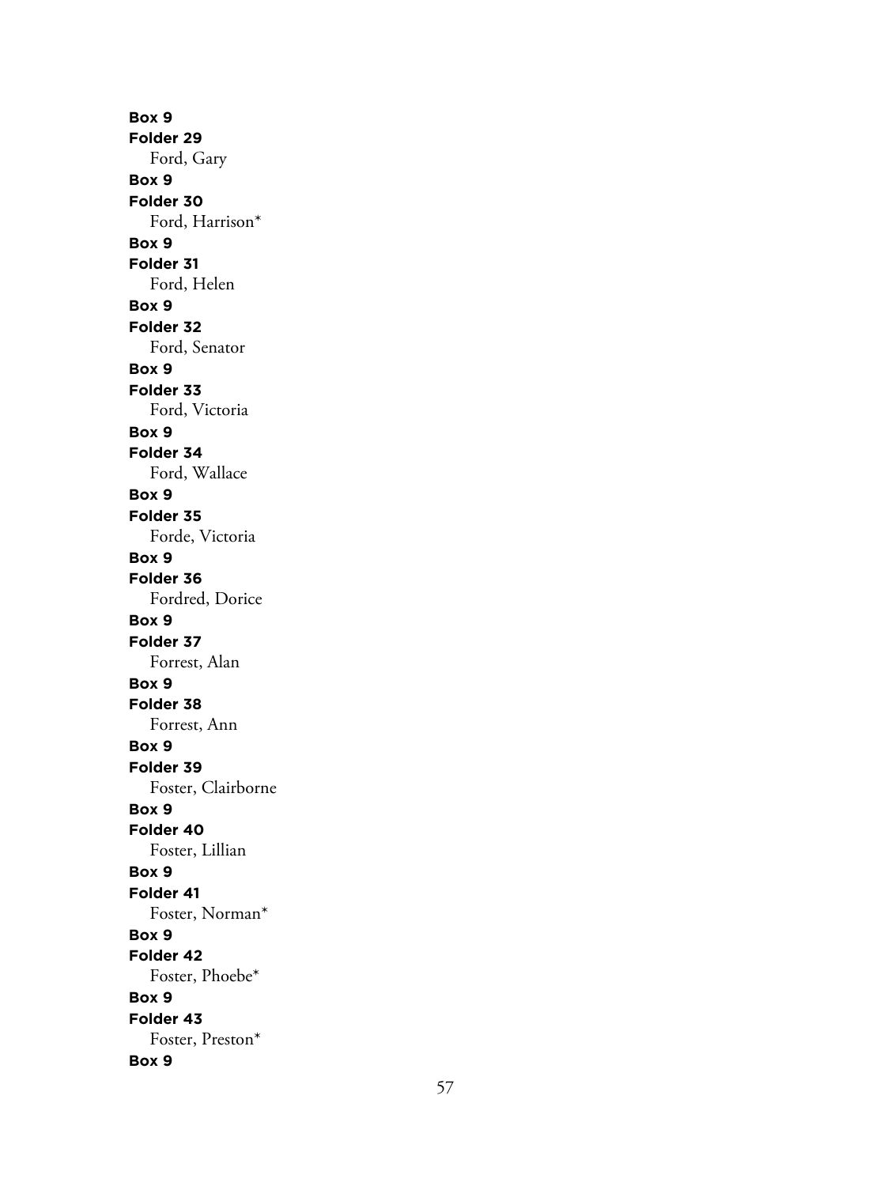**Box 9**
**Folder 29**
Ford, Gary
**Box 9**
**Folder 30**
Ford, Harrison*
**Box 9**
**Folder 31**
Ford, Helen
**Box 9**
**Folder 32**
Ford, Senator
**Box 9**
**Folder 33**
Ford, Victoria
**Box 9**
**Folder 34**
Ford, Wallace
**Box 9**
**Folder 35**
Forde, Victoria
**Box 9**
**Folder 36**
Fordred, Dorice
**Box 9**
**Folder 37**
Forrest, Alan
**Box 9**
**Folder 38**
Forrest, Ann
**Box 9**
**Folder 39**
Foster, Clairborne
**Box 9**
**Folder 40**
Foster, Lillian
**Box 9**
**Folder 41**
Foster, Norman*
**Box 9**
**Folder 42**
Foster, Phoebe*
**Box 9**
**Folder 43**
Foster, Preston*
**Box 9**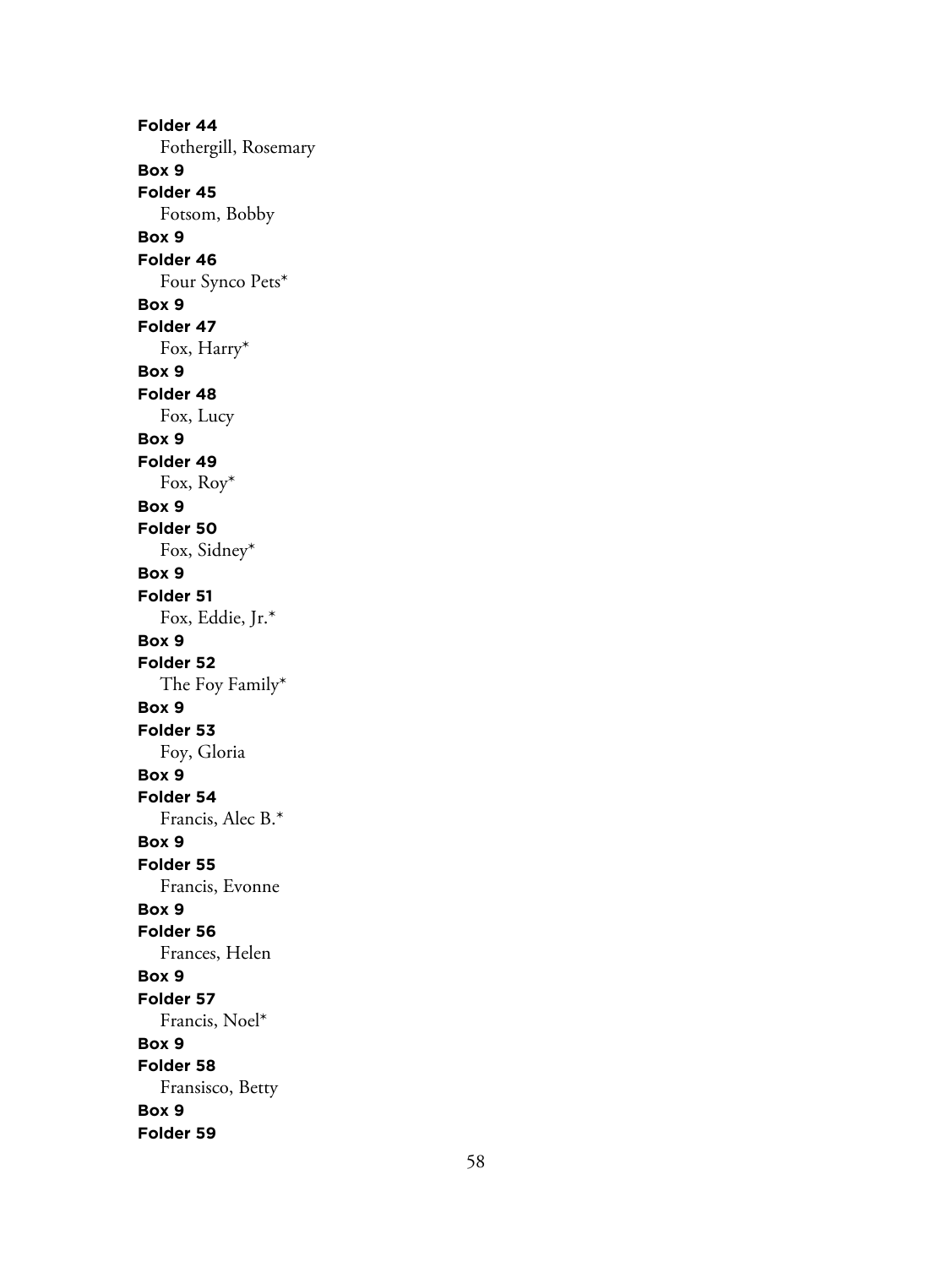**Folder 44**
Fothergill, Rosemary
**Box 9**
**Folder 45**
Fotsom, Bobby
**Box 9**
**Folder 46**
Four Synco Pets*
**Box 9**
**Folder 47**
Fox, Harry*
**Box 9**
**Folder 48**
Fox, Lucy
**Box 9**
**Folder 49**
Fox, Roy*
**Box 9**
**Folder 50**
Fox, Sidney*
**Box 9**
**Folder 51**
Fox, Eddie, Jr.*
**Box 9**
**Folder 52**
The Foy Family*
**Box 9**
**Folder 53**
Foy, Gloria
**Box 9**
**Folder 54**
Francis, Alec B.*
**Box 9**
**Folder 55**
Francis, Evonne
**Box 9**
**Folder 56**
Frances, Helen
**Box 9**
**Folder 57**
Francis, Noel*
**Box 9**
**Folder 58**
Fransisco, Betty
**Box 9**
**Folder 59**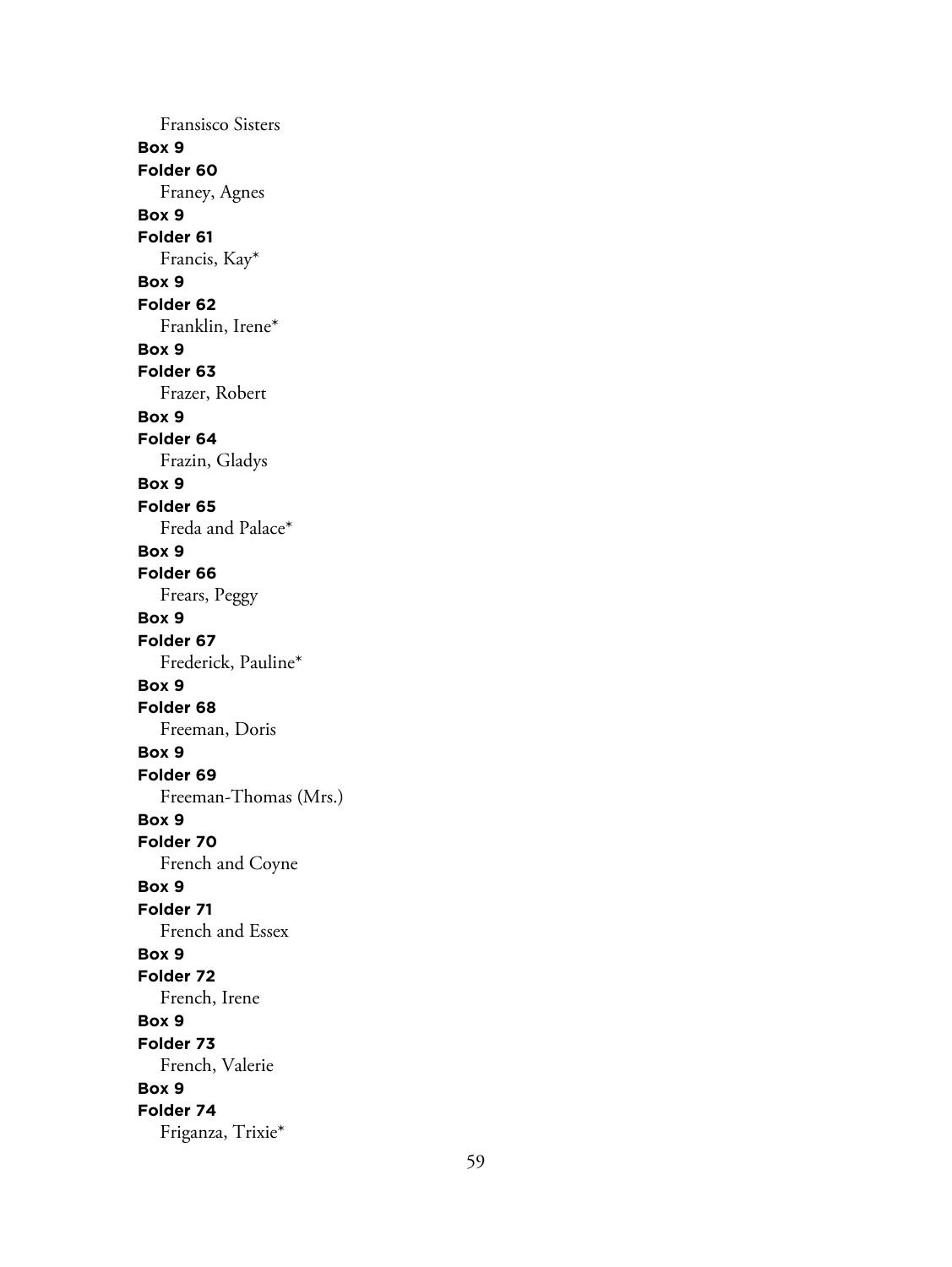Fransisco Sisters

**Box 9**

**Folder 60**

Franey, Agnes

**Box 9**

**Folder 61**

Francis, Kay*

**Box 9**

**Folder 62**

Franklin, Irene*

**Box 9**

**Folder 63**

Frazer, Robert

**Box 9**

**Folder 64**

Frazin, Gladys

**Box 9**

**Folder 65**

Freda and Palace*

**Box 9**

**Folder 66**

Frears, Peggy

**Box 9**

**Folder 67**

Frederick, Pauline*

**Box 9**

**Folder 68**

Freeman, Doris

**Box 9**

**Folder 69**

Freeman-Thomas (Mrs.)

**Box 9**

**Folder 70**

French and Coyne

**Box 9**

**Folder 71**

French and Essex

**Box 9**

**Folder 72**

French, Irene

**Box 9**

**Folder 73**

French, Valerie

**Box 9**

**Folder 74**

Friganza, Trixie*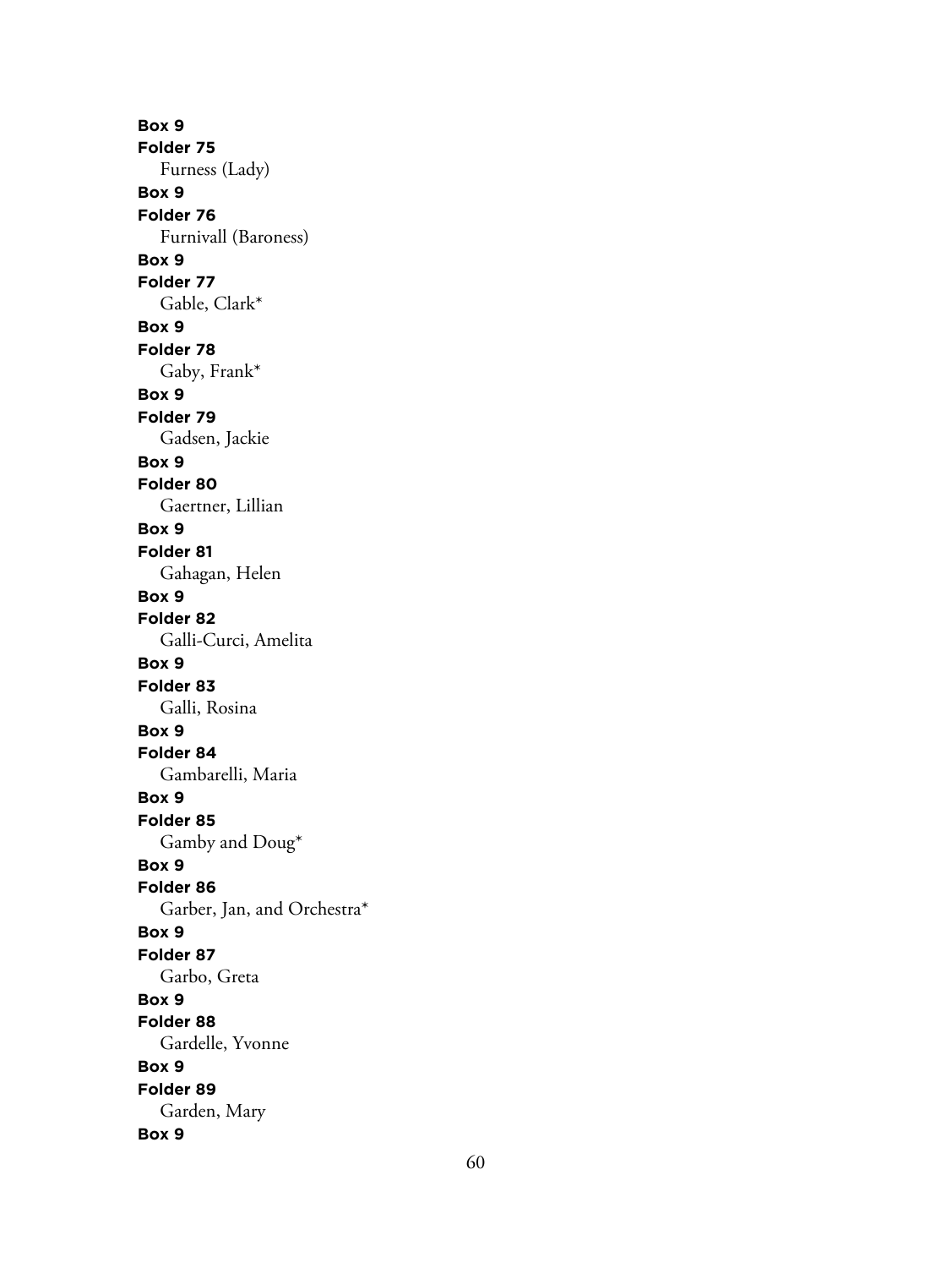**Box 9**
**Folder 75**
Furness (Lady)
**Box 9**
**Folder 76**
Furnivall (Baroness)
**Box 9**
**Folder 77**
Gable, Clark*
**Box 9**
**Folder 78**
Gaby, Frank*
**Box 9**
**Folder 79**
Gadsen, Jackie
**Box 9**
**Folder 80**
Gaertner, Lillian
**Box 9**
**Folder 81**
Gahagan, Helen
**Box 9**
**Folder 82**
Galli-Curci, Amelita
**Box 9**
**Folder 83**
Galli, Rosina
**Box 9**
**Folder 84**
Gambarelli, Maria
**Box 9**
**Folder 85**
Gamby and Doug*
**Box 9**
**Folder 86**
Garber, Jan, and Orchestra*
**Box 9**
**Folder 87**
Garbo, Greta
**Box 9**
**Folder 88**
Gardelle, Yvonne
**Box 9**
**Folder 89**
Garden, Mary
**Box 9**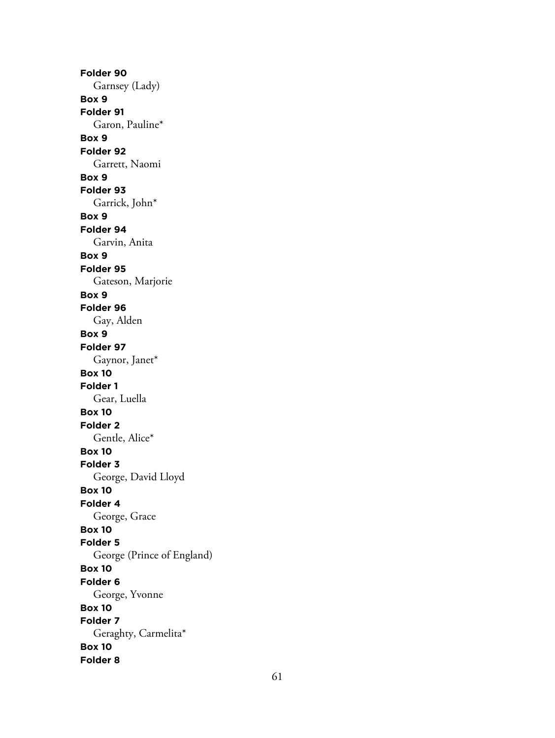**Folder 90**

Garnsey (Lady)

**Box 9**

**Folder 91**

Garon, Pauline*

**Box 9**

**Folder 92**

Garrett, Naomi

**Box 9**

**Folder 93**

Garrick, John*

**Box 9**

**Folder 94**

Garvin, Anita

**Box 9**

**Folder 95**

Gateson, Marjorie

**Box 9**

**Folder 96**

Gay, Alden

**Box 9**

**Folder 97**

Gaynor, Janet*

**Box 10**

**Folder 1**

Gear, Luella

**Box 10**

**Folder 2**

Gentle, Alice*

**Box 10**

**Folder 3**

George, David Lloyd

**Box 10**

**Folder 4**

George, Grace

**Box 10**

**Folder 5**

George (Prince of England)

**Box 10**

**Folder 6**

George, Yvonne

**Box 10**

**Folder 7**

Geraghty, Carmelita*

**Box 10**

**Folder 8**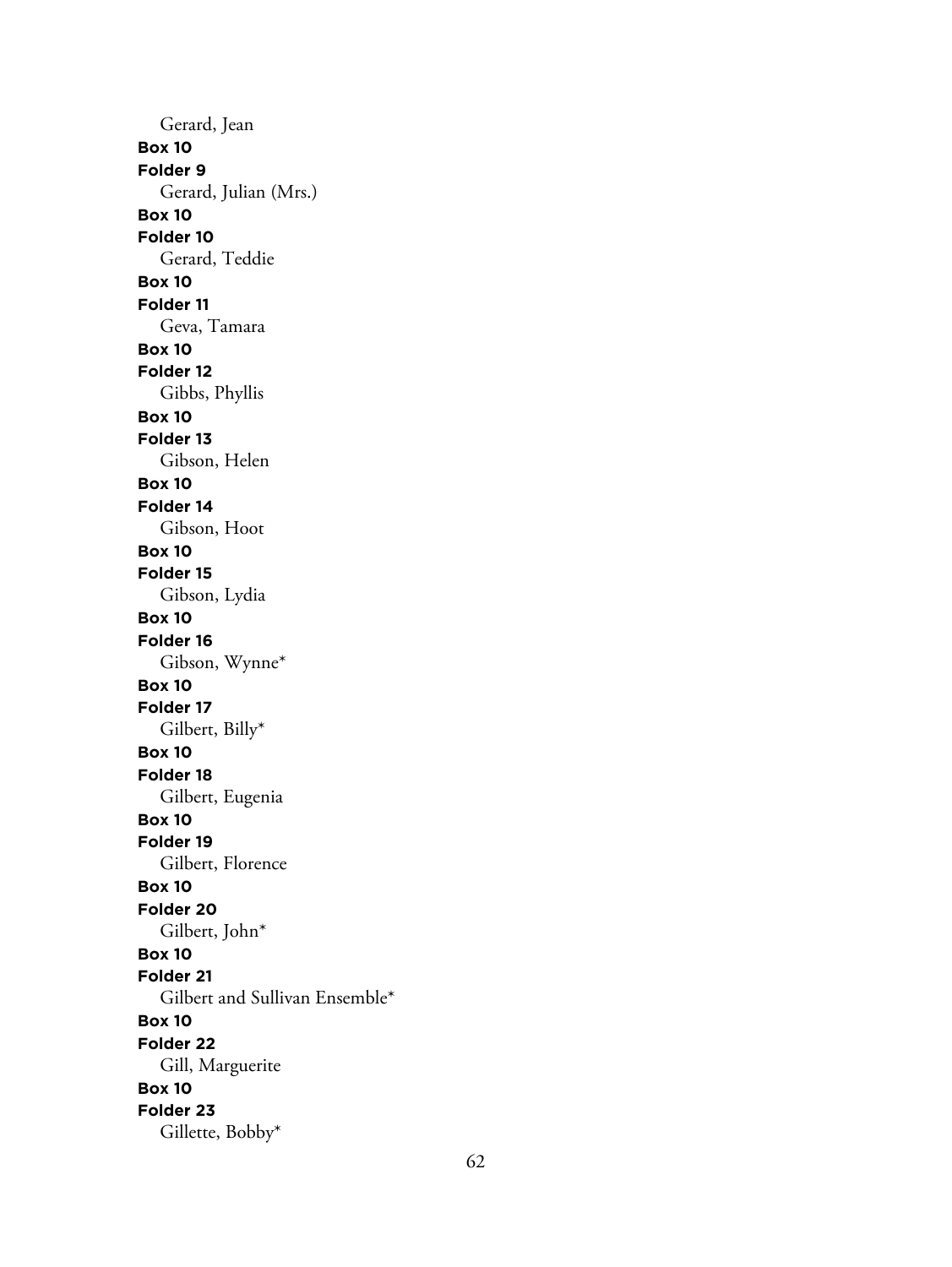Gerard, Jean

**Box 10**

**Folder 9**

Gerard, Julian (Mrs.)

**Box 10**

**Folder 10**

Gerard, Teddie

**Box 10**

**Folder 11**

Geva, Tamara

**Box 10**

**Folder 12**

Gibbs, Phyllis

**Box 10**

**Folder 13**

Gibson, Helen

**Box 10**

**Folder 14**

Gibson, Hoot

**Box 10**

**Folder 15**

Gibson, Lydia

**Box 10**

**Folder 16**

Gibson, Wynne*

**Box 10**

**Folder 17**

Gilbert, Billy*

**Box 10**

**Folder 18**

Gilbert, Eugenia

**Box 10**

**Folder 19**

Gilbert, Florence

**Box 10**

**Folder 20**

Gilbert, John*

**Box 10**

**Folder 21**

Gilbert and Sullivan Ensemble*

**Box 10**

**Folder 22**

Gill, Marguerite

**Box 10**

**Folder 23**

Gillette, Bobby*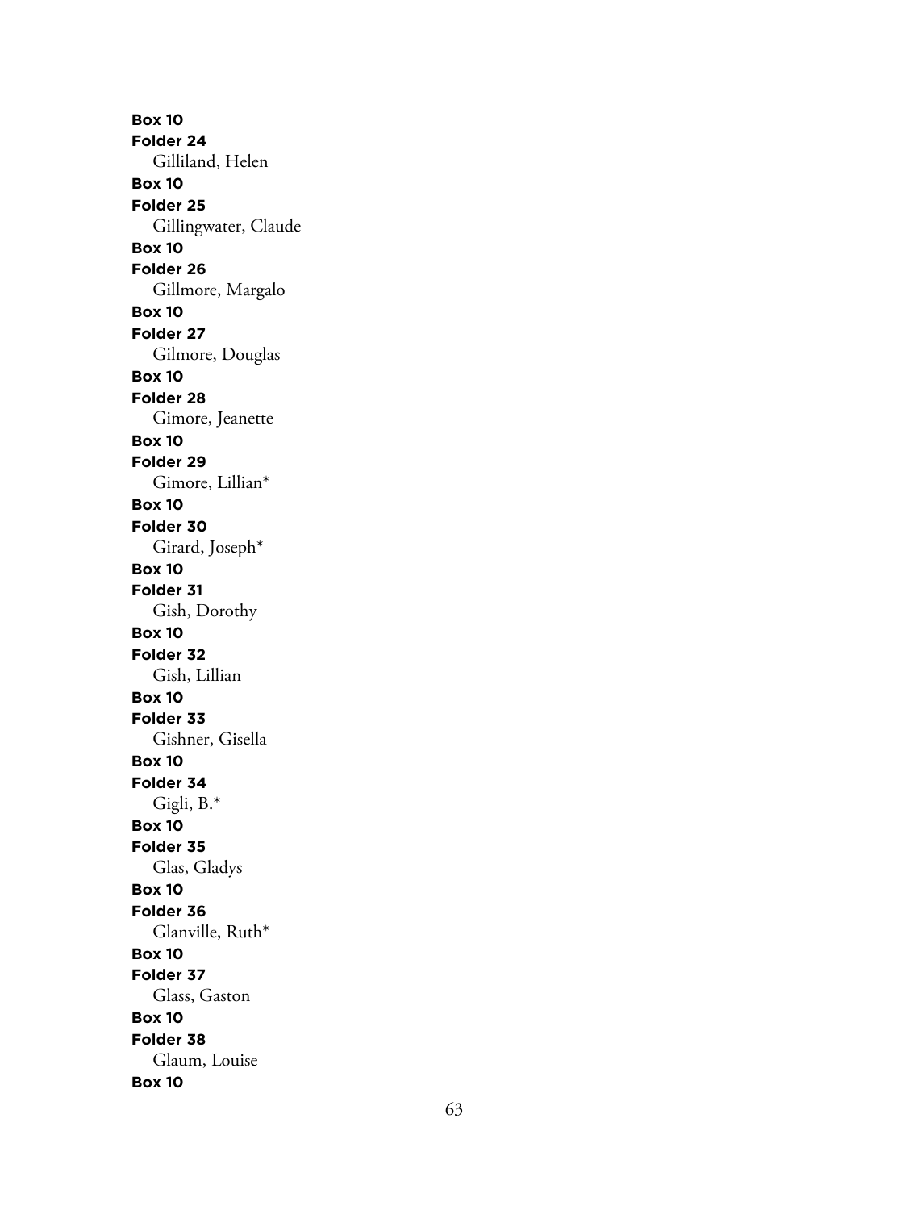**Box 10**
**Folder 24**
Gilliland, Helen
**Box 10**
**Folder 25**
Gillingwater, Claude
**Box 10**
**Folder 26**
Gillmore, Margalo
**Box 10**
**Folder 27**
Gilmore, Douglas
**Box 10**
**Folder 28**
Gimore, Jeanette
**Box 10**
**Folder 29**
Gimore, Lillian*
**Box 10**
**Folder 30**
Girard, Joseph*
**Box 10**
**Folder 31**
Gish, Dorothy
**Box 10**
**Folder 32**
Gish, Lillian
**Box 10**
**Folder 33**
Gishner, Gisella
**Box 10**
**Folder 34**
Gigli, B.*
**Box 10**
**Folder 35**
Glas, Gladys
**Box 10**
**Folder 36**
Glanville, Ruth*
**Box 10**
**Folder 37**
Glass, Gaston
**Box 10**
**Folder 38**
Glaum, Louise
**Box 10**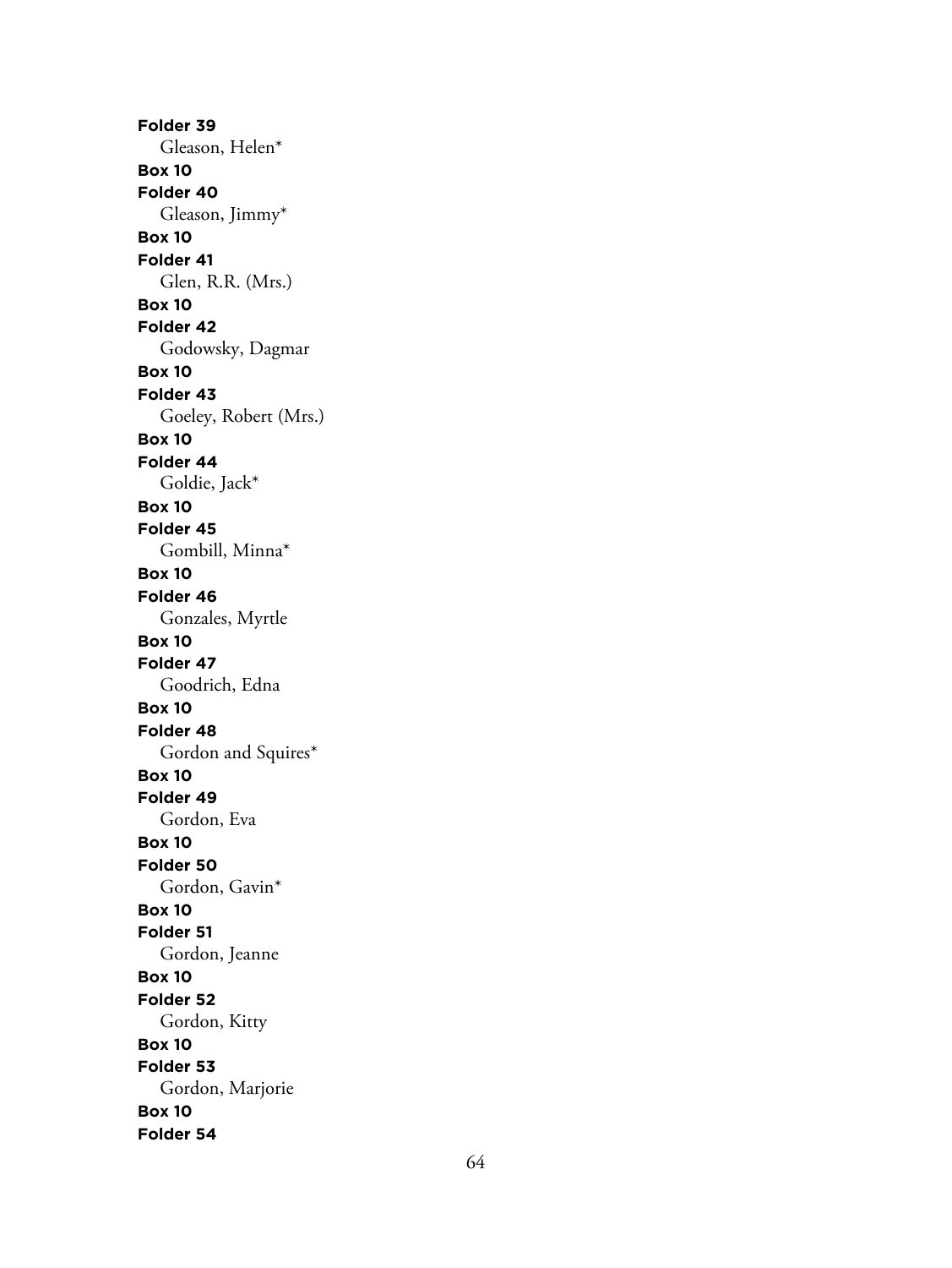**Folder 39**

Gleason, Helen*

**Box 10**

**Folder 40**

Gleason, Jimmy*

**Box 10**

**Folder 41**

Glen, R.R. (Mrs.)

**Box 10**

**Folder 42**

Godowsky, Dagmar

**Box 10**

**Folder 43**

Goeley, Robert (Mrs.)

**Box 10**

**Folder 44**

Goldie, Jack*

**Box 10**

**Folder 45**

Gombill, Minna*

**Box 10**

**Folder 46**

Gonzales, Myrtle

**Box 10**

**Folder 47**

Goodrich, Edna

**Box 10**

**Folder 48**

Gordon and Squires*

**Box 10**

**Folder 49**

Gordon, Eva

**Box 10**

**Folder 50**

Gordon, Gavin*

**Box 10**

**Folder 51**

Gordon, Jeanne

**Box 10**

**Folder 52**

Gordon, Kitty

**Box 10**

**Folder 53**

Gordon, Marjorie

**Box 10**

**Folder 54**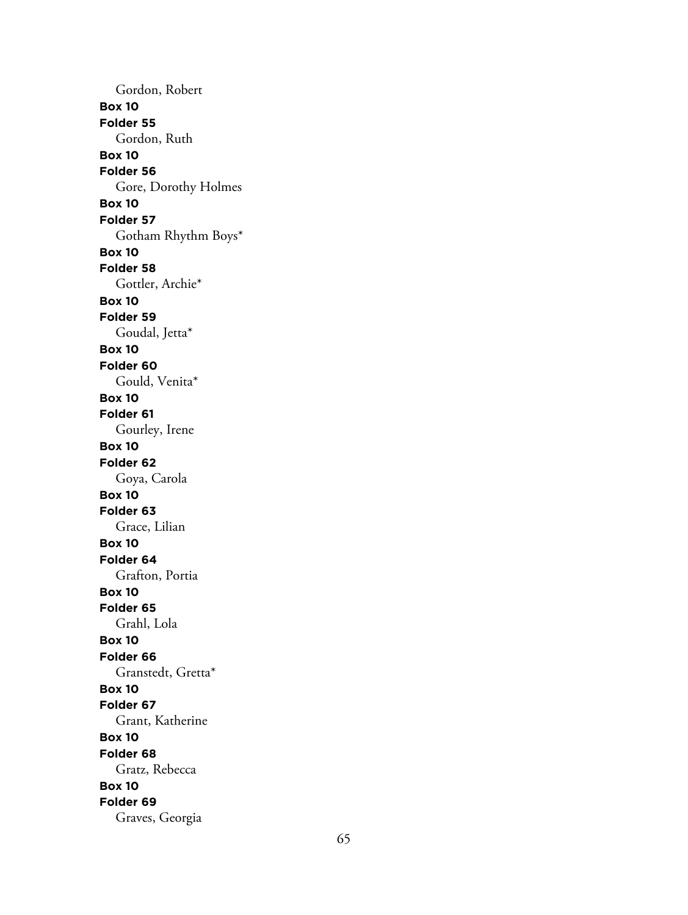Gordon, Robert

**Box 10**
**Folder 55**
Gordon, Ruth

**Box 10**
**Folder 56**
Gore, Dorothy Holmes

**Box 10**
**Folder 57**
Gotham Rhythm Boys*

**Box 10**
**Folder 58**
Gottler, Archie*

**Box 10**
**Folder 59**
Goudal, Jetta*

**Box 10**
**Folder 60**
Gould, Venita*

**Box 10**
**Folder 61**
Gourley, Irene

**Box 10**
**Folder 62**
Goya, Carola

**Box 10**
**Folder 63**
Grace, Lilian

**Box 10**
**Folder 64**
Grafton, Portia

**Box 10**
**Folder 65**
Grahl, Lola

**Box 10**
**Folder 66**
Granstedt, Gretta*

**Box 10**
**Folder 67**
Grant, Katherine

**Box 10**
**Folder 68**
Gratz, Rebecca

**Box 10**
**Folder 69**
Graves, Georgia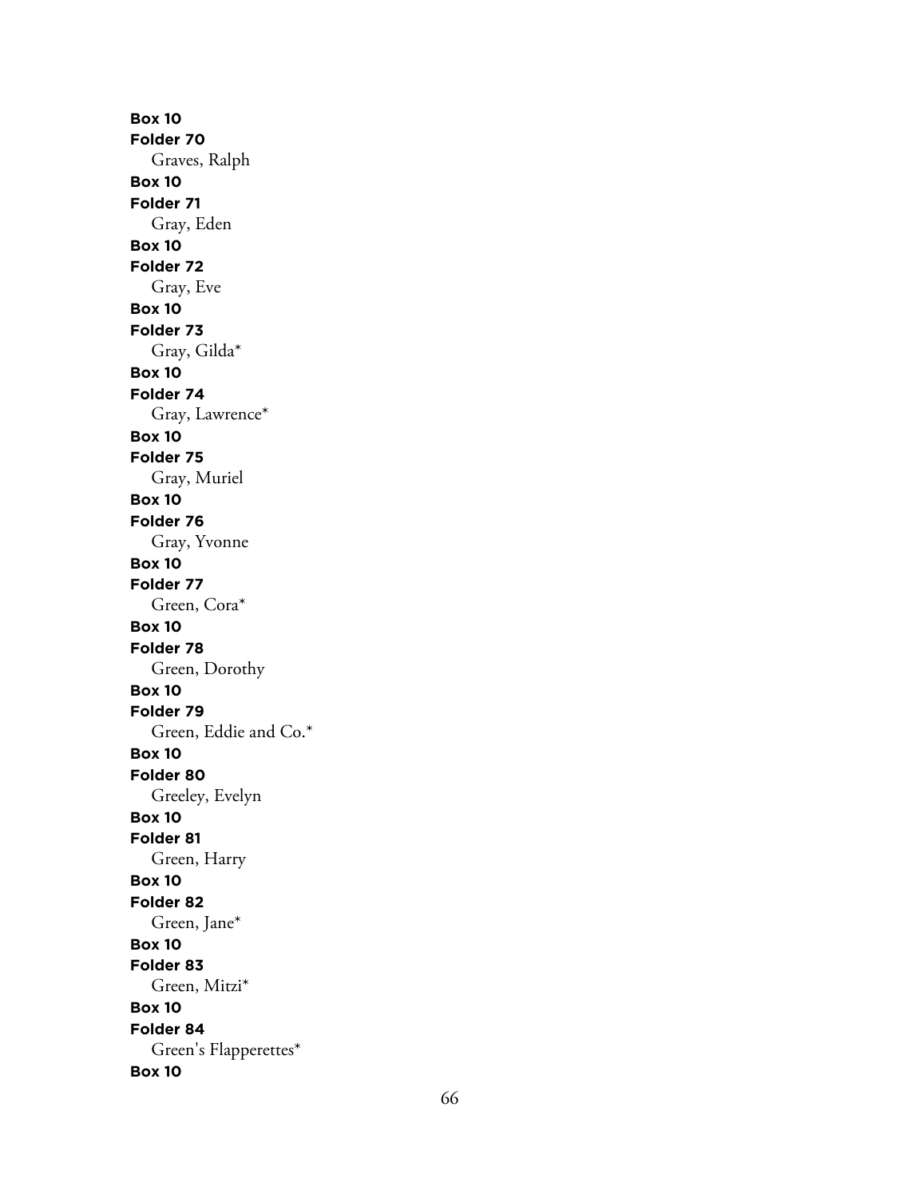**Box 10**
**Folder 70**
Graves, Ralph
**Box 10**
**Folder 71**
Gray, Eden
**Box 10**
**Folder 72**
Gray, Eve
**Box 10**
**Folder 73**
Gray, Gilda*
**Box 10**
**Folder 74**
Gray, Lawrence*
**Box 10**
**Folder 75**
Gray, Muriel
**Box 10**
**Folder 76**
Gray, Yvonne
**Box 10**
**Folder 77**
Green, Cora*
**Box 10**
**Folder 78**
Green, Dorothy
**Box 10**
**Folder 79**
Green, Eddie and Co.*
**Box 10**
**Folder 80**
Greeley, Evelyn
**Box 10**
**Folder 81**
Green, Harry
**Box 10**
**Folder 82**
Green, Jane*
**Box 10**
**Folder 83**
Green, Mitzi*
**Box 10**
**Folder 84**
Green's Flapperettes*
**Box 10**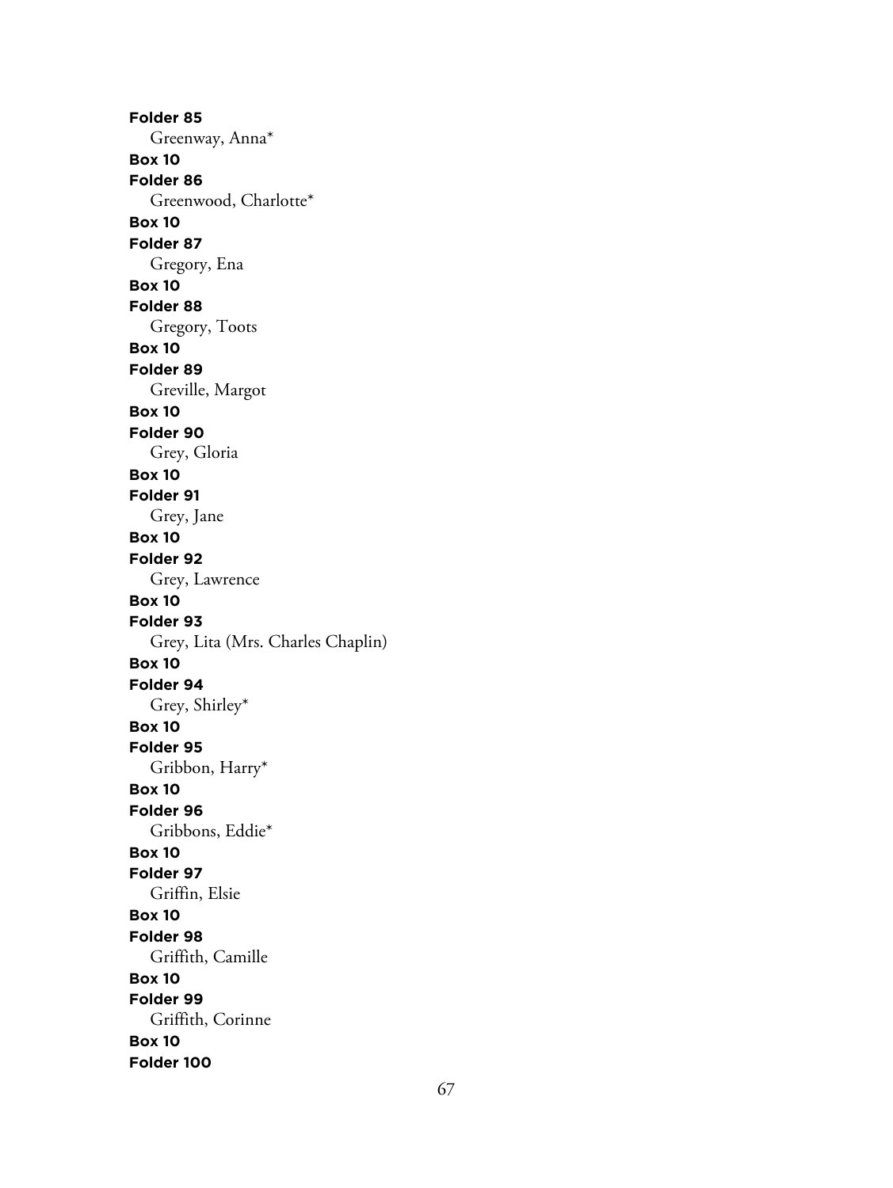**Folder 85**

Greenway, Anna*

**Box 10**

**Folder 86**

Greenwood, Charlotte*

**Box 10**

**Folder 87**

Gregory, Ena

**Box 10**

**Folder 88**

Gregory, Toots

**Box 10**

**Folder 89**

Greville, Margot

**Box 10**

**Folder 90**

Grey, Gloria

**Box 10**

**Folder 91**

Grey, Jane

**Box 10**

**Folder 92**

Grey, Lawrence

**Box 10**

**Folder 93**

Grey, Lita (Mrs. Charles Chaplin)

**Box 10**

**Folder 94**

Grey, Shirley*

**Box 10**

**Folder 95**

Gribbon, Harry*

**Box 10**

**Folder 96**

Gribbons, Eddie*

**Box 10**

**Folder 97**

Griffin, Elsie

**Box 10**

**Folder 98**

Griffith, Camille

**Box 10**

**Folder 99**

Griffith, Corinne

**Box 10**

**Folder 100**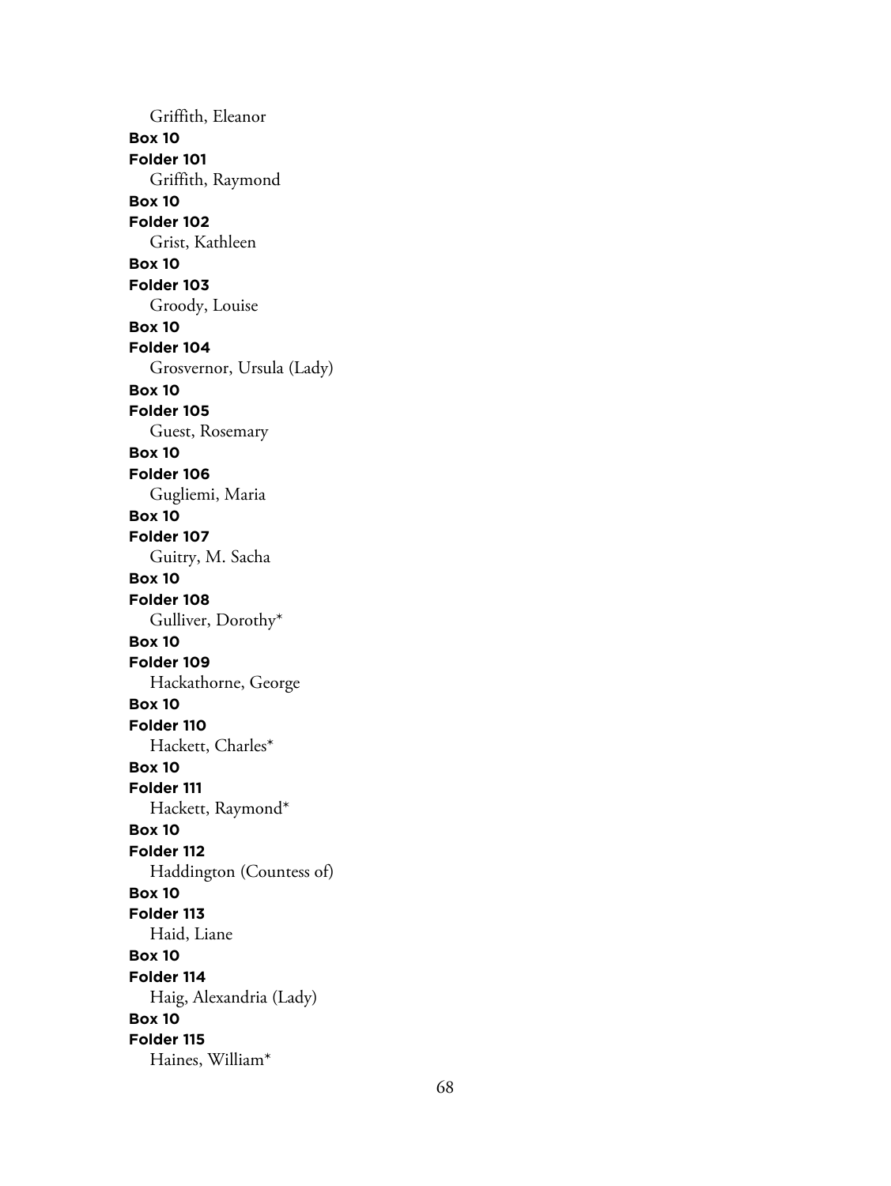Griffith, Eleanor

**Box 10**
**Folder 101**
Griffith, Raymond

**Box 10**
**Folder 102**
Grist, Kathleen

**Box 10**
**Folder 103**
Groody, Louise

**Box 10**
**Folder 104**
Grosvernor, Ursula (Lady)

**Box 10**
**Folder 105**
Guest, Rosemary

**Box 10**
**Folder 106**
Gugliemi, Maria

**Box 10**
**Folder 107**
Guitry, M. Sacha

**Box 10**
**Folder 108**
Gulliver, Dorothy*

**Box 10**
**Folder 109**
Hackathorne, George

**Box 10**
**Folder 110**
Hackett, Charles*

**Box 10**
**Folder 111**
Hackett, Raymond*

**Box 10**
**Folder 112**
Haddington (Countess of)

**Box 10**
**Folder 113**
Haid, Liane

**Box 10**
**Folder 114**
Haig, Alexandria (Lady)

**Box 10**
**Folder 115**
Haines, William*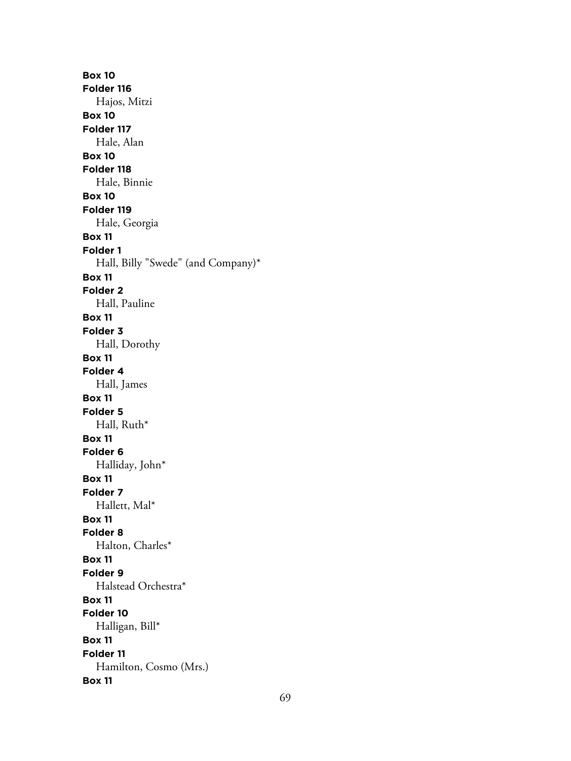**Box 10**
**Folder 116**
Hajos, Mitzi
**Box 10**
**Folder 117**
Hale, Alan
**Box 10**
**Folder 118**
Hale, Binnie
**Box 10**
**Folder 119**
Hale, Georgia
**Box 11**
**Folder 1**
Hall, Billy "Swede" (and Company)*
**Box 11**
**Folder 2**
Hall, Pauline
**Box 11**
**Folder 3**
Hall, Dorothy
**Box 11**
**Folder 4**
Hall, James
**Box 11**
**Folder 5**
Hall, Ruth*
**Box 11**
**Folder 6**
Halliday, John*
**Box 11**
**Folder 7**
Hallett, Mal*
**Box 11**
**Folder 8**
Halton, Charles*
**Box 11**
**Folder 9**
Halstead Orchestra*
**Box 11**
**Folder 10**
Halligan, Bill*
**Box 11**
**Folder 11**
Hamilton, Cosmo (Mrs.)
**Box 11**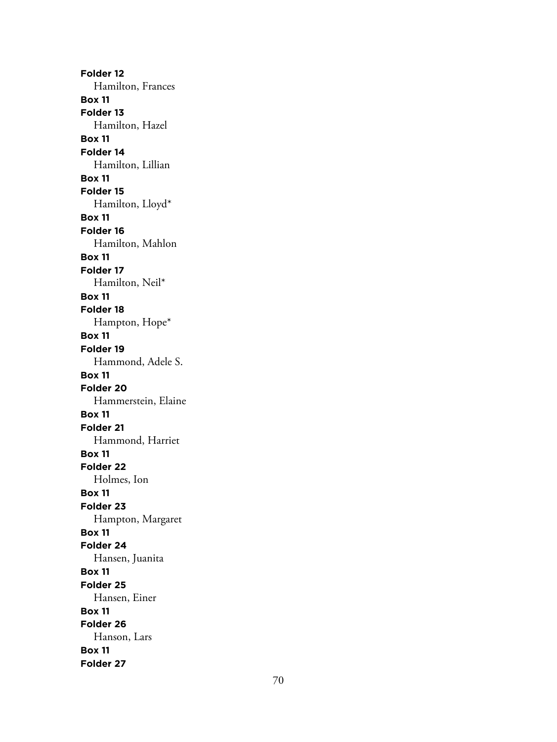**Folder 12**
Hamilton, Frances
**Box 11**
**Folder 13**
Hamilton, Hazel
**Box 11**
**Folder 14**
Hamilton, Lillian
**Box 11**
**Folder 15**
Hamilton, Lloyd*
**Box 11**
**Folder 16**
Hamilton, Mahlon
**Box 11**
**Folder 17**
Hamilton, Neil*
**Box 11**
**Folder 18**
Hampton, Hope*
**Box 11**
**Folder 19**
Hammond, Adele S.
**Box 11**
**Folder 20**
Hammerstein, Elaine
**Box 11**
**Folder 21**
Hammond, Harriet
**Box 11**
**Folder 22**
Holmes, Ion
**Box 11**
**Folder 23**
Hampton, Margaret
**Box 11**
**Folder 24**
Hansen, Juanita
**Box 11**
**Folder 25**
Hansen, Einer
**Box 11**
**Folder 26**
Hanson, Lars
**Box 11**
**Folder 27**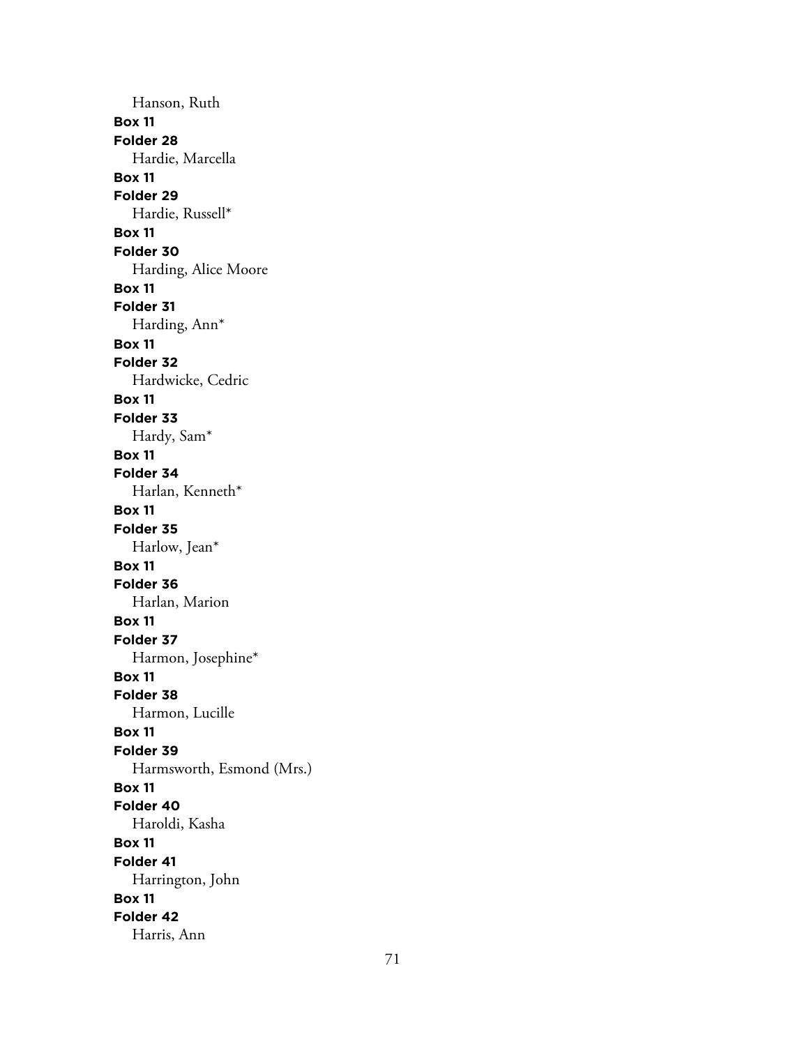Hanson, Ruth

**Box 11**

**Folder 28**

Hardie, Marcella

**Box 11**

**Folder 29**

Hardie, Russell*

**Box 11**

**Folder 30**

Harding, Alice Moore

**Box 11**

**Folder 31**

Harding, Ann*

**Box 11**

**Folder 32**

Hardwicke, Cedric

**Box 11**

**Folder 33**

Hardy, Sam*

**Box 11**

**Folder 34**

Harlan, Kenneth*

**Box 11**

**Folder 35**

Harlow, Jean*

**Box 11**

**Folder 36**

Harlan, Marion

**Box 11**

**Folder 37**

Harmon, Josephine*

**Box 11**

**Folder 38**

Harmon, Lucille

**Box 11**

**Folder 39**

Harmsworth, Esmond (Mrs.)

**Box 11**

**Folder 40**

Haroldi, Kasha

**Box 11**

**Folder 41**

Harrington, John

**Box 11**

**Folder 42**

Harris, Ann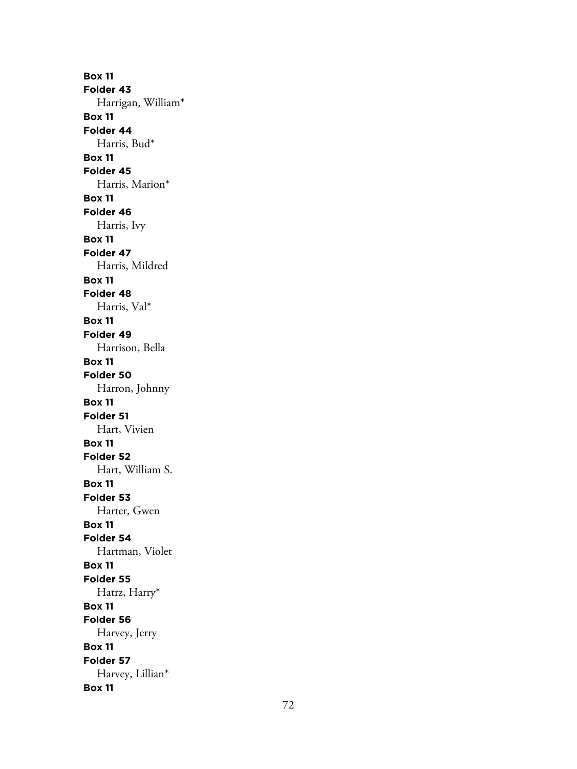**Box 11**
**Folder 43**
Harrigan, William*
**Box 11**
**Folder 44**
Harris, Bud*
**Box 11**
**Folder 45**
Harris, Marion*
**Box 11**
**Folder 46**
Harris, Ivy
**Box 11**
**Folder 47**
Harris, Mildred
**Box 11**
**Folder 48**
Harris, Val*
**Box 11**
**Folder 49**
Harrison, Bella
**Box 11**
**Folder 50**
Harron, Johnny
**Box 11**
**Folder 51**
Hart, Vivien
**Box 11**
**Folder 52**
Hart, William S.
**Box 11**
**Folder 53**
Harter, Gwen
**Box 11**
**Folder 54**
Hartman, Violet
**Box 11**
**Folder 55**
Hatrz, Harry*
**Box 11**
**Folder 56**
Harvey, Jerry
**Box 11**
**Folder 57**
Harvey, Lillian*
**Box 11**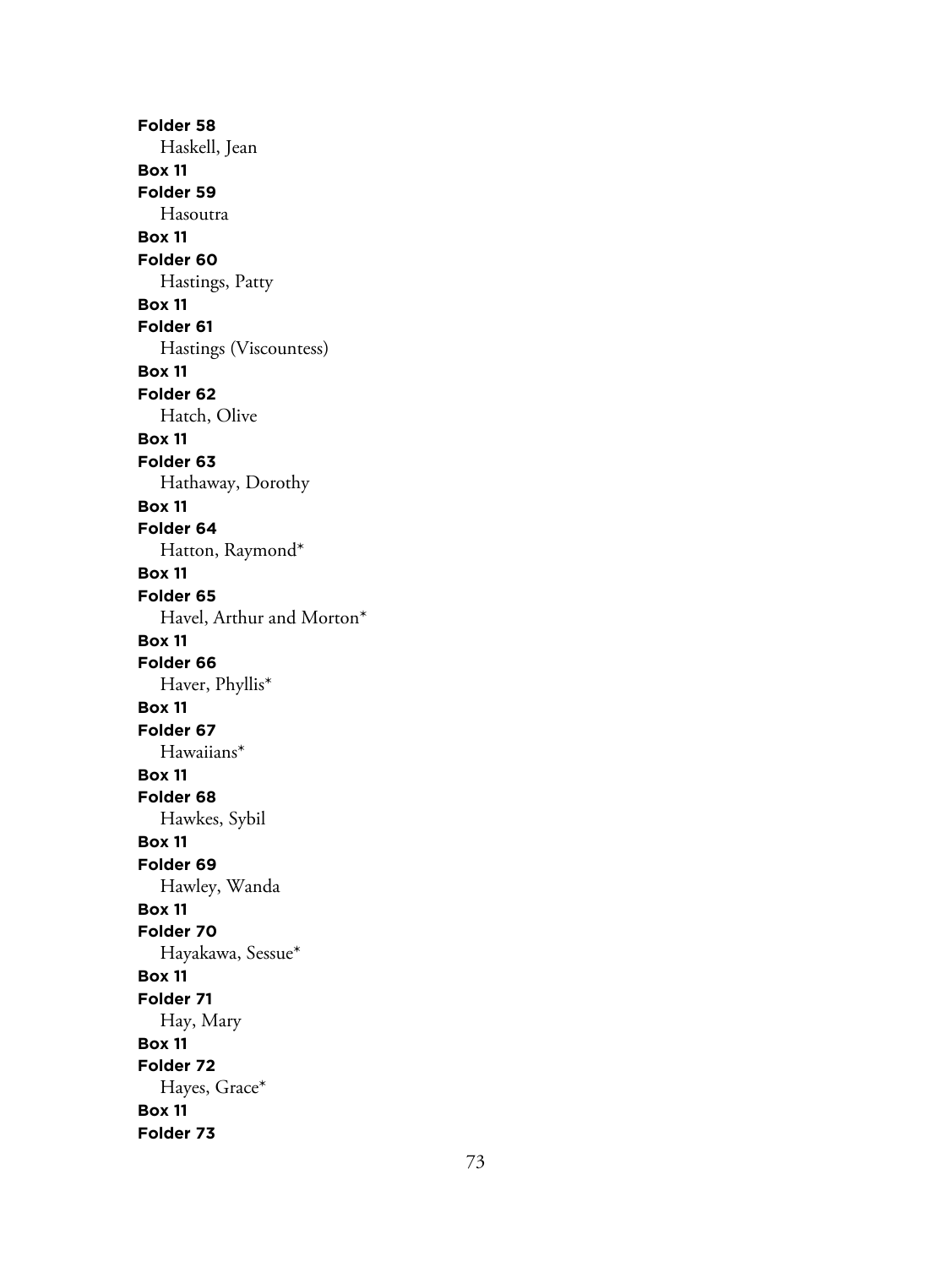**Folder 58**

Haskell, Jean

**Box 11**

**Folder 59**

Hasoutra

**Box 11**

**Folder 60**

Hastings, Patty

**Box 11**

**Folder 61**

Hastings (Viscountess)

**Box 11**

**Folder 62**

Hatch, Olive

**Box 11**

**Folder 63**

Hathaway, Dorothy

**Box 11**

**Folder 64**

Hatton, Raymond*

**Box 11**

**Folder 65**

Havel, Arthur and Morton*

**Box 11**

**Folder 66**

Haver, Phyllis*

**Box 11**

**Folder 67**

Hawaiians*

**Box 11**

**Folder 68**

Hawkes, Sybil

**Box 11**

**Folder 69**

Hawley, Wanda

**Box 11**

**Folder 70**

Hayakawa, Sessue*

**Box 11**

**Folder 71**

Hay, Mary

**Box 11**

**Folder 72**

Hayes, Grace*

**Box 11**

**Folder 73**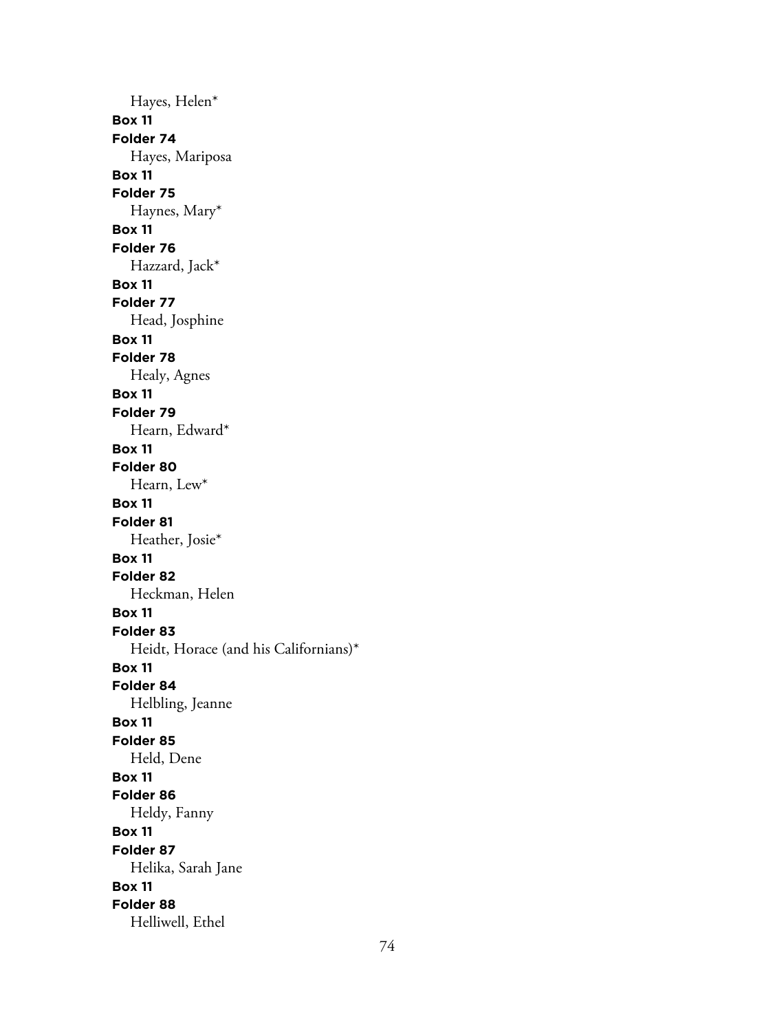Hayes, Helen*

**Box 11**
**Folder 74**
Hayes, Mariposa

**Box 11**
**Folder 75**
Haynes, Mary*

**Box 11**
**Folder 76**
Hazzard, Jack*

**Box 11**
**Folder 77**
Head, Josphine

**Box 11**
**Folder 78**
Healy, Agnes

**Box 11**
**Folder 79**
Hearn, Edward*

**Box 11**
**Folder 80**
Hearn, Lew*

**Box 11**
**Folder 81**
Heather, Josie*

**Box 11**
**Folder 82**
Heckman, Helen

**Box 11**
**Folder 83**
Heidt, Horace (and his Californians)*

**Box 11**
**Folder 84**
Helbling, Jeanne

**Box 11**
**Folder 85**
Held, Dene

**Box 11**
**Folder 86**
Heldy, Fanny

**Box 11**
**Folder 87**
Helika, Sarah Jane

**Box 11**
**Folder 88**
Helliwell, Ethel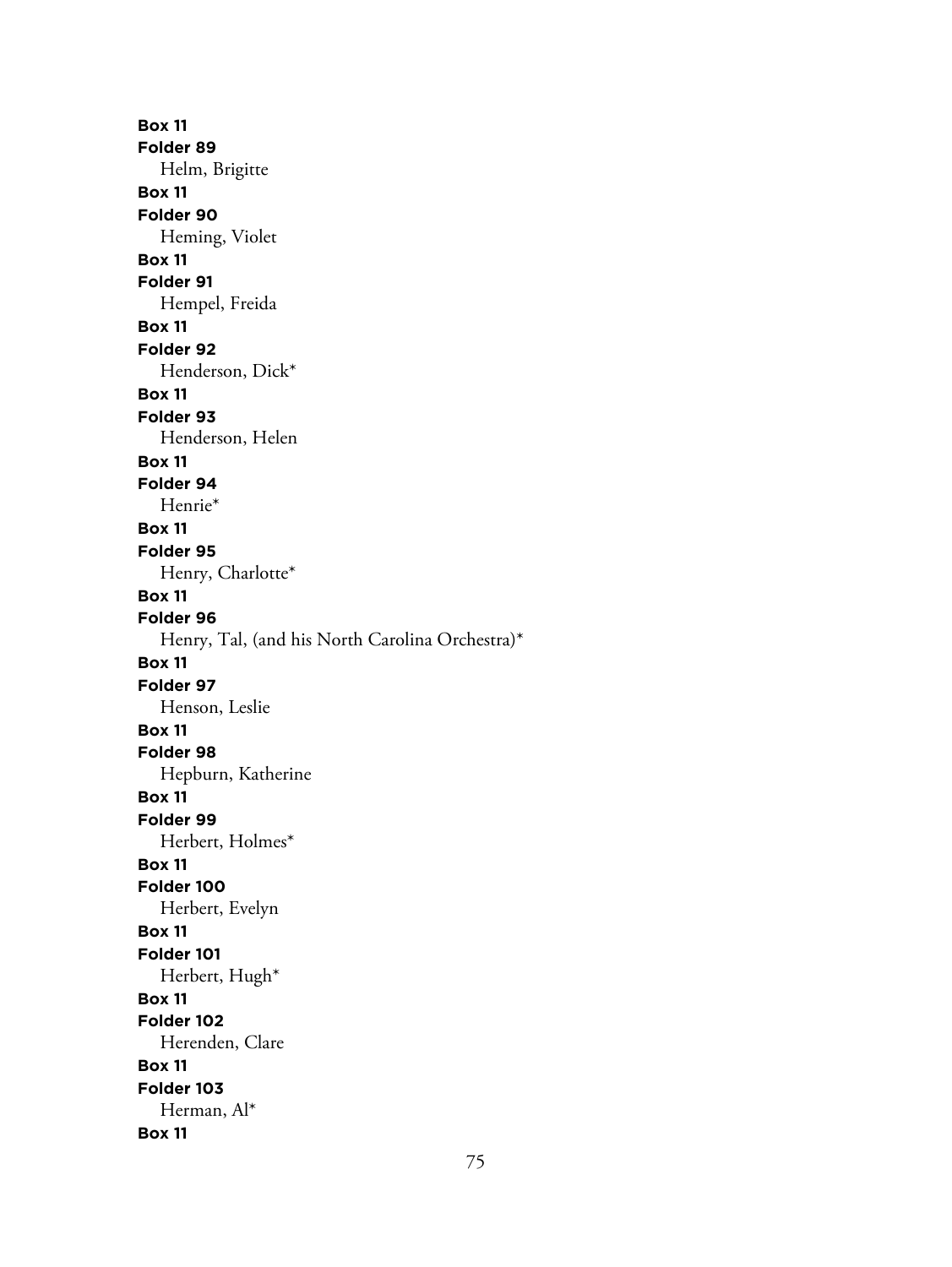**Box 11**
**Folder 89**
Helm, Brigitte
**Box 11**
**Folder 90**
Heming, Violet
**Box 11**
**Folder 91**
Hempel, Freida
**Box 11**
**Folder 92**
Henderson, Dick*
**Box 11**
**Folder 93**
Henderson, Helen
**Box 11**
**Folder 94**
Henrie*
**Box 11**
**Folder 95**
Henry, Charlotte*
**Box 11**
**Folder 96**
Henry, Tal, (and his North Carolina Orchestra)*
**Box 11**
**Folder 97**
Henson, Leslie
**Box 11**
**Folder 98**
Hepburn, Katherine
**Box 11**
**Folder 99**
Herbert, Holmes*
**Box 11**
**Folder 100**
Herbert, Evelyn
**Box 11**
**Folder 101**
Herbert, Hugh*
**Box 11**
**Folder 102**
Herenden, Clare
**Box 11**
**Folder 103**
Herman, Al*
**Box 11**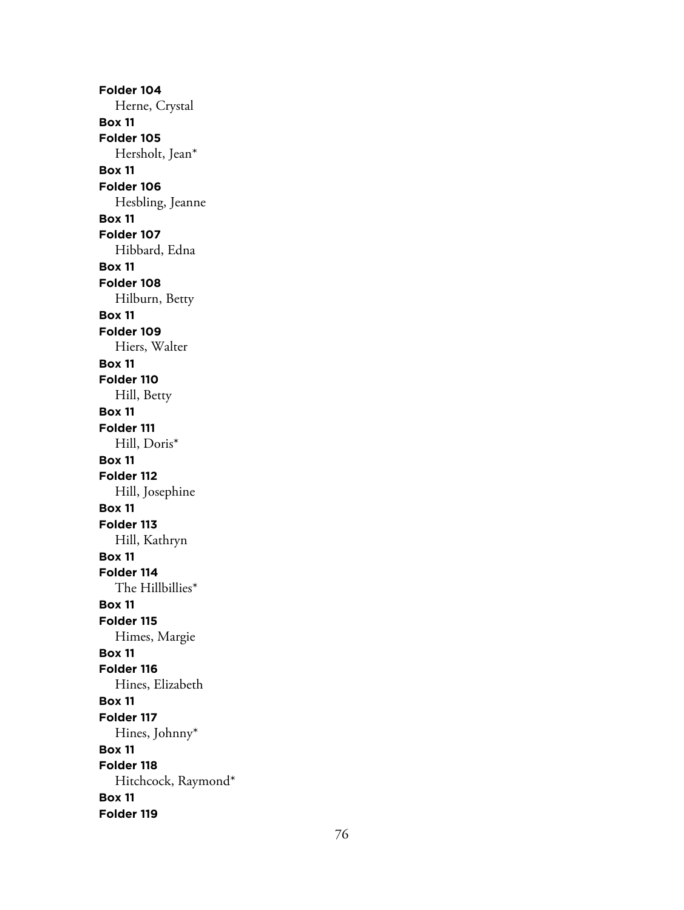**Folder 104**
Herne, Crystal
**Box 11**
**Folder 105**
Hersholt, Jean*
**Box 11**
**Folder 106**
Hesbling, Jeanne
**Box 11**
**Folder 107**
Hibbard, Edna
**Box 11**
**Folder 108**
Hilburn, Betty
**Box 11**
**Folder 109**
Hiers, Walter
**Box 11**
**Folder 110**
Hill, Betty
**Box 11**
**Folder 111**
Hill, Doris*
**Box 11**
**Folder 112**
Hill, Josephine
**Box 11**
**Folder 113**
Hill, Kathryn
**Box 11**
**Folder 114**
The Hillbillies*
**Box 11**
**Folder 115**
Himes, Margie
**Box 11**
**Folder 116**
Hines, Elizabeth
**Box 11**
**Folder 117**
Hines, Johnny*
**Box 11**
**Folder 118**
Hitchcock, Raymond*
**Box 11**
**Folder 119**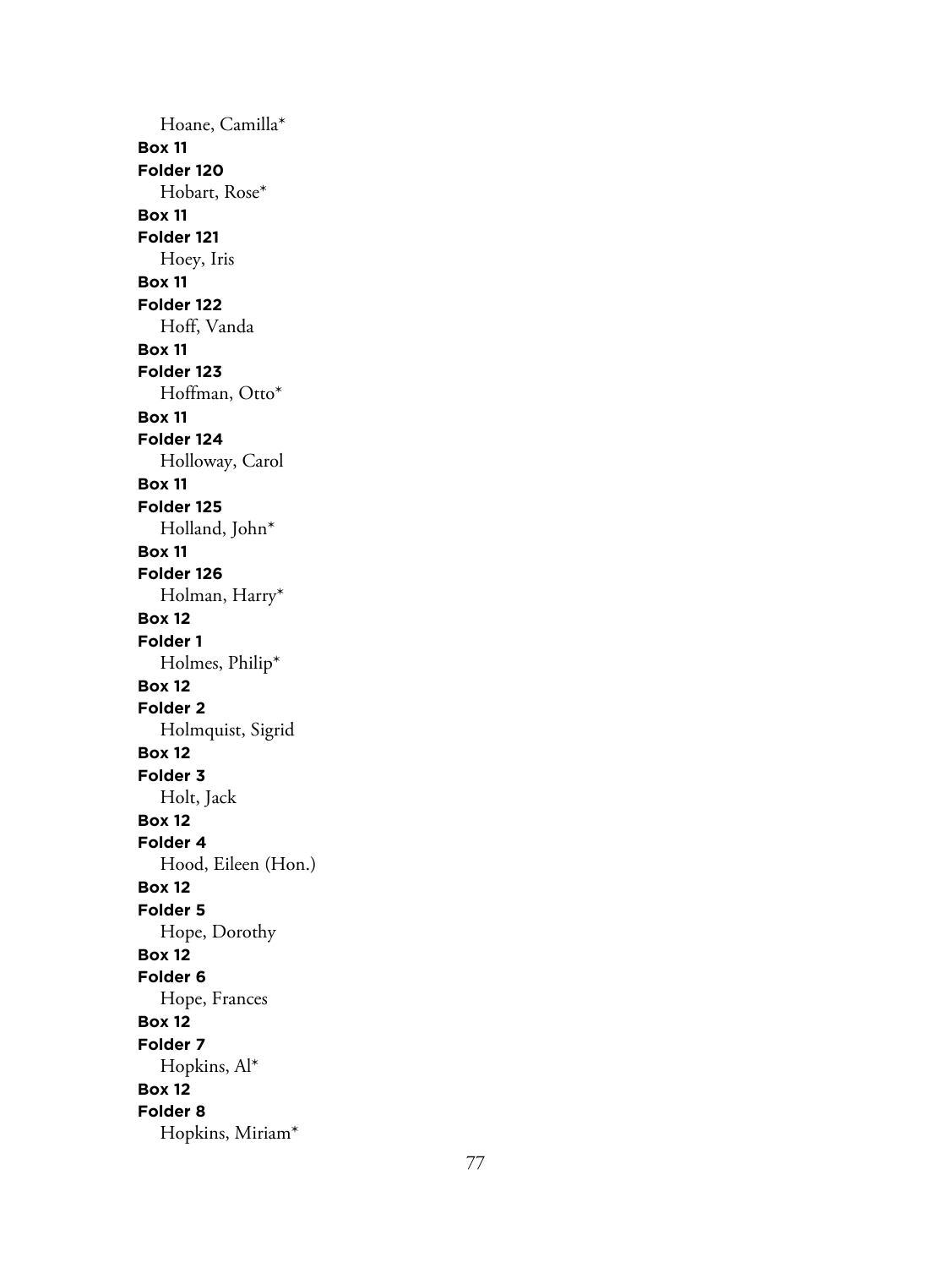Hoane, Camilla*

**Box 11**
**Folder 120**
Hobart, Rose*

**Box 11**
**Folder 121**
Hoey, Iris

**Box 11**
**Folder 122**
Hoff, Vanda

**Box 11**
**Folder 123**
Hoffman, Otto*

**Box 11**
**Folder 124**
Holloway, Carol

**Box 11**
**Folder 125**
Holland, John*

**Box 11**
**Folder 126**
Holman, Harry*

**Box 12**
**Folder 1**
Holmes, Philip*

**Box 12**
**Folder 2**
Holmquist, Sigrid

**Box 12**
**Folder 3**
Holt, Jack

**Box 12**
**Folder 4**
Hood, Eileen (Hon.)

**Box 12**
**Folder 5**
Hope, Dorothy

**Box 12**
**Folder 6**
Hope, Frances

**Box 12**
**Folder 7**
Hopkins, Al*

**Box 12**
**Folder 8**
Hopkins, Miriam*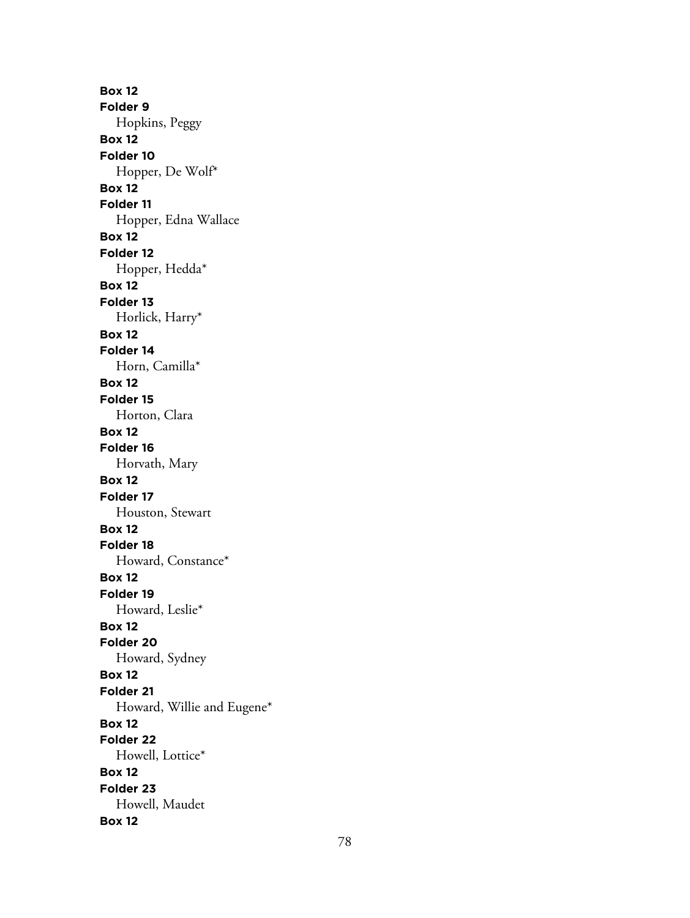**Box 12**
**Folder 9**
Hopkins, Peggy
**Box 12**
**Folder 10**
Hopper, De Wolf*
**Box 12**
**Folder 11**
Hopper, Edna Wallace
**Box 12**
**Folder 12**
Hopper, Hedda*
**Box 12**
**Folder 13**
Horlick, Harry*
**Box 12**
**Folder 14**
Horn, Camilla*
**Box 12**
**Folder 15**
Horton, Clara
**Box 12**
**Folder 16**
Horvath, Mary
**Box 12**
**Folder 17**
Houston, Stewart
**Box 12**
**Folder 18**
Howard, Constance*
**Box 12**
**Folder 19**
Howard, Leslie*
**Box 12**
**Folder 20**
Howard, Sydney
**Box 12**
**Folder 21**
Howard, Willie and Eugene*
**Box 12**
**Folder 22**
Howell, Lottice*
**Box 12**
**Folder 23**
Howell, Maudet
**Box 12**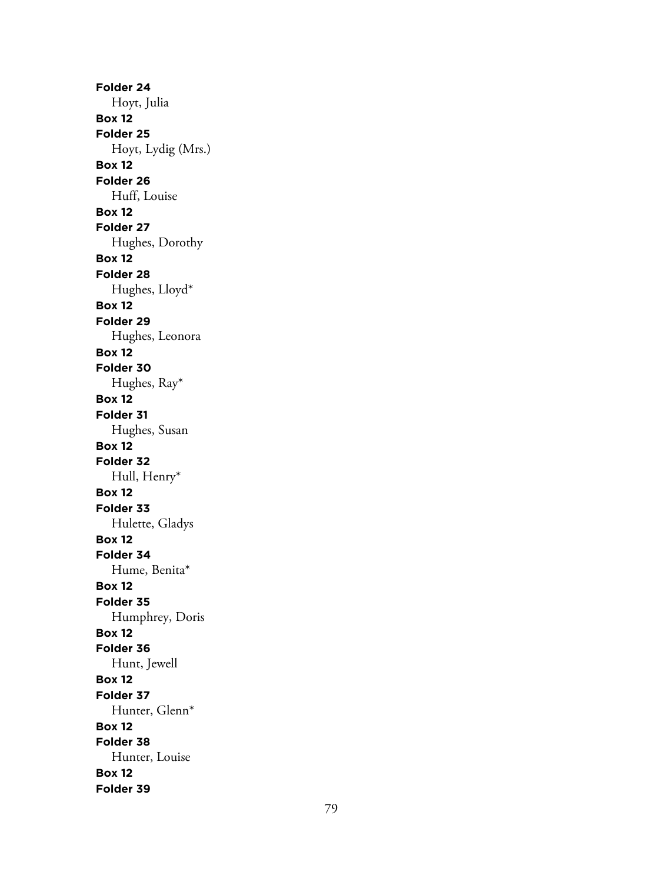**Folder 24**
Hoyt, Julia
**Box 12**
**Folder 25**
Hoyt, Lydig (Mrs.)
**Box 12**
**Folder 26**
Huff, Louise
**Box 12**
**Folder 27**
Hughes, Dorothy
**Box 12**
**Folder 28**
Hughes, Lloyd*
**Box 12**
**Folder 29**
Hughes, Leonora
**Box 12**
**Folder 30**
Hughes, Ray*
**Box 12**
**Folder 31**
Hughes, Susan
**Box 12**
**Folder 32**
Hull, Henry*
**Box 12**
**Folder 33**
Hulette, Gladys
**Box 12**
**Folder 34**
Hume, Benita*
**Box 12**
**Folder 35**
Humphrey, Doris
**Box 12**
**Folder 36**
Hunt, Jewell
**Box 12**
**Folder 37**
Hunter, Glenn*
**Box 12**
**Folder 38**
Hunter, Louise
**Box 12**
**Folder 39**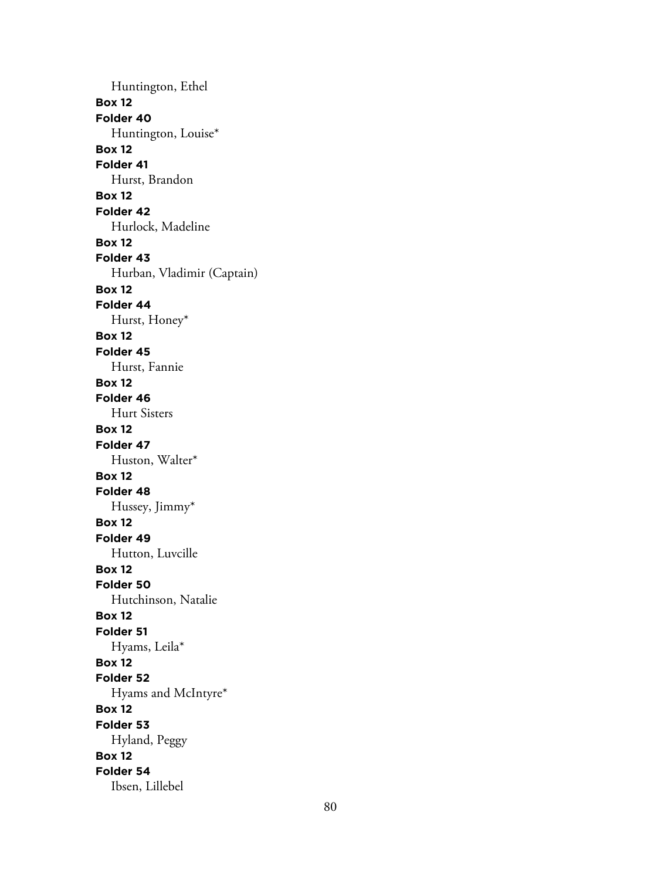Huntington, Ethel

**Box 12**
**Folder 40**
Huntington, Louise*

**Box 12**
**Folder 41**
Hurst, Brandon

**Box 12**
**Folder 42**
Hurlock, Madeline

**Box 12**
**Folder 43**
Hurban, Vladimir (Captain)

**Box 12**
**Folder 44**
Hurst, Honey*

**Box 12**
**Folder 45**
Hurst, Fannie

**Box 12**
**Folder 46**
Hurt Sisters

**Box 12**
**Folder 47**
Huston, Walter*

**Box 12**
**Folder 48**
Hussey, Jimmy*

**Box 12**
**Folder 49**
Hutton, Luvcille

**Box 12**
**Folder 50**
Hutchinson, Natalie

**Box 12**
**Folder 51**
Hyams, Leila*

**Box 12**
**Folder 52**
Hyams and McIntyre*

**Box 12**
**Folder 53**
Hyland, Peggy

**Box 12**
**Folder 54**
Ibsen, Lillebel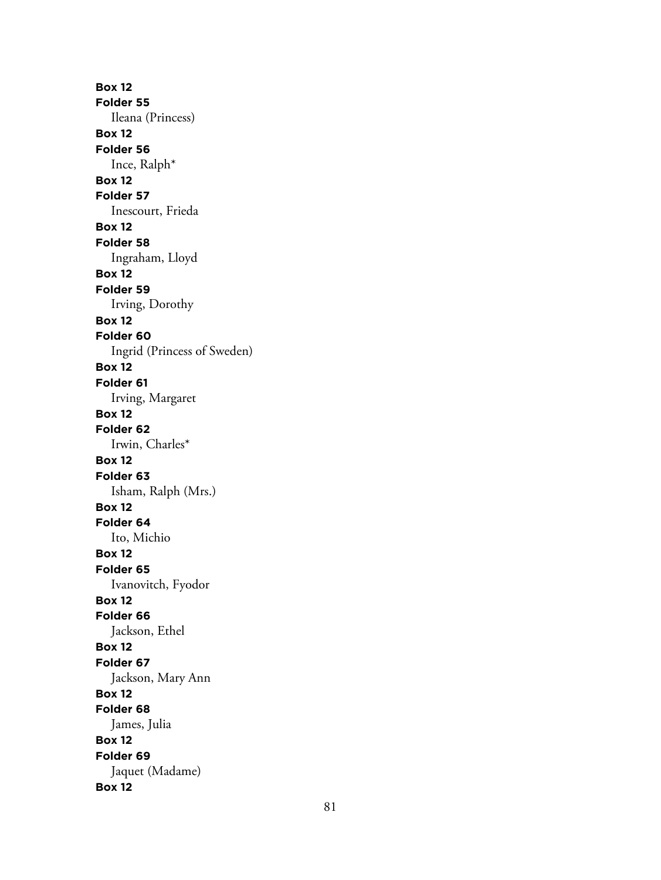**Box 12**
**Folder 55**
Ileana (Princess)
**Box 12**
**Folder 56**
Ince, Ralph*
**Box 12**
**Folder 57**
Inescourt, Frieda
**Box 12**
**Folder 58**
Ingraham, Lloyd
**Box 12**
**Folder 59**
Irving, Dorothy
**Box 12**
**Folder 60**
Ingrid (Princess of Sweden)
**Box 12**
**Folder 61**
Irving, Margaret
**Box 12**
**Folder 62**
Irwin, Charles*
**Box 12**
**Folder 63**
Isham, Ralph (Mrs.)
**Box 12**
**Folder 64**
Ito, Michio
**Box 12**
**Folder 65**
Ivanovitch, Fyodor
**Box 12**
**Folder 66**
Jackson, Ethel
**Box 12**
**Folder 67**
Jackson, Mary Ann
**Box 12**
**Folder 68**
James, Julia
**Box 12**
**Folder 69**
Jaquet (Madame)
**Box 12**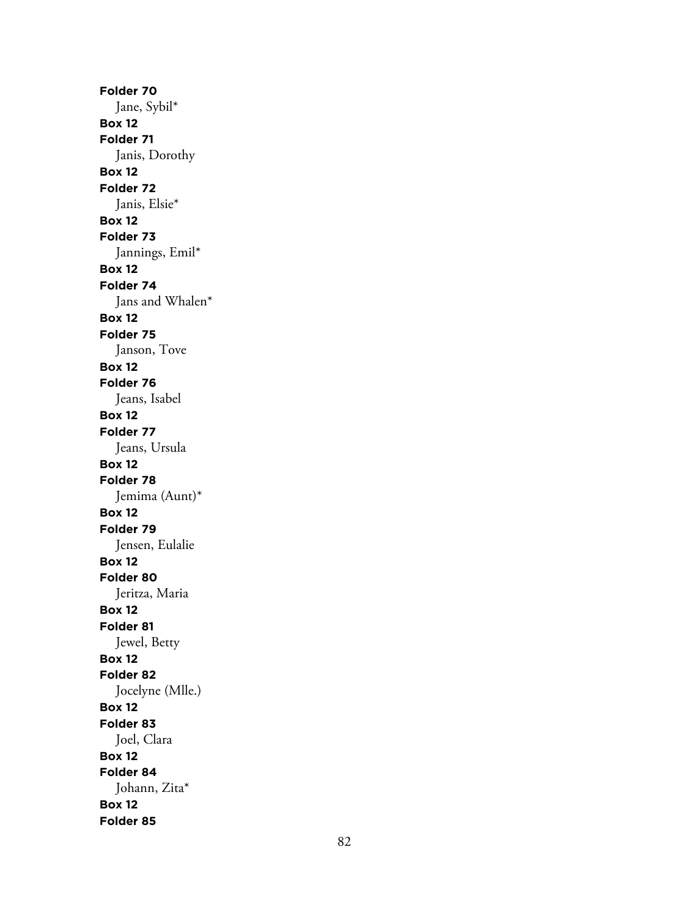**Folder 70**
Jane, Sybil*
**Box 12**
**Folder 71**
Janis, Dorothy
**Box 12**
**Folder 72**
Janis, Elsie*
**Box 12**
**Folder 73**
Jannings, Emil*
**Box 12**
**Folder 74**
Jans and Whalen*
**Box 12**
**Folder 75**
Janson, Tove
**Box 12**
**Folder 76**
Jeans, Isabel
**Box 12**
**Folder 77**
Jeans, Ursula
**Box 12**
**Folder 78**
Jemima (Aunt)*
**Box 12**
**Folder 79**
Jensen, Eulalie
**Box 12**
**Folder 80**
Jeritza, Maria
**Box 12**
**Folder 81**
Jewel, Betty
**Box 12**
**Folder 82**
Jocelyne (Mlle.)
**Box 12**
**Folder 83**
Joel, Clara
**Box 12**
**Folder 84**
Johann, Zita*
**Box 12**
**Folder 85**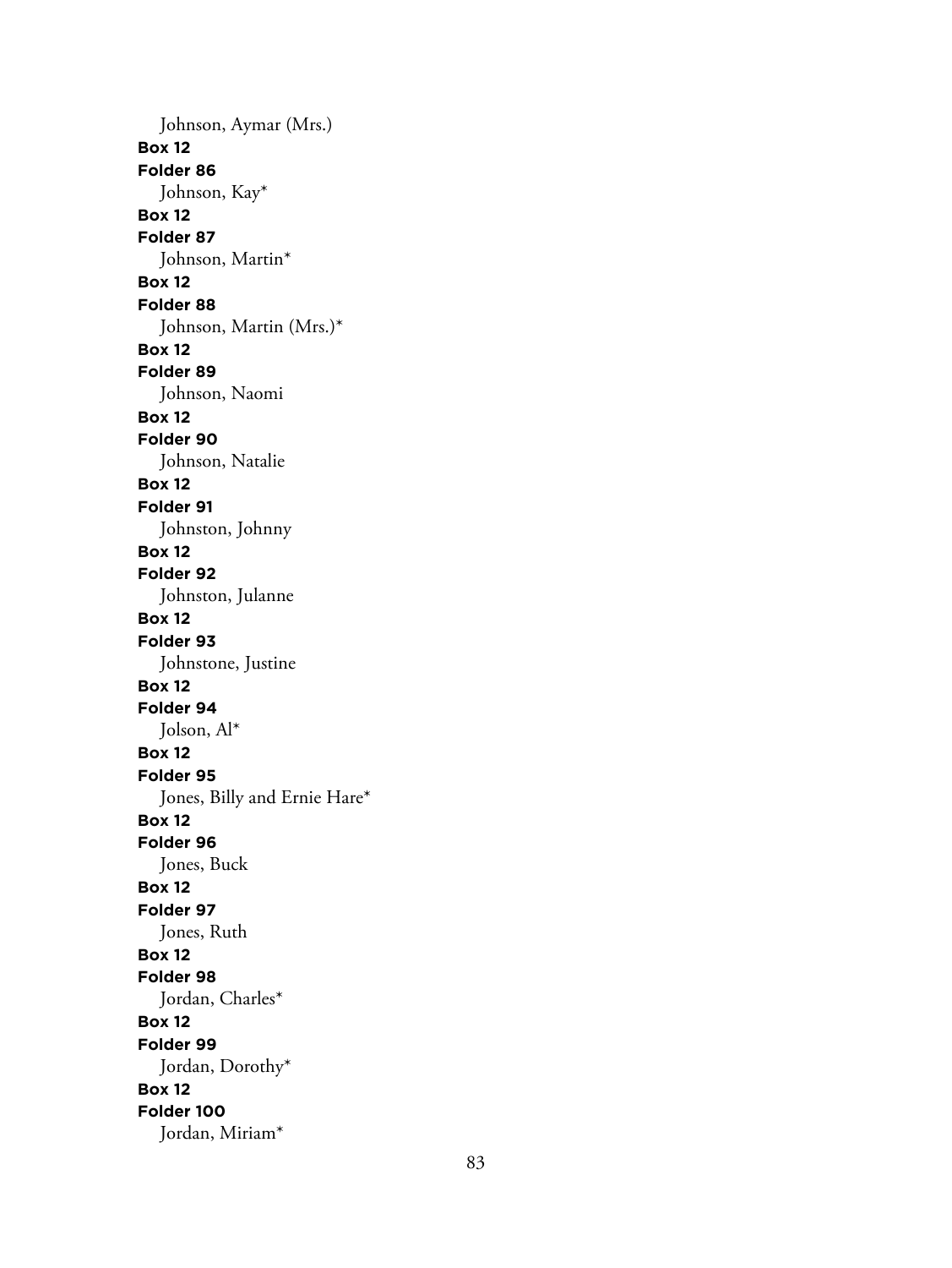Johnson, Aymar (Mrs.)

**Box 12**
**Folder 86**
Johnson, Kay*

**Box 12**
**Folder 87**
Johnson, Martin*

**Box 12**
**Folder 88**
Johnson, Martin (Mrs.)*

**Box 12**
**Folder 89**
Johnson, Naomi

**Box 12**
**Folder 90**
Johnson, Natalie

**Box 12**
**Folder 91**
Johnston, Johnny

**Box 12**
**Folder 92**
Johnston, Julanne

**Box 12**
**Folder 93**
Johnstone, Justine

**Box 12**
**Folder 94**
Jolson, Al*

**Box 12**
**Folder 95**
Jones, Billy and Ernie Hare*

**Box 12**
**Folder 96**
Jones, Buck

**Box 12**
**Folder 97**
Jones, Ruth

**Box 12**
**Folder 98**
Jordan, Charles*

**Box 12**
**Folder 99**
Jordan, Dorothy*

**Box 12**
**Folder 100**
Jordan, Miriam*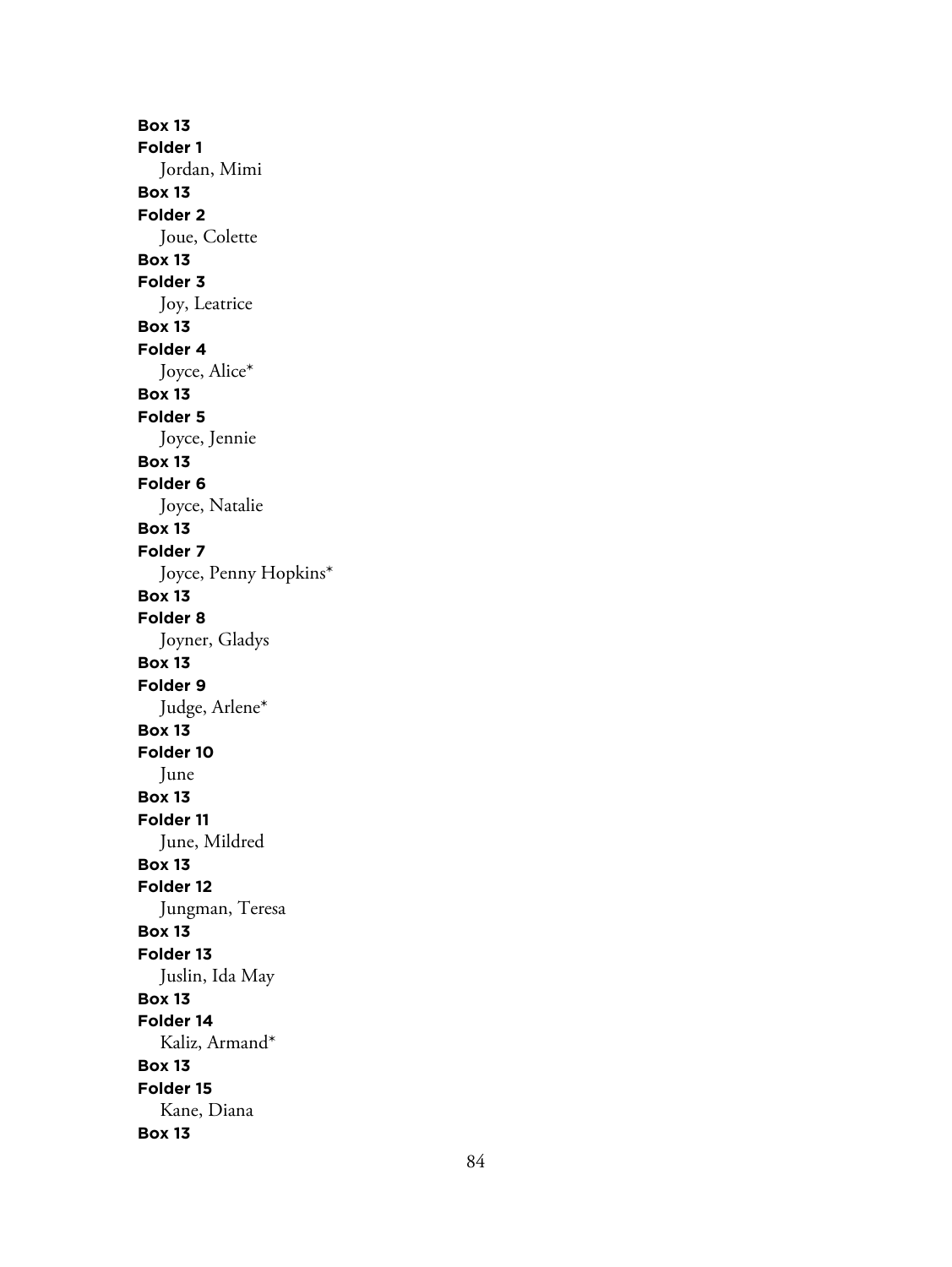**Box 13**
**Folder 1**
Jordan, Mimi
**Box 13**
**Folder 2**
Joue, Colette
**Box 13**
**Folder 3**
Joy, Leatrice
**Box 13**
**Folder 4**
Joyce, Alice*
**Box 13**
**Folder 5**
Joyce, Jennie
**Box 13**
**Folder 6**
Joyce, Natalie
**Box 13**
**Folder 7**
Joyce, Penny Hopkins*
**Box 13**
**Folder 8**
Joyner, Gladys
**Box 13**
**Folder 9**
Judge, Arlene*
**Box 13**
**Folder 10**
June
**Box 13**
**Folder 11**
June, Mildred
**Box 13**
**Folder 12**
Jungman, Teresa
**Box 13**
**Folder 13**
Juslin, Ida May
**Box 13**
**Folder 14**
Kaliz, Armand*
**Box 13**
**Folder 15**
Kane, Diana
**Box 13**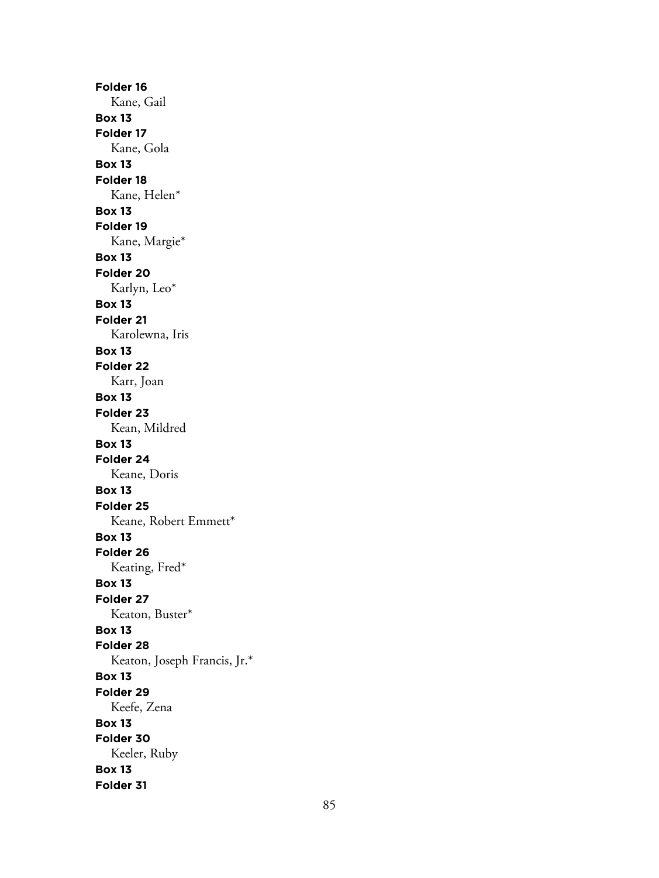**Folder 16**
Kane, Gail
**Box 13**
**Folder 17**
Kane, Gola
**Box 13**
**Folder 18**
Kane, Helen*
**Box 13**
**Folder 19**
Kane, Margie*
**Box 13**
**Folder 20**
Karlyn, Leo*
**Box 13**
**Folder 21**
Karolewna, Iris
**Box 13**
**Folder 22**
Karr, Joan
**Box 13**
**Folder 23**
Kean, Mildred
**Box 13**
**Folder 24**
Keane, Doris
**Box 13**
**Folder 25**
Keane, Robert Emmett*
**Box 13**
**Folder 26**
Keating, Fred*
**Box 13**
**Folder 27**
Keaton, Buster*
**Box 13**
**Folder 28**
Keaton, Joseph Francis, Jr.*
**Box 13**
**Folder 29**
Keefe, Zena
**Box 13**
**Folder 30**
Keeler, Ruby
**Box 13**
**Folder 31**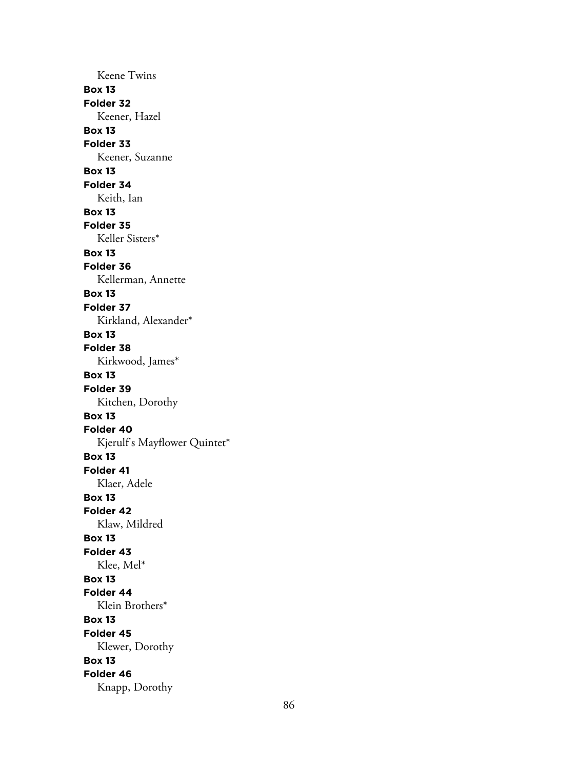Keene Twins

**Box 13**

**Folder 32**

Keener, Hazel

**Box 13**

**Folder 33**

Keener, Suzanne

**Box 13**

**Folder 34**

Keith, Ian

**Box 13**

**Folder 35**

Keller Sisters*

**Box 13**

**Folder 36**

Kellerman, Annette

**Box 13**

**Folder 37**

Kirkland, Alexander*

**Box 13**

**Folder 38**

Kirkwood, James*

**Box 13**

**Folder 39**

Kitchen, Dorothy

**Box 13**

**Folder 40**

Kjerulf's Mayflower Quintet*

**Box 13**

**Folder 41**

Klaer, Adele

**Box 13**

**Folder 42**

Klaw, Mildred

**Box 13**

**Folder 43**

Klee, Mel*

**Box 13**

**Folder 44**

Klein Brothers*

**Box 13**

**Folder 45**

Klewer, Dorothy

**Box 13**

**Folder 46**

Knapp, Dorothy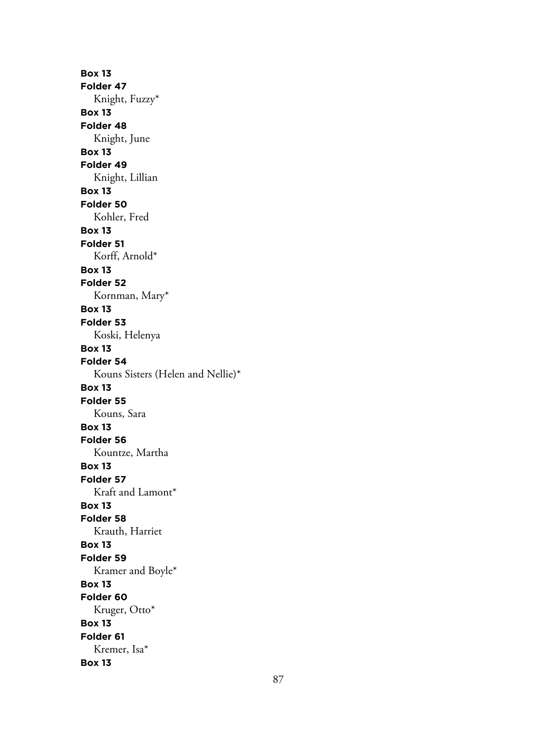**Box 13**
**Folder 47**
Knight, Fuzzy*
**Box 13**
**Folder 48**
Knight, June
**Box 13**
**Folder 49**
Knight, Lillian
**Box 13**
**Folder 50**
Kohler, Fred
**Box 13**
**Folder 51**
Korff, Arnold*
**Box 13**
**Folder 52**
Kornman, Mary*
**Box 13**
**Folder 53**
Koski, Helenya
**Box 13**
**Folder 54**
Kouns Sisters (Helen and Nellie)*
**Box 13**
**Folder 55**
Kouns, Sara
**Box 13**
**Folder 56**
Kountze, Martha
**Box 13**
**Folder 57**
Kraft and Lamont*
**Box 13**
**Folder 58**
Krauth, Harriet
**Box 13**
**Folder 59**
Kramer and Boyle*
**Box 13**
**Folder 60**
Kruger, Otto*
**Box 13**
**Folder 61**
Kremer, Isa*
**Box 13**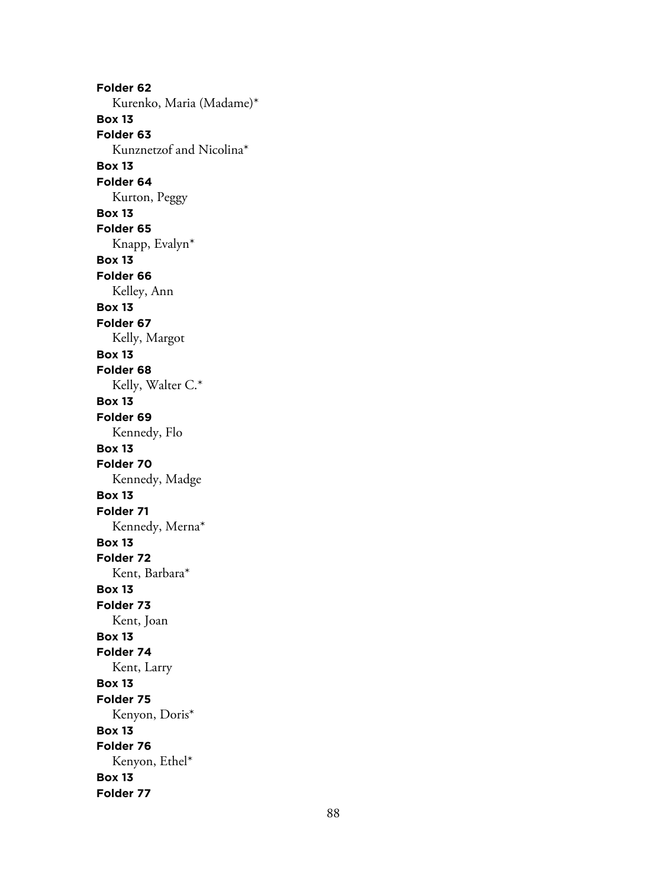**Folder 62**

Kurenko, Maria (Madame)*

**Box 13**

**Folder 63**

Kunznetzof and Nicolina*

**Box 13**

**Folder 64**

Kurton, Peggy

**Box 13**

**Folder 65**

Knapp, Evalyn*

**Box 13**

**Folder 66**

Kelley, Ann

**Box 13**

**Folder 67**

Kelly, Margot

**Box 13**

**Folder 68**

Kelly, Walter C.*

**Box 13**

**Folder 69**

Kennedy, Flo

**Box 13**

**Folder 70**

Kennedy, Madge

**Box 13**

**Folder 71**

Kennedy, Merna*

**Box 13**

**Folder 72**

Kent, Barbara*

**Box 13**

**Folder 73**

Kent, Joan

**Box 13**

**Folder 74**

Kent, Larry

**Box 13**

**Folder 75**

Kenyon, Doris*

**Box 13**

**Folder 76**

Kenyon, Ethel*

**Box 13**

**Folder 77**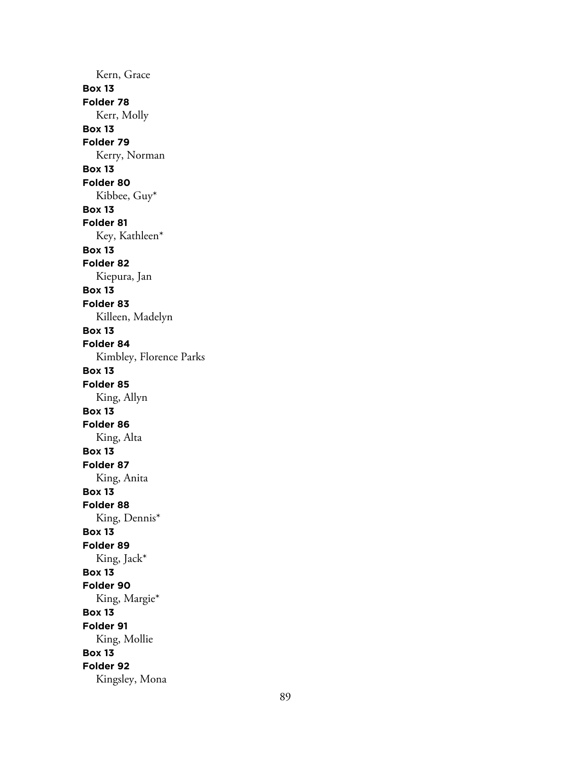Kern, Grace

**Box 13**

**Folder 78**

Kerr, Molly

**Box 13**

**Folder 79**

Kerry, Norman

**Box 13**

**Folder 80**

Kibbee, Guy*

**Box 13**

**Folder 81**

Key, Kathleen*

**Box 13**

**Folder 82**

Kiepura, Jan

**Box 13**

**Folder 83**

Killeen, Madelyn

**Box 13**

**Folder 84**

Kimbley, Florence Parks

**Box 13**

**Folder 85**

King, Allyn

**Box 13**

**Folder 86**

King, Alta

**Box 13**

**Folder 87**

King, Anita

**Box 13**

**Folder 88**

King, Dennis*

**Box 13**

**Folder 89**

King, Jack*

**Box 13**

**Folder 90**

King, Margie*

**Box 13**

**Folder 91**

King, Mollie

**Box 13**

**Folder 92**

Kingsley, Mona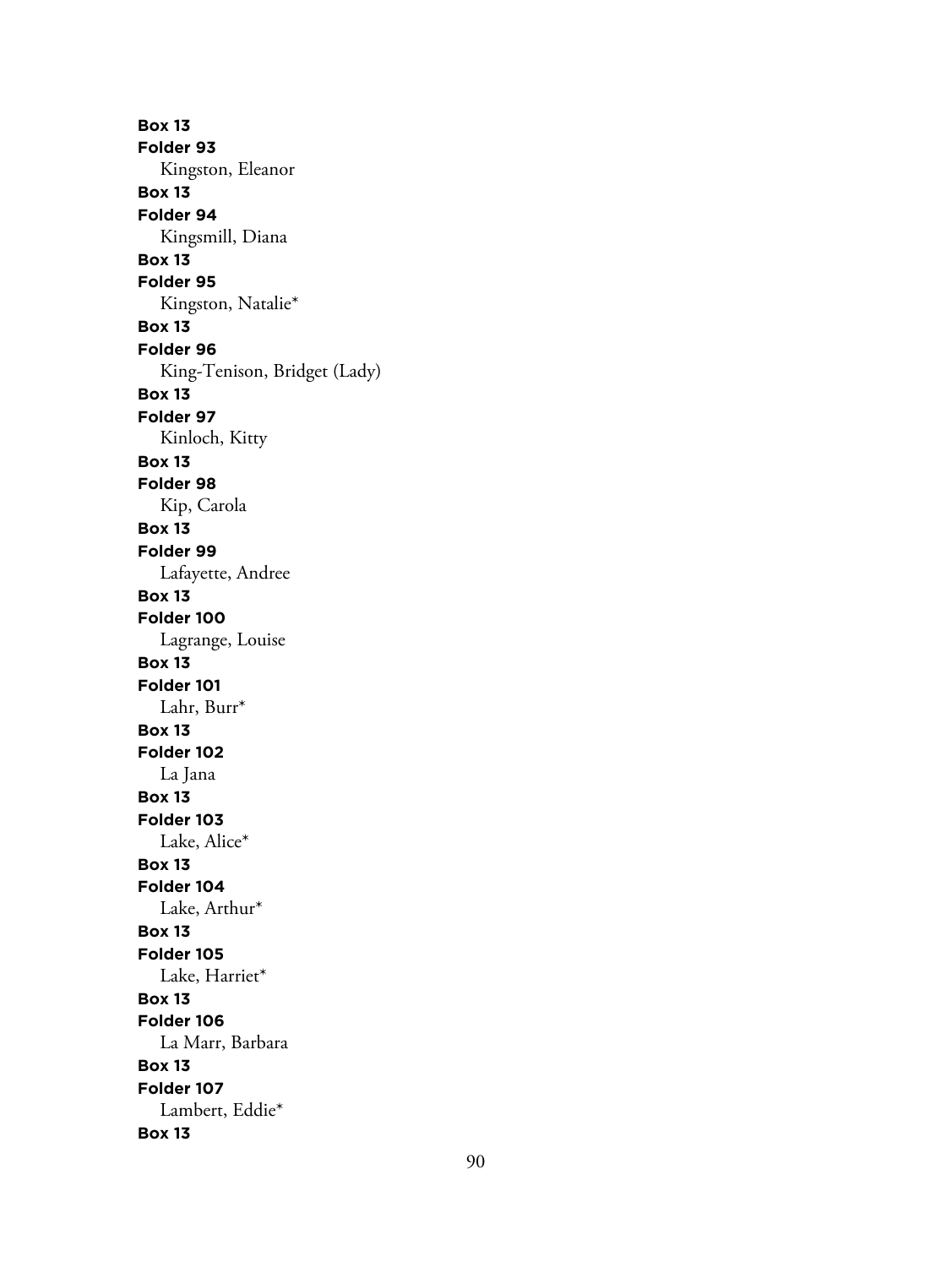**Box 13**
**Folder 93**
Kingston, Eleanor
**Box 13**
**Folder 94**
Kingsmill, Diana
**Box 13**
**Folder 95**
Kingston, Natalie*
**Box 13**
**Folder 96**
King-Tenison, Bridget (Lady)
**Box 13**
**Folder 97**
Kinloch, Kitty
**Box 13**
**Folder 98**
Kip, Carola
**Box 13**
**Folder 99**
Lafayette, Andree
**Box 13**
**Folder 100**
Lagrange, Louise
**Box 13**
**Folder 101**
Lahr, Burr*
**Box 13**
**Folder 102**
La Jana
**Box 13**
**Folder 103**
Lake, Alice*
**Box 13**
**Folder 104**
Lake, Arthur*
**Box 13**
**Folder 105**
Lake, Harriet*
**Box 13**
**Folder 106**
La Marr, Barbara
**Box 13**
**Folder 107**
Lambert, Eddie*
**Box 13**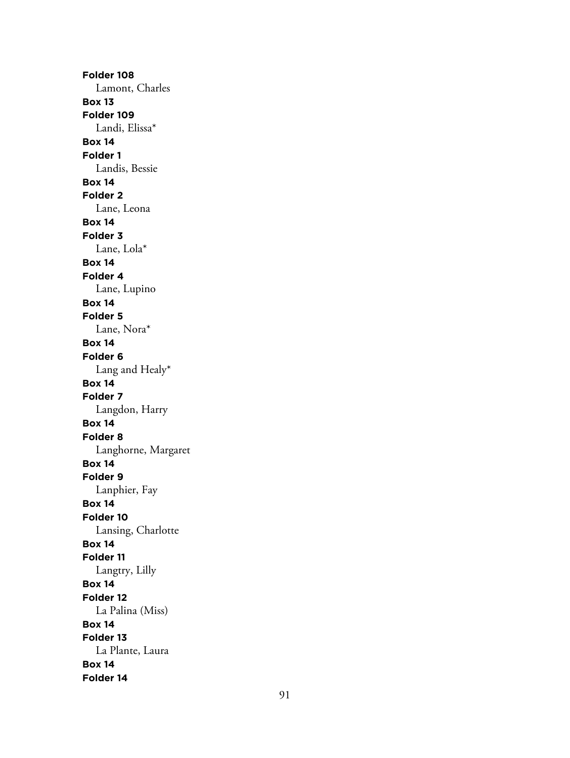**Folder 108**
Lamont, Charles
**Box 13**
**Folder 109**
Landi, Elissa*
**Box 14**
**Folder 1**
Landis, Bessie
**Box 14**
**Folder 2**
Lane, Leona
**Box 14**
**Folder 3**
Lane, Lola*
**Box 14**
**Folder 4**
Lane, Lupino
**Box 14**
**Folder 5**
Lane, Nora*
**Box 14**
**Folder 6**
Lang and Healy*
**Box 14**
**Folder 7**
Langdon, Harry
**Box 14**
**Folder 8**
Langhorne, Margaret
**Box 14**
**Folder 9**
Lanphier, Fay
**Box 14**
**Folder 10**
Lansing, Charlotte
**Box 14**
**Folder 11**
Langtry, Lilly
**Box 14**
**Folder 12**
La Palina (Miss)
**Box 14**
**Folder 13**
La Plante, Laura
**Box 14**
**Folder 14**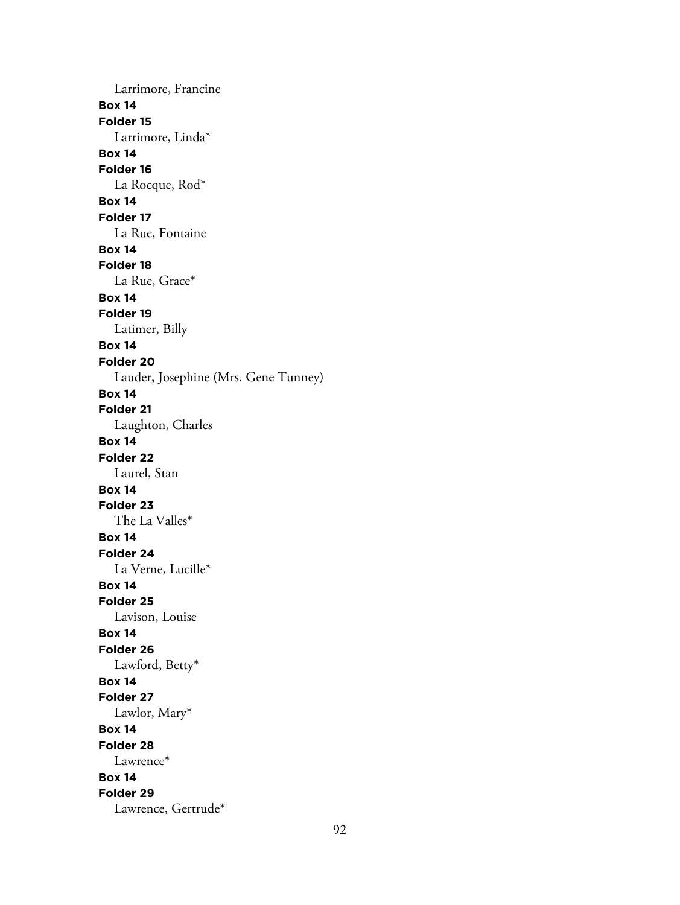Larrimore, Francine

**Box 14**
**Folder 15**
Larrimore, Linda*

**Box 14**
**Folder 16**
La Rocque, Rod*

**Box 14**
**Folder 17**
La Rue, Fontaine

**Box 14**
**Folder 18**
La Rue, Grace*

**Box 14**
**Folder 19**
Latimer, Billy

**Box 14**
**Folder 20**
Lauder, Josephine (Mrs. Gene Tunney)

**Box 14**
**Folder 21**
Laughton, Charles

**Box 14**
**Folder 22**
Laurel, Stan

**Box 14**
**Folder 23**
The La Valles*

**Box 14**
**Folder 24**
La Verne, Lucille*

**Box 14**
**Folder 25**
Lavison, Louise

**Box 14**
**Folder 26**
Lawford, Betty*

**Box 14**
**Folder 27**
Lawlor, Mary*

**Box 14**
**Folder 28**
Lawrence*

**Box 14**
**Folder 29**
Lawrence, Gertrude*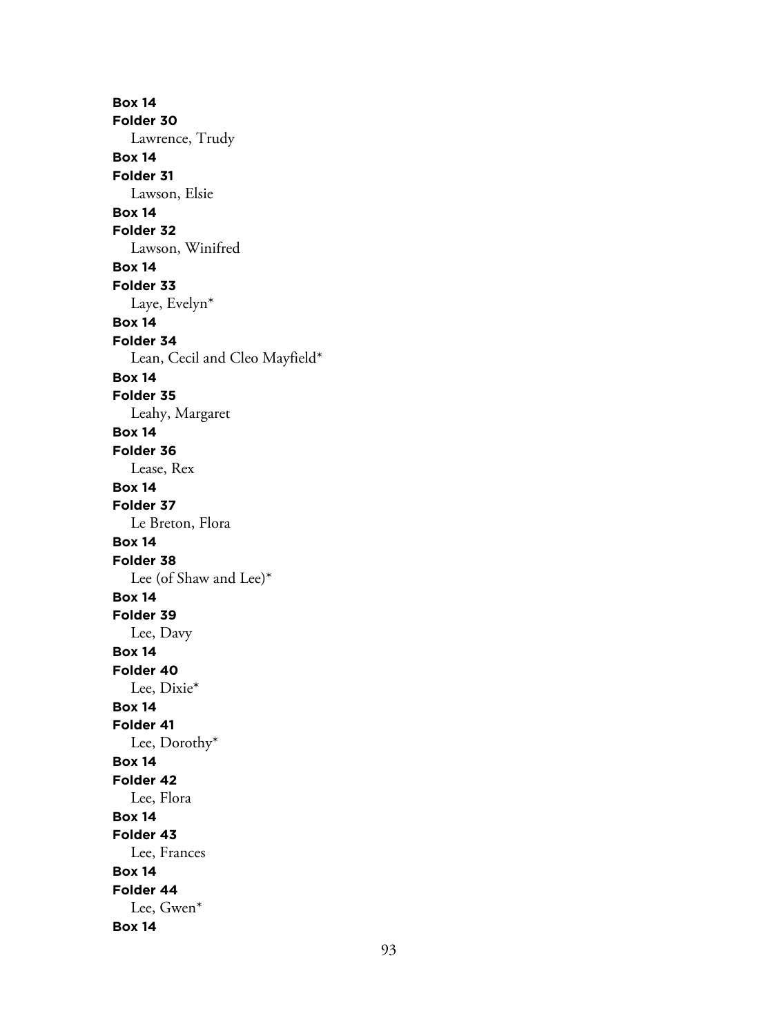**Box 14**
**Folder 30**
Lawrence, Trudy
**Box 14**
**Folder 31**
Lawson, Elsie
**Box 14**
**Folder 32**
Lawson, Winifred
**Box 14**
**Folder 33**
Laye, Evelyn*
**Box 14**
**Folder 34**
Lean, Cecil and Cleo Mayfield*
**Box 14**
**Folder 35**
Leahy, Margaret
**Box 14**
**Folder 36**
Lease, Rex
**Box 14**
**Folder 37**
Le Breton, Flora
**Box 14**
**Folder 38**
Lee (of Shaw and Lee)*
**Box 14**
**Folder 39**
Lee, Davy
**Box 14**
**Folder 40**
Lee, Dixie*
**Box 14**
**Folder 41**
Lee, Dorothy*
**Box 14**
**Folder 42**
Lee, Flora
**Box 14**
**Folder 43**
Lee, Frances
**Box 14**
**Folder 44**
Lee, Gwen*
**Box 14**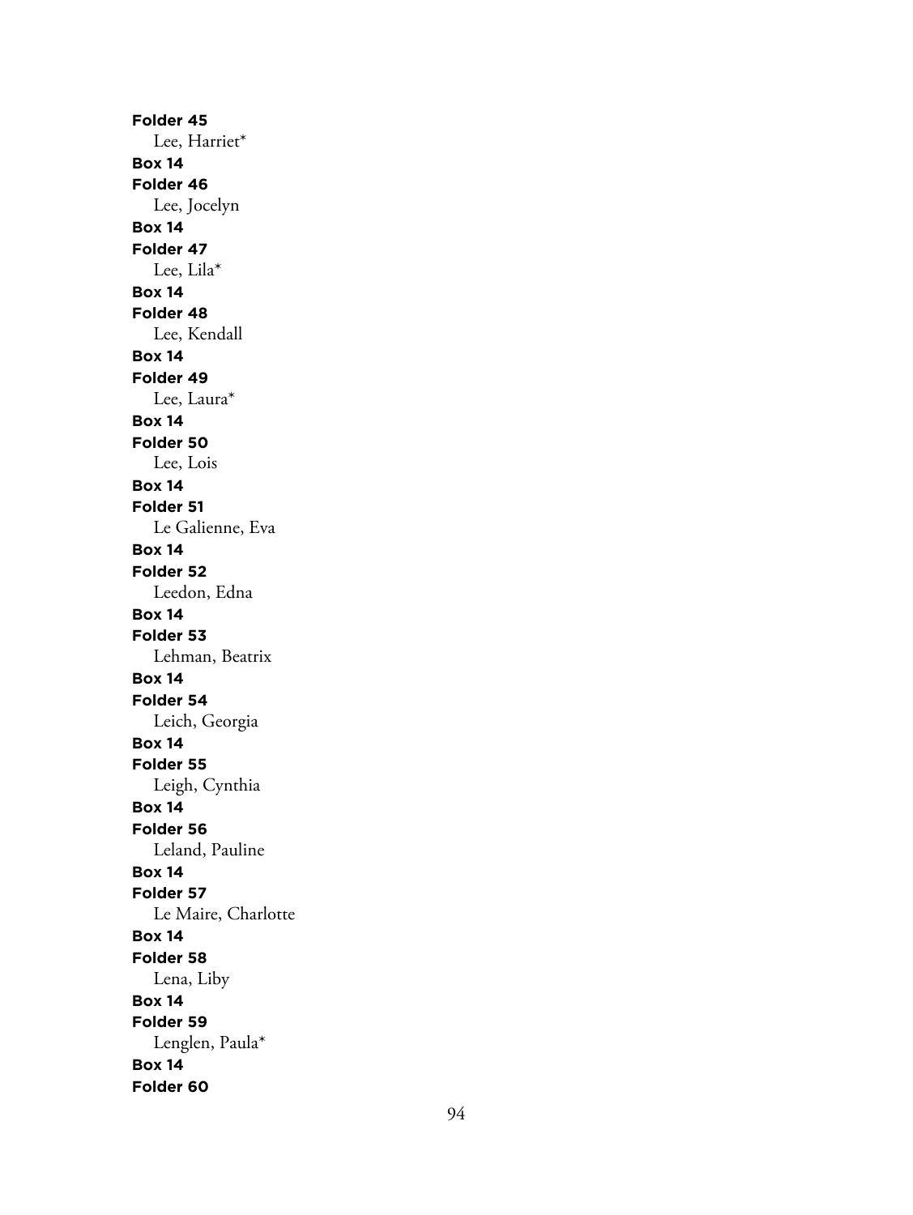**Folder 45**
Lee, Harriet*

**Box 14**
**Folder 46**
Lee, Jocelyn

**Box 14**
**Folder 47**
Lee, Lila*

**Box 14**
**Folder 48**
Lee, Kendall

**Box 14**
**Folder 49**
Lee, Laura*

**Box 14**
**Folder 50**
Lee, Lois

**Box 14**
**Folder 51**
Le Galienne, Eva

**Box 14**
**Folder 52**
Leedon, Edna

**Box 14**
**Folder 53**
Lehman, Beatrix

**Box 14**
**Folder 54**
Leich, Georgia

**Box 14**
**Folder 55**
Leigh, Cynthia

**Box 14**
**Folder 56**
Leland, Pauline

**Box 14**
**Folder 57**
Le Maire, Charlotte

**Box 14**
**Folder 58**
Lena, Liby

**Box 14**
**Folder 59**
Lenglen, Paula*

**Box 14**
**Folder 60**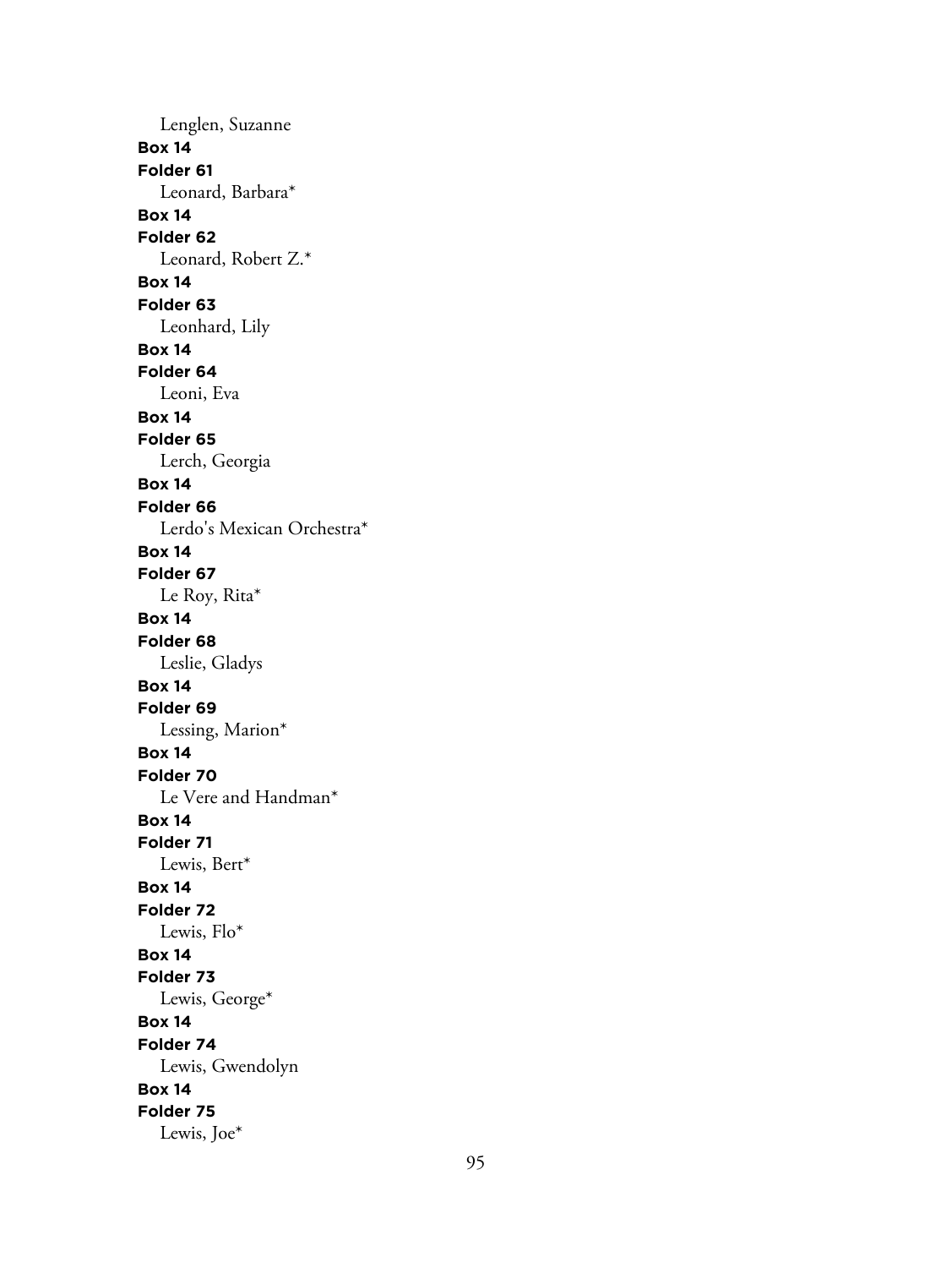Lenglen, Suzanne

**Box 14**
**Folder 61**
Leonard, Barbara*

**Box 14**
**Folder 62**
Leonard, Robert Z.*

**Box 14**
**Folder 63**
Leonhard, Lily

**Box 14**
**Folder 64**
Leoni, Eva

**Box 14**
**Folder 65**
Lerch, Georgia

**Box 14**
**Folder 66**
Lerdo's Mexican Orchestra*

**Box 14**
**Folder 67**
Le Roy, Rita*

**Box 14**
**Folder 68**
Leslie, Gladys

**Box 14**
**Folder 69**
Lessing, Marion*

**Box 14**
**Folder 70**
Le Vere and Handman*

**Box 14**
**Folder 71**
Lewis, Bert*

**Box 14**
**Folder 72**
Lewis, Flo*

**Box 14**
**Folder 73**
Lewis, George*

**Box 14**
**Folder 74**
Lewis, Gwendolyn

**Box 14**
**Folder 75**
Lewis, Joe*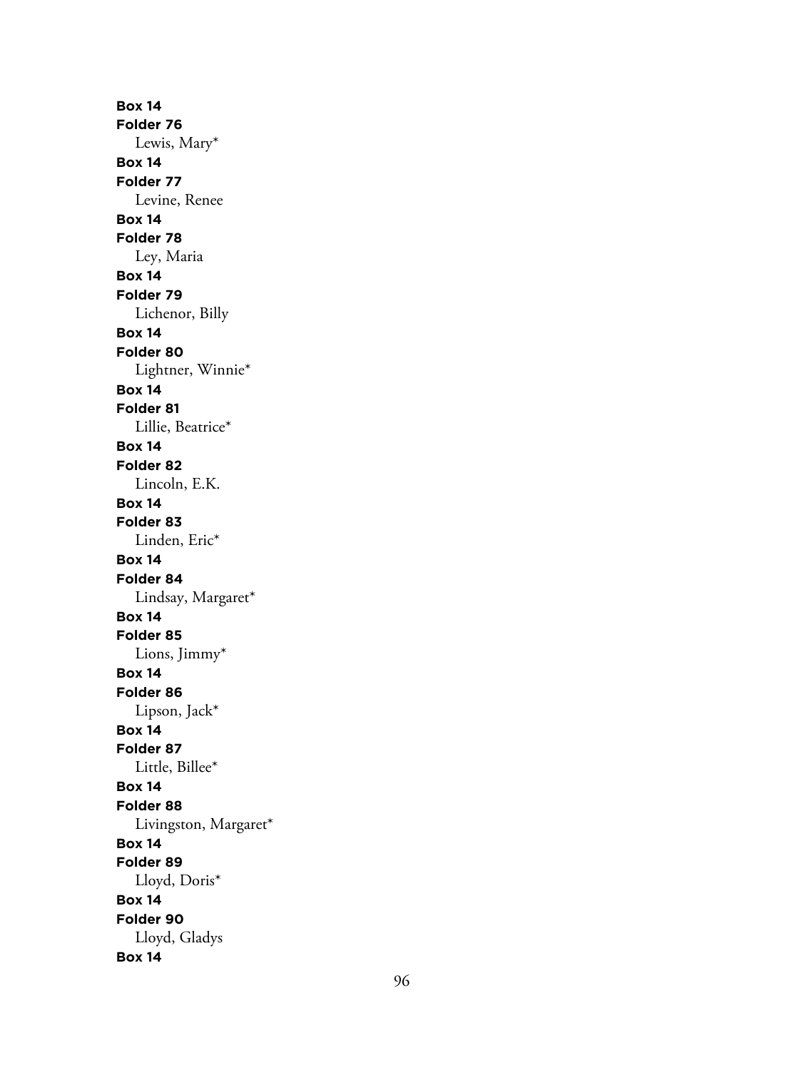**Box 14**
**Folder 76**
Lewis, Mary*
**Box 14**
**Folder 77**
Levine, Renee
**Box 14**
**Folder 78**
Ley, Maria
**Box 14**
**Folder 79**
Lichenor, Billy
**Box 14**
**Folder 80**
Lightner, Winnie*
**Box 14**
**Folder 81**
Lillie, Beatrice*
**Box 14**
**Folder 82**
Lincoln, E.K.
**Box 14**
**Folder 83**
Linden, Eric*
**Box 14**
**Folder 84**
Lindsay, Margaret*
**Box 14**
**Folder 85**
Lions, Jimmy*
**Box 14**
**Folder 86**
Lipson, Jack*
**Box 14**
**Folder 87**
Little, Billee*
**Box 14**
**Folder 88**
Livingston, Margaret*
**Box 14**
**Folder 89**
Lloyd, Doris*
**Box 14**
**Folder 90**
Lloyd, Gladys
**Box 14**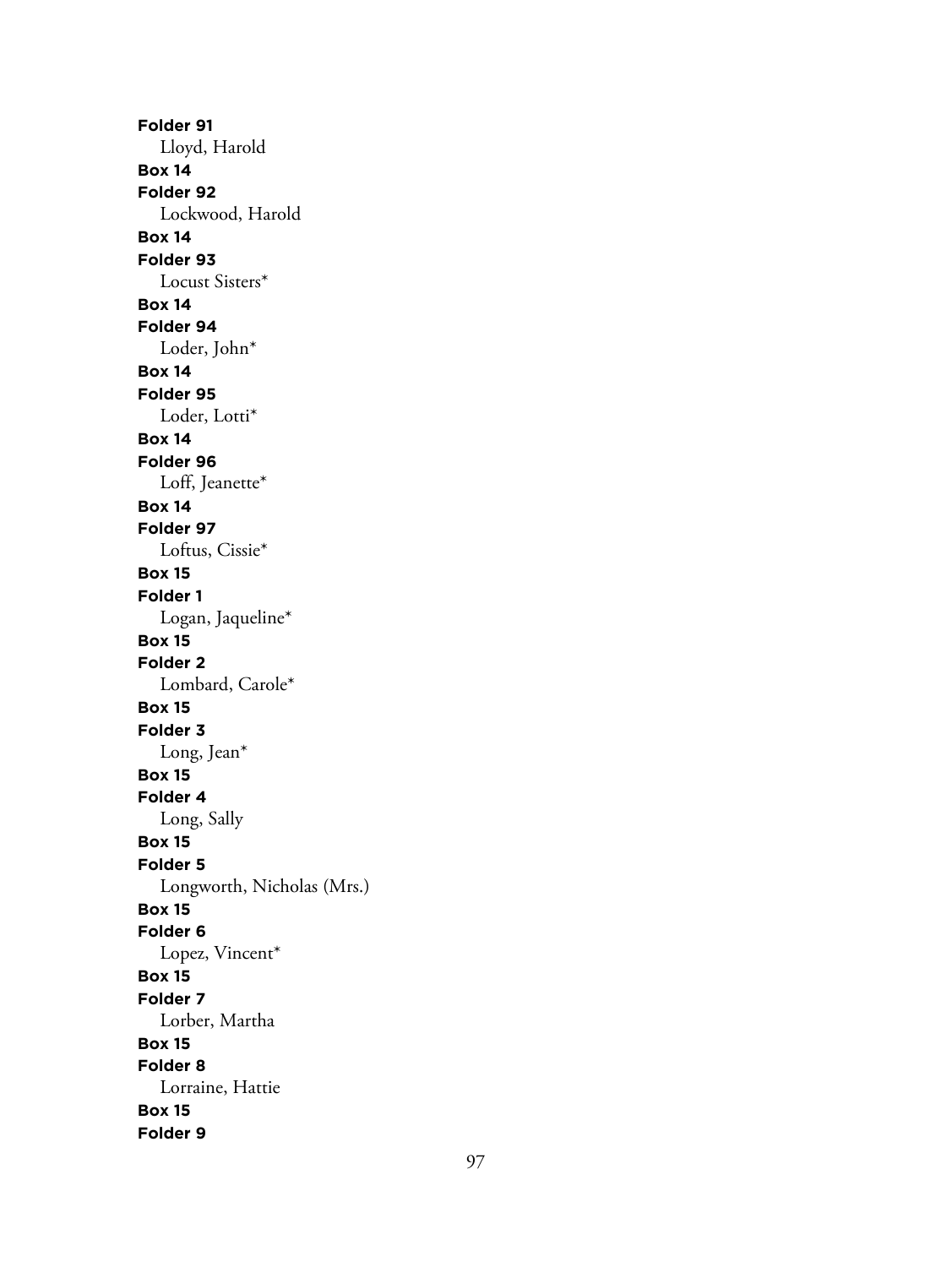**Folder 91**
Lloyd, Harold
**Box 14**
**Folder 92**
Lockwood, Harold
**Box 14**
**Folder 93**
Locust Sisters*
**Box 14**
**Folder 94**
Loder, John*
**Box 14**
**Folder 95**
Loder, Lotti*
**Box 14**
**Folder 96**
Loff, Jeanette*
**Box 14**
**Folder 97**
Loftus, Cissie*
**Box 15**
**Folder 1**
Logan, Jaqueline*
**Box 15**
**Folder 2**
Lombard, Carole*
**Box 15**
**Folder 3**
Long, Jean*
**Box 15**
**Folder 4**
Long, Sally
**Box 15**
**Folder 5**
Longworth, Nicholas (Mrs.)
**Box 15**
**Folder 6**
Lopez, Vincent*
**Box 15**
**Folder 7**
Lorber, Martha
**Box 15**
**Folder 8**
Lorraine, Hattie
**Box 15**
**Folder 9**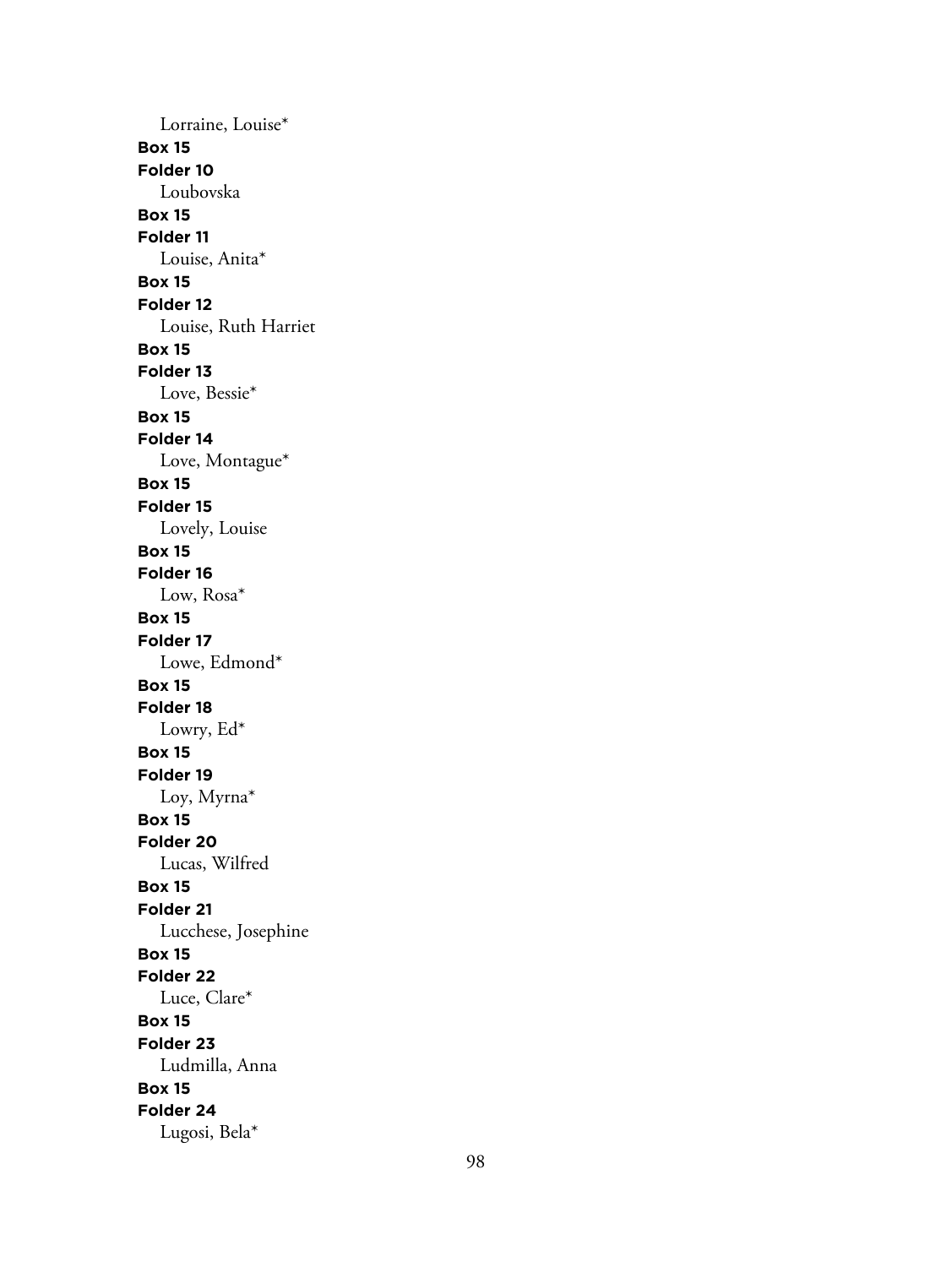Lorraine, Louise*

**Box 15**
**Folder 10**
Loubovska

**Box 15**
**Folder 11**
Louise, Anita*

**Box 15**
**Folder 12**
Louise, Ruth Harriet

**Box 15**
**Folder 13**
Love, Bessie*

**Box 15**
**Folder 14**
Love, Montague*

**Box 15**
**Folder 15**
Lovely, Louise

**Box 15**
**Folder 16**
Low, Rosa*

**Box 15**
**Folder 17**
Lowe, Edmond*

**Box 15**
**Folder 18**
Lowry, Ed*

**Box 15**
**Folder 19**
Loy, Myrna*

**Box 15**
**Folder 20**
Lucas, Wilfred

**Box 15**
**Folder 21**
Lucchese, Josephine

**Box 15**
**Folder 22**
Luce, Clare*

**Box 15**
**Folder 23**
Ludmilla, Anna

**Box 15**
**Folder 24**
Lugosi, Bela*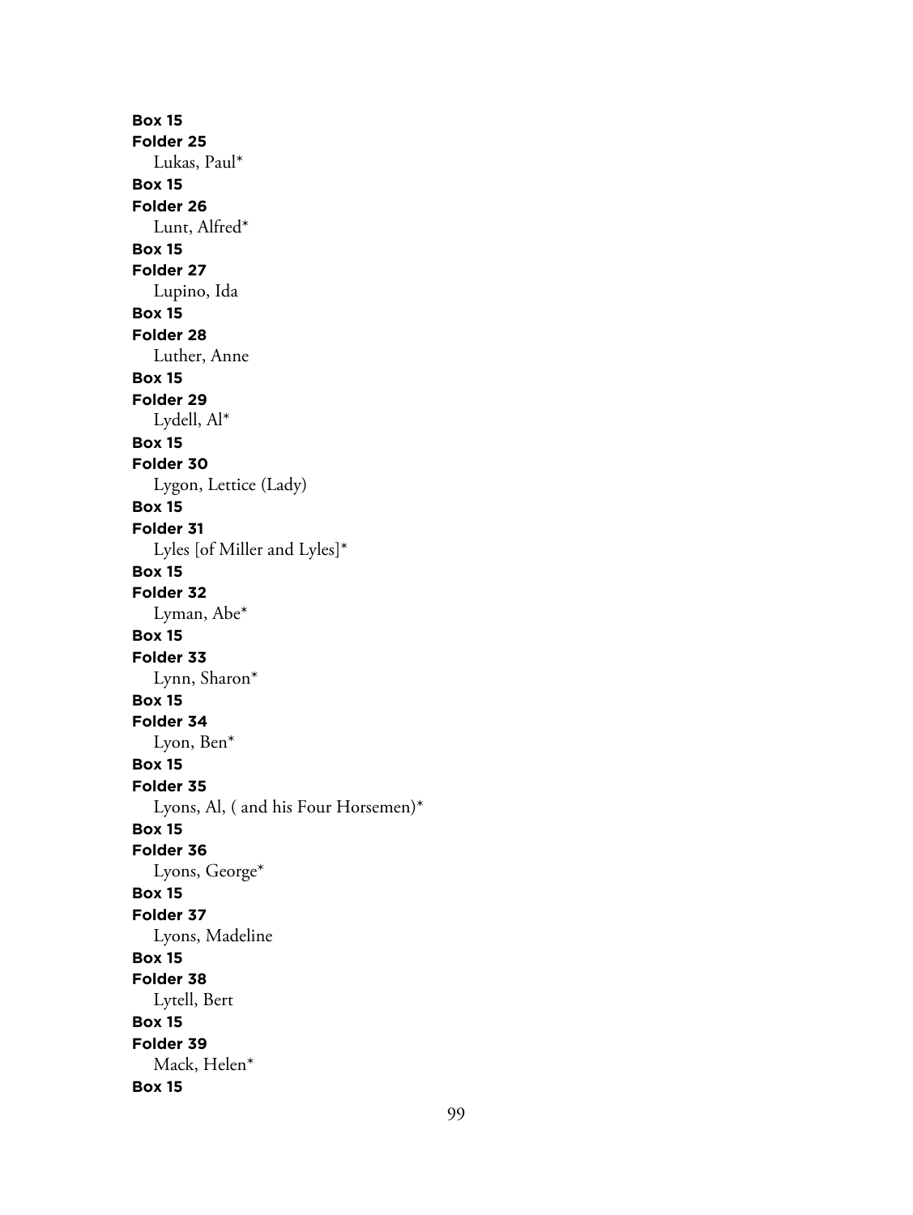**Box 15**
**Folder 25**
Lukas, Paul*
**Box 15**
**Folder 26**
Lunt, Alfred*
**Box 15**
**Folder 27**
Lupino, Ida
**Box 15**
**Folder 28**
Luther, Anne
**Box 15**
**Folder 29**
Lydell, Al*
**Box 15**
**Folder 30**
Lygon, Lettice (Lady)
**Box 15**
**Folder 31**
Lyles [of Miller and Lyles]*
**Box 15**
**Folder 32**
Lyman, Abe*
**Box 15**
**Folder 33**
Lynn, Sharon*
**Box 15**
**Folder 34**
Lyon, Ben*
**Box 15**
**Folder 35**
Lyons, Al, ( and his Four Horsemen)*
**Box 15**
**Folder 36**
Lyons, George*
**Box 15**
**Folder 37**
Lyons, Madeline
**Box 15**
**Folder 38**
Lytell, Bert
**Box 15**
**Folder 39**
Mack, Helen*
**Box 15**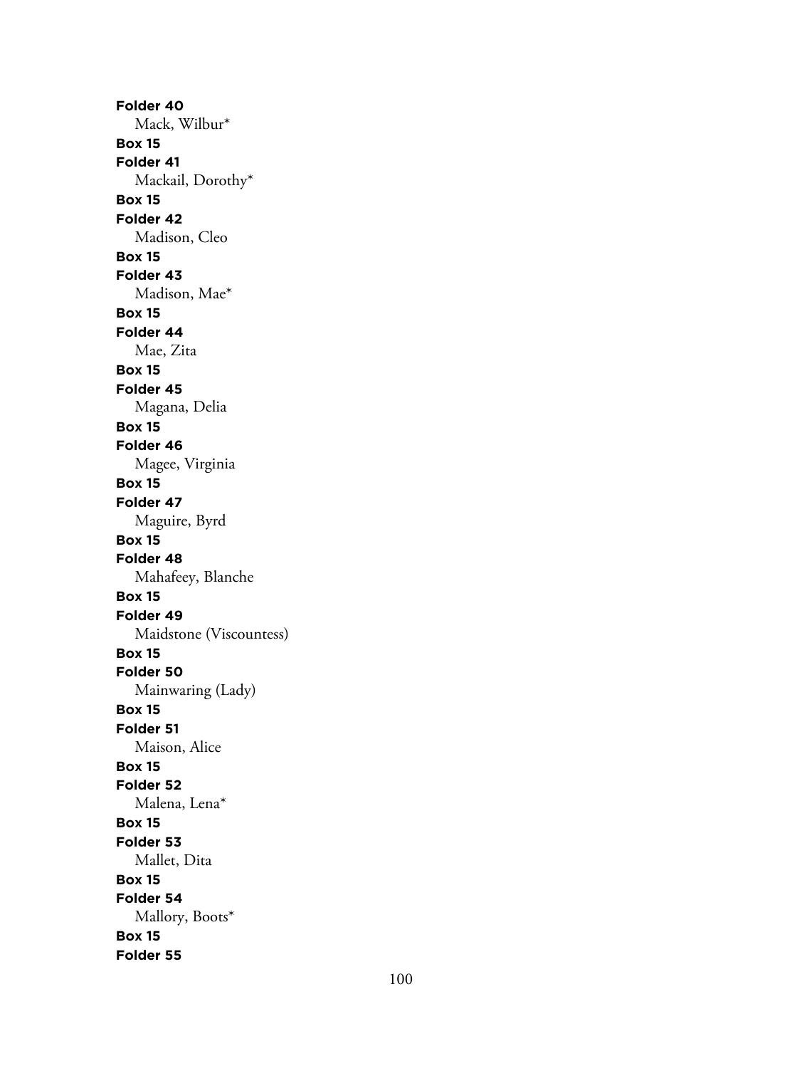**Folder 40**

Mack, Wilbur*

**Box 15**

**Folder 41**

Mackail, Dorothy*

**Box 15**

**Folder 42**

Madison, Cleo

**Box 15**

**Folder 43**

Madison, Mae*

**Box 15**

**Folder 44**

Mae, Zita

**Box 15**

**Folder 45**

Magana, Delia

**Box 15**

**Folder 46**

Magee, Virginia

**Box 15**

**Folder 47**

Maguire, Byrd

**Box 15**

**Folder 48**

Mahafeey, Blanche

**Box 15**

**Folder 49**

Maidstone (Viscountess)

**Box 15**

**Folder 50**

Mainwaring (Lady)

**Box 15**

**Folder 51**

Maison, Alice

**Box 15**

**Folder 52**

Malena, Lena*

**Box 15**

**Folder 53**

Mallet, Dita

**Box 15**

**Folder 54**

Mallory, Boots*

**Box 15**

**Folder 55**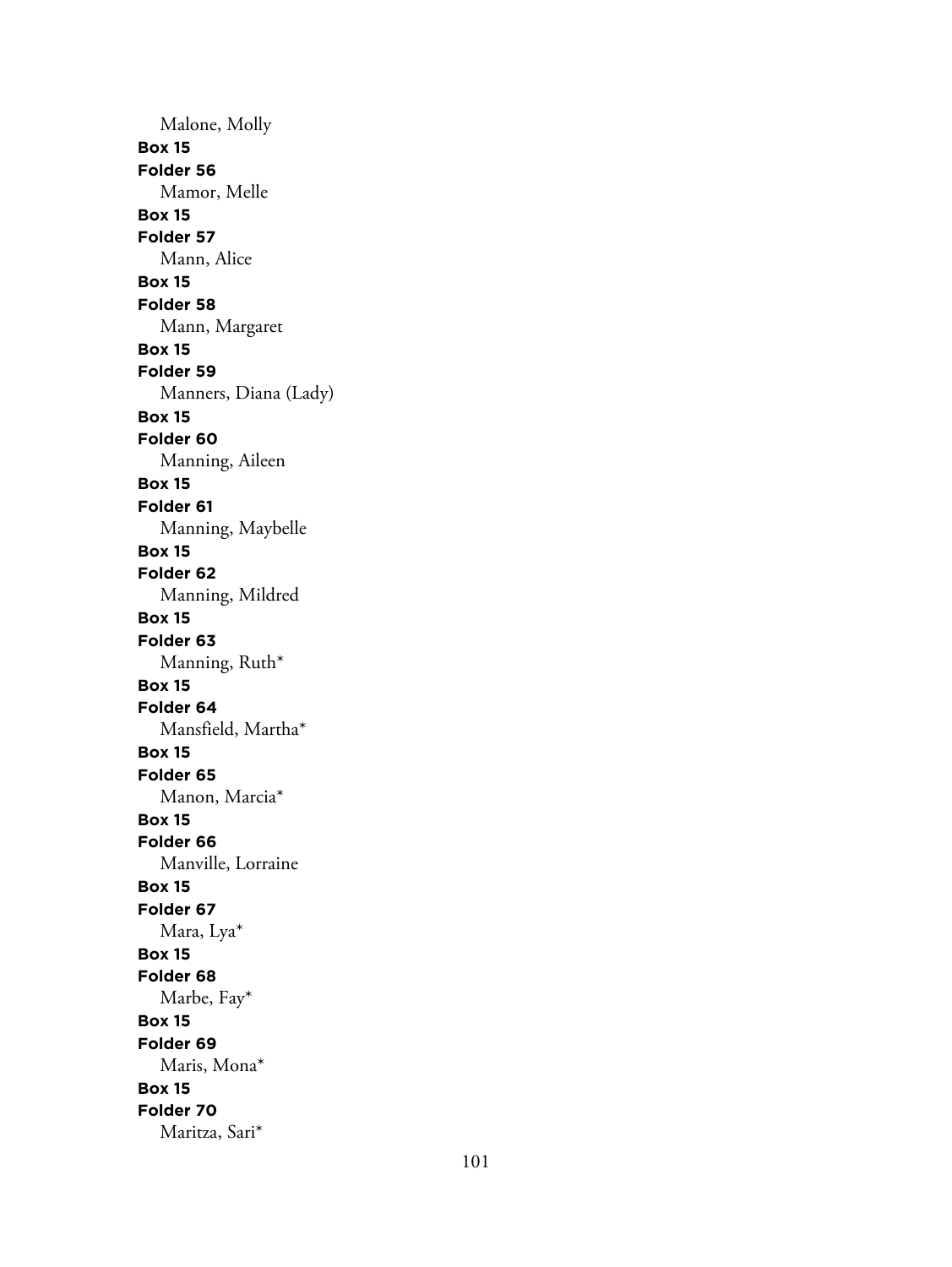Malone, Molly

**Box 15**

**Folder 56**

Mamor, Melle

**Box 15**

**Folder 57**

Mann, Alice

**Box 15**

**Folder 58**

Mann, Margaret

**Box 15**

**Folder 59**

Manners, Diana (Lady)

**Box 15**

**Folder 60**

Manning, Aileen

**Box 15**

**Folder 61**

Manning, Maybelle

**Box 15**

**Folder 62**

Manning, Mildred

**Box 15**

**Folder 63**

Manning, Ruth*

**Box 15**

**Folder 64**

Mansfield, Martha*

**Box 15**

**Folder 65**

Manon, Marcia*

**Box 15**

**Folder 66**

Manville, Lorraine

**Box 15**

**Folder 67**

Mara, Lya*

**Box 15**

**Folder 68**

Marbe, Fay*

**Box 15**

**Folder 69**

Maris, Mona*

**Box 15**

**Folder 70**

Maritza, Sari*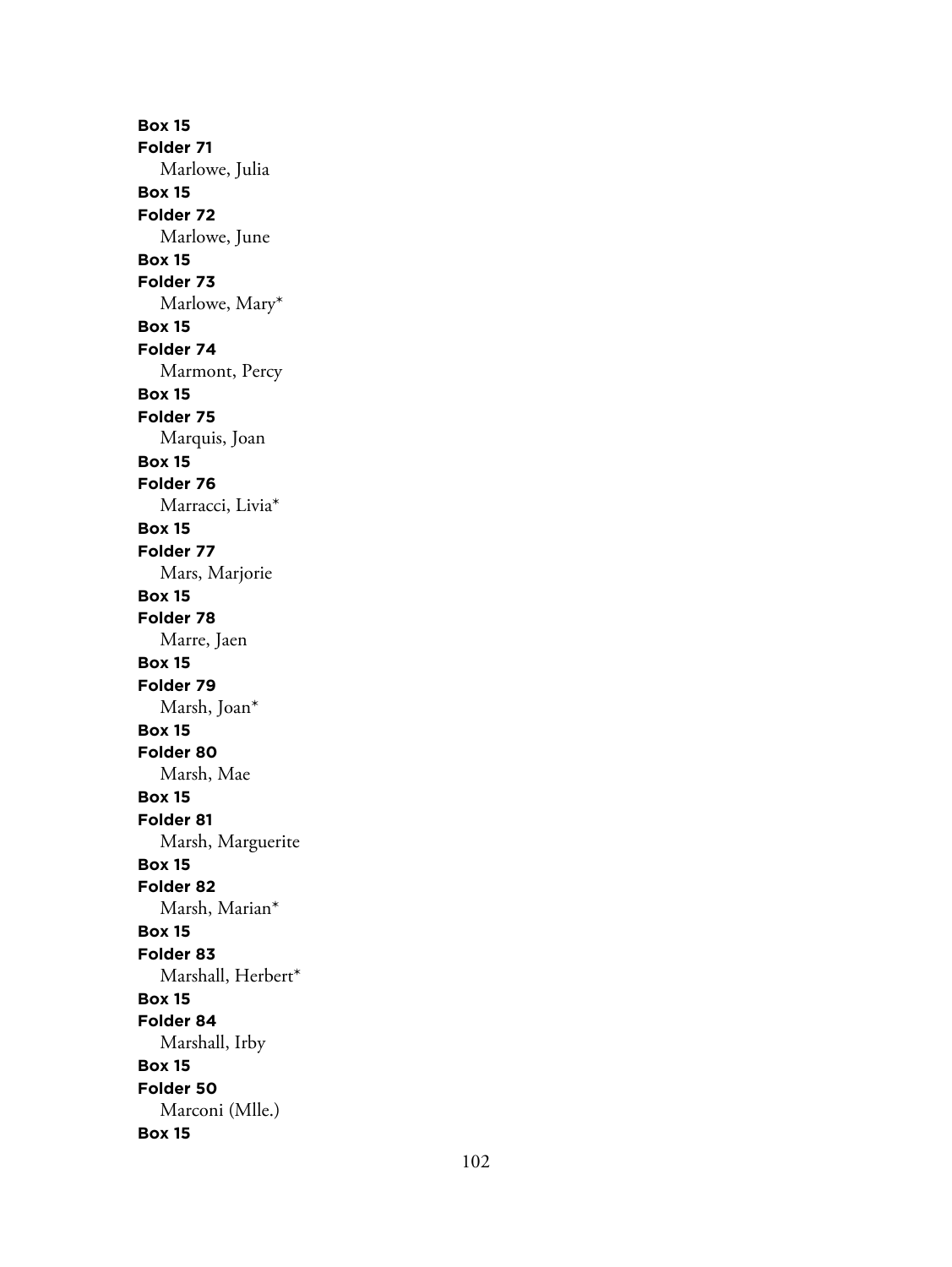**Box 15**
**Folder 71**
Marlowe, Julia
**Box 15**
**Folder 72**
Marlowe, June
**Box 15**
**Folder 73**
Marlowe, Mary*
**Box 15**
**Folder 74**
Marmont, Percy
**Box 15**
**Folder 75**
Marquis, Joan
**Box 15**
**Folder 76**
Marracci, Livia*
**Box 15**
**Folder 77**
Mars, Marjorie
**Box 15**
**Folder 78**
Marre, Jaen
**Box 15**
**Folder 79**
Marsh, Joan*
**Box 15**
**Folder 80**
Marsh, Mae
**Box 15**
**Folder 81**
Marsh, Marguerite
**Box 15**
**Folder 82**
Marsh, Marian*
**Box 15**
**Folder 83**
Marshall, Herbert*
**Box 15**
**Folder 84**
Marshall, Irby
**Box 15**
**Folder 50**
Marconi (Mlle.)
**Box 15**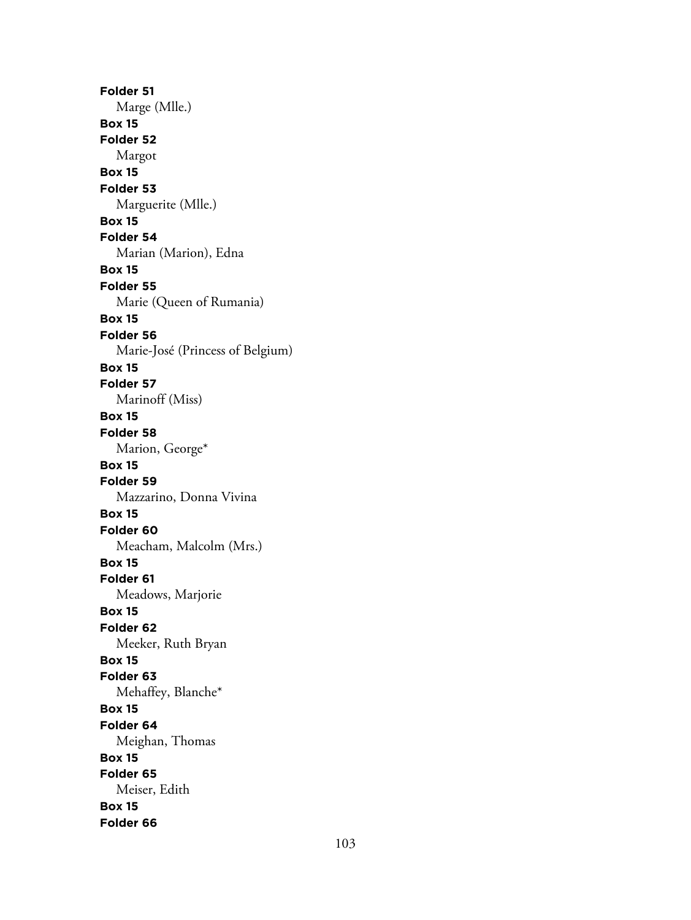**Folder 51**
Marge (Mlle.)
**Box 15**
**Folder 52**
Margot
**Box 15**
**Folder 53**
Marguerite (Mlle.)
**Box 15**
**Folder 54**
Marian (Marion), Edna
**Box 15**
**Folder 55**
Marie (Queen of Rumania)
**Box 15**
**Folder 56**
Marie-José (Princess of Belgium)
**Box 15**
**Folder 57**
Marinoff (Miss)
**Box 15**
**Folder 58**
Marion, George*
**Box 15**
**Folder 59**
Mazzarino, Donna Vivina
**Box 15**
**Folder 60**
Meacham, Malcolm (Mrs.)
**Box 15**
**Folder 61**
Meadows, Marjorie
**Box 15**
**Folder 62**
Meeker, Ruth Bryan
**Box 15**
**Folder 63**
Mehaffey, Blanche*
**Box 15**
**Folder 64**
Meighan, Thomas
**Box 15**
**Folder 65**
Meiser, Edith
**Box 15**
**Folder 66**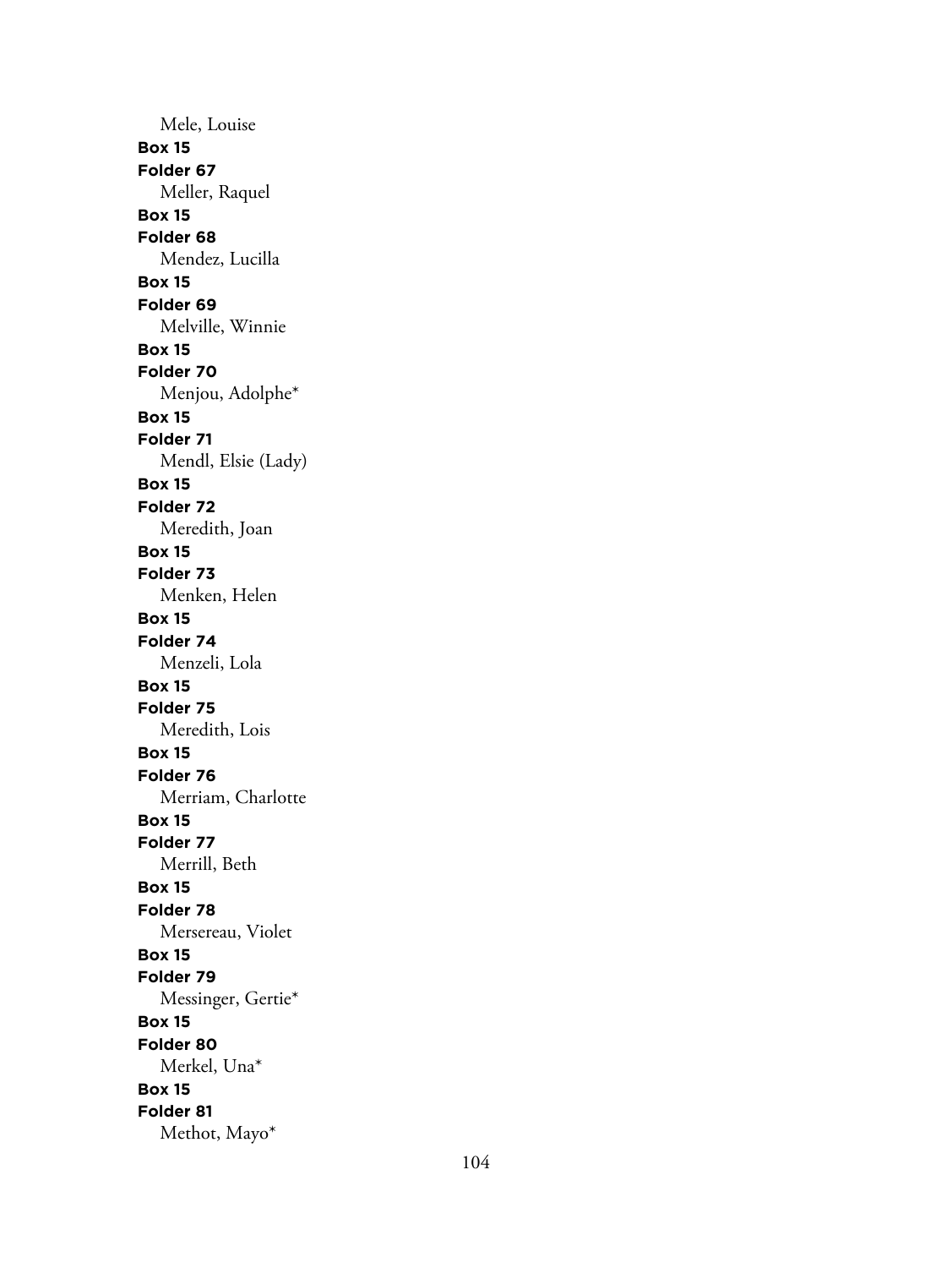Mele, Louise

**Box 15**

**Folder 67**

Meller, Raquel

**Box 15**

**Folder 68**

Mendez, Lucilla

**Box 15**

**Folder 69**

Melville, Winnie

**Box 15**

**Folder 70**

Menjou, Adolphe*

**Box 15**

**Folder 71**

Mendl, Elsie (Lady)

**Box 15**

**Folder 72**

Meredith, Joan

**Box 15**

**Folder 73**

Menken, Helen

**Box 15**

**Folder 74**

Menzeli, Lola

**Box 15**

**Folder 75**

Meredith, Lois

**Box 15**

**Folder 76**

Merriam, Charlotte

**Box 15**

**Folder 77**

Merrill, Beth

**Box 15**

**Folder 78**

Mersereau, Violet

**Box 15**

**Folder 79**

Messinger, Gertie*

**Box 15**

**Folder 80**

Merkel, Una*

**Box 15**

**Folder 81**

Methot, Mayo*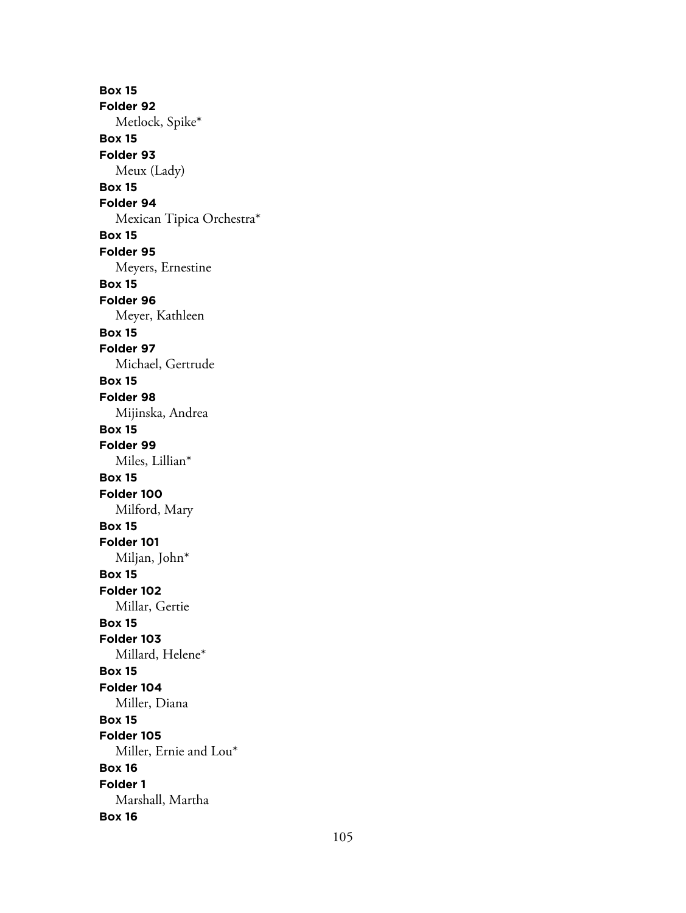**Box 15**
**Folder 92**
Metlock, Spike*
**Box 15**
**Folder 93**
Meux (Lady)
**Box 15**
**Folder 94**
Mexican Tipica Orchestra*
**Box 15**
**Folder 95**
Meyers, Ernestine
**Box 15**
**Folder 96**
Meyer, Kathleen
**Box 15**
**Folder 97**
Michael, Gertrude
**Box 15**
**Folder 98**
Mijinska, Andrea
**Box 15**
**Folder 99**
Miles, Lillian*
**Box 15**
**Folder 100**
Milford, Mary
**Box 15**
**Folder 101**
Miljan, John*
**Box 15**
**Folder 102**
Millar, Gertie
**Box 15**
**Folder 103**
Millard, Helene*
**Box 15**
**Folder 104**
Miller, Diana
**Box 15**
**Folder 105**
Miller, Ernie and Lou*
**Box 16**
**Folder 1**
Marshall, Martha
**Box 16**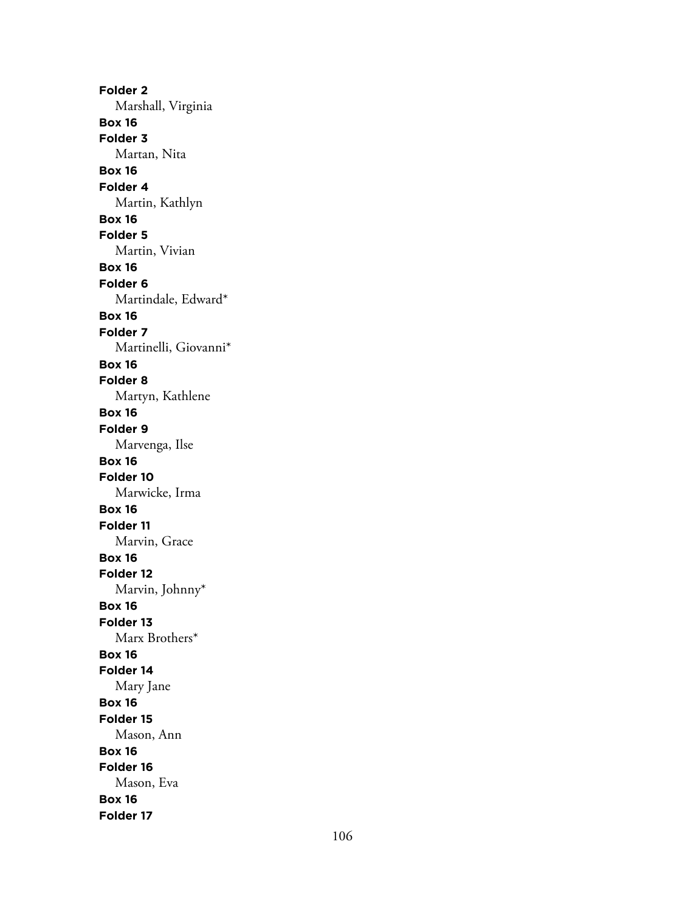**Folder 2**
Marshall, Virginia
**Box 16**
**Folder 3**
Martan, Nita
**Box 16**
**Folder 4**
Martin, Kathlyn
**Box 16**
**Folder 5**
Martin, Vivian
**Box 16**
**Folder 6**
Martindale, Edward*
**Box 16**
**Folder 7**
Martinelli, Giovanni*
**Box 16**
**Folder 8**
Martyn, Kathlene
**Box 16**
**Folder 9**
Marvenga, Ilse
**Box 16**
**Folder 10**
Marwicke, Irma
**Box 16**
**Folder 11**
Marvin, Grace
**Box 16**
**Folder 12**
Marvin, Johnny*
**Box 16**
**Folder 13**
Marx Brothers*
**Box 16**
**Folder 14**
Mary Jane
**Box 16**
**Folder 15**
Mason, Ann
**Box 16**
**Folder 16**
Mason, Eva
**Box 16**
**Folder 17**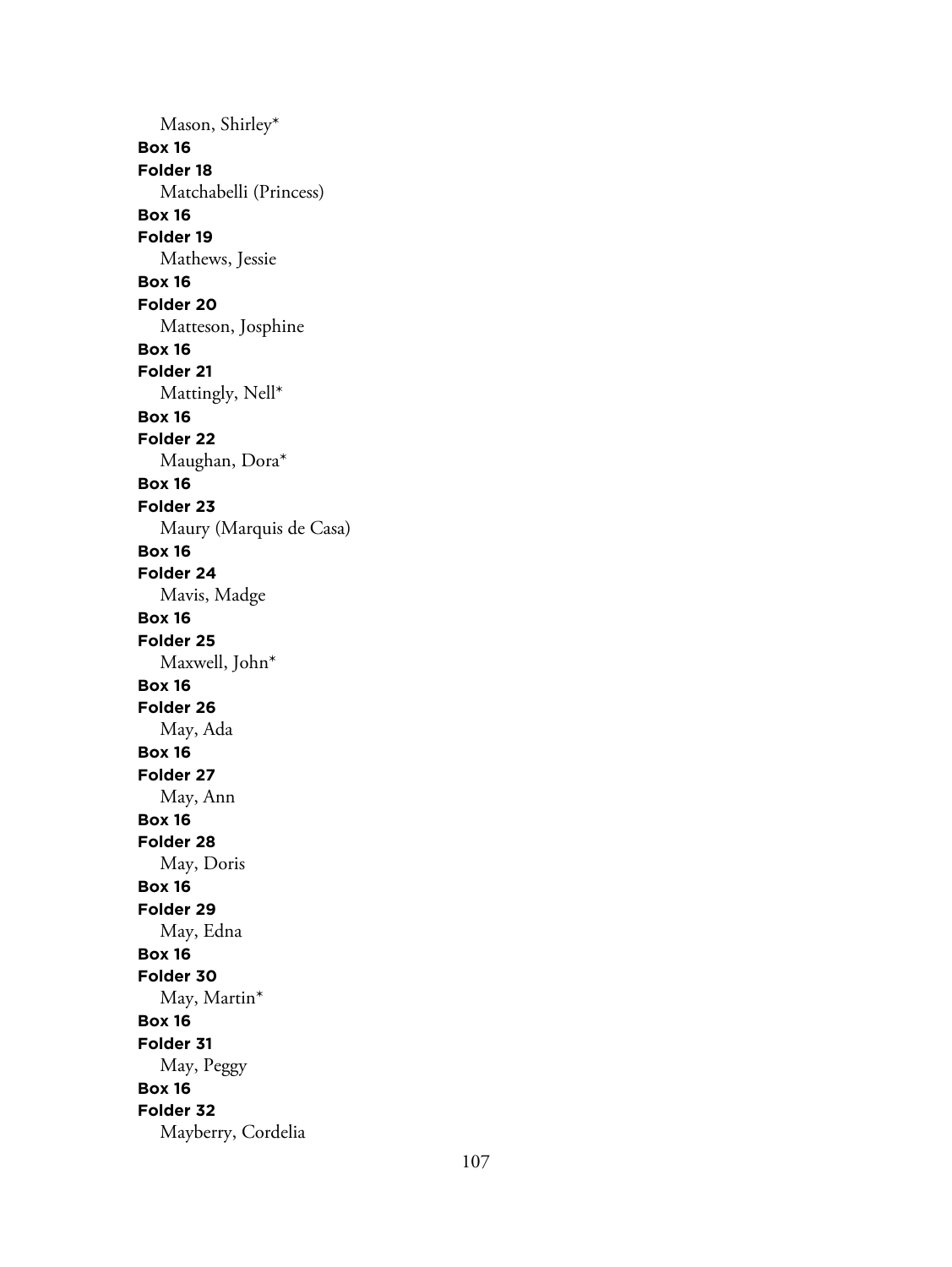Mason, Shirley*

**Box 16**
**Folder 18**
Matchabelli (Princess)

**Box 16**
**Folder 19**
Mathews, Jessie

**Box 16**
**Folder 20**
Matteson, Josphine

**Box 16**
**Folder 21**
Mattingly, Nell*

**Box 16**
**Folder 22**
Maughan, Dora*

**Box 16**
**Folder 23**
Maury (Marquis de Casa)

**Box 16**
**Folder 24**
Mavis, Madge

**Box 16**
**Folder 25**
Maxwell, John*

**Box 16**
**Folder 26**
May, Ada

**Box 16**
**Folder 27**
May, Ann

**Box 16**
**Folder 28**
May, Doris

**Box 16**
**Folder 29**
May, Edna

**Box 16**
**Folder 30**
May, Martin*

**Box 16**
**Folder 31**
May, Peggy

**Box 16**
**Folder 32**
Mayberry, Cordelia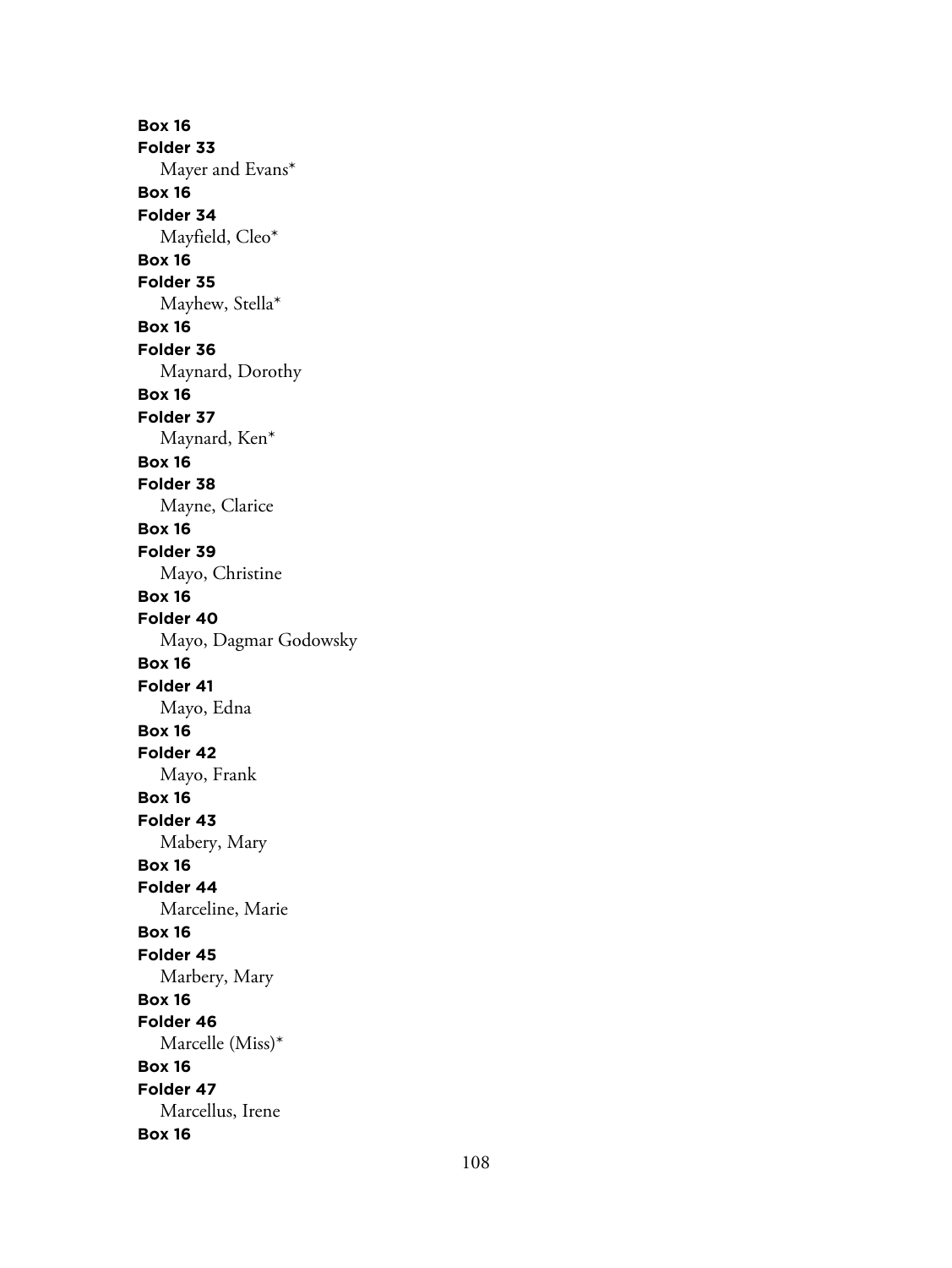**Box 16**
**Folder 33**
Mayer and Evans*
**Box 16**
**Folder 34**
Mayfield, Cleo*
**Box 16**
**Folder 35**
Mayhew, Stella*
**Box 16**
**Folder 36**
Maynard, Dorothy
**Box 16**
**Folder 37**
Maynard, Ken*
**Box 16**
**Folder 38**
Mayne, Clarice
**Box 16**
**Folder 39**
Mayo, Christine
**Box 16**
**Folder 40**
Mayo, Dagmar Godowsky
**Box 16**
**Folder 41**
Mayo, Edna
**Box 16**
**Folder 42**
Mayo, Frank
**Box 16**
**Folder 43**
Mabery, Mary
**Box 16**
**Folder 44**
Marceline, Marie
**Box 16**
**Folder 45**
Marbery, Mary
**Box 16**
**Folder 46**
Marcelle (Miss)*
**Box 16**
**Folder 47**
Marcellus, Irene
**Box 16**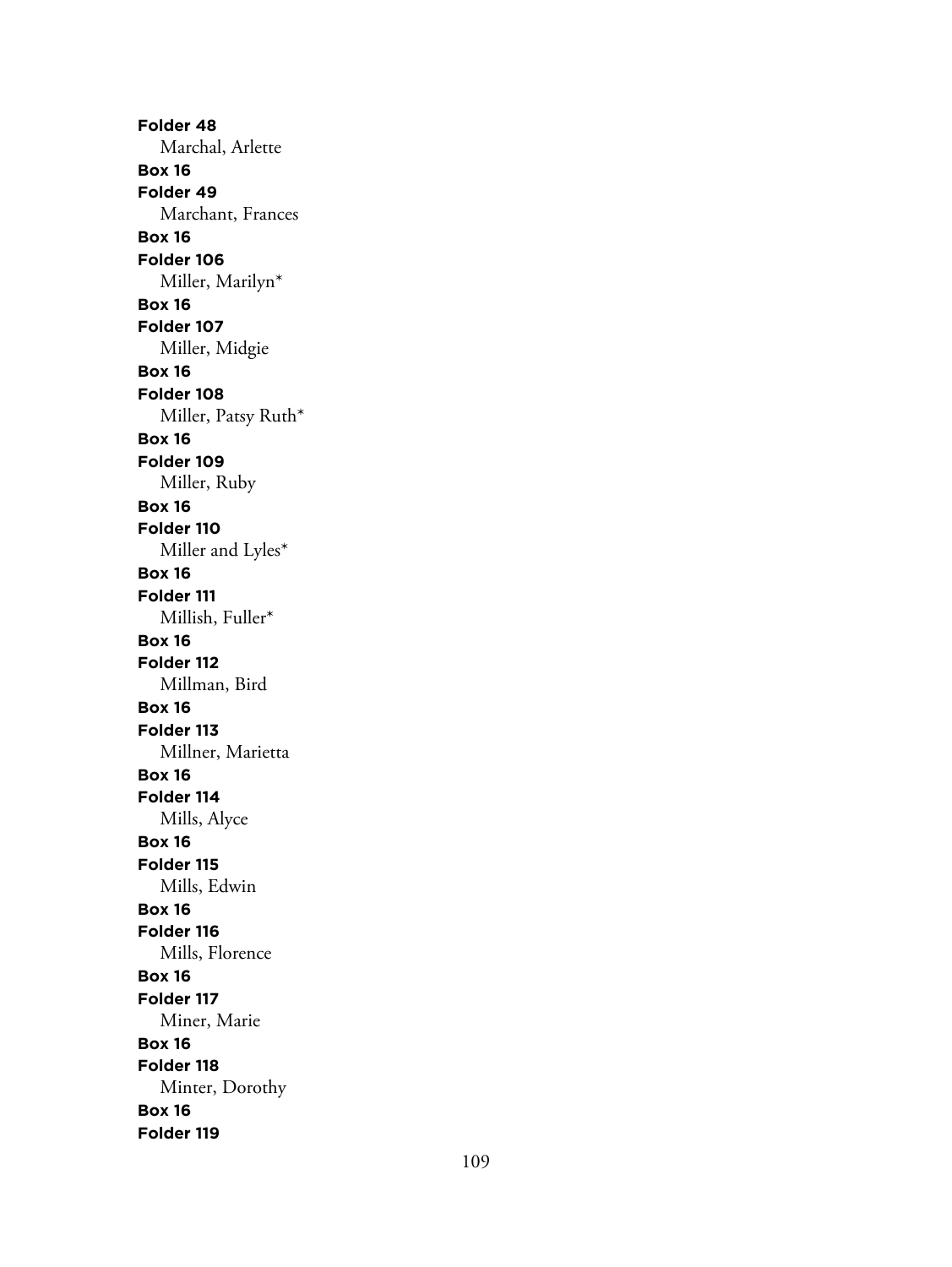**Folder 48**

Marchal, Arlette

**Box 16**

**Folder 49**

Marchant, Frances

**Box 16**

**Folder 106**

Miller, Marilyn*

**Box 16**

**Folder 107**

Miller, Midgie

**Box 16**

**Folder 108**

Miller, Patsy Ruth*

**Box 16**

**Folder 109**

Miller, Ruby

**Box 16**

**Folder 110**

Miller and Lyles*

**Box 16**

**Folder 111**

Millish, Fuller*

**Box 16**

**Folder 112**

Millman, Bird

**Box 16**

**Folder 113**

Millner, Marietta

**Box 16**

**Folder 114**

Mills, Alyce

**Box 16**

**Folder 115**

Mills, Edwin

**Box 16**

**Folder 116**

Mills, Florence

**Box 16**

**Folder 117**

Miner, Marie

**Box 16**

**Folder 118**

Minter, Dorothy

**Box 16**

**Folder 119**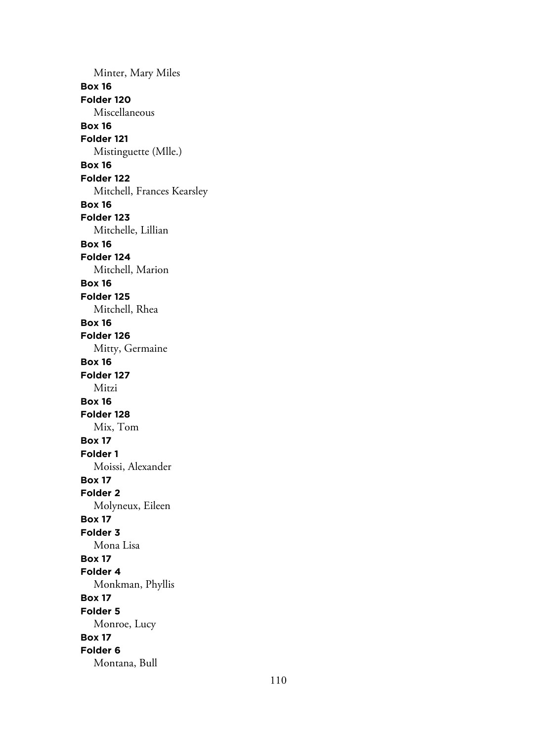Minter, Mary Miles

**Box 16**

**Folder 120**

Miscellaneous

**Box 16**

**Folder 121**

Mistinguette (Mlle.)

**Box 16**

**Folder 122**

Mitchell, Frances Kearsley

**Box 16**

**Folder 123**

Mitchelle, Lillian

**Box 16**

**Folder 124**

Mitchell, Marion

**Box 16**

**Folder 125**

Mitchell, Rhea

**Box 16**

**Folder 126**

Mitty, Germaine

**Box 16**

**Folder 127**

Mitzi

**Box 16**

**Folder 128**

Mix, Tom

**Box 17**

**Folder 1**

Moissi, Alexander

**Box 17**

**Folder 2**

Molyneux, Eileen

**Box 17**

**Folder 3**

Mona Lisa

**Box 17**

**Folder 4**

Monkman, Phyllis

**Box 17**

**Folder 5**

Monroe, Lucy

**Box 17**

**Folder 6**

Montana, Bull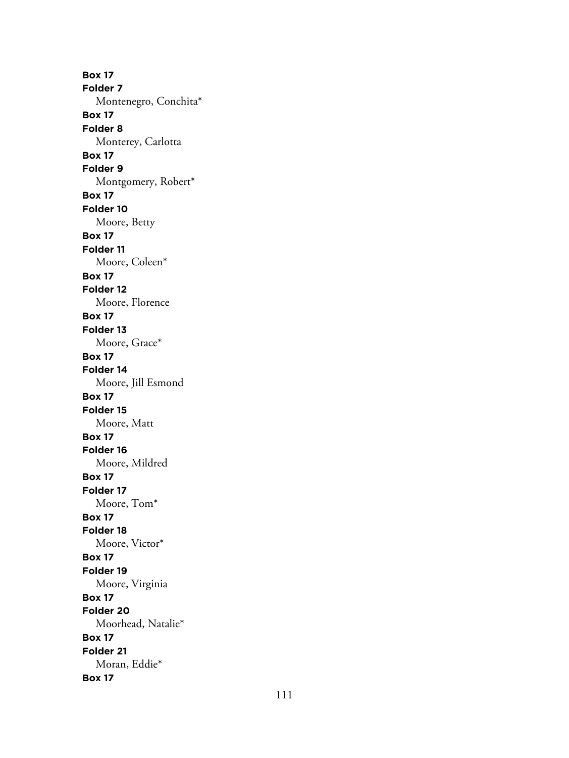**Box 17**
**Folder 7**
Montenegro, Conchita*
**Box 17**
**Folder 8**
Monterey, Carlotta
**Box 17**
**Folder 9**
Montgomery, Robert*
**Box 17**
**Folder 10**
Moore, Betty
**Box 17**
**Folder 11**
Moore, Coleen*
**Box 17**
**Folder 12**
Moore, Florence
**Box 17**
**Folder 13**
Moore, Grace*
**Box 17**
**Folder 14**
Moore, Jill Esmond
**Box 17**
**Folder 15**
Moore, Matt
**Box 17**
**Folder 16**
Moore, Mildred
**Box 17**
**Folder 17**
Moore, Tom*
**Box 17**
**Folder 18**
Moore, Victor*
**Box 17**
**Folder 19**
Moore, Virginia
**Box 17**
**Folder 20**
Moorhead, Natalie*
**Box 17**
**Folder 21**
Moran, Eddie*
**Box 17**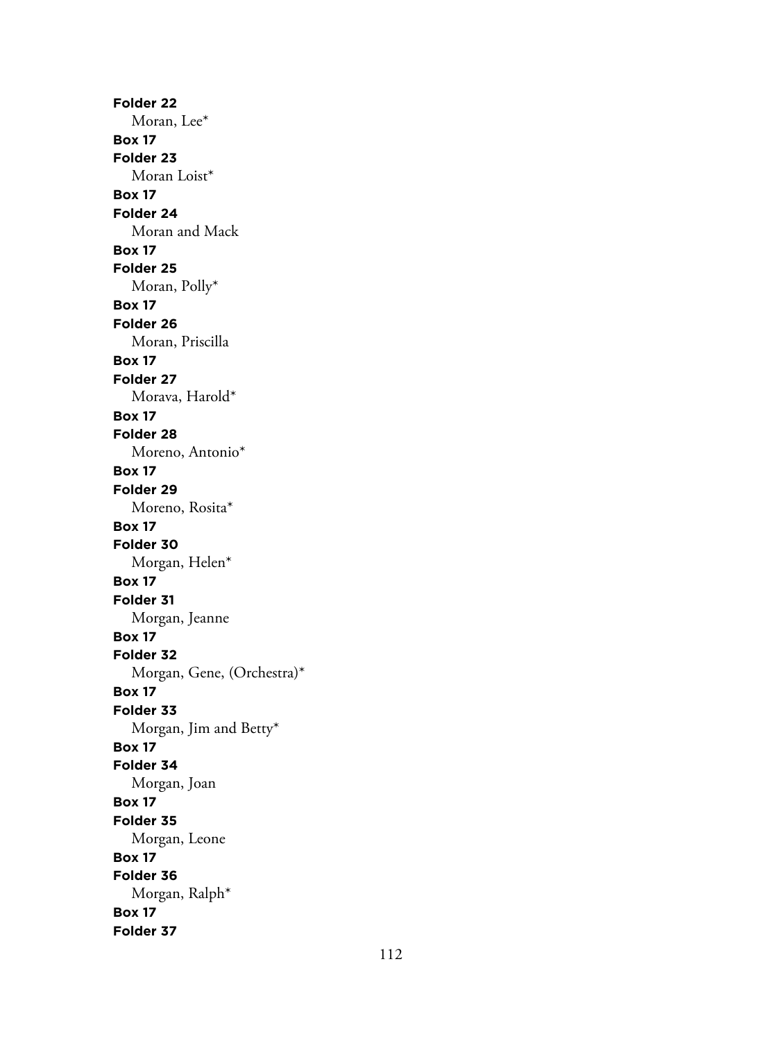**Folder 22**

Moran, Lee*

**Box 17**

**Folder 23**

Moran Loist*

**Box 17**

**Folder 24**

Moran and Mack

**Box 17**

**Folder 25**

Moran, Polly*

**Box 17**

**Folder 26**

Moran, Priscilla

**Box 17**

**Folder 27**

Morava, Harold*

**Box 17**

**Folder 28**

Moreno, Antonio*

**Box 17**

**Folder 29**

Moreno, Rosita*

**Box 17**

**Folder 30**

Morgan, Helen*

**Box 17**

**Folder 31**

Morgan, Jeanne

**Box 17**

**Folder 32**

Morgan, Gene, (Orchestra)*

**Box 17**

**Folder 33**

Morgan, Jim and Betty*

**Box 17**

**Folder 34**

Morgan, Joan

**Box 17**

**Folder 35**

Morgan, Leone

**Box 17**

**Folder 36**

Morgan, Ralph*

**Box 17**

**Folder 37**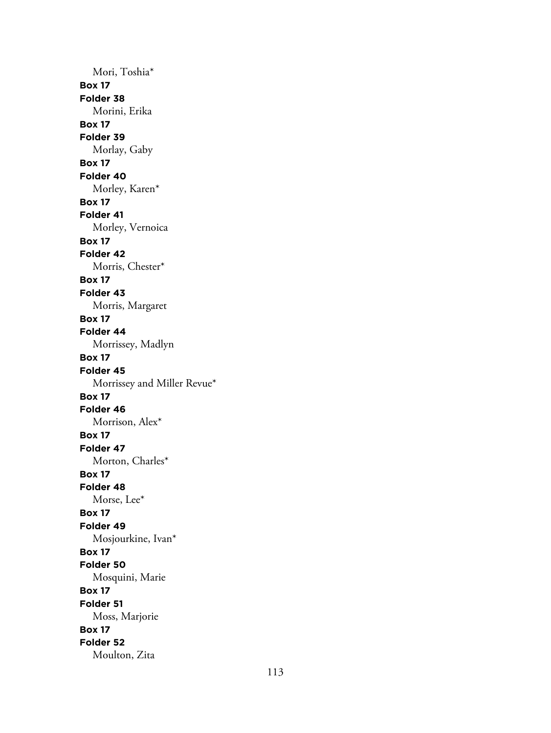Mori, Toshia*

**Box 17**

**Folder 38**

Morini, Erika

**Box 17**

**Folder 39**

Morlay, Gaby

**Box 17**

**Folder 40**

Morley, Karen*

**Box 17**

**Folder 41**

Morley, Vernoica

**Box 17**

**Folder 42**

Morris, Chester*

**Box 17**

**Folder 43**

Morris, Margaret

**Box 17**

**Folder 44**

Morrissey, Madlyn

**Box 17**

**Folder 45**

Morrissey and Miller Revue*

**Box 17**

**Folder 46**

Morrison, Alex*

**Box 17**

**Folder 47**

Morton, Charles*

**Box 17**

**Folder 48**

Morse, Lee*

**Box 17**

**Folder 49**

Mosjourkine, Ivan*

**Box 17**

**Folder 50**

Mosquini, Marie

**Box 17**

**Folder 51**

Moss, Marjorie

**Box 17**

**Folder 52**

Moulton, Zita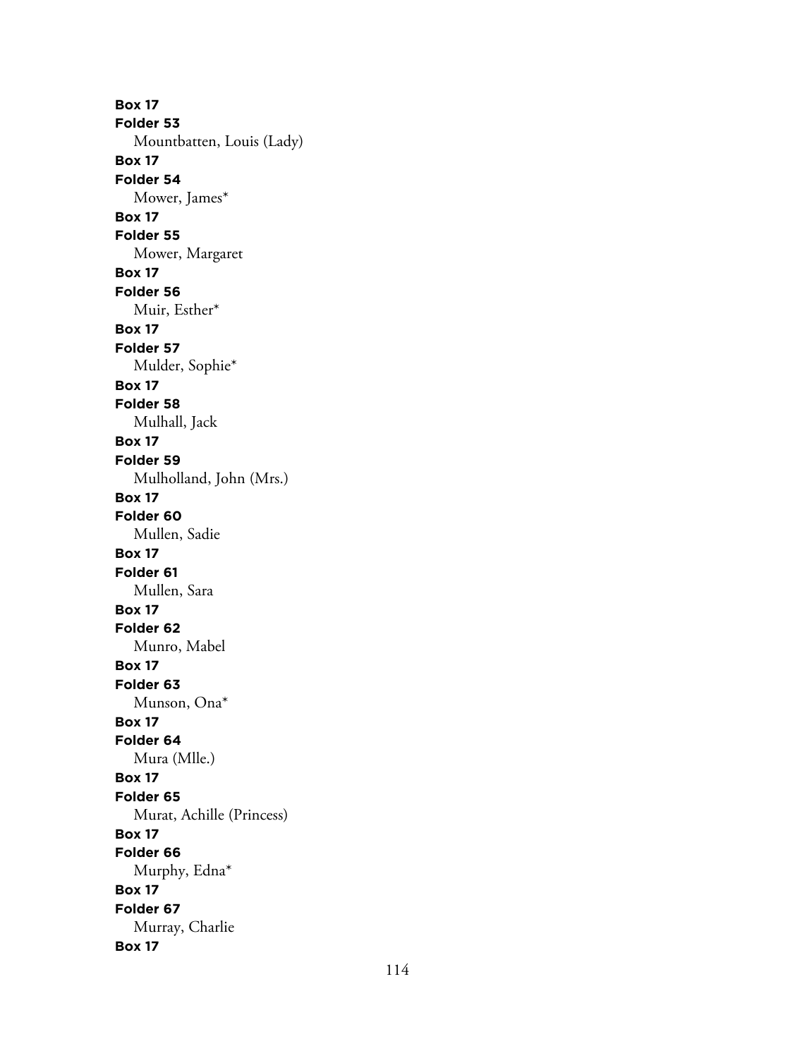**Box 17**
**Folder 53**
Mountbatten, Louis (Lady)
**Box 17**
**Folder 54**
Mower, James*
**Box 17**
**Folder 55**
Mower, Margaret
**Box 17**
**Folder 56**
Muir, Esther*
**Box 17**
**Folder 57**
Mulder, Sophie*
**Box 17**
**Folder 58**
Mulhall, Jack
**Box 17**
**Folder 59**
Mulholland, John (Mrs.)
**Box 17**
**Folder 60**
Mullen, Sadie
**Box 17**
**Folder 61**
Mullen, Sara
**Box 17**
**Folder 62**
Munro, Mabel
**Box 17**
**Folder 63**
Munson, Ona*
**Box 17**
**Folder 64**
Mura (Mlle.)
**Box 17**
**Folder 65**
Murat, Achille (Princess)
**Box 17**
**Folder 66**
Murphy, Edna*
**Box 17**
**Folder 67**
Murray, Charlie
**Box 17**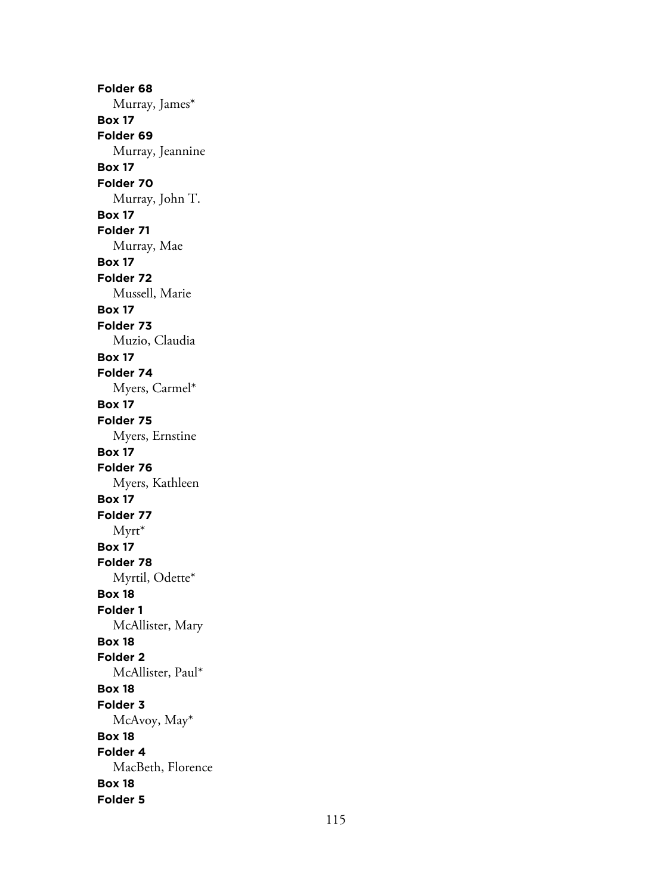**Folder 68**
Murray, James*
**Box 17**
**Folder 69**
Murray, Jeannine
**Box 17**
**Folder 70**
Murray, John T.
**Box 17**
**Folder 71**
Murray, Mae
**Box 17**
**Folder 72**
Mussell, Marie
**Box 17**
**Folder 73**
Muzio, Claudia
**Box 17**
**Folder 74**
Myers, Carmel*
**Box 17**
**Folder 75**
Myers, Ernstine
**Box 17**
**Folder 76**
Myers, Kathleen
**Box 17**
**Folder 77**
Myrt*
**Box 17**
**Folder 78**
Myrtil, Odette*
**Box 18**
**Folder 1**
McAllister, Mary
**Box 18**
**Folder 2**
McAllister, Paul*
**Box 18**
**Folder 3**
McAvoy, May*
**Box 18**
**Folder 4**
MacBeth, Florence
**Box 18**
**Folder 5**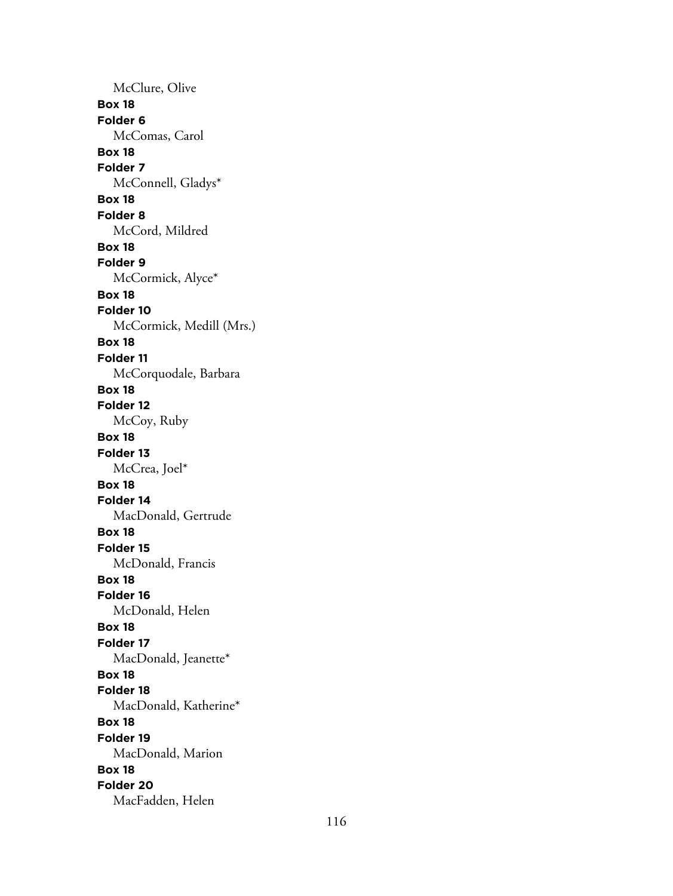McClure, Olive

**Box 18**

**Folder 6**

McComas, Carol

**Box 18**

**Folder 7**

McConnell, Gladys*

**Box 18**

**Folder 8**

McCord, Mildred

**Box 18**

**Folder 9**

McCormick, Alyce*

**Box 18**

**Folder 10**

McCormick, Medill (Mrs.)

**Box 18**

**Folder 11**

McCorquodale, Barbara

**Box 18**

**Folder 12**

McCoy, Ruby

**Box 18**

**Folder 13**

McCrea, Joel*

**Box 18**

**Folder 14**

MacDonald, Gertrude

**Box 18**

**Folder 15**

McDonald, Francis

**Box 18**

**Folder 16**

McDonald, Helen

**Box 18**

**Folder 17**

MacDonald, Jeanette*

**Box 18**

**Folder 18**

MacDonald, Katherine*

**Box 18**

**Folder 19**

MacDonald, Marion

**Box 18**

**Folder 20**

MacFadden, Helen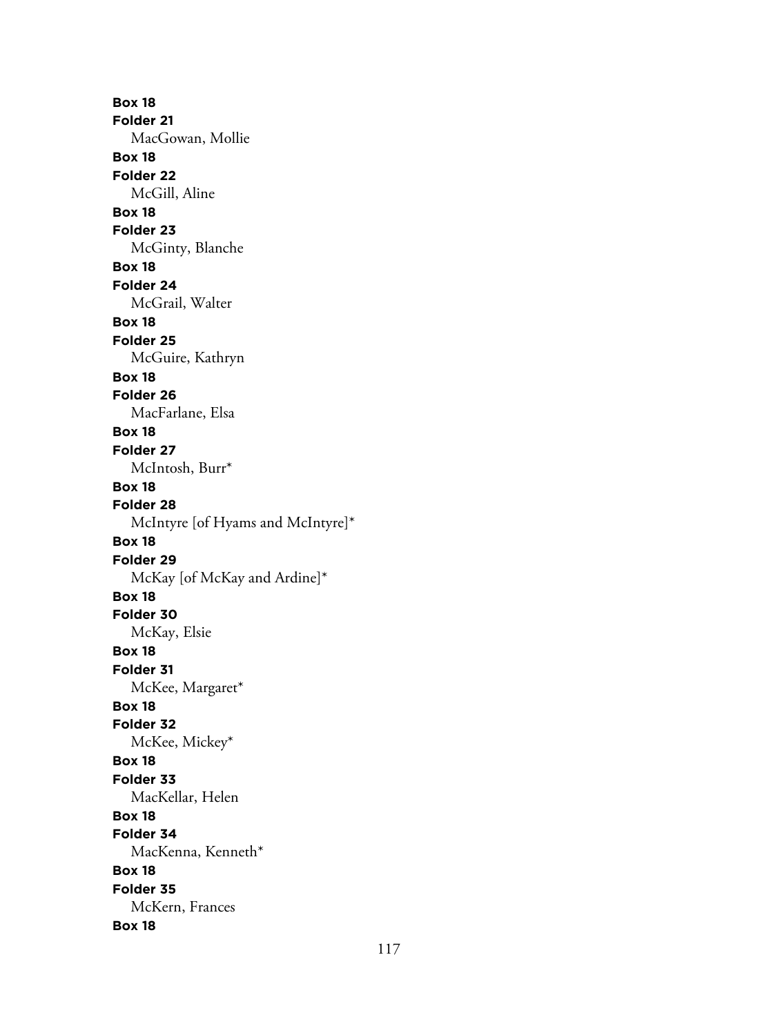**Box 18**
**Folder 21**
MacGowan, Mollie
**Box 18**
**Folder 22**
McGill, Aline
**Box 18**
**Folder 23**
McGinty, Blanche
**Box 18**
**Folder 24**
McGrail, Walter
**Box 18**
**Folder 25**
McGuire, Kathryn
**Box 18**
**Folder 26**
MacFarlane, Elsa
**Box 18**
**Folder 27**
McIntosh, Burr*
**Box 18**
**Folder 28**
McIntyre [of Hyams and McIntyre]*
**Box 18**
**Folder 29**
McKay [of McKay and Ardine]*
**Box 18**
**Folder 30**
McKay, Elsie
**Box 18**
**Folder 31**
McKee, Margaret*
**Box 18**
**Folder 32**
McKee, Mickey*
**Box 18**
**Folder 33**
MacKellar, Helen
**Box 18**
**Folder 34**
MacKenna, Kenneth*
**Box 18**
**Folder 35**
McKern, Frances
**Box 18**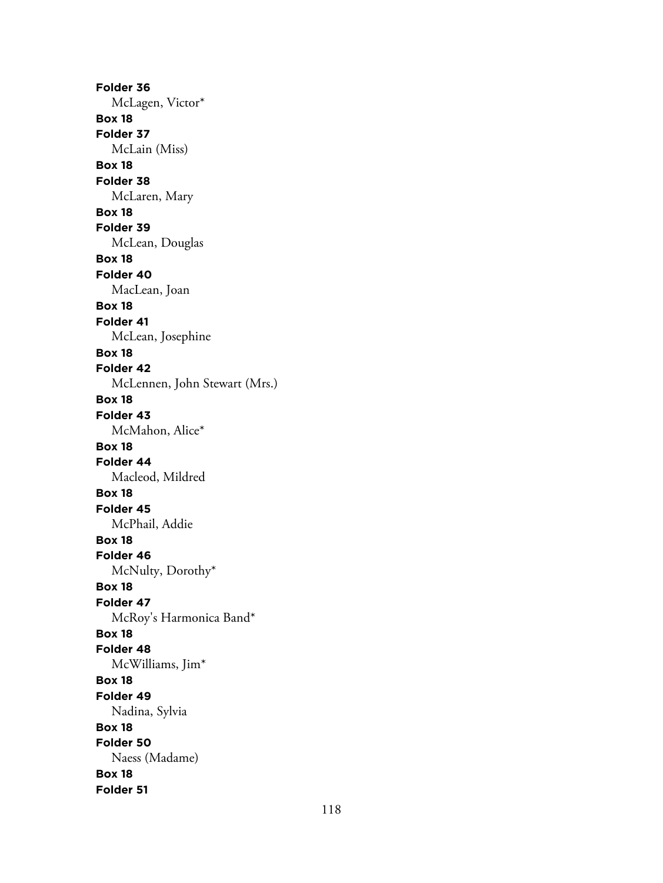**Folder 36**

McLagen, Victor*

**Box 18**

**Folder 37**

McLain (Miss)

**Box 18**

**Folder 38**

McLaren, Mary

**Box 18**

**Folder 39**

McLean, Douglas

**Box 18**

**Folder 40**

MacLean, Joan

**Box 18**

**Folder 41**

McLean, Josephine

**Box 18**

**Folder 42**

McLennen, John Stewart (Mrs.)

**Box 18**

**Folder 43**

McMahon, Alice*

**Box 18**

**Folder 44**

Macleod, Mildred

**Box 18**

**Folder 45**

McPhail, Addie

**Box 18**

**Folder 46**

McNulty, Dorothy*

**Box 18**

**Folder 47**

McRoy's Harmonica Band*

**Box 18**

**Folder 48**

McWilliams, Jim*

**Box 18**

**Folder 49**

Nadina, Sylvia

**Box 18**

**Folder 50**

Naess (Madame)

**Box 18**

**Folder 51**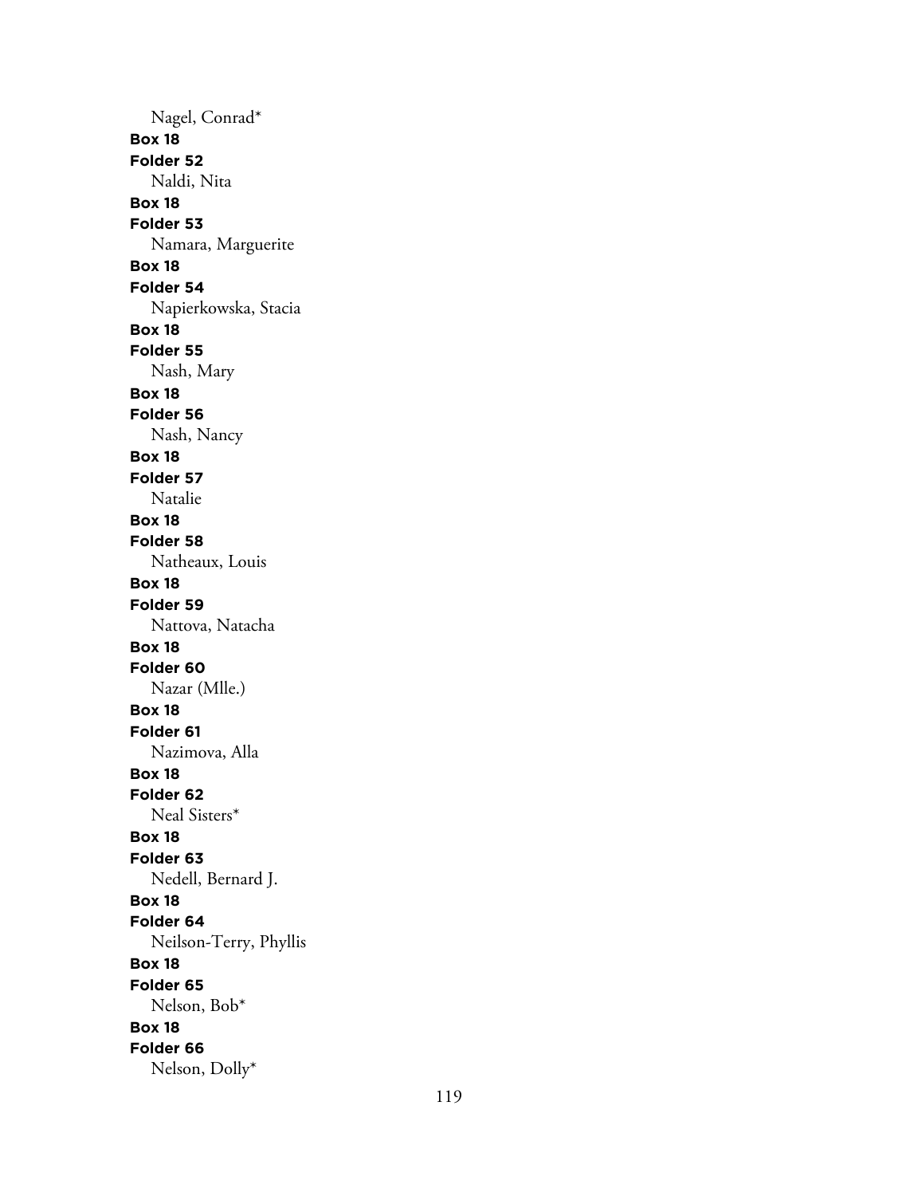Nagel, Conrad*

**Box 18**
**Folder 52**
Naldi, Nita

**Box 18**
**Folder 53**
Namara, Marguerite

**Box 18**
**Folder 54**
Napierkowska, Stacia

**Box 18**
**Folder 55**
Nash, Mary

**Box 18**
**Folder 56**
Nash, Nancy

**Box 18**
**Folder 57**
Natalie

**Box 18**
**Folder 58**
Natheaux, Louis

**Box 18**
**Folder 59**
Nattova, Natacha

**Box 18**
**Folder 60**
Nazar (Mlle.)

**Box 18**
**Folder 61**
Nazimova, Alla

**Box 18**
**Folder 62**
Neal Sisters*

**Box 18**
**Folder 63**
Nedell, Bernard J.

**Box 18**
**Folder 64**
Neilson-Terry, Phyllis

**Box 18**
**Folder 65**
Nelson, Bob*

**Box 18**
**Folder 66**
Nelson, Dolly*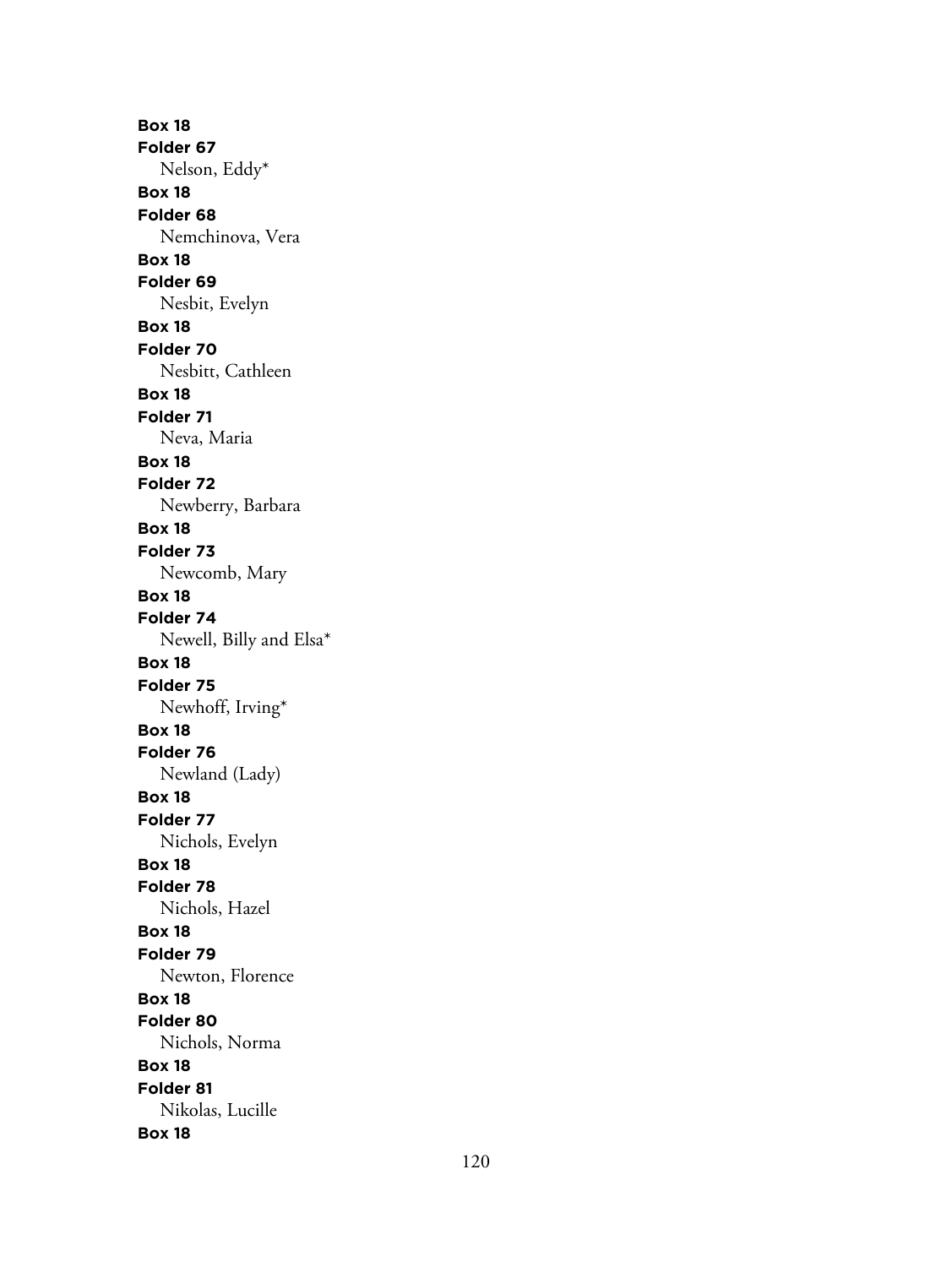**Box 18**
**Folder 67**
Nelson, Eddy*
**Box 18**
**Folder 68**
Nemchinova, Vera
**Box 18**
**Folder 69**
Nesbit, Evelyn
**Box 18**
**Folder 70**
Nesbitt, Cathleen
**Box 18**
**Folder 71**
Neva, Maria
**Box 18**
**Folder 72**
Newberry, Barbara
**Box 18**
**Folder 73**
Newcomb, Mary
**Box 18**
**Folder 74**
Newell, Billy and Elsa*
**Box 18**
**Folder 75**
Newhoff, Irving*
**Box 18**
**Folder 76**
Newland (Lady)
**Box 18**
**Folder 77**
Nichols, Evelyn
**Box 18**
**Folder 78**
Nichols, Hazel
**Box 18**
**Folder 79**
Newton, Florence
**Box 18**
**Folder 80**
Nichols, Norma
**Box 18**
**Folder 81**
Nikolas, Lucille
**Box 18**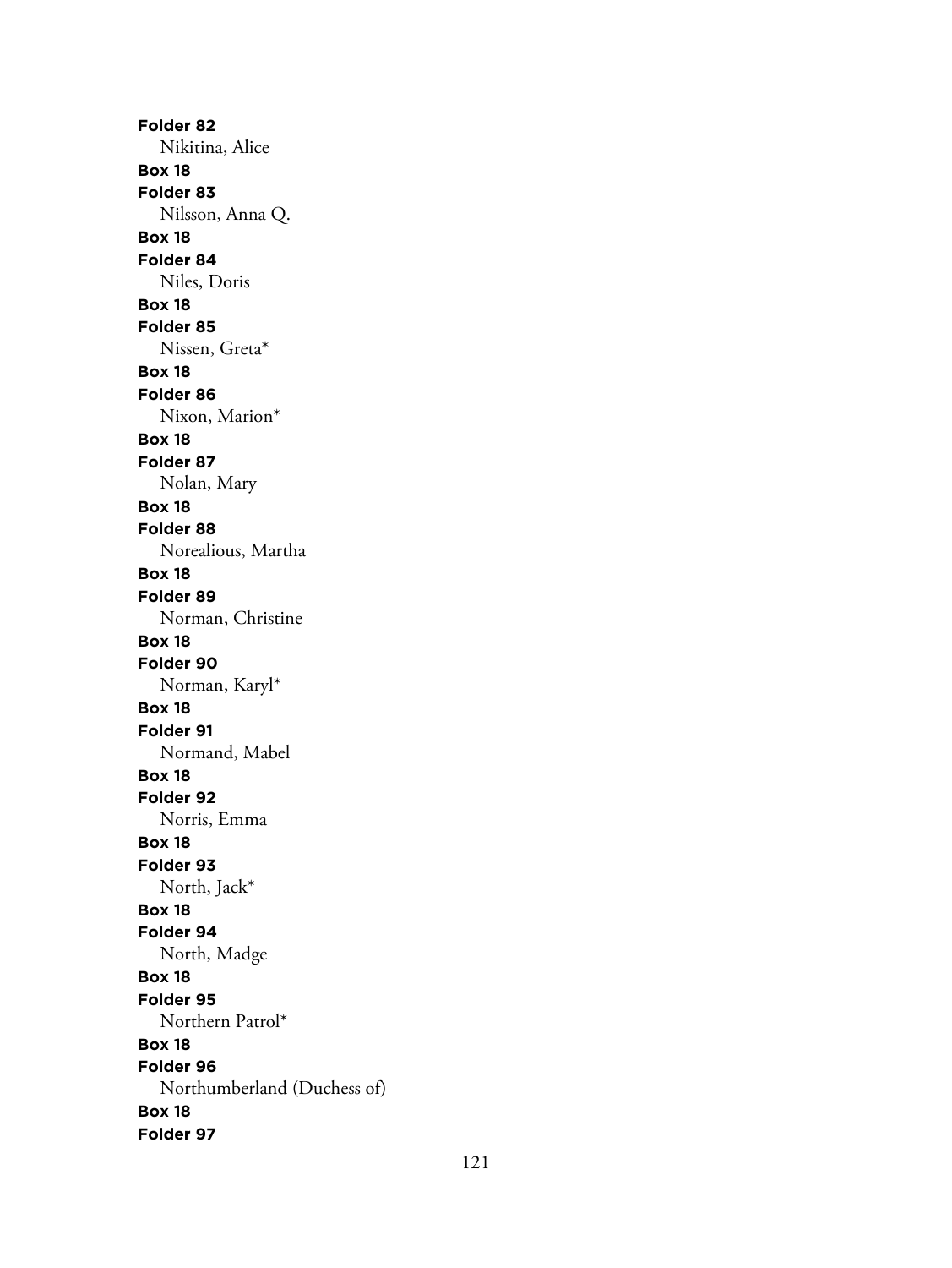**Folder 82**
Nikitina, Alice
**Box 18**
**Folder 83**
Nilsson, Anna Q.
**Box 18**
**Folder 84**
Niles, Doris
**Box 18**
**Folder 85**
Nissen, Greta*
**Box 18**
**Folder 86**
Nixon, Marion*
**Box 18**
**Folder 87**
Nolan, Mary
**Box 18**
**Folder 88**
Norealious, Martha
**Box 18**
**Folder 89**
Norman, Christine
**Box 18**
**Folder 90**
Norman, Karyl*
**Box 18**
**Folder 91**
Normand, Mabel
**Box 18**
**Folder 92**
Norris, Emma
**Box 18**
**Folder 93**
North, Jack*
**Box 18**
**Folder 94**
North, Madge
**Box 18**
**Folder 95**
Northern Patrol*
**Box 18**
**Folder 96**
Northumberland (Duchess of)
**Box 18**
**Folder 97**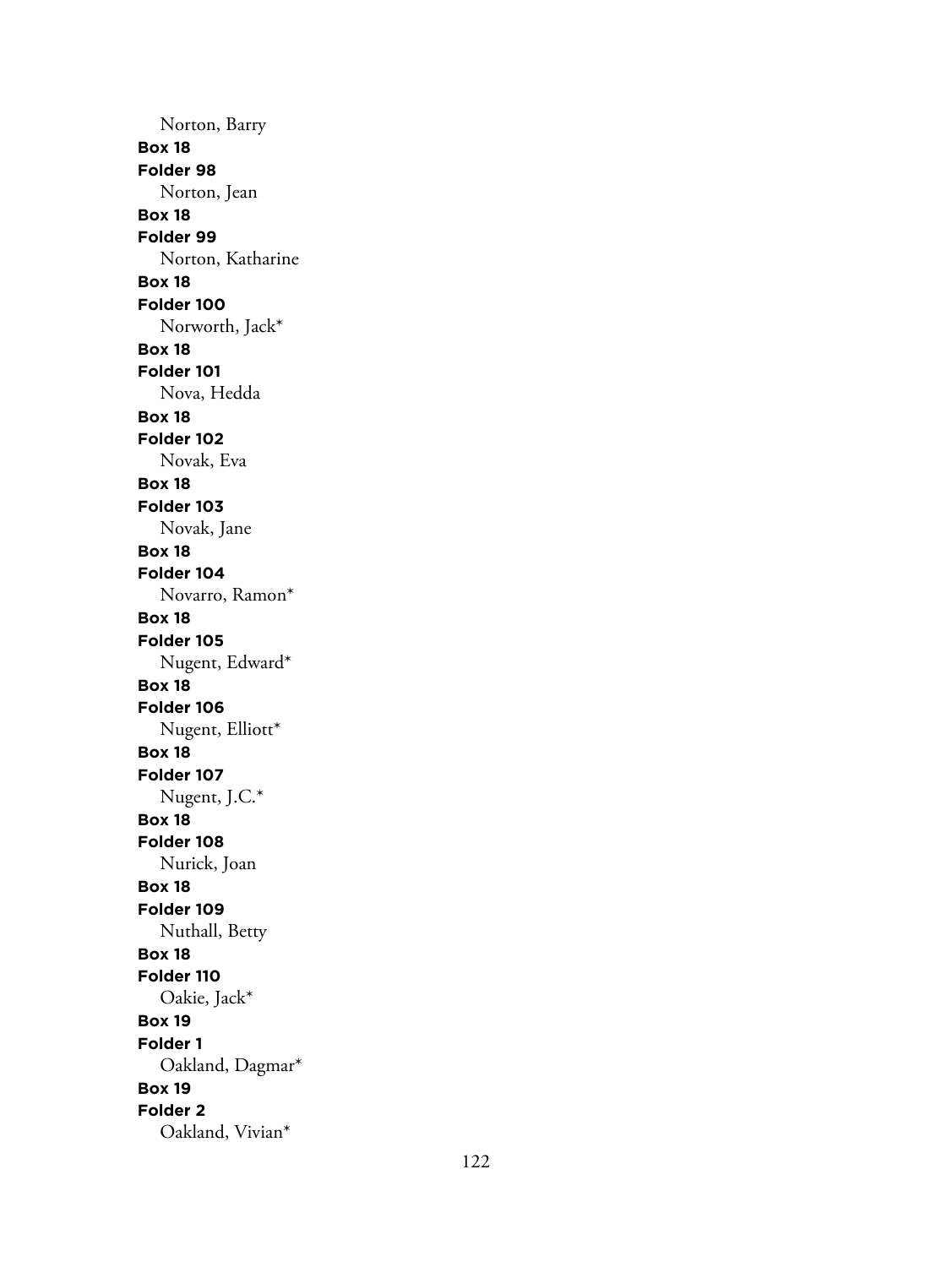Norton, Barry

**Box 18**

**Folder 98**

Norton, Jean

**Box 18**

**Folder 99**

Norton, Katharine

**Box 18**

**Folder 100**

Norworth, Jack*

**Box 18**

**Folder 101**

Nova, Hedda

**Box 18**

**Folder 102**

Novak, Eva

**Box 18**

**Folder 103**

Novak, Jane

**Box 18**

**Folder 104**

Novarro, Ramon*

**Box 18**

**Folder 105**

Nugent, Edward*

**Box 18**

**Folder 106**

Nugent, Elliott*

**Box 18**

**Folder 107**

Nugent, J.C.*

**Box 18**

**Folder 108**

Nurick, Joan

**Box 18**

**Folder 109**

Nuthall, Betty

**Box 18**

**Folder 110**

Oakie, Jack*

**Box 19**

**Folder 1**

Oakland, Dagmar*

**Box 19**

**Folder 2**

Oakland, Vivian*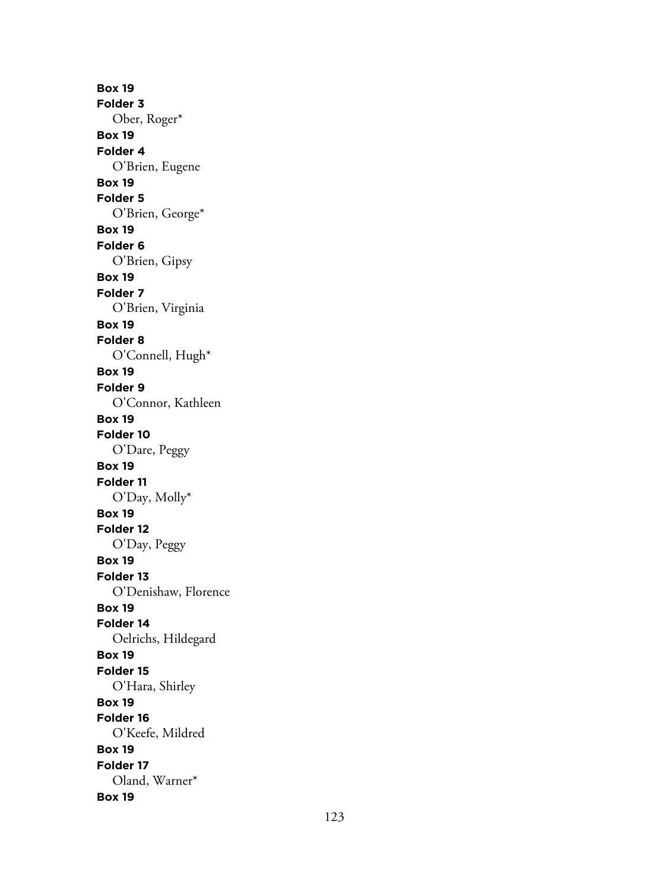**Box 19**
**Folder 3**
Ober, Roger*
**Box 19**
**Folder 4**
O'Brien, Eugene
**Box 19**
**Folder 5**
O'Brien, George*
**Box 19**
**Folder 6**
O'Brien, Gipsy
**Box 19**
**Folder 7**
O'Brien, Virginia
**Box 19**
**Folder 8**
O'Connell, Hugh*
**Box 19**
**Folder 9**
O'Connor, Kathleen
**Box 19**
**Folder 10**
O'Dare, Peggy
**Box 19**
**Folder 11**
O'Day, Molly*
**Box 19**
**Folder 12**
O'Day, Peggy
**Box 19**
**Folder 13**
O'Denishaw, Florence
**Box 19**
**Folder 14**
Oelrichs, Hildegard
**Box 19**
**Folder 15**
O'Hara, Shirley
**Box 19**
**Folder 16**
O'Keefe, Mildred
**Box 19**
**Folder 17**
Oland, Warner*
**Box 19**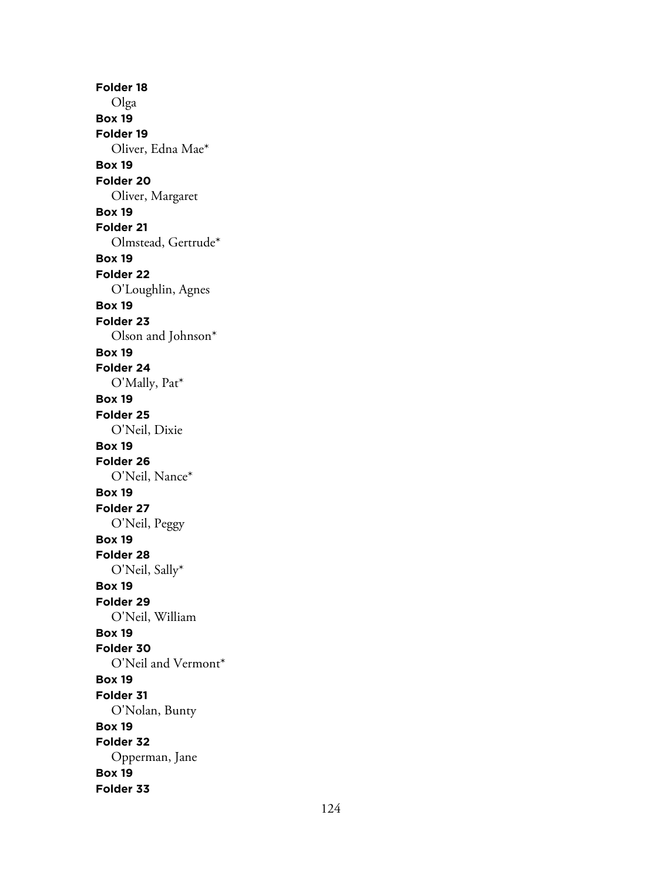**Folder 18**
Olga
**Box 19**
**Folder 19**
Oliver, Edna Mae*
**Box 19**
**Folder 20**
Oliver, Margaret
**Box 19**
**Folder 21**
Olmstead, Gertrude*
**Box 19**
**Folder 22**
O'Loughlin, Agnes
**Box 19**
**Folder 23**
Olson and Johnson*
**Box 19**
**Folder 24**
O'Mally, Pat*
**Box 19**
**Folder 25**
O'Neil, Dixie
**Box 19**
**Folder 26**
O'Neil, Nance*
**Box 19**
**Folder 27**
O'Neil, Peggy
**Box 19**
**Folder 28**
O'Neil, Sally*
**Box 19**
**Folder 29**
O'Neil, William
**Box 19**
**Folder 30**
O'Neil and Vermont*
**Box 19**
**Folder 31**
O'Nolan, Bunty
**Box 19**
**Folder 32**
Opperman, Jane
**Box 19**
**Folder 33**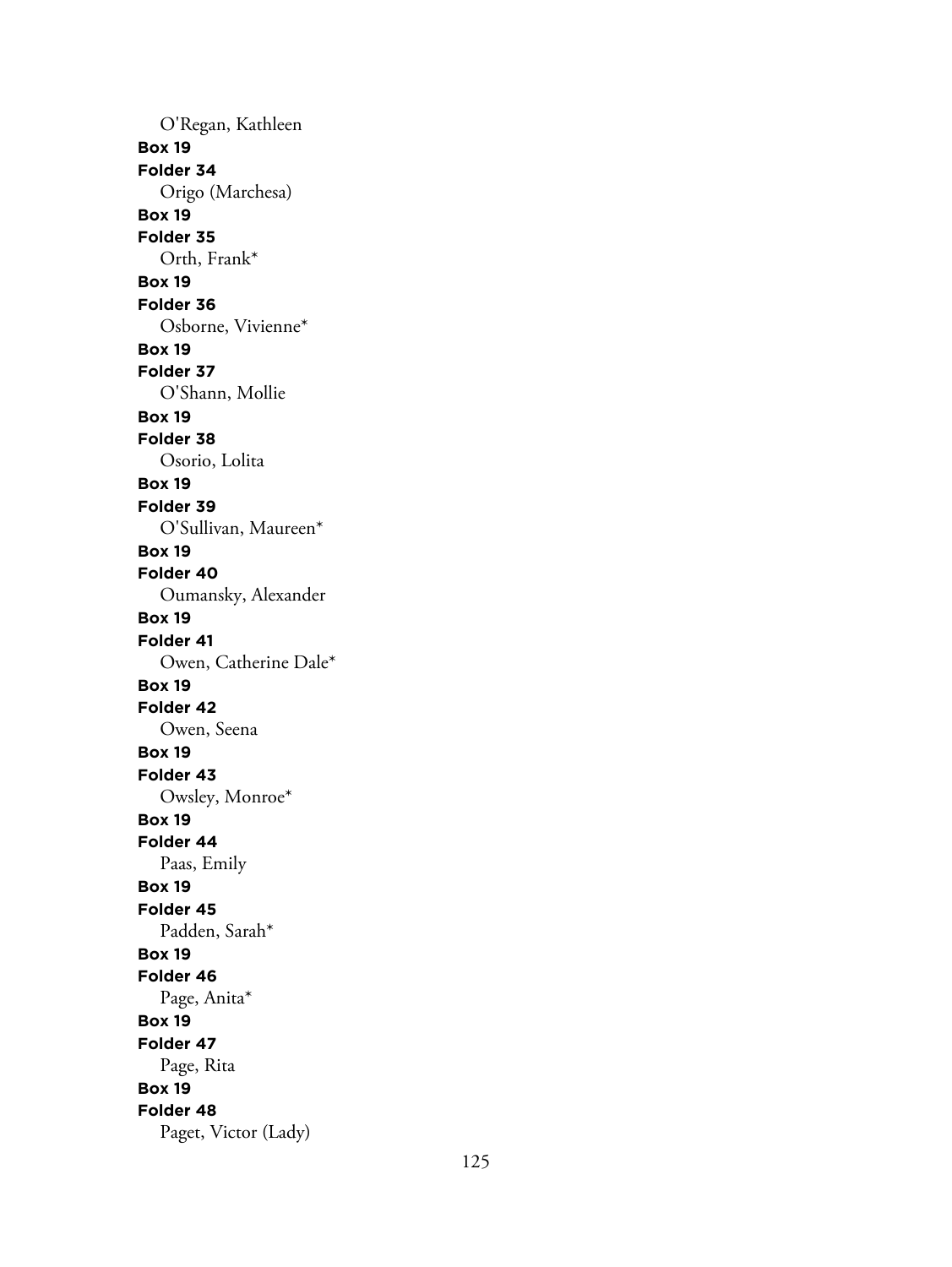O'Regan, Kathleen

**Box 19**

**Folder 34**

Origo (Marchesa)

**Box 19**

**Folder 35**

Orth, Frank*

**Box 19**

**Folder 36**

Osborne, Vivienne*

**Box 19**

**Folder 37**

O'Shann, Mollie

**Box 19**

**Folder 38**

Osorio, Lolita

**Box 19**

**Folder 39**

O'Sullivan, Maureen*

**Box 19**

**Folder 40**

Oumansky, Alexander

**Box 19**

**Folder 41**

Owen, Catherine Dale*

**Box 19**

**Folder 42**

Owen, Seena

**Box 19**

**Folder 43**

Owsley, Monroe*

**Box 19**

**Folder 44**

Paas, Emily

**Box 19**

**Folder 45**

Padden, Sarah*

**Box 19**

**Folder 46**

Page, Anita*

**Box 19**

**Folder 47**

Page, Rita

**Box 19**

**Folder 48**

Paget, Victor (Lady)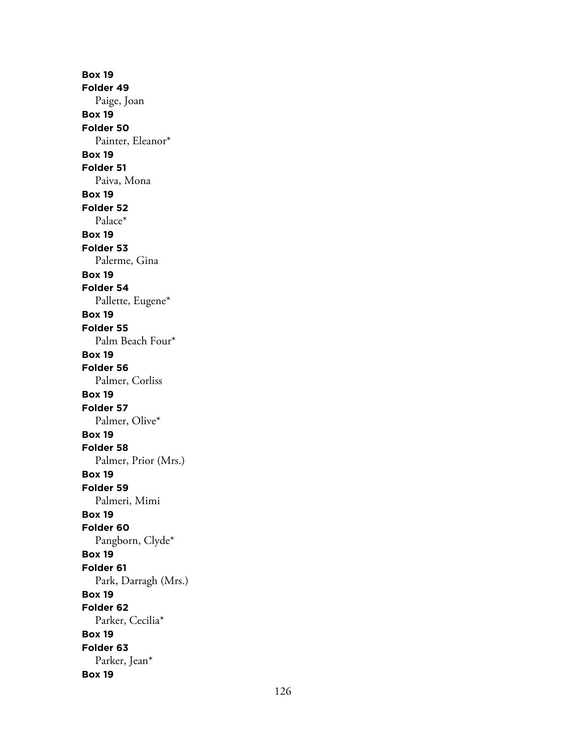**Box 19**
**Folder 49**
Paige, Joan
**Box 19**
**Folder 50**
Painter, Eleanor*
**Box 19**
**Folder 51**
Paiva, Mona
**Box 19**
**Folder 52**
Palace*
**Box 19**
**Folder 53**
Palerme, Gina
**Box 19**
**Folder 54**
Pallette, Eugene*
**Box 19**
**Folder 55**
Palm Beach Four*
**Box 19**
**Folder 56**
Palmer, Corliss
**Box 19**
**Folder 57**
Palmer, Olive*
**Box 19**
**Folder 58**
Palmer, Prior (Mrs.)
**Box 19**
**Folder 59**
Palmeri, Mimi
**Box 19**
**Folder 60**
Pangborn, Clyde*
**Box 19**
**Folder 61**
Park, Darragh (Mrs.)
**Box 19**
**Folder 62**
Parker, Cecilia*
**Box 19**
**Folder 63**
Parker, Jean*
**Box 19**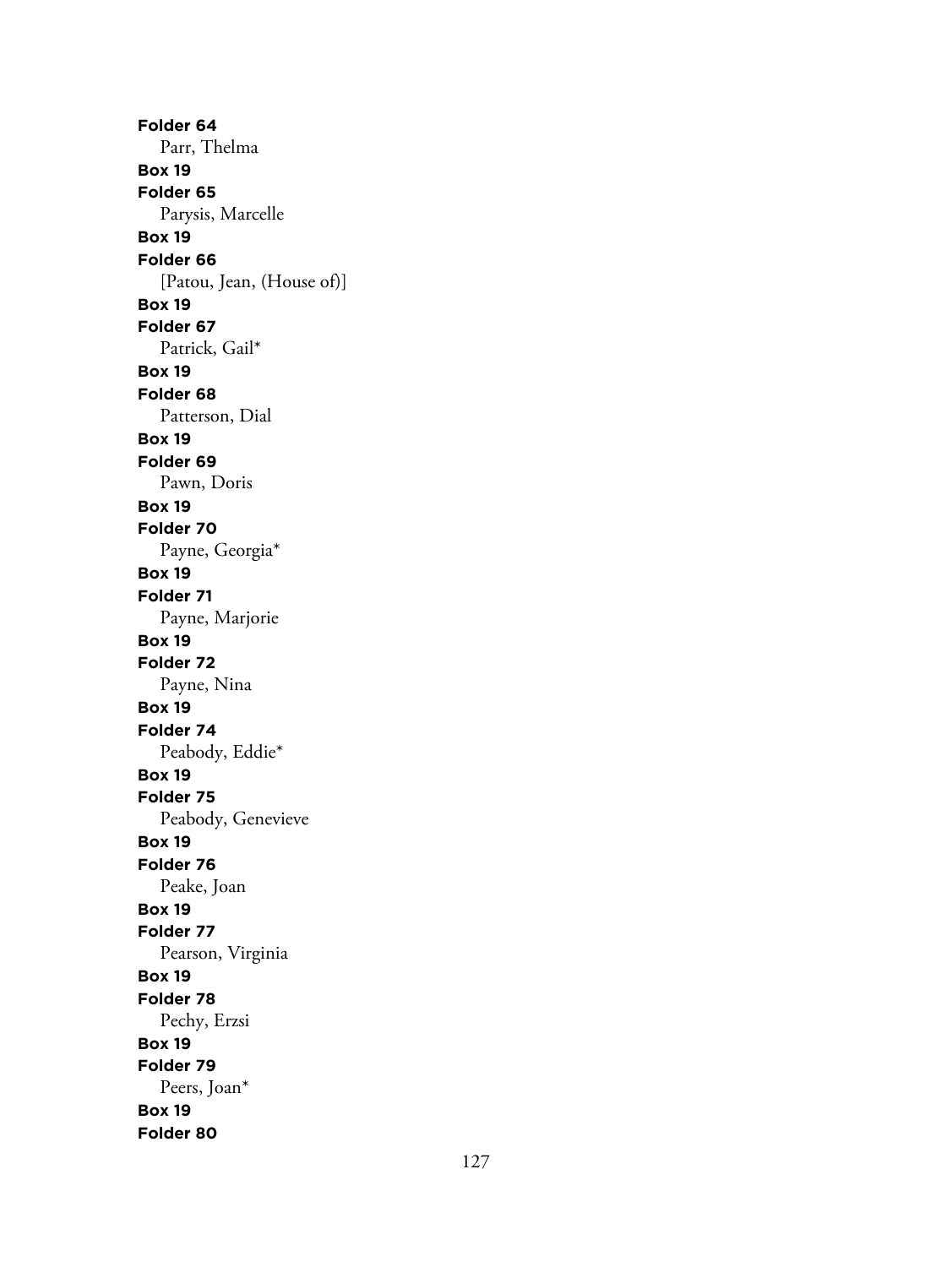**Folder 64**
Parr, Thelma
**Box 19**
**Folder 65**
Parysis, Marcelle
**Box 19**
**Folder 66**
[Patou, Jean, (House of)]
**Box 19**
**Folder 67**
Patrick, Gail*
**Box 19**
**Folder 68**
Patterson, Dial
**Box 19**
**Folder 69**
Pawn, Doris
**Box 19**
**Folder 70**
Payne, Georgia*
**Box 19**
**Folder 71**
Payne, Marjorie
**Box 19**
**Folder 72**
Payne, Nina
**Box 19**
**Folder 74**
Peabody, Eddie*
**Box 19**
**Folder 75**
Peabody, Genevieve
**Box 19**
**Folder 76**
Peake, Joan
**Box 19**
**Folder 77**
Pearson, Virginia
**Box 19**
**Folder 78**
Pechy, Erzsi
**Box 19**
**Folder 79**
Peers, Joan*
**Box 19**
**Folder 80**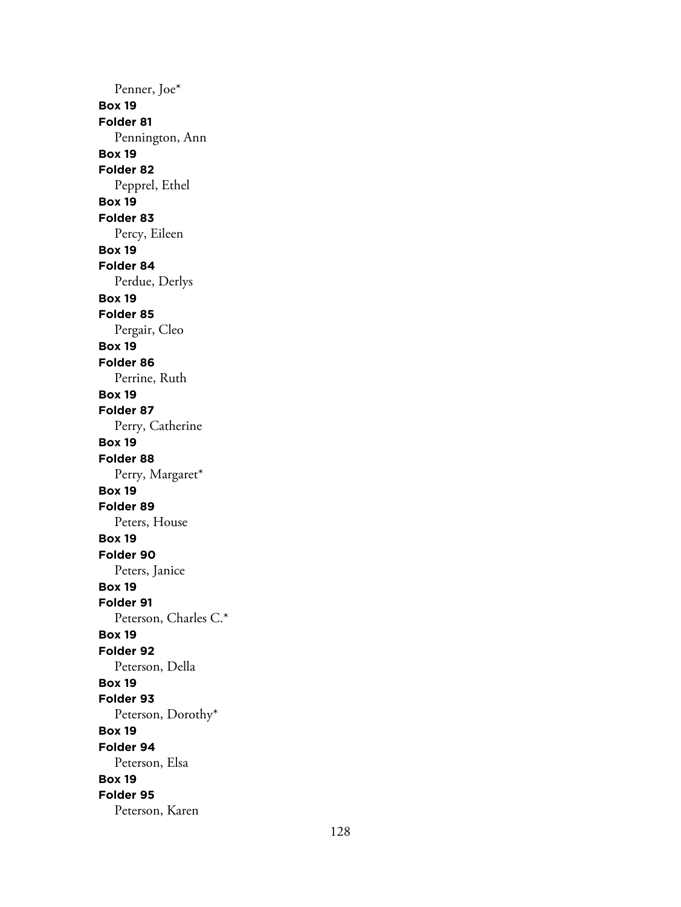Penner, Joe*

**Box 19**
**Folder 81**
Pennington, Ann

**Box 19**
**Folder 82**
Pepprel, Ethel

**Box 19**
**Folder 83**
Percy, Eileen

**Box 19**
**Folder 84**
Perdue, Derlys

**Box 19**
**Folder 85**
Pergair, Cleo

**Box 19**
**Folder 86**
Perrine, Ruth

**Box 19**
**Folder 87**
Perry, Catherine

**Box 19**
**Folder 88**
Perry, Margaret*

**Box 19**
**Folder 89**
Peters, House

**Box 19**
**Folder 90**
Peters, Janice

**Box 19**
**Folder 91**
Peterson, Charles C.*

**Box 19**
**Folder 92**
Peterson, Della

**Box 19**
**Folder 93**
Peterson, Dorothy*

**Box 19**
**Folder 94**
Peterson, Elsa

**Box 19**
**Folder 95**
Peterson, Karen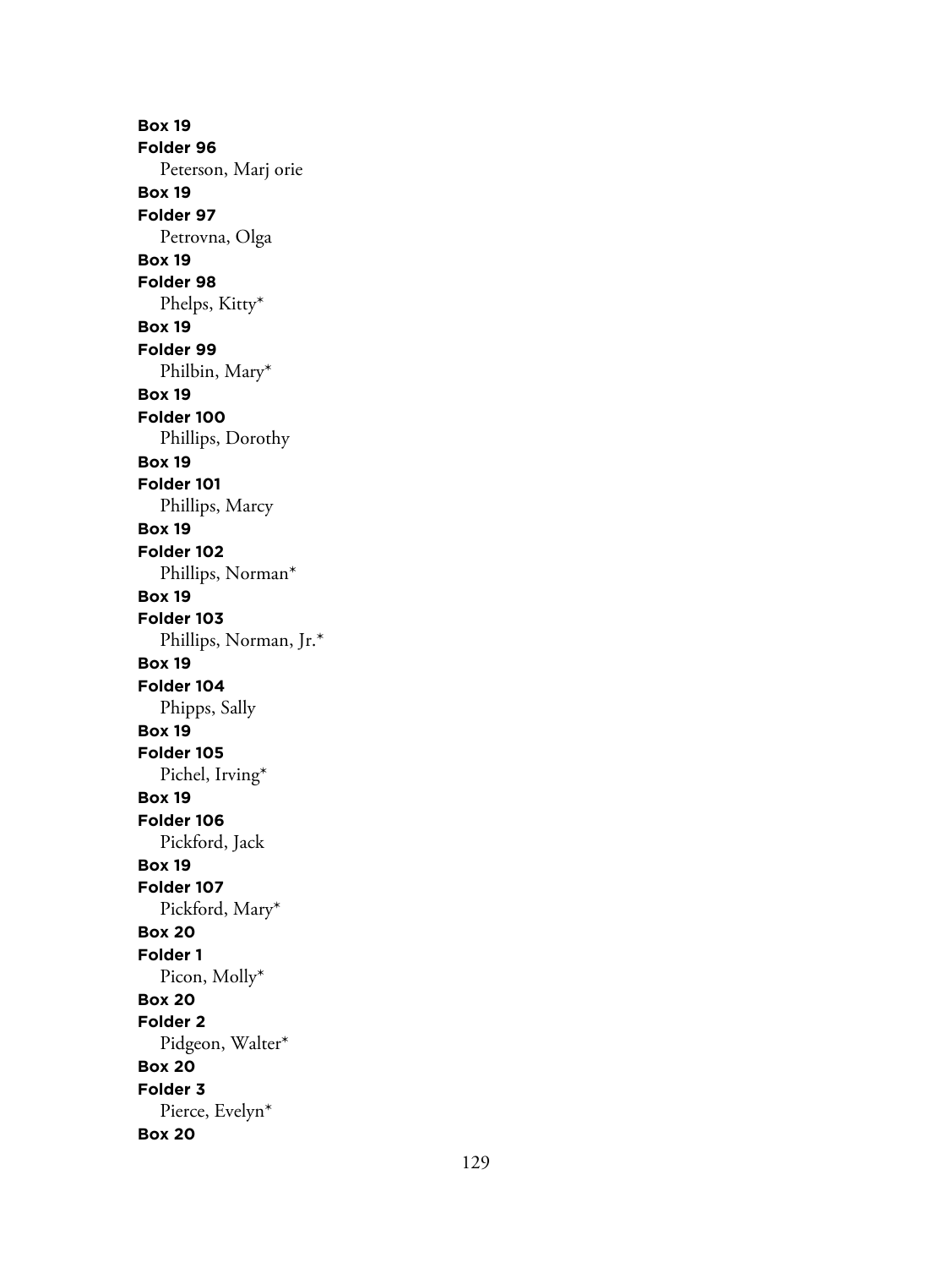**Box 19**
**Folder 96**
Peterson, Marj orie
**Box 19**
**Folder 97**
Petrovna, Olga
**Box 19**
**Folder 98**
Phelps, Kitty*
**Box 19**
**Folder 99**
Philbin, Mary*
**Box 19**
**Folder 100**
Phillips, Dorothy
**Box 19**
**Folder 101**
Phillips, Marcy
**Box 19**
**Folder 102**
Phillips, Norman*
**Box 19**
**Folder 103**
Phillips, Norman, Jr.*
**Box 19**
**Folder 104**
Phipps, Sally
**Box 19**
**Folder 105**
Pichel, Irving*
**Box 19**
**Folder 106**
Pickford, Jack
**Box 19**
**Folder 107**
Pickford, Mary*
**Box 20**
**Folder 1**
Picon, Molly*
**Box 20**
**Folder 2**
Pidgeon, Walter*
**Box 20**
**Folder 3**
Pierce, Evelyn*
**Box 20**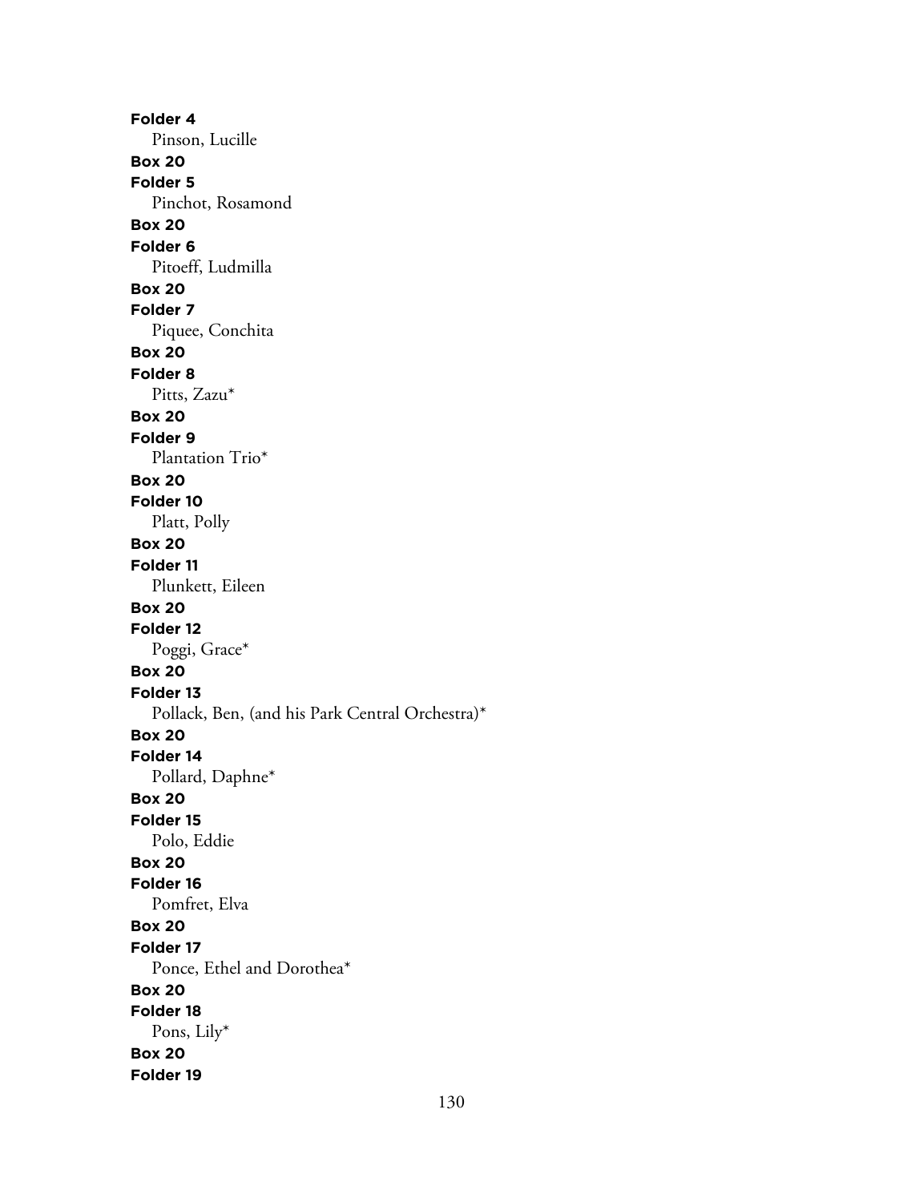**Folder 4**
Pinson, Lucille
**Box 20**
**Folder 5**
Pinchot, Rosamond
**Box 20**
**Folder 6**
Pitoeff, Ludmilla
**Box 20**
**Folder 7**
Piquee, Conchita
**Box 20**
**Folder 8**
Pitts, Zazu*
**Box 20**
**Folder 9**
Plantation Trio*
**Box 20**
**Folder 10**
Platt, Polly
**Box 20**
**Folder 11**
Plunkett, Eileen
**Box 20**
**Folder 12**
Poggi, Grace*
**Box 20**
**Folder 13**
Pollack, Ben, (and his Park Central Orchestra)*
**Box 20**
**Folder 14**
Pollard, Daphne*
**Box 20**
**Folder 15**
Polo, Eddie
**Box 20**
**Folder 16**
Pomfret, Elva
**Box 20**
**Folder 17**
Ponce, Ethel and Dorothea*
**Box 20**
**Folder 18**
Pons, Lily*
**Box 20**
**Folder 19**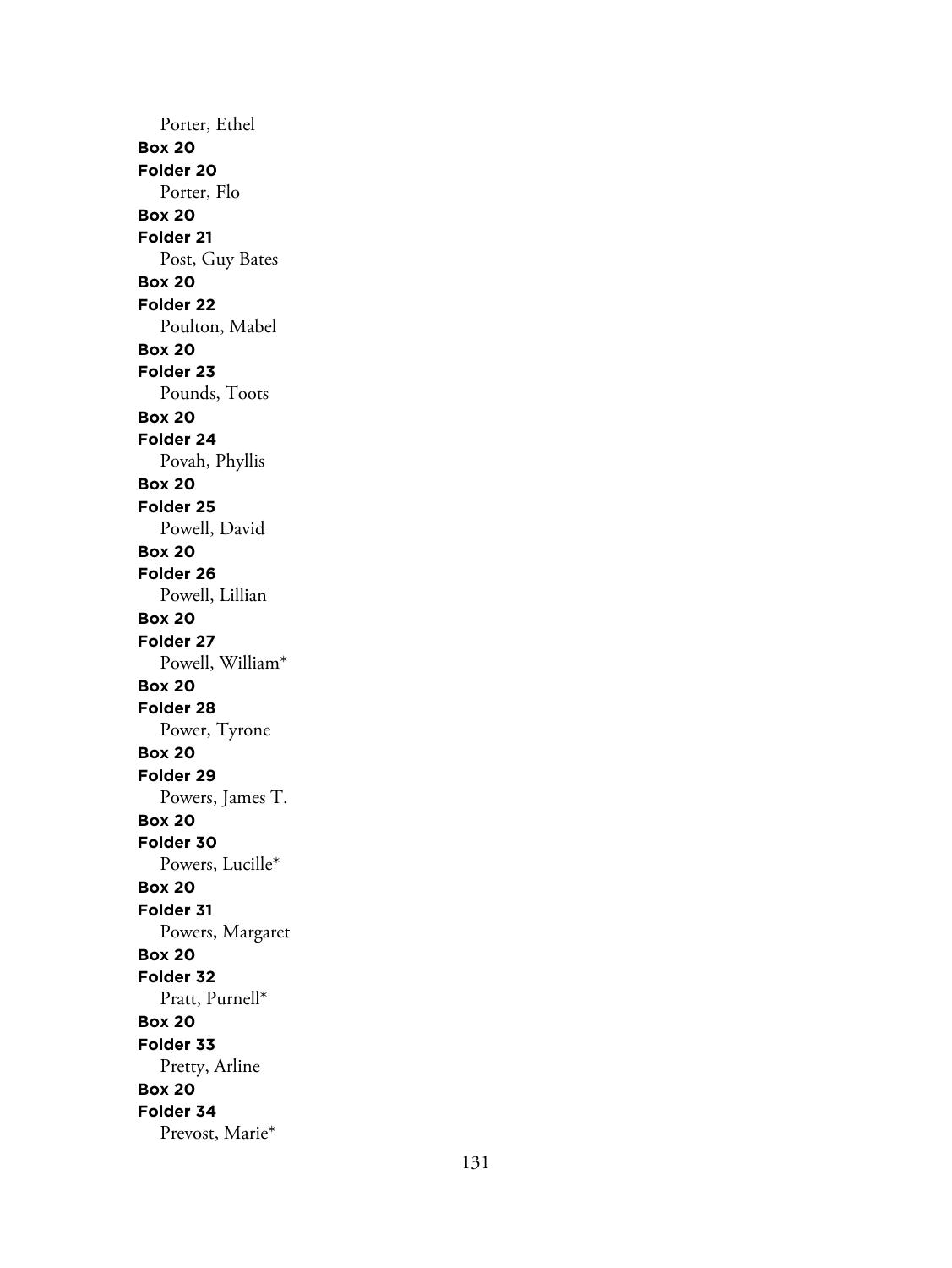Porter, Ethel

**Box 20**

**Folder 20**

Porter, Flo

**Box 20**

**Folder 21**

Post, Guy Bates

**Box 20**

**Folder 22**

Poulton, Mabel

**Box 20**

**Folder 23**

Pounds, Toots

**Box 20**

**Folder 24**

Povah, Phyllis

**Box 20**

**Folder 25**

Powell, David

**Box 20**

**Folder 26**

Powell, Lillian

**Box 20**

**Folder 27**

Powell, William*

**Box 20**

**Folder 28**

Power, Tyrone

**Box 20**

**Folder 29**

Powers, James T.

**Box 20**

**Folder 30**

Powers, Lucille*

**Box 20**

**Folder 31**

Powers, Margaret

**Box 20**

**Folder 32**

Pratt, Purnell*

**Box 20**

**Folder 33**

Pretty, Arline

**Box 20**

**Folder 34**

Prevost, Marie*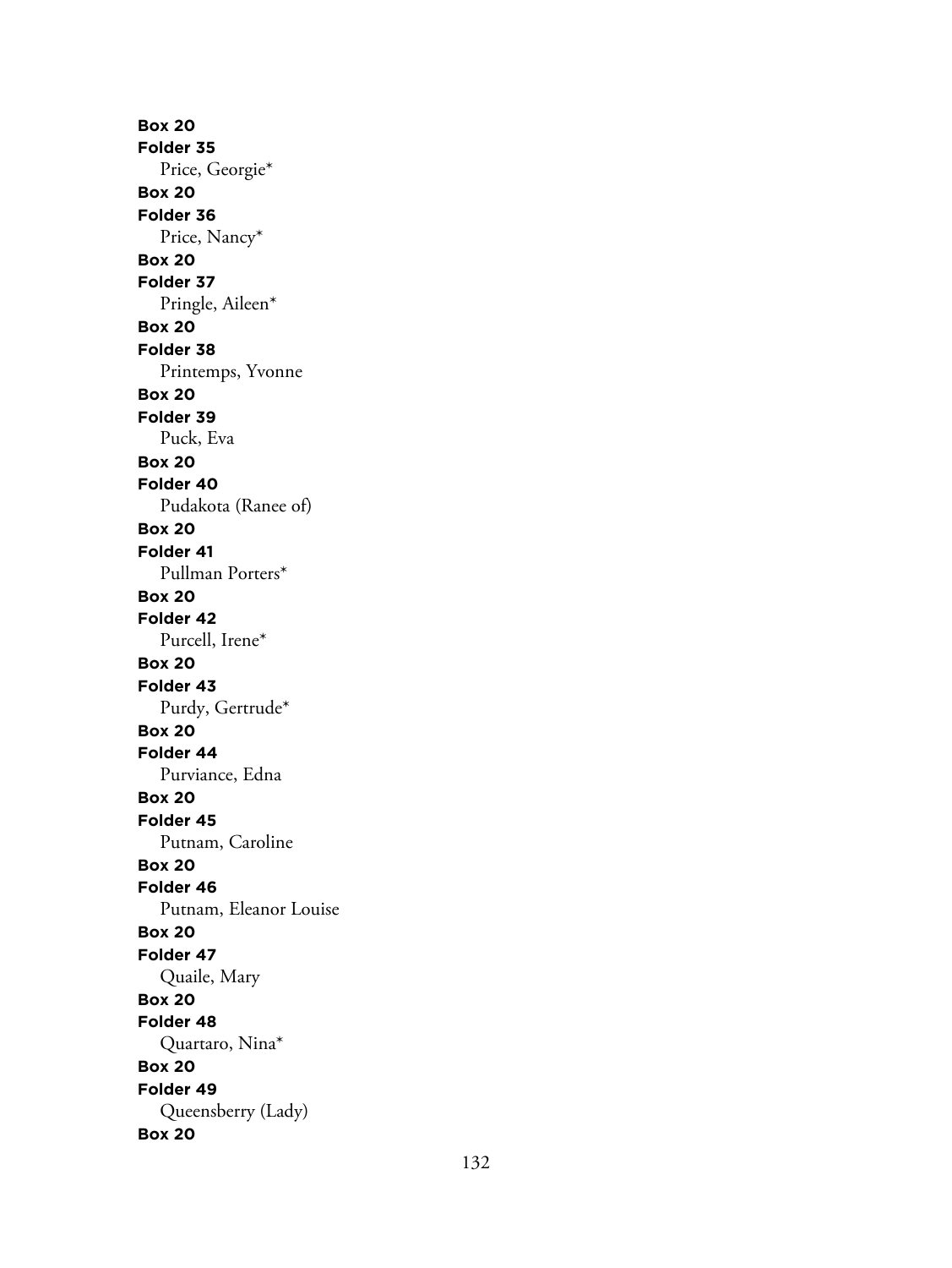**Box 20**
**Folder 35**
Price, Georgie*
**Box 20**
**Folder 36**
Price, Nancy*
**Box 20**
**Folder 37**
Pringle, Aileen*
**Box 20**
**Folder 38**
Printemps, Yvonne
**Box 20**
**Folder 39**
Puck, Eva
**Box 20**
**Folder 40**
Pudakota (Ranee of)
**Box 20**
**Folder 41**
Pullman Porters*
**Box 20**
**Folder 42**
Purcell, Irene*
**Box 20**
**Folder 43**
Purdy, Gertrude*
**Box 20**
**Folder 44**
Purviance, Edna
**Box 20**
**Folder 45**
Putnam, Caroline
**Box 20**
**Folder 46**
Putnam, Eleanor Louise
**Box 20**
**Folder 47**
Quaile, Mary
**Box 20**
**Folder 48**
Quartaro, Nina*
**Box 20**
**Folder 49**
Queensberry (Lady)
**Box 20**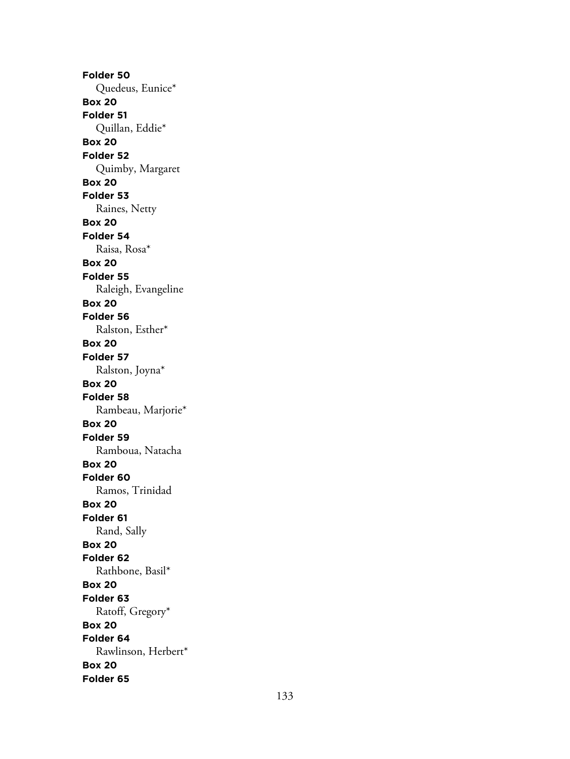**Folder 50**

Quedeus, Eunice*

**Box 20**

**Folder 51**

Quillan, Eddie*

**Box 20**

**Folder 52**

Quimby, Margaret

**Box 20**

**Folder 53**

Raines, Netty

**Box 20**

**Folder 54**

Raisa, Rosa*

**Box 20**

**Folder 55**

Raleigh, Evangeline

**Box 20**

**Folder 56**

Ralston, Esther*

**Box 20**

**Folder 57**

Ralston, Joyna*

**Box 20**

**Folder 58**

Rambeau, Marjorie*

**Box 20**

**Folder 59**

Ramboua, Natacha

**Box 20**

**Folder 60**

Ramos, Trinidad

**Box 20**

**Folder 61**

Rand, Sally

**Box 20**

**Folder 62**

Rathbone, Basil*

**Box 20**

**Folder 63**

Ratoff, Gregory*

**Box 20**

**Folder 64**

Rawlinson, Herbert*

**Box 20**

**Folder 65**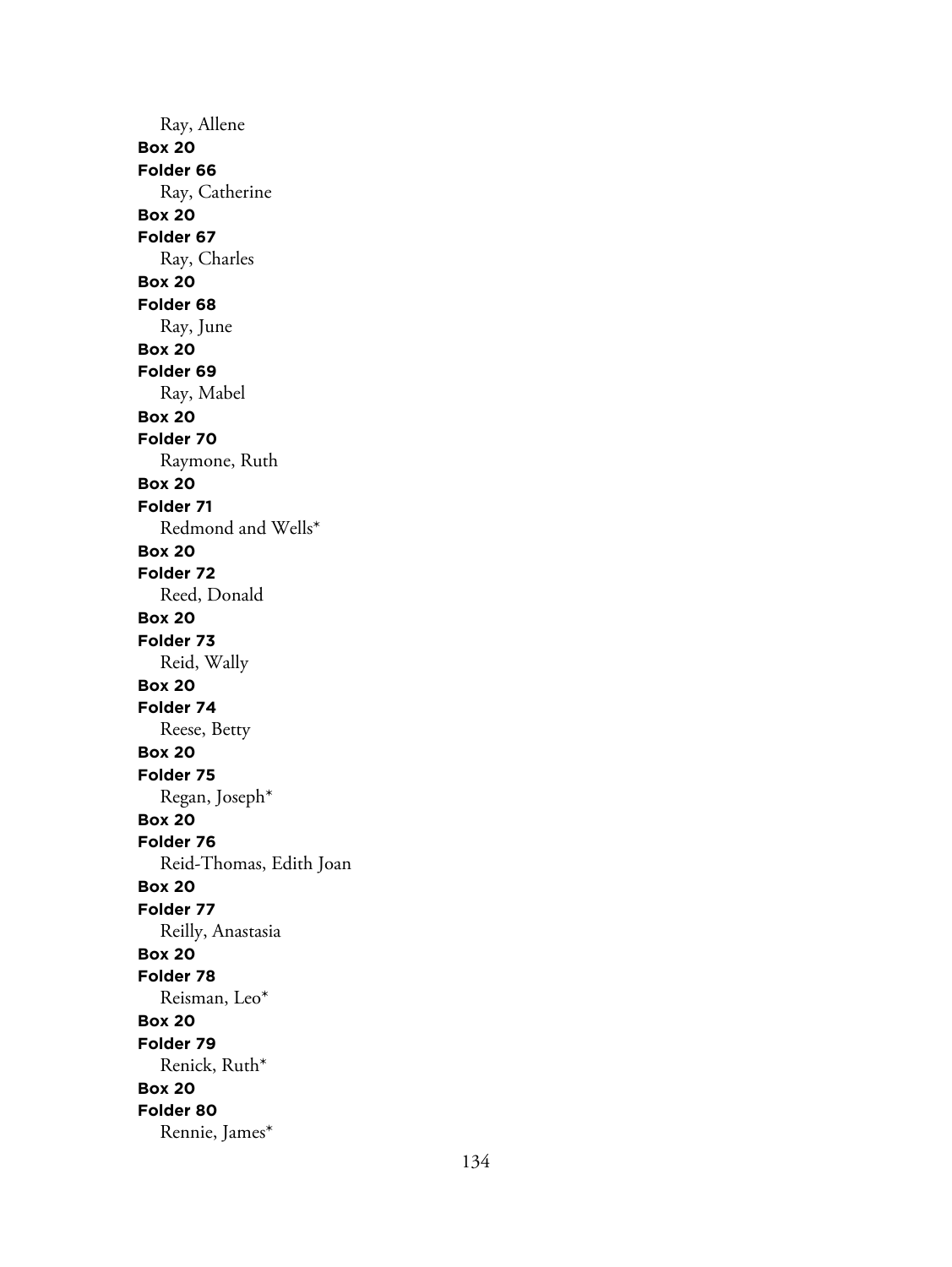Ray, Allene

**Box 20**
**Folder 66**
Ray, Catherine

**Box 20**
**Folder 67**
Ray, Charles

**Box 20**
**Folder 68**
Ray, June

**Box 20**
**Folder 69**
Ray, Mabel

**Box 20**
**Folder 70**
Raymone, Ruth

**Box 20**
**Folder 71**
Redmond and Wells*

**Box 20**
**Folder 72**
Reed, Donald

**Box 20**
**Folder 73**
Reid, Wally

**Box 20**
**Folder 74**
Reese, Betty

**Box 20**
**Folder 75**
Regan, Joseph*

**Box 20**
**Folder 76**
Reid-Thomas, Edith Joan

**Box 20**
**Folder 77**
Reilly, Anastasia

**Box 20**
**Folder 78**
Reisman, Leo*

**Box 20**
**Folder 79**
Renick, Ruth*

**Box 20**
**Folder 80**
Rennie, James*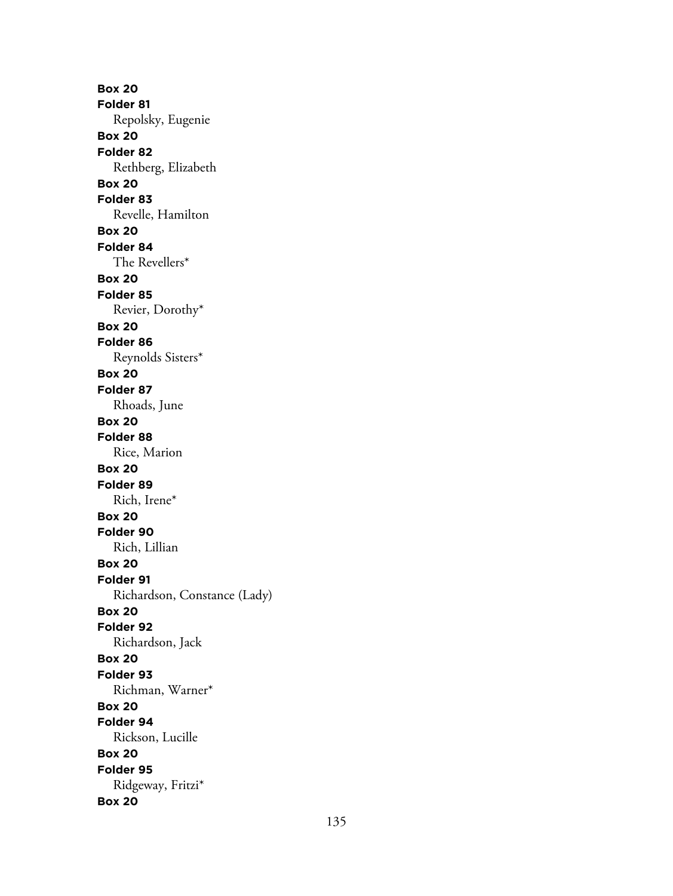**Box 20**
**Folder 81**
Repolsky, Eugenie
**Box 20**
**Folder 82**
Rethberg, Elizabeth
**Box 20**
**Folder 83**
Revelle, Hamilton
**Box 20**
**Folder 84**
The Revellers*
**Box 20**
**Folder 85**
Revier, Dorothy*
**Box 20**
**Folder 86**
Reynolds Sisters*
**Box 20**
**Folder 87**
Rhoads, June
**Box 20**
**Folder 88**
Rice, Marion
**Box 20**
**Folder 89**
Rich, Irene*
**Box 20**
**Folder 90**
Rich, Lillian
**Box 20**
**Folder 91**
Richardson, Constance (Lady)
**Box 20**
**Folder 92**
Richardson, Jack
**Box 20**
**Folder 93**
Richman, Warner*
**Box 20**
**Folder 94**
Rickson, Lucille
**Box 20**
**Folder 95**
Ridgeway, Fritzi*
**Box 20**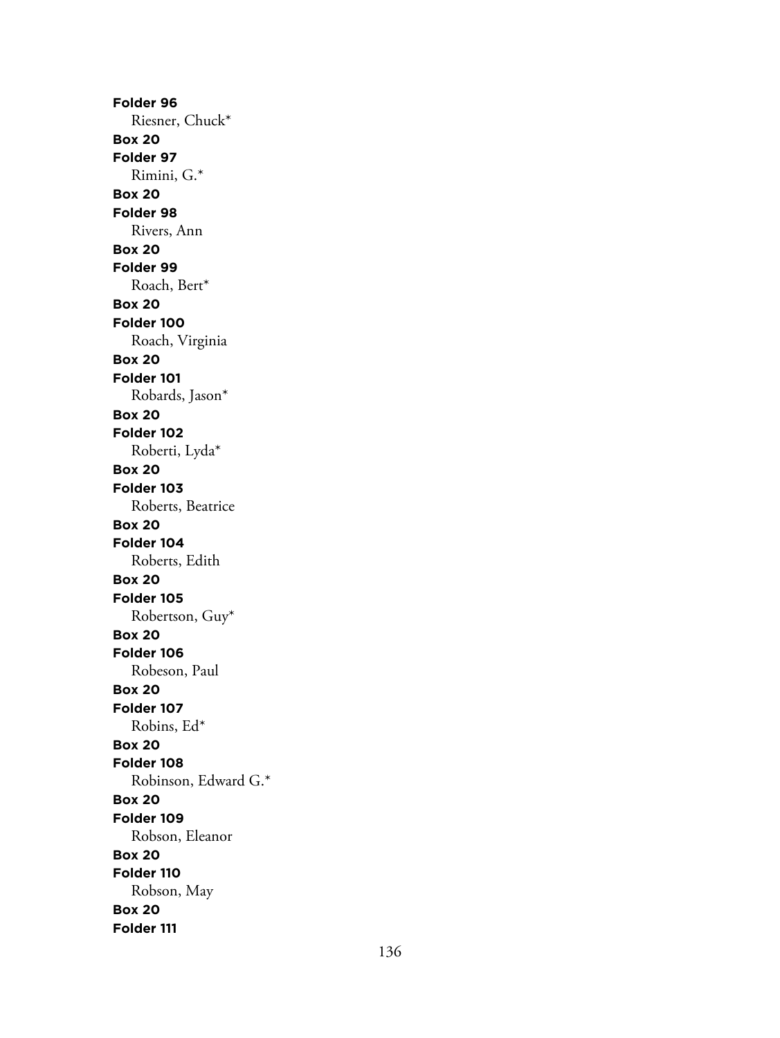**Folder 96**

Riesner, Chuck*

**Box 20**

**Folder 97**

Rimini, G.*

**Box 20**

**Folder 98**

Rivers, Ann

**Box 20**

**Folder 99**

Roach, Bert*

**Box 20**

**Folder 100**

Roach, Virginia

**Box 20**

**Folder 101**

Robards, Jason*

**Box 20**

**Folder 102**

Roberti, Lyda*

**Box 20**

**Folder 103**

Roberts, Beatrice

**Box 20**

**Folder 104**

Roberts, Edith

**Box 20**

**Folder 105**

Robertson, Guy*

**Box 20**

**Folder 106**

Robeson, Paul

**Box 20**

**Folder 107**

Robins, Ed*

**Box 20**

**Folder 108**

Robinson, Edward G.*

**Box 20**

**Folder 109**

Robson, Eleanor

**Box 20**

**Folder 110**

Robson, May

**Box 20**

**Folder 111**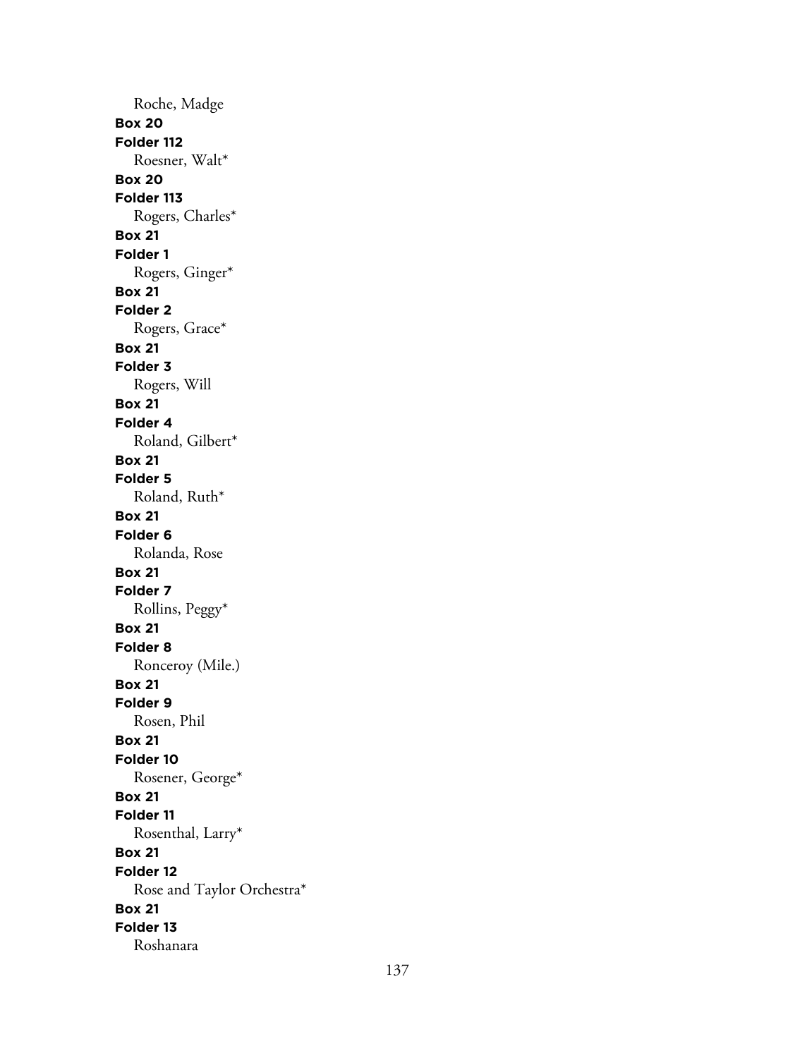Roche, Madge

**Box 20**

**Folder 112**

Roesner, Walt*

**Box 20**

**Folder 113**

Rogers, Charles*

**Box 21**

**Folder 1**

Rogers, Ginger*

**Box 21**

**Folder 2**

Rogers, Grace*

**Box 21**

**Folder 3**

Rogers, Will

**Box 21**

**Folder 4**

Roland, Gilbert*

**Box 21**

**Folder 5**

Roland, Ruth*

**Box 21**

**Folder 6**

Rolanda, Rose

**Box 21**

**Folder 7**

Rollins, Peggy*

**Box 21**

**Folder 8**

Ronceroy (Mile.)

**Box 21**

**Folder 9**

Rosen, Phil

**Box 21**

**Folder 10**

Rosener, George*

**Box 21**

**Folder 11**

Rosenthal, Larry*

**Box 21**

**Folder 12**

Rose and Taylor Orchestra*

**Box 21**

**Folder 13**

Roshanara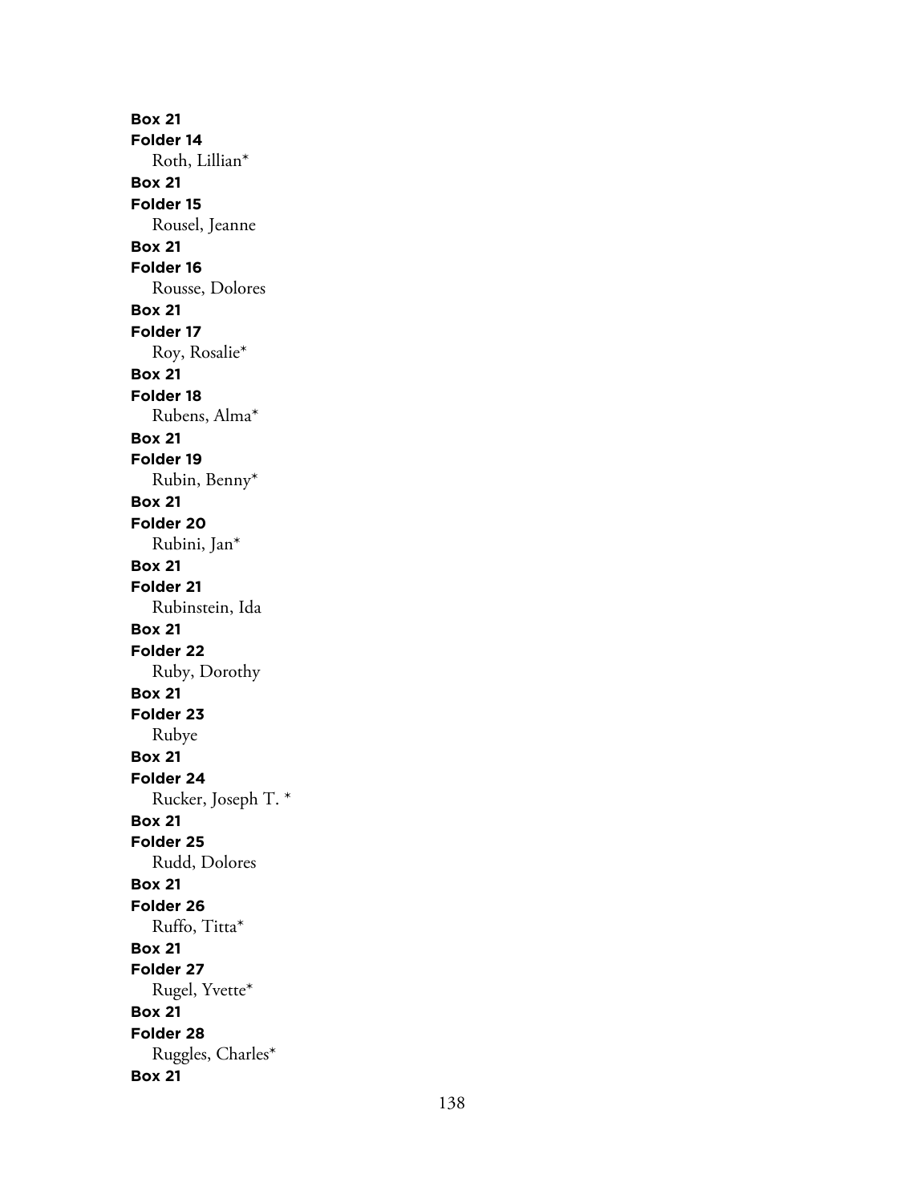**Box 21**
**Folder 14**
Roth, Lillian*
**Box 21**
**Folder 15**
Rousel, Jeanne
**Box 21**
**Folder 16**
Rousse, Dolores
**Box 21**
**Folder 17**
Roy, Rosalie*
**Box 21**
**Folder 18**
Rubens, Alma*
**Box 21**
**Folder 19**
Rubin, Benny*
**Box 21**
**Folder 20**
Rubini, Jan*
**Box 21**
**Folder 21**
Rubinstein, Ida
**Box 21**
**Folder 22**
Ruby, Dorothy
**Box 21**
**Folder 23**
Rubye
**Box 21**
**Folder 24**
Rucker, Joseph T. *
**Box 21**
**Folder 25**
Rudd, Dolores
**Box 21**
**Folder 26**
Ruffo, Titta*
**Box 21**
**Folder 27**
Rugel, Yvette*
**Box 21**
**Folder 28**
Ruggles, Charles*
**Box 21**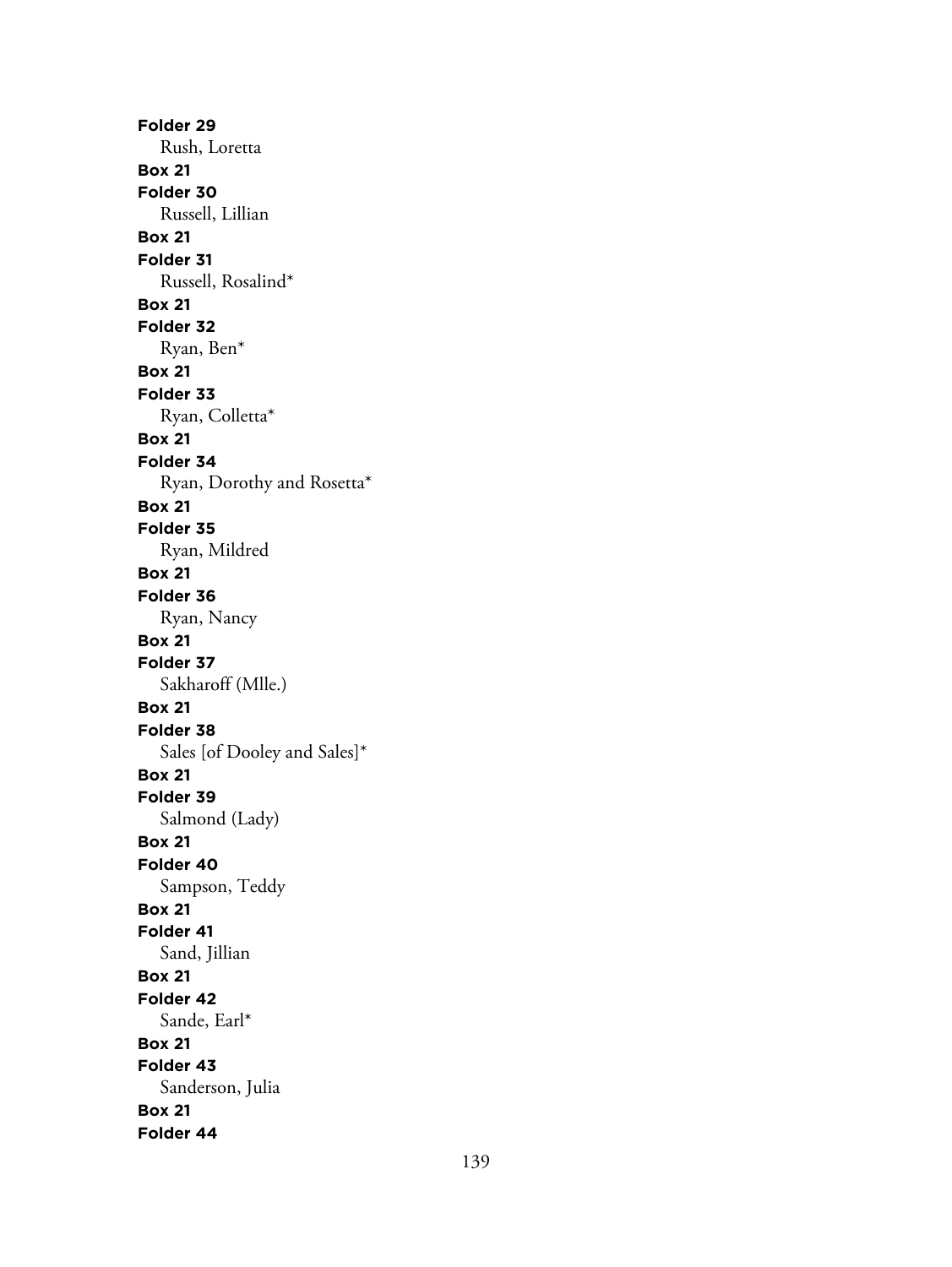**Folder 29**
Rush, Loretta
**Box 21**
**Folder 30**
Russell, Lillian
**Box 21**
**Folder 31**
Russell, Rosalind*
**Box 21**
**Folder 32**
Ryan, Ben*
**Box 21**
**Folder 33**
Ryan, Colletta*
**Box 21**
**Folder 34**
Ryan, Dorothy and Rosetta*
**Box 21**
**Folder 35**
Ryan, Mildred
**Box 21**
**Folder 36**
Ryan, Nancy
**Box 21**
**Folder 37**
Sakharoff (Mlle.)
**Box 21**
**Folder 38**
Sales [of Dooley and Sales]*
**Box 21**
**Folder 39**
Salmond (Lady)
**Box 21**
**Folder 40**
Sampson, Teddy
**Box 21**
**Folder 41**
Sand, Jillian
**Box 21**
**Folder 42**
Sande, Earl*
**Box 21**
**Folder 43**
Sanderson, Julia
**Box 21**
**Folder 44**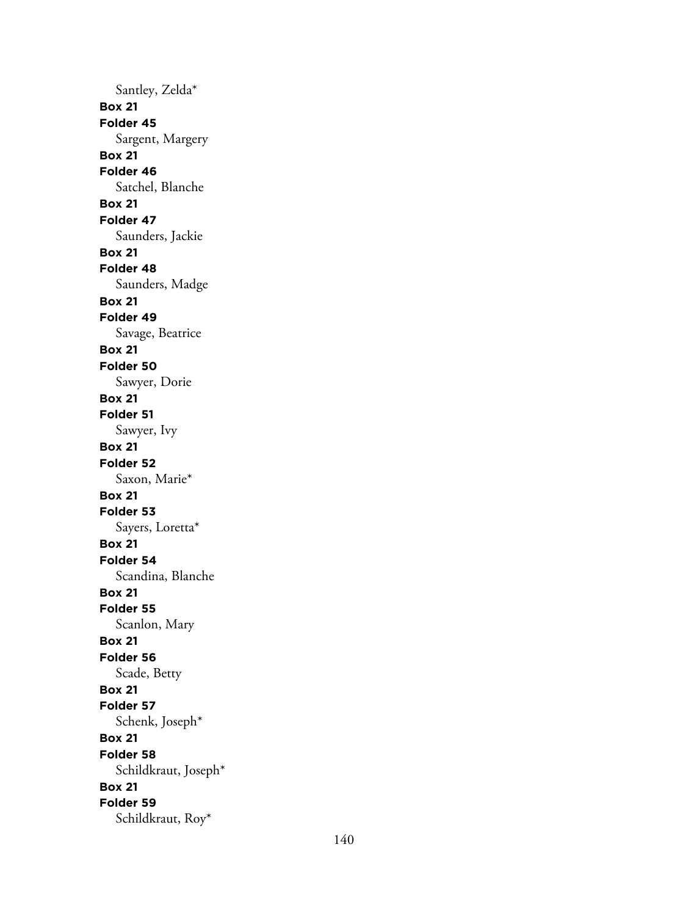Santley, Zelda*

**Box 21**
**Folder 45**
Sargent, Margery

**Box 21**
**Folder 46**
Satchel, Blanche

**Box 21**
**Folder 47**
Saunders, Jackie

**Box 21**
**Folder 48**
Saunders, Madge

**Box 21**
**Folder 49**
Savage, Beatrice

**Box 21**
**Folder 50**
Sawyer, Dorie

**Box 21**
**Folder 51**
Sawyer, Ivy

**Box 21**
**Folder 52**
Saxon, Marie*

**Box 21**
**Folder 53**
Sayers, Loretta*

**Box 21**
**Folder 54**
Scandina, Blanche

**Box 21**
**Folder 55**
Scanlon, Mary

**Box 21**
**Folder 56**
Scade, Betty

**Box 21**
**Folder 57**
Schenk, Joseph*

**Box 21**
**Folder 58**
Schildkraut, Joseph*

**Box 21**
**Folder 59**
Schildkraut, Roy*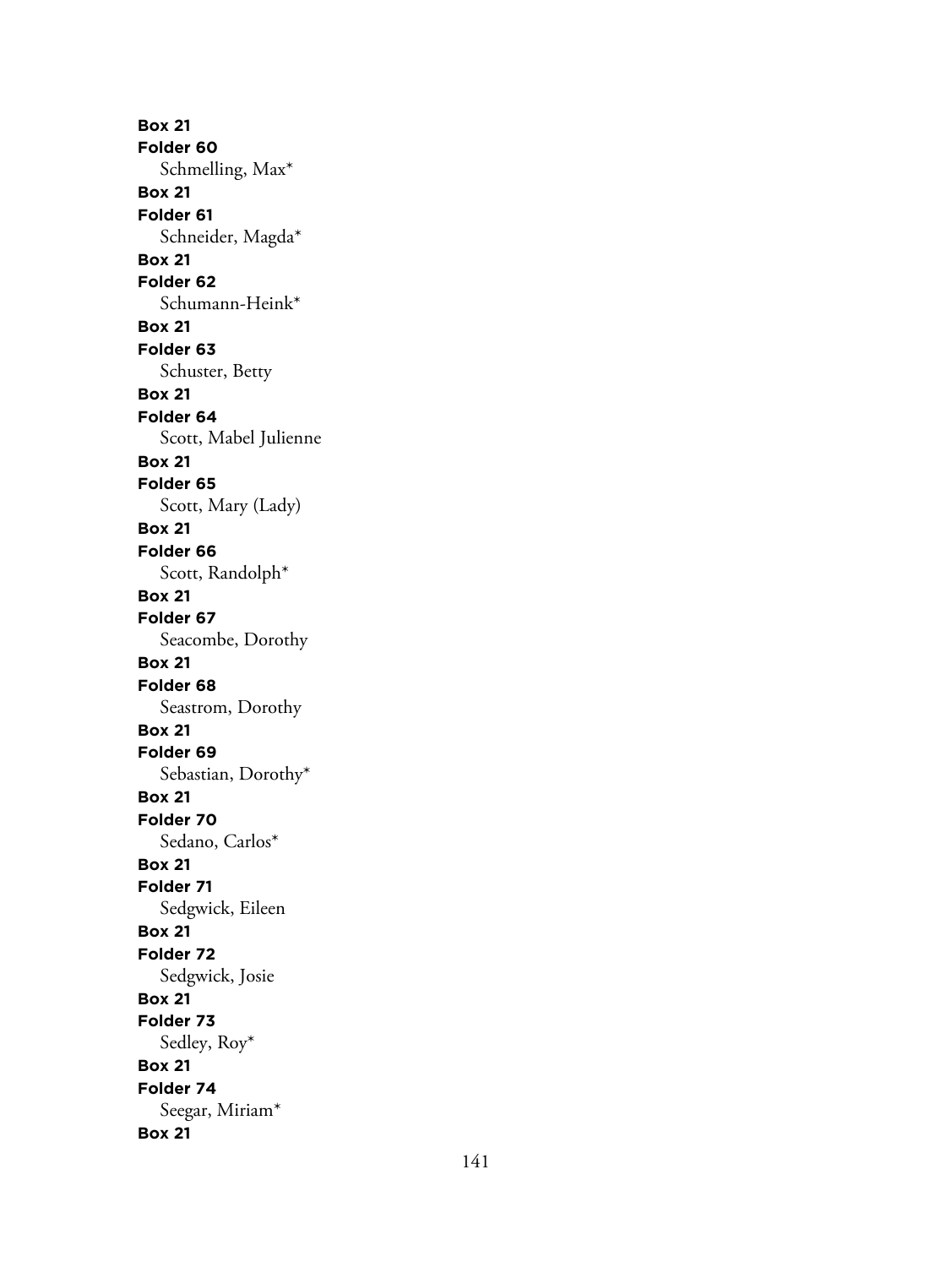**Box 21**
**Folder 60**
Schmelling, Max*
**Box 21**
**Folder 61**
Schneider, Magda*
**Box 21**
**Folder 62**
Schumann-Heink*
**Box 21**
**Folder 63**
Schuster, Betty
**Box 21**
**Folder 64**
Scott, Mabel Julienne
**Box 21**
**Folder 65**
Scott, Mary (Lady)
**Box 21**
**Folder 66**
Scott, Randolph*
**Box 21**
**Folder 67**
Seacombe, Dorothy
**Box 21**
**Folder 68**
Seastrom, Dorothy
**Box 21**
**Folder 69**
Sebastian, Dorothy*
**Box 21**
**Folder 70**
Sedano, Carlos*
**Box 21**
**Folder 71**
Sedgwick, Eileen
**Box 21**
**Folder 72**
Sedgwick, Josie
**Box 21**
**Folder 73**
Sedley, Roy*
**Box 21**
**Folder 74**
Seegar, Miriam*
**Box 21**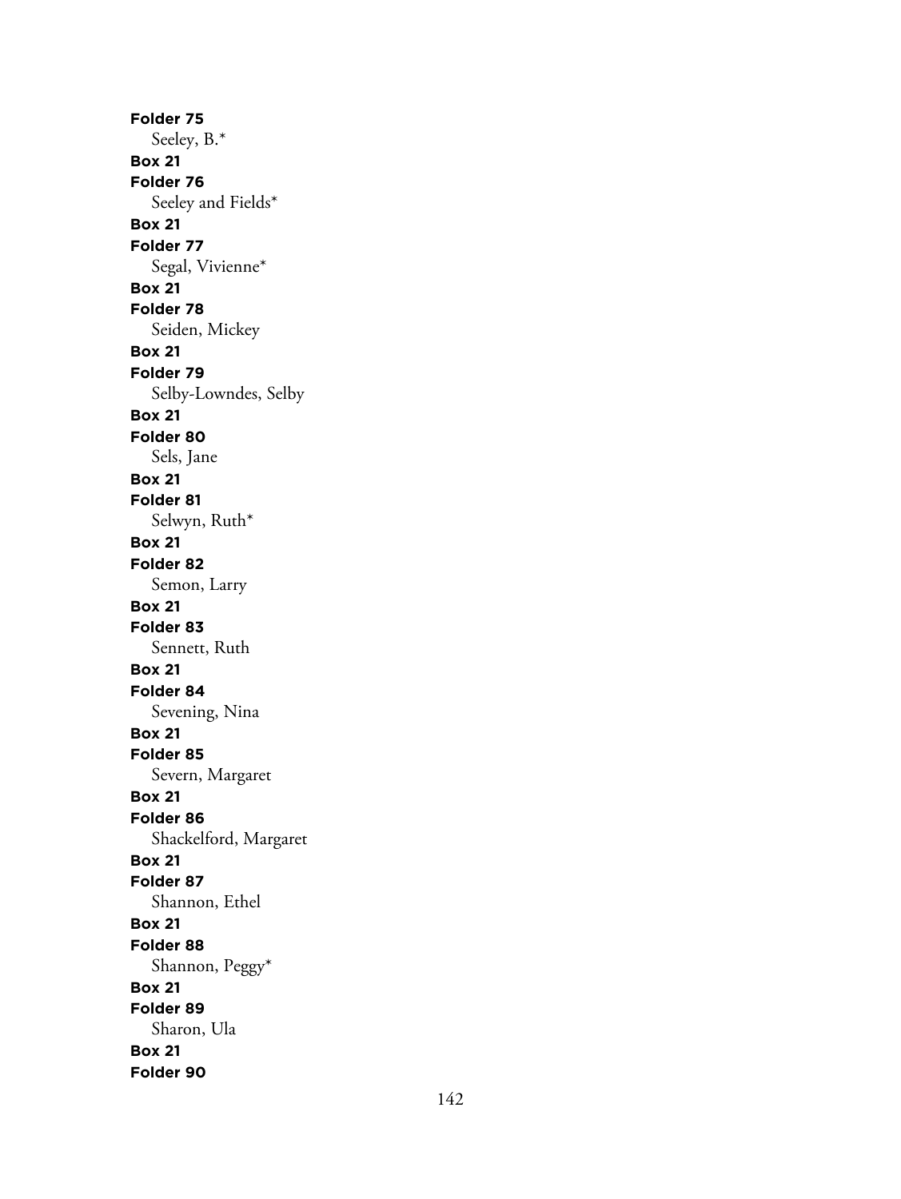**Folder 75**
Seeley, B.*
**Box 21**
**Folder 76**
Seeley and Fields*
**Box 21**
**Folder 77**
Segal, Vivienne*
**Box 21**
**Folder 78**
Seiden, Mickey
**Box 21**
**Folder 79**
Selby-Lowndes, Selby
**Box 21**
**Folder 80**
Sels, Jane
**Box 21**
**Folder 81**
Selwyn, Ruth*
**Box 21**
**Folder 82**
Semon, Larry
**Box 21**
**Folder 83**
Sennett, Ruth
**Box 21**
**Folder 84**
Sevening, Nina
**Box 21**
**Folder 85**
Severn, Margaret
**Box 21**
**Folder 86**
Shackelford, Margaret
**Box 21**
**Folder 87**
Shannon, Ethel
**Box 21**
**Folder 88**
Shannon, Peggy*
**Box 21**
**Folder 89**
Sharon, Ula
**Box 21**
**Folder 90**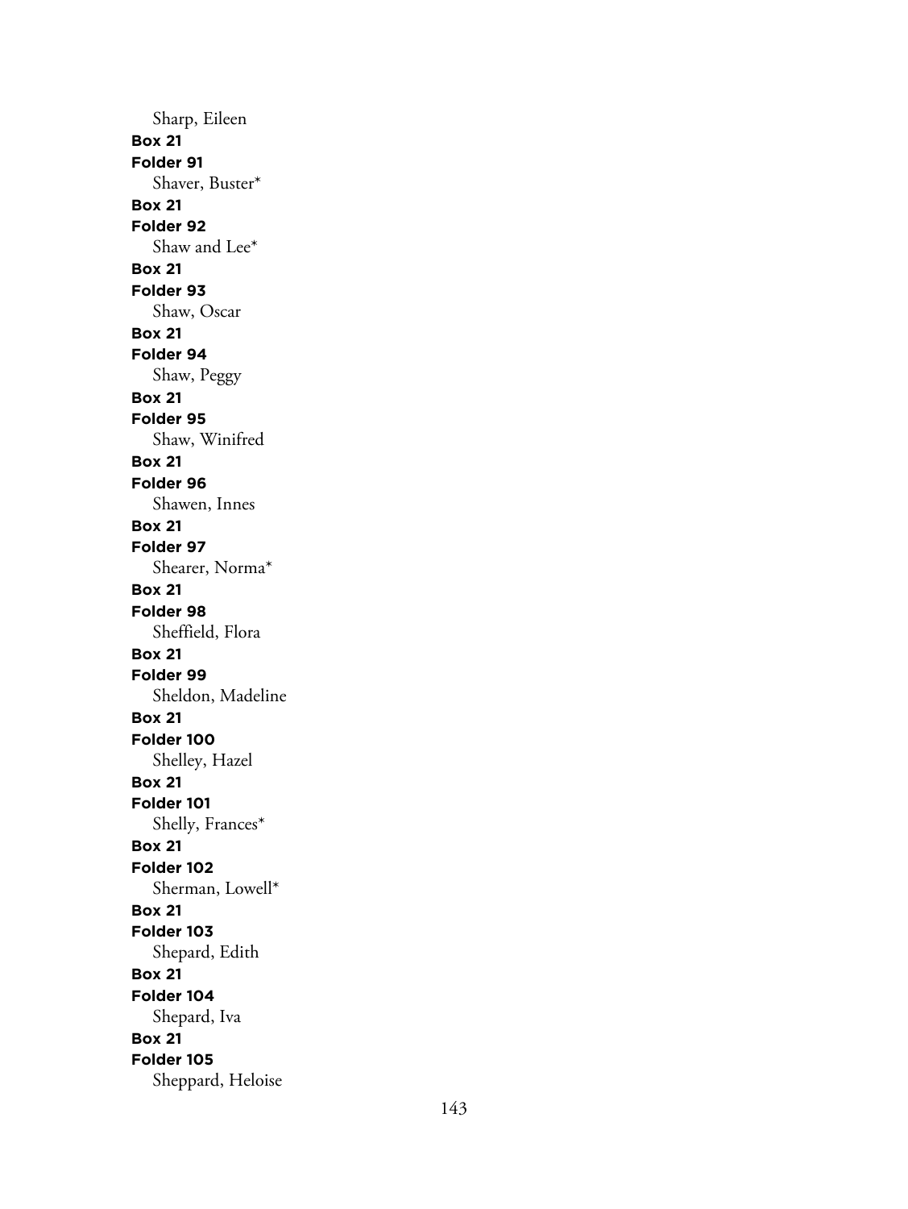Sharp, Eileen

**Box 21**

**Folder 91**

Shaver, Buster*

**Box 21**

**Folder 92**

Shaw and Lee*

**Box 21**

**Folder 93**

Shaw, Oscar

**Box 21**

**Folder 94**

Shaw, Peggy

**Box 21**

**Folder 95**

Shaw, Winifred

**Box 21**

**Folder 96**

Shawen, Innes

**Box 21**

**Folder 97**

Shearer, Norma*

**Box 21**

**Folder 98**

Sheffield, Flora

**Box 21**

**Folder 99**

Sheldon, Madeline

**Box 21**

**Folder 100**

Shelley, Hazel

**Box 21**

**Folder 101**

Shelly, Frances*

**Box 21**

**Folder 102**

Sherman, Lowell*

**Box 21**

**Folder 103**

Shepard, Edith

**Box 21**

**Folder 104**

Shepard, Iva

**Box 21**

**Folder 105**

Sheppard, Heloise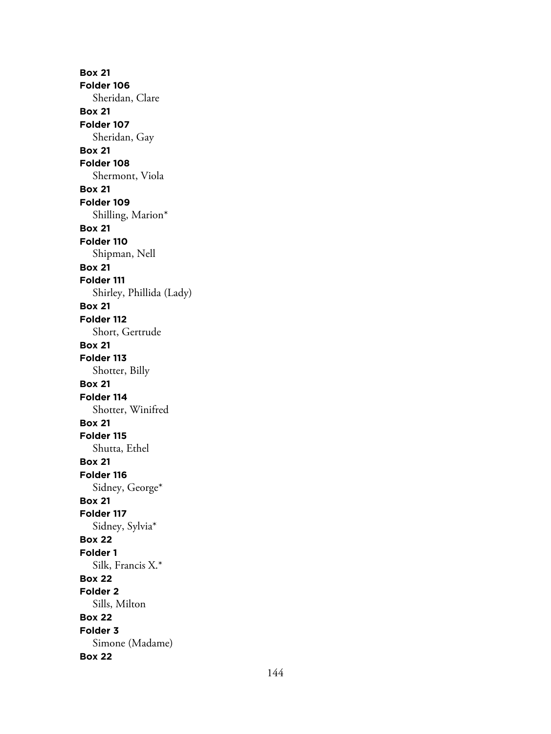**Box 21**
**Folder 106**
Sheridan, Clare
**Box 21**
**Folder 107**
Sheridan, Gay
**Box 21**
**Folder 108**
Shermont, Viola
**Box 21**
**Folder 109**
Shilling, Marion*
**Box 21**
**Folder 110**
Shipman, Nell
**Box 21**
**Folder 111**
Shirley, Phillida (Lady)
**Box 21**
**Folder 112**
Short, Gertrude
**Box 21**
**Folder 113**
Shotter, Billy
**Box 21**
**Folder 114**
Shotter, Winifred
**Box 21**
**Folder 115**
Shutta, Ethel
**Box 21**
**Folder 116**
Sidney, George*
**Box 21**
**Folder 117**
Sidney, Sylvia*
**Box 22**
**Folder 1**
Silk, Francis X.*
**Box 22**
**Folder 2**
Sills, Milton
**Box 22**
**Folder 3**
Simone (Madame)
**Box 22**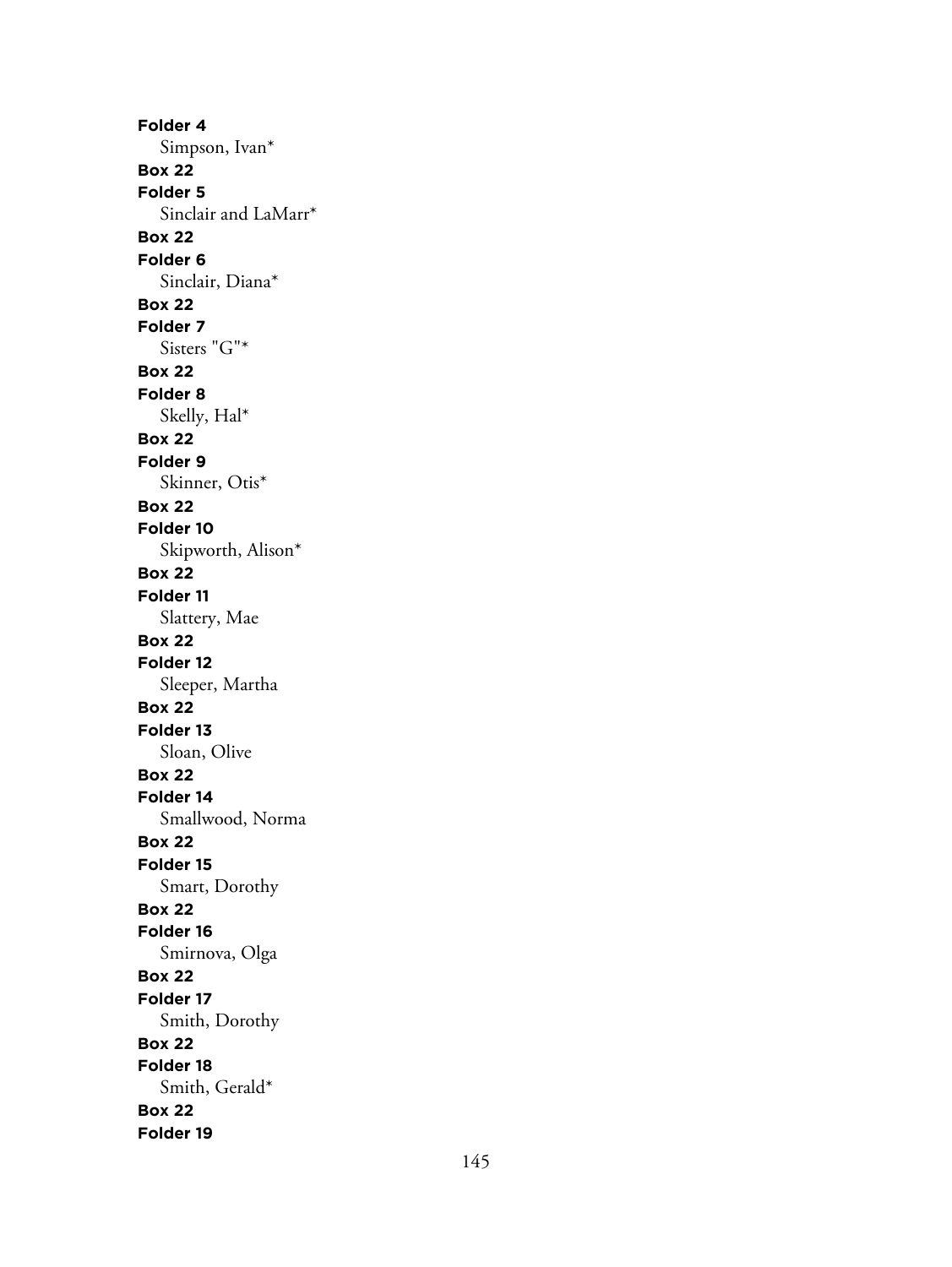**Folder 4**
Simpson, Ivan*
**Box 22**
**Folder 5**
Sinclair and LaMarr*
**Box 22**
**Folder 6**
Sinclair, Diana*
**Box 22**
**Folder 7**
Sisters "G"*
**Box 22**
**Folder 8**
Skelly, Hal*
**Box 22**
**Folder 9**
Skinner, Otis*
**Box 22**
**Folder 10**
Skipworth, Alison*
**Box 22**
**Folder 11**
Slattery, Mae
**Box 22**
**Folder 12**
Sleeper, Martha
**Box 22**
**Folder 13**
Sloan, Olive
**Box 22**
**Folder 14**
Smallwood, Norma
**Box 22**
**Folder 15**
Smart, Dorothy
**Box 22**
**Folder 16**
Smirnova, Olga
**Box 22**
**Folder 17**
Smith, Dorothy
**Box 22**
**Folder 18**
Smith, Gerald*
**Box 22**
**Folder 19**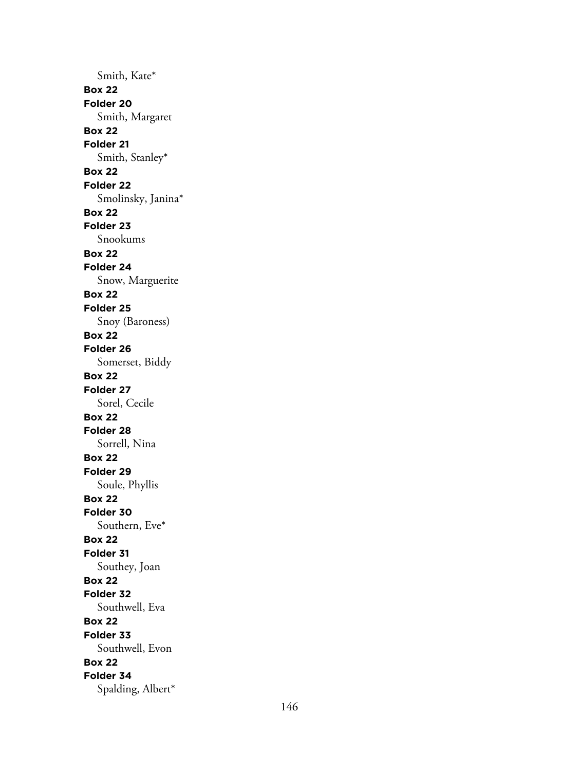Smith, Kate*

**Box 22**
**Folder 20**
Smith, Margaret

**Box 22**
**Folder 21**
Smith, Stanley*

**Box 22**
**Folder 22**
Smolinsky, Janina*

**Box 22**
**Folder 23**
Snookums

**Box 22**
**Folder 24**
Snow, Marguerite

**Box 22**
**Folder 25**
Snoy (Baroness)

**Box 22**
**Folder 26**
Somerset, Biddy

**Box 22**
**Folder 27**
Sorel, Cecile

**Box 22**
**Folder 28**
Sorrell, Nina

**Box 22**
**Folder 29**
Soule, Phyllis

**Box 22**
**Folder 30**
Southern, Eve*

**Box 22**
**Folder 31**
Southey, Joan

**Box 22**
**Folder 32**
Southwell, Eva

**Box 22**
**Folder 33**
Southwell, Evon

**Box 22**
**Folder 34**
Spalding, Albert*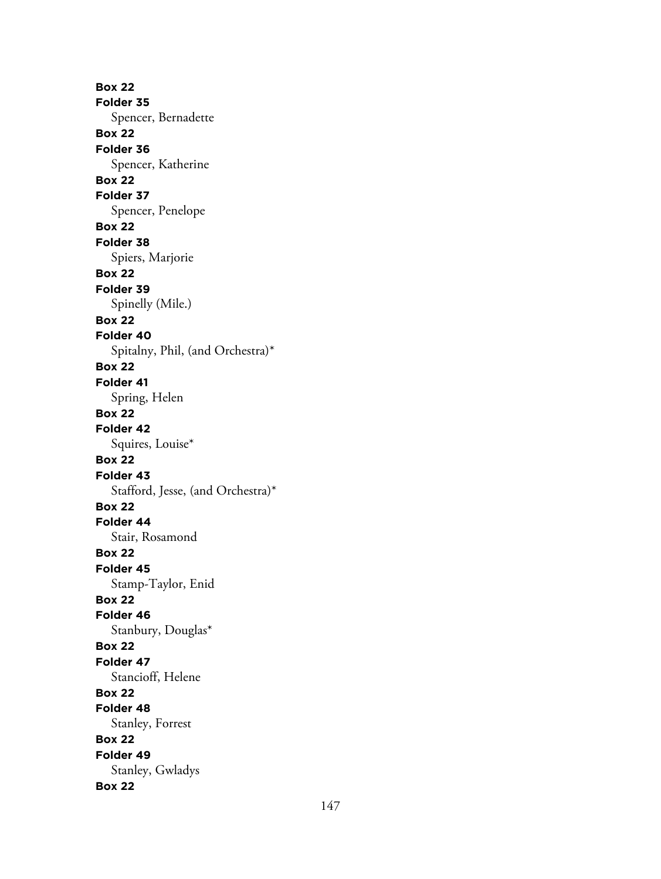**Box 22**
**Folder 35**
Spencer, Bernadette
**Box 22**
**Folder 36**
Spencer, Katherine
**Box 22**
**Folder 37**
Spencer, Penelope
**Box 22**
**Folder 38**
Spiers, Marjorie
**Box 22**
**Folder 39**
Spinelly (Mile.)
**Box 22**
**Folder 40**
Spitalny, Phil, (and Orchestra)*
**Box 22**
**Folder 41**
Spring, Helen
**Box 22**
**Folder 42**
Squires, Louise*
**Box 22**
**Folder 43**
Stafford, Jesse, (and Orchestra)*
**Box 22**
**Folder 44**
Stair, Rosamond
**Box 22**
**Folder 45**
Stamp-Taylor, Enid
**Box 22**
**Folder 46**
Stanbury, Douglas*
**Box 22**
**Folder 47**
Stancioff, Helene
**Box 22**
**Folder 48**
Stanley, Forrest
**Box 22**
**Folder 49**
Stanley, Gwladys
**Box 22**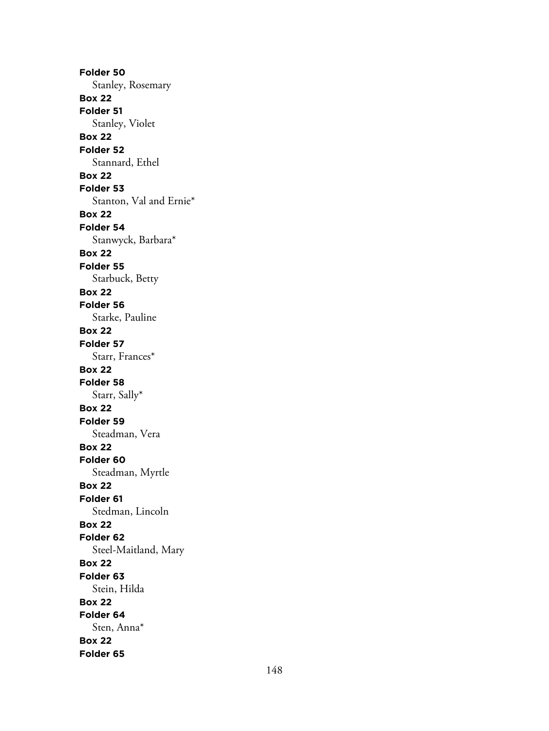**Folder 50**

Stanley, Rosemary

**Box 22**

**Folder 51**

Stanley, Violet

**Box 22**

**Folder 52**

Stannard, Ethel

**Box 22**

**Folder 53**

Stanton, Val and Ernie*

**Box 22**

**Folder 54**

Stanwyck, Barbara*

**Box 22**

**Folder 55**

Starbuck, Betty

**Box 22**

**Folder 56**

Starke, Pauline

**Box 22**

**Folder 57**

Starr, Frances*

**Box 22**

**Folder 58**

Starr, Sally*

**Box 22**

**Folder 59**

Steadman, Vera

**Box 22**

**Folder 60**

Steadman, Myrtle

**Box 22**

**Folder 61**

Stedman, Lincoln

**Box 22**

**Folder 62**

Steel-Maitland, Mary

**Box 22**

**Folder 63**

Stein, Hilda

**Box 22**

**Folder 64**

Sten, Anna*

**Box 22**

**Folder 65**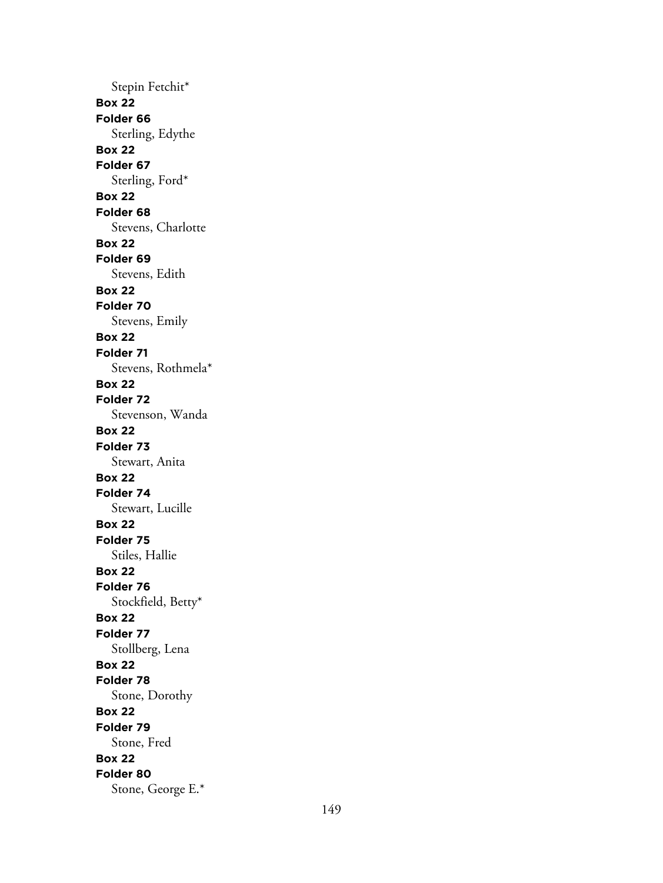Stepin Fetchit*

**Box 22**

**Folder 66**

Sterling, Edythe

**Box 22**

**Folder 67**

Sterling, Ford*

**Box 22**

**Folder 68**

Stevens, Charlotte

**Box 22**

**Folder 69**

Stevens, Edith

**Box 22**

**Folder 70**

Stevens, Emily

**Box 22**

**Folder 71**

Stevens, Rothmela*

**Box 22**

**Folder 72**

Stevenson, Wanda

**Box 22**

**Folder 73**

Stewart, Anita

**Box 22**

**Folder 74**

Stewart, Lucille

**Box 22**

**Folder 75**

Stiles, Hallie

**Box 22**

**Folder 76**

Stockfield, Betty*

**Box 22**

**Folder 77**

Stollberg, Lena

**Box 22**

**Folder 78**

Stone, Dorothy

**Box 22**

**Folder 79**

Stone, Fred

**Box 22**

**Folder 80**

Stone, George E.*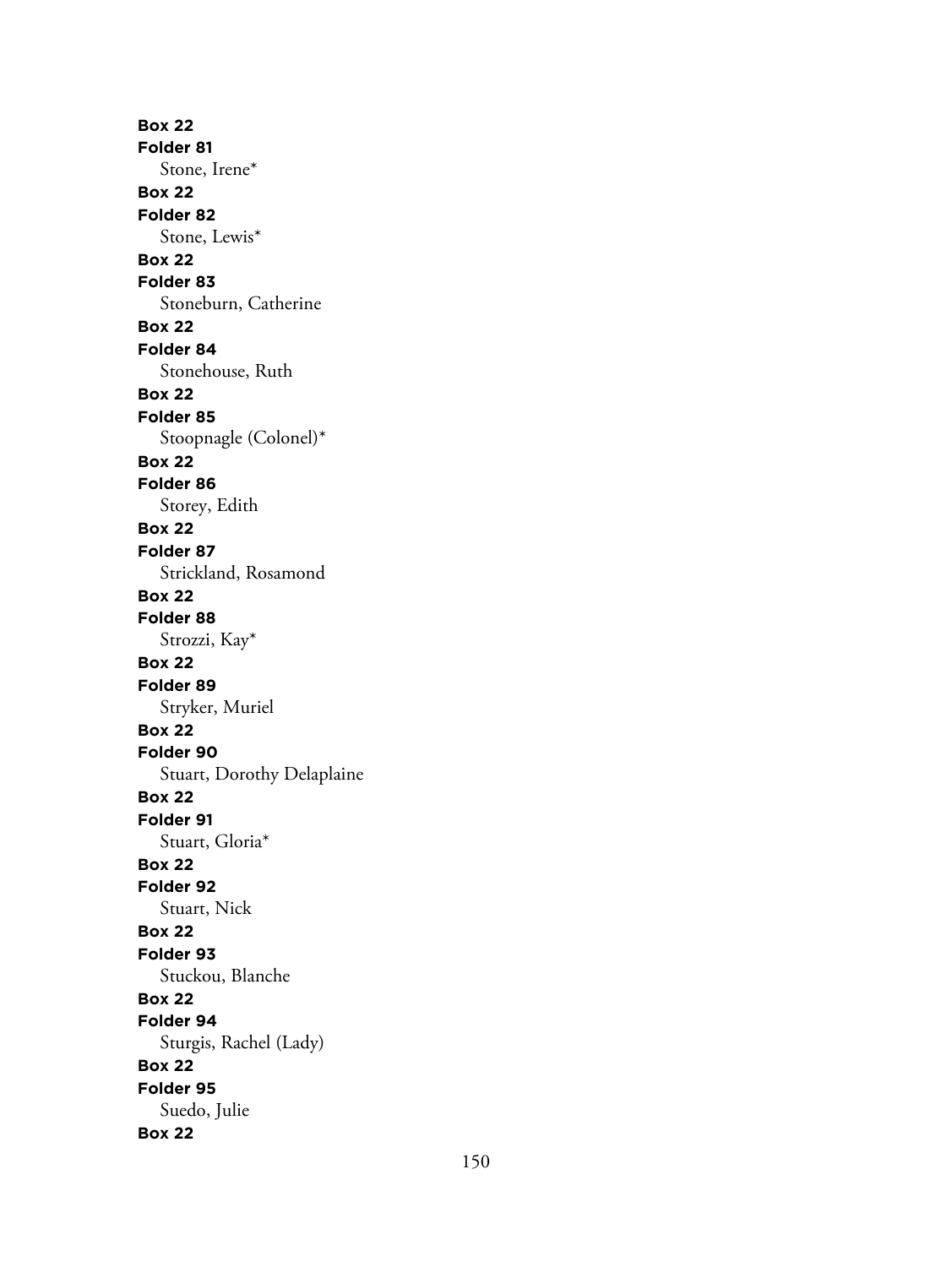**Box 22**
**Folder 81**
Stone, Irene*
**Box 22**
**Folder 82**
Stone, Lewis*
**Box 22**
**Folder 83**
Stoneburn, Catherine
**Box 22**
**Folder 84**
Stonehouse, Ruth
**Box 22**
**Folder 85**
Stoopnagle (Colonel)*
**Box 22**
**Folder 86**
Storey, Edith
**Box 22**
**Folder 87**
Strickland, Rosamond
**Box 22**
**Folder 88**
Strozzi, Kay*
**Box 22**
**Folder 89**
Stryker, Muriel
**Box 22**
**Folder 90**
Stuart, Dorothy Delaplaine
**Box 22**
**Folder 91**
Stuart, Gloria*
**Box 22**
**Folder 92**
Stuart, Nick
**Box 22**
**Folder 93**
Stuckou, Blanche
**Box 22**
**Folder 94**
Sturgis, Rachel (Lady)
**Box 22**
**Folder 95**
Suedo, Julie
**Box 22**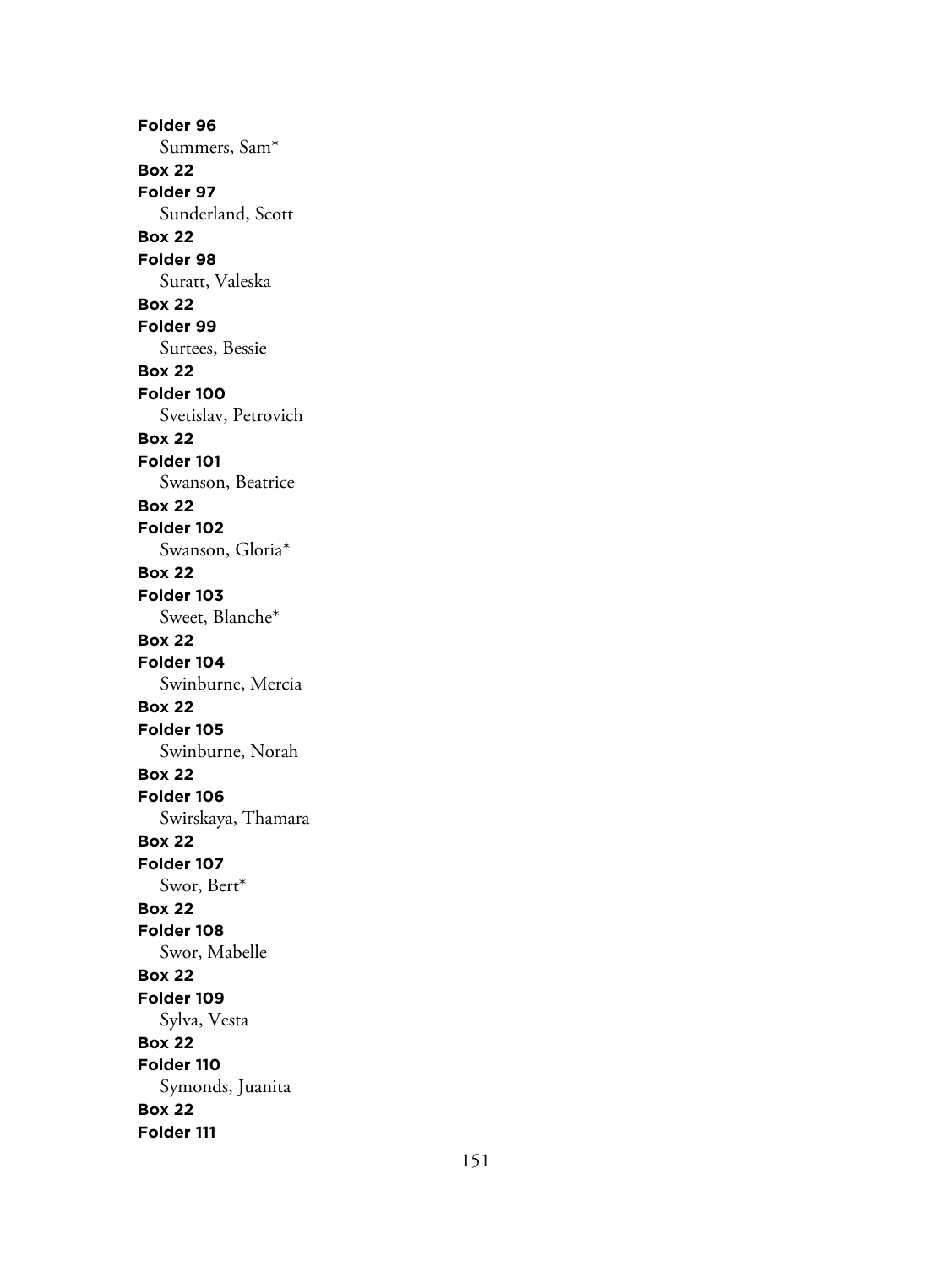**Folder 96**
Summers, Sam*
**Box 22**
**Folder 97**
Sunderland, Scott
**Box 22**
**Folder 98**
Suratt, Valeska
**Box 22**
**Folder 99**
Surtees, Bessie
**Box 22**
**Folder 100**
Svetislav, Petrovich
**Box 22**
**Folder 101**
Swanson, Beatrice
**Box 22**
**Folder 102**
Swanson, Gloria*
**Box 22**
**Folder 103**
Sweet, Blanche*
**Box 22**
**Folder 104**
Swinburne, Mercia
**Box 22**
**Folder 105**
Swinburne, Norah
**Box 22**
**Folder 106**
Swirskaya, Thamara
**Box 22**
**Folder 107**
Swor, Bert*
**Box 22**
**Folder 108**
Swor, Mabelle
**Box 22**
**Folder 109**
Sylva, Vesta
**Box 22**
**Folder 110**
Symonds, Juanita
**Box 22**
**Folder 111**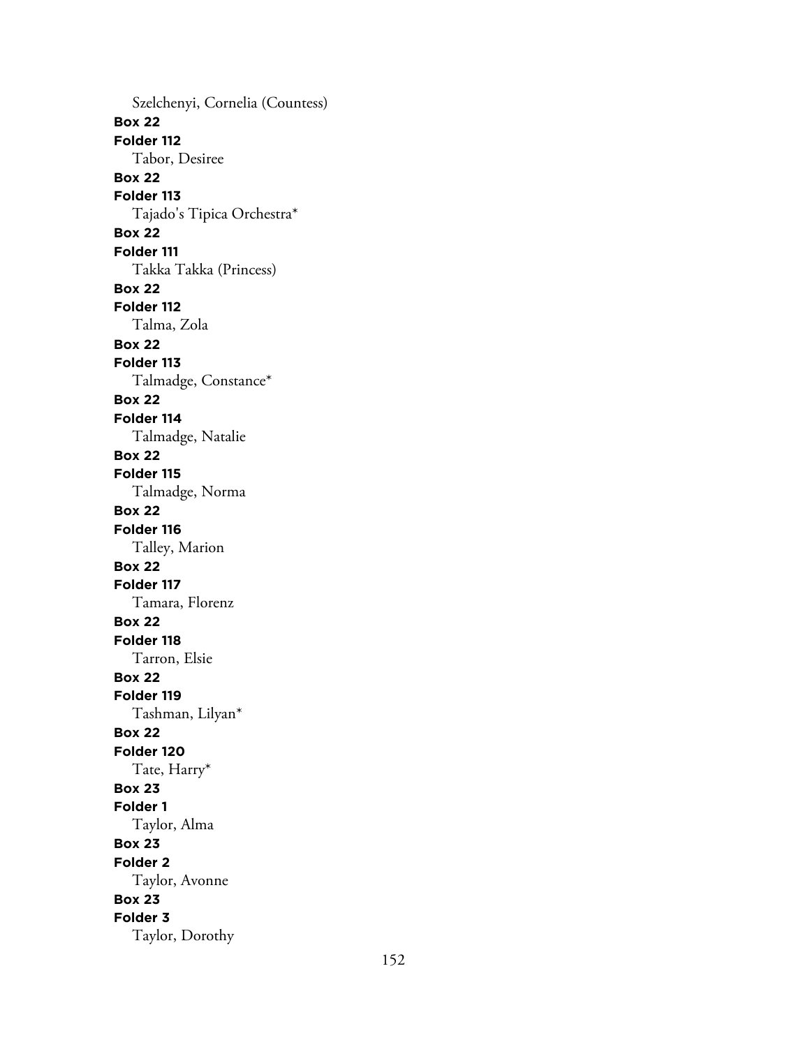Szelchenyi, Cornelia (Countess)

**Box 22**

**Folder 112**

Tabor, Desiree

**Box 22**

**Folder 113**

Tajado's Tipica Orchestra*

**Box 22**

**Folder 111**

Takka Takka (Princess)

**Box 22**

**Folder 112**

Talma, Zola

**Box 22**

**Folder 113**

Talmadge, Constance*

**Box 22**

**Folder 114**

Talmadge, Natalie

**Box 22**

**Folder 115**

Talmadge, Norma

**Box 22**

**Folder 116**

Talley, Marion

**Box 22**

**Folder 117**

Tamara, Florenz

**Box 22**

**Folder 118**

Tarron, Elsie

**Box 22**

**Folder 119**

Tashman, Lilyan*

**Box 22**

**Folder 120**

Tate, Harry*

**Box 23**

**Folder 1**

Taylor, Alma

**Box 23**

**Folder 2**

Taylor, Avonne

**Box 23**

**Folder 3**

Taylor, Dorothy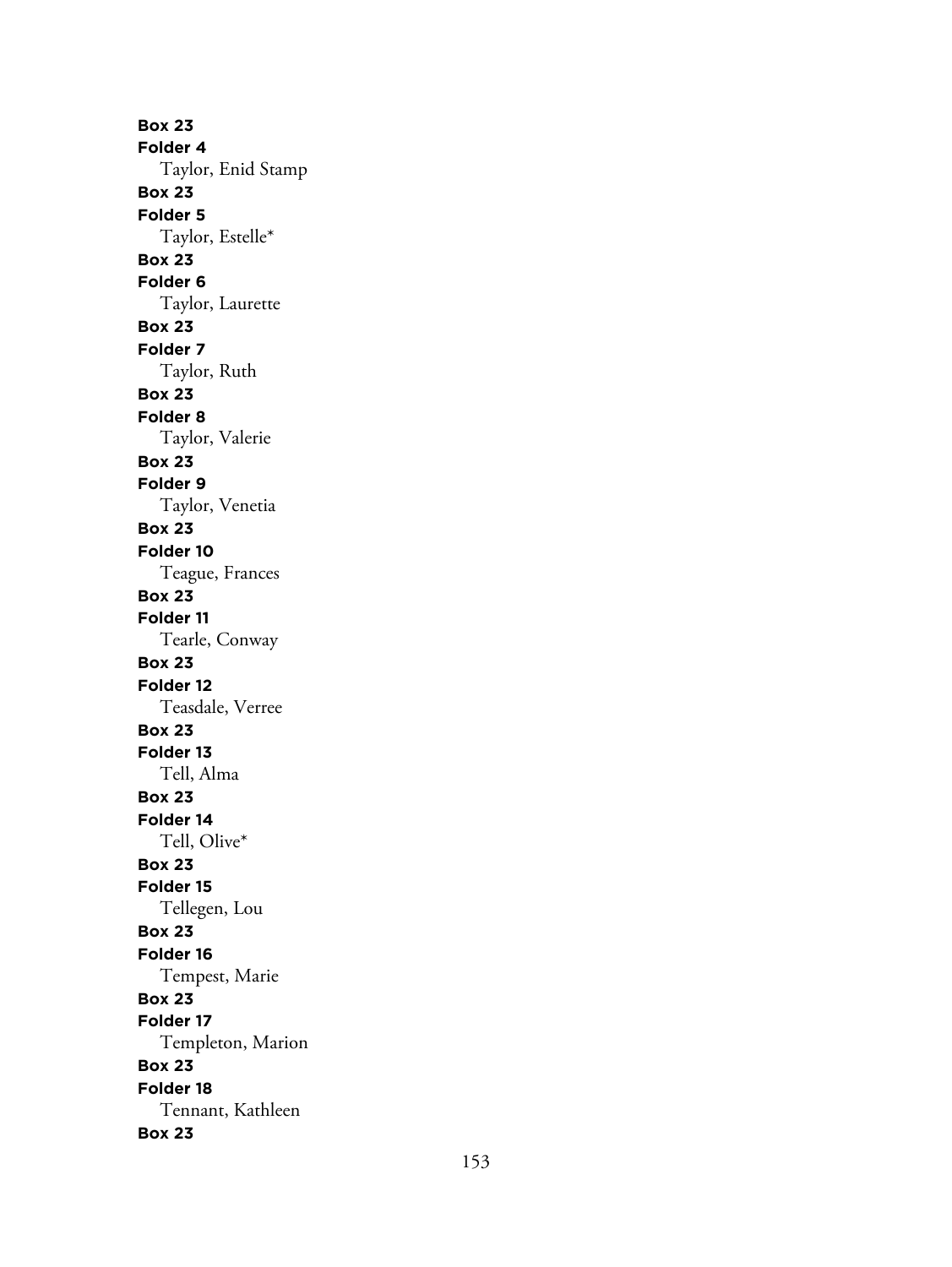**Box 23**
**Folder 4**
Taylor, Enid Stamp
**Box 23**
**Folder 5**
Taylor, Estelle*
**Box 23**
**Folder 6**
Taylor, Laurette
**Box 23**
**Folder 7**
Taylor, Ruth
**Box 23**
**Folder 8**
Taylor, Valerie
**Box 23**
**Folder 9**
Taylor, Venetia
**Box 23**
**Folder 10**
Teague, Frances
**Box 23**
**Folder 11**
Tearle, Conway
**Box 23**
**Folder 12**
Teasdale, Verree
**Box 23**
**Folder 13**
Tell, Alma
**Box 23**
**Folder 14**
Tell, Olive*
**Box 23**
**Folder 15**
Tellegen, Lou
**Box 23**
**Folder 16**
Tempest, Marie
**Box 23**
**Folder 17**
Templeton, Marion
**Box 23**
**Folder 18**
Tennant, Kathleen
**Box 23**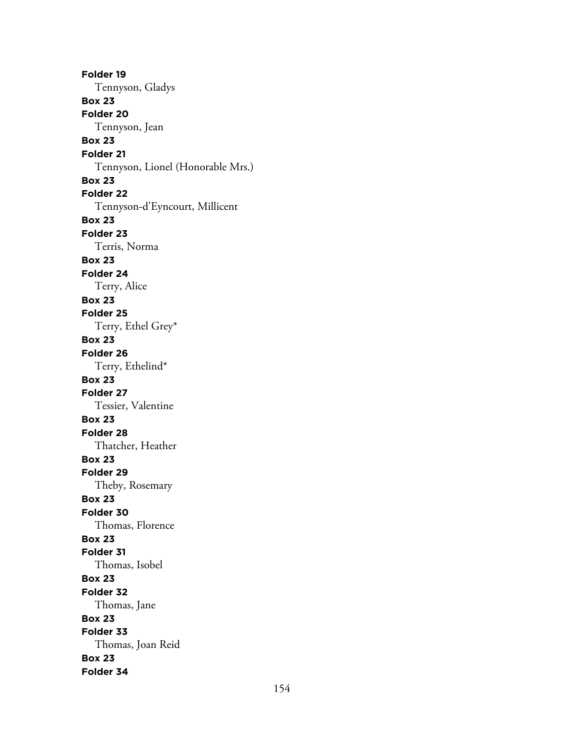**Folder 19**
Tennyson, Gladys
**Box 23**
**Folder 20**
Tennyson, Jean
**Box 23**
**Folder 21**
Tennyson, Lionel (Honorable Mrs.)
**Box 23**
**Folder 22**
Tennyson-d'Eyncourt, Millicent
**Box 23**
**Folder 23**
Terris, Norma
**Box 23**
**Folder 24**
Terry, Alice
**Box 23**
**Folder 25**
Terry, Ethel Grey*
**Box 23**
**Folder 26**
Terry, Ethelind*
**Box 23**
**Folder 27**
Tessier, Valentine
**Box 23**
**Folder 28**
Thatcher, Heather
**Box 23**
**Folder 29**
Theby, Rosemary
**Box 23**
**Folder 30**
Thomas, Florence
**Box 23**
**Folder 31**
Thomas, Isobel
**Box 23**
**Folder 32**
Thomas, Jane
**Box 23**
**Folder 33**
Thomas, Joan Reid
**Box 23**
**Folder 34**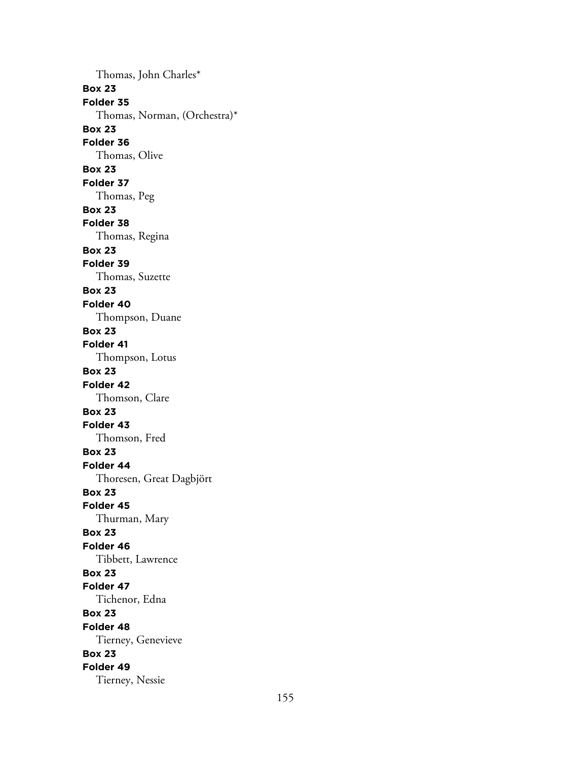Thomas, John Charles*

**Box 23**
**Folder 35**
Thomas, Norman, (Orchestra)*

**Box 23**
**Folder 36**
Thomas, Olive

**Box 23**
**Folder 37**
Thomas, Peg

**Box 23**
**Folder 38**
Thomas, Regina

**Box 23**
**Folder 39**
Thomas, Suzette

**Box 23**
**Folder 40**
Thompson, Duane

**Box 23**
**Folder 41**
Thompson, Lotus

**Box 23**
**Folder 42**
Thomson, Clare

**Box 23**
**Folder 43**
Thomson, Fred

**Box 23**
**Folder 44**
Thoresen, Great Dagbjört

**Box 23**
**Folder 45**
Thurman, Mary

**Box 23**
**Folder 46**
Tibbett, Lawrence

**Box 23**
**Folder 47**
Tichenor, Edna

**Box 23**
**Folder 48**
Tierney, Genevieve

**Box 23**
**Folder 49**
Tierney, Nessie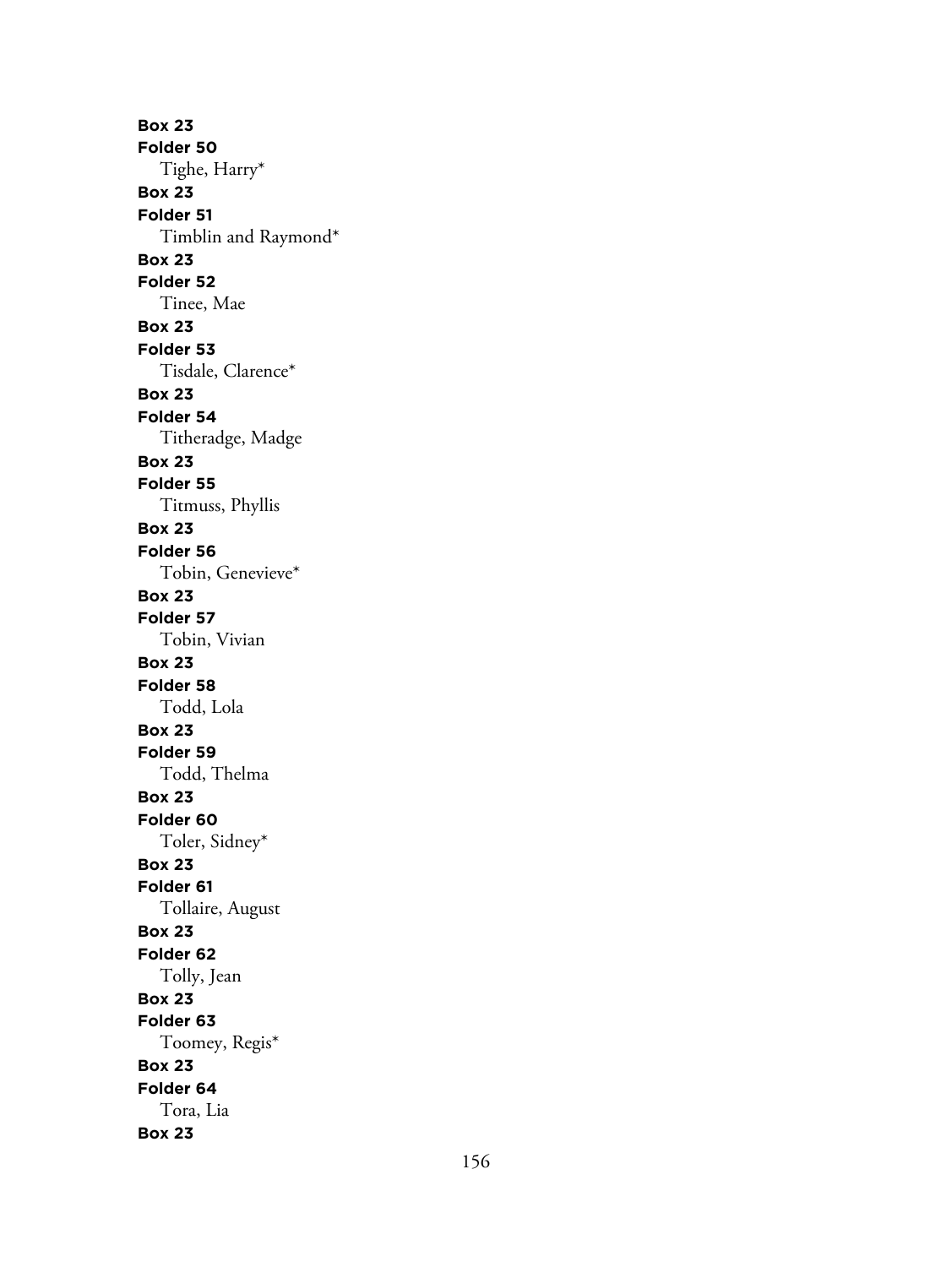**Box 23**
**Folder 50**
Tighe, Harry*
**Box 23**
**Folder 51**
Timblin and Raymond*
**Box 23**
**Folder 52**
Tinee, Mae
**Box 23**
**Folder 53**
Tisdale, Clarence*
**Box 23**
**Folder 54**
Titheradge, Madge
**Box 23**
**Folder 55**
Titmuss, Phyllis
**Box 23**
**Folder 56**
Tobin, Genevieve*
**Box 23**
**Folder 57**
Tobin, Vivian
**Box 23**
**Folder 58**
Todd, Lola
**Box 23**
**Folder 59**
Todd, Thelma
**Box 23**
**Folder 60**
Toler, Sidney*
**Box 23**
**Folder 61**
Tollaire, August
**Box 23**
**Folder 62**
Tolly, Jean
**Box 23**
**Folder 63**
Toomey, Regis*
**Box 23**
**Folder 64**
Tora, Lia
**Box 23**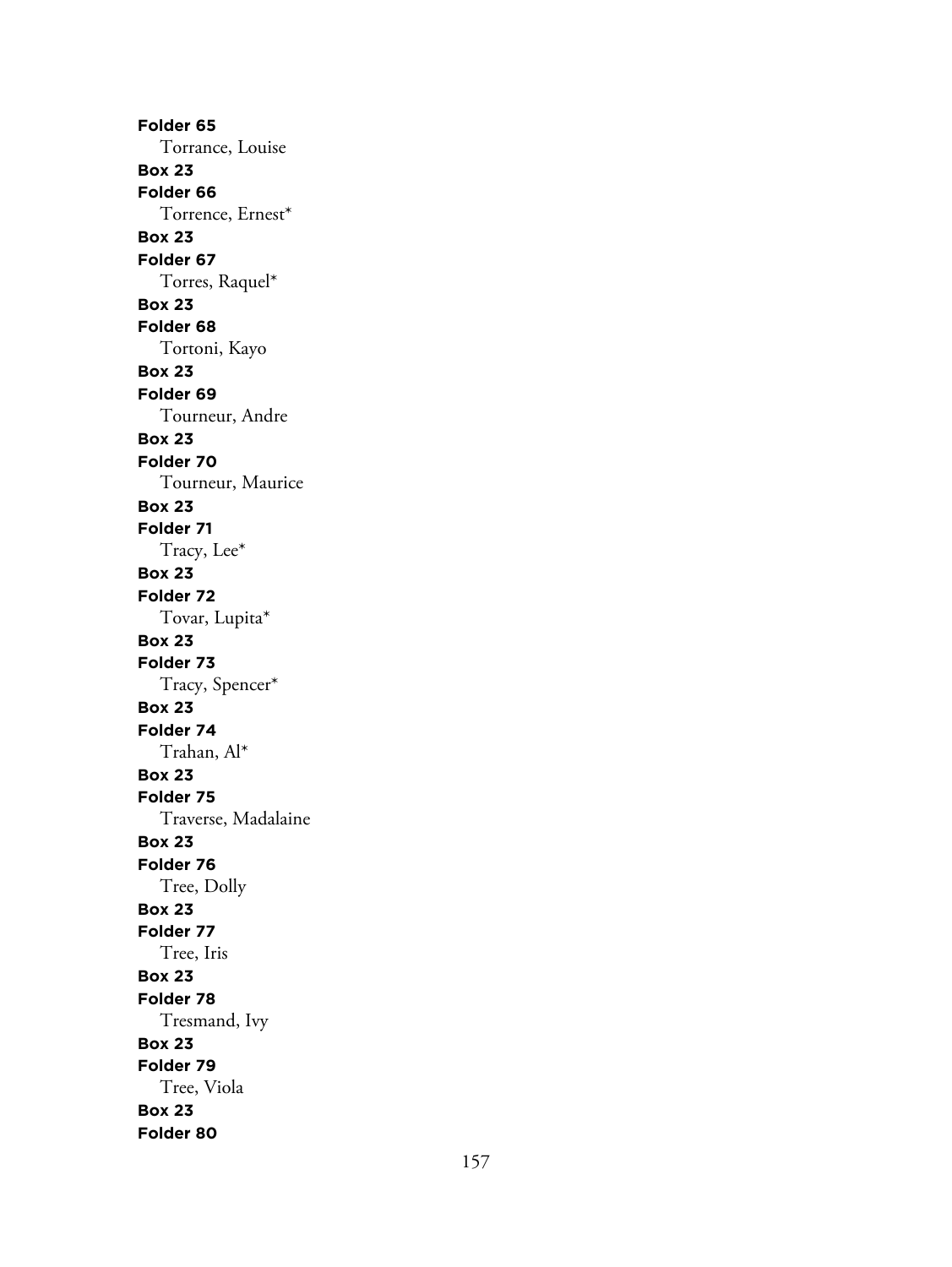**Folder 65**

Torrance, Louise

**Box 23**

**Folder 66**

Torrence, Ernest*

**Box 23**

**Folder 67**

Torres, Raquel*

**Box 23**

**Folder 68**

Tortoni, Kayo

**Box 23**

**Folder 69**

Tourneur, Andre

**Box 23**

**Folder 70**

Tourneur, Maurice

**Box 23**

**Folder 71**

Tracy, Lee*

**Box 23**

**Folder 72**

Tovar, Lupita*

**Box 23**

**Folder 73**

Tracy, Spencer*

**Box 23**

**Folder 74**

Trahan, Al*

**Box 23**

**Folder 75**

Traverse, Madalaine

**Box 23**

**Folder 76**

Tree, Dolly

**Box 23**

**Folder 77**

Tree, Iris

**Box 23**

**Folder 78**

Tresmand, Ivy

**Box 23**

**Folder 79**

Tree, Viola

**Box 23**

**Folder 80**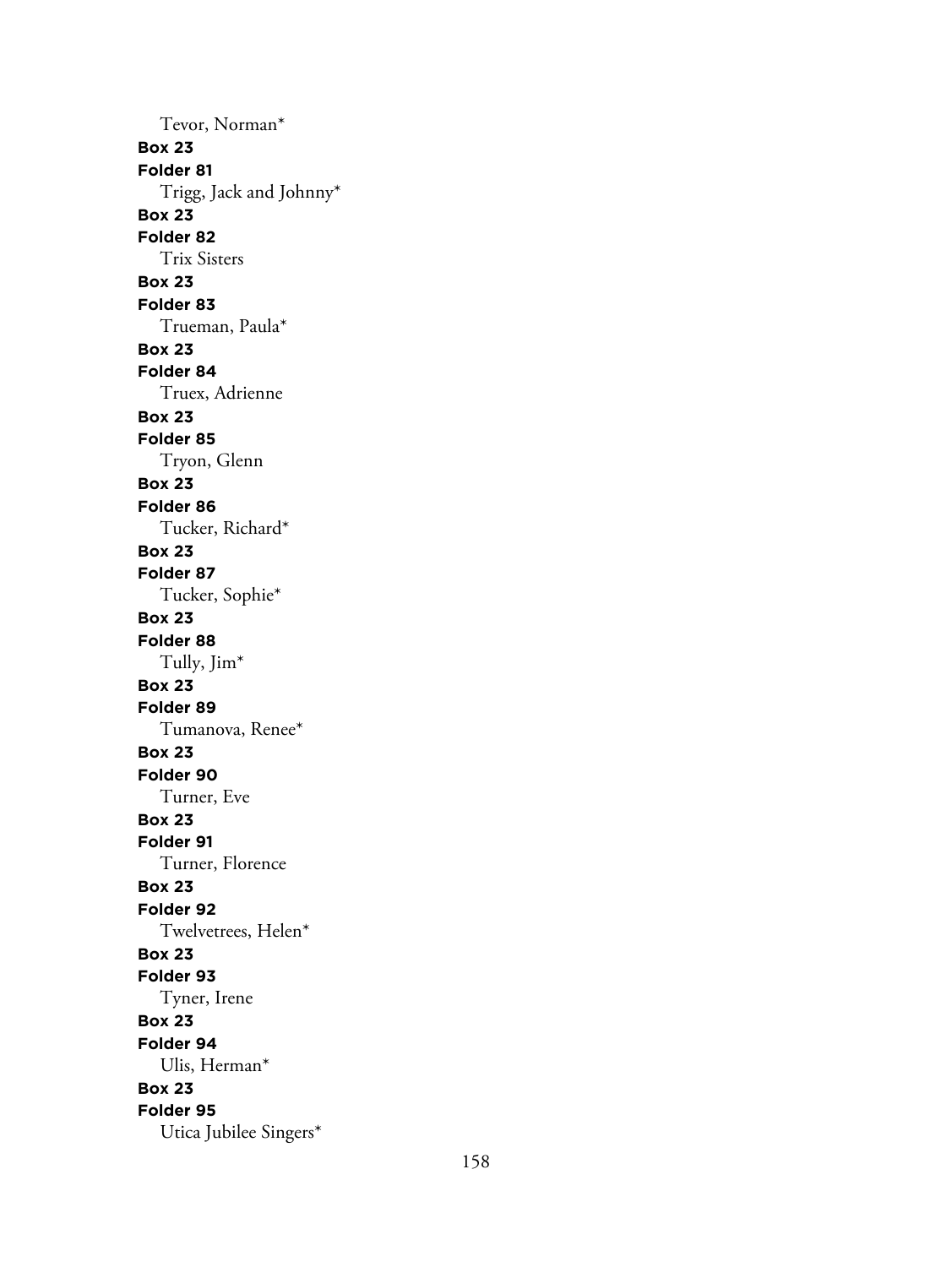Tevor, Norman*

**Box 23**
**Folder 81**
Trigg, Jack and Johnny*

**Box 23**
**Folder 82**
Trix Sisters

**Box 23**
**Folder 83**
Trueman, Paula*

**Box 23**
**Folder 84**
Truex, Adrienne

**Box 23**
**Folder 85**
Tryon, Glenn

**Box 23**
**Folder 86**
Tucker, Richard*

**Box 23**
**Folder 87**
Tucker, Sophie*

**Box 23**
**Folder 88**
Tully, Jim*

**Box 23**
**Folder 89**
Tumanova, Renee*

**Box 23**
**Folder 90**
Turner, Eve

**Box 23**
**Folder 91**
Turner, Florence

**Box 23**
**Folder 92**
Twelvetrees, Helen*

**Box 23**
**Folder 93**
Tyner, Irene

**Box 23**
**Folder 94**
Ulis, Herman*

**Box 23**
**Folder 95**
Utica Jubilee Singers*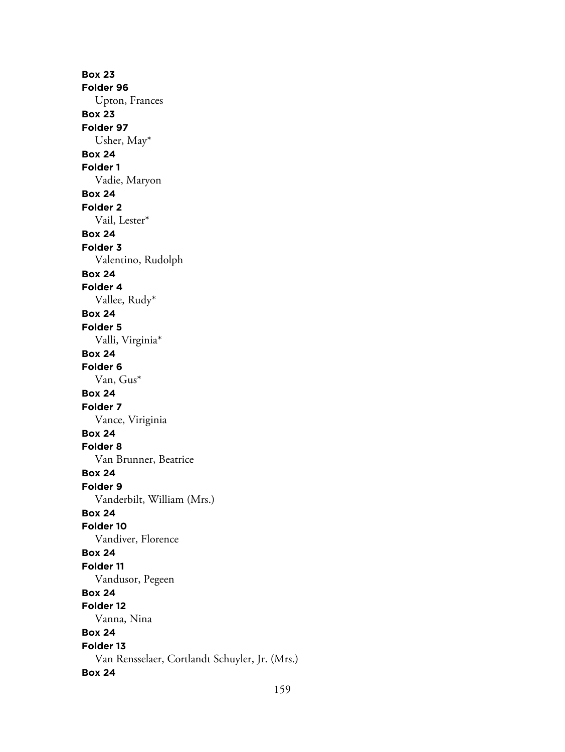**Box 23**
**Folder 96**
Upton, Frances
**Box 23**
**Folder 97**
Usher, May*
**Box 24**
**Folder 1**
Vadie, Maryon
**Box 24**
**Folder 2**
Vail, Lester*
**Box 24**
**Folder 3**
Valentino, Rudolph
**Box 24**
**Folder 4**
Vallee, Rudy*
**Box 24**
**Folder 5**
Valli, Virginia*
**Box 24**
**Folder 6**
Van, Gus*
**Box 24**
**Folder 7**
Vance, Viriginia
**Box 24**
**Folder 8**
Van Brunner, Beatrice
**Box 24**
**Folder 9**
Vanderbilt, William (Mrs.)
**Box 24**
**Folder 10**
Vandiver, Florence
**Box 24**
**Folder 11**
Vandusor, Pegeen
**Box 24**
**Folder 12**
Vanna, Nina
**Box 24**
**Folder 13**
Van Rensselaer, Cortlandt Schuyler, Jr. (Mrs.)
**Box 24**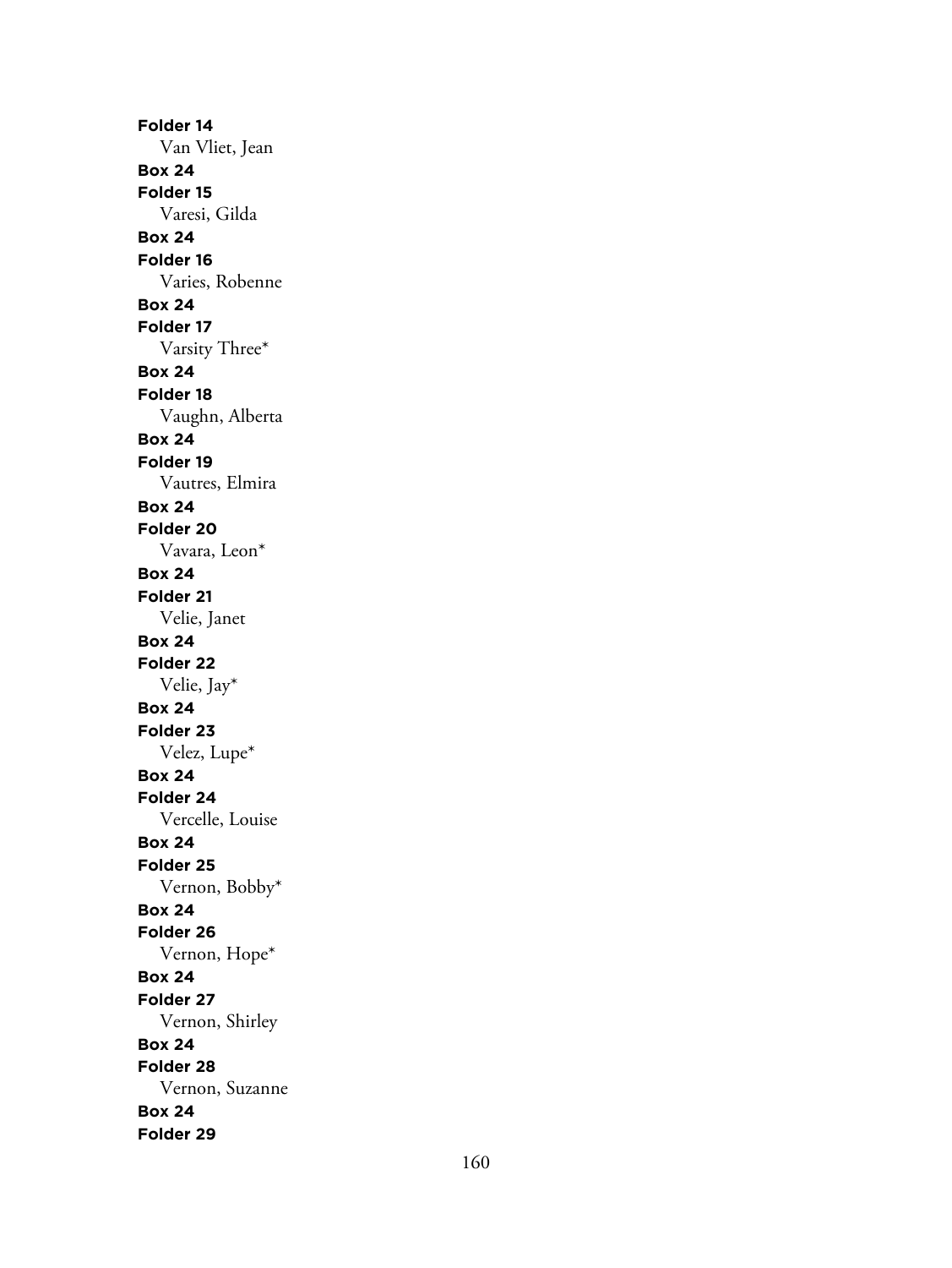**Folder 14**

Van Vliet, Jean

**Box 24**

**Folder 15**

Varesi, Gilda

**Box 24**

**Folder 16**

Varies, Robenne

**Box 24**

**Folder 17**

Varsity Three*

**Box 24**

**Folder 18**

Vaughn, Alberta

**Box 24**

**Folder 19**

Vautres, Elmira

**Box 24**

**Folder 20**

Vavara, Leon*

**Box 24**

**Folder 21**

Velie, Janet

**Box 24**

**Folder 22**

Velie, Jay*

**Box 24**

**Folder 23**

Velez, Lupe*

**Box 24**

**Folder 24**

Vercelle, Louise

**Box 24**

**Folder 25**

Vernon, Bobby*

**Box 24**

**Folder 26**

Vernon, Hope*

**Box 24**

**Folder 27**

Vernon, Shirley

**Box 24**

**Folder 28**

Vernon, Suzanne

**Box 24**

**Folder 29**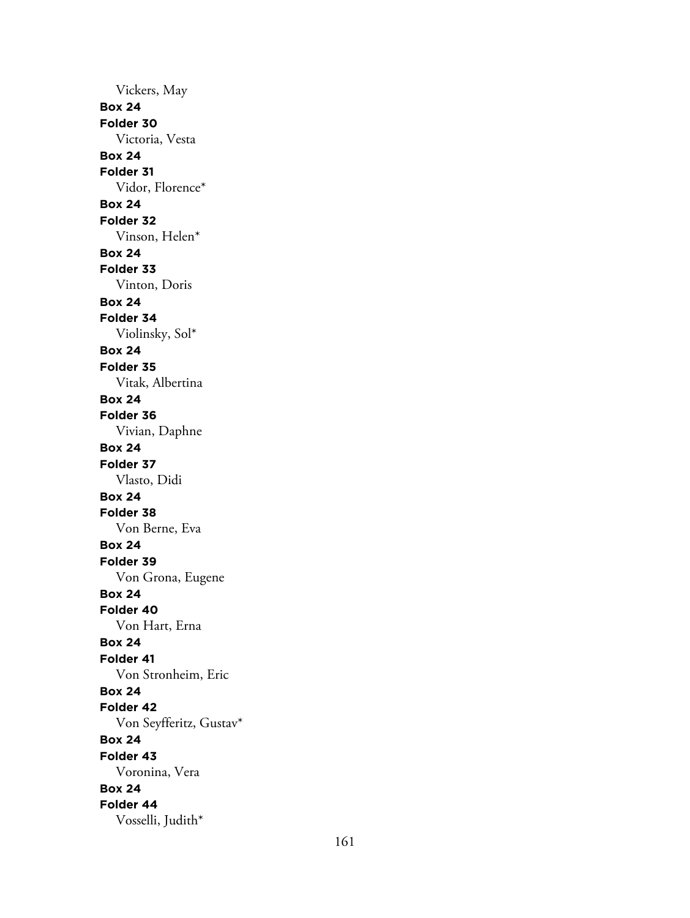Vickers, May

**Box 24**

**Folder 30**

Victoria, Vesta

**Box 24**

**Folder 31**

Vidor, Florence*

**Box 24**

**Folder 32**

Vinson, Helen*

**Box 24**

**Folder 33**

Vinton, Doris

**Box 24**

**Folder 34**

Violinsky, Sol*

**Box 24**

**Folder 35**

Vitak, Albertina

**Box 24**

**Folder 36**

Vivian, Daphne

**Box 24**

**Folder 37**

Vlasto, Didi

**Box 24**

**Folder 38**

Von Berne, Eva

**Box 24**

**Folder 39**

Von Grona, Eugene

**Box 24**

**Folder 40**

Von Hart, Erna

**Box 24**

**Folder 41**

Von Stronheim, Eric

**Box 24**

**Folder 42**

Von Seyfferitz, Gustav*

**Box 24**

**Folder 43**

Voronina, Vera

**Box 24**

**Folder 44**

Vosselli, Judith*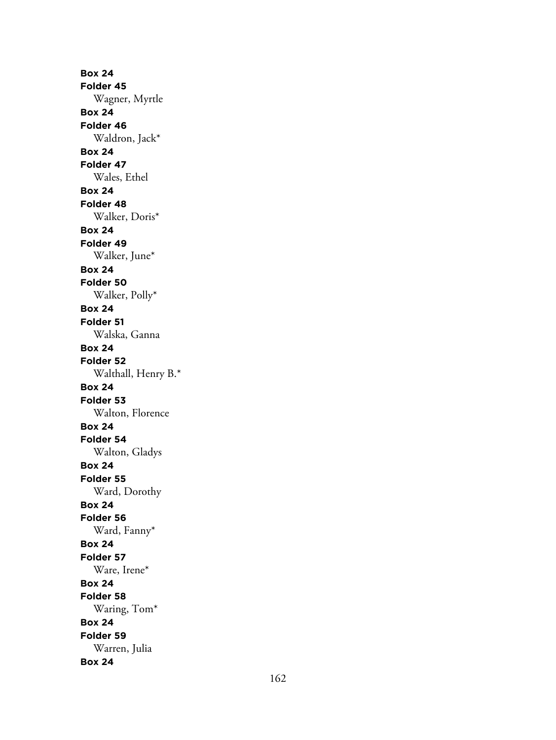**Box 24**
**Folder 45**
Wagner, Myrtle
**Box 24**
**Folder 46**
Waldron, Jack*
**Box 24**
**Folder 47**
Wales, Ethel
**Box 24**
**Folder 48**
Walker, Doris*
**Box 24**
**Folder 49**
Walker, June*
**Box 24**
**Folder 50**
Walker, Polly*
**Box 24**
**Folder 51**
Walska, Ganna
**Box 24**
**Folder 52**
Walthall, Henry B.*
**Box 24**
**Folder 53**
Walton, Florence
**Box 24**
**Folder 54**
Walton, Gladys
**Box 24**
**Folder 55**
Ward, Dorothy
**Box 24**
**Folder 56**
Ward, Fanny*
**Box 24**
**Folder 57**
Ware, Irene*
**Box 24**
**Folder 58**
Waring, Tom*
**Box 24**
**Folder 59**
Warren, Julia
**Box 24**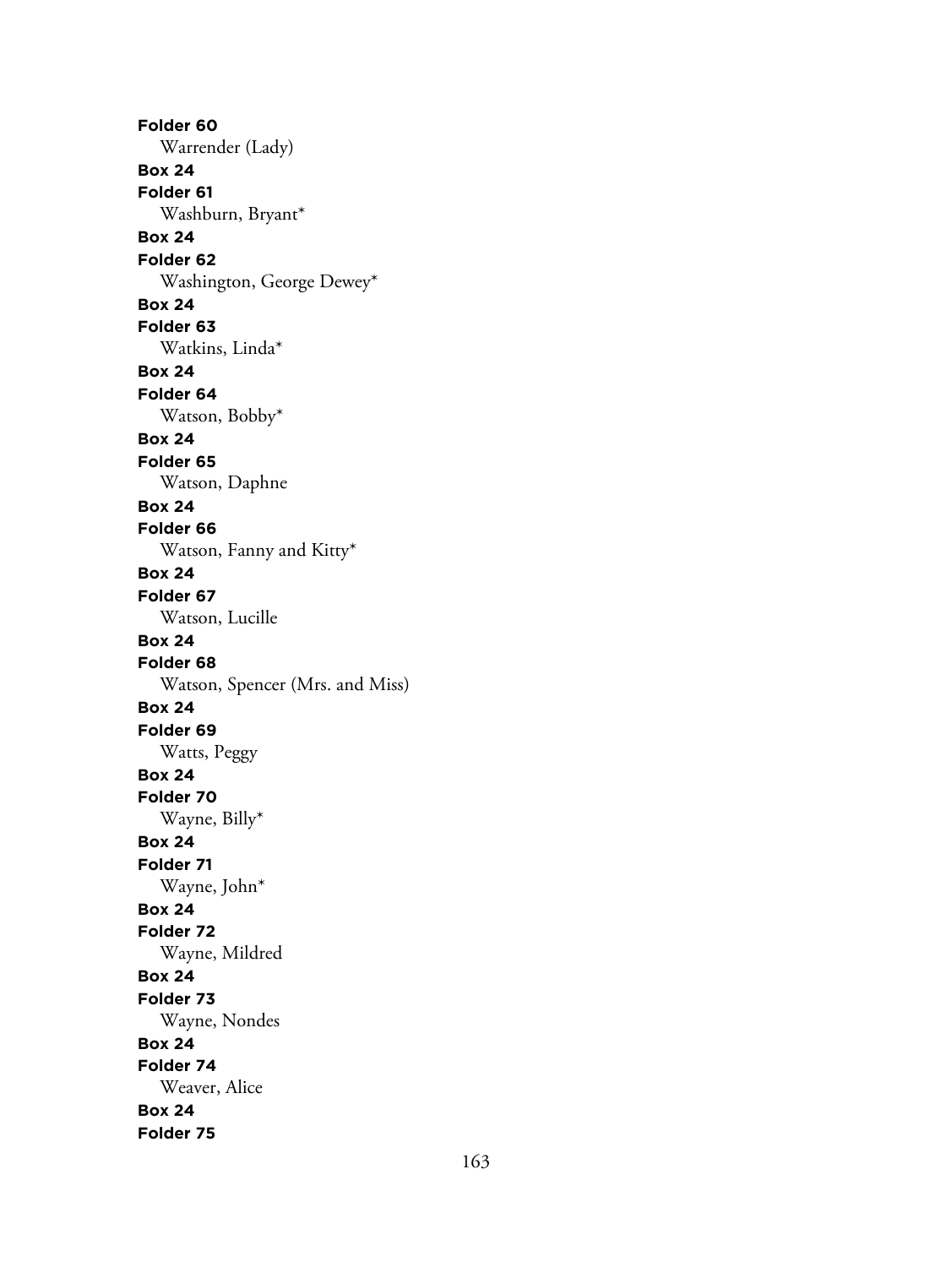**Folder 60**
Warrender (Lady)
**Box 24**
**Folder 61**
Washburn, Bryant*
**Box 24**
**Folder 62**
Washington, George Dewey*
**Box 24**
**Folder 63**
Watkins, Linda*
**Box 24**
**Folder 64**
Watson, Bobby*
**Box 24**
**Folder 65**
Watson, Daphne
**Box 24**
**Folder 66**
Watson, Fanny and Kitty*
**Box 24**
**Folder 67**
Watson, Lucille
**Box 24**
**Folder 68**
Watson, Spencer (Mrs. and Miss)
**Box 24**
**Folder 69**
Watts, Peggy
**Box 24**
**Folder 70**
Wayne, Billy*
**Box 24**
**Folder 71**
Wayne, John*
**Box 24**
**Folder 72**
Wayne, Mildred
**Box 24**
**Folder 73**
Wayne, Nondes
**Box 24**
**Folder 74**
Weaver, Alice
**Box 24**
**Folder 75**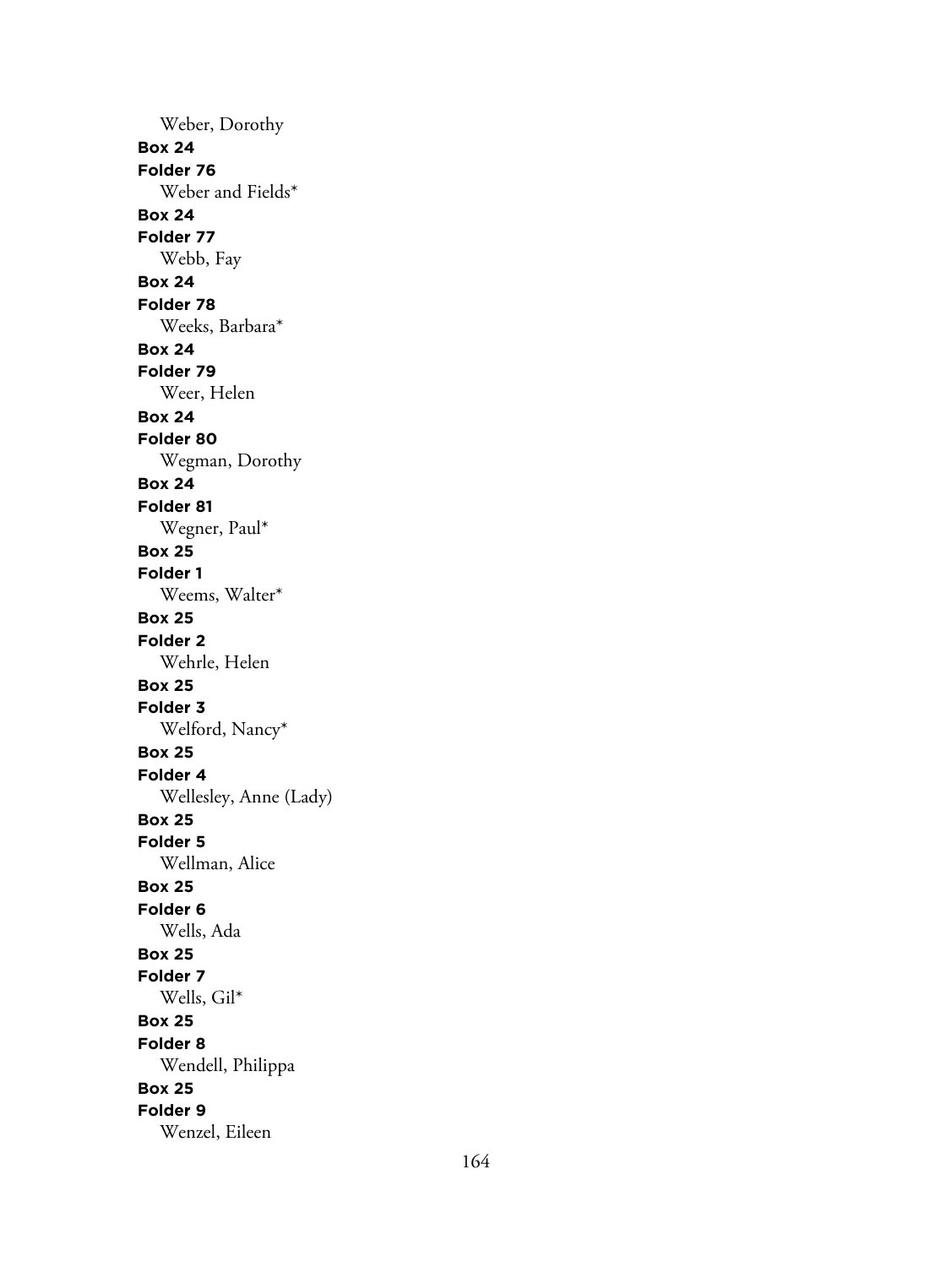Weber, Dorothy

**Box 24**

**Folder 76**

Weber and Fields*

**Box 24**

**Folder 77**

Webb, Fay

**Box 24**

**Folder 78**

Weeks, Barbara*

**Box 24**

**Folder 79**

Weer, Helen

**Box 24**

**Folder 80**

Wegman, Dorothy

**Box 24**

**Folder 81**

Wegner, Paul*

**Box 25**

**Folder 1**

Weems, Walter*

**Box 25**

**Folder 2**

Wehrle, Helen

**Box 25**

**Folder 3**

Welford, Nancy*

**Box 25**

**Folder 4**

Wellesley, Anne (Lady)

**Box 25**

**Folder 5**

Wellman, Alice

**Box 25**

**Folder 6**

Wells, Ada

**Box 25**

**Folder 7**

Wells, Gil*

**Box 25**

**Folder 8**

Wendell, Philippa

**Box 25**

**Folder 9**

Wenzel, Eileen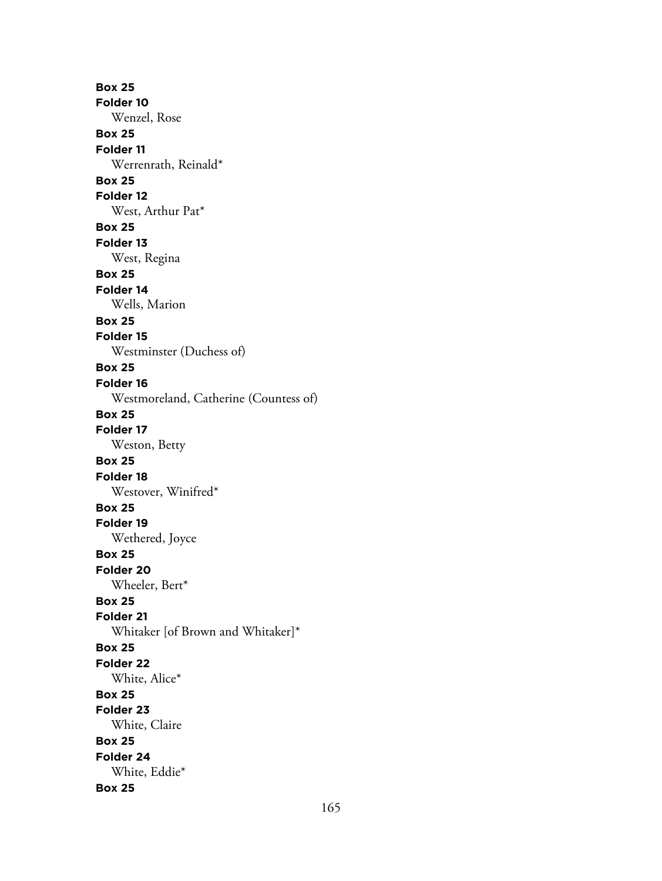**Box 25**
**Folder 10**
Wenzel, Rose
**Box 25**
**Folder 11**
Werrenrath, Reinald*
**Box 25**
**Folder 12**
West, Arthur Pat*
**Box 25**
**Folder 13**
West, Regina
**Box 25**
**Folder 14**
Wells, Marion
**Box 25**
**Folder 15**
Westminster (Duchess of)
**Box 25**
**Folder 16**
Westmoreland, Catherine (Countess of)
**Box 25**
**Folder 17**
Weston, Betty
**Box 25**
**Folder 18**
Westover, Winifred*
**Box 25**
**Folder 19**
Wethered, Joyce
**Box 25**
**Folder 20**
Wheeler, Bert*
**Box 25**
**Folder 21**
Whitaker [of Brown and Whitaker]*
**Box 25**
**Folder 22**
White, Alice*
**Box 25**
**Folder 23**
White, Claire
**Box 25**
**Folder 24**
White, Eddie*
**Box 25**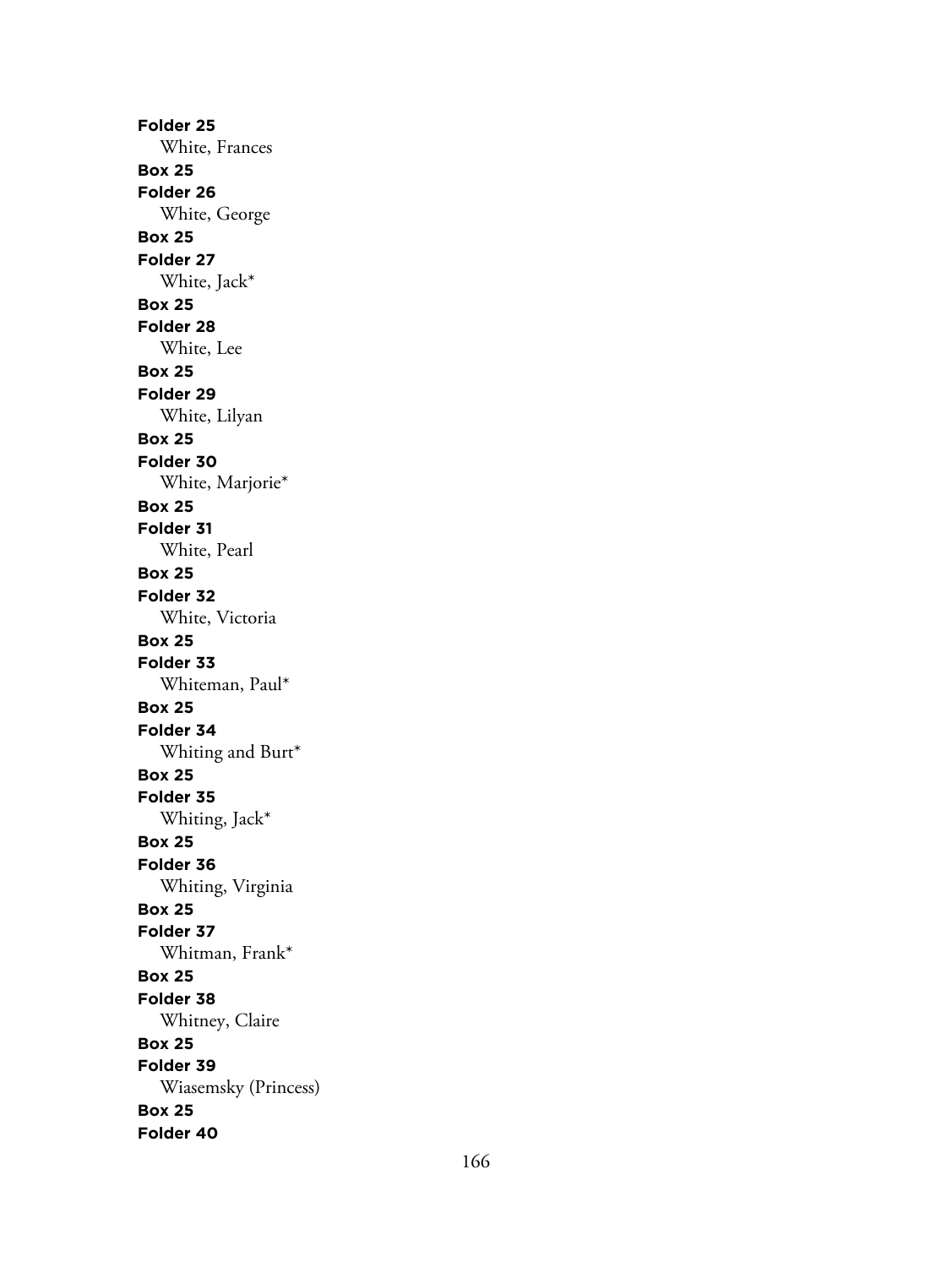**Folder 25**
White, Frances
**Box 25**
**Folder 26**
White, George
**Box 25**
**Folder 27**
White, Jack*
**Box 25**
**Folder 28**
White, Lee
**Box 25**
**Folder 29**
White, Lilyan
**Box 25**
**Folder 30**
White, Marjorie*
**Box 25**
**Folder 31**
White, Pearl
**Box 25**
**Folder 32**
White, Victoria
**Box 25**
**Folder 33**
Whiteman, Paul*
**Box 25**
**Folder 34**
Whiting and Burt*
**Box 25**
**Folder 35**
Whiting, Jack*
**Box 25**
**Folder 36**
Whiting, Virginia
**Box 25**
**Folder 37**
Whitman, Frank*
**Box 25**
**Folder 38**
Whitney, Claire
**Box 25**
**Folder 39**
Wiasemsky (Princess)
**Box 25**
**Folder 40**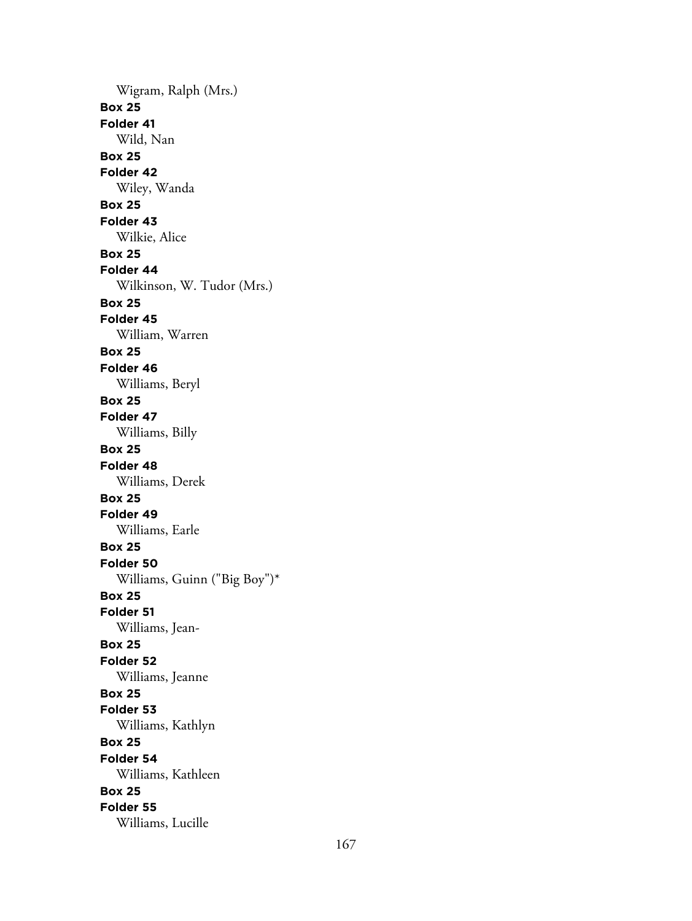Wigram, Ralph (Mrs.)

**Box 25**

**Folder 41**

Wild, Nan

**Box 25**

**Folder 42**

Wiley, Wanda

**Box 25**

**Folder 43**

Wilkie, Alice

**Box 25**

**Folder 44**

Wilkinson, W. Tudor (Mrs.)

**Box 25**

**Folder 45**

William, Warren

**Box 25**

**Folder 46**

Williams, Beryl

**Box 25**

**Folder 47**

Williams, Billy

**Box 25**

**Folder 48**

Williams, Derek

**Box 25**

**Folder 49**

Williams, Earle

**Box 25**

**Folder 50**

Williams, Guinn ("Big Boy")*

**Box 25**

**Folder 51**

Williams, Jean-

**Box 25**

**Folder 52**

Williams, Jeanne

**Box 25**

**Folder 53**

Williams, Kathlyn

**Box 25**

**Folder 54**

Williams, Kathleen

**Box 25**

**Folder 55**

Williams, Lucille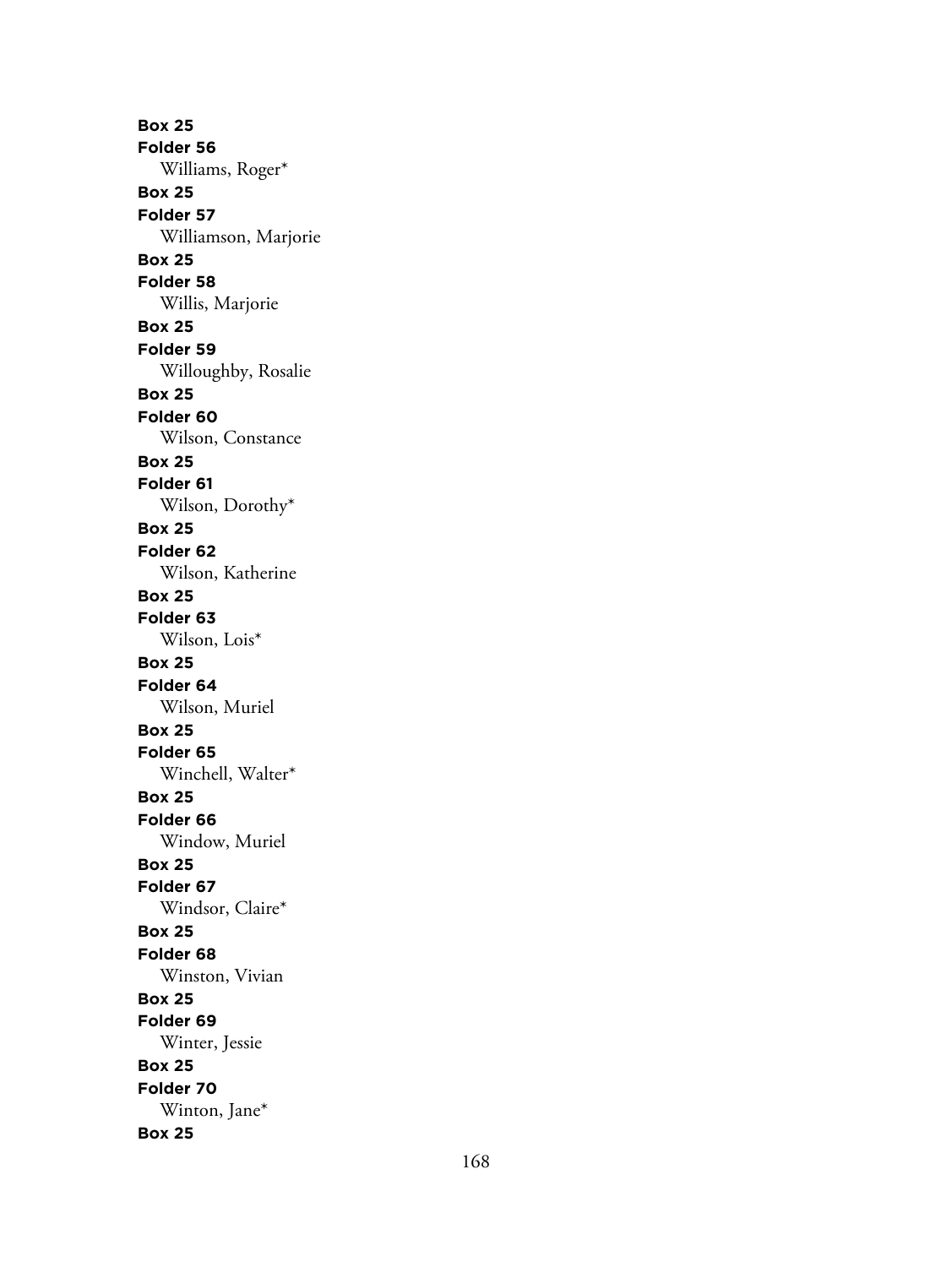**Box 25**
**Folder 56**
Williams, Roger*
**Box 25**
**Folder 57**
Williamson, Marjorie
**Box 25**
**Folder 58**
Willis, Marjorie
**Box 25**
**Folder 59**
Willoughby, Rosalie
**Box 25**
**Folder 60**
Wilson, Constance
**Box 25**
**Folder 61**
Wilson, Dorothy*
**Box 25**
**Folder 62**
Wilson, Katherine
**Box 25**
**Folder 63**
Wilson, Lois*
**Box 25**
**Folder 64**
Wilson, Muriel
**Box 25**
**Folder 65**
Winchell, Walter*
**Box 25**
**Folder 66**
Window, Muriel
**Box 25**
**Folder 67**
Windsor, Claire*
**Box 25**
**Folder 68**
Winston, Vivian
**Box 25**
**Folder 69**
Winter, Jessie
**Box 25**
**Folder 70**
Winton, Jane*
**Box 25**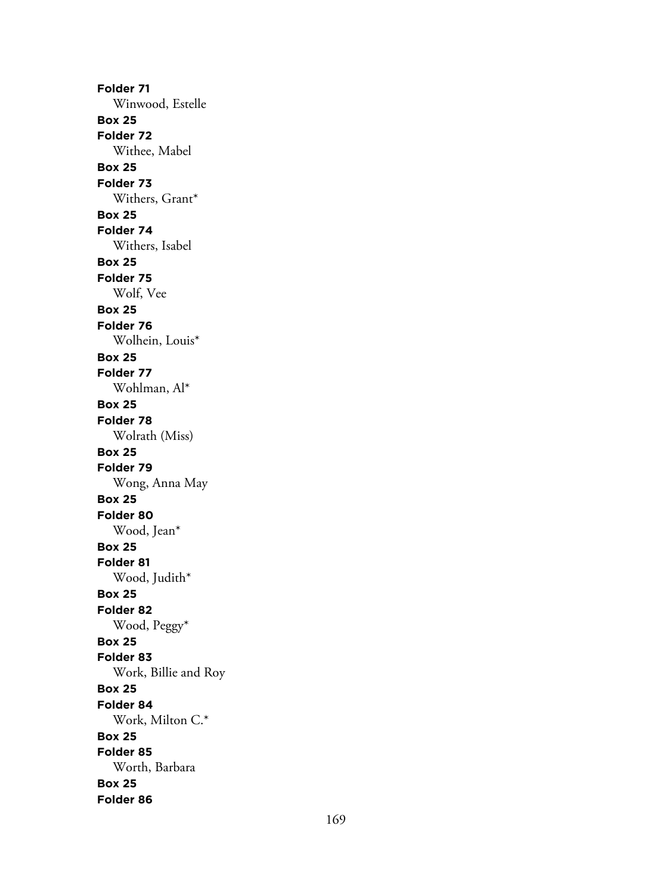**Folder 71**
Winwood, Estelle
**Box 25**
**Folder 72**
Withee, Mabel
**Box 25**
**Folder 73**
Withers, Grant*
**Box 25**
**Folder 74**
Withers, Isabel
**Box 25**
**Folder 75**
Wolf, Vee
**Box 25**
**Folder 76**
Wolhein, Louis*
**Box 25**
**Folder 77**
Wohlman, Al*
**Box 25**
**Folder 78**
Wolrath (Miss)
**Box 25**
**Folder 79**
Wong, Anna May
**Box 25**
**Folder 80**
Wood, Jean*
**Box 25**
**Folder 81**
Wood, Judith*
**Box 25**
**Folder 82**
Wood, Peggy*
**Box 25**
**Folder 83**
Work, Billie and Roy
**Box 25**
**Folder 84**
Work, Milton C.*
**Box 25**
**Folder 85**
Worth, Barbara
**Box 25**
**Folder 86**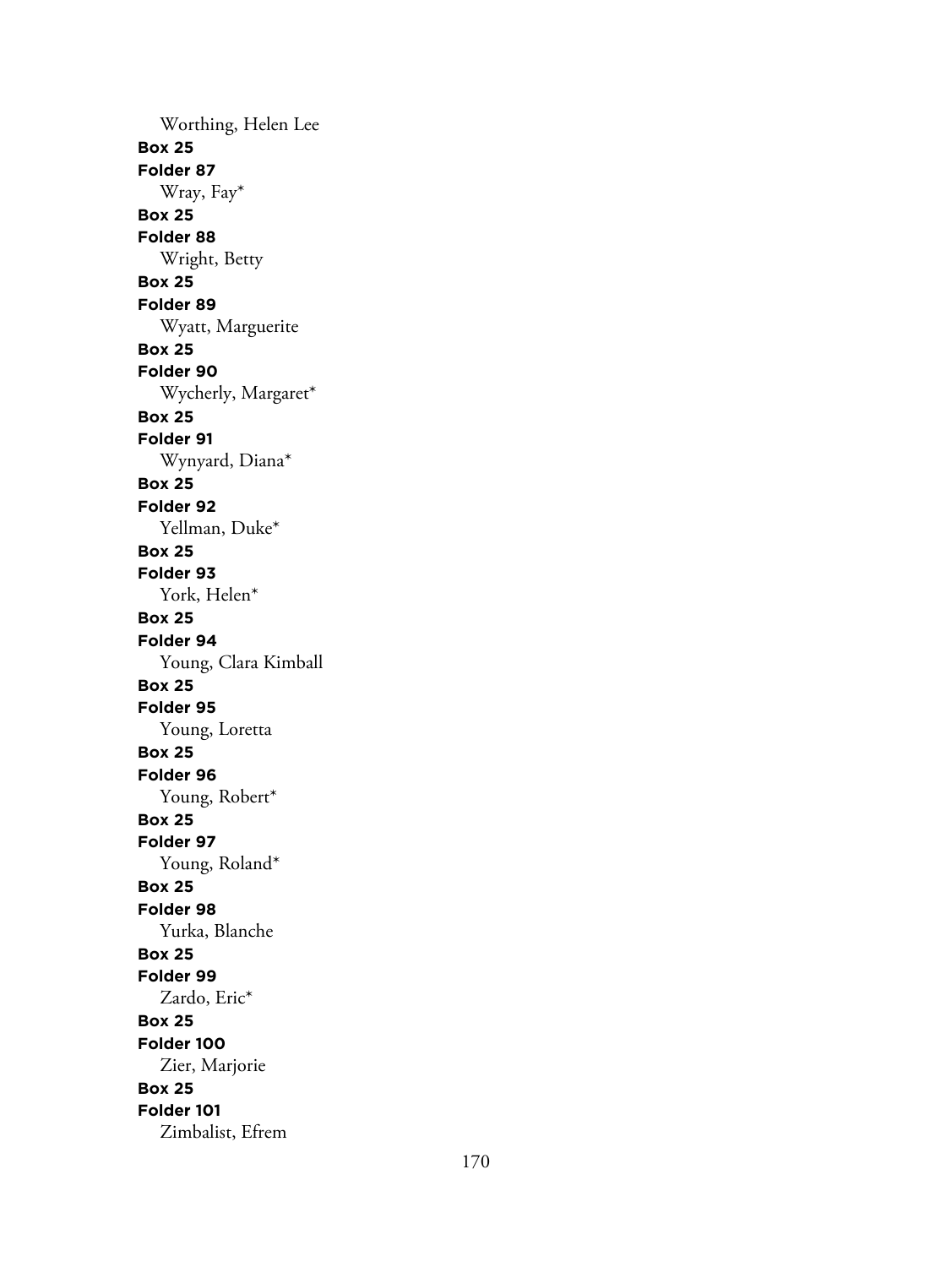Worthing, Helen Lee

**Box 25**
**Folder 87**
Wray, Fay*

**Box 25**
**Folder 88**
Wright, Betty

**Box 25**
**Folder 89**
Wyatt, Marguerite

**Box 25**
**Folder 90**
Wycherly, Margaret*

**Box 25**
**Folder 91**
Wynyard, Diana*

**Box 25**
**Folder 92**
Yellman, Duke*

**Box 25**
**Folder 93**
York, Helen*

**Box 25**
**Folder 94**
Young, Clara Kimball

**Box 25**
**Folder 95**
Young, Loretta

**Box 25**
**Folder 96**
Young, Robert*

**Box 25**
**Folder 97**
Young, Roland*

**Box 25**
**Folder 98**
Yurka, Blanche

**Box 25**
**Folder 99**
Zardo, Eric*

**Box 25**
**Folder 100**
Zier, Marjorie

**Box 25**
**Folder 101**
Zimbalist, Efrem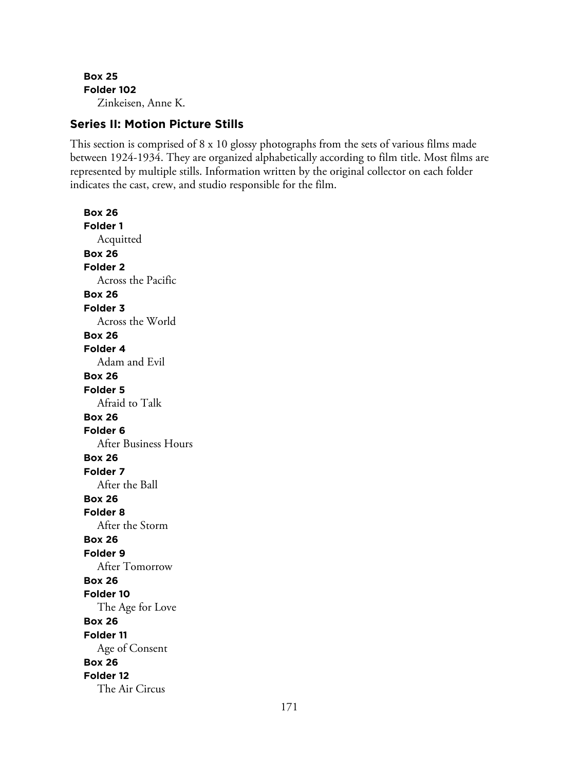**Box 25**
**Folder 102**
Zinkeisen, Anne K.

### Series II: Motion Picture Stills

This section is comprised of 8 x 10 glossy photographs from the sets of various films made between 1924-1934. They are organized alphabetically according to film title. Most films are represented by multiple stills. Information written by the original collector on each folder indicates the cast, crew, and studio responsible for the film.

**Box 26**
**Folder 1**
Acquitted

**Box 26**
**Folder 2**
Across the Pacific

**Box 26**
**Folder 3**
Across the World

**Box 26**
**Folder 4**
Adam and Evil

**Box 26**
**Folder 5**
Afraid to Talk

**Box 26**
**Folder 6**
After Business Hours

**Box 26**
**Folder 7**
After the Ball

**Box 26**
**Folder 8**
After the Storm

**Box 26**
**Folder 9**
After Tomorrow

**Box 26**
**Folder 10**
The Age for Love

**Box 26**
**Folder 11**
Age of Consent

**Box 26**
**Folder 12**
The Air Circus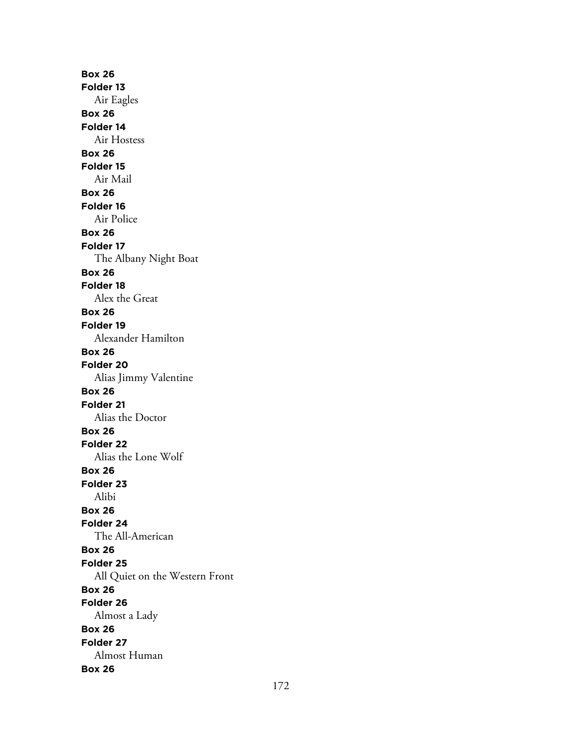**Box 26**
**Folder 13**
Air Eagles
**Box 26**
**Folder 14**
Air Hostess
**Box 26**
**Folder 15**
Air Mail
**Box 26**
**Folder 16**
Air Police
**Box 26**
**Folder 17**
The Albany Night Boat
**Box 26**
**Folder 18**
Alex the Great
**Box 26**
**Folder 19**
Alexander Hamilton
**Box 26**
**Folder 20**
Alias Jimmy Valentine
**Box 26**
**Folder 21**
Alias the Doctor
**Box 26**
**Folder 22**
Alias the Lone Wolf
**Box 26**
**Folder 23**
Alibi
**Box 26**
**Folder 24**
The All-American
**Box 26**
**Folder 25**
All Quiet on the Western Front
**Box 26**
**Folder 26**
Almost a Lady
**Box 26**
**Folder 27**
Almost Human
**Box 26**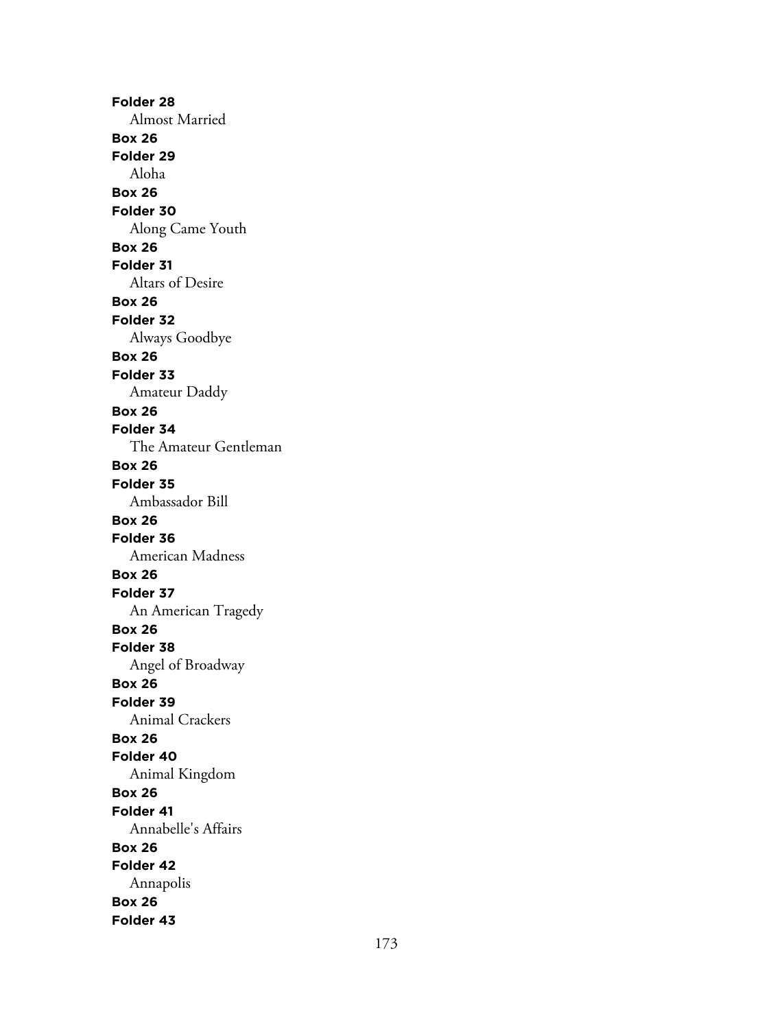**Folder 28**

Almost Married

**Box 26**

**Folder 29**

Aloha

**Box 26**

**Folder 30**

Along Came Youth

**Box 26**

**Folder 31**

Altars of Desire

**Box 26**

**Folder 32**

Always Goodbye

**Box 26**

**Folder 33**

Amateur Daddy

**Box 26**

**Folder 34**

The Amateur Gentleman

**Box 26**

**Folder 35**

Ambassador Bill

**Box 26**

**Folder 36**

American Madness

**Box 26**

**Folder 37**

An American Tragedy

**Box 26**

**Folder 38**

Angel of Broadway

**Box 26**

**Folder 39**

Animal Crackers

**Box 26**

**Folder 40**

Animal Kingdom

**Box 26**

**Folder 41**

Annabelle's Affairs

**Box 26**

**Folder 42**

Annapolis

**Box 26**

**Folder 43**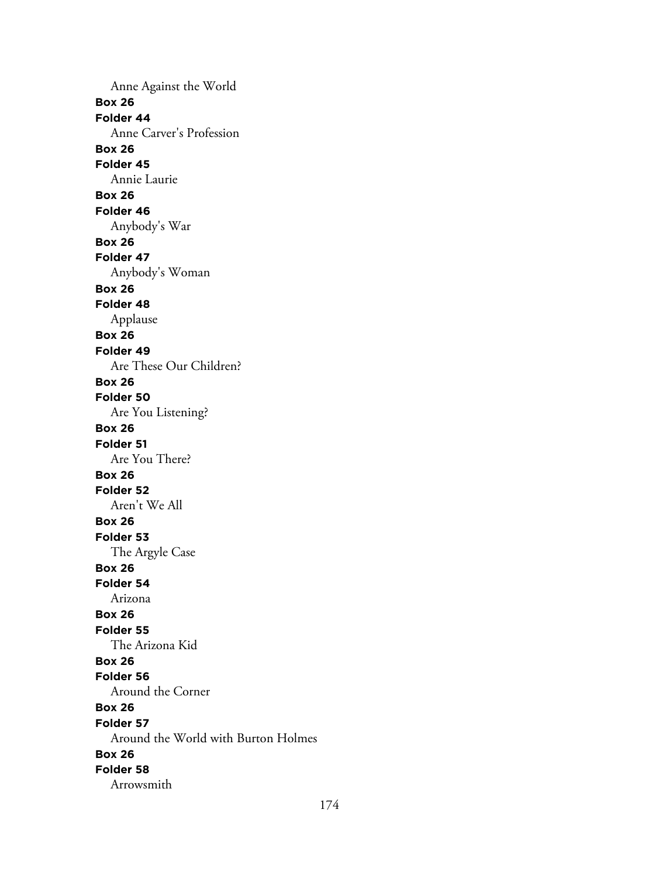Anne Against the World

**Box 26**

**Folder 44**

Anne Carver's Profession

**Box 26**

**Folder 45**

Annie Laurie

**Box 26**

**Folder 46**

Anybody's War

**Box 26**

**Folder 47**

Anybody's Woman

**Box 26**

**Folder 48**

Applause

**Box 26**

**Folder 49**

Are These Our Children?

**Box 26**

**Folder 50**

Are You Listening?

**Box 26**

**Folder 51**

Are You There?

**Box 26**

**Folder 52**

Aren't We All

**Box 26**

**Folder 53**

The Argyle Case

**Box 26**

**Folder 54**

Arizona

**Box 26**

**Folder 55**

The Arizona Kid

**Box 26**

**Folder 56**

Around the Corner

**Box 26**

**Folder 57**

Around the World with Burton Holmes

**Box 26**

**Folder 58**

Arrowsmith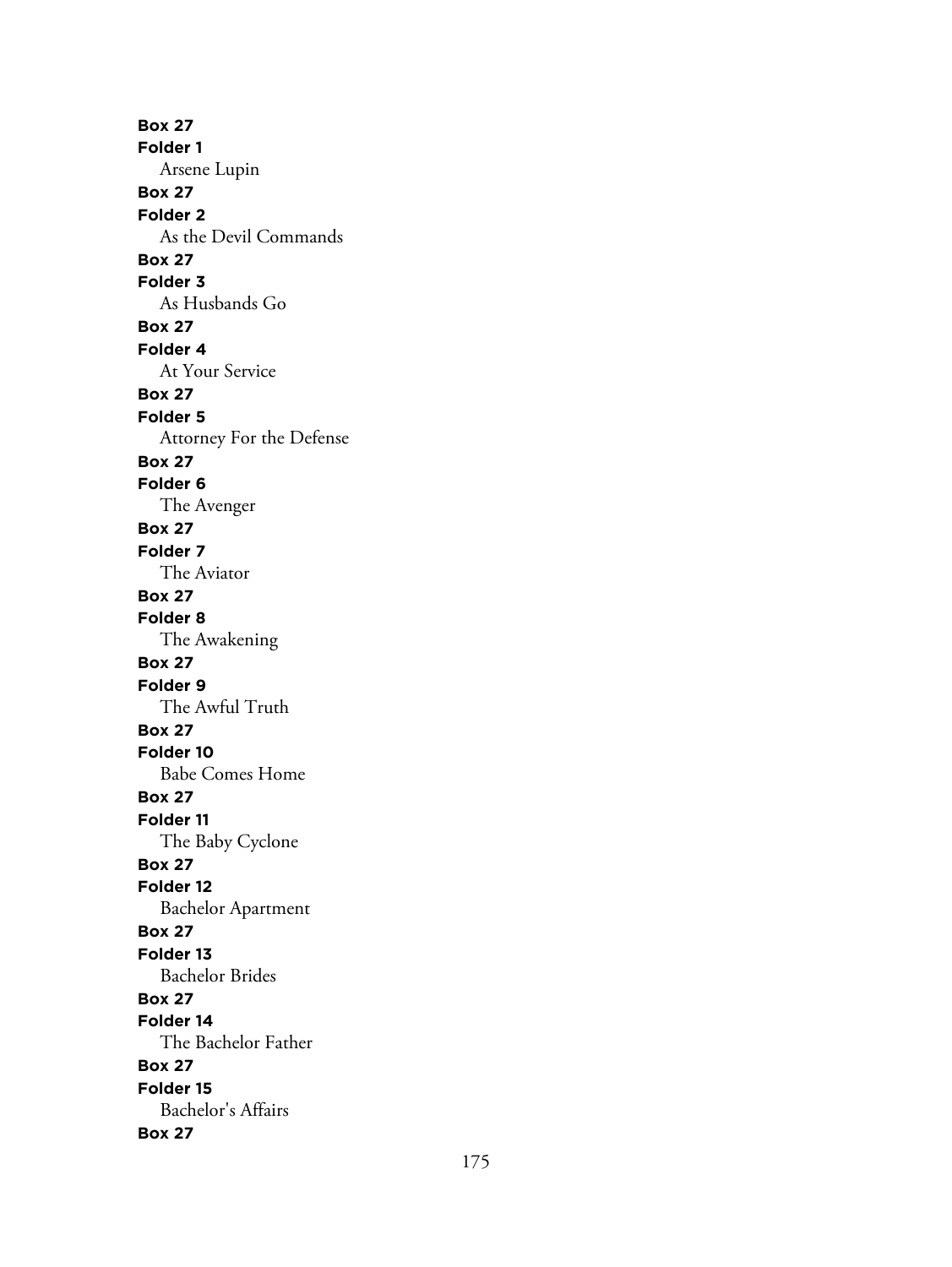**Box 27**
**Folder 1**
Arsene Lupin
**Box 27**
**Folder 2**
As the Devil Commands
**Box 27**
**Folder 3**
As Husbands Go
**Box 27**
**Folder 4**
At Your Service
**Box 27**
**Folder 5**
Attorney For the Defense
**Box 27**
**Folder 6**
The Avenger
**Box 27**
**Folder 7**
The Aviator
**Box 27**
**Folder 8**
The Awakening
**Box 27**
**Folder 9**
The Awful Truth
**Box 27**
**Folder 10**
Babe Comes Home
**Box 27**
**Folder 11**
The Baby Cyclone
**Box 27**
**Folder 12**
Bachelor Apartment
**Box 27**
**Folder 13**
Bachelor Brides
**Box 27**
**Folder 14**
The Bachelor Father
**Box 27**
**Folder 15**
Bachelor's Affairs
**Box 27**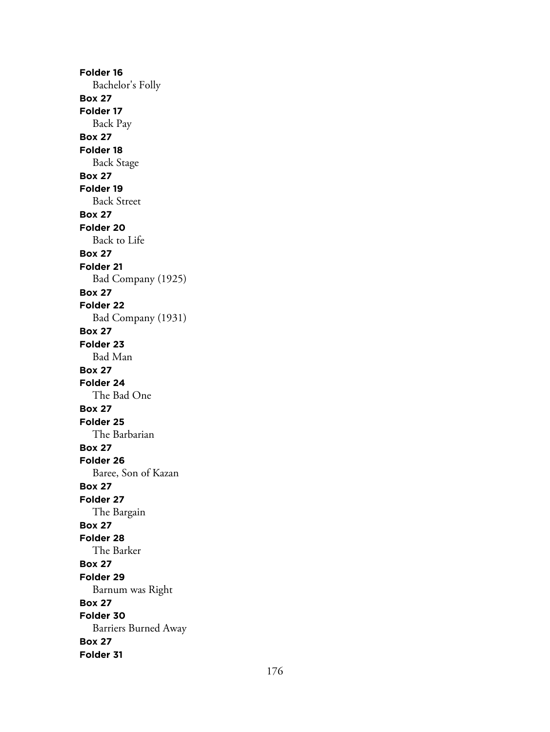**Folder 16**
Bachelor's Folly
**Box 27**
**Folder 17**
Back Pay
**Box 27**
**Folder 18**
Back Stage
**Box 27**
**Folder 19**
Back Street
**Box 27**
**Folder 20**
Back to Life
**Box 27**
**Folder 21**
Bad Company (1925)
**Box 27**
**Folder 22**
Bad Company (1931)
**Box 27**
**Folder 23**
Bad Man
**Box 27**
**Folder 24**
The Bad One
**Box 27**
**Folder 25**
The Barbarian
**Box 27**
**Folder 26**
Baree, Son of Kazan
**Box 27**
**Folder 27**
The Bargain
**Box 27**
**Folder 28**
The Barker
**Box 27**
**Folder 29**
Barnum was Right
**Box 27**
**Folder 30**
Barriers Burned Away
**Box 27**
**Folder 31**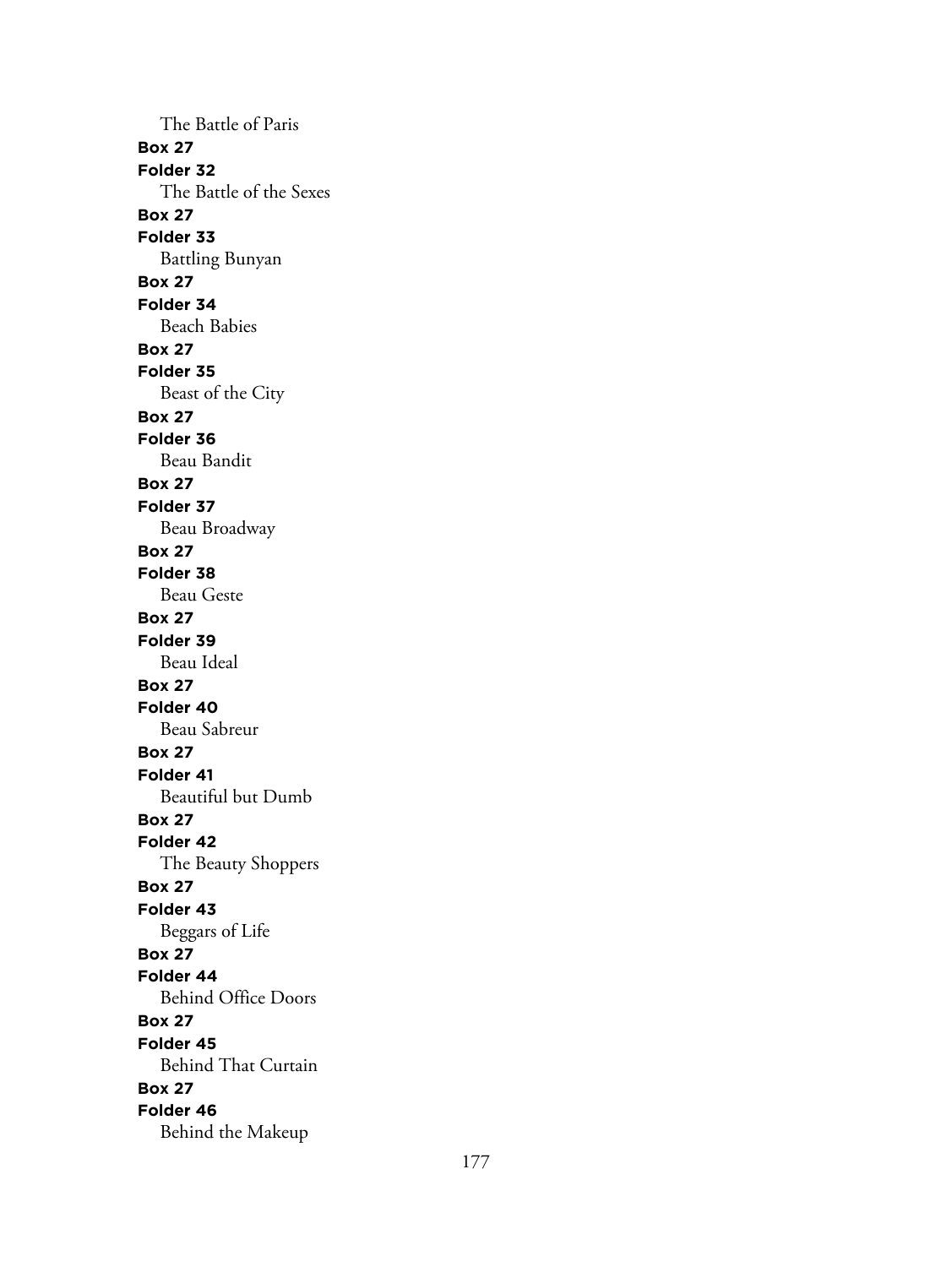The Battle of Paris

**Box 27**

**Folder 32**

The Battle of the Sexes

**Box 27**

**Folder 33**

Battling Bunyan

**Box 27**

**Folder 34**

Beach Babies

**Box 27**

**Folder 35**

Beast of the City

**Box 27**

**Folder 36**

Beau Bandit

**Box 27**

**Folder 37**

Beau Broadway

**Box 27**

**Folder 38**

Beau Geste

**Box 27**

**Folder 39**

Beau Ideal

**Box 27**

**Folder 40**

Beau Sabreur

**Box 27**

**Folder 41**

Beautiful but Dumb

**Box 27**

**Folder 42**

The Beauty Shoppers

**Box 27**

**Folder 43**

Beggars of Life

**Box 27**

**Folder 44**

Behind Office Doors

**Box 27**

**Folder 45**

Behind That Curtain

**Box 27**

**Folder 46**

Behind the Makeup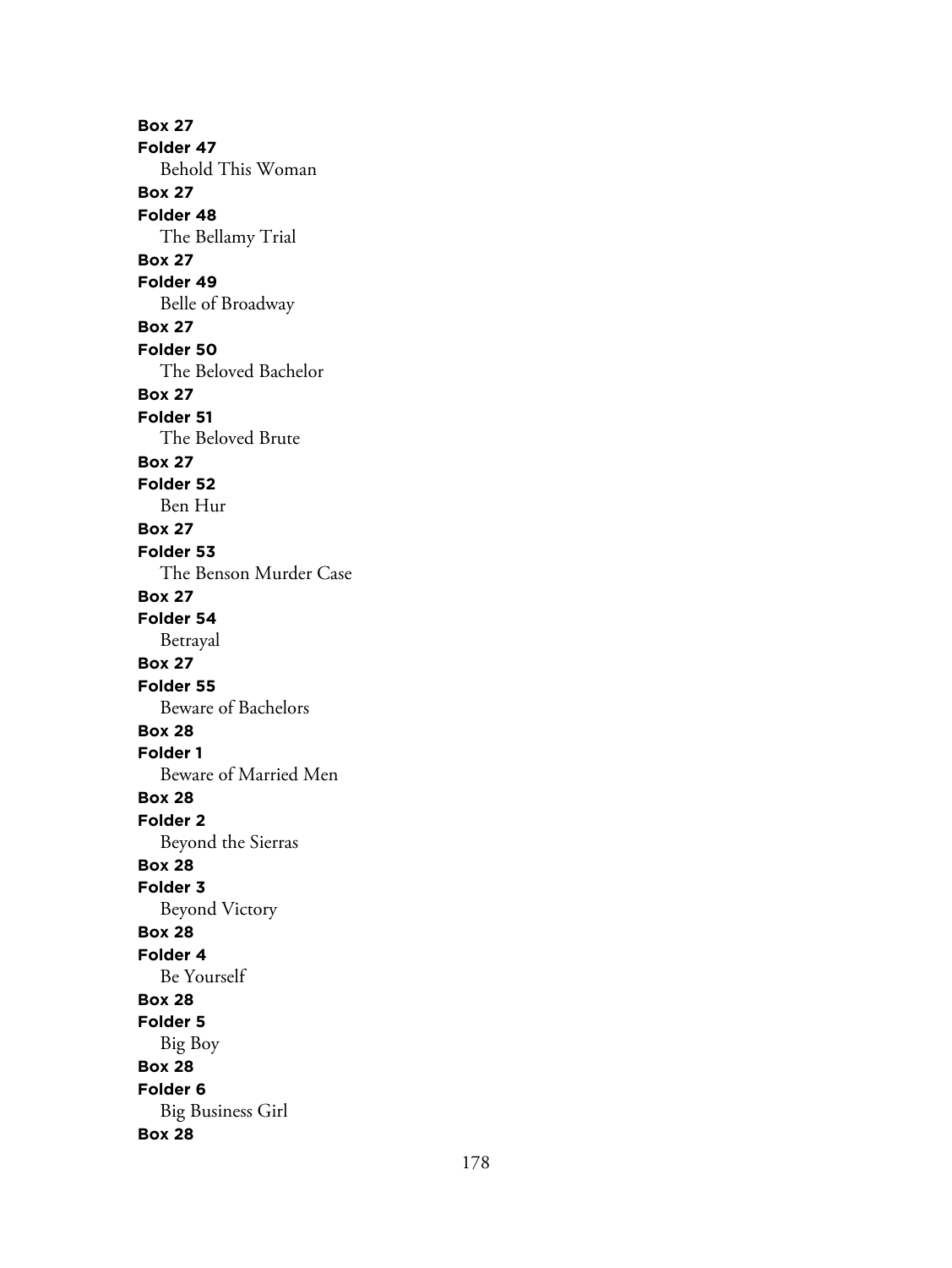**Box 27**
**Folder 47**
Behold This Woman
**Box 27**
**Folder 48**
The Bellamy Trial
**Box 27**
**Folder 49**
Belle of Broadway
**Box 27**
**Folder 50**
The Beloved Bachelor
**Box 27**
**Folder 51**
The Beloved Brute
**Box 27**
**Folder 52**
Ben Hur
**Box 27**
**Folder 53**
The Benson Murder Case
**Box 27**
**Folder 54**
Betrayal
**Box 27**
**Folder 55**
Beware of Bachelors
**Box 28**
**Folder 1**
Beware of Married Men
**Box 28**
**Folder 2**
Beyond the Sierras
**Box 28**
**Folder 3**
Beyond Victory
**Box 28**
**Folder 4**
Be Yourself
**Box 28**
**Folder 5**
Big Boy
**Box 28**
**Folder 6**
Big Business Girl
**Box 28**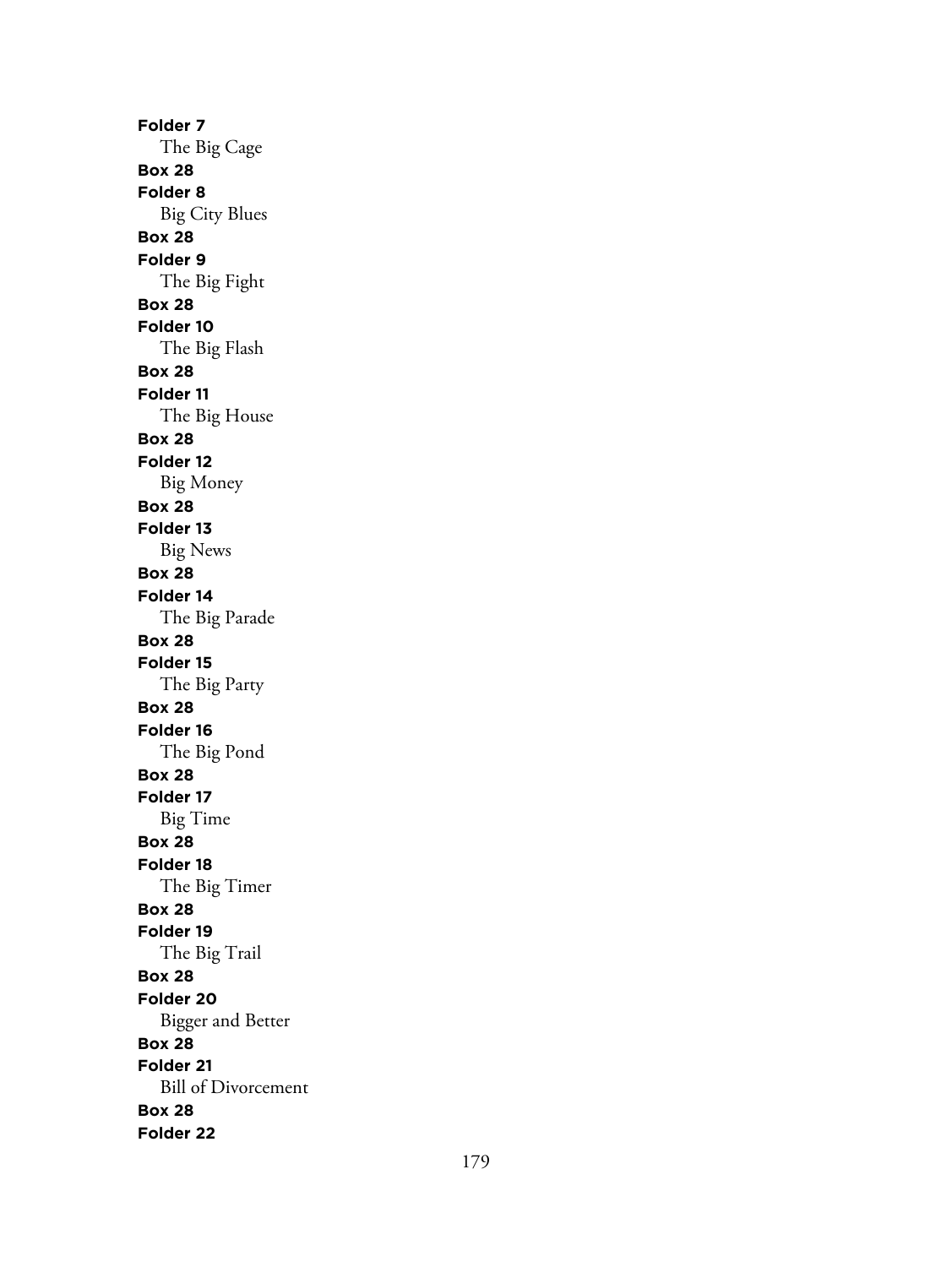**Folder 7**
The Big Cage
**Box 28**
**Folder 8**
Big City Blues
**Box 28**
**Folder 9**
The Big Fight
**Box 28**
**Folder 10**
The Big Flash
**Box 28**
**Folder 11**
The Big House
**Box 28**
**Folder 12**
Big Money
**Box 28**
**Folder 13**
Big News
**Box 28**
**Folder 14**
The Big Parade
**Box 28**
**Folder 15**
The Big Party
**Box 28**
**Folder 16**
The Big Pond
**Box 28**
**Folder 17**
Big Time
**Box 28**
**Folder 18**
The Big Timer
**Box 28**
**Folder 19**
The Big Trail
**Box 28**
**Folder 20**
Bigger and Better
**Box 28**
**Folder 21**
Bill of Divorcement
**Box 28**
**Folder 22**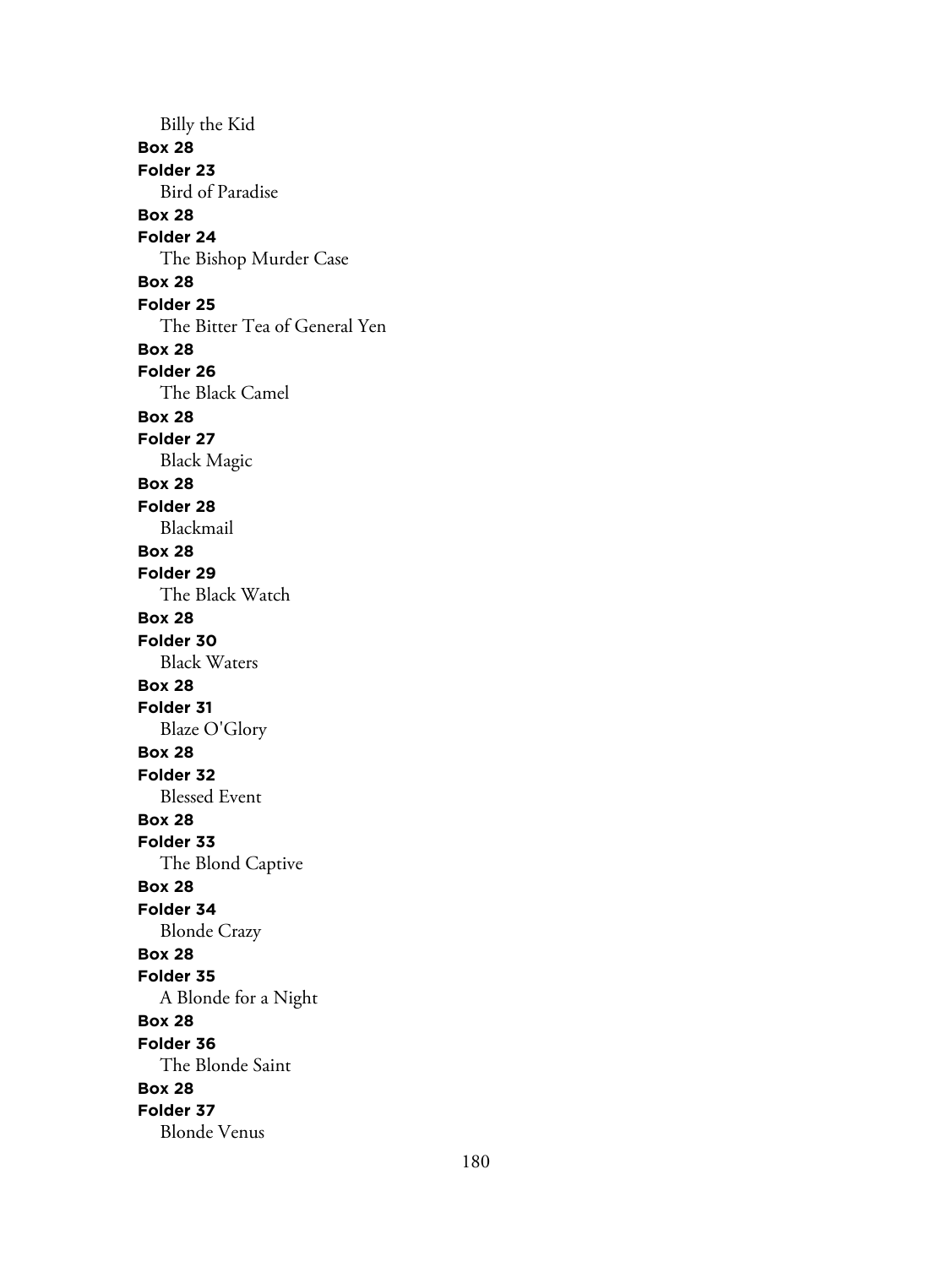Billy the Kid

**Box 28**

**Folder 23**

Bird of Paradise

**Box 28**

**Folder 24**

The Bishop Murder Case

**Box 28**

**Folder 25**

The Bitter Tea of General Yen

**Box 28**

**Folder 26**

The Black Camel

**Box 28**

**Folder 27**

Black Magic

**Box 28**

**Folder 28**

Blackmail

**Box 28**

**Folder 29**

The Black Watch

**Box 28**

**Folder 30**

Black Waters

**Box 28**

**Folder 31**

Blaze O'Glory

**Box 28**

**Folder 32**

Blessed Event

**Box 28**

**Folder 33**

The Blond Captive

**Box 28**

**Folder 34**

Blonde Crazy

**Box 28**

**Folder 35**

A Blonde for a Night

**Box 28**

**Folder 36**

The Blonde Saint

**Box 28**

**Folder 37**

Blonde Venus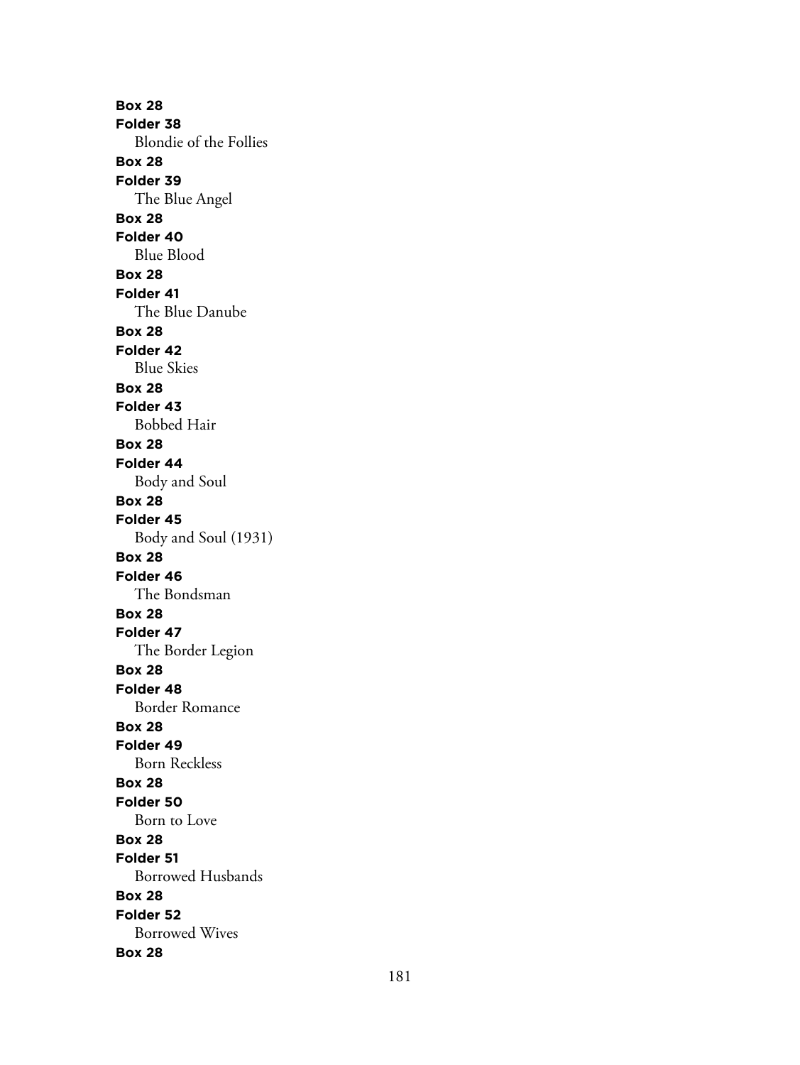**Box 28**
**Folder 38**
Blondie of the Follies
**Box 28**
**Folder 39**
The Blue Angel
**Box 28**
**Folder 40**
Blue Blood
**Box 28**
**Folder 41**
The Blue Danube
**Box 28**
**Folder 42**
Blue Skies
**Box 28**
**Folder 43**
Bobbed Hair
**Box 28**
**Folder 44**
Body and Soul
**Box 28**
**Folder 45**
Body and Soul (1931)
**Box 28**
**Folder 46**
The Bondsman
**Box 28**
**Folder 47**
The Border Legion
**Box 28**
**Folder 48**
Border Romance
**Box 28**
**Folder 49**
Born Reckless
**Box 28**
**Folder 50**
Born to Love
**Box 28**
**Folder 51**
Borrowed Husbands
**Box 28**
**Folder 52**
Borrowed Wives
**Box 28**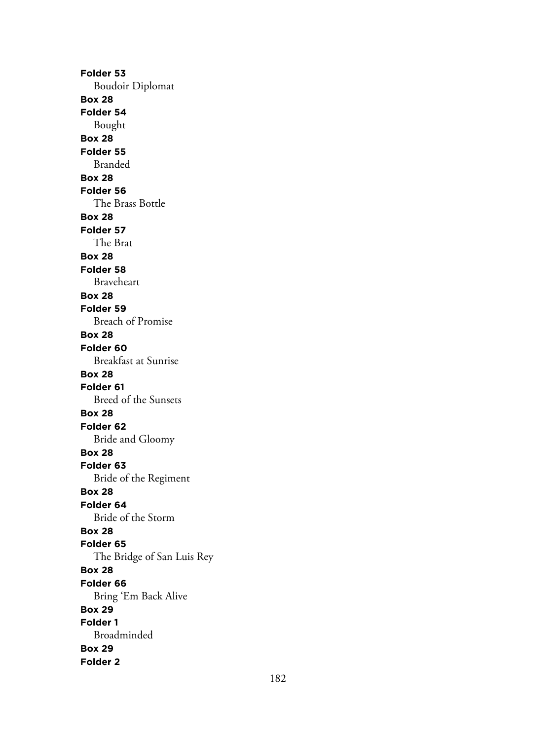**Folder 53**
Boudoir Diplomat
**Box 28**
**Folder 54**
Bought
**Box 28**
**Folder 55**
Branded
**Box 28**
**Folder 56**
The Brass Bottle
**Box 28**
**Folder 57**
The Brat
**Box 28**
**Folder 58**
Braveheart
**Box 28**
**Folder 59**
Breach of Promise
**Box 28**
**Folder 60**
Breakfast at Sunrise
**Box 28**
**Folder 61**
Breed of the Sunsets
**Box 28**
**Folder 62**
Bride and Gloomy
**Box 28**
**Folder 63**
Bride of the Regiment
**Box 28**
**Folder 64**
Bride of the Storm
**Box 28**
**Folder 65**
The Bridge of San Luis Rey
**Box 28**
**Folder 66**
Bring 'Em Back Alive
**Box 29**
**Folder 1**
Broadminded
**Box 29**
**Folder 2**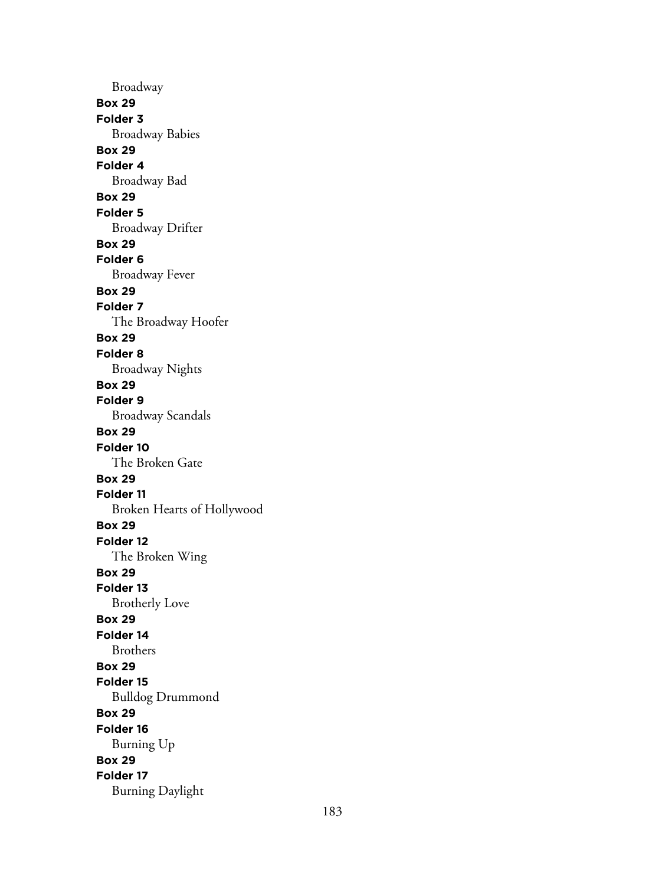Broadway

**Box 29**

**Folder 3**

Broadway Babies

**Box 29**

**Folder 4**

Broadway Bad

**Box 29**

**Folder 5**

Broadway Drifter

**Box 29**

**Folder 6**

Broadway Fever

**Box 29**

**Folder 7**

The Broadway Hoofer

**Box 29**

**Folder 8**

Broadway Nights

**Box 29**

**Folder 9**

Broadway Scandals

**Box 29**

**Folder 10**

The Broken Gate

**Box 29**

**Folder 11**

Broken Hearts of Hollywood

**Box 29**

**Folder 12**

The Broken Wing

**Box 29**

**Folder 13**

Brotherly Love

**Box 29**

**Folder 14**

Brothers

**Box 29**

**Folder 15**

Bulldog Drummond

**Box 29**

**Folder 16**

Burning Up

**Box 29**

**Folder 17**

Burning Daylight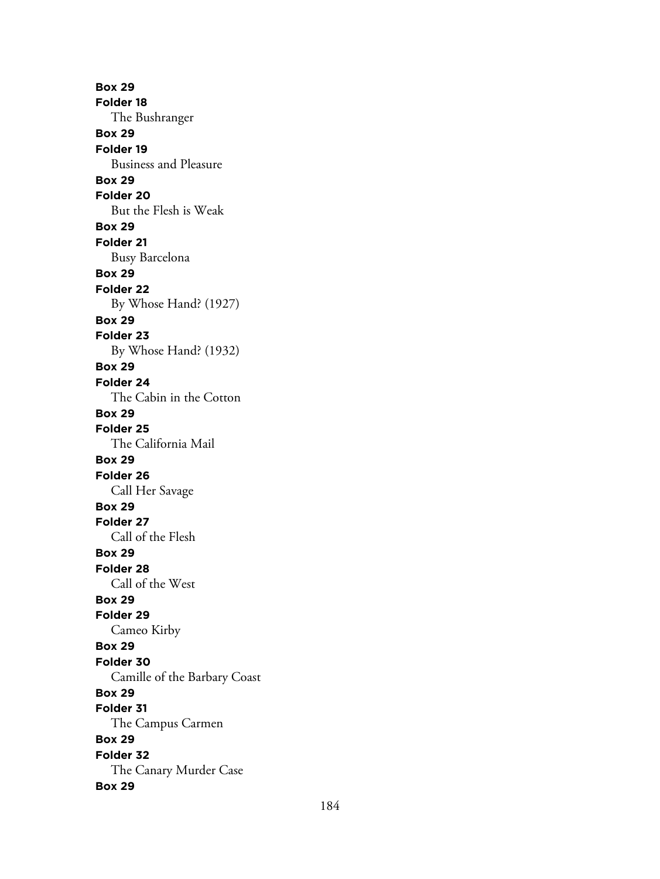**Box 29**
**Folder 18**
The Bushranger
**Box 29**
**Folder 19**
Business and Pleasure
**Box 29**
**Folder 20**
But the Flesh is Weak
**Box 29**
**Folder 21**
Busy Barcelona
**Box 29**
**Folder 22**
By Whose Hand? (1927)
**Box 29**
**Folder 23**
By Whose Hand? (1932)
**Box 29**
**Folder 24**
The Cabin in the Cotton
**Box 29**
**Folder 25**
The California Mail
**Box 29**
**Folder 26**
Call Her Savage
**Box 29**
**Folder 27**
Call of the Flesh
**Box 29**
**Folder 28**
Call of the West
**Box 29**
**Folder 29**
Cameo Kirby
**Box 29**
**Folder 30**
Camille of the Barbary Coast
**Box 29**
**Folder 31**
The Campus Carmen
**Box 29**
**Folder 32**
The Canary Murder Case
**Box 29**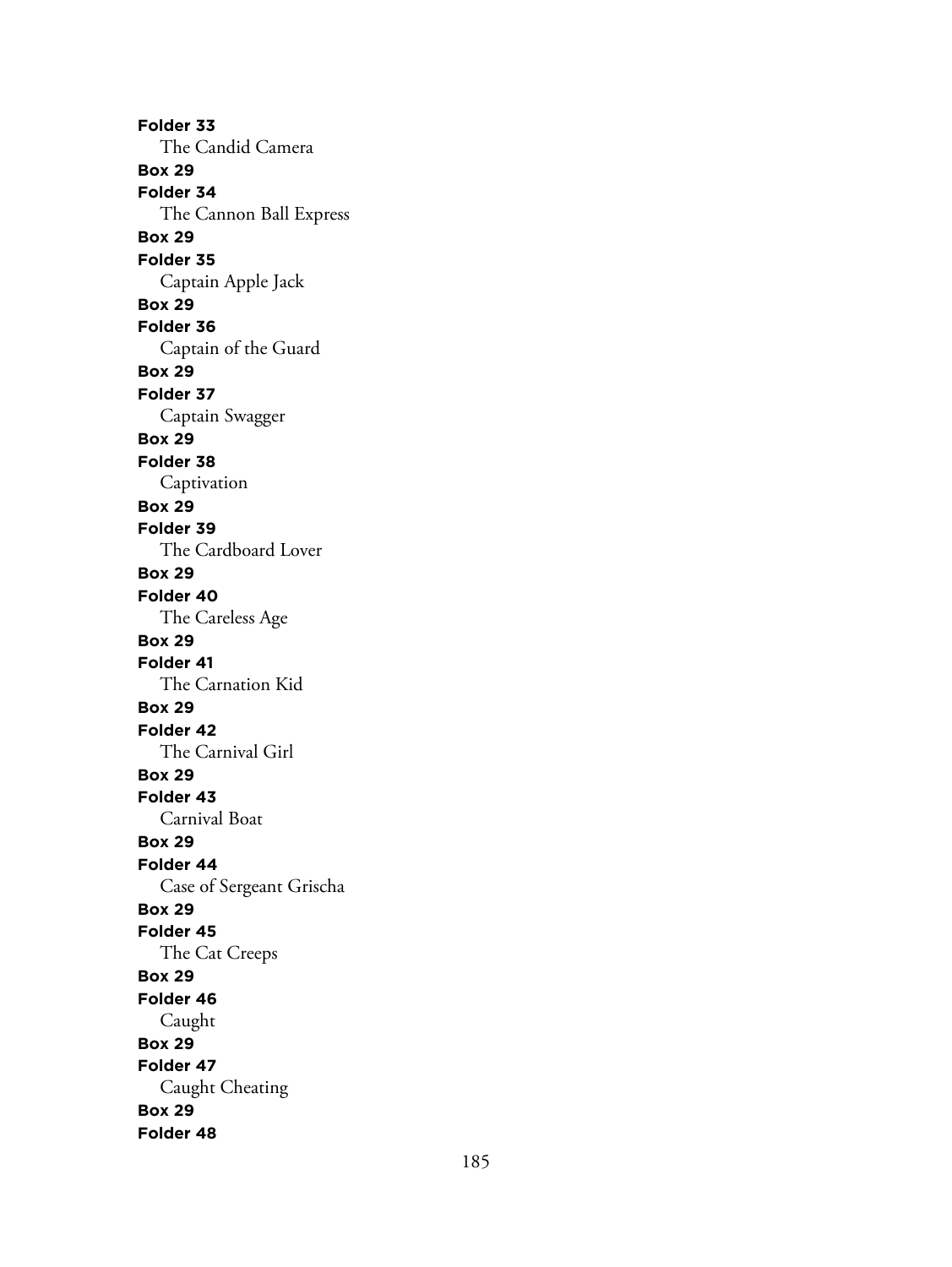**Folder 33**
The Candid Camera
**Box 29**
**Folder 34**
The Cannon Ball Express
**Box 29**
**Folder 35**
Captain Apple Jack
**Box 29**
**Folder 36**
Captain of the Guard
**Box 29**
**Folder 37**
Captain Swagger
**Box 29**
**Folder 38**
Captivation
**Box 29**
**Folder 39**
The Cardboard Lover
**Box 29**
**Folder 40**
The Careless Age
**Box 29**
**Folder 41**
The Carnation Kid
**Box 29**
**Folder 42**
The Carnival Girl
**Box 29**
**Folder 43**
Carnival Boat
**Box 29**
**Folder 44**
Case of Sergeant Grischa
**Box 29**
**Folder 45**
The Cat Creeps
**Box 29**
**Folder 46**
Caught
**Box 29**
**Folder 47**
Caught Cheating
**Box 29**
**Folder 48**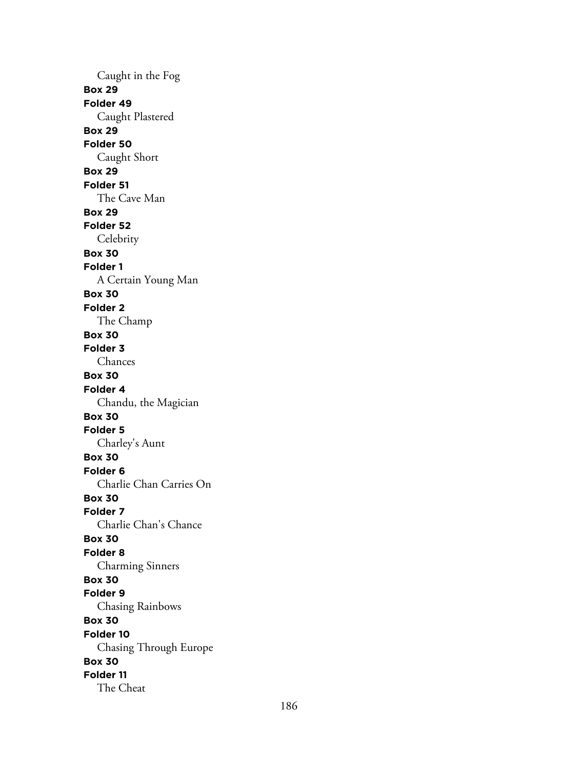Caught in the Fog

**Box 29**

**Folder 49**

Caught Plastered

**Box 29**

**Folder 50**

Caught Short

**Box 29**

**Folder 51**

The Cave Man

**Box 29**

**Folder 52**

Celebrity

**Box 30**

**Folder 1**

A Certain Young Man

**Box 30**

**Folder 2**

The Champ

**Box 30**

**Folder 3**

Chances

**Box 30**

**Folder 4**

Chandu, the Magician

**Box 30**

**Folder 5**

Charley's Aunt

**Box 30**

**Folder 6**

Charlie Chan Carries On

**Box 30**

**Folder 7**

Charlie Chan's Chance

**Box 30**

**Folder 8**

Charming Sinners

**Box 30**

**Folder 9**

Chasing Rainbows

**Box 30**

**Folder 10**

Chasing Through Europe

**Box 30**

**Folder 11**

The Cheat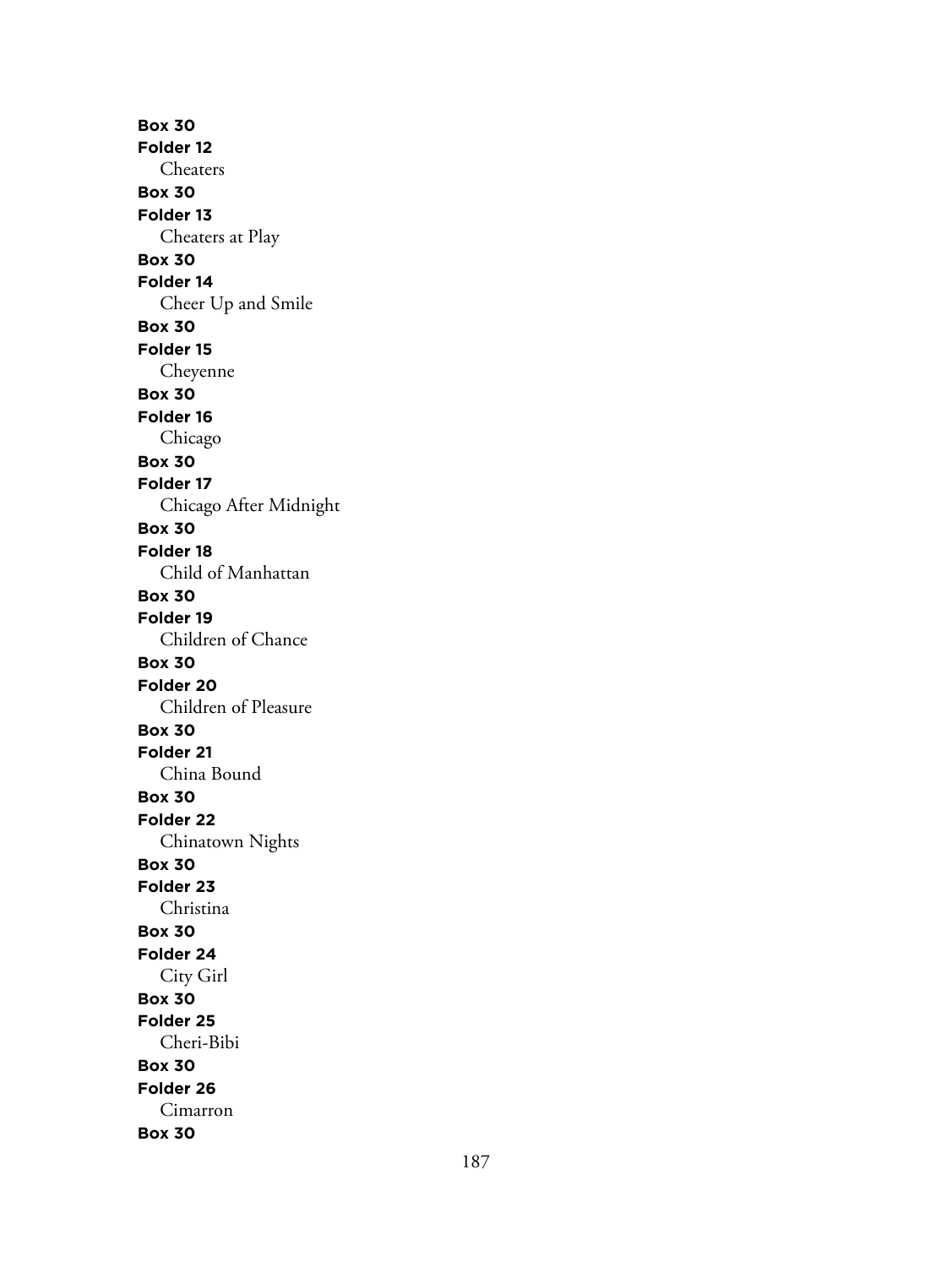**Box 30**
**Folder 12**
Cheaters
**Box 30**
**Folder 13**
Cheaters at Play
**Box 30**
**Folder 14**
Cheer Up and Smile
**Box 30**
**Folder 15**
Cheyenne
**Box 30**
**Folder 16**
Chicago
**Box 30**
**Folder 17**
Chicago After Midnight
**Box 30**
**Folder 18**
Child of Manhattan
**Box 30**
**Folder 19**
Children of Chance
**Box 30**
**Folder 20**
Children of Pleasure
**Box 30**
**Folder 21**
China Bound
**Box 30**
**Folder 22**
Chinatown Nights
**Box 30**
**Folder 23**
Christina
**Box 30**
**Folder 24**
City Girl
**Box 30**
**Folder 25**
Cheri-Bibi
**Box 30**
**Folder 26**
Cimarron
**Box 30**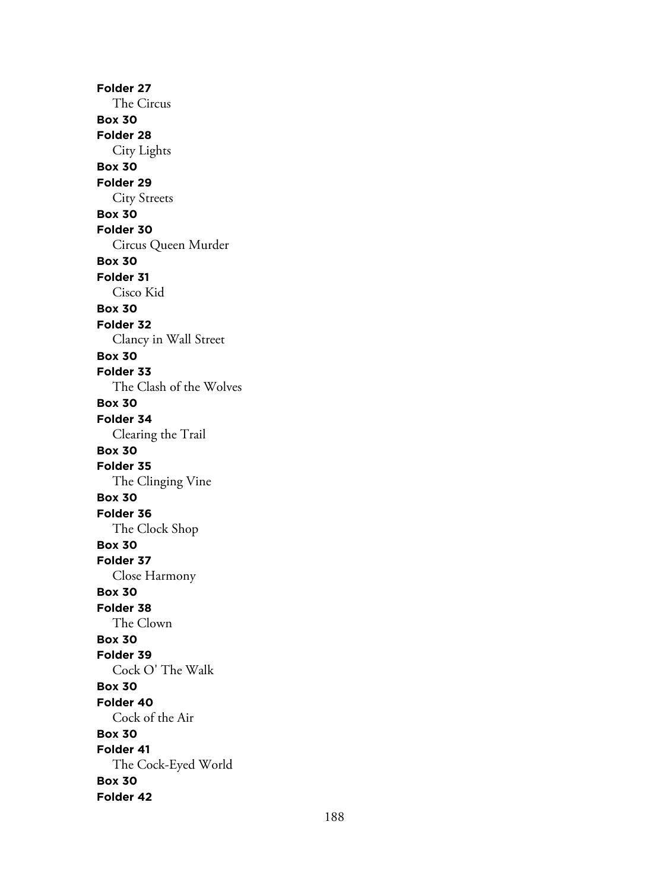**Folder 27**
The Circus
**Box 30**
**Folder 28**
City Lights
**Box 30**
**Folder 29**
City Streets
**Box 30**
**Folder 30**
Circus Queen Murder
**Box 30**
**Folder 31**
Cisco Kid
**Box 30**
**Folder 32**
Clancy in Wall Street
**Box 30**
**Folder 33**
The Clash of the Wolves
**Box 30**
**Folder 34**
Clearing the Trail
**Box 30**
**Folder 35**
The Clinging Vine
**Box 30**
**Folder 36**
The Clock Shop
**Box 30**
**Folder 37**
Close Harmony
**Box 30**
**Folder 38**
The Clown
**Box 30**
**Folder 39**
Cock O' The Walk
**Box 30**
**Folder 40**
Cock of the Air
**Box 30**
**Folder 41**
The Cock-Eyed World
**Box 30**
**Folder 42**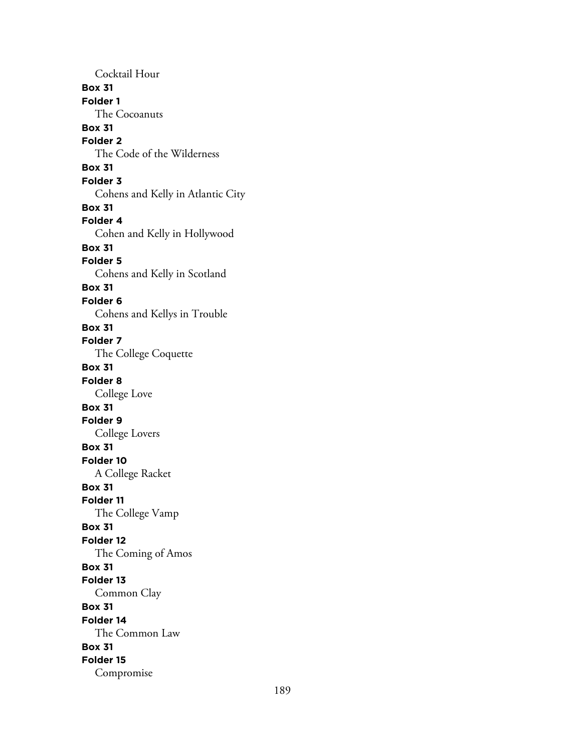Cocktail Hour

**Box 31**

**Folder 1**

The Cocoanuts

**Box 31**

**Folder 2**

The Code of the Wilderness

**Box 31**

**Folder 3**

Cohens and Kelly in Atlantic City

**Box 31**

**Folder 4**

Cohen and Kelly in Hollywood

**Box 31**

**Folder 5**

Cohens and Kelly in Scotland

**Box 31**

**Folder 6**

Cohens and Kellys in Trouble

**Box 31**

**Folder 7**

The College Coquette

**Box 31**

**Folder 8**

College Love

**Box 31**

**Folder 9**

College Lovers

**Box 31**

**Folder 10**

A College Racket

**Box 31**

**Folder 11**

The College Vamp

**Box 31**

**Folder 12**

The Coming of Amos

**Box 31**

**Folder 13**

Common Clay

**Box 31**

**Folder 14**

The Common Law

**Box 31**

**Folder 15**

Compromise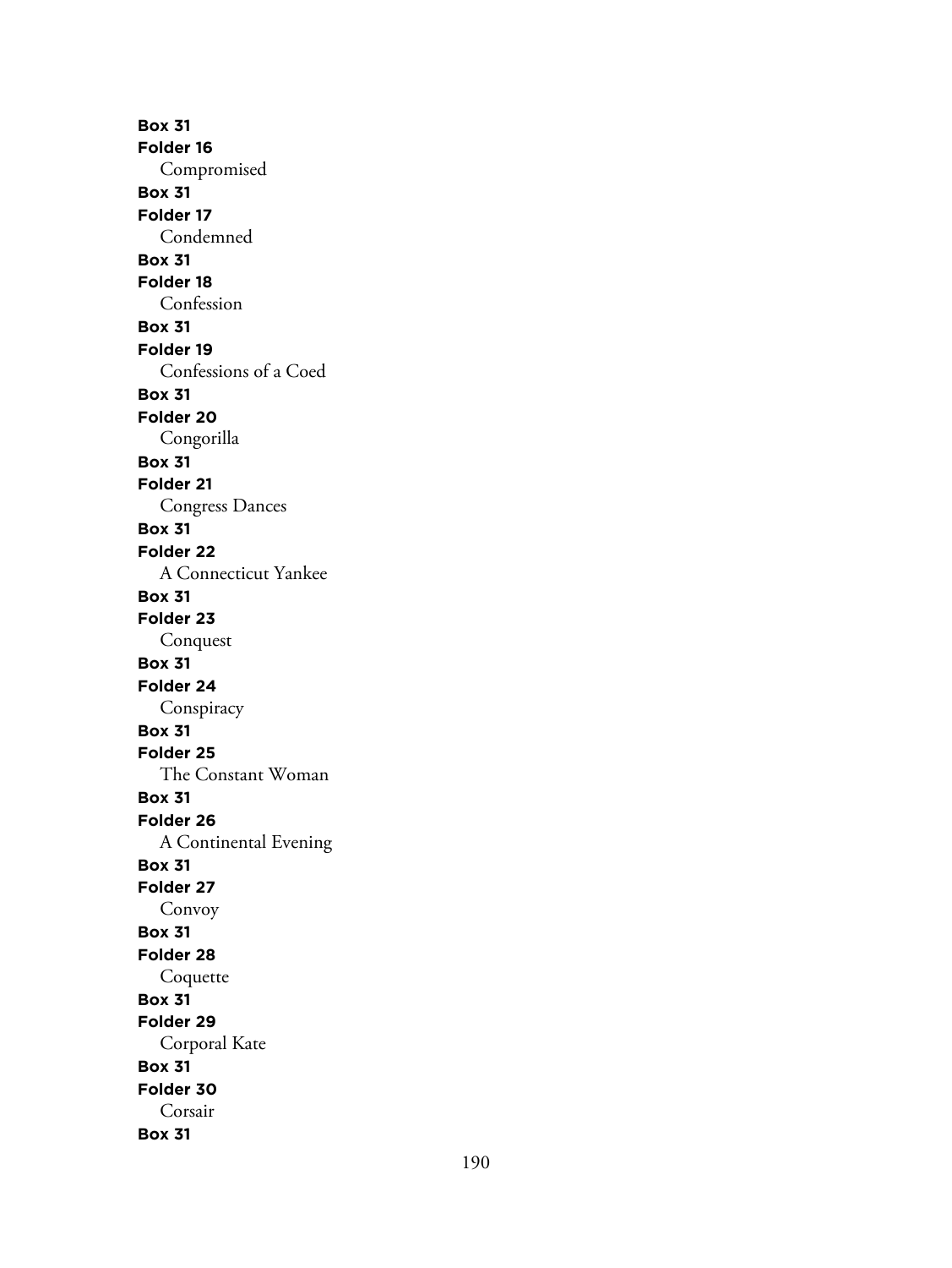**Box 31**
**Folder 16**
Compromised
**Box 31**
**Folder 17**
Condemned
**Box 31**
**Folder 18**
Confession
**Box 31**
**Folder 19**
Confessions of a Coed
**Box 31**
**Folder 20**
Congorilla
**Box 31**
**Folder 21**
Congress Dances
**Box 31**
**Folder 22**
A Connecticut Yankee
**Box 31**
**Folder 23**
Conquest
**Box 31**
**Folder 24**
Conspiracy
**Box 31**
**Folder 25**
The Constant Woman
**Box 31**
**Folder 26**
A Continental Evening
**Box 31**
**Folder 27**
Convoy
**Box 31**
**Folder 28**
Coquette
**Box 31**
**Folder 29**
Corporal Kate
**Box 31**
**Folder 30**
Corsair
**Box 31**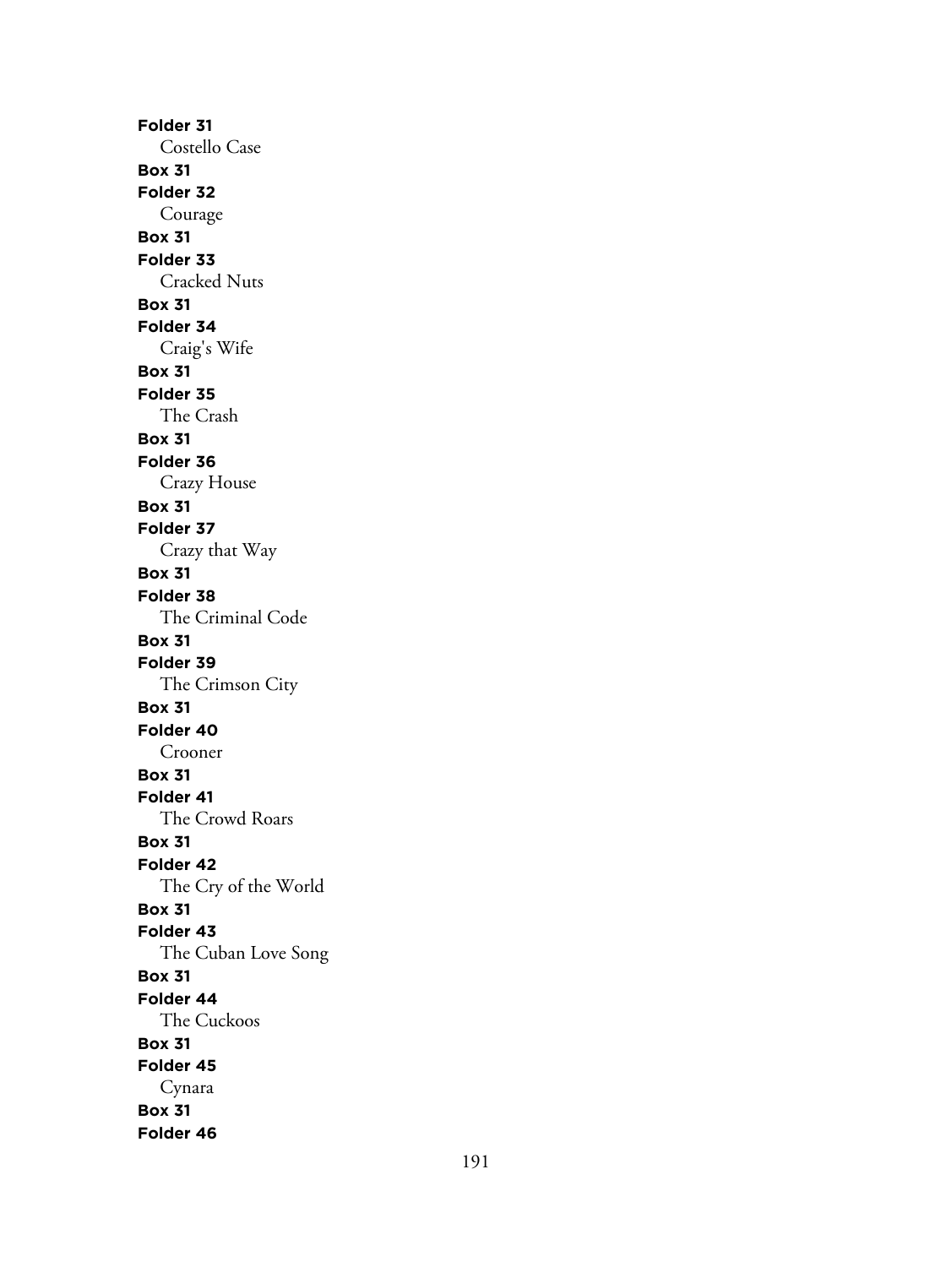**Folder 31**
Costello Case
**Box 31**
**Folder 32**
Courage
**Box 31**
**Folder 33**
Cracked Nuts
**Box 31**
**Folder 34**
Craig's Wife
**Box 31**
**Folder 35**
The Crash
**Box 31**
**Folder 36**
Crazy House
**Box 31**
**Folder 37**
Crazy that Way
**Box 31**
**Folder 38**
The Criminal Code
**Box 31**
**Folder 39**
The Crimson City
**Box 31**
**Folder 40**
Crooner
**Box 31**
**Folder 41**
The Crowd Roars
**Box 31**
**Folder 42**
The Cry of the World
**Box 31**
**Folder 43**
The Cuban Love Song
**Box 31**
**Folder 44**
The Cuckoos
**Box 31**
**Folder 45**
Cynara
**Box 31**
**Folder 46**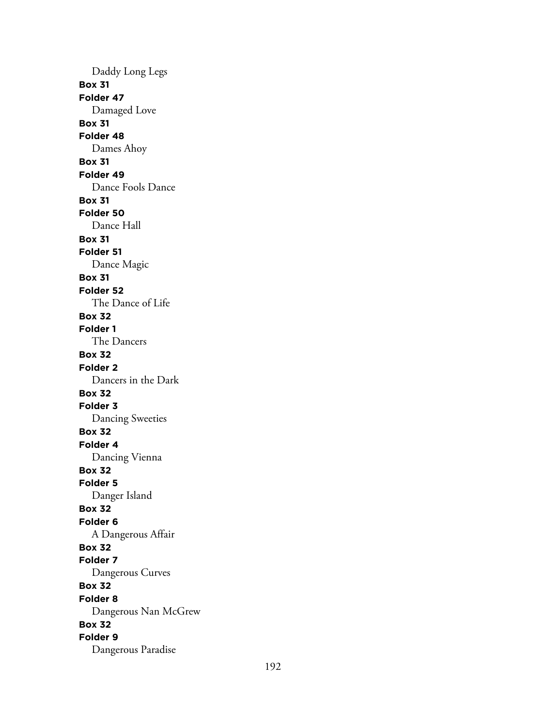Daddy Long Legs

**Box 31**
**Folder 47**
Damaged Love

**Box 31**
**Folder 48**
Dames Ahoy

**Box 31**
**Folder 49**
Dance Fools Dance

**Box 31**
**Folder 50**
Dance Hall

**Box 31**
**Folder 51**
Dance Magic

**Box 31**
**Folder 52**
The Dance of Life

**Box 32**
**Folder 1**
The Dancers

**Box 32**
**Folder 2**
Dancers in the Dark

**Box 32**
**Folder 3**
Dancing Sweeties

**Box 32**
**Folder 4**
Dancing Vienna

**Box 32**
**Folder 5**
Danger Island

**Box 32**
**Folder 6**
A Dangerous Affair

**Box 32**
**Folder 7**
Dangerous Curves

**Box 32**
**Folder 8**
Dangerous Nan McGrew

**Box 32**
**Folder 9**
Dangerous Paradise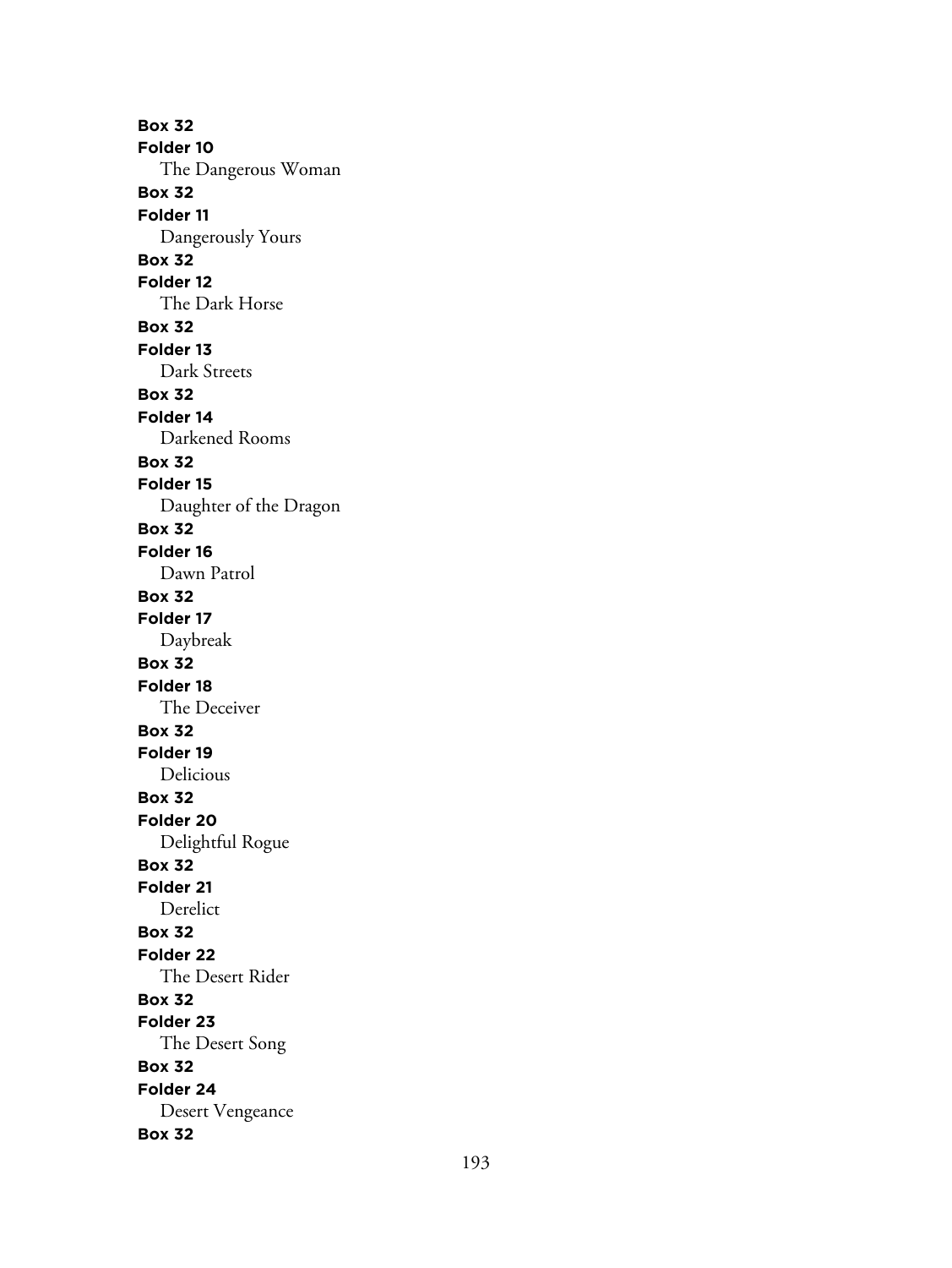**Box 32**
**Folder 10**
The Dangerous Woman
**Box 32**
**Folder 11**
Dangerously Yours
**Box 32**
**Folder 12**
The Dark Horse
**Box 32**
**Folder 13**
Dark Streets
**Box 32**
**Folder 14**
Darkened Rooms
**Box 32**
**Folder 15**
Daughter of the Dragon
**Box 32**
**Folder 16**
Dawn Patrol
**Box 32**
**Folder 17**
Daybreak
**Box 32**
**Folder 18**
The Deceiver
**Box 32**
**Folder 19**
Delicious
**Box 32**
**Folder 20**
Delightful Rogue
**Box 32**
**Folder 21**
Derelict
**Box 32**
**Folder 22**
The Desert Rider
**Box 32**
**Folder 23**
The Desert Song
**Box 32**
**Folder 24**
Desert Vengeance
**Box 32**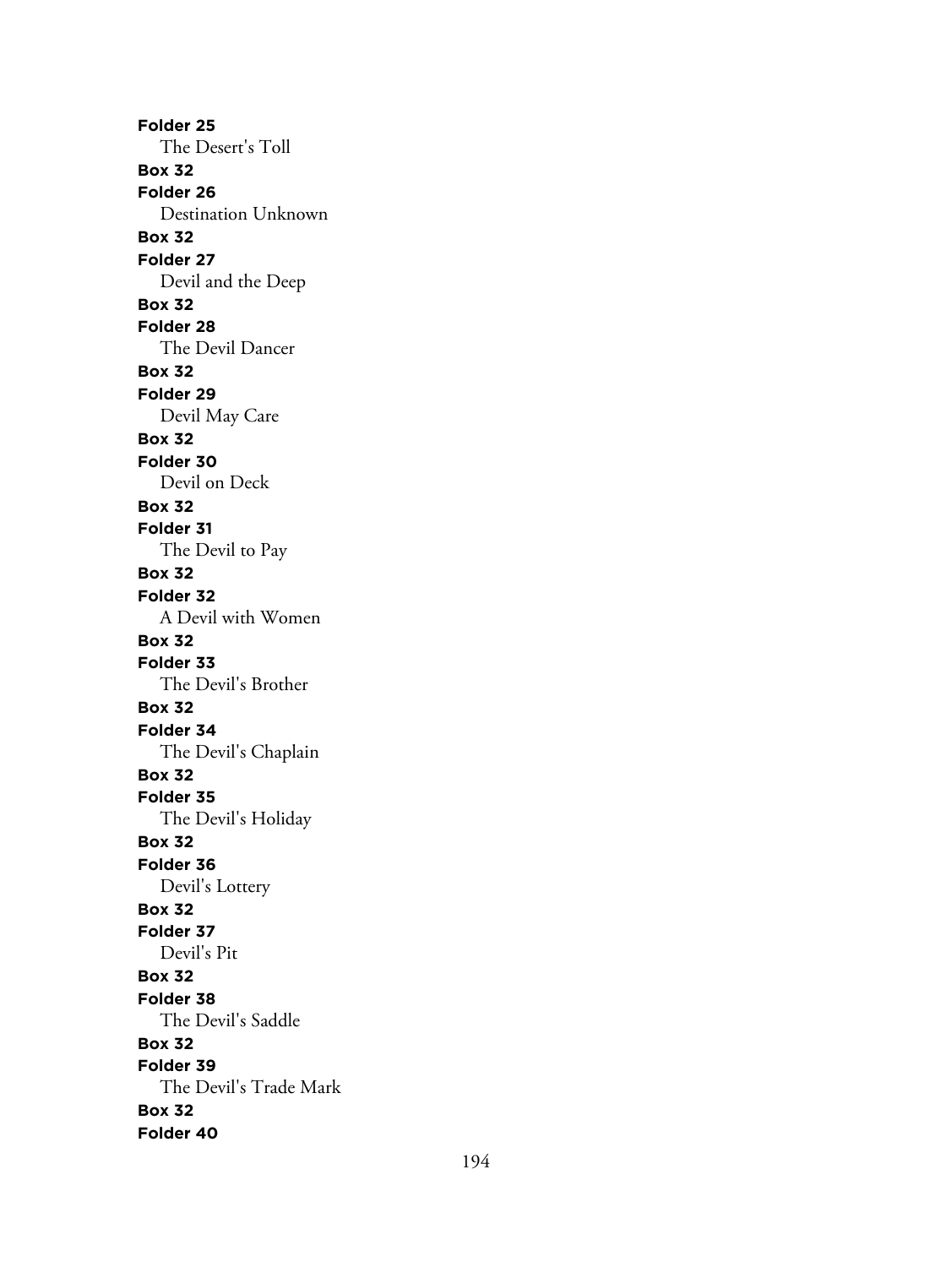**Folder 25**

The Desert's Toll

**Box 32**

**Folder 26**

Destination Unknown

**Box 32**

**Folder 27**

Devil and the Deep

**Box 32**

**Folder 28**

The Devil Dancer

**Box 32**

**Folder 29**

Devil May Care

**Box 32**

**Folder 30**

Devil on Deck

**Box 32**

**Folder 31**

The Devil to Pay

**Box 32**

**Folder 32**

A Devil with Women

**Box 32**

**Folder 33**

The Devil's Brother

**Box 32**

**Folder 34**

The Devil's Chaplain

**Box 32**

**Folder 35**

The Devil's Holiday

**Box 32**

**Folder 36**

Devil's Lottery

**Box 32**

**Folder 37**

Devil's Pit

**Box 32**

**Folder 38**

The Devil's Saddle

**Box 32**

**Folder 39**

The Devil's Trade Mark

**Box 32**

**Folder 40**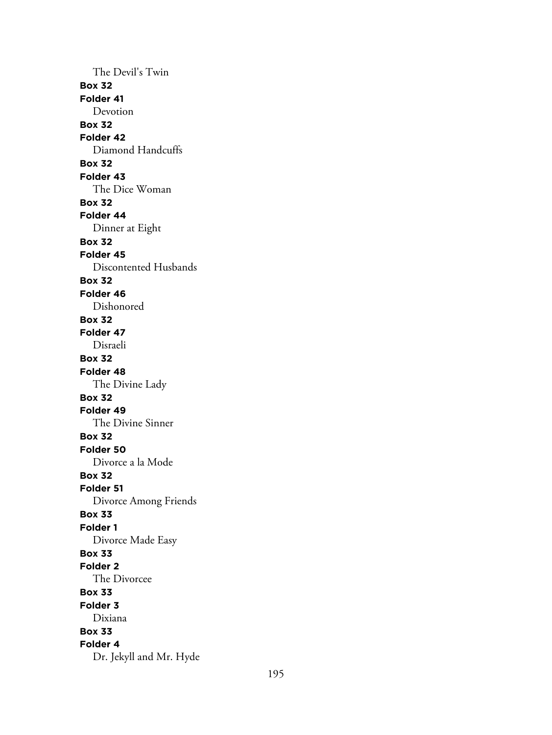The Devil's Twin

**Box 32**

**Folder 41**

Devotion

**Box 32**

**Folder 42**

Diamond Handcuffs

**Box 32**

**Folder 43**

The Dice Woman

**Box 32**

**Folder 44**

Dinner at Eight

**Box 32**

**Folder 45**

Discontented Husbands

**Box 32**

**Folder 46**

Dishonored

**Box 32**

**Folder 47**

Disraeli

**Box 32**

**Folder 48**

The Divine Lady

**Box 32**

**Folder 49**

The Divine Sinner

**Box 32**

**Folder 50**

Divorce a la Mode

**Box 32**

**Folder 51**

Divorce Among Friends

**Box 33**

**Folder 1**

Divorce Made Easy

**Box 33**

**Folder 2**

The Divorcee

**Box 33**

**Folder 3**

Dixiana

**Box 33**

**Folder 4**

Dr. Jekyll and Mr. Hyde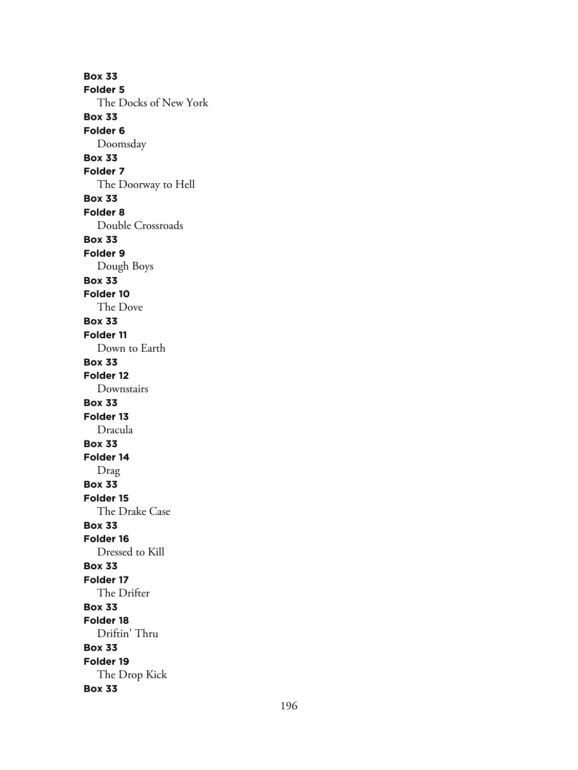**Box 33**
**Folder 5**
The Docks of New York
**Box 33**
**Folder 6**
Doomsday
**Box 33**
**Folder 7**
The Doorway to Hell
**Box 33**
**Folder 8**
Double Crossroads
**Box 33**
**Folder 9**
Dough Boys
**Box 33**
**Folder 10**
The Dove
**Box 33**
**Folder 11**
Down to Earth
**Box 33**
**Folder 12**
Downstairs
**Box 33**
**Folder 13**
Dracula
**Box 33**
**Folder 14**
Drag
**Box 33**
**Folder 15**
The Drake Case
**Box 33**
**Folder 16**
Dressed to Kill
**Box 33**
**Folder 17**
The Drifter
**Box 33**
**Folder 18**
Driftin' Thru
**Box 33**
**Folder 19**
The Drop Kick
**Box 33**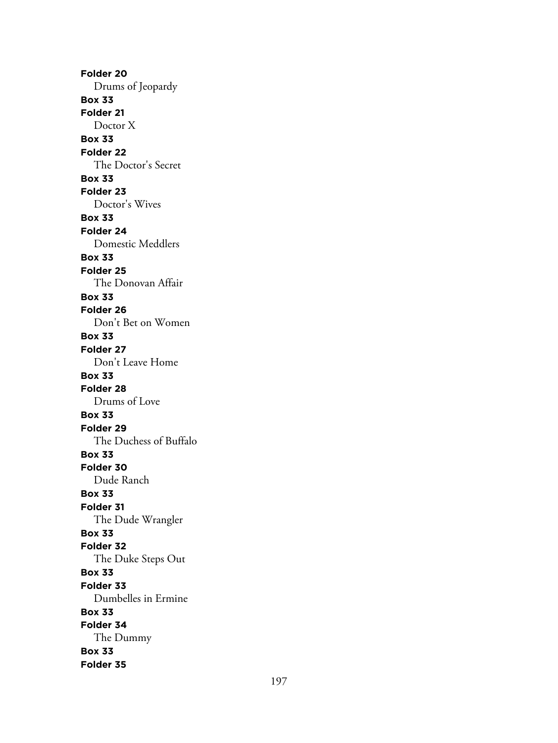**Folder 20**
Drums of Jeopardy
**Box 33**
**Folder 21**
Doctor X
**Box 33**
**Folder 22**
The Doctor's Secret
**Box 33**
**Folder 23**
Doctor's Wives
**Box 33**
**Folder 24**
Domestic Meddlers
**Box 33**
**Folder 25**
The Donovan Affair
**Box 33**
**Folder 26**
Don't Bet on Women
**Box 33**
**Folder 27**
Don't Leave Home
**Box 33**
**Folder 28**
Drums of Love
**Box 33**
**Folder 29**
The Duchess of Buffalo
**Box 33**
**Folder 30**
Dude Ranch
**Box 33**
**Folder 31**
The Dude Wrangler
**Box 33**
**Folder 32**
The Duke Steps Out
**Box 33**
**Folder 33**
Dumbelles in Ermine
**Box 33**
**Folder 34**
The Dummy
**Box 33**
**Folder 35**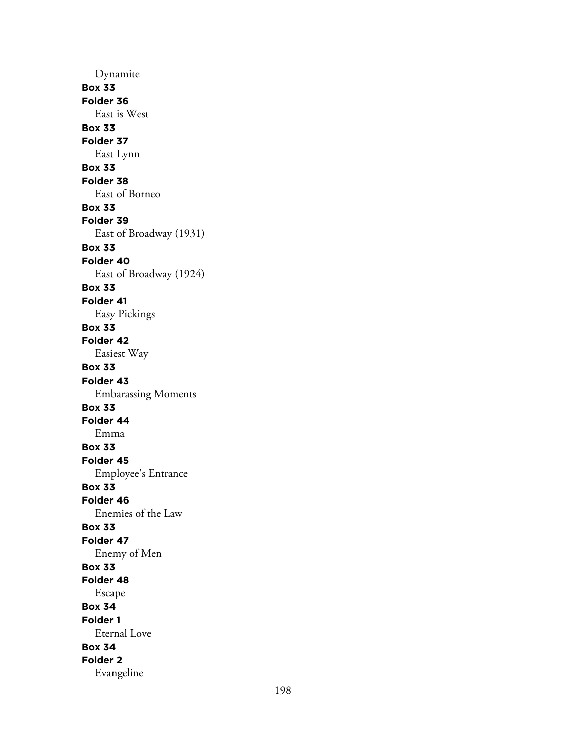Dynamite

**Box 33**

**Folder 36**

East is West

**Box 33**

**Folder 37**

East Lynn

**Box 33**

**Folder 38**

East of Borneo

**Box 33**

**Folder 39**

East of Broadway (1931)

**Box 33**

**Folder 40**

East of Broadway (1924)

**Box 33**

**Folder 41**

Easy Pickings

**Box 33**

**Folder 42**

Easiest Way

**Box 33**

**Folder 43**

Embarassing Moments

**Box 33**

**Folder 44**

Emma

**Box 33**

**Folder 45**

Employee's Entrance

**Box 33**

**Folder 46**

Enemies of the Law

**Box 33**

**Folder 47**

Enemy of Men

**Box 33**

**Folder 48**

Escape

**Box 34**

**Folder 1**

Eternal Love

**Box 34**

**Folder 2**

Evangeline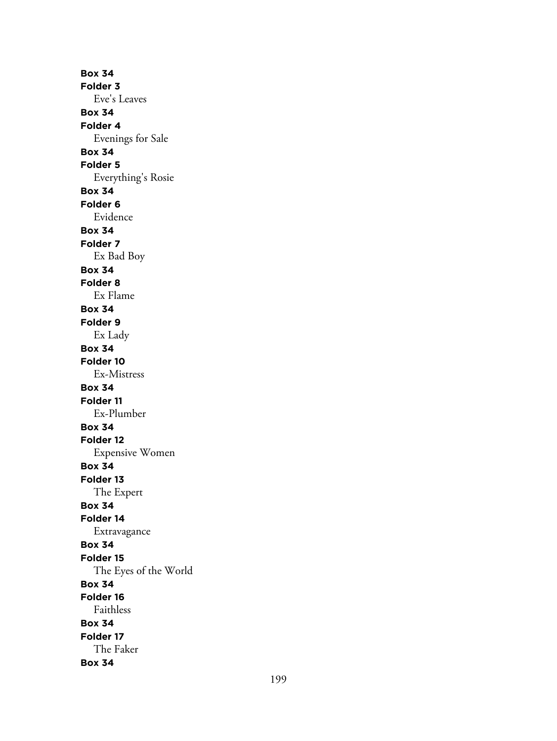**Box 34**
**Folder 3**
Eve's Leaves
**Box 34**
**Folder 4**
Evenings for Sale
**Box 34**
**Folder 5**
Everything's Rosie
**Box 34**
**Folder 6**
Evidence
**Box 34**
**Folder 7**
Ex Bad Boy
**Box 34**
**Folder 8**
Ex Flame
**Box 34**
**Folder 9**
Ex Lady
**Box 34**
**Folder 10**
Ex-Mistress
**Box 34**
**Folder 11**
Ex-Plumber
**Box 34**
**Folder 12**
Expensive Women
**Box 34**
**Folder 13**
The Expert
**Box 34**
**Folder 14**
Extravagance
**Box 34**
**Folder 15**
The Eyes of the World
**Box 34**
**Folder 16**
Faithless
**Box 34**
**Folder 17**
The Faker
**Box 34**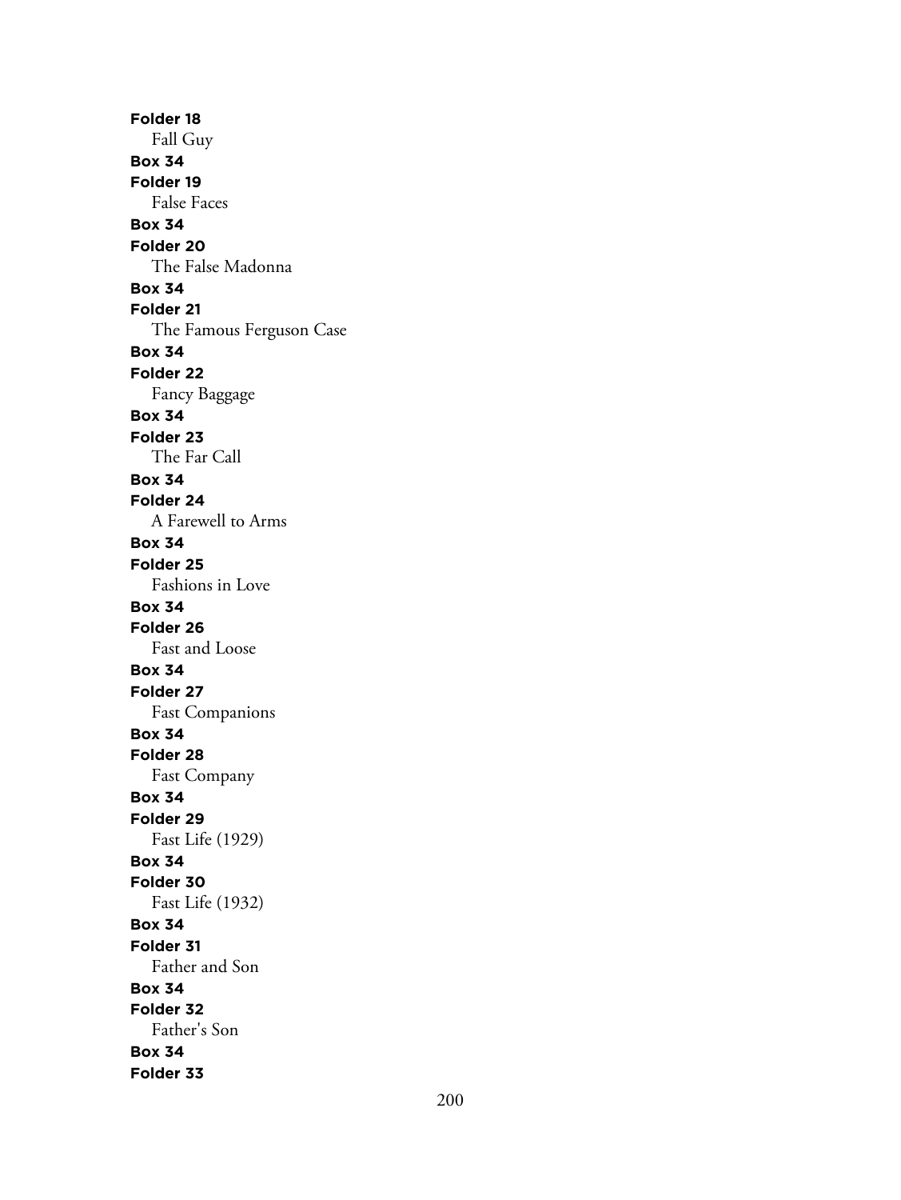**Folder 18**
Fall Guy
**Box 34**
**Folder 19**
False Faces
**Box 34**
**Folder 20**
The False Madonna
**Box 34**
**Folder 21**
The Famous Ferguson Case
**Box 34**
**Folder 22**
Fancy Baggage
**Box 34**
**Folder 23**
The Far Call
**Box 34**
**Folder 24**
A Farewell to Arms
**Box 34**
**Folder 25**
Fashions in Love
**Box 34**
**Folder 26**
Fast and Loose
**Box 34**
**Folder 27**
Fast Companions
**Box 34**
**Folder 28**
Fast Company
**Box 34**
**Folder 29**
Fast Life (1929)
**Box 34**
**Folder 30**
Fast Life (1932)
**Box 34**
**Folder 31**
Father and Son
**Box 34**
**Folder 32**
Father's Son
**Box 34**
**Folder 33**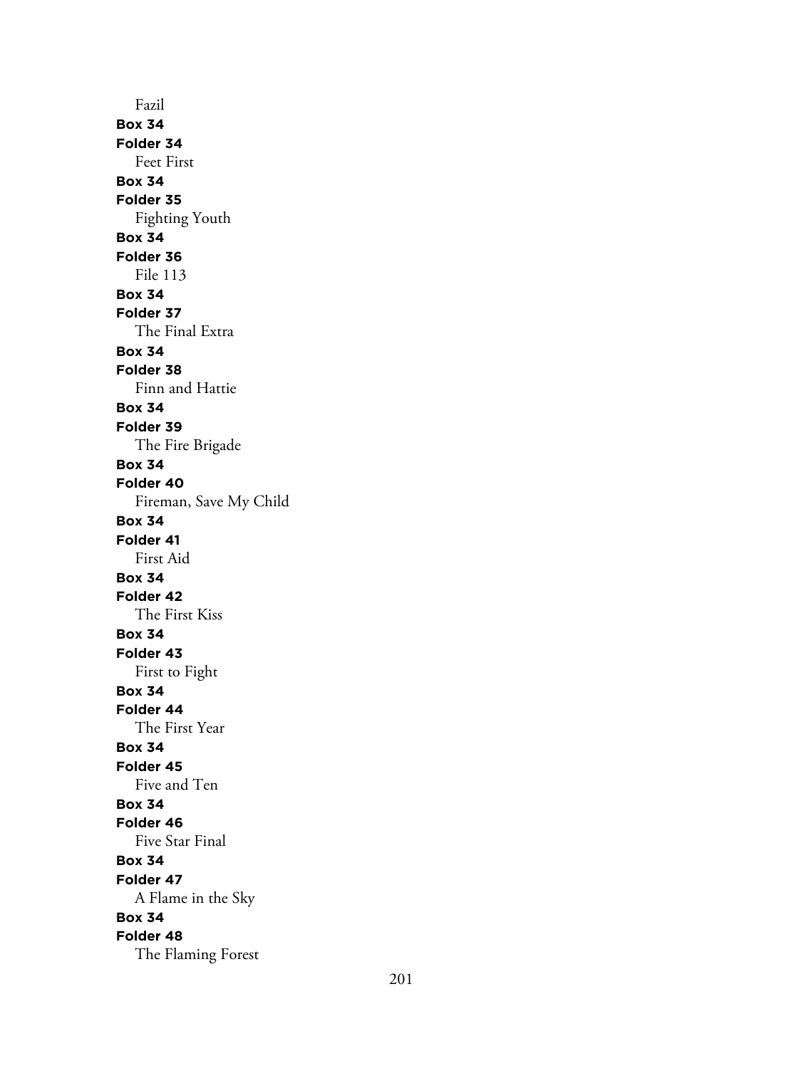Fazil

**Box 34**

**Folder 34**

Feet First

**Box 34**

**Folder 35**

Fighting Youth

**Box 34**

**Folder 36**

File 113

**Box 34**

**Folder 37**

The Final Extra

**Box 34**

**Folder 38**

Finn and Hattie

**Box 34**

**Folder 39**

The Fire Brigade

**Box 34**

**Folder 40**

Fireman, Save My Child

**Box 34**

**Folder 41**

First Aid

**Box 34**

**Folder 42**

The First Kiss

**Box 34**

**Folder 43**

First to Fight

**Box 34**

**Folder 44**

The First Year

**Box 34**

**Folder 45**

Five and Ten

**Box 34**

**Folder 46**

Five Star Final

**Box 34**

**Folder 47**

A Flame in the Sky

**Box 34**

**Folder 48**

The Flaming Forest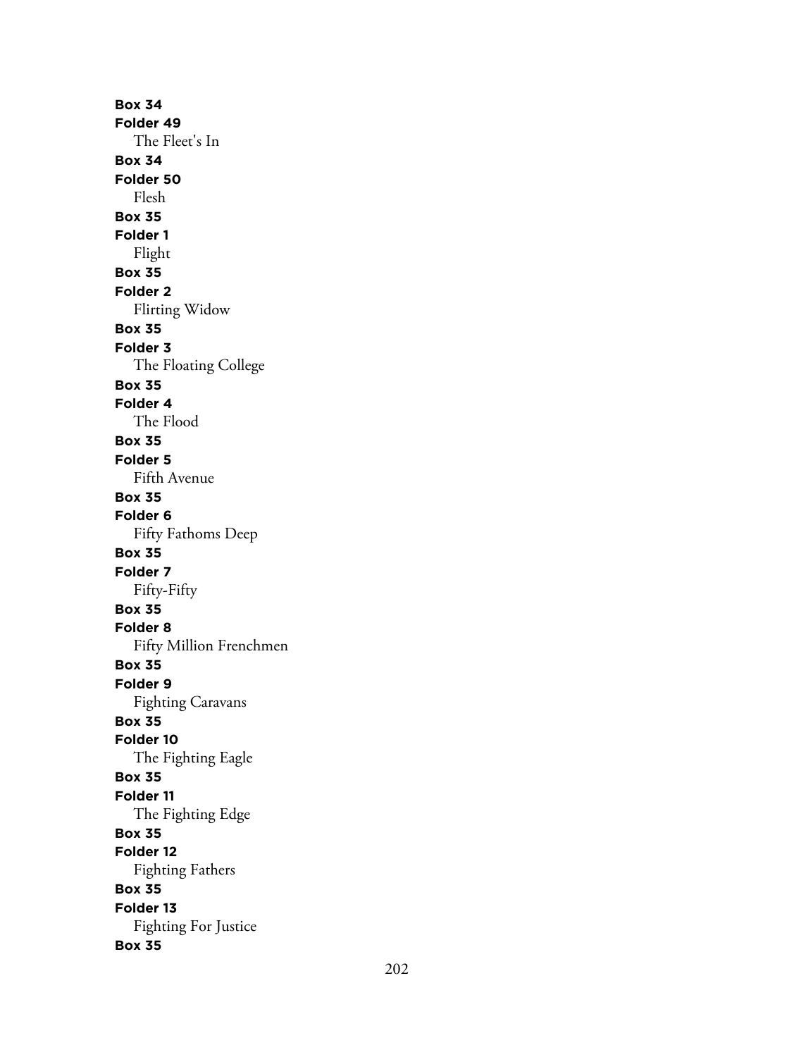**Box 34**
**Folder 49**
The Fleet's In
**Box 34**
**Folder 50**
Flesh
**Box 35**
**Folder 1**
Flight
**Box 35**
**Folder 2**
Flirting Widow
**Box 35**
**Folder 3**
The Floating College
**Box 35**
**Folder 4**
The Flood
**Box 35**
**Folder 5**
Fifth Avenue
**Box 35**
**Folder 6**
Fifty Fathoms Deep
**Box 35**
**Folder 7**
Fifty-Fifty
**Box 35**
**Folder 8**
Fifty Million Frenchmen
**Box 35**
**Folder 9**
Fighting Caravans
**Box 35**
**Folder 10**
The Fighting Eagle
**Box 35**
**Folder 11**
The Fighting Edge
**Box 35**
**Folder 12**
Fighting Fathers
**Box 35**
**Folder 13**
Fighting For Justice
**Box 35**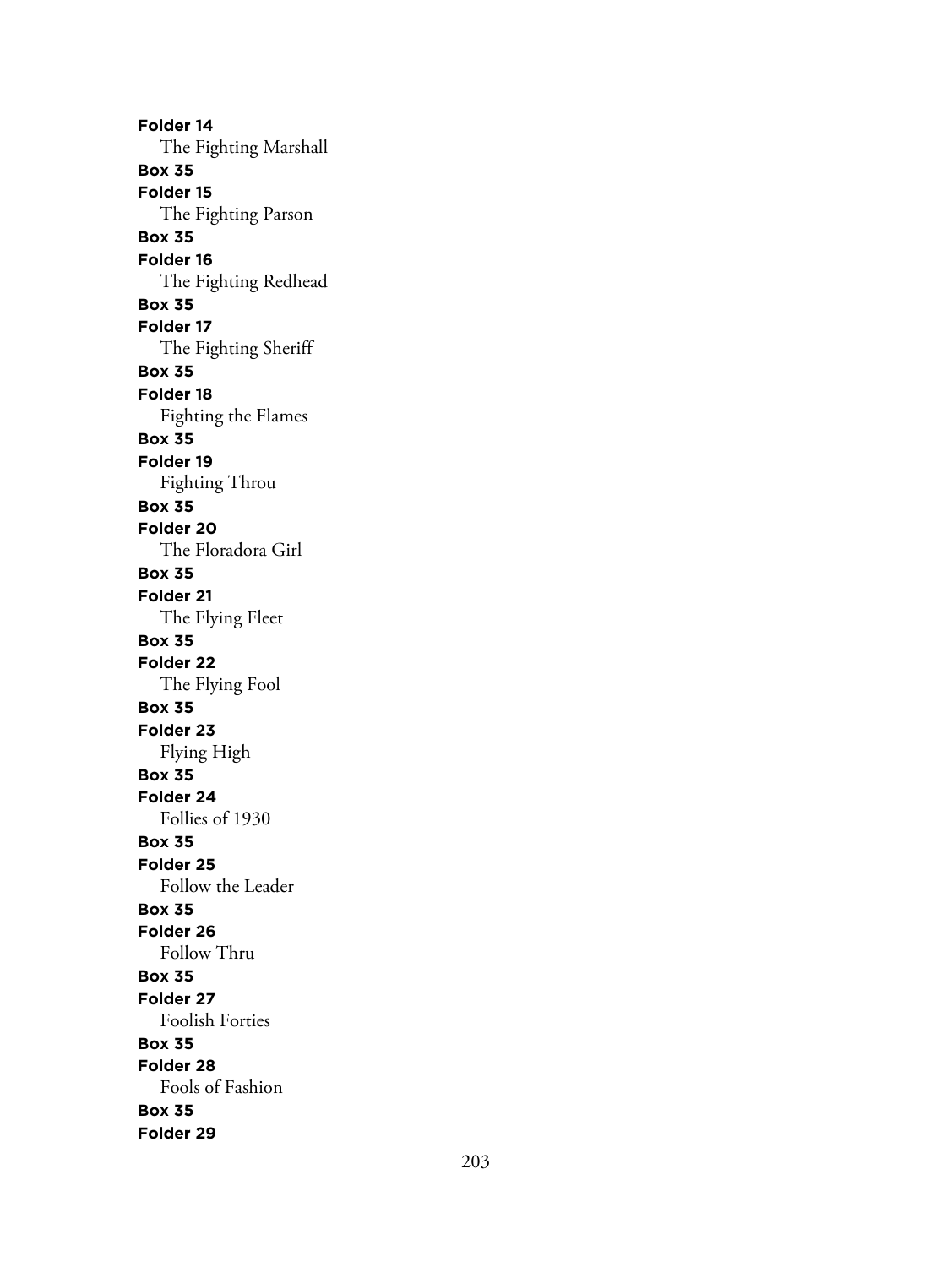**Folder 14**

The Fighting Marshall

**Box 35**

**Folder 15**

The Fighting Parson

**Box 35**

**Folder 16**

The Fighting Redhead

**Box 35**

**Folder 17**

The Fighting Sheriff

**Box 35**

**Folder 18**

Fighting the Flames

**Box 35**

**Folder 19**

Fighting Throu

**Box 35**

**Folder 20**

The Floradora Girl

**Box 35**

**Folder 21**

The Flying Fleet

**Box 35**

**Folder 22**

The Flying Fool

**Box 35**

**Folder 23**

Flying High

**Box 35**

**Folder 24**

Follies of 1930

**Box 35**

**Folder 25**

Follow the Leader

**Box 35**

**Folder 26**

Follow Thru

**Box 35**

**Folder 27**

Foolish Forties

**Box 35**

**Folder 28**

Fools of Fashion

**Box 35**

**Folder 29**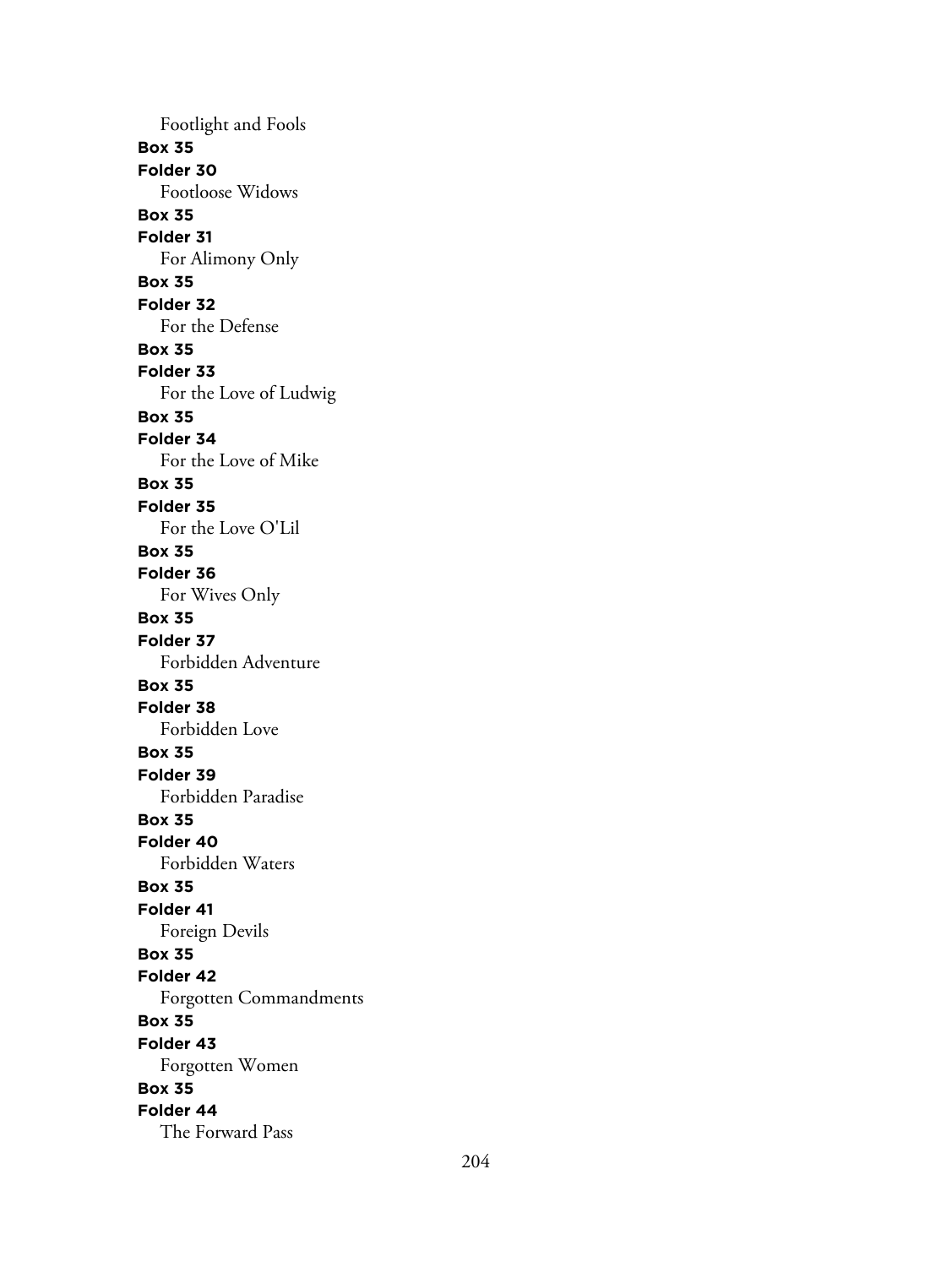Footlight and Fools

**Box 35**

**Folder 30**

Footloose Widows

**Box 35**

**Folder 31**

For Alimony Only

**Box 35**

**Folder 32**

For the Defense

**Box 35**

**Folder 33**

For the Love of Ludwig

**Box 35**

**Folder 34**

For the Love of Mike

**Box 35**

**Folder 35**

For the Love O'Lil

**Box 35**

**Folder 36**

For Wives Only

**Box 35**

**Folder 37**

Forbidden Adventure

**Box 35**

**Folder 38**

Forbidden Love

**Box 35**

**Folder 39**

Forbidden Paradise

**Box 35**

**Folder 40**

Forbidden Waters

**Box 35**

**Folder 41**

Foreign Devils

**Box 35**

**Folder 42**

Forgotten Commandments

**Box 35**

**Folder 43**

Forgotten Women

**Box 35**

**Folder 44**

The Forward Pass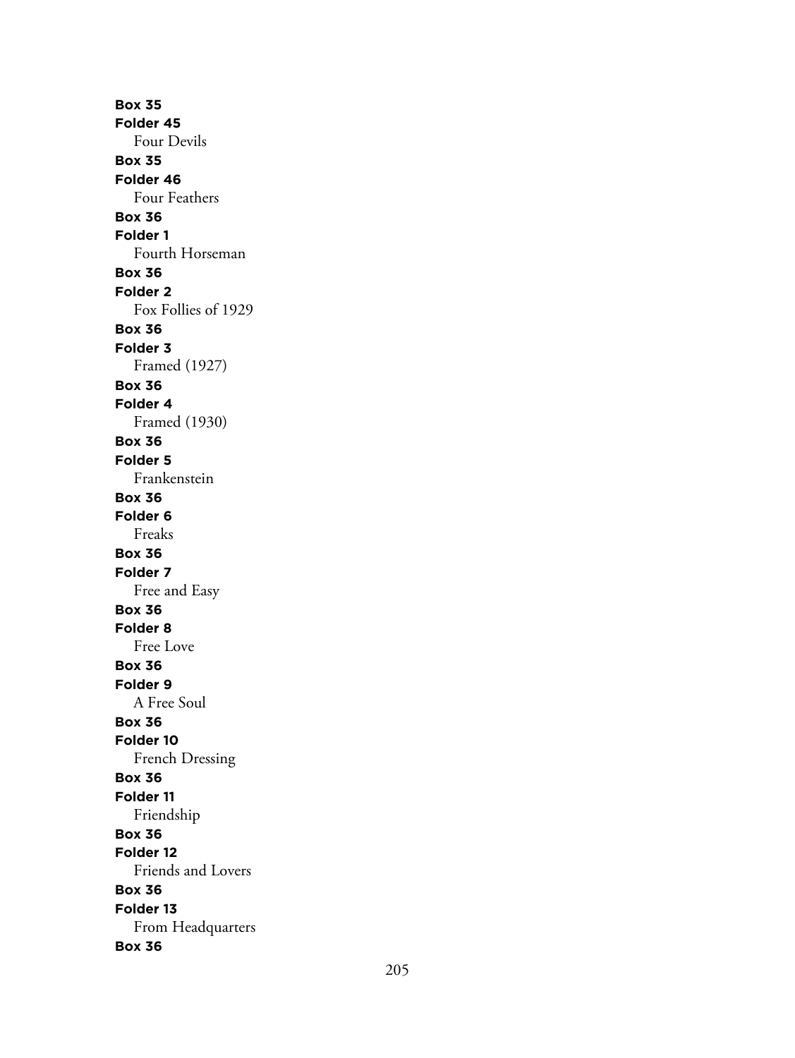**Box 35**
**Folder 45**
Four Devils
**Box 35**
**Folder 46**
Four Feathers
**Box 36**
**Folder 1**
Fourth Horseman
**Box 36**
**Folder 2**
Fox Follies of 1929
**Box 36**
**Folder 3**
Framed (1927)
**Box 36**
**Folder 4**
Framed (1930)
**Box 36**
**Folder 5**
Frankenstein
**Box 36**
**Folder 6**
Freaks
**Box 36**
**Folder 7**
Free and Easy
**Box 36**
**Folder 8**
Free Love
**Box 36**
**Folder 9**
A Free Soul
**Box 36**
**Folder 10**
French Dressing
**Box 36**
**Folder 11**
Friendship
**Box 36**
**Folder 12**
Friends and Lovers
**Box 36**
**Folder 13**
From Headquarters
**Box 36**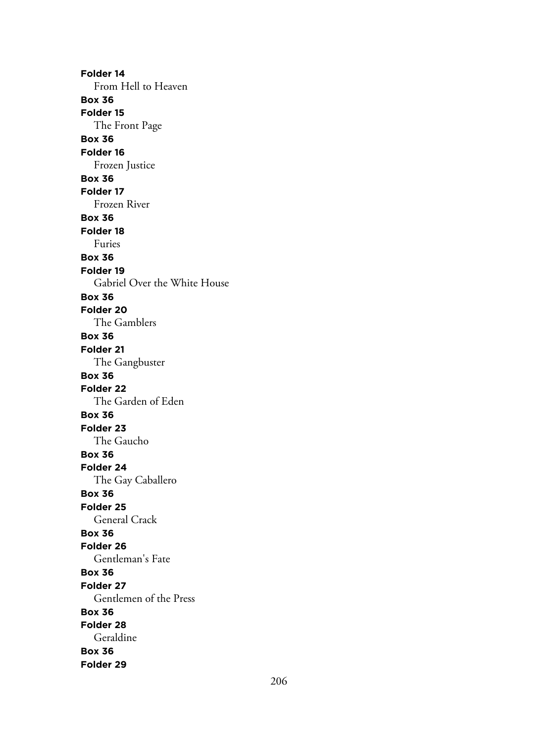**Folder 14**

From Hell to Heaven

**Box 36**

**Folder 15**

The Front Page

**Box 36**

**Folder 16**

Frozen Justice

**Box 36**

**Folder 17**

Frozen River

**Box 36**

**Folder 18**

Furies

**Box 36**

**Folder 19**

Gabriel Over the White House

**Box 36**

**Folder 20**

The Gamblers

**Box 36**

**Folder 21**

The Gangbuster

**Box 36**

**Folder 22**

The Garden of Eden

**Box 36**

**Folder 23**

The Gaucho

**Box 36**

**Folder 24**

The Gay Caballero

**Box 36**

**Folder 25**

General Crack

**Box 36**

**Folder 26**

Gentleman's Fate

**Box 36**

**Folder 27**

Gentlemen of the Press

**Box 36**

**Folder 28**

Geraldine

**Box 36**

**Folder 29**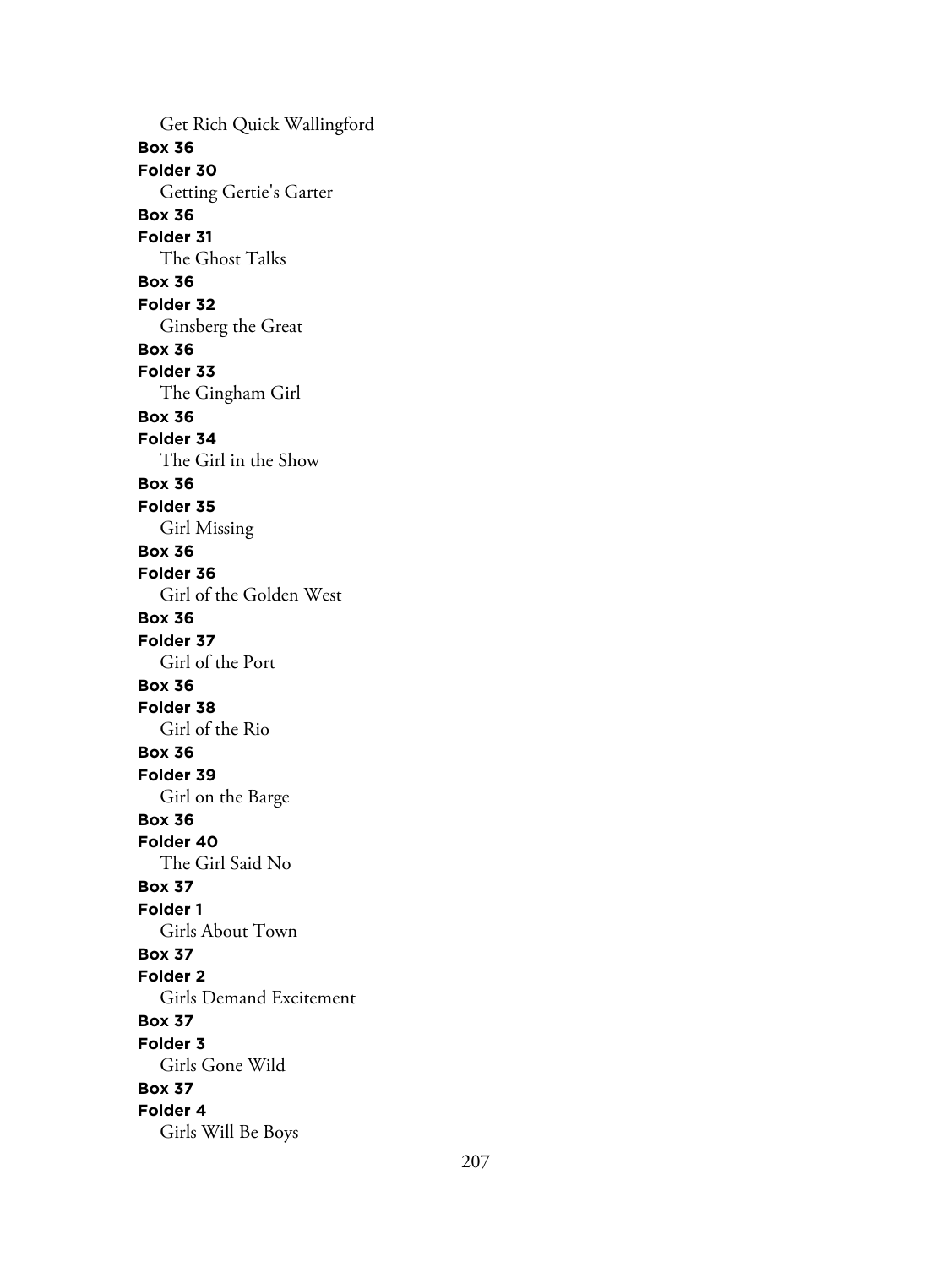Get Rich Quick Wallingford

**Box 36**

**Folder 30**

Getting Gertie's Garter

**Box 36**

**Folder 31**

The Ghost Talks

**Box 36**

**Folder 32**

Ginsberg the Great

**Box 36**

**Folder 33**

The Gingham Girl

**Box 36**

**Folder 34**

The Girl in the Show

**Box 36**

**Folder 35**

Girl Missing

**Box 36**

**Folder 36**

Girl of the Golden West

**Box 36**

**Folder 37**

Girl of the Port

**Box 36**

**Folder 38**

Girl of the Rio

**Box 36**

**Folder 39**

Girl on the Barge

**Box 36**

**Folder 40**

The Girl Said No

**Box 37**

**Folder 1**

Girls About Town

**Box 37**

**Folder 2**

Girls Demand Excitement

**Box 37**

**Folder 3**

Girls Gone Wild

**Box 37**

**Folder 4**

Girls Will Be Boys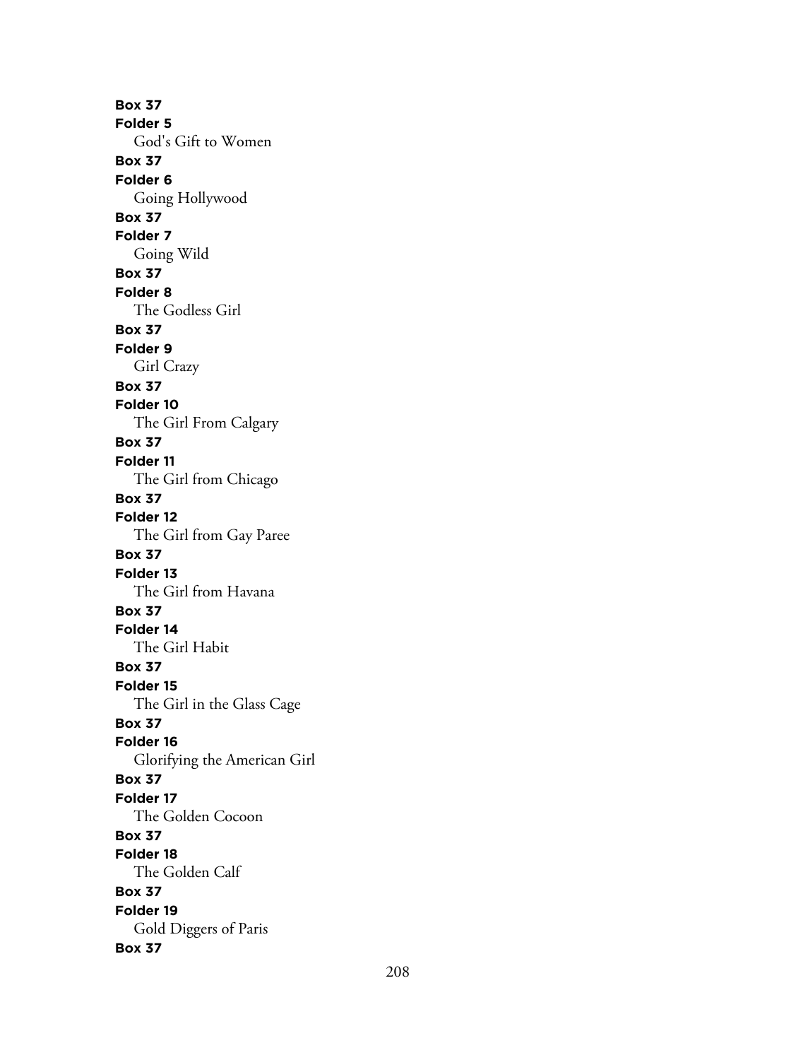**Box 37**
**Folder 5**
God's Gift to Women
**Box 37**
**Folder 6**
Going Hollywood
**Box 37**
**Folder 7**
Going Wild
**Box 37**
**Folder 8**
The Godless Girl
**Box 37**
**Folder 9**
Girl Crazy
**Box 37**
**Folder 10**
The Girl From Calgary
**Box 37**
**Folder 11**
The Girl from Chicago
**Box 37**
**Folder 12**
The Girl from Gay Paree
**Box 37**
**Folder 13**
The Girl from Havana
**Box 37**
**Folder 14**
The Girl Habit
**Box 37**
**Folder 15**
The Girl in the Glass Cage
**Box 37**
**Folder 16**
Glorifying the American Girl
**Box 37**
**Folder 17**
The Golden Cocoon
**Box 37**
**Folder 18**
The Golden Calf
**Box 37**
**Folder 19**
Gold Diggers of Paris
**Box 37**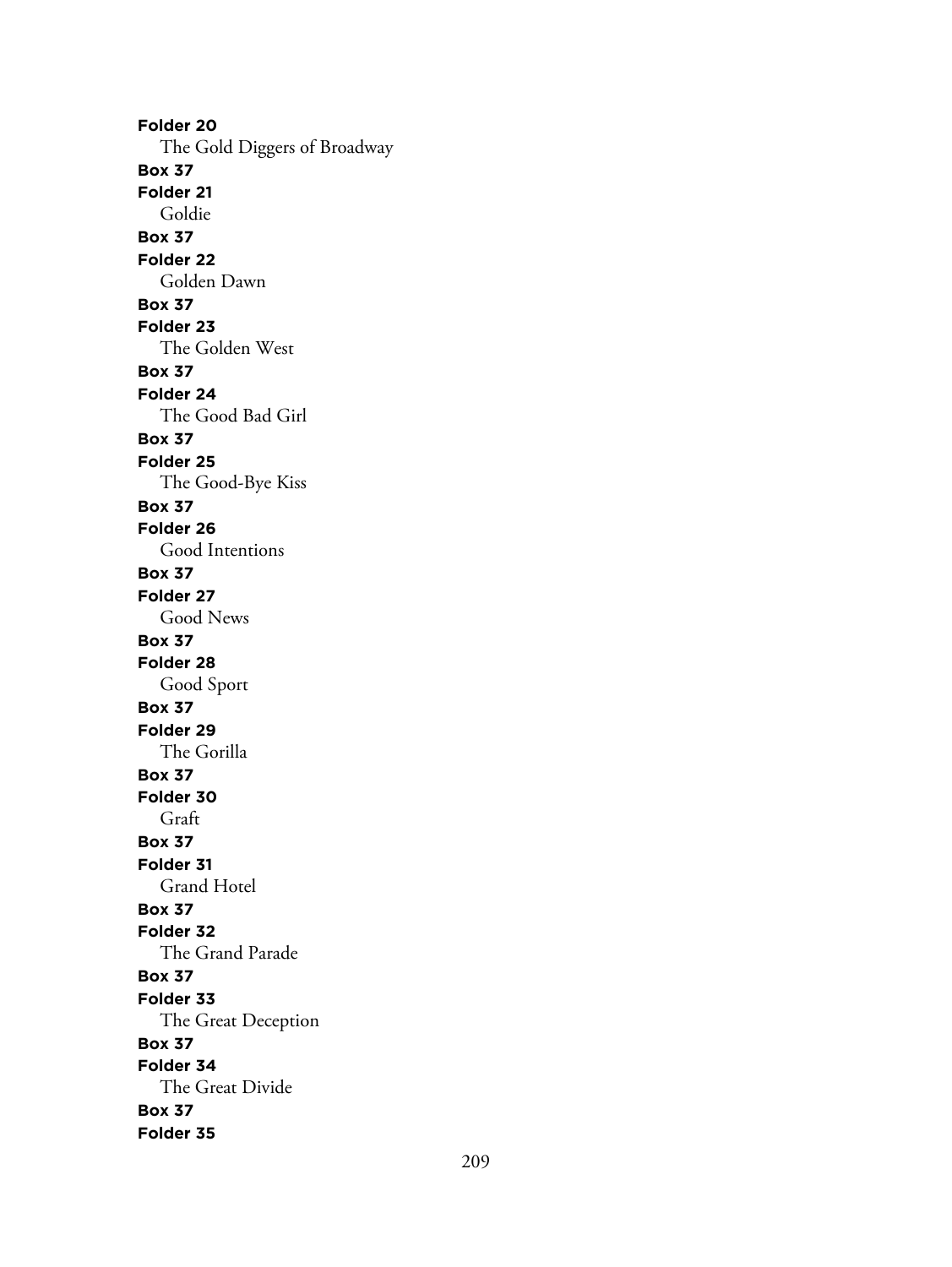**Folder 20**

The Gold Diggers of Broadway

**Box 37**

**Folder 21**

Goldie

**Box 37**

**Folder 22**

Golden Dawn

**Box 37**

**Folder 23**

The Golden West

**Box 37**

**Folder 24**

The Good Bad Girl

**Box 37**

**Folder 25**

The Good-Bye Kiss

**Box 37**

**Folder 26**

Good Intentions

**Box 37**

**Folder 27**

Good News

**Box 37**

**Folder 28**

Good Sport

**Box 37**

**Folder 29**

The Gorilla

**Box 37**

**Folder 30**

Graft

**Box 37**

**Folder 31**

Grand Hotel

**Box 37**

**Folder 32**

The Grand Parade

**Box 37**

**Folder 33**

The Great Deception

**Box 37**

**Folder 34**

The Great Divide

**Box 37**

**Folder 35**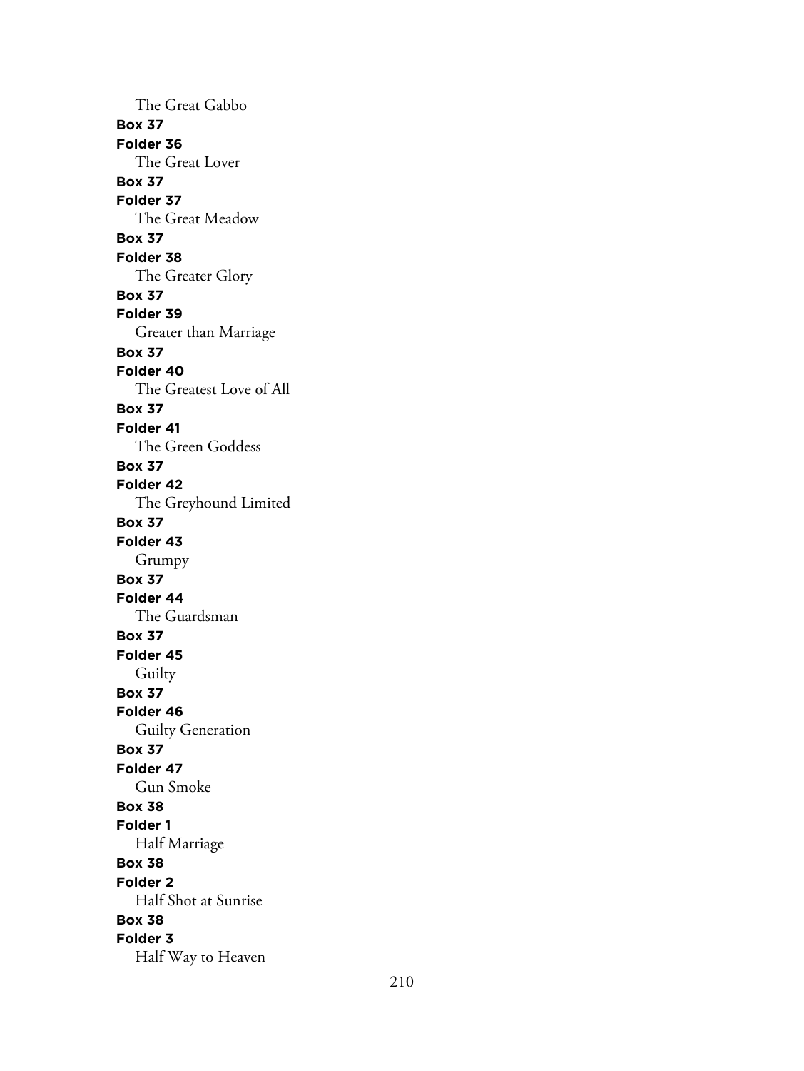The Great Gabbo

**Box 37**

**Folder 36**

The Great Lover

**Box 37**

**Folder 37**

The Great Meadow

**Box 37**

**Folder 38**

The Greater Glory

**Box 37**

**Folder 39**

Greater than Marriage

**Box 37**

**Folder 40**

The Greatest Love of All

**Box 37**

**Folder 41**

The Green Goddess

**Box 37**

**Folder 42**

The Greyhound Limited

**Box 37**

**Folder 43**

Grumpy

**Box 37**

**Folder 44**

The Guardsman

**Box 37**

**Folder 45**

Guilty

**Box 37**

**Folder 46**

Guilty Generation

**Box 37**

**Folder 47**

Gun Smoke

**Box 38**

**Folder 1**

Half Marriage

**Box 38**

**Folder 2**

Half Shot at Sunrise

**Box 38**

**Folder 3**

Half Way to Heaven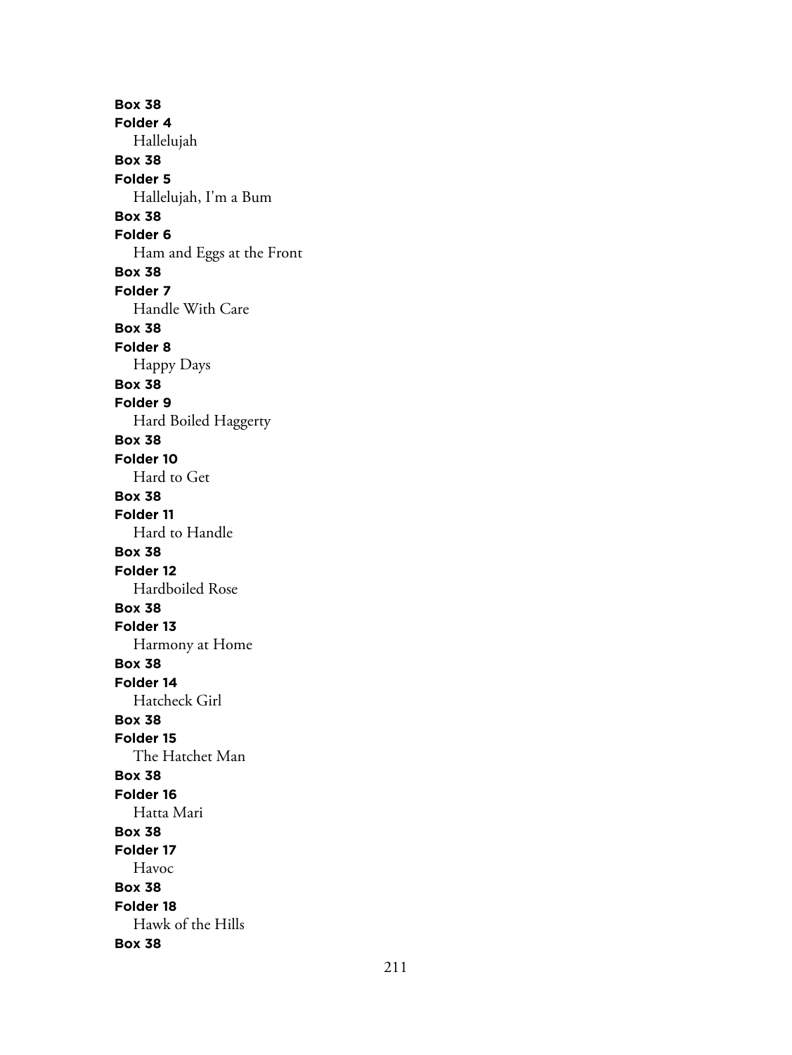**Box 38**
**Folder 4**
Hallelujah
**Box 38**
**Folder 5**
Hallelujah, I'm a Bum
**Box 38**
**Folder 6**
Ham and Eggs at the Front
**Box 38**
**Folder 7**
Handle With Care
**Box 38**
**Folder 8**
Happy Days
**Box 38**
**Folder 9**
Hard Boiled Haggerty
**Box 38**
**Folder 10**
Hard to Get
**Box 38**
**Folder 11**
Hard to Handle
**Box 38**
**Folder 12**
Hardboiled Rose
**Box 38**
**Folder 13**
Harmony at Home
**Box 38**
**Folder 14**
Hatcheck Girl
**Box 38**
**Folder 15**
The Hatchet Man
**Box 38**
**Folder 16**
Hatta Mari
**Box 38**
**Folder 17**
Havoc
**Box 38**
**Folder 18**
Hawk of the Hills
**Box 38**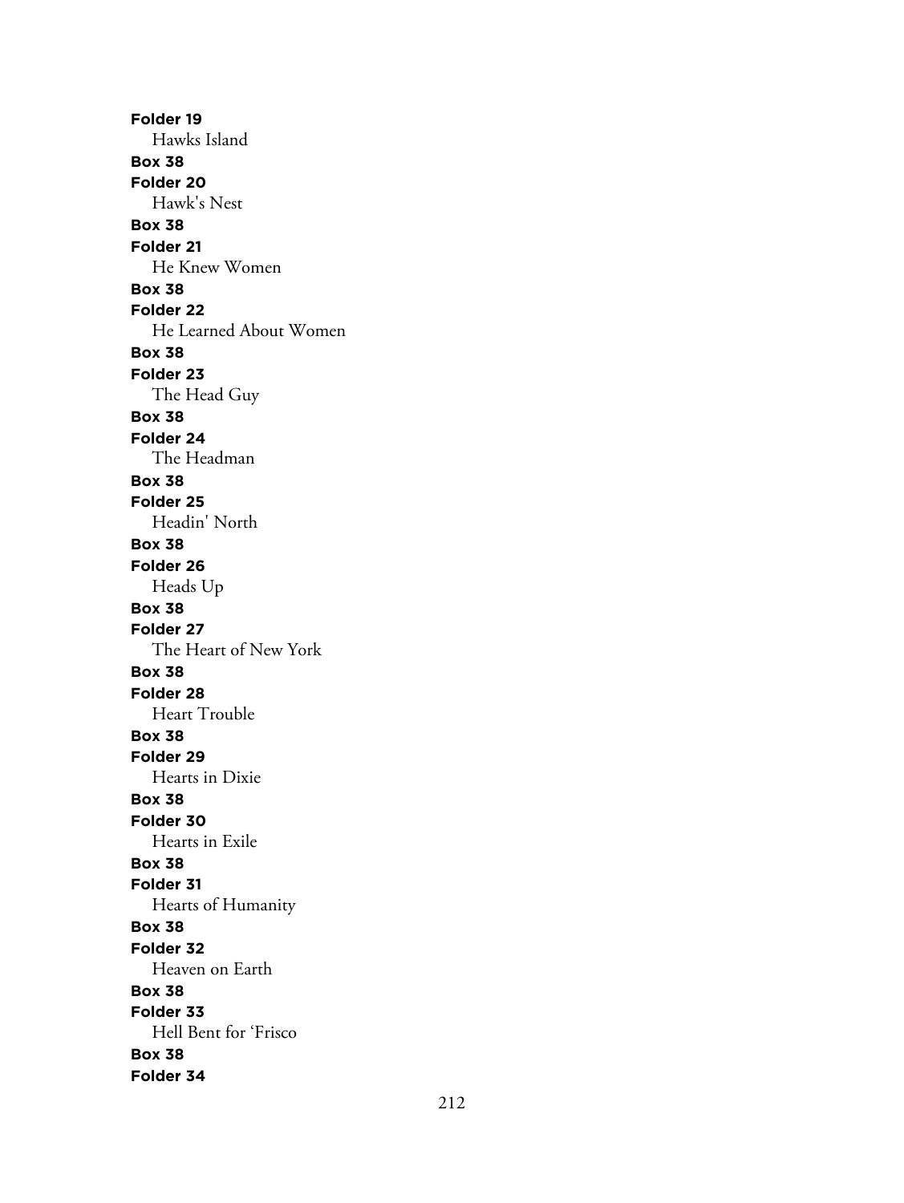**Folder 19**
Hawks Island
**Box 38**
**Folder 20**
Hawk's Nest
**Box 38**
**Folder 21**
He Knew Women
**Box 38**
**Folder 22**
He Learned About Women
**Box 38**
**Folder 23**
The Head Guy
**Box 38**
**Folder 24**
The Headman
**Box 38**
**Folder 25**
Headin' North
**Box 38**
**Folder 26**
Heads Up
**Box 38**
**Folder 27**
The Heart of New York
**Box 38**
**Folder 28**
Heart Trouble
**Box 38**
**Folder 29**
Hearts in Dixie
**Box 38**
**Folder 30**
Hearts in Exile
**Box 38**
**Folder 31**
Hearts of Humanity
**Box 38**
**Folder 32**
Heaven on Earth
**Box 38**
**Folder 33**
Hell Bent for 'Frisco
**Box 38**
**Folder 34**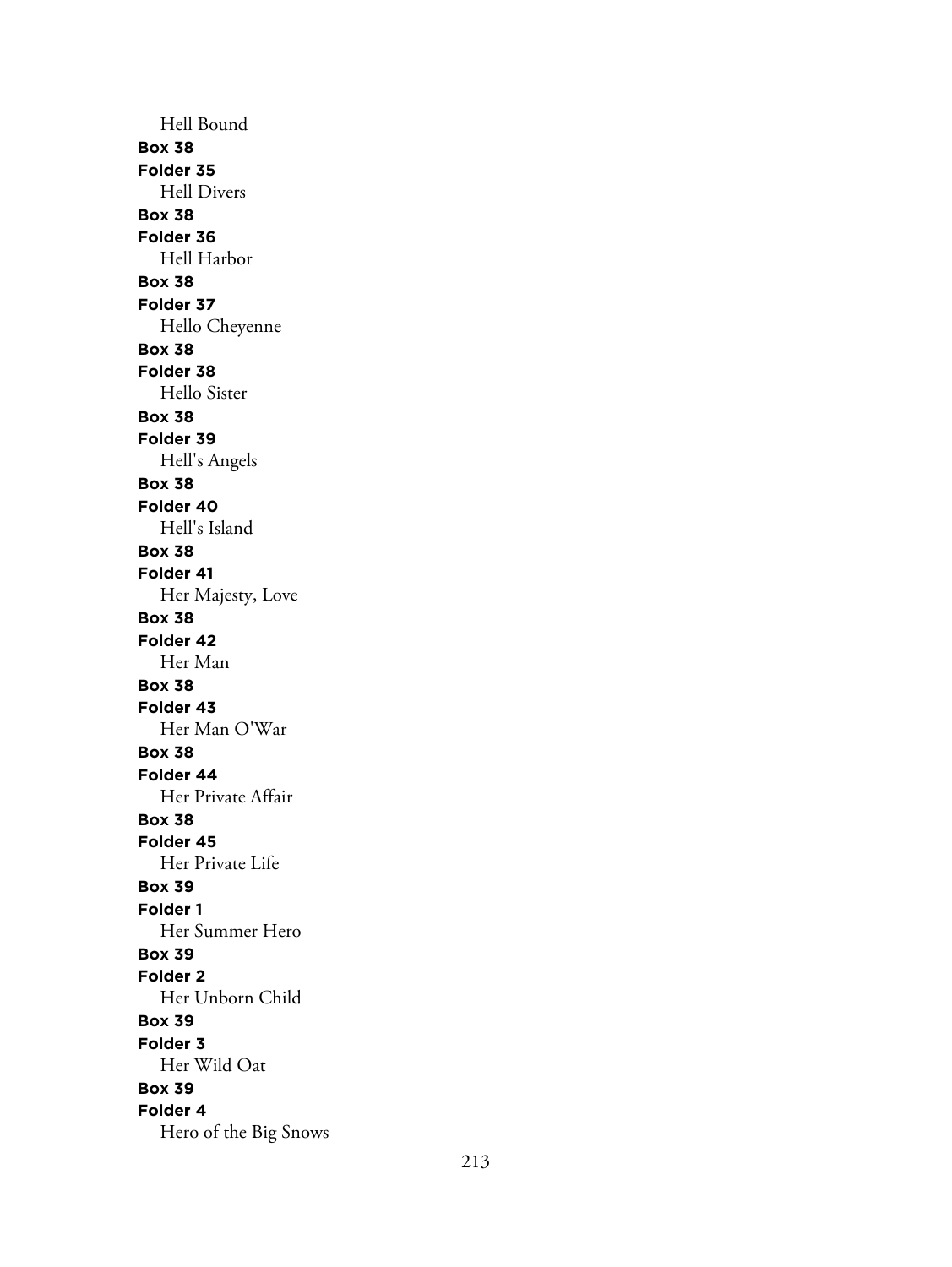Hell Bound

**Box 38**

**Folder 35**

Hell Divers

**Box 38**

**Folder 36**

Hell Harbor

**Box 38**

**Folder 37**

Hello Cheyenne

**Box 38**

**Folder 38**

Hello Sister

**Box 38**

**Folder 39**

Hell's Angels

**Box 38**

**Folder 40**

Hell's Island

**Box 38**

**Folder 41**

Her Majesty, Love

**Box 38**

**Folder 42**

Her Man

**Box 38**

**Folder 43**

Her Man O'War

**Box 38**

**Folder 44**

Her Private Affair

**Box 38**

**Folder 45**

Her Private Life

**Box 39**

**Folder 1**

Her Summer Hero

**Box 39**

**Folder 2**

Her Unborn Child

**Box 39**

**Folder 3**

Her Wild Oat

**Box 39**

**Folder 4**

Hero of the Big Snows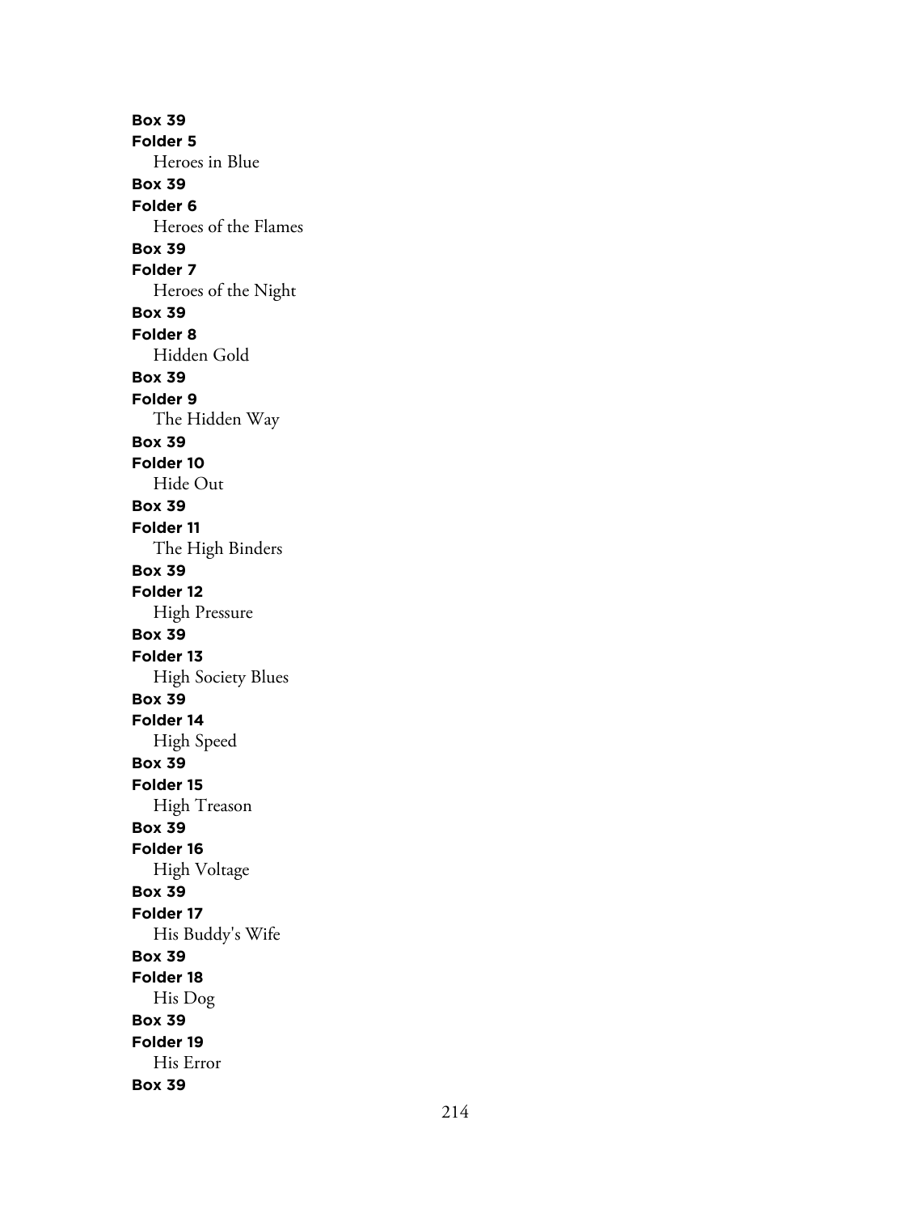**Box 39**
**Folder 5**
Heroes in Blue

**Box 39**
**Folder 6**
Heroes of the Flames

**Box 39**
**Folder 7**
Heroes of the Night

**Box 39**
**Folder 8**
Hidden Gold

**Box 39**
**Folder 9**
The Hidden Way

**Box 39**
**Folder 10**
Hide Out

**Box 39**
**Folder 11**
The High Binders

**Box 39**
**Folder 12**
High Pressure

**Box 39**
**Folder 13**
High Society Blues

**Box 39**
**Folder 14**
High Speed

**Box 39**
**Folder 15**
High Treason

**Box 39**
**Folder 16**
High Voltage

**Box 39**
**Folder 17**
His Buddy's Wife

**Box 39**
**Folder 18**
His Dog

**Box 39**
**Folder 19**
His Error

**Box 39**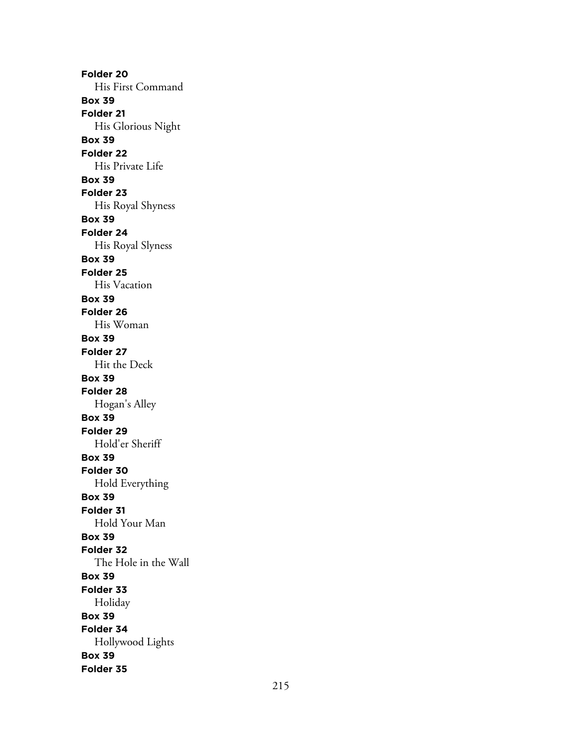**Folder 20**
His First Command
**Box 39**
**Folder 21**
His Glorious Night
**Box 39**
**Folder 22**
His Private Life
**Box 39**
**Folder 23**
His Royal Shyness
**Box 39**
**Folder 24**
His Royal Slyness
**Box 39**
**Folder 25**
His Vacation
**Box 39**
**Folder 26**
His Woman
**Box 39**
**Folder 27**
Hit the Deck
**Box 39**
**Folder 28**
Hogan's Alley
**Box 39**
**Folder 29**
Hold'er Sheriff
**Box 39**
**Folder 30**
Hold Everything
**Box 39**
**Folder 31**
Hold Your Man
**Box 39**
**Folder 32**
The Hole in the Wall
**Box 39**
**Folder 33**
Holiday
**Box 39**
**Folder 34**
Hollywood Lights
**Box 39**
**Folder 35**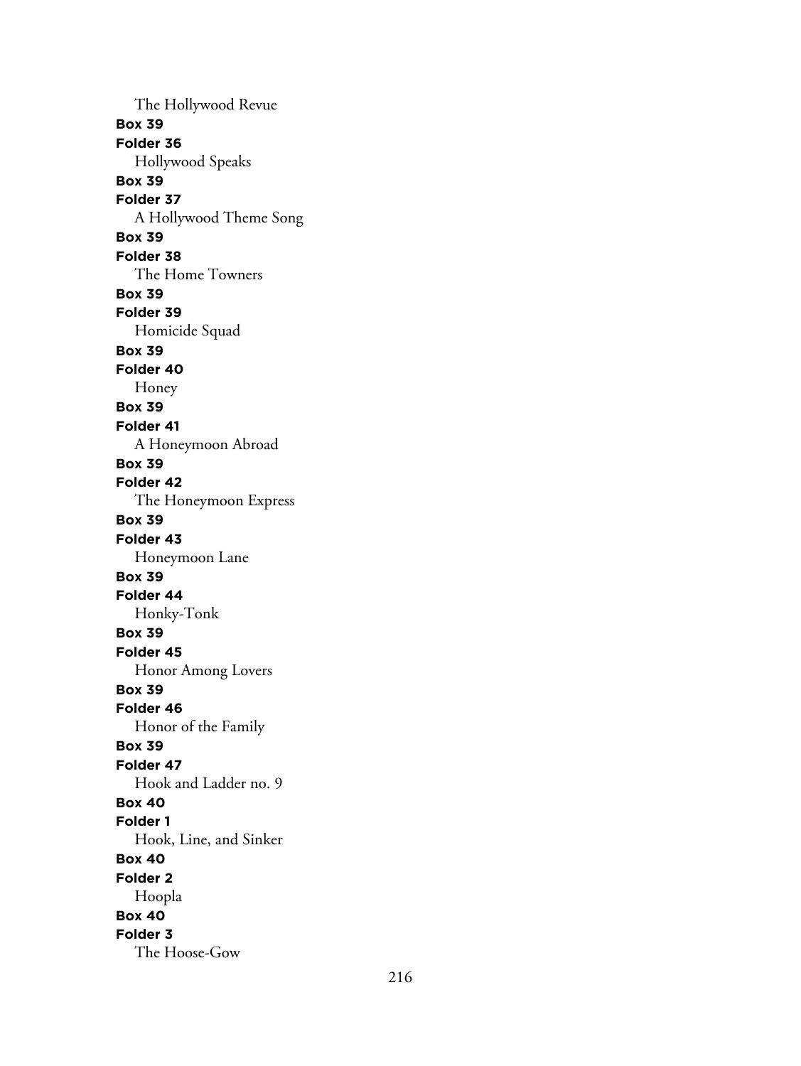The Hollywood Revue

**Box 39**

**Folder 36**

Hollywood Speaks

**Box 39**

**Folder 37**

A Hollywood Theme Song

**Box 39**

**Folder 38**

The Home Towners

**Box 39**

**Folder 39**

Homicide Squad

**Box 39**

**Folder 40**

Honey

**Box 39**

**Folder 41**

A Honeymoon Abroad

**Box 39**

**Folder 42**

The Honeymoon Express

**Box 39**

**Folder 43**

Honeymoon Lane

**Box 39**

**Folder 44**

Honky-Tonk

**Box 39**

**Folder 45**

Honor Among Lovers

**Box 39**

**Folder 46**

Honor of the Family

**Box 39**

**Folder 47**

Hook and Ladder no. 9

**Box 40**

**Folder 1**

Hook, Line, and Sinker

**Box 40**

**Folder 2**

Hoopla

**Box 40**

**Folder 3**

The Hoose-Gow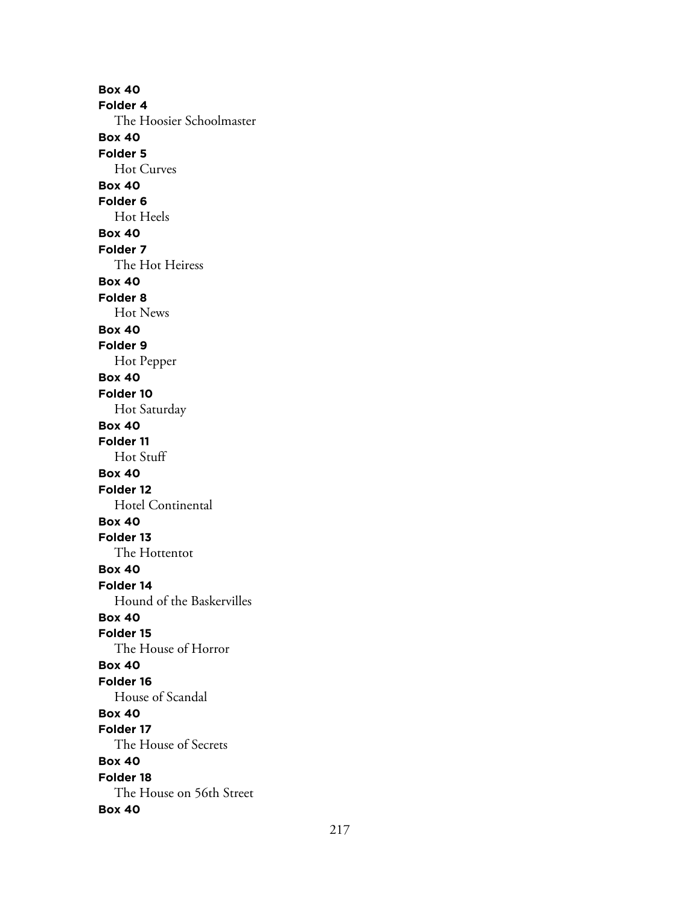**Box 40**
**Folder 4**
The Hoosier Schoolmaster
**Box 40**
**Folder 5**
Hot Curves
**Box 40**
**Folder 6**
Hot Heels
**Box 40**
**Folder 7**
The Hot Heiress
**Box 40**
**Folder 8**
Hot News
**Box 40**
**Folder 9**
Hot Pepper
**Box 40**
**Folder 10**
Hot Saturday
**Box 40**
**Folder 11**
Hot Stuff
**Box 40**
**Folder 12**
Hotel Continental
**Box 40**
**Folder 13**
The Hottentot
**Box 40**
**Folder 14**
Hound of the Baskervilles
**Box 40**
**Folder 15**
The House of Horror
**Box 40**
**Folder 16**
House of Scandal
**Box 40**
**Folder 17**
The House of Secrets
**Box 40**
**Folder 18**
The House on 56th Street
**Box 40**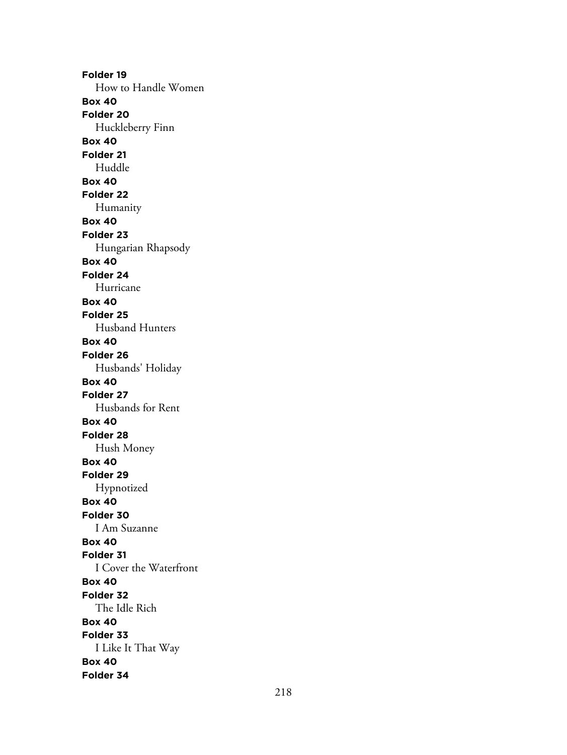**Folder 19**

How to Handle Women

**Box 40**

**Folder 20**

Huckleberry Finn

**Box 40**

**Folder 21**

Huddle

**Box 40**

**Folder 22**

Humanity

**Box 40**

**Folder 23**

Hungarian Rhapsody

**Box 40**

**Folder 24**

Hurricane

**Box 40**

**Folder 25**

Husband Hunters

**Box 40**

**Folder 26**

Husbands' Holiday

**Box 40**

**Folder 27**

Husbands for Rent

**Box 40**

**Folder 28**

Hush Money

**Box 40**

**Folder 29**

Hypnotized

**Box 40**

**Folder 30**

I Am Suzanne

**Box 40**

**Folder 31**

I Cover the Waterfront

**Box 40**

**Folder 32**

The Idle Rich

**Box 40**

**Folder 33**

I Like It That Way

**Box 40**

**Folder 34**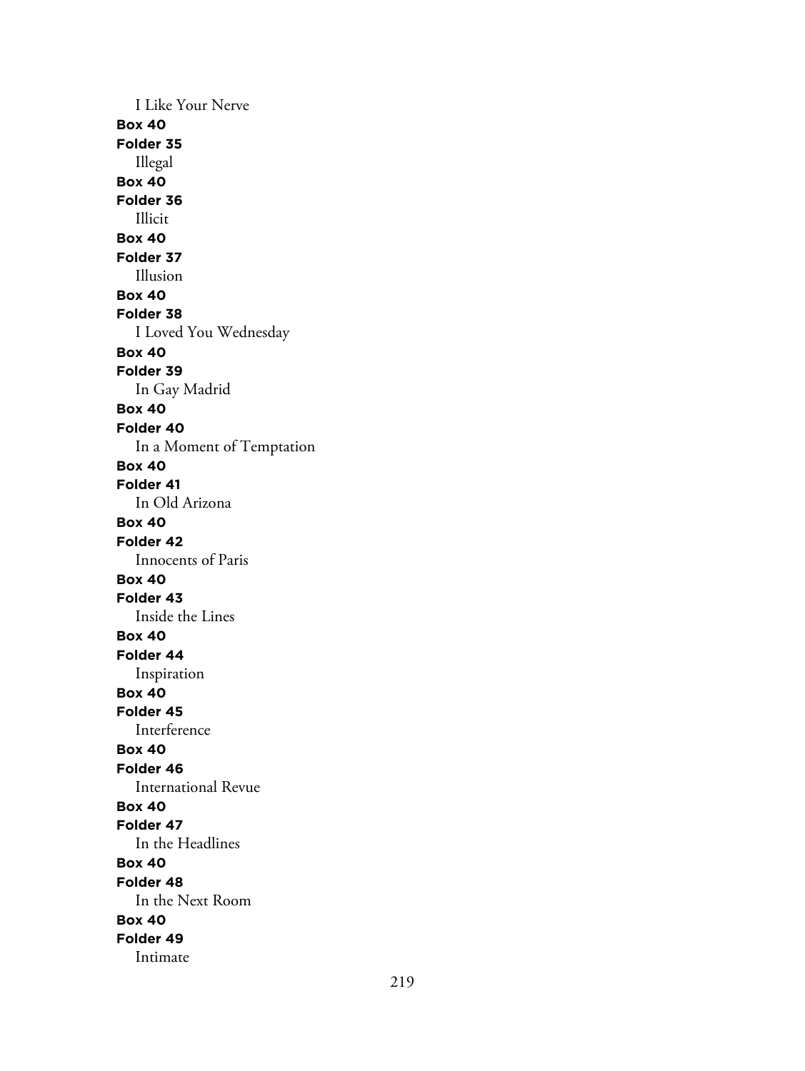I Like Your Nerve

**Box 40**

**Folder 35**

Illegal

**Box 40**

**Folder 36**

Illicit

**Box 40**

**Folder 37**

Illusion

**Box 40**

**Folder 38**

I Loved You Wednesday

**Box 40**

**Folder 39**

In Gay Madrid

**Box 40**

**Folder 40**

In a Moment of Temptation

**Box 40**

**Folder 41**

In Old Arizona

**Box 40**

**Folder 42**

Innocents of Paris

**Box 40**

**Folder 43**

Inside the Lines

**Box 40**

**Folder 44**

Inspiration

**Box 40**

**Folder 45**

Interference

**Box 40**

**Folder 46**

International Revue

**Box 40**

**Folder 47**

In the Headlines

**Box 40**

**Folder 48**

In the Next Room

**Box 40**

**Folder 49**

Intimate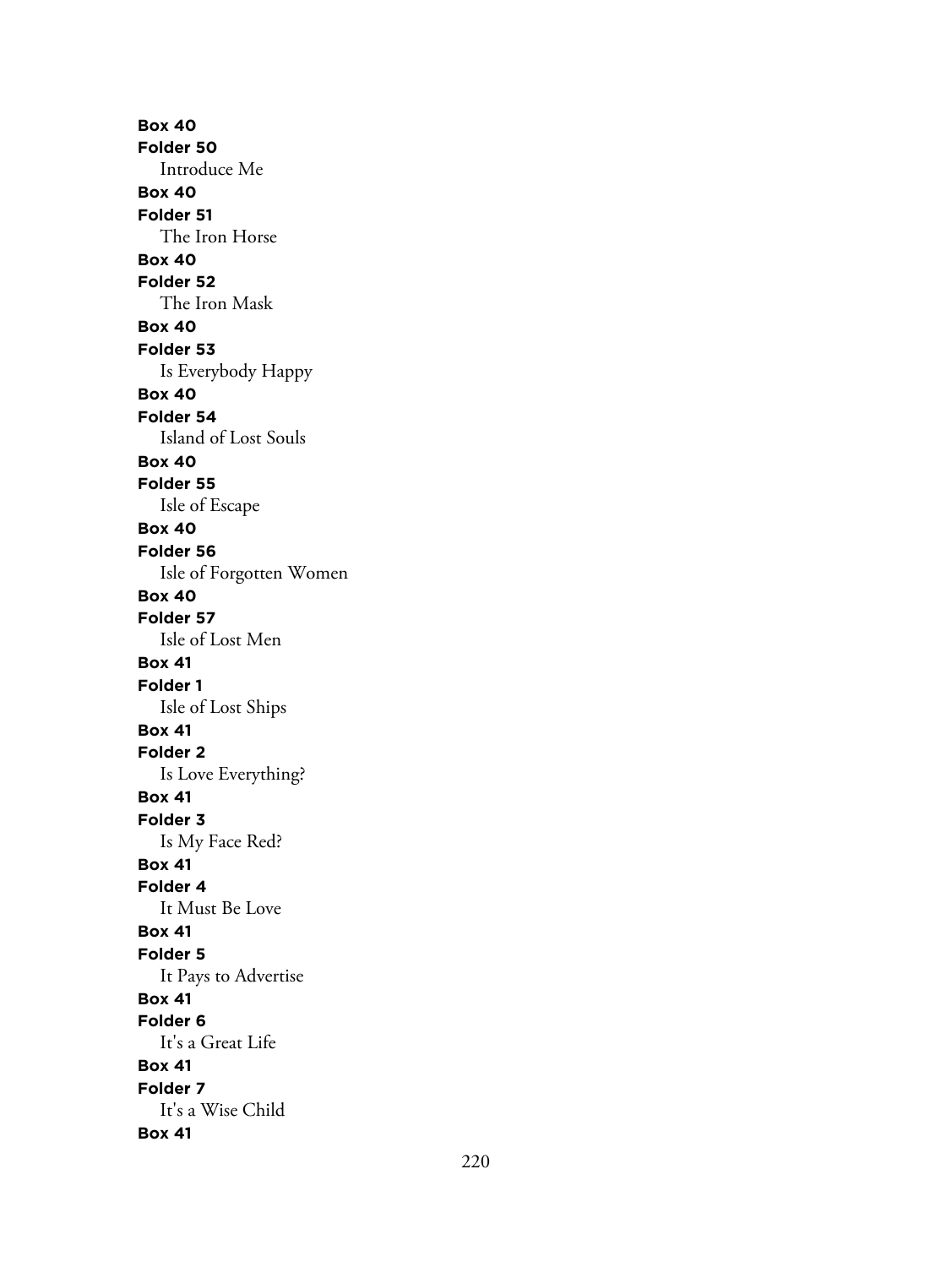**Box 40**
**Folder 50**
Introduce Me
**Box 40**
**Folder 51**
The Iron Horse
**Box 40**
**Folder 52**
The Iron Mask
**Box 40**
**Folder 53**
Is Everybody Happy
**Box 40**
**Folder 54**
Island of Lost Souls
**Box 40**
**Folder 55**
Isle of Escape
**Box 40**
**Folder 56**
Isle of Forgotten Women
**Box 40**
**Folder 57**
Isle of Lost Men
**Box 41**
**Folder 1**
Isle of Lost Ships
**Box 41**
**Folder 2**
Is Love Everything?
**Box 41**
**Folder 3**
Is My Face Red?
**Box 41**
**Folder 4**
It Must Be Love
**Box 41**
**Folder 5**
It Pays to Advertise
**Box 41**
**Folder 6**
It's a Great Life
**Box 41**
**Folder 7**
It's a Wise Child
**Box 41**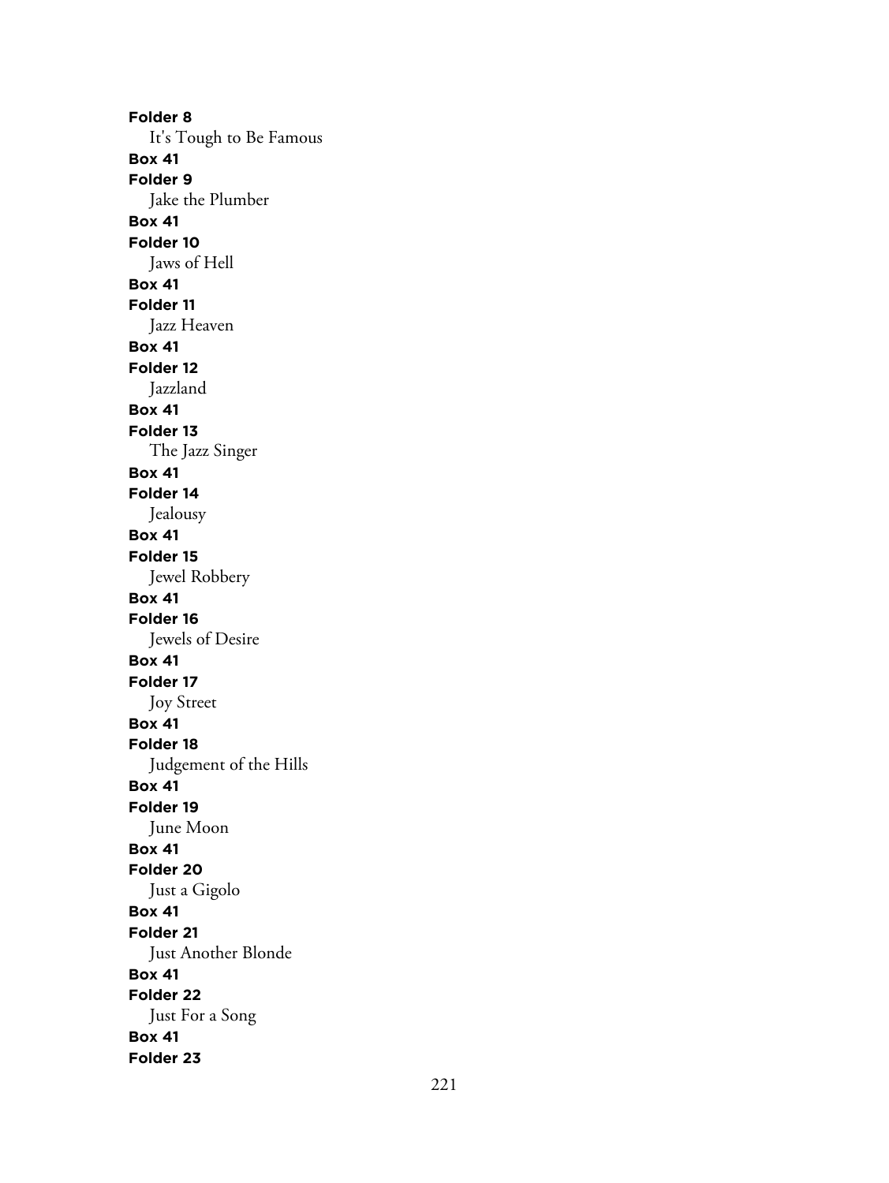**Folder 8**
It's Tough to Be Famous
**Box 41**
**Folder 9**
Jake the Plumber
**Box 41**
**Folder 10**
Jaws of Hell
**Box 41**
**Folder 11**
Jazz Heaven
**Box 41**
**Folder 12**
Jazzland
**Box 41**
**Folder 13**
The Jazz Singer
**Box 41**
**Folder 14**
Jealousy
**Box 41**
**Folder 15**
Jewel Robbery
**Box 41**
**Folder 16**
Jewels of Desire
**Box 41**
**Folder 17**
Joy Street
**Box 41**
**Folder 18**
Judgement of the Hills
**Box 41**
**Folder 19**
June Moon
**Box 41**
**Folder 20**
Just a Gigolo
**Box 41**
**Folder 21**
Just Another Blonde
**Box 41**
**Folder 22**
Just For a Song
**Box 41**
**Folder 23**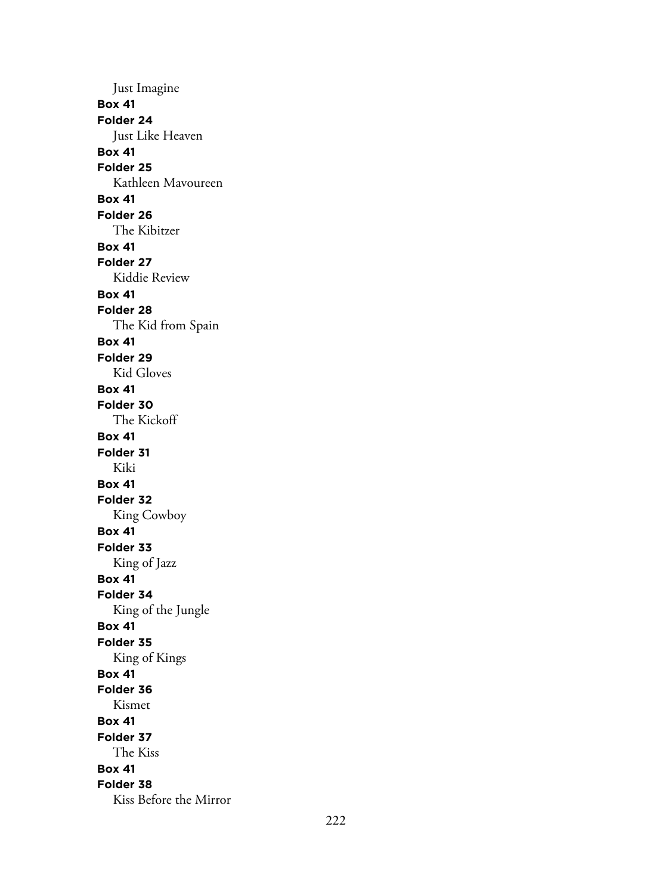Just Imagine

**Box 41**
**Folder 24**
Just Like Heaven

**Box 41**
**Folder 25**
Kathleen Mavoureen

**Box 41**
**Folder 26**
The Kibitzer

**Box 41**
**Folder 27**
Kiddie Review

**Box 41**
**Folder 28**
The Kid from Spain

**Box 41**
**Folder 29**
Kid Gloves

**Box 41**
**Folder 30**
The Kickoff

**Box 41**
**Folder 31**
Kiki

**Box 41**
**Folder 32**
King Cowboy

**Box 41**
**Folder 33**
King of Jazz

**Box 41**
**Folder 34**
King of the Jungle

**Box 41**
**Folder 35**
King of Kings

**Box 41**
**Folder 36**
Kismet

**Box 41**
**Folder 37**
The Kiss

**Box 41**
**Folder 38**
Kiss Before the Mirror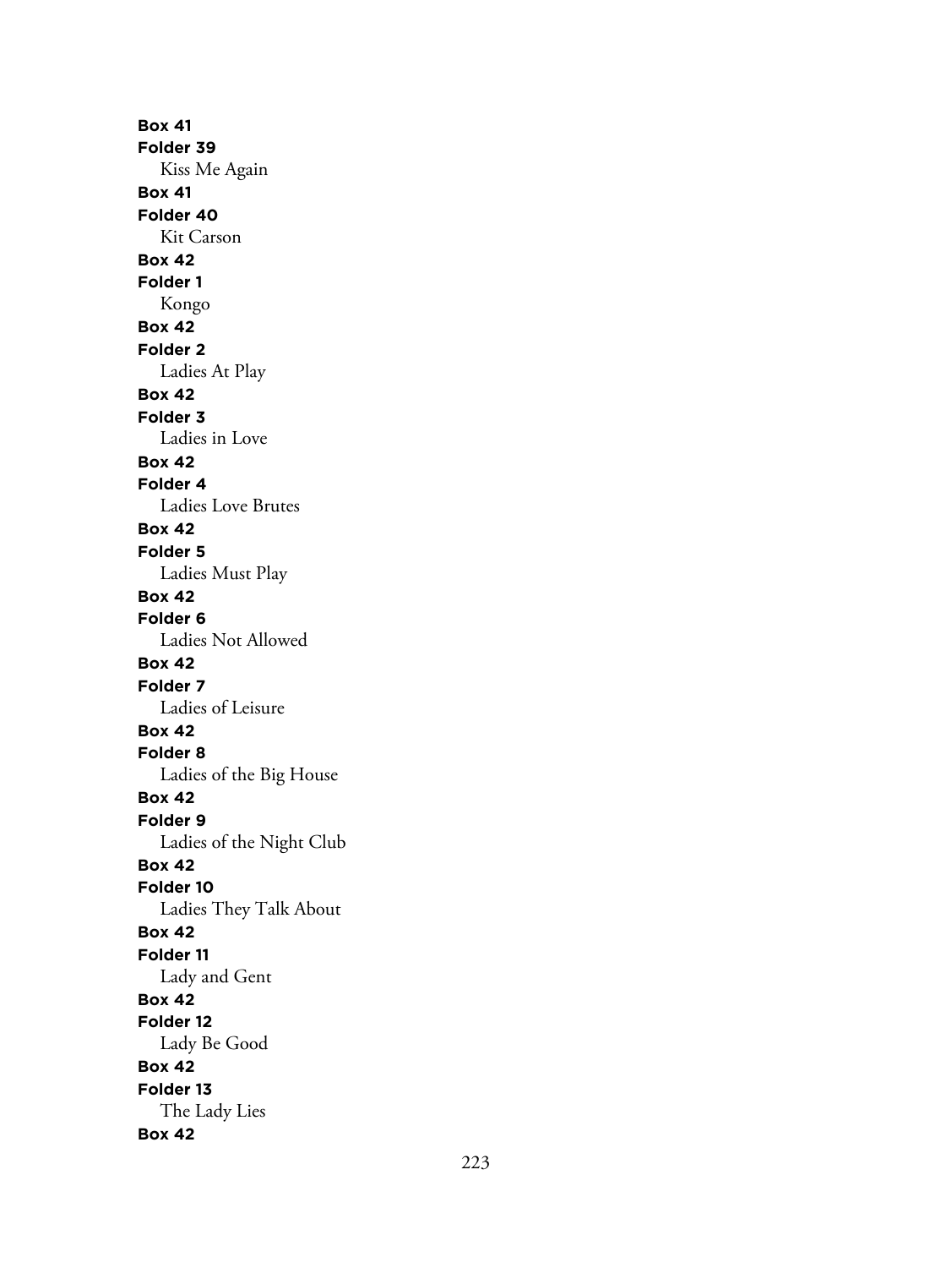**Box 41**
**Folder 39**
Kiss Me Again
**Box 41**
**Folder 40**
Kit Carson
**Box 42**
**Folder 1**
Kongo
**Box 42**
**Folder 2**
Ladies At Play
**Box 42**
**Folder 3**
Ladies in Love
**Box 42**
**Folder 4**
Ladies Love Brutes
**Box 42**
**Folder 5**
Ladies Must Play
**Box 42**
**Folder 6**
Ladies Not Allowed
**Box 42**
**Folder 7**
Ladies of Leisure
**Box 42**
**Folder 8**
Ladies of the Big House
**Box 42**
**Folder 9**
Ladies of the Night Club
**Box 42**
**Folder 10**
Ladies They Talk About
**Box 42**
**Folder 11**
Lady and Gent
**Box 42**
**Folder 12**
Lady Be Good
**Box 42**
**Folder 13**
The Lady Lies
**Box 42**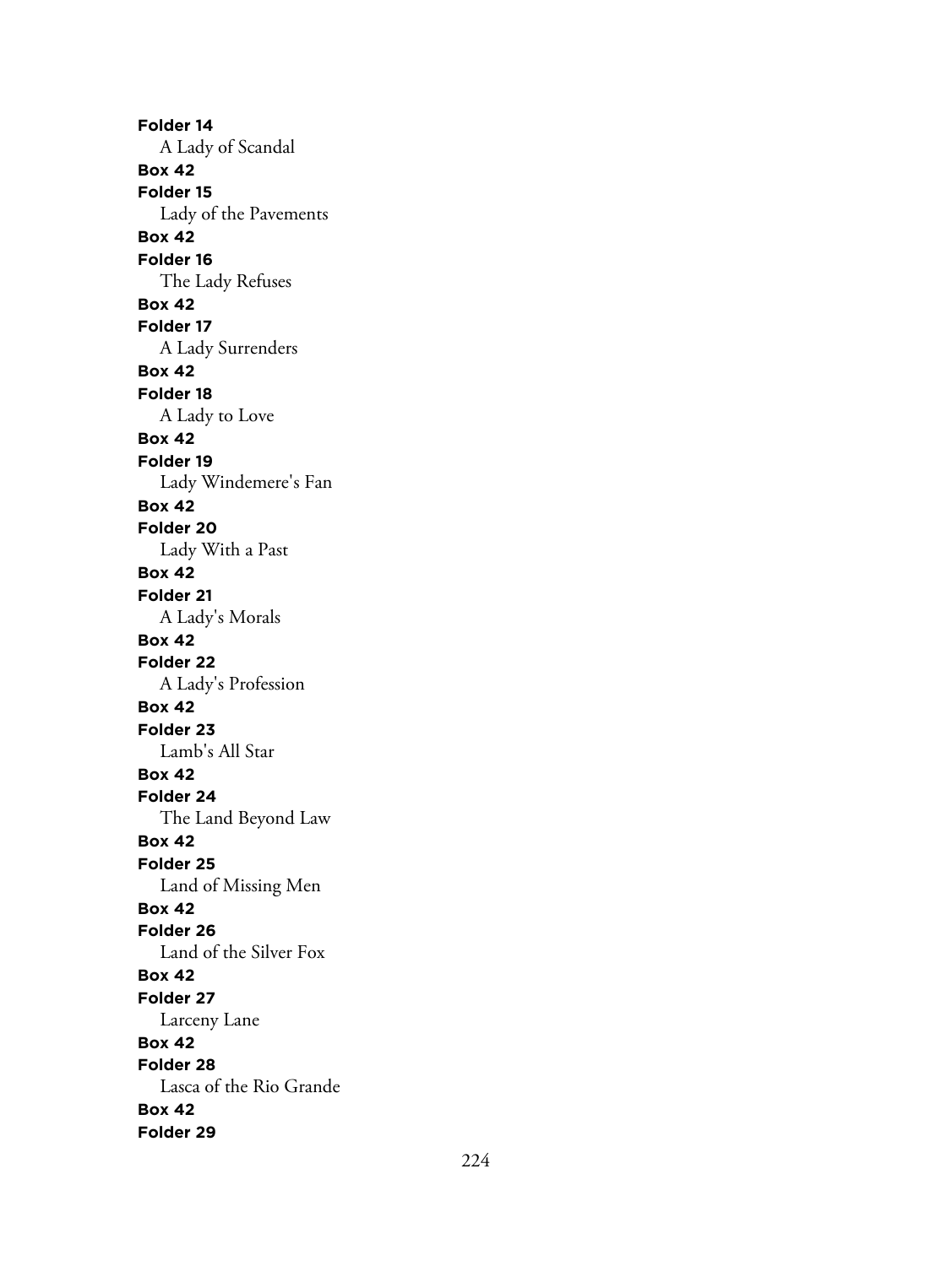**Folder 14**

A Lady of Scandal

**Box 42**

**Folder 15**

Lady of the Pavements

**Box 42**

**Folder 16**

The Lady Refuses

**Box 42**

**Folder 17**

A Lady Surrenders

**Box 42**

**Folder 18**

A Lady to Love

**Box 42**

**Folder 19**

Lady Windemere's Fan

**Box 42**

**Folder 20**

Lady With a Past

**Box 42**

**Folder 21**

A Lady's Morals

**Box 42**

**Folder 22**

A Lady's Profession

**Box 42**

**Folder 23**

Lamb's All Star

**Box 42**

**Folder 24**

The Land Beyond Law

**Box 42**

**Folder 25**

Land of Missing Men

**Box 42**

**Folder 26**

Land of the Silver Fox

**Box 42**

**Folder 27**

Larceny Lane

**Box 42**

**Folder 28**

Lasca of the Rio Grande

**Box 42**

**Folder 29**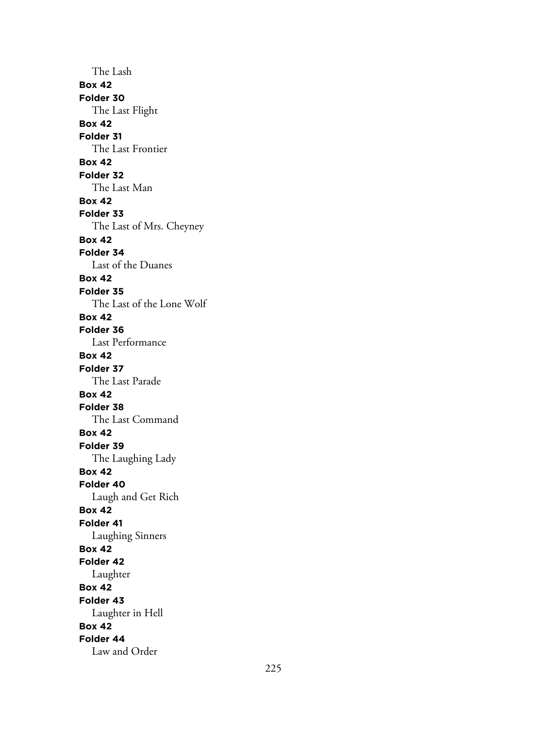The Lash

**Box 42**

**Folder 30**

The Last Flight

**Box 42**

**Folder 31**

The Last Frontier

**Box 42**

**Folder 32**

The Last Man

**Box 42**

**Folder 33**

The Last of Mrs. Cheyney

**Box 42**

**Folder 34**

Last of the Duanes

**Box 42**

**Folder 35**

The Last of the Lone Wolf

**Box 42**

**Folder 36**

Last Performance

**Box 42**

**Folder 37**

The Last Parade

**Box 42**

**Folder 38**

The Last Command

**Box 42**

**Folder 39**

The Laughing Lady

**Box 42**

**Folder 40**

Laugh and Get Rich

**Box 42**

**Folder 41**

Laughing Sinners

**Box 42**

**Folder 42**

Laughter

**Box 42**

**Folder 43**

Laughter in Hell

**Box 42**

**Folder 44**

Law and Order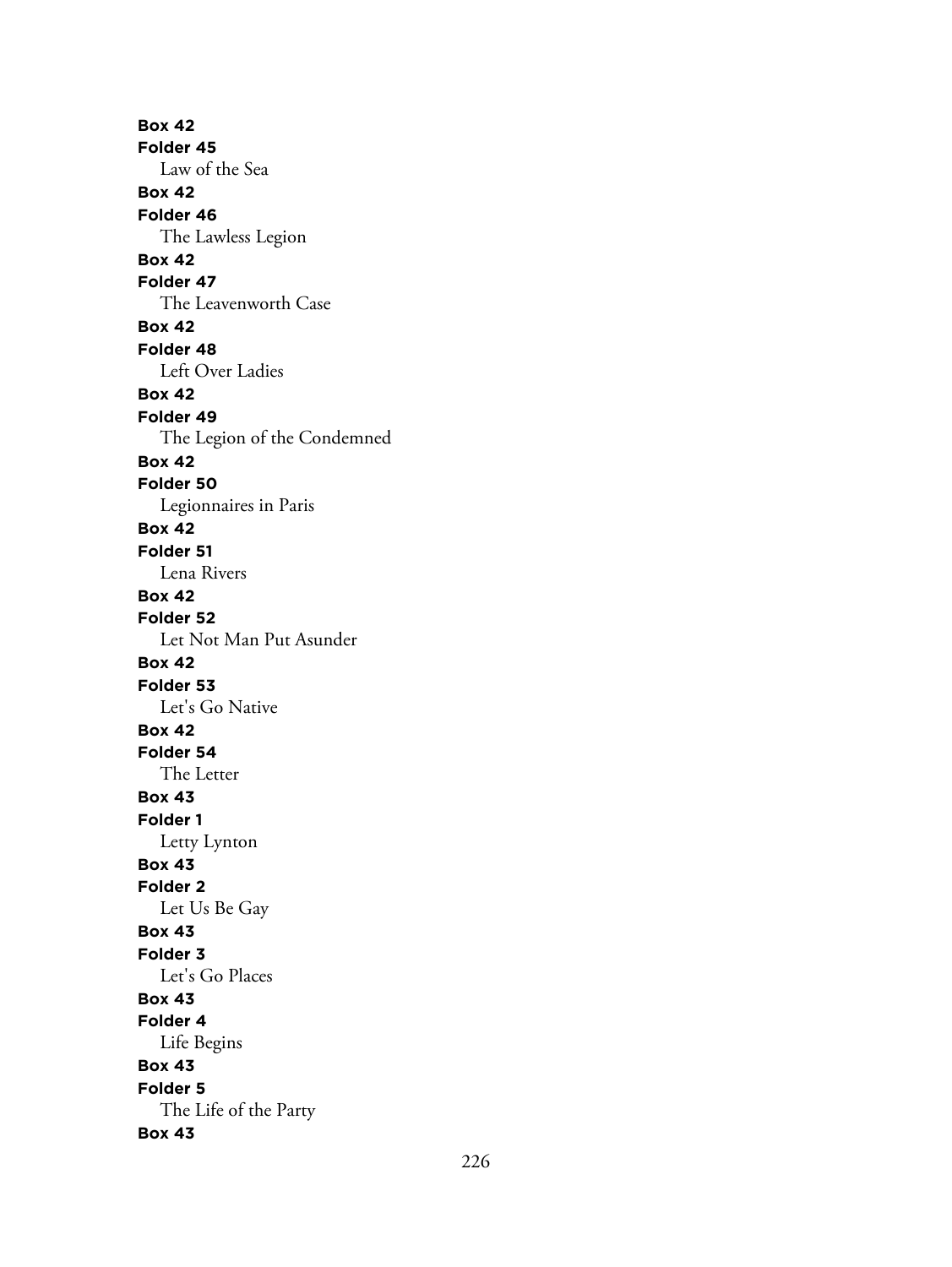**Box 42**
**Folder 45**
Law of the Sea
**Box 42**
**Folder 46**
The Lawless Legion
**Box 42**
**Folder 47**
The Leavenworth Case
**Box 42**
**Folder 48**
Left Over Ladies
**Box 42**
**Folder 49**
The Legion of the Condemned
**Box 42**
**Folder 50**
Legionnaires in Paris
**Box 42**
**Folder 51**
Lena Rivers
**Box 42**
**Folder 52**
Let Not Man Put Asunder
**Box 42**
**Folder 53**
Let's Go Native
**Box 42**
**Folder 54**
The Letter
**Box 43**
**Folder 1**
Letty Lynton
**Box 43**
**Folder 2**
Let Us Be Gay
**Box 43**
**Folder 3**
Let's Go Places
**Box 43**
**Folder 4**
Life Begins
**Box 43**
**Folder 5**
The Life of the Party
**Box 43**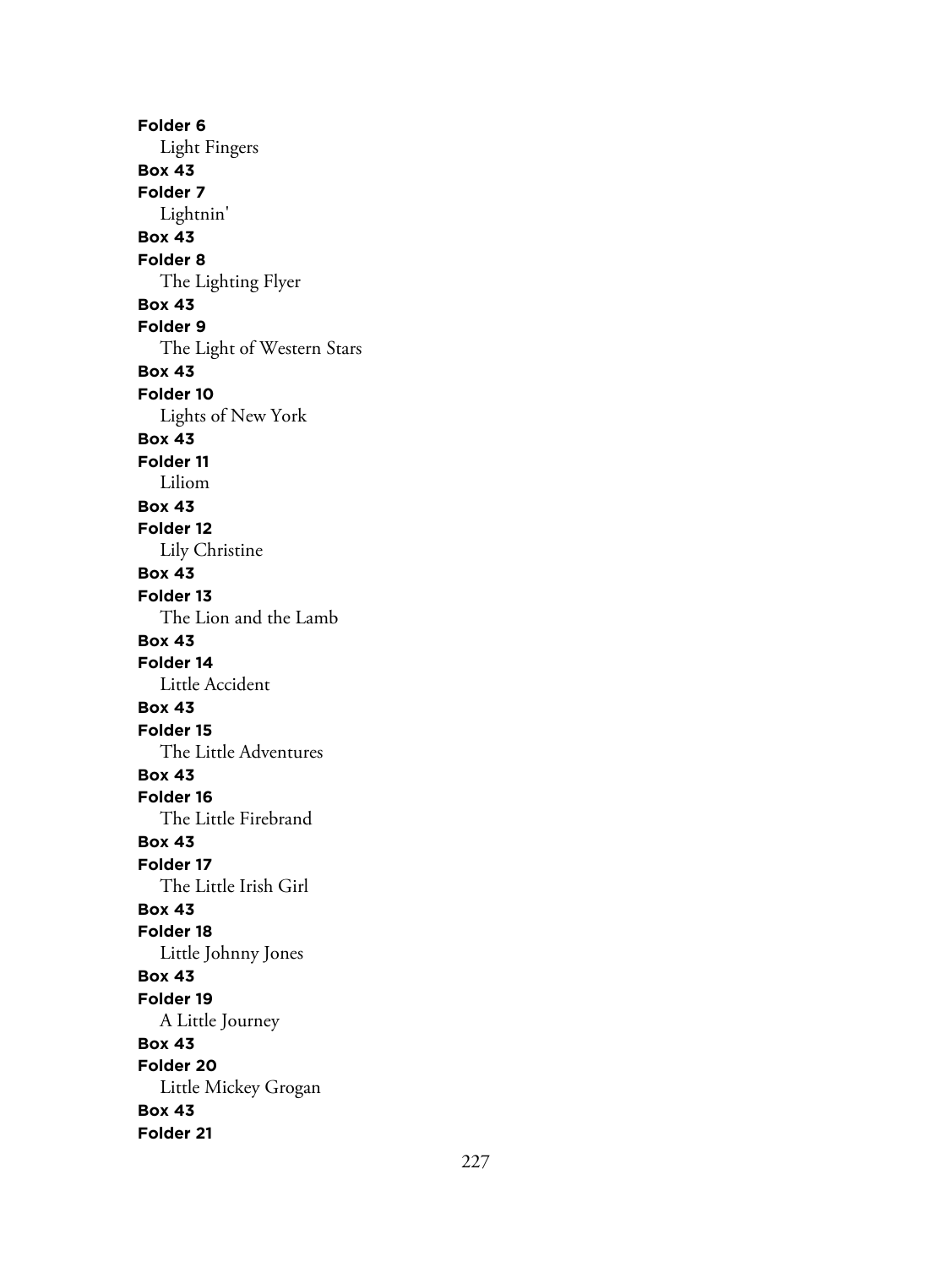**Folder 6**
Light Fingers
**Box 43**
**Folder 7**
Lightnin'
**Box 43**
**Folder 8**
The Lighting Flyer
**Box 43**
**Folder 9**
The Light of Western Stars
**Box 43**
**Folder 10**
Lights of New York
**Box 43**
**Folder 11**
Liliom
**Box 43**
**Folder 12**
Lily Christine
**Box 43**
**Folder 13**
The Lion and the Lamb
**Box 43**
**Folder 14**
Little Accident
**Box 43**
**Folder 15**
The Little Adventures
**Box 43**
**Folder 16**
The Little Firebrand
**Box 43**
**Folder 17**
The Little Irish Girl
**Box 43**
**Folder 18**
Little Johnny Jones
**Box 43**
**Folder 19**
A Little Journey
**Box 43**
**Folder 20**
Little Mickey Grogan
**Box 43**
**Folder 21**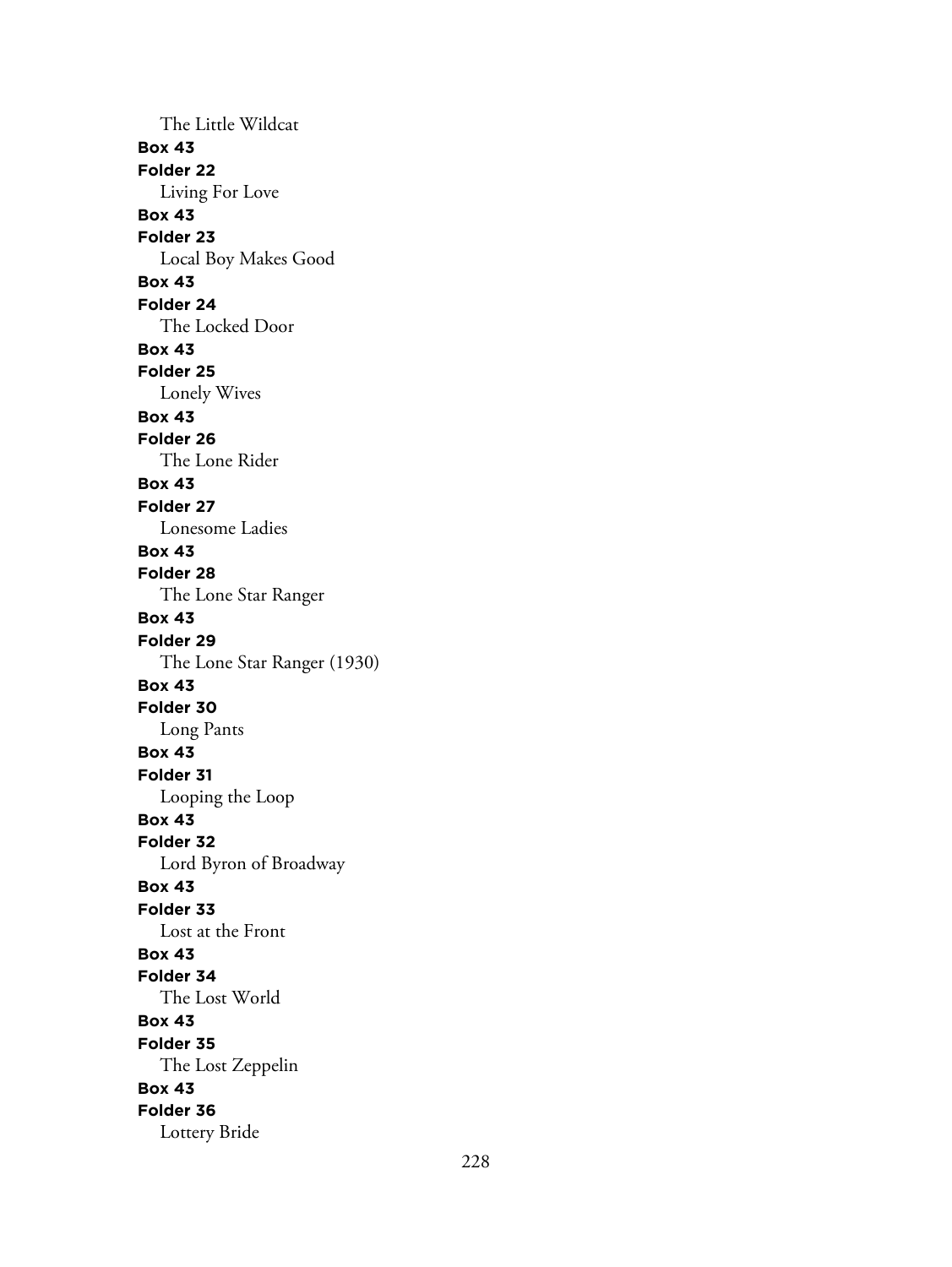The Little Wildcat

**Box 43**

**Folder 22**

Living For Love

**Box 43**

**Folder 23**

Local Boy Makes Good

**Box 43**

**Folder 24**

The Locked Door

**Box 43**

**Folder 25**

Lonely Wives

**Box 43**

**Folder 26**

The Lone Rider

**Box 43**

**Folder 27**

Lonesome Ladies

**Box 43**

**Folder 28**

The Lone Star Ranger

**Box 43**

**Folder 29**

The Lone Star Ranger (1930)

**Box 43**

**Folder 30**

Long Pants

**Box 43**

**Folder 31**

Looping the Loop

**Box 43**

**Folder 32**

Lord Byron of Broadway

**Box 43**

**Folder 33**

Lost at the Front

**Box 43**

**Folder 34**

The Lost World

**Box 43**

**Folder 35**

The Lost Zeppelin

**Box 43**

**Folder 36**

Lottery Bride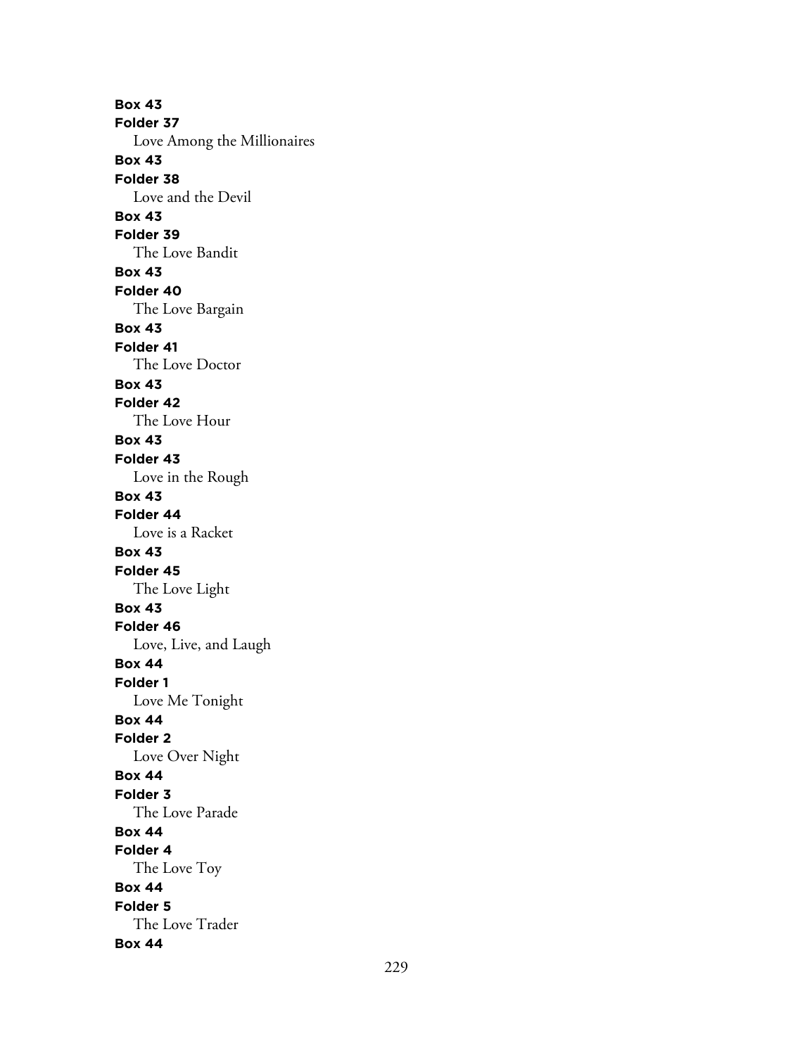**Box 43**
**Folder 37**
Love Among the Millionaires
**Box 43**
**Folder 38**
Love and the Devil
**Box 43**
**Folder 39**
The Love Bandit
**Box 43**
**Folder 40**
The Love Bargain
**Box 43**
**Folder 41**
The Love Doctor
**Box 43**
**Folder 42**
The Love Hour
**Box 43**
**Folder 43**
Love in the Rough
**Box 43**
**Folder 44**
Love is a Racket
**Box 43**
**Folder 45**
The Love Light
**Box 43**
**Folder 46**
Love, Live, and Laugh
**Box 44**
**Folder 1**
Love Me Tonight
**Box 44**
**Folder 2**
Love Over Night
**Box 44**
**Folder 3**
The Love Parade
**Box 44**
**Folder 4**
The Love Toy
**Box 44**
**Folder 5**
The Love Trader
**Box 44**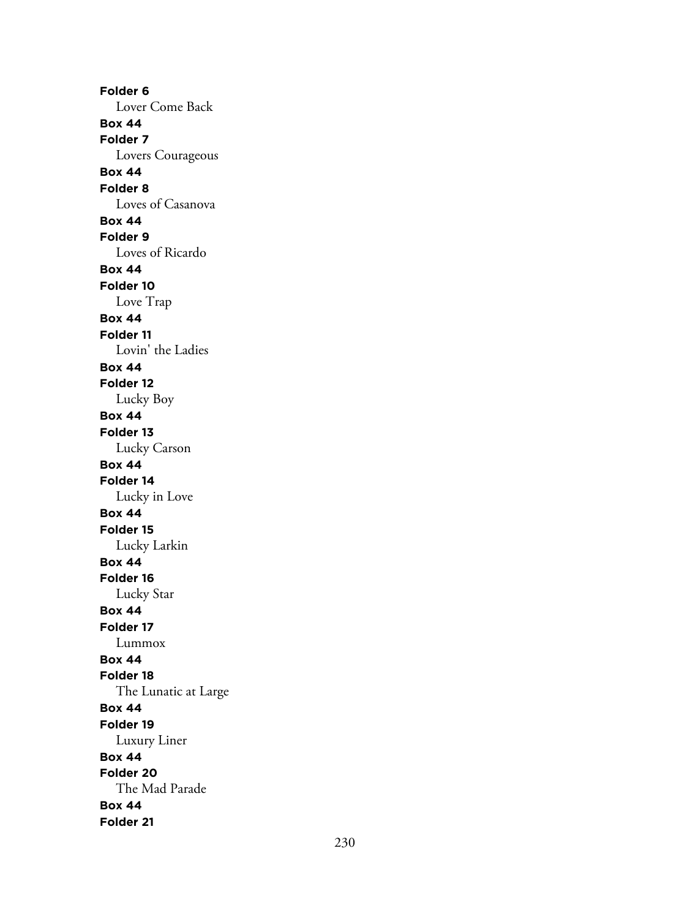**Folder 6**

Lover Come Back

**Box 44**

**Folder 7**

Lovers Courageous

**Box 44**

**Folder 8**

Loves of Casanova

**Box 44**

**Folder 9**

Loves of Ricardo

**Box 44**

**Folder 10**

Love Trap

**Box 44**

**Folder 11**

Lovin' the Ladies

**Box 44**

**Folder 12**

Lucky Boy

**Box 44**

**Folder 13**

Lucky Carson

**Box 44**

**Folder 14**

Lucky in Love

**Box 44**

**Folder 15**

Lucky Larkin

**Box 44**

**Folder 16**

Lucky Star

**Box 44**

**Folder 17**

Lummox

**Box 44**

**Folder 18**

The Lunatic at Large

**Box 44**

**Folder 19**

Luxury Liner

**Box 44**

**Folder 20**

The Mad Parade

**Box 44**

**Folder 21**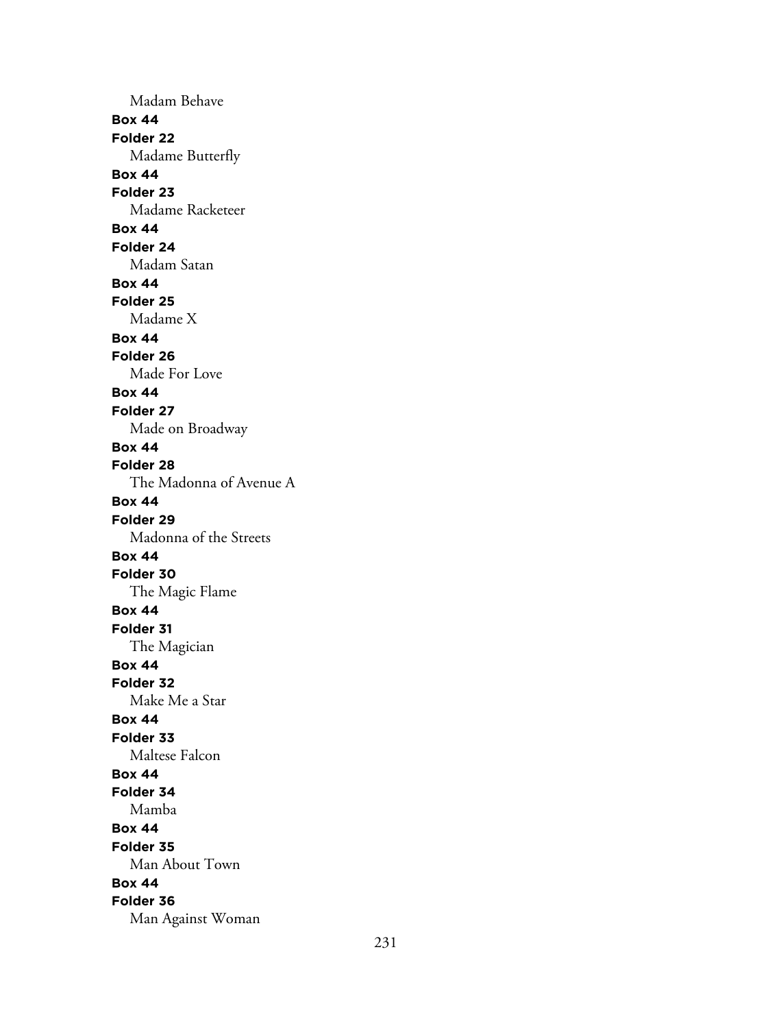Madam Behave

**Box 44**

**Folder 22**

Madame Butterfly

**Box 44**

**Folder 23**

Madame Racketeer

**Box 44**

**Folder 24**

Madam Satan

**Box 44**

**Folder 25**

Madame X

**Box 44**

**Folder 26**

Made For Love

**Box 44**

**Folder 27**

Made on Broadway

**Box 44**

**Folder 28**

The Madonna of Avenue A

**Box 44**

**Folder 29**

Madonna of the Streets

**Box 44**

**Folder 30**

The Magic Flame

**Box 44**

**Folder 31**

The Magician

**Box 44**

**Folder 32**

Make Me a Star

**Box 44**

**Folder 33**

Maltese Falcon

**Box 44**

**Folder 34**

Mamba

**Box 44**

**Folder 35**

Man About Town

**Box 44**

**Folder 36**

Man Against Woman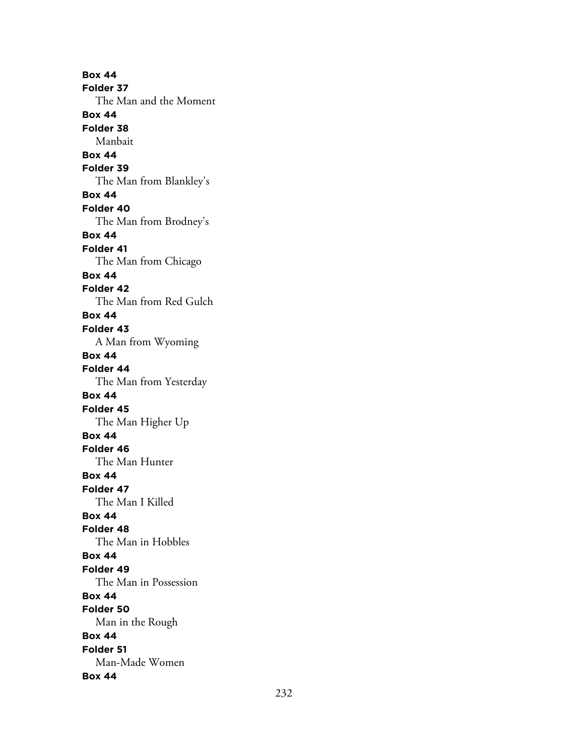**Box 44**
**Folder 37**
The Man and the Moment
**Box 44**
**Folder 38**
Manbait
**Box 44**
**Folder 39**
The Man from Blankley's
**Box 44**
**Folder 40**
The Man from Brodney's
**Box 44**
**Folder 41**
The Man from Chicago
**Box 44**
**Folder 42**
The Man from Red Gulch
**Box 44**
**Folder 43**
A Man from Wyoming
**Box 44**
**Folder 44**
The Man from Yesterday
**Box 44**
**Folder 45**
The Man Higher Up
**Box 44**
**Folder 46**
The Man Hunter
**Box 44**
**Folder 47**
The Man I Killed
**Box 44**
**Folder 48**
The Man in Hobbles
**Box 44**
**Folder 49**
The Man in Possession
**Box 44**
**Folder 50**
Man in the Rough
**Box 44**
**Folder 51**
Man-Made Women
**Box 44**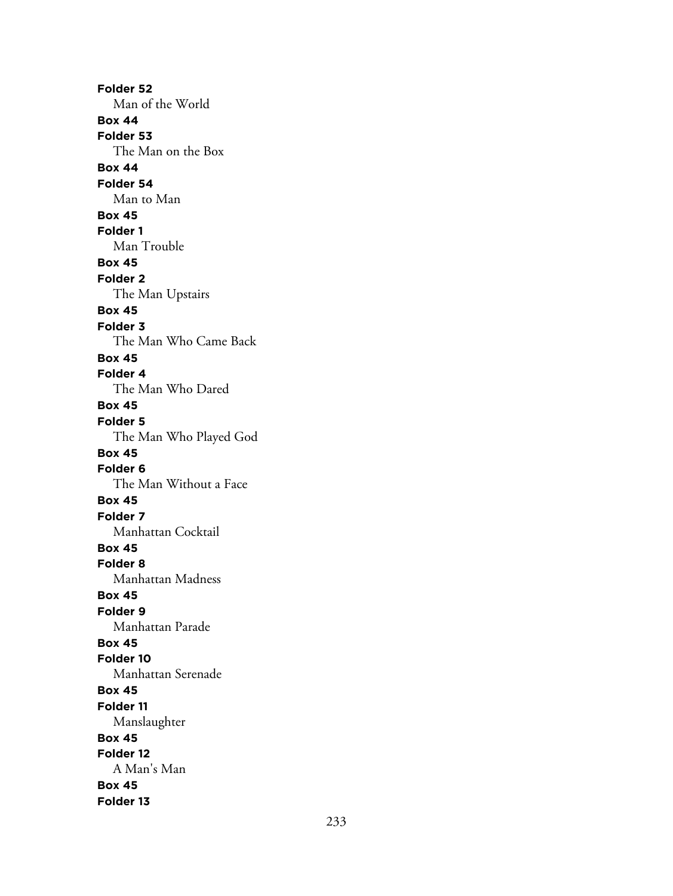**Folder 52**

Man of the World

**Box 44**

**Folder 53**

The Man on the Box

**Box 44**

**Folder 54**

Man to Man

**Box 45**

**Folder 1**

Man Trouble

**Box 45**

**Folder 2**

The Man Upstairs

**Box 45**

**Folder 3**

The Man Who Came Back

**Box 45**

**Folder 4**

The Man Who Dared

**Box 45**

**Folder 5**

The Man Who Played God

**Box 45**

**Folder 6**

The Man Without a Face

**Box 45**

**Folder 7**

Manhattan Cocktail

**Box 45**

**Folder 8**

Manhattan Madness

**Box 45**

**Folder 9**

Manhattan Parade

**Box 45**

**Folder 10**

Manhattan Serenade

**Box 45**

**Folder 11**

Manslaughter

**Box 45**

**Folder 12**

A Man's Man

**Box 45**

**Folder 13**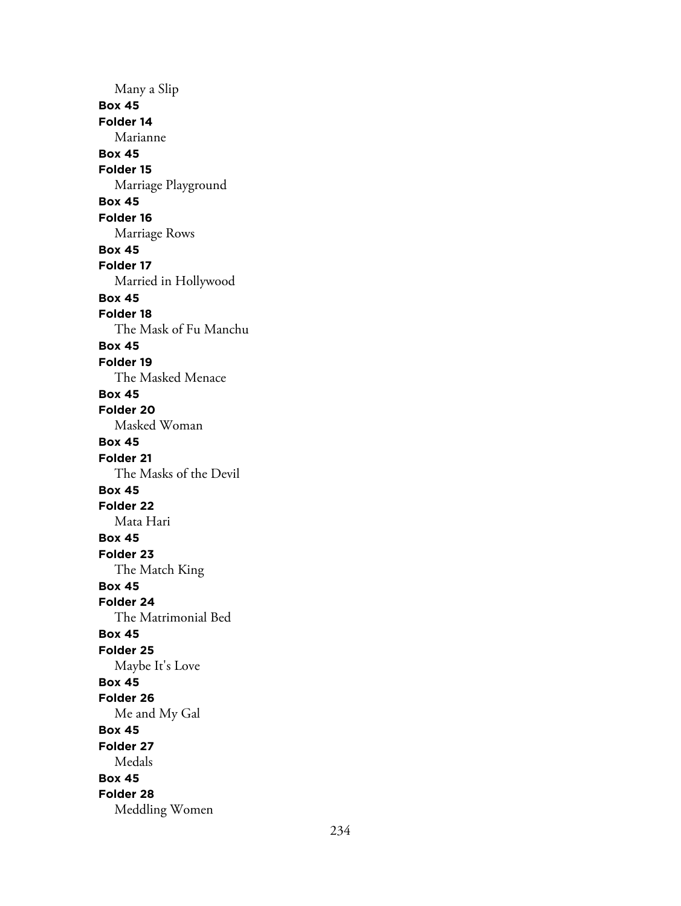Many a Slip

**Box 45**

**Folder 14**

Marianne

**Box 45**

**Folder 15**

Marriage Playground

**Box 45**

**Folder 16**

Marriage Rows

**Box 45**

**Folder 17**

Married in Hollywood

**Box 45**

**Folder 18**

The Mask of Fu Manchu

**Box 45**

**Folder 19**

The Masked Menace

**Box 45**

**Folder 20**

Masked Woman

**Box 45**

**Folder 21**

The Masks of the Devil

**Box 45**

**Folder 22**

Mata Hari

**Box 45**

**Folder 23**

The Match King

**Box 45**

**Folder 24**

The Matrimonial Bed

**Box 45**

**Folder 25**

Maybe It's Love

**Box 45**

**Folder 26**

Me and My Gal

**Box 45**

**Folder 27**

Medals

**Box 45**

**Folder 28**

Meddling Women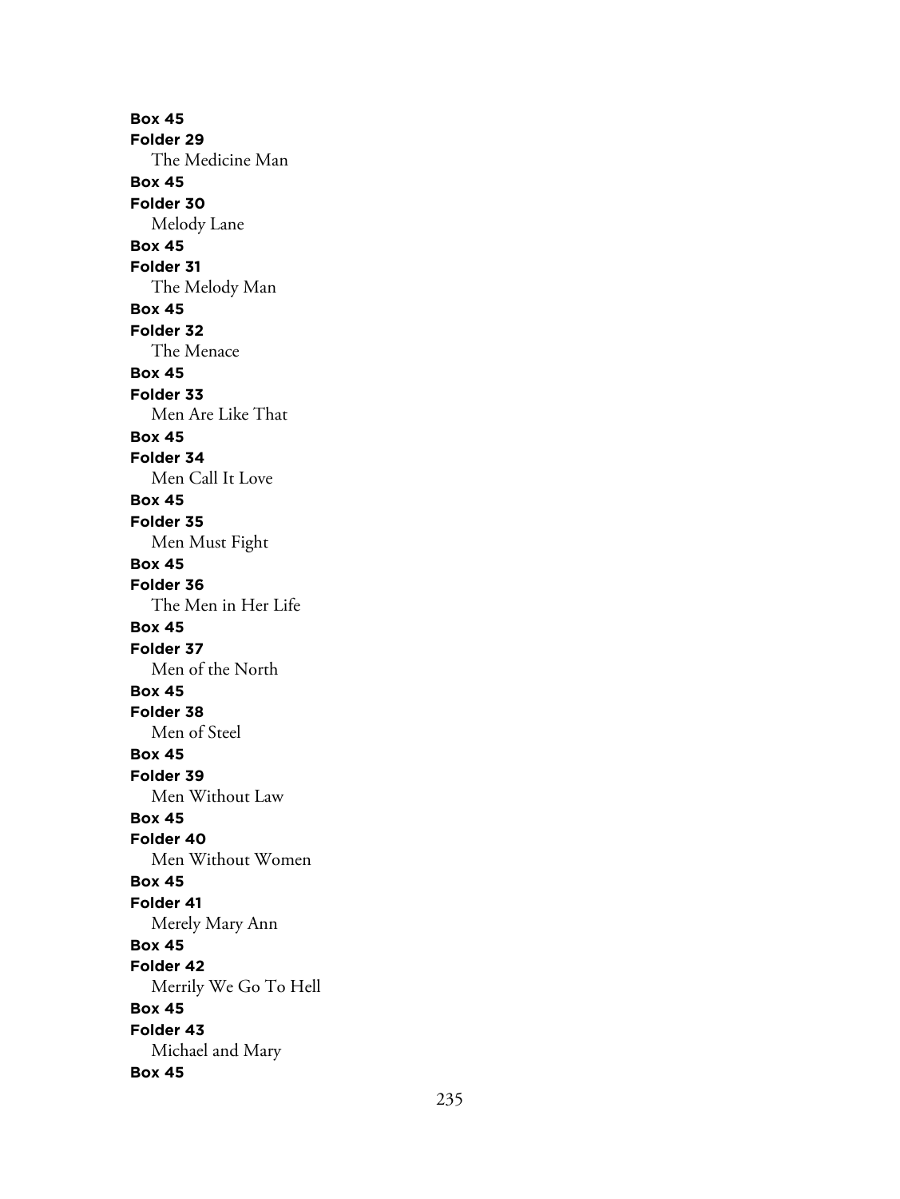**Box 45**
**Folder 29**
The Medicine Man
**Box 45**
**Folder 30**
Melody Lane
**Box 45**
**Folder 31**
The Melody Man
**Box 45**
**Folder 32**
The Menace
**Box 45**
**Folder 33**
Men Are Like That
**Box 45**
**Folder 34**
Men Call It Love
**Box 45**
**Folder 35**
Men Must Fight
**Box 45**
**Folder 36**
The Men in Her Life
**Box 45**
**Folder 37**
Men of the North
**Box 45**
**Folder 38**
Men of Steel
**Box 45**
**Folder 39**
Men Without Law
**Box 45**
**Folder 40**
Men Without Women
**Box 45**
**Folder 41**
Merely Mary Ann
**Box 45**
**Folder 42**
Merrily We Go To Hell
**Box 45**
**Folder 43**
Michael and Mary
**Box 45**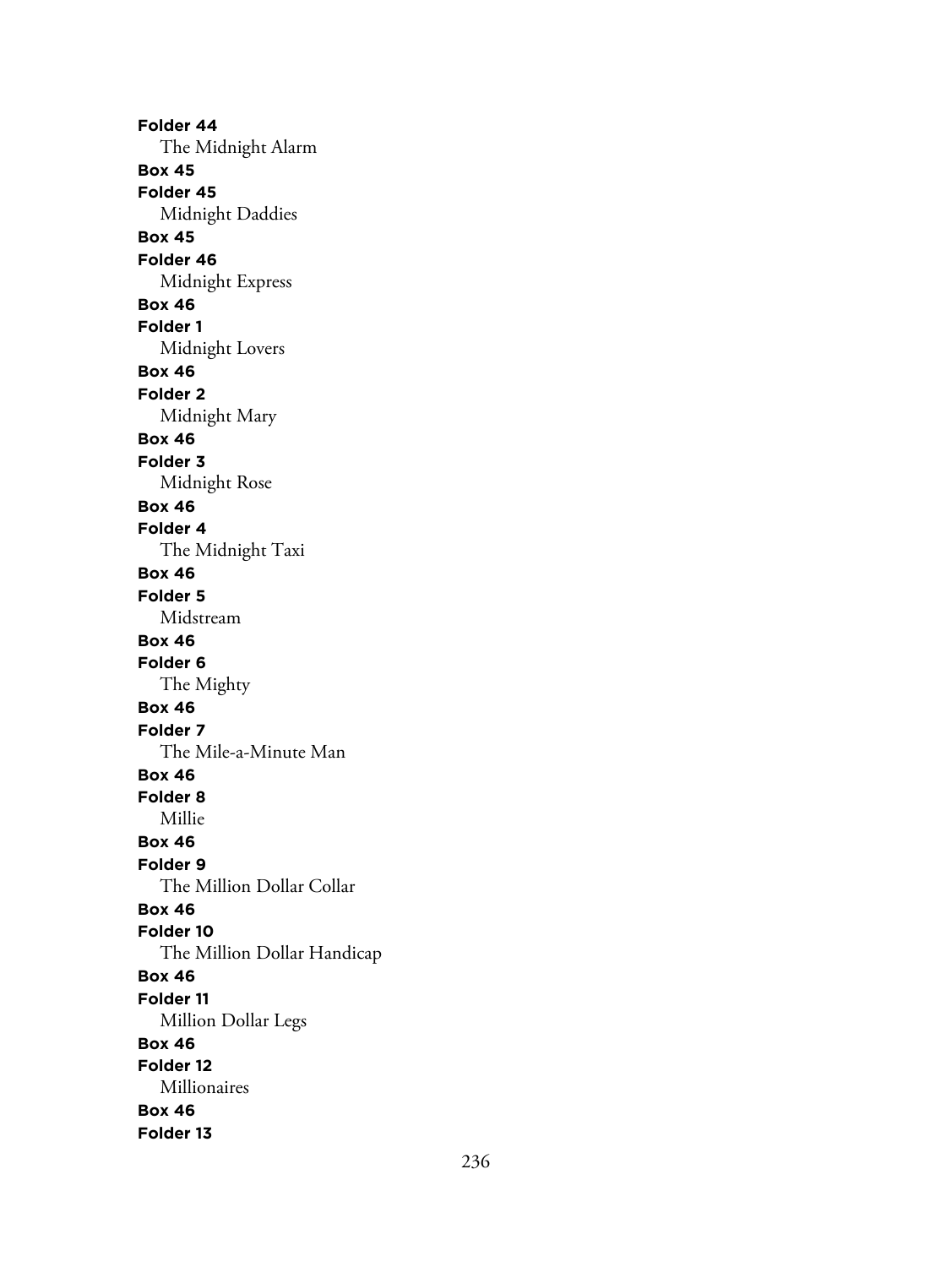**Folder 44**

The Midnight Alarm

**Box 45**

**Folder 45**

Midnight Daddies

**Box 45**

**Folder 46**

Midnight Express

**Box 46**

**Folder 1**

Midnight Lovers

**Box 46**

**Folder 2**

Midnight Mary

**Box 46**

**Folder 3**

Midnight Rose

**Box 46**

**Folder 4**

The Midnight Taxi

**Box 46**

**Folder 5**

Midstream

**Box 46**

**Folder 6**

The Mighty

**Box 46**

**Folder 7**

The Mile-a-Minute Man

**Box 46**

**Folder 8**

Millie

**Box 46**

**Folder 9**

The Million Dollar Collar

**Box 46**

**Folder 10**

The Million Dollar Handicap

**Box 46**

**Folder 11**

Million Dollar Legs

**Box 46**

**Folder 12**

Millionaires

**Box 46**

**Folder 13**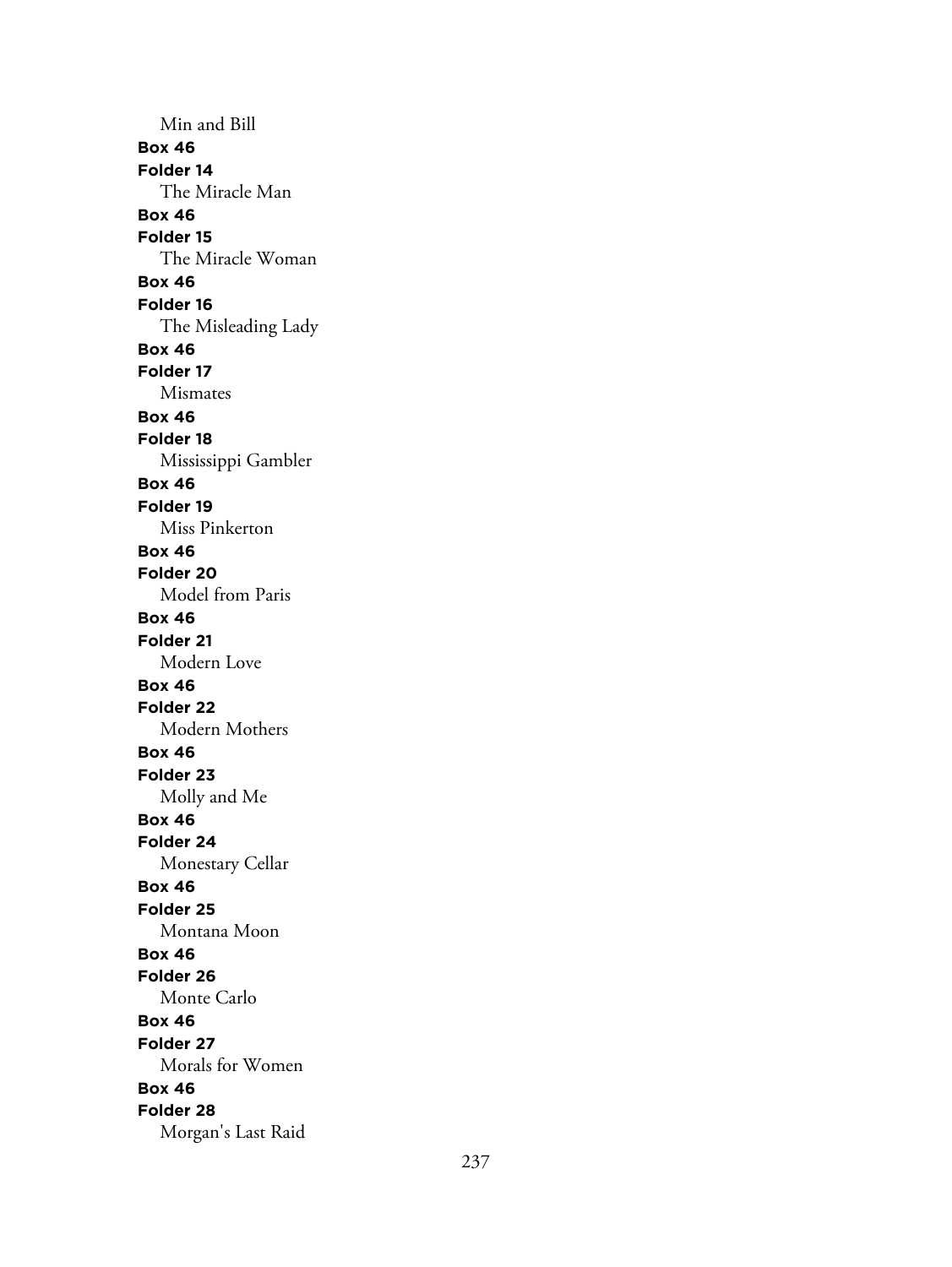Min and Bill

**Box 46**

**Folder 14**

The Miracle Man

**Box 46**

**Folder 15**

The Miracle Woman

**Box 46**

**Folder 16**

The Misleading Lady

**Box 46**

**Folder 17**

Mismates

**Box 46**

**Folder 18**

Mississippi Gambler

**Box 46**

**Folder 19**

Miss Pinkerton

**Box 46**

**Folder 20**

Model from Paris

**Box 46**

**Folder 21**

Modern Love

**Box 46**

**Folder 22**

Modern Mothers

**Box 46**

**Folder 23**

Molly and Me

**Box 46**

**Folder 24**

Monestary Cellar

**Box 46**

**Folder 25**

Montana Moon

**Box 46**

**Folder 26**

Monte Carlo

**Box 46**

**Folder 27**

Morals for Women

**Box 46**

**Folder 28**

Morgan's Last Raid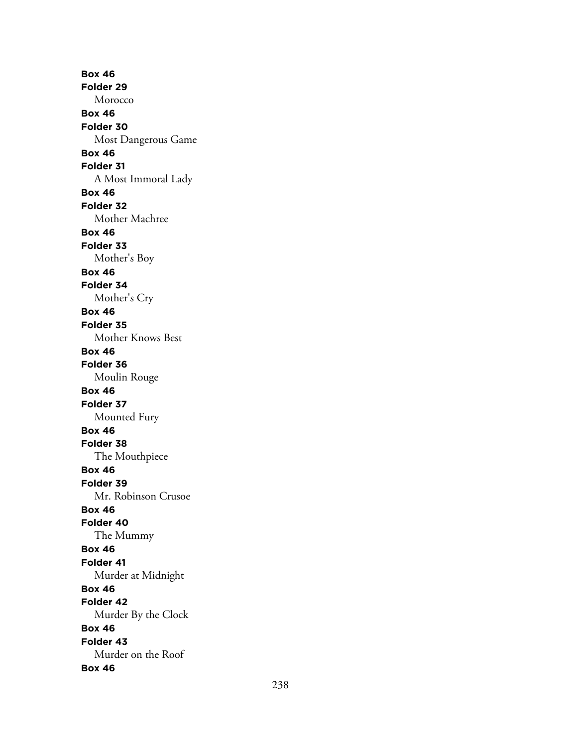**Box 46**
**Folder 29**
Morocco
**Box 46**
**Folder 30**
Most Dangerous Game
**Box 46**
**Folder 31**
A Most Immoral Lady
**Box 46**
**Folder 32**
Mother Machree
**Box 46**
**Folder 33**
Mother's Boy
**Box 46**
**Folder 34**
Mother's Cry
**Box 46**
**Folder 35**
Mother Knows Best
**Box 46**
**Folder 36**
Moulin Rouge
**Box 46**
**Folder 37**
Mounted Fury
**Box 46**
**Folder 38**
The Mouthpiece
**Box 46**
**Folder 39**
Mr. Robinson Crusoe
**Box 46**
**Folder 40**
The Mummy
**Box 46**
**Folder 41**
Murder at Midnight
**Box 46**
**Folder 42**
Murder By the Clock
**Box 46**
**Folder 43**
Murder on the Roof
**Box 46**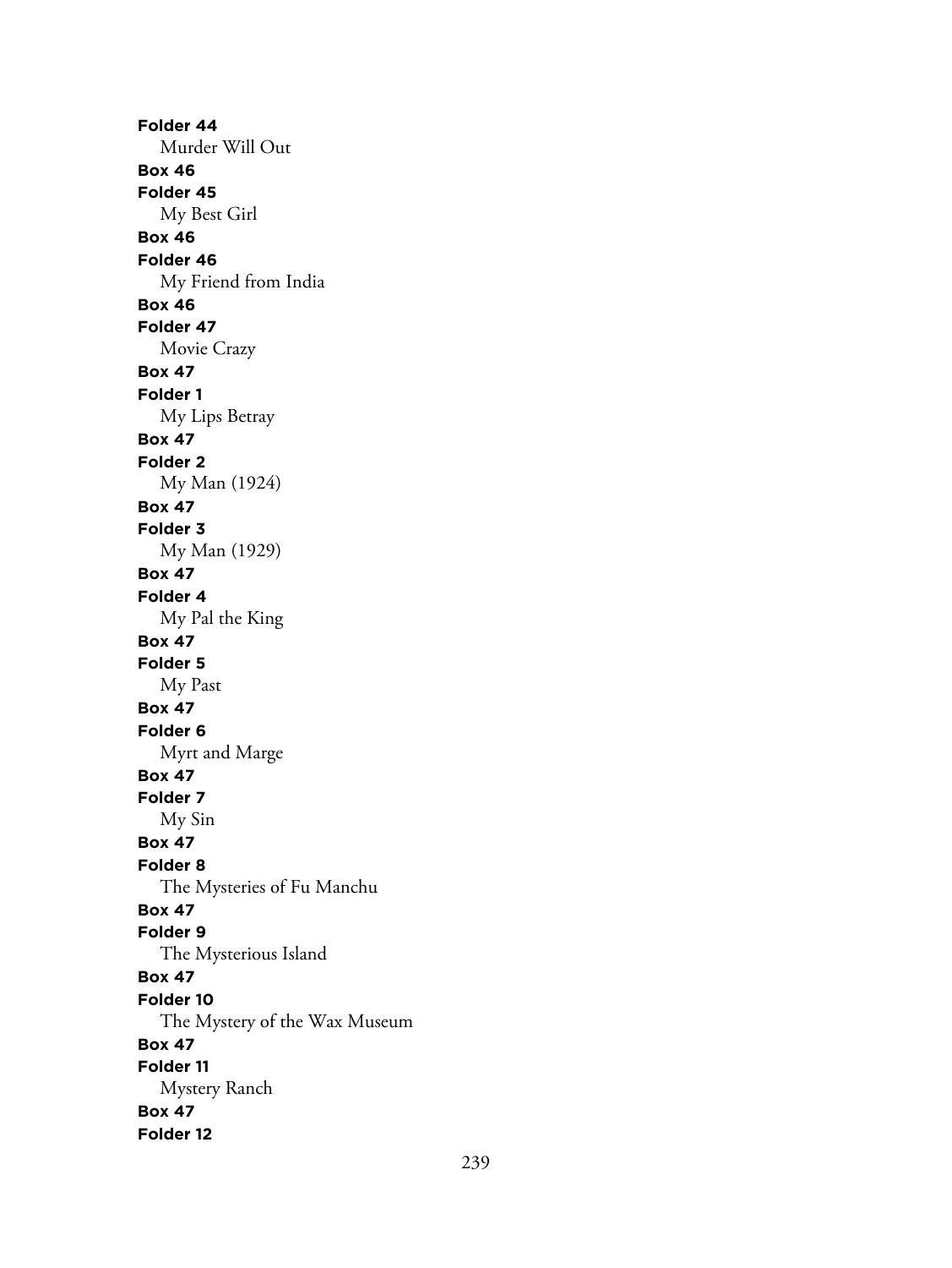**Folder 44**
Murder Will Out
**Box 46**
**Folder 45**
My Best Girl
**Box 46**
**Folder 46**
My Friend from India
**Box 46**
**Folder 47**
Movie Crazy
**Box 47**
**Folder 1**
My Lips Betray
**Box 47**
**Folder 2**
My Man (1924)
**Box 47**
**Folder 3**
My Man (1929)
**Box 47**
**Folder 4**
My Pal the King
**Box 47**
**Folder 5**
My Past
**Box 47**
**Folder 6**
Myrt and Marge
**Box 47**
**Folder 7**
My Sin
**Box 47**
**Folder 8**
The Mysteries of Fu Manchu
**Box 47**
**Folder 9**
The Mysterious Island
**Box 47**
**Folder 10**
The Mystery of the Wax Museum
**Box 47**
**Folder 11**
Mystery Ranch
**Box 47**
**Folder 12**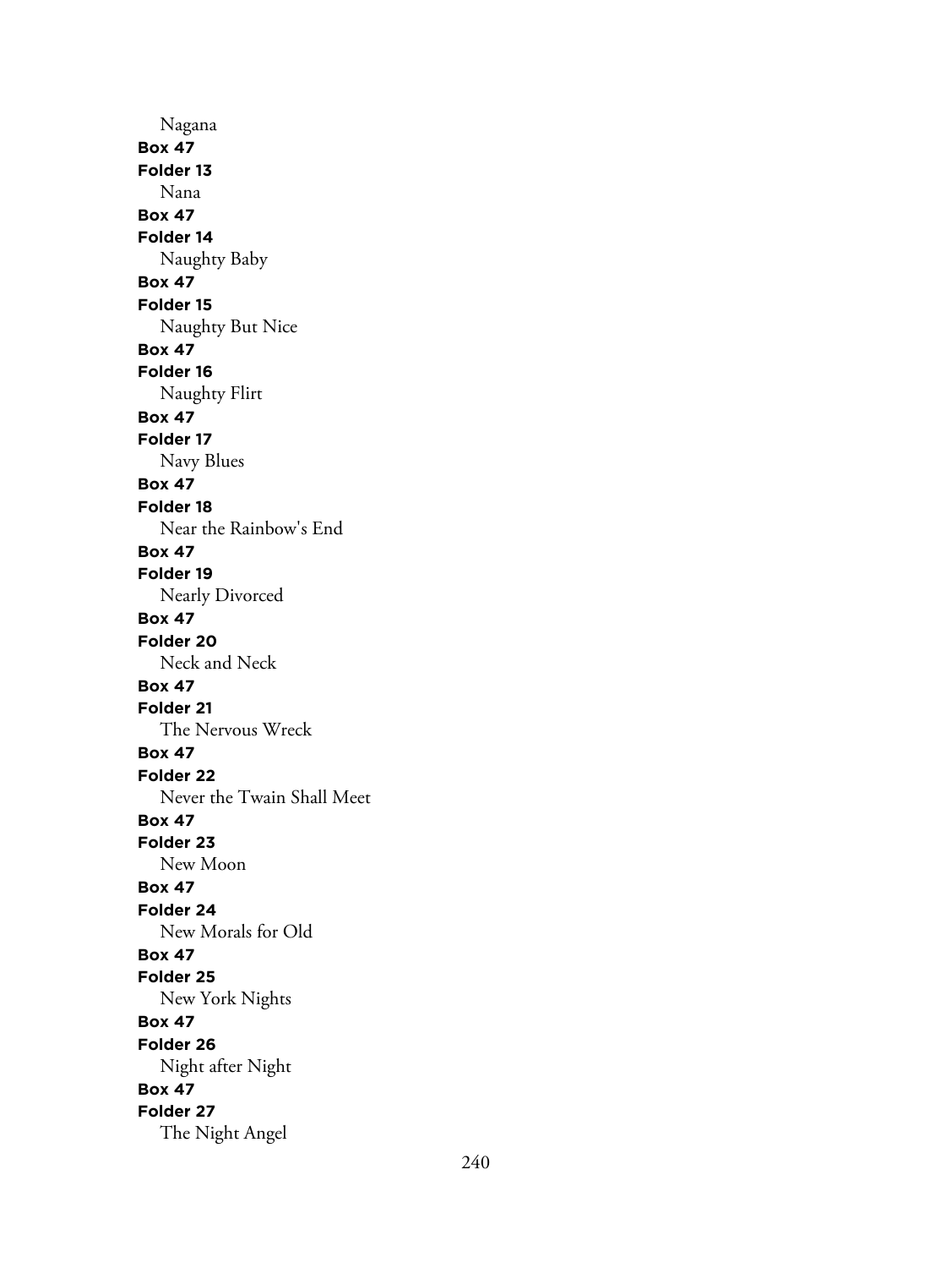Nagana

**Box 47**

**Folder 13**

Nana

**Box 47**

**Folder 14**

Naughty Baby

**Box 47**

**Folder 15**

Naughty But Nice

**Box 47**

**Folder 16**

Naughty Flirt

**Box 47**

**Folder 17**

Navy Blues

**Box 47**

**Folder 18**

Near the Rainbow's End

**Box 47**

**Folder 19**

Nearly Divorced

**Box 47**

**Folder 20**

Neck and Neck

**Box 47**

**Folder 21**

The Nervous Wreck

**Box 47**

**Folder 22**

Never the Twain Shall Meet

**Box 47**

**Folder 23**

New Moon

**Box 47**

**Folder 24**

New Morals for Old

**Box 47**

**Folder 25**

New York Nights

**Box 47**

**Folder 26**

Night after Night

**Box 47**

**Folder 27**

The Night Angel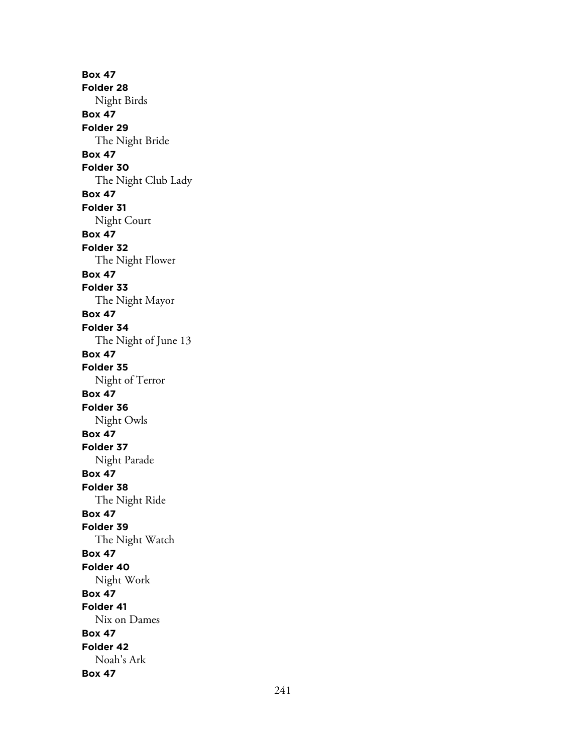**Box 47**
**Folder 28**
Night Birds
**Box 47**
**Folder 29**
The Night Bride
**Box 47**
**Folder 30**
The Night Club Lady
**Box 47**
**Folder 31**
Night Court
**Box 47**
**Folder 32**
The Night Flower
**Box 47**
**Folder 33**
The Night Mayor
**Box 47**
**Folder 34**
The Night of June 13
**Box 47**
**Folder 35**
Night of Terror
**Box 47**
**Folder 36**
Night Owls
**Box 47**
**Folder 37**
Night Parade
**Box 47**
**Folder 38**
The Night Ride
**Box 47**
**Folder 39**
The Night Watch
**Box 47**
**Folder 40**
Night Work
**Box 47**
**Folder 41**
Nix on Dames
**Box 47**
**Folder 42**
Noah's Ark
**Box 47**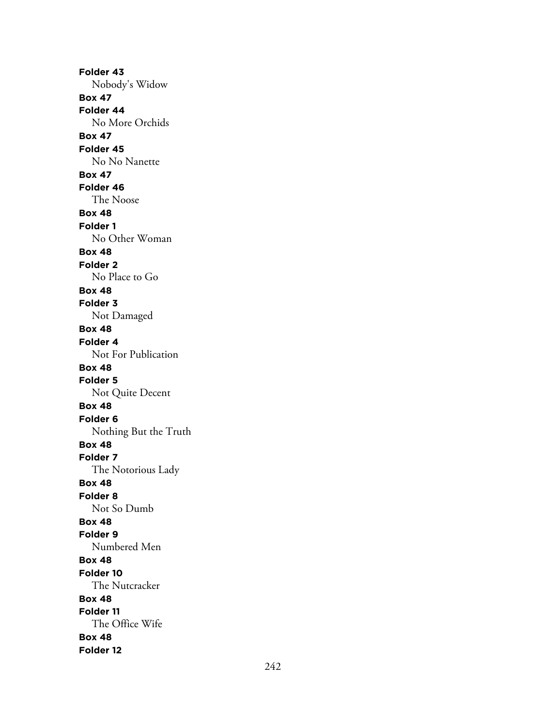**Folder 43**

Nobody's Widow

**Box 47**

**Folder 44**

No More Orchids

**Box 47**

**Folder 45**

No No Nanette

**Box 47**

**Folder 46**

The Noose

**Box 48**

**Folder 1**

No Other Woman

**Box 48**

**Folder 2**

No Place to Go

**Box 48**

**Folder 3**

Not Damaged

**Box 48**

**Folder 4**

Not For Publication

**Box 48**

**Folder 5**

Not Quite Decent

**Box 48**

**Folder 6**

Nothing But the Truth

**Box 48**

**Folder 7**

The Notorious Lady

**Box 48**

**Folder 8**

Not So Dumb

**Box 48**

**Folder 9**

Numbered Men

**Box 48**

**Folder 10**

The Nutcracker

**Box 48**

**Folder 11**

The Office Wife

**Box 48**

**Folder 12**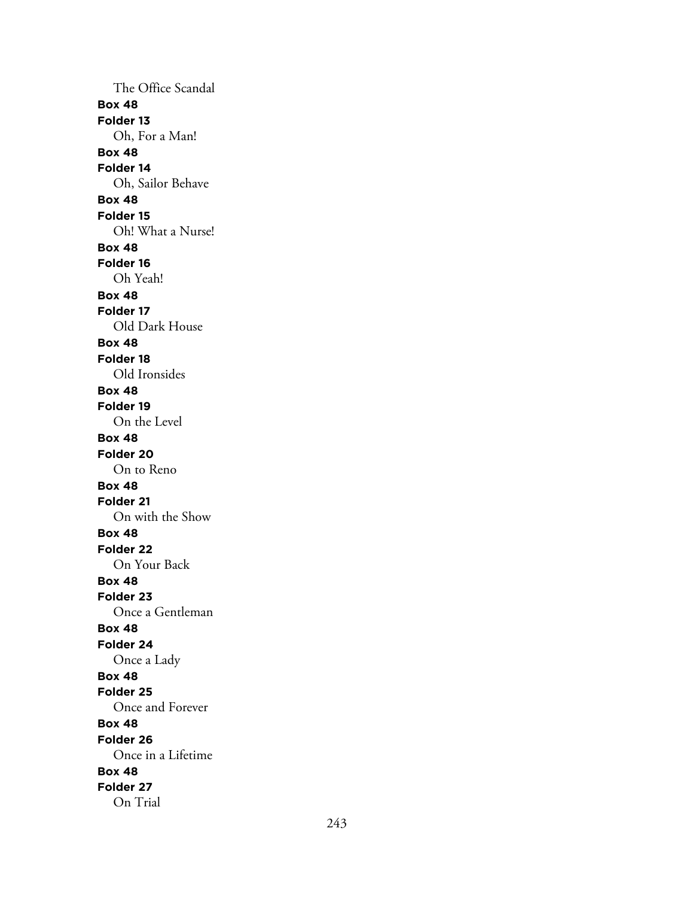The Office Scandal

**Box 48**
**Folder 13**
Oh, For a Man!

**Box 48**
**Folder 14**
Oh, Sailor Behave

**Box 48**
**Folder 15**
Oh! What a Nurse!

**Box 48**
**Folder 16**
Oh Yeah!

**Box 48**
**Folder 17**
Old Dark House

**Box 48**
**Folder 18**
Old Ironsides

**Box 48**
**Folder 19**
On the Level

**Box 48**
**Folder 20**
On to Reno

**Box 48**
**Folder 21**
On with the Show

**Box 48**
**Folder 22**
On Your Back

**Box 48**
**Folder 23**
Once a Gentleman

**Box 48**
**Folder 24**
Once a Lady

**Box 48**
**Folder 25**
Once and Forever

**Box 48**
**Folder 26**
Once in a Lifetime

**Box 48**
**Folder 27**
On Trial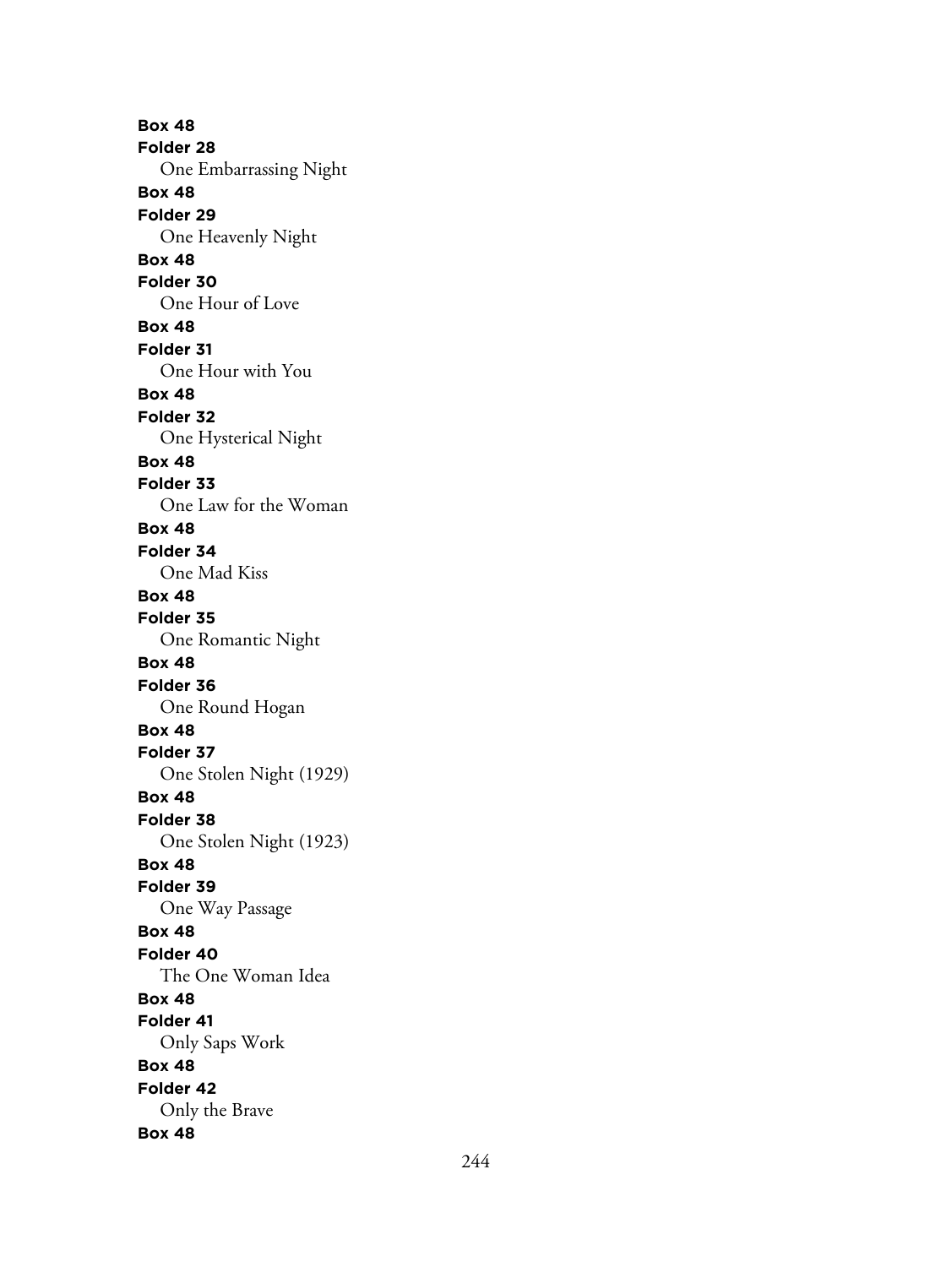**Box 48**
**Folder 28**
One Embarrassing Night
**Box 48**
**Folder 29**
One Heavenly Night
**Box 48**
**Folder 30**
One Hour of Love
**Box 48**
**Folder 31**
One Hour with You
**Box 48**
**Folder 32**
One Hysterical Night
**Box 48**
**Folder 33**
One Law for the Woman
**Box 48**
**Folder 34**
One Mad Kiss
**Box 48**
**Folder 35**
One Romantic Night
**Box 48**
**Folder 36**
One Round Hogan
**Box 48**
**Folder 37**
One Stolen Night (1929)
**Box 48**
**Folder 38**
One Stolen Night (1923)
**Box 48**
**Folder 39**
One Way Passage
**Box 48**
**Folder 40**
The One Woman Idea
**Box 48**
**Folder 41**
Only Saps Work
**Box 48**
**Folder 42**
Only the Brave
**Box 48**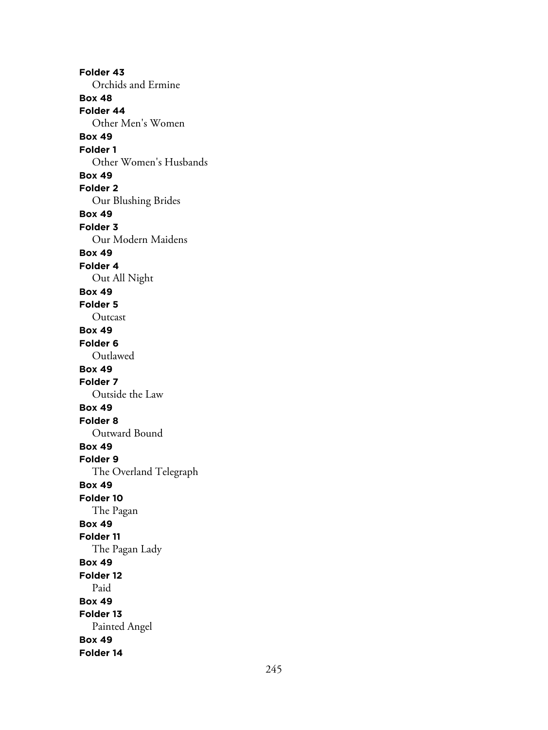**Folder 43**
Orchids and Ermine
**Box 48**
**Folder 44**
Other Men's Women
**Box 49**
**Folder 1**
Other Women's Husbands
**Box 49**
**Folder 2**
Our Blushing Brides
**Box 49**
**Folder 3**
Our Modern Maidens
**Box 49**
**Folder 4**
Out All Night
**Box 49**
**Folder 5**
Outcast
**Box 49**
**Folder 6**
Outlawed
**Box 49**
**Folder 7**
Outside the Law
**Box 49**
**Folder 8**
Outward Bound
**Box 49**
**Folder 9**
The Overland Telegraph
**Box 49**
**Folder 10**
The Pagan
**Box 49**
**Folder 11**
The Pagan Lady
**Box 49**
**Folder 12**
Paid
**Box 49**
**Folder 13**
Painted Angel
**Box 49**
**Folder 14**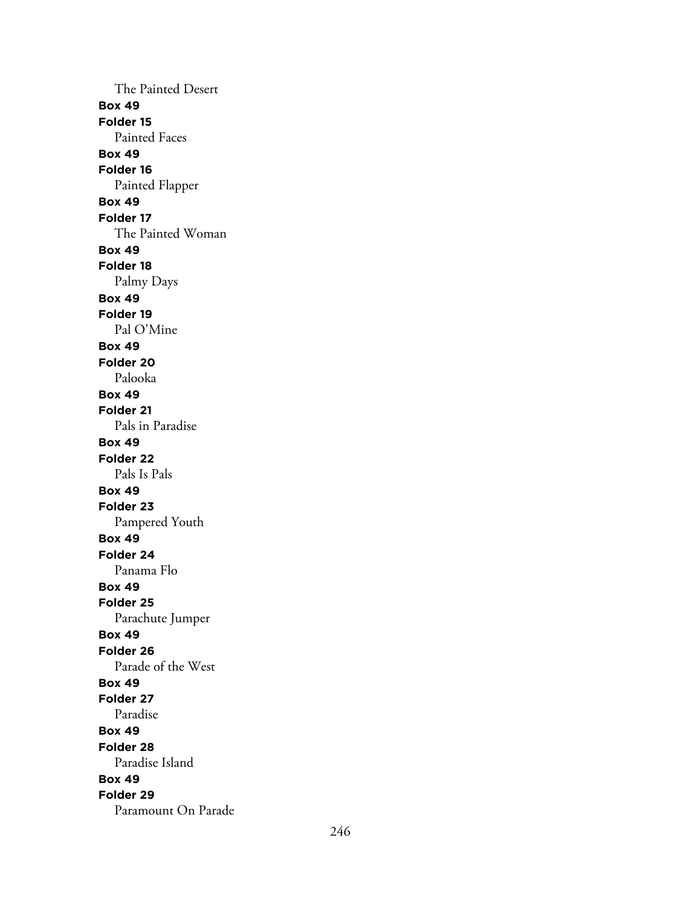The Painted Desert

**Box 49**

**Folder 15**

Painted Faces

**Box 49**

**Folder 16**

Painted Flapper

**Box 49**

**Folder 17**

The Painted Woman

**Box 49**

**Folder 18**

Palmy Days

**Box 49**

**Folder 19**

Pal O'Mine

**Box 49**

**Folder 20**

Palooka

**Box 49**

**Folder 21**

Pals in Paradise

**Box 49**

**Folder 22**

Pals Is Pals

**Box 49**

**Folder 23**

Pampered Youth

**Box 49**

**Folder 24**

Panama Flo

**Box 49**

**Folder 25**

Parachute Jumper

**Box 49**

**Folder 26**

Parade of the West

**Box 49**

**Folder 27**

Paradise

**Box 49**

**Folder 28**

Paradise Island

**Box 49**

**Folder 29**

Paramount On Parade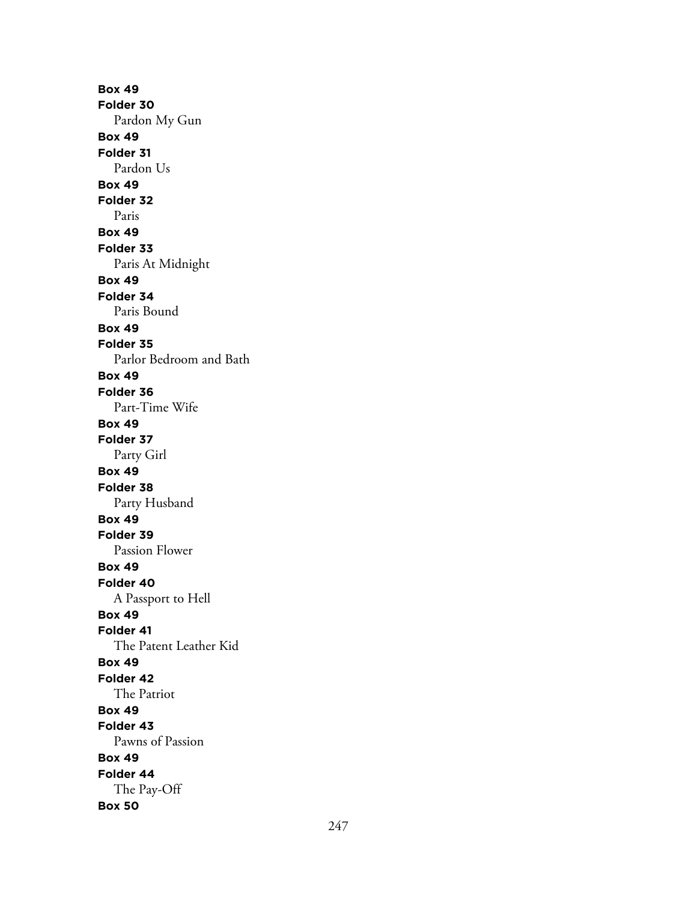**Box 49**
**Folder 30**
Pardon My Gun
**Box 49**
**Folder 31**
Pardon Us
**Box 49**
**Folder 32**
Paris
**Box 49**
**Folder 33**
Paris At Midnight
**Box 49**
**Folder 34**
Paris Bound
**Box 49**
**Folder 35**
Parlor Bedroom and Bath
**Box 49**
**Folder 36**
Part-Time Wife
**Box 49**
**Folder 37**
Party Girl
**Box 49**
**Folder 38**
Party Husband
**Box 49**
**Folder 39**
Passion Flower
**Box 49**
**Folder 40**
A Passport to Hell
**Box 49**
**Folder 41**
The Patent Leather Kid
**Box 49**
**Folder 42**
The Patriot
**Box 49**
**Folder 43**
Pawns of Passion
**Box 49**
**Folder 44**
The Pay-Off
**Box 50**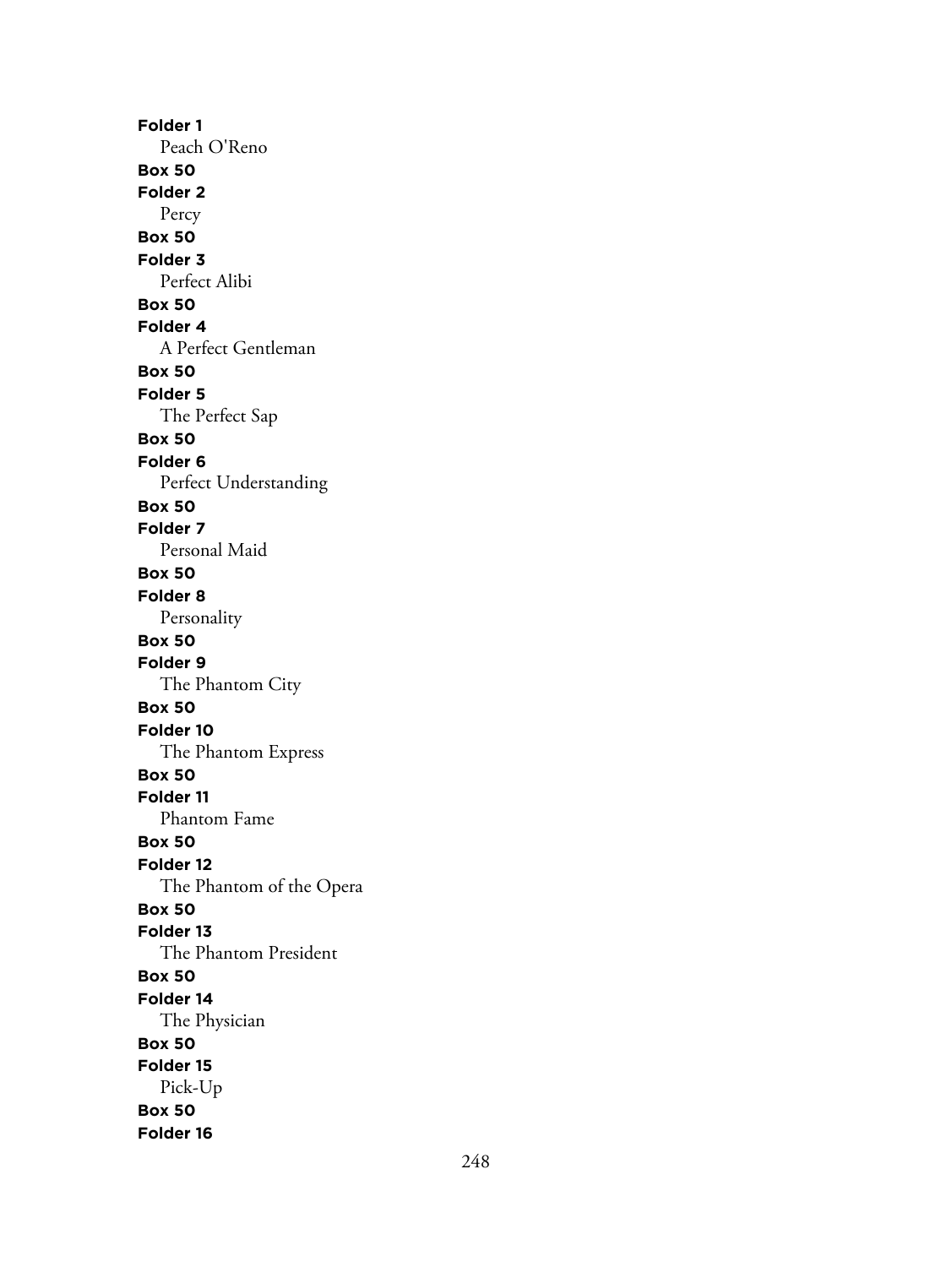**Folder 1**
Peach O'Reno
**Box 50**
**Folder 2**
Percy
**Box 50**
**Folder 3**
Perfect Alibi
**Box 50**
**Folder 4**
A Perfect Gentleman
**Box 50**
**Folder 5**
The Perfect Sap
**Box 50**
**Folder 6**
Perfect Understanding
**Box 50**
**Folder 7**
Personal Maid
**Box 50**
**Folder 8**
Personality
**Box 50**
**Folder 9**
The Phantom City
**Box 50**
**Folder 10**
The Phantom Express
**Box 50**
**Folder 11**
Phantom Fame
**Box 50**
**Folder 12**
The Phantom of the Opera
**Box 50**
**Folder 13**
The Phantom President
**Box 50**
**Folder 14**
The Physician
**Box 50**
**Folder 15**
Pick-Up
**Box 50**
**Folder 16**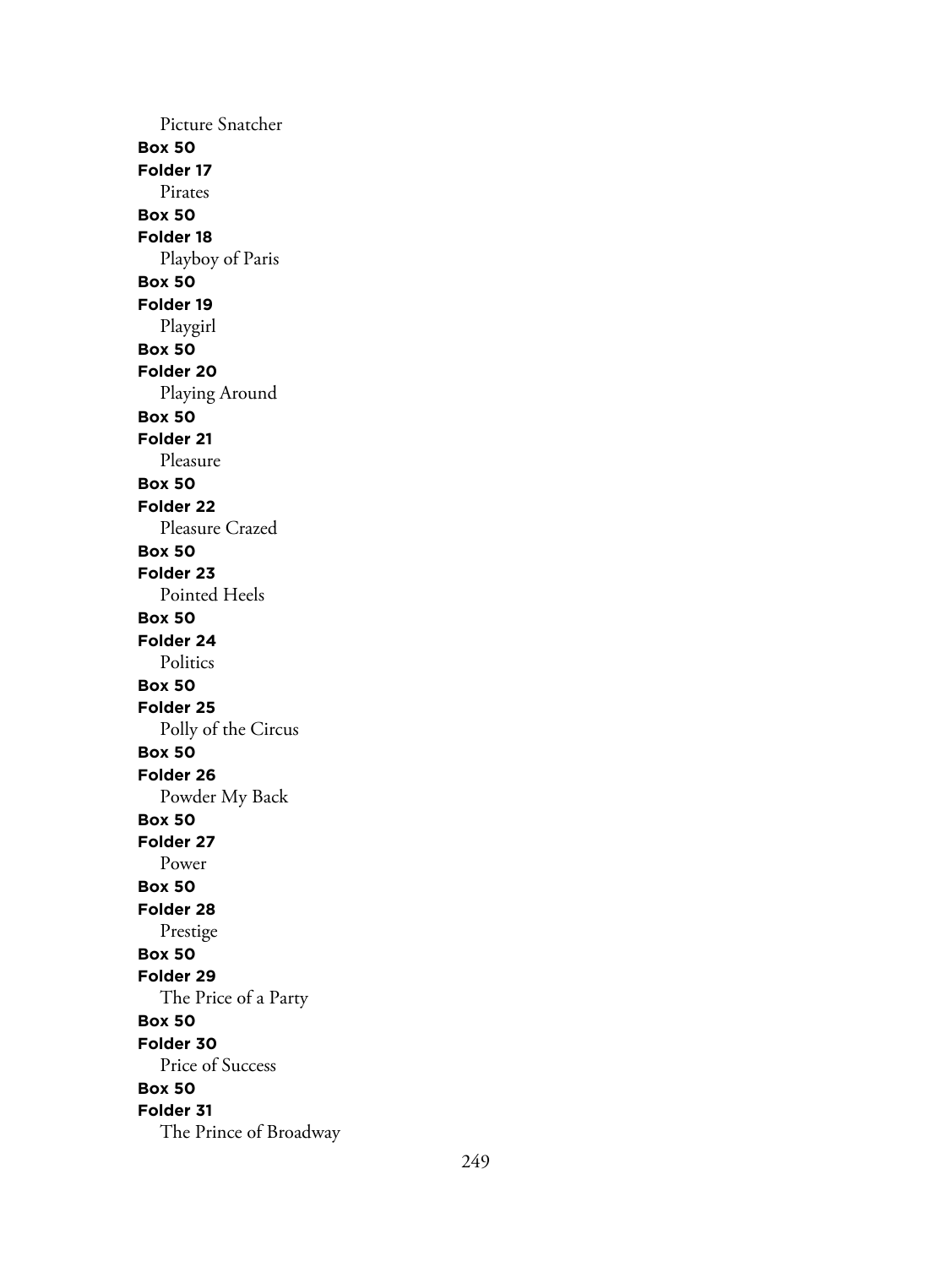Picture Snatcher

**Box 50**

**Folder 17**

Pirates

**Box 50**

**Folder 18**

Playboy of Paris

**Box 50**

**Folder 19**

Playgirl

**Box 50**

**Folder 20**

Playing Around

**Box 50**

**Folder 21**

Pleasure

**Box 50**

**Folder 22**

Pleasure Crazed

**Box 50**

**Folder 23**

Pointed Heels

**Box 50**

**Folder 24**

Politics

**Box 50**

**Folder 25**

Polly of the Circus

**Box 50**

**Folder 26**

Powder My Back

**Box 50**

**Folder 27**

Power

**Box 50**

**Folder 28**

Prestige

**Box 50**

**Folder 29**

The Price of a Party

**Box 50**

**Folder 30**

Price of Success

**Box 50**

**Folder 31**

The Prince of Broadway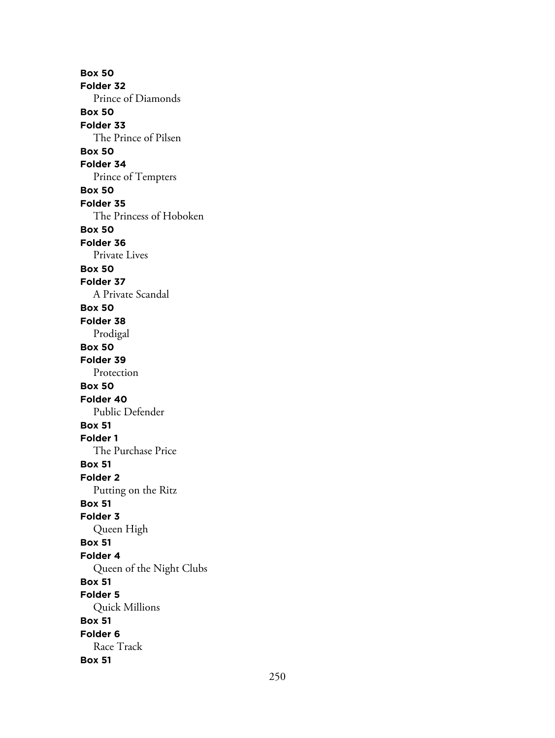**Box 50**
**Folder 32**
Prince of Diamonds
**Box 50**
**Folder 33**
The Prince of Pilsen
**Box 50**
**Folder 34**
Prince of Tempters
**Box 50**
**Folder 35**
The Princess of Hoboken
**Box 50**
**Folder 36**
Private Lives
**Box 50**
**Folder 37**
A Private Scandal
**Box 50**
**Folder 38**
Prodigal
**Box 50**
**Folder 39**
Protection
**Box 50**
**Folder 40**
Public Defender
**Box 51**
**Folder 1**
The Purchase Price
**Box 51**
**Folder 2**
Putting on the Ritz
**Box 51**
**Folder 3**
Queen High
**Box 51**
**Folder 4**
Queen of the Night Clubs
**Box 51**
**Folder 5**
Quick Millions
**Box 51**
**Folder 6**
Race Track
**Box 51**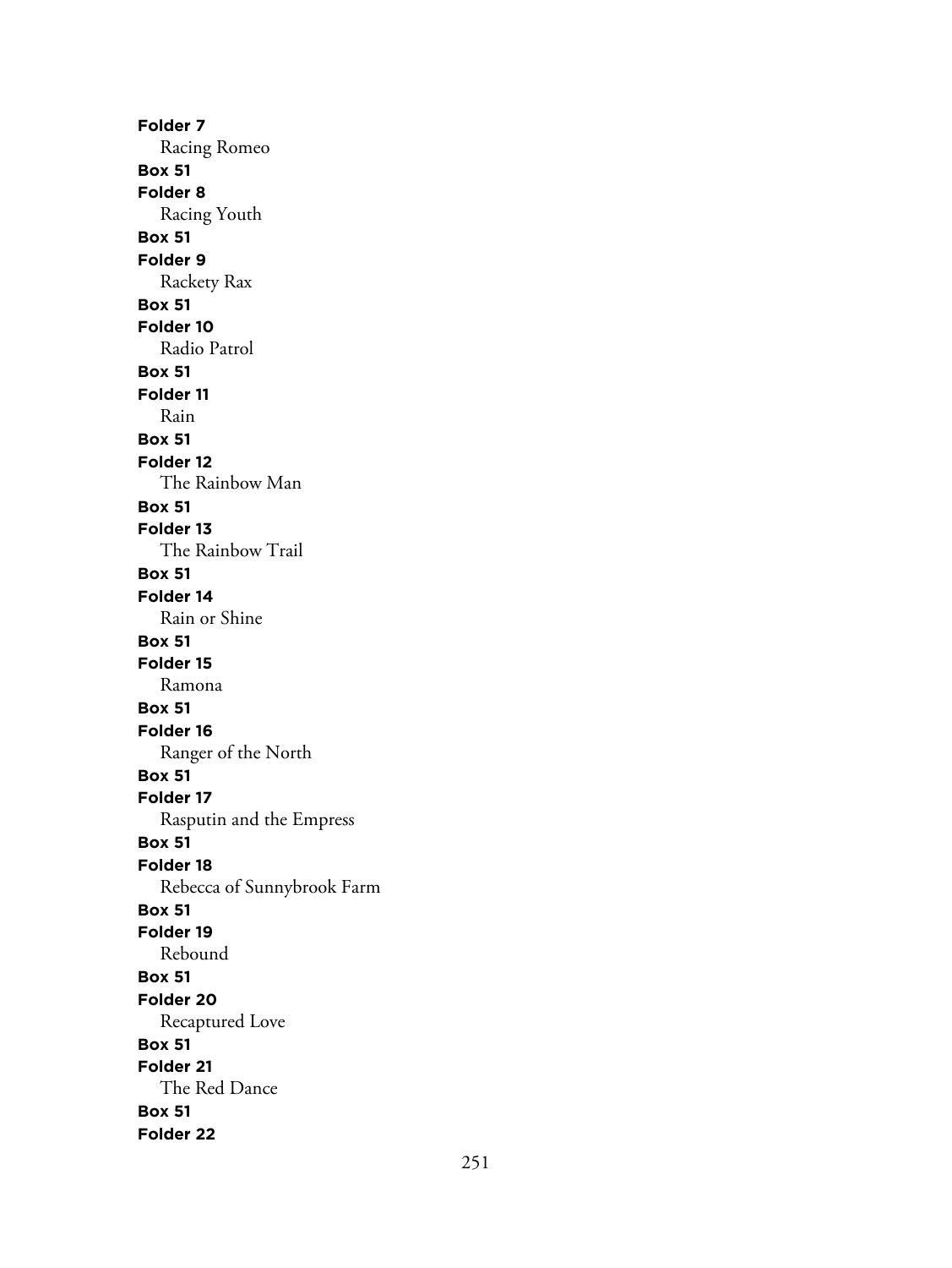**Folder 7**
Racing Romeo
**Box 51**
**Folder 8**
Racing Youth
**Box 51**
**Folder 9**
Rackety Rax
**Box 51**
**Folder 10**
Radio Patrol
**Box 51**
**Folder 11**
Rain
**Box 51**
**Folder 12**
The Rainbow Man
**Box 51**
**Folder 13**
The Rainbow Trail
**Box 51**
**Folder 14**
Rain or Shine
**Box 51**
**Folder 15**
Ramona
**Box 51**
**Folder 16**
Ranger of the North
**Box 51**
**Folder 17**
Rasputin and the Empress
**Box 51**
**Folder 18**
Rebecca of Sunnybrook Farm
**Box 51**
**Folder 19**
Rebound
**Box 51**
**Folder 20**
Recaptured Love
**Box 51**
**Folder 21**
The Red Dance
**Box 51**
**Folder 22**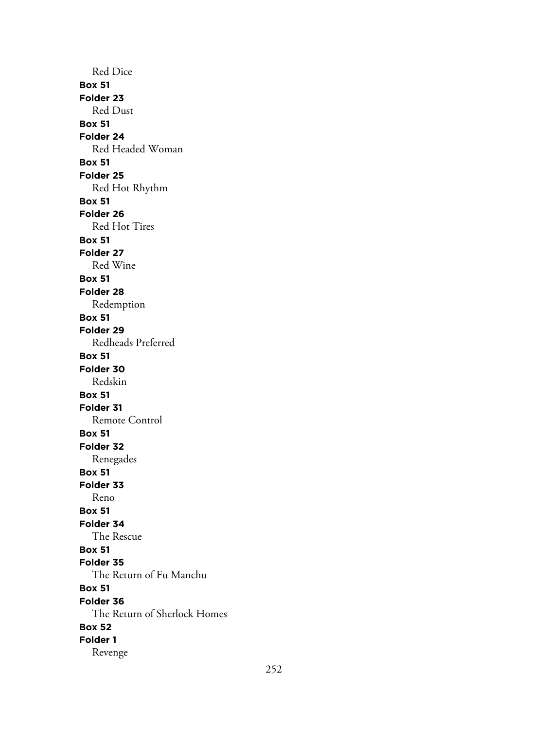Red Dice

**Box 51**

**Folder 23**

Red Dust

**Box 51**

**Folder 24**

Red Headed Woman

**Box 51**

**Folder 25**

Red Hot Rhythm

**Box 51**

**Folder 26**

Red Hot Tires

**Box 51**

**Folder 27**

Red Wine

**Box 51**

**Folder 28**

Redemption

**Box 51**

**Folder 29**

Redheads Preferred

**Box 51**

**Folder 30**

Redskin

**Box 51**

**Folder 31**

Remote Control

**Box 51**

**Folder 32**

Renegades

**Box 51**

**Folder 33**

Reno

**Box 51**

**Folder 34**

The Rescue

**Box 51**

**Folder 35**

The Return of Fu Manchu

**Box 51**

**Folder 36**

The Return of Sherlock Homes

**Box 52**

**Folder 1**

Revenge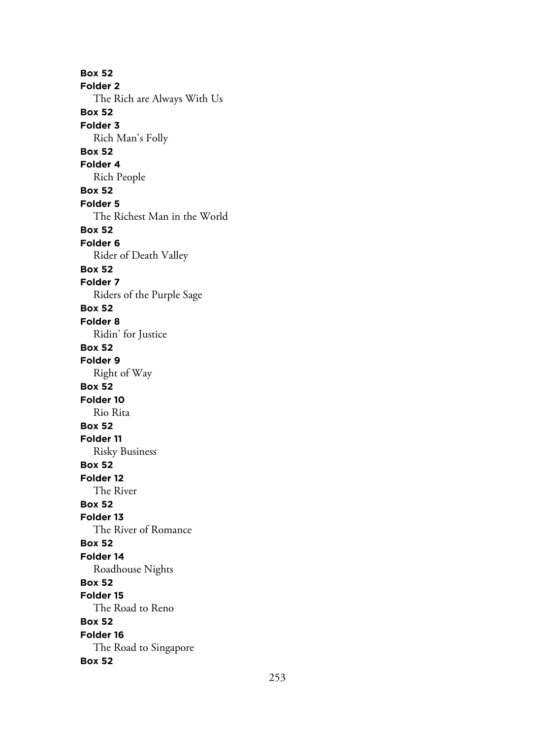**Box 52**
**Folder 2**
The Rich are Always With Us
**Box 52**
**Folder 3**
Rich Man's Folly
**Box 52**
**Folder 4**
Rich People
**Box 52**
**Folder 5**
The Richest Man in the World
**Box 52**
**Folder 6**
Rider of Death Valley
**Box 52**
**Folder 7**
Riders of the Purple Sage
**Box 52**
**Folder 8**
Ridin' for Justice
**Box 52**
**Folder 9**
Right of Way
**Box 52**
**Folder 10**
Rio Rita
**Box 52**
**Folder 11**
Risky Business
**Box 52**
**Folder 12**
The River
**Box 52**
**Folder 13**
The River of Romance
**Box 52**
**Folder 14**
Roadhouse Nights
**Box 52**
**Folder 15**
The Road to Reno
**Box 52**
**Folder 16**
The Road to Singapore
**Box 52**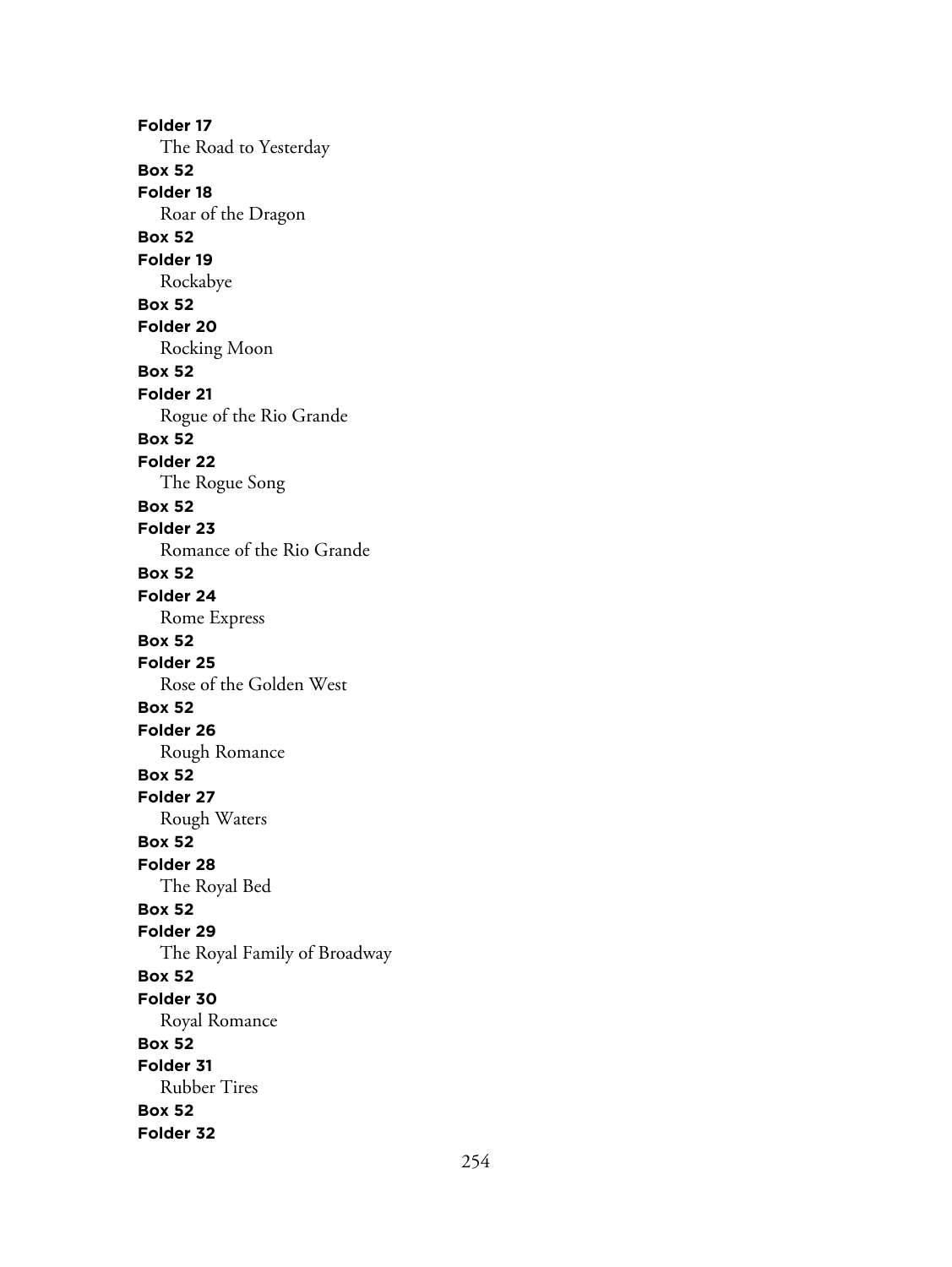**Folder 17**

The Road to Yesterday

**Box 52**

**Folder 18**

Roar of the Dragon

**Box 52**

**Folder 19**

Rockabye

**Box 52**

**Folder 20**

Rocking Moon

**Box 52**

**Folder 21**

Rogue of the Rio Grande

**Box 52**

**Folder 22**

The Rogue Song

**Box 52**

**Folder 23**

Romance of the Rio Grande

**Box 52**

**Folder 24**

Rome Express

**Box 52**

**Folder 25**

Rose of the Golden West

**Box 52**

**Folder 26**

Rough Romance

**Box 52**

**Folder 27**

Rough Waters

**Box 52**

**Folder 28**

The Royal Bed

**Box 52**

**Folder 29**

The Royal Family of Broadway

**Box 52**

**Folder 30**

Royal Romance

**Box 52**

**Folder 31**

Rubber Tires

**Box 52**

**Folder 32**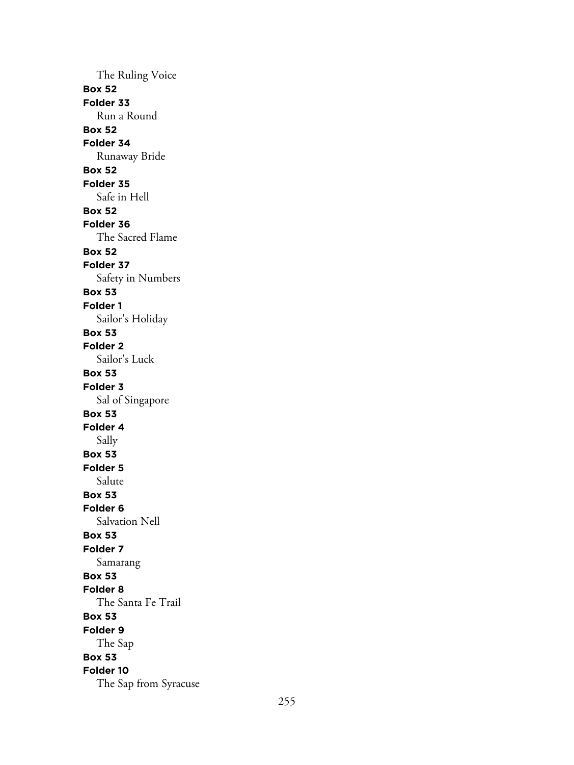The Ruling Voice

**Box 52**
**Folder 33**
Run a Round

**Box 52**
**Folder 34**
Runaway Bride

**Box 52**
**Folder 35**
Safe in Hell

**Box 52**
**Folder 36**
The Sacred Flame

**Box 52**
**Folder 37**
Safety in Numbers

**Box 53**
**Folder 1**
Sailor's Holiday

**Box 53**
**Folder 2**
Sailor's Luck

**Box 53**
**Folder 3**
Sal of Singapore

**Box 53**
**Folder 4**
Sally

**Box 53**
**Folder 5**
Salute

**Box 53**
**Folder 6**
Salvation Nell

**Box 53**
**Folder 7**
Samarang

**Box 53**
**Folder 8**
The Santa Fe Trail

**Box 53**
**Folder 9**
The Sap

**Box 53**
**Folder 10**
The Sap from Syracuse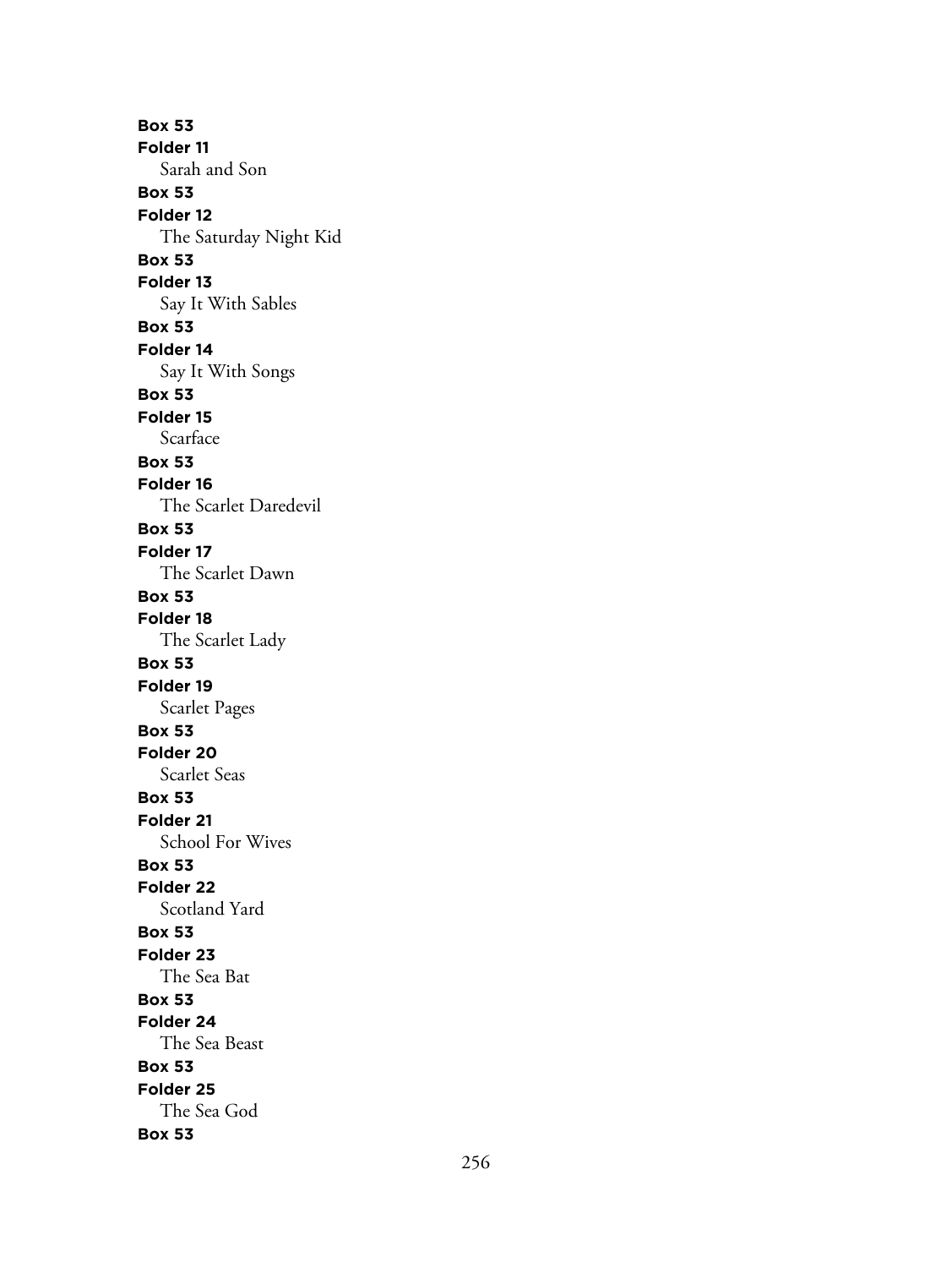**Box 53**
**Folder 11**
Sarah and Son
**Box 53**
**Folder 12**
The Saturday Night Kid
**Box 53**
**Folder 13**
Say It With Sables
**Box 53**
**Folder 14**
Say It With Songs
**Box 53**
**Folder 15**
Scarface
**Box 53**
**Folder 16**
The Scarlet Daredevil
**Box 53**
**Folder 17**
The Scarlet Dawn
**Box 53**
**Folder 18**
The Scarlet Lady
**Box 53**
**Folder 19**
Scarlet Pages
**Box 53**
**Folder 20**
Scarlet Seas
**Box 53**
**Folder 21**
School For Wives
**Box 53**
**Folder 22**
Scotland Yard
**Box 53**
**Folder 23**
The Sea Bat
**Box 53**
**Folder 24**
The Sea Beast
**Box 53**
**Folder 25**
The Sea God
**Box 53**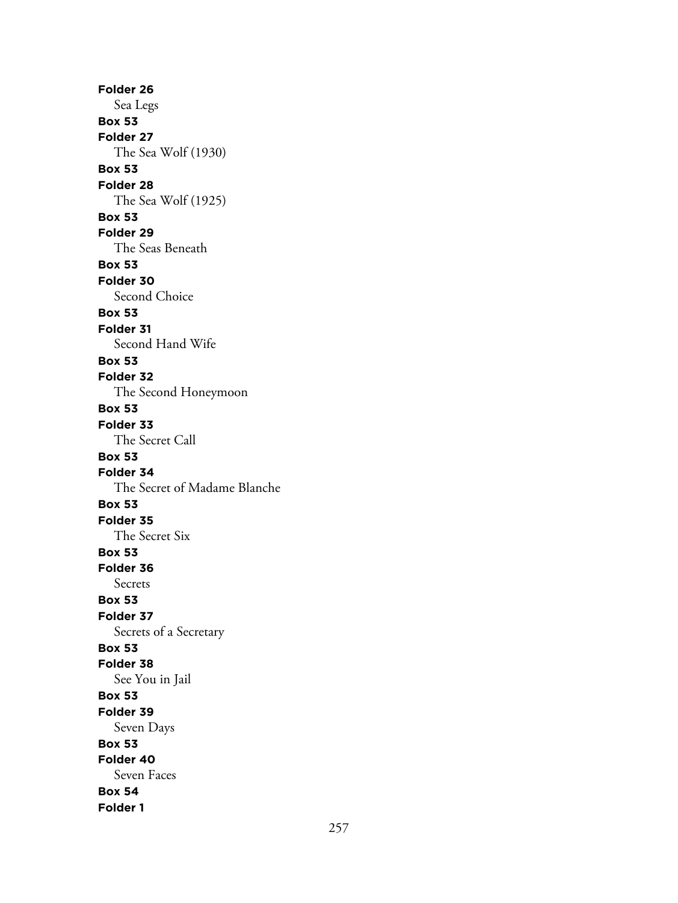**Folder 26**

Sea Legs

**Box 53**

**Folder 27**

The Sea Wolf (1930)

**Box 53**

**Folder 28**

The Sea Wolf (1925)

**Box 53**

**Folder 29**

The Seas Beneath

**Box 53**

**Folder 30**

Second Choice

**Box 53**

**Folder 31**

Second Hand Wife

**Box 53**

**Folder 32**

The Second Honeymoon

**Box 53**

**Folder 33**

The Secret Call

**Box 53**

**Folder 34**

The Secret of Madame Blanche

**Box 53**

**Folder 35**

The Secret Six

**Box 53**

**Folder 36**

Secrets

**Box 53**

**Folder 37**

Secrets of a Secretary

**Box 53**

**Folder 38**

See You in Jail

**Box 53**

**Folder 39**

Seven Days

**Box 53**

**Folder 40**

Seven Faces

**Box 54**

**Folder 1**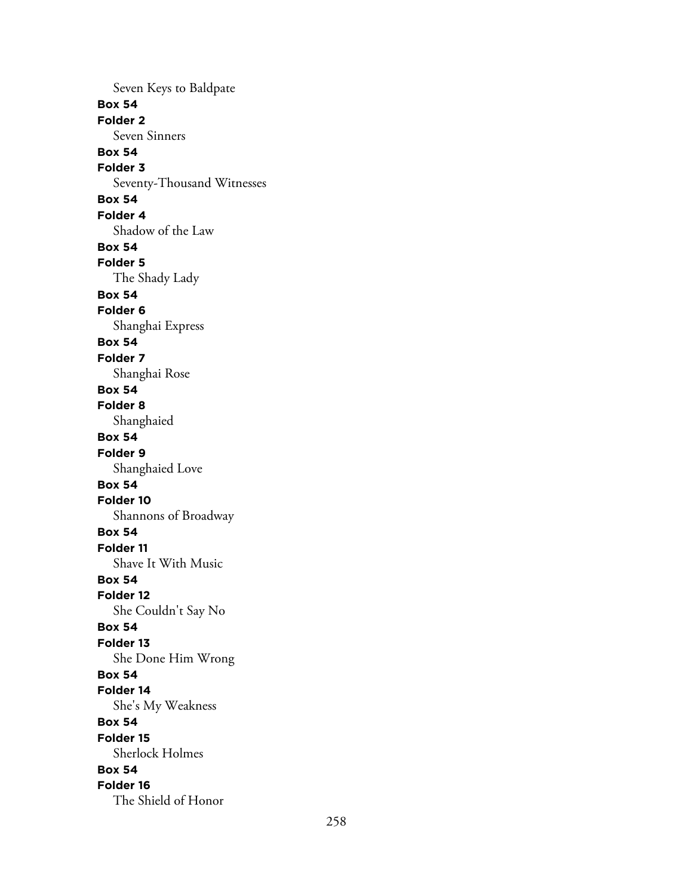Seven Keys to Baldpate

**Box 54**

**Folder 2**

Seven Sinners

**Box 54**

**Folder 3**

Seventy-Thousand Witnesses

**Box 54**

**Folder 4**

Shadow of the Law

**Box 54**

**Folder 5**

The Shady Lady

**Box 54**

**Folder 6**

Shanghai Express

**Box 54**

**Folder 7**

Shanghai Rose

**Box 54**

**Folder 8**

Shanghaied

**Box 54**

**Folder 9**

Shanghaied Love

**Box 54**

**Folder 10**

Shannons of Broadway

**Box 54**

**Folder 11**

Shave It With Music

**Box 54**

**Folder 12**

She Couldn't Say No

**Box 54**

**Folder 13**

She Done Him Wrong

**Box 54**

**Folder 14**

She's My Weakness

**Box 54**

**Folder 15**

Sherlock Holmes

**Box 54**

**Folder 16**

The Shield of Honor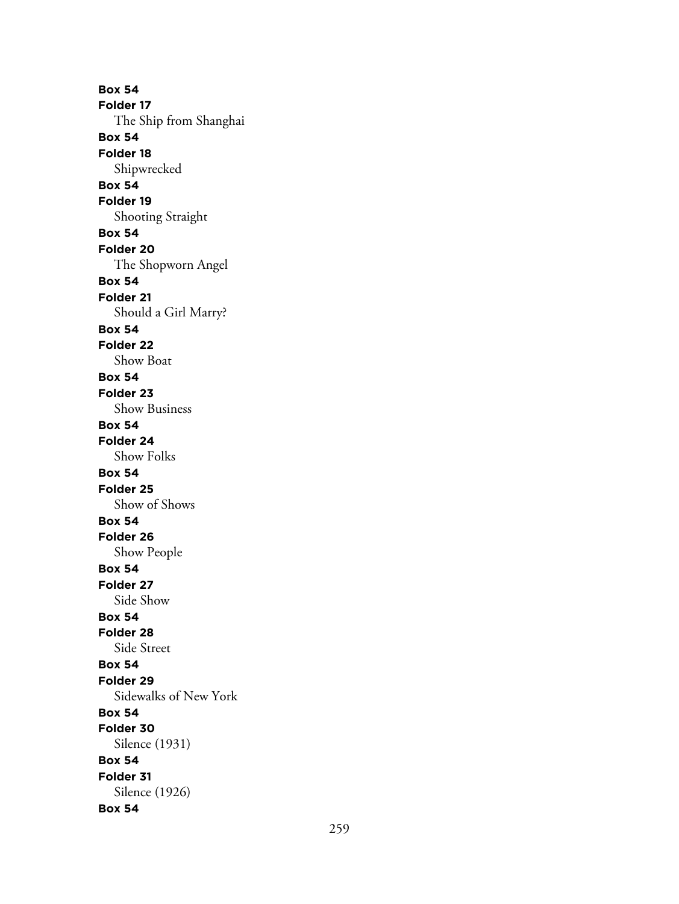**Box 54**
**Folder 17**
The Ship from Shanghai
**Box 54**
**Folder 18**
Shipwrecked
**Box 54**
**Folder 19**
Shooting Straight
**Box 54**
**Folder 20**
The Shopworn Angel
**Box 54**
**Folder 21**
Should a Girl Marry?
**Box 54**
**Folder 22**
Show Boat
**Box 54**
**Folder 23**
Show Business
**Box 54**
**Folder 24**
Show Folks
**Box 54**
**Folder 25**
Show of Shows
**Box 54**
**Folder 26**
Show People
**Box 54**
**Folder 27**
Side Show
**Box 54**
**Folder 28**
Side Street
**Box 54**
**Folder 29**
Sidewalks of New York
**Box 54**
**Folder 30**
Silence (1931)
**Box 54**
**Folder 31**
Silence (1926)
**Box 54**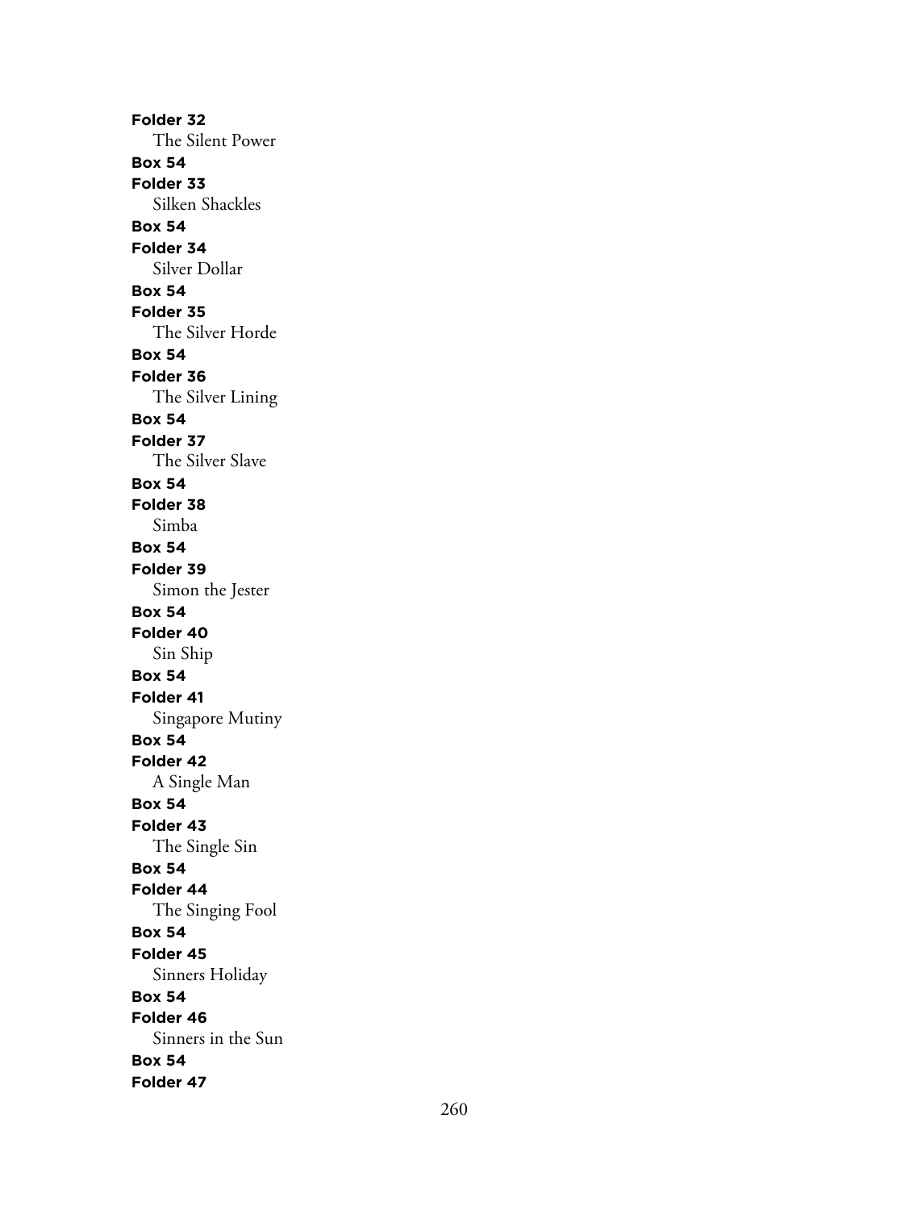**Folder 32**
The Silent Power
**Box 54**
**Folder 33**
Silken Shackles
**Box 54**
**Folder 34**
Silver Dollar
**Box 54**
**Folder 35**
The Silver Horde
**Box 54**
**Folder 36**
The Silver Lining
**Box 54**
**Folder 37**
The Silver Slave
**Box 54**
**Folder 38**
Simba
**Box 54**
**Folder 39**
Simon the Jester
**Box 54**
**Folder 40**
Sin Ship
**Box 54**
**Folder 41**
Singapore Mutiny
**Box 54**
**Folder 42**
A Single Man
**Box 54**
**Folder 43**
The Single Sin
**Box 54**
**Folder 44**
The Singing Fool
**Box 54**
**Folder 45**
Sinners Holiday
**Box 54**
**Folder 46**
Sinners in the Sun
**Box 54**
**Folder 47**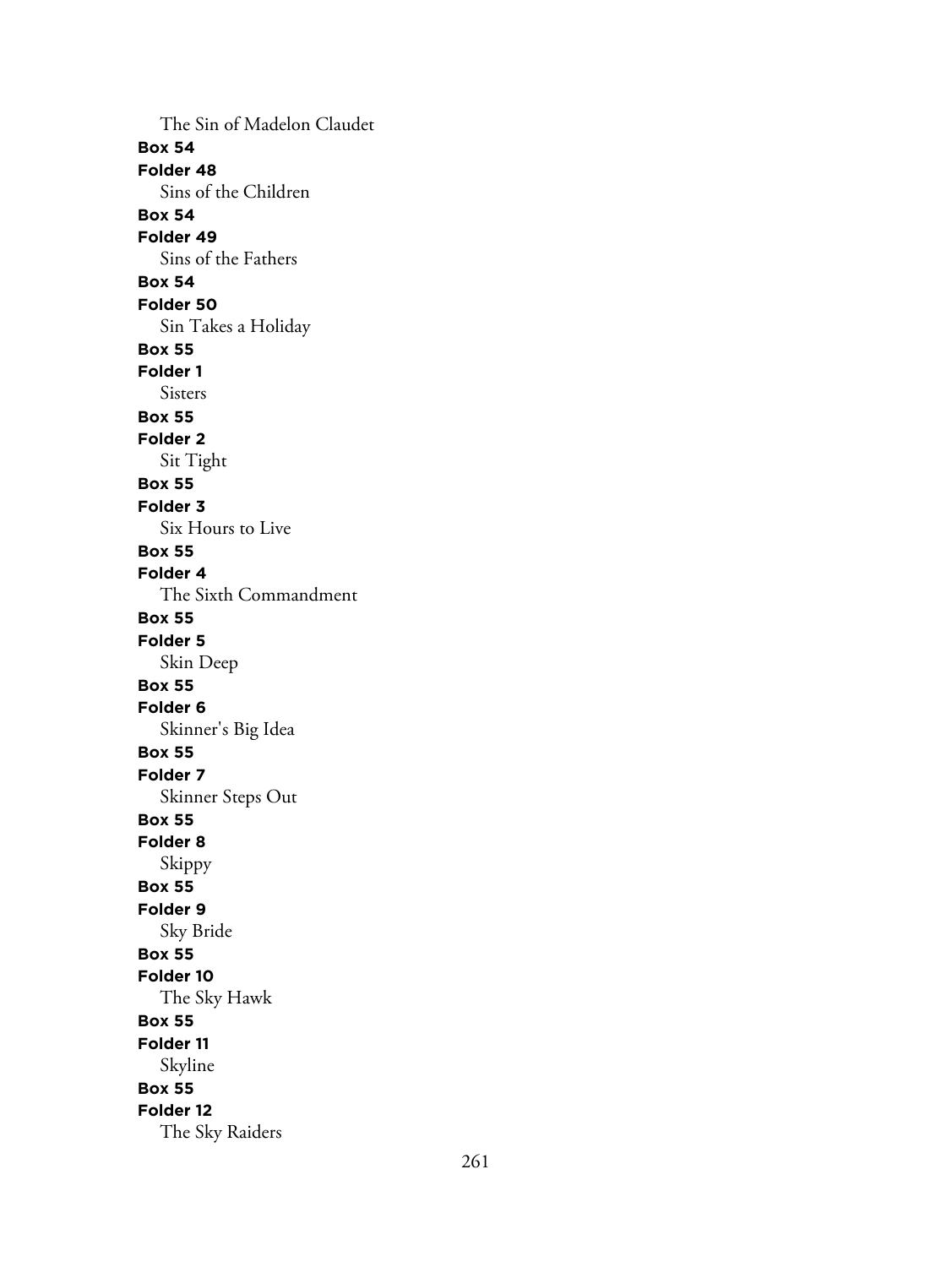The Sin of Madelon Claudet

**Box 54**

**Folder 48**

Sins of the Children

**Box 54**

**Folder 49**

Sins of the Fathers

**Box 54**

**Folder 50**

Sin Takes a Holiday

**Box 55**

**Folder 1**

Sisters

**Box 55**

**Folder 2**

Sit Tight

**Box 55**

**Folder 3**

Six Hours to Live

**Box 55**

**Folder 4**

The Sixth Commandment

**Box 55**

**Folder 5**

Skin Deep

**Box 55**

**Folder 6**

Skinner's Big Idea

**Box 55**

**Folder 7**

Skinner Steps Out

**Box 55**

**Folder 8**

Skippy

**Box 55**

**Folder 9**

Sky Bride

**Box 55**

**Folder 10**

The Sky Hawk

**Box 55**

**Folder 11**

Skyline

**Box 55**

**Folder 12**

The Sky Raiders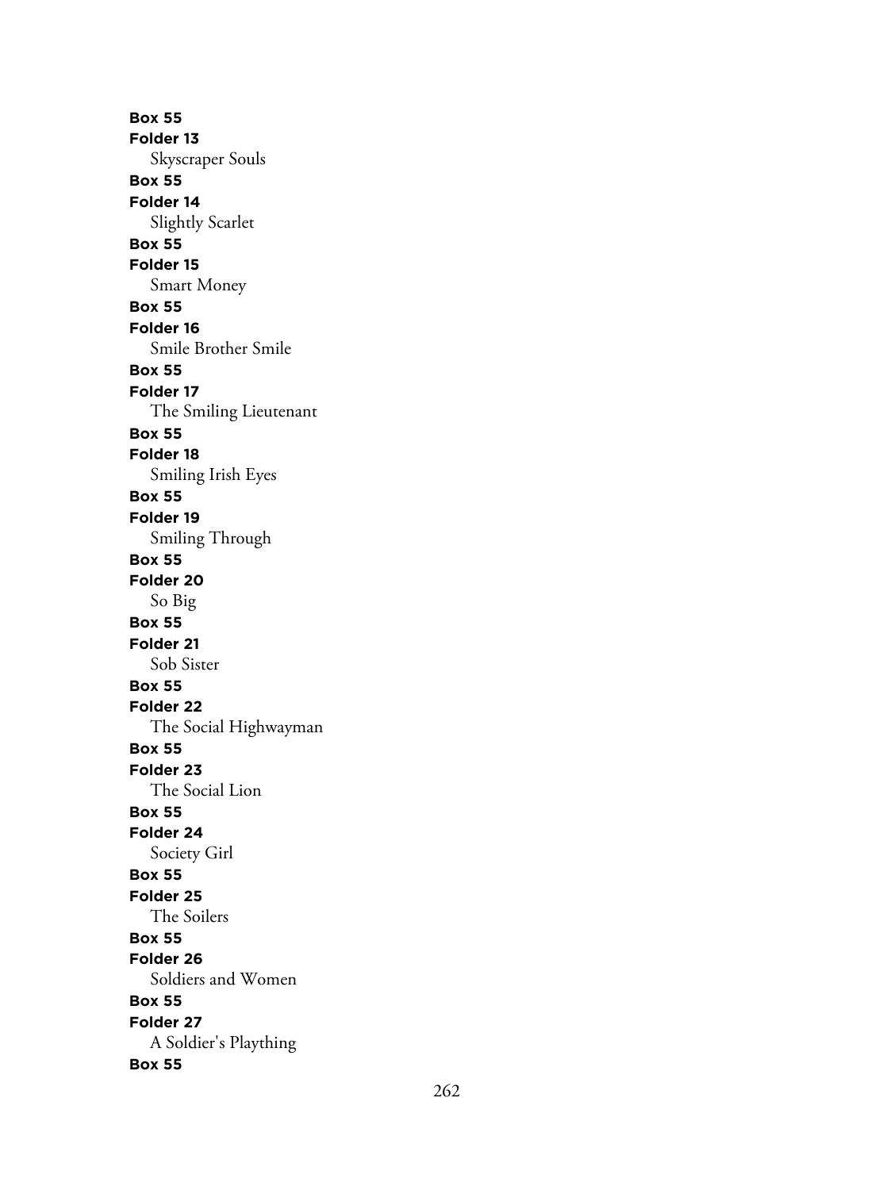**Box 55**
**Folder 13**
Skyscraper Souls
**Box 55**
**Folder 14**
Slightly Scarlet
**Box 55**
**Folder 15**
Smart Money
**Box 55**
**Folder 16**
Smile Brother Smile
**Box 55**
**Folder 17**
The Smiling Lieutenant
**Box 55**
**Folder 18**
Smiling Irish Eyes
**Box 55**
**Folder 19**
Smiling Through
**Box 55**
**Folder 20**
So Big
**Box 55**
**Folder 21**
Sob Sister
**Box 55**
**Folder 22**
The Social Highwayman
**Box 55**
**Folder 23**
The Social Lion
**Box 55**
**Folder 24**
Society Girl
**Box 55**
**Folder 25**
The Soilers
**Box 55**
**Folder 26**
Soldiers and Women
**Box 55**
**Folder 27**
A Soldier's Plaything
**Box 55**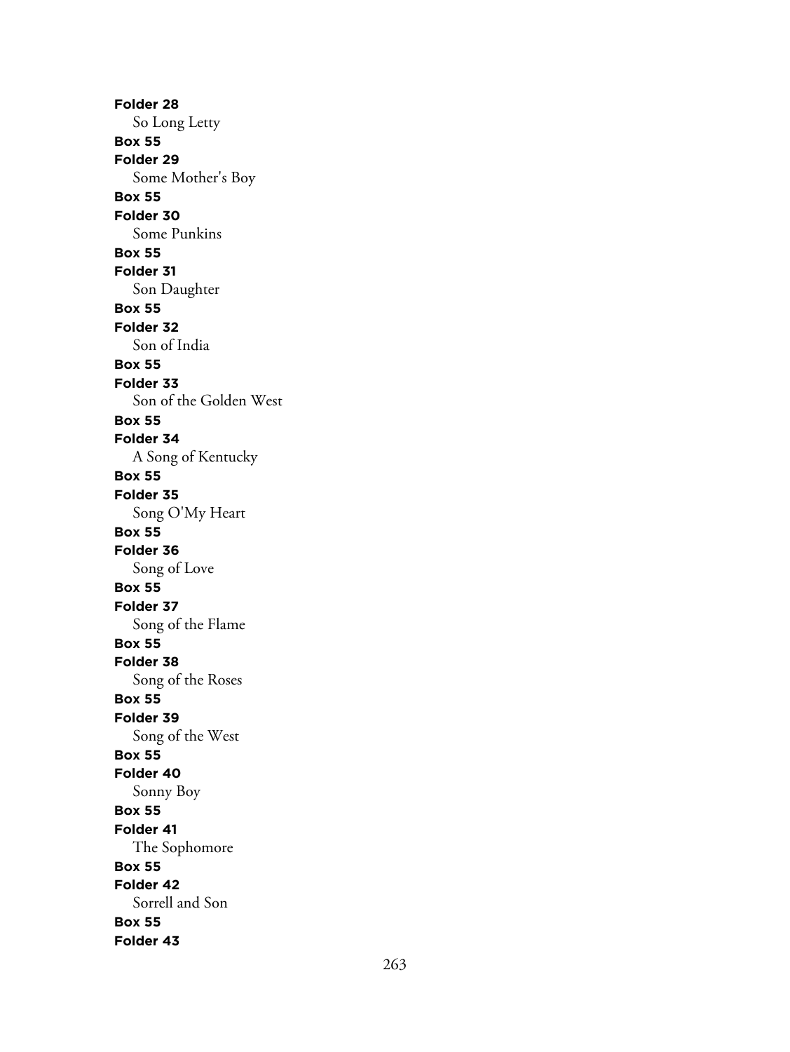**Folder 28**
So Long Letty
**Box 55**
**Folder 29**
Some Mother's Boy
**Box 55**
**Folder 30**
Some Punkins
**Box 55**
**Folder 31**
Son Daughter
**Box 55**
**Folder 32**
Son of India
**Box 55**
**Folder 33**
Son of the Golden West
**Box 55**
**Folder 34**
A Song of Kentucky
**Box 55**
**Folder 35**
Song O'My Heart
**Box 55**
**Folder 36**
Song of Love
**Box 55**
**Folder 37**
Song of the Flame
**Box 55**
**Folder 38**
Song of the Roses
**Box 55**
**Folder 39**
Song of the West
**Box 55**
**Folder 40**
Sonny Boy
**Box 55**
**Folder 41**
The Sophomore
**Box 55**
**Folder 42**
Sorrell and Son
**Box 55**
**Folder 43**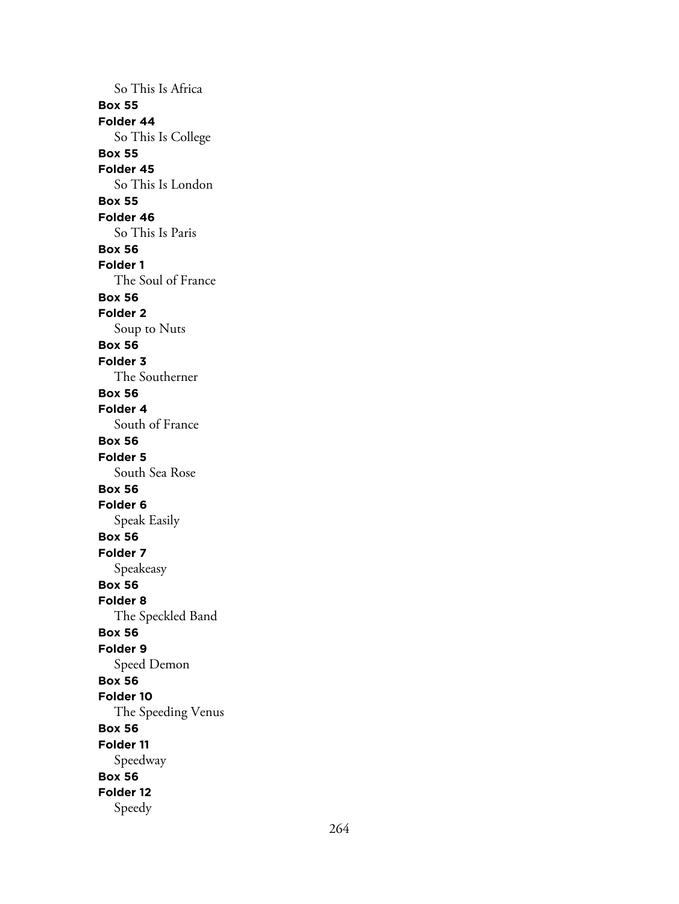So This Is Africa

**Box 55**
**Folder 44**
So This Is College

**Box 55**
**Folder 45**
So This Is London

**Box 55**
**Folder 46**
So This Is Paris

**Box 56**
**Folder 1**
The Soul of France

**Box 56**
**Folder 2**
Soup to Nuts

**Box 56**
**Folder 3**
The Southerner

**Box 56**
**Folder 4**
South of France

**Box 56**
**Folder 5**
South Sea Rose

**Box 56**
**Folder 6**
Speak Easily

**Box 56**
**Folder 7**
Speakeasy

**Box 56**
**Folder 8**
The Speckled Band

**Box 56**
**Folder 9**
Speed Demon

**Box 56**
**Folder 10**
The Speeding Venus

**Box 56**
**Folder 11**
Speedway

**Box 56**
**Folder 12**
Speedy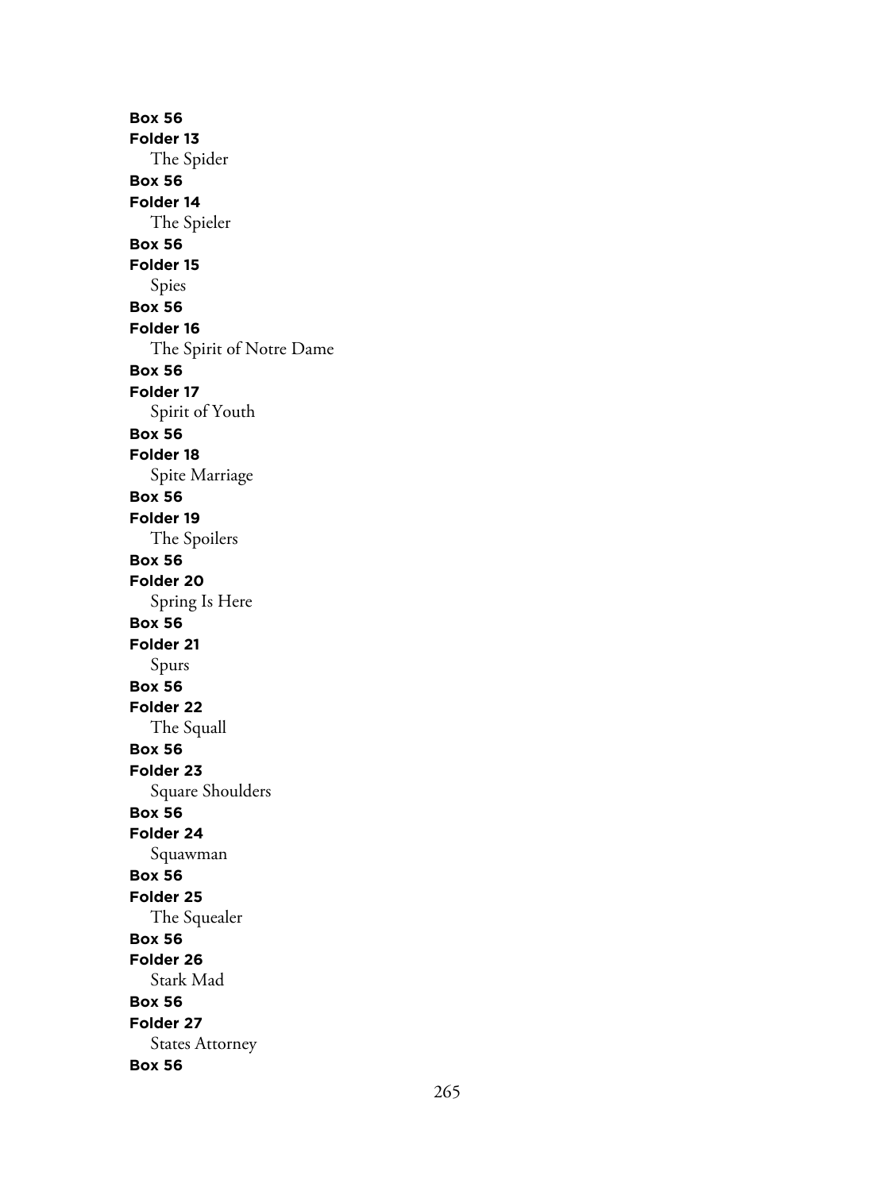**Box 56**
**Folder 13**
The Spider
**Box 56**
**Folder 14**
The Spieler
**Box 56**
**Folder 15**
Spies
**Box 56**
**Folder 16**
The Spirit of Notre Dame
**Box 56**
**Folder 17**
Spirit of Youth
**Box 56**
**Folder 18**
Spite Marriage
**Box 56**
**Folder 19**
The Spoilers
**Box 56**
**Folder 20**
Spring Is Here
**Box 56**
**Folder 21**
Spurs
**Box 56**
**Folder 22**
The Squall
**Box 56**
**Folder 23**
Square Shoulders
**Box 56**
**Folder 24**
Squawman
**Box 56**
**Folder 25**
The Squealer
**Box 56**
**Folder 26**
Stark Mad
**Box 56**
**Folder 27**
States Attorney
**Box 56**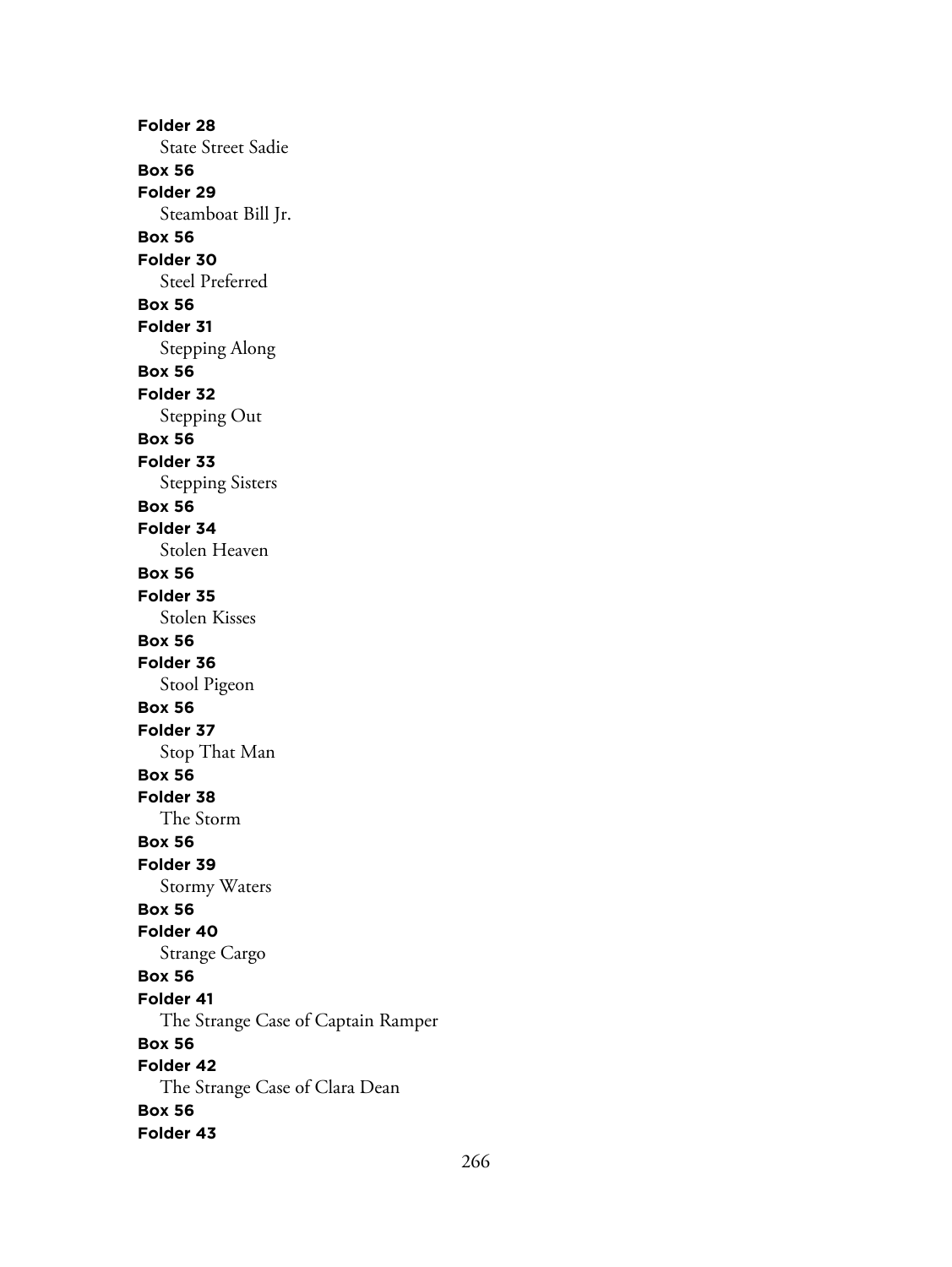**Folder 28**
State Street Sadie
**Box 56**
**Folder 29**
Steamboat Bill Jr.
**Box 56**
**Folder 30**
Steel Preferred
**Box 56**
**Folder 31**
Stepping Along
**Box 56**
**Folder 32**
Stepping Out
**Box 56**
**Folder 33**
Stepping Sisters
**Box 56**
**Folder 34**
Stolen Heaven
**Box 56**
**Folder 35**
Stolen Kisses
**Box 56**
**Folder 36**
Stool Pigeon
**Box 56**
**Folder 37**
Stop That Man
**Box 56**
**Folder 38**
The Storm
**Box 56**
**Folder 39**
Stormy Waters
**Box 56**
**Folder 40**
Strange Cargo
**Box 56**
**Folder 41**
The Strange Case of Captain Ramper
**Box 56**
**Folder 42**
The Strange Case of Clara Dean
**Box 56**
**Folder 43**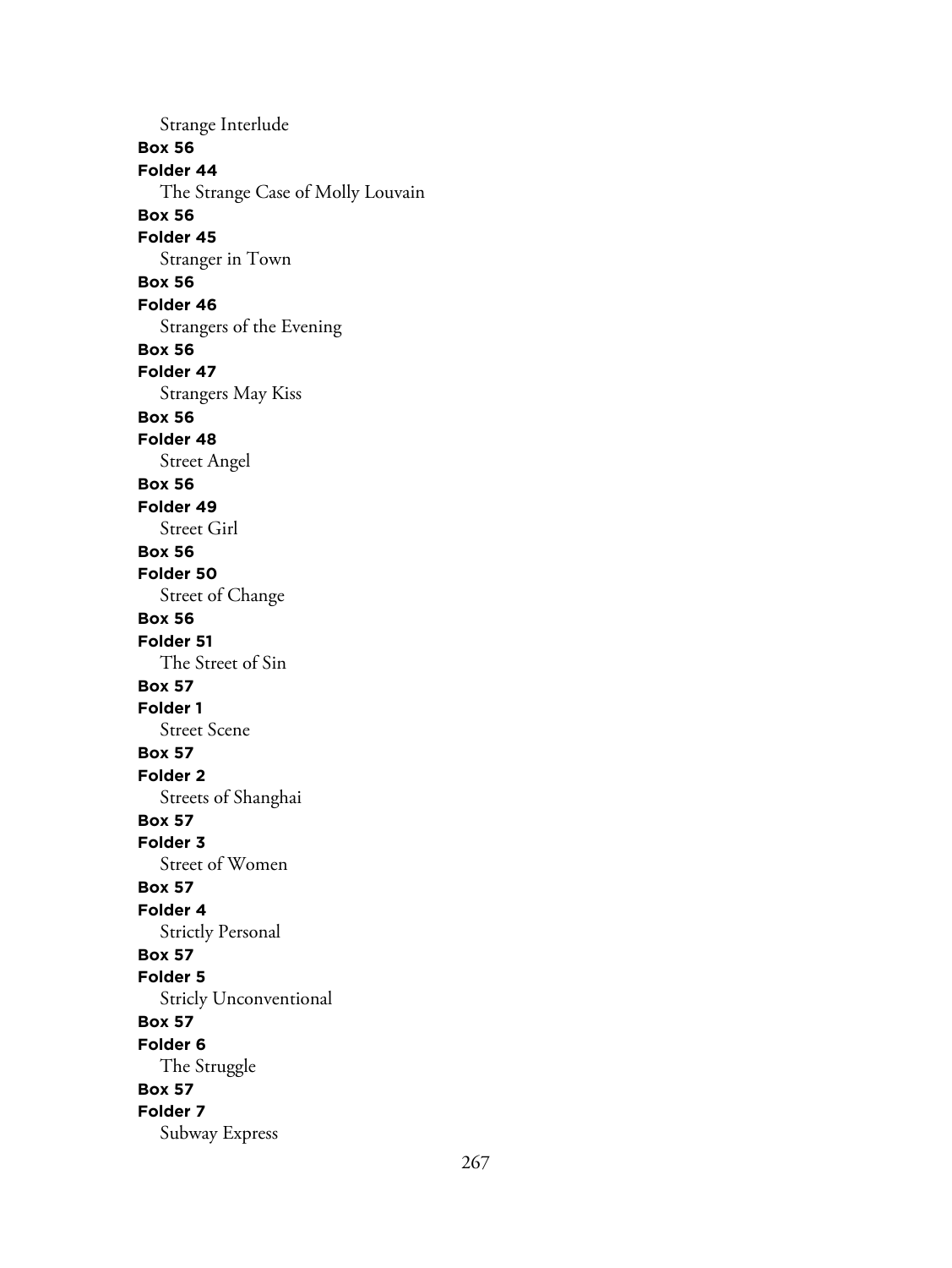Strange Interlude

**Box 56**
**Folder 44**
The Strange Case of Molly Louvain

**Box 56**
**Folder 45**
Stranger in Town

**Box 56**
**Folder 46**
Strangers of the Evening

**Box 56**
**Folder 47**
Strangers May Kiss

**Box 56**
**Folder 48**
Street Angel

**Box 56**
**Folder 49**
Street Girl

**Box 56**
**Folder 50**
Street of Change

**Box 56**
**Folder 51**
The Street of Sin

**Box 57**
**Folder 1**
Street Scene

**Box 57**
**Folder 2**
Streets of Shanghai

**Box 57**
**Folder 3**
Street of Women

**Box 57**
**Folder 4**
Strictly Personal

**Box 57**
**Folder 5**
Stricly Unconventional

**Box 57**
**Folder 6**
The Struggle

**Box 57**
**Folder 7**
Subway Express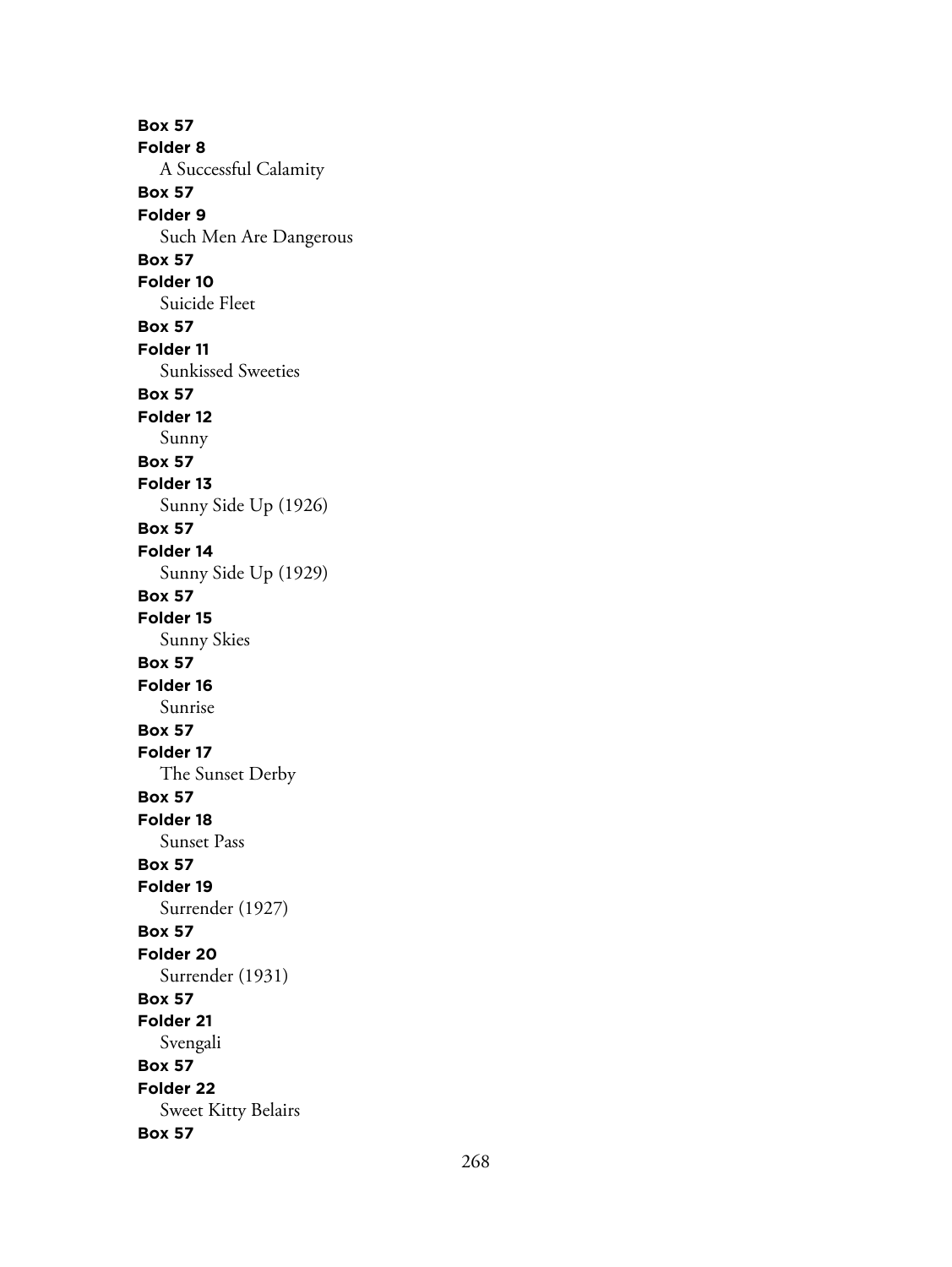**Box 57**
**Folder 8**
A Successful Calamity
**Box 57**
**Folder 9**
Such Men Are Dangerous
**Box 57**
**Folder 10**
Suicide Fleet
**Box 57**
**Folder 11**
Sunkissed Sweeties
**Box 57**
**Folder 12**
Sunny
**Box 57**
**Folder 13**
Sunny Side Up (1926)
**Box 57**
**Folder 14**
Sunny Side Up (1929)
**Box 57**
**Folder 15**
Sunny Skies
**Box 57**
**Folder 16**
Sunrise
**Box 57**
**Folder 17**
The Sunset Derby
**Box 57**
**Folder 18**
Sunset Pass
**Box 57**
**Folder 19**
Surrender (1927)
**Box 57**
**Folder 20**
Surrender (1931)
**Box 57**
**Folder 21**
Svengali
**Box 57**
**Folder 22**
Sweet Kitty Belairs
**Box 57**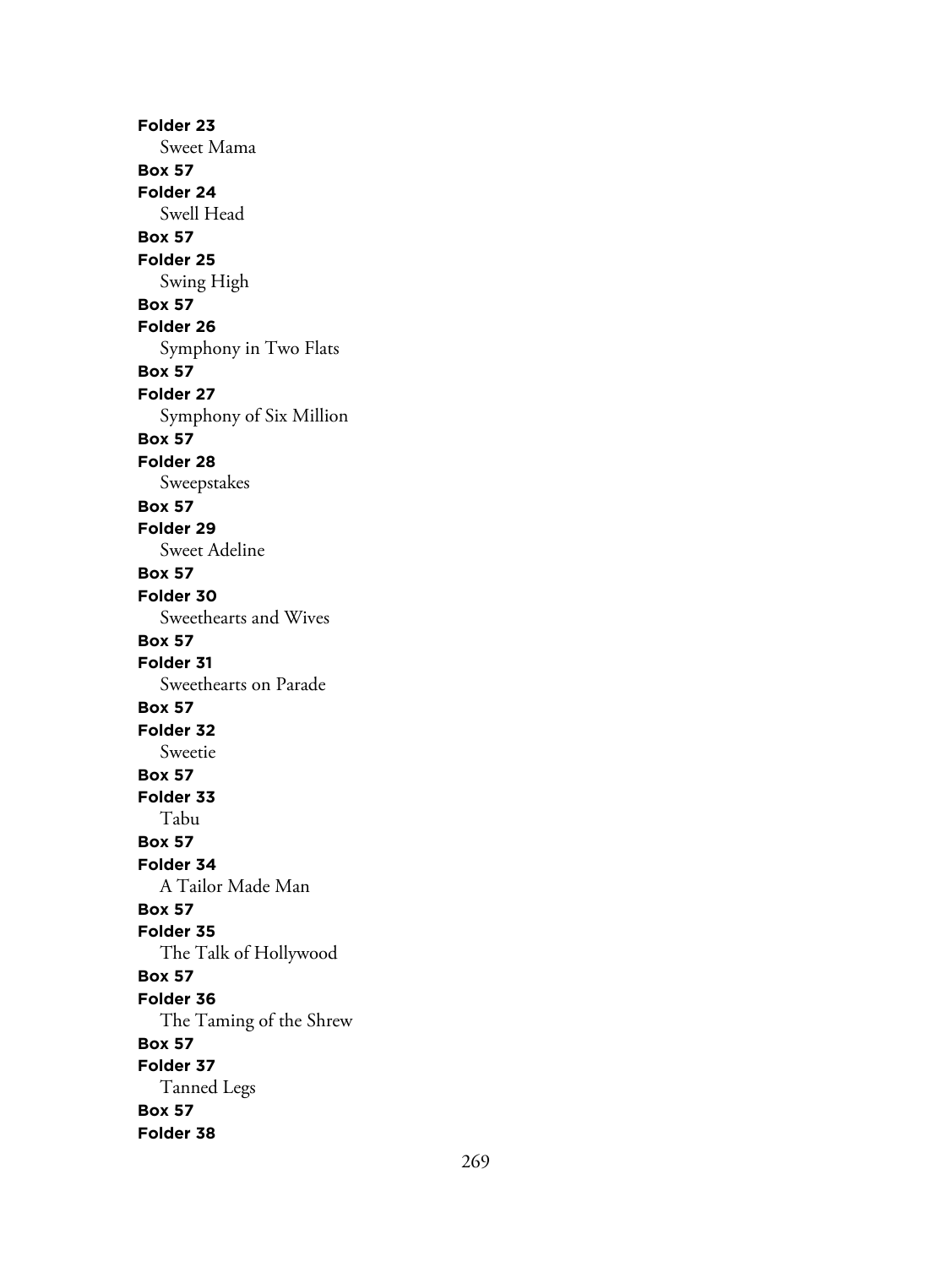**Folder 23**
Sweet Mama
**Box 57**
**Folder 24**
Swell Head
**Box 57**
**Folder 25**
Swing High
**Box 57**
**Folder 26**
Symphony in Two Flats
**Box 57**
**Folder 27**
Symphony of Six Million
**Box 57**
**Folder 28**
Sweepstakes
**Box 57**
**Folder 29**
Sweet Adeline
**Box 57**
**Folder 30**
Sweethearts and Wives
**Box 57**
**Folder 31**
Sweethearts on Parade
**Box 57**
**Folder 32**
Sweetie
**Box 57**
**Folder 33**
Tabu
**Box 57**
**Folder 34**
A Tailor Made Man
**Box 57**
**Folder 35**
The Talk of Hollywood
**Box 57**
**Folder 36**
The Taming of the Shrew
**Box 57**
**Folder 37**
Tanned Legs
**Box 57**
**Folder 38**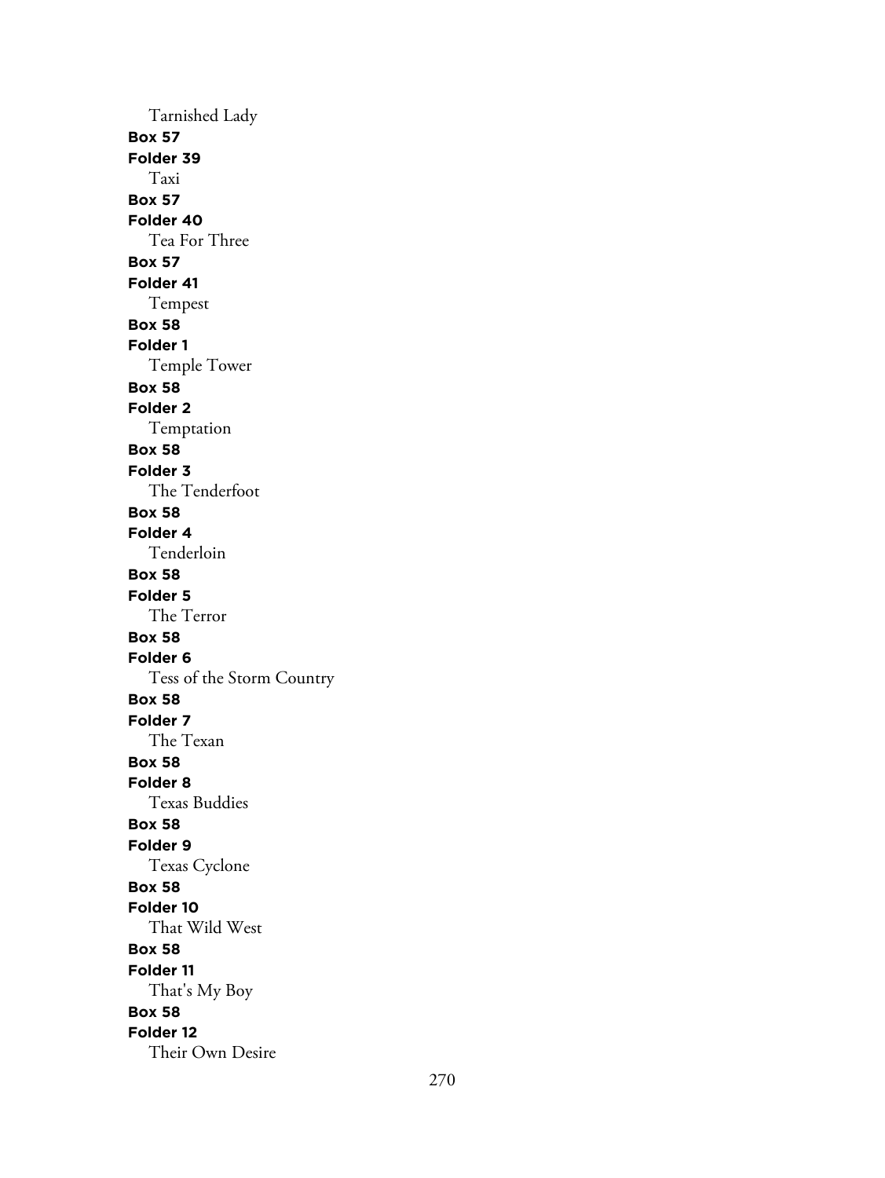Tarnished Lady
**Box 57**
**Folder 39**
Taxi
**Box 57**
**Folder 40**
Tea For Three
**Box 57**
**Folder 41**
Tempest
**Box 58**
**Folder 1**
Temple Tower
**Box 58**
**Folder 2**
Temptation
**Box 58**
**Folder 3**
The Tenderfoot
**Box 58**
**Folder 4**
Tenderloin
**Box 58**
**Folder 5**
The Terror
**Box 58**
**Folder 6**
Tess of the Storm Country
**Box 58**
**Folder 7**
The Texan
**Box 58**
**Folder 8**
Texas Buddies
**Box 58**
**Folder 9**
Texas Cyclone
**Box 58**
**Folder 10**
That Wild West
**Box 58**
**Folder 11**
That's My Boy
**Box 58**
**Folder 12**
Their Own Desire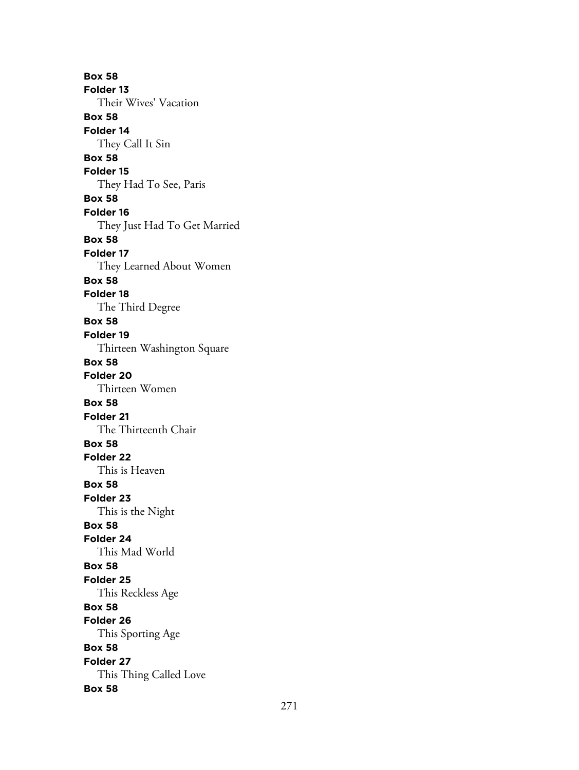**Box 58**
**Folder 13**
Their Wives' Vacation
**Box 58**
**Folder 14**
They Call It Sin
**Box 58**
**Folder 15**
They Had To See, Paris
**Box 58**
**Folder 16**
They Just Had To Get Married
**Box 58**
**Folder 17**
They Learned About Women
**Box 58**
**Folder 18**
The Third Degree
**Box 58**
**Folder 19**
Thirteen Washington Square
**Box 58**
**Folder 20**
Thirteen Women
**Box 58**
**Folder 21**
The Thirteenth Chair
**Box 58**
**Folder 22**
This is Heaven
**Box 58**
**Folder 23**
This is the Night
**Box 58**
**Folder 24**
This Mad World
**Box 58**
**Folder 25**
This Reckless Age
**Box 58**
**Folder 26**
This Sporting Age
**Box 58**
**Folder 27**
This Thing Called Love
**Box 58**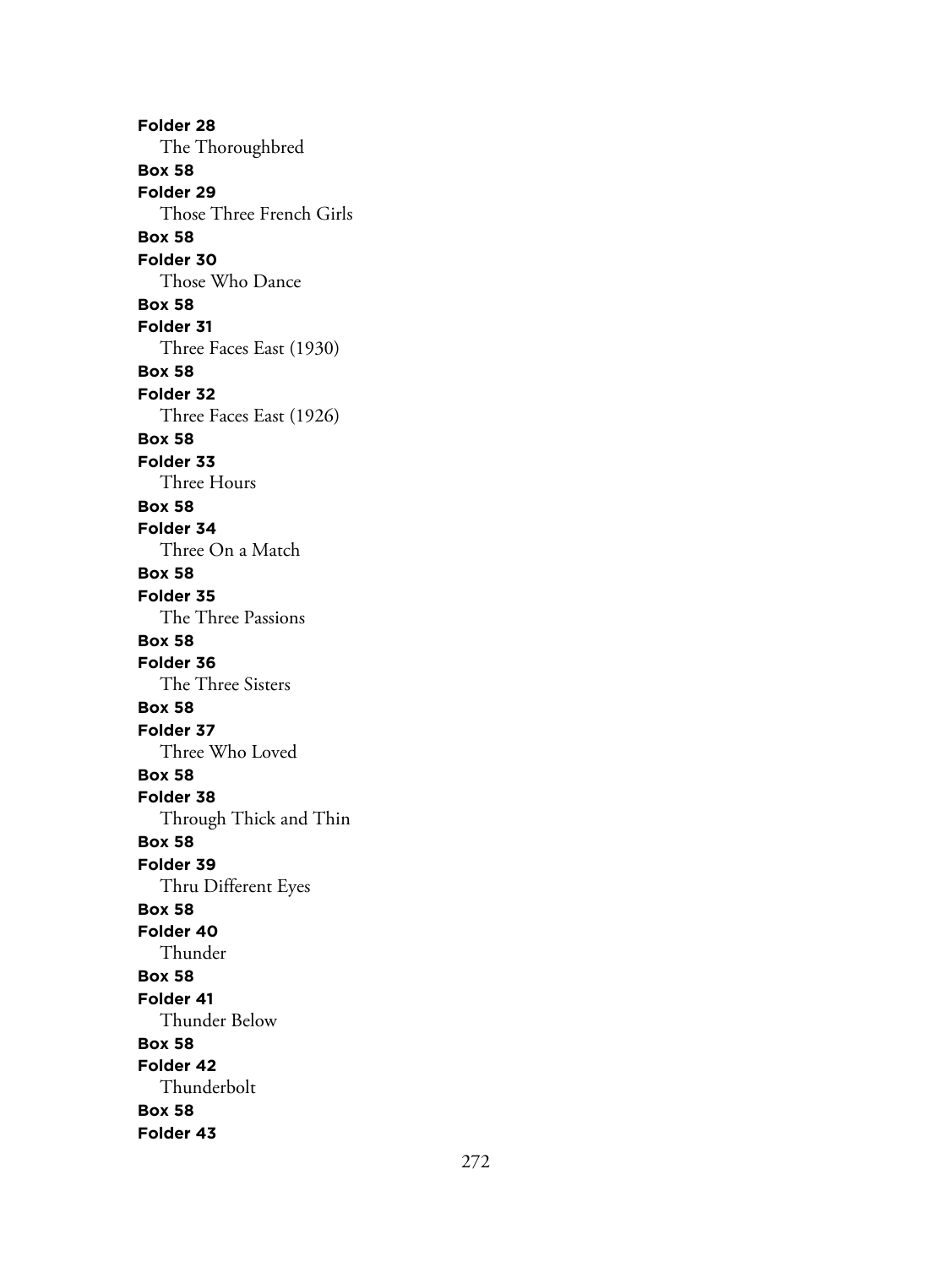**Folder 28**
The Thoroughbred
**Box 58**
**Folder 29**
Those Three French Girls
**Box 58**
**Folder 30**
Those Who Dance
**Box 58**
**Folder 31**
Three Faces East (1930)
**Box 58**
**Folder 32**
Three Faces East (1926)
**Box 58**
**Folder 33**
Three Hours
**Box 58**
**Folder 34**
Three On a Match
**Box 58**
**Folder 35**
The Three Passions
**Box 58**
**Folder 36**
The Three Sisters
**Box 58**
**Folder 37**
Three Who Loved
**Box 58**
**Folder 38**
Through Thick and Thin
**Box 58**
**Folder 39**
Thru Different Eyes
**Box 58**
**Folder 40**
Thunder
**Box 58**
**Folder 41**
Thunder Below
**Box 58**
**Folder 42**
Thunderbolt
**Box 58**
**Folder 43**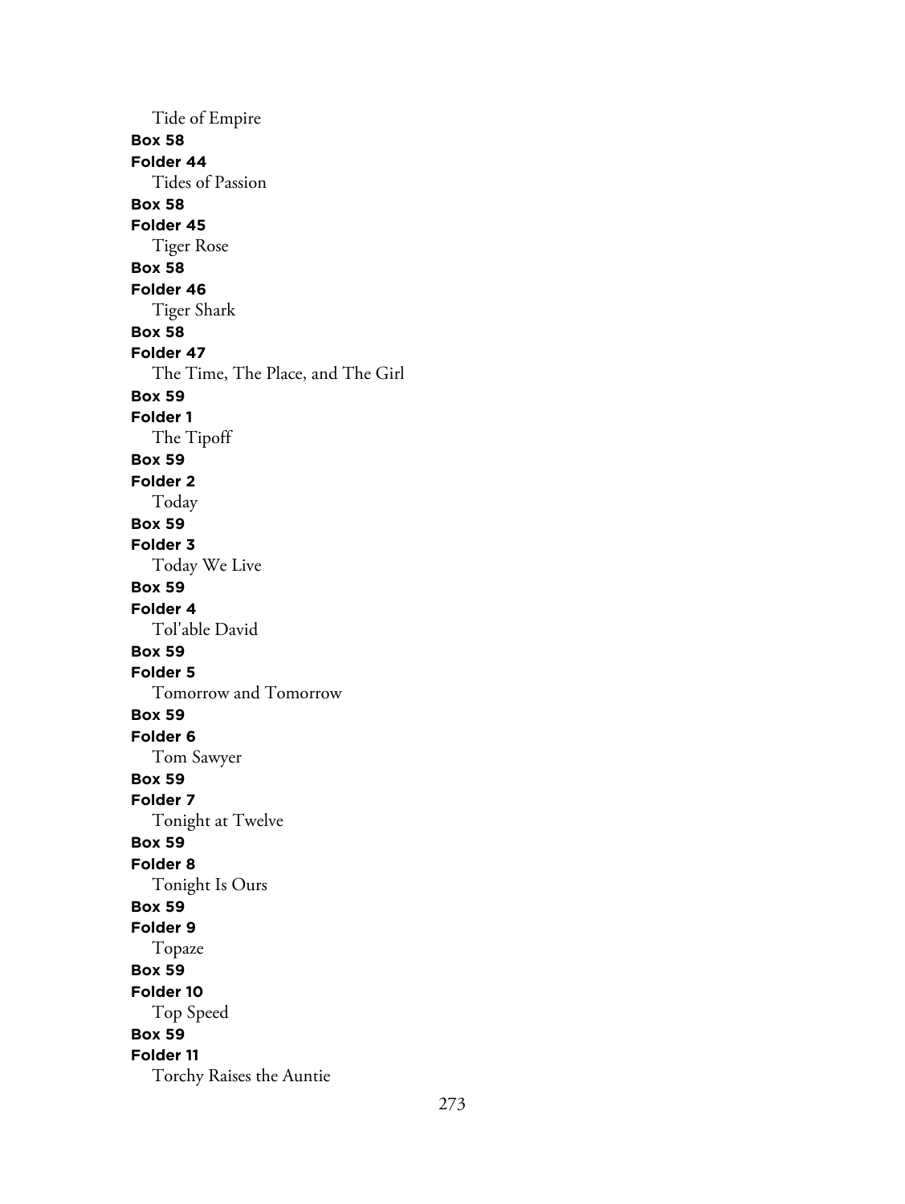Tide of Empire

**Box 58**

**Folder 44**

Tides of Passion

**Box 58**

**Folder 45**

Tiger Rose

**Box 58**

**Folder 46**

Tiger Shark

**Box 58**

**Folder 47**

The Time, The Place, and The Girl

**Box 59**

**Folder 1**

The Tipoff

**Box 59**

**Folder 2**

Today

**Box 59**

**Folder 3**

Today We Live

**Box 59**

**Folder 4**

Tol'able David

**Box 59**

**Folder 5**

Tomorrow and Tomorrow

**Box 59**

**Folder 6**

Tom Sawyer

**Box 59**

**Folder 7**

Tonight at Twelve

**Box 59**

**Folder 8**

Tonight Is Ours

**Box 59**

**Folder 9**

Topaze

**Box 59**

**Folder 10**

Top Speed

**Box 59**

**Folder 11**

Torchy Raises the Auntie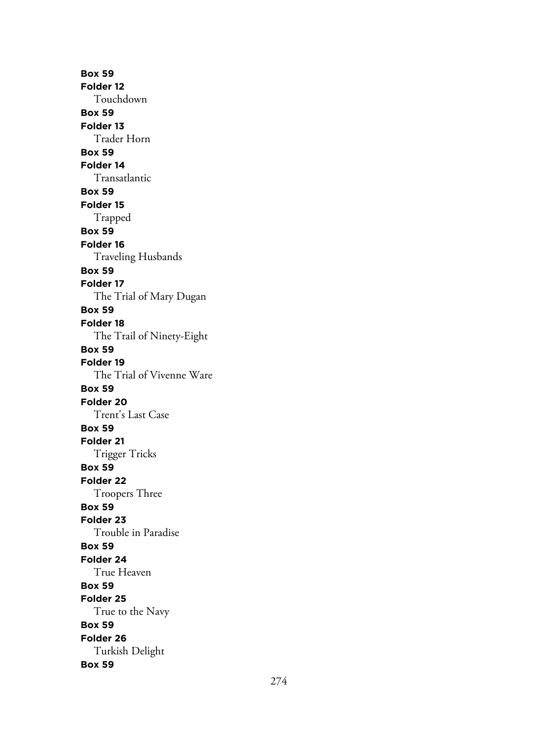**Box 59**
**Folder 12**
Touchdown
**Box 59**
**Folder 13**
Trader Horn
**Box 59**
**Folder 14**
Transatlantic
**Box 59**
**Folder 15**
Trapped
**Box 59**
**Folder 16**
Traveling Husbands
**Box 59**
**Folder 17**
The Trial of Mary Dugan
**Box 59**
**Folder 18**
The Trail of Ninety-Eight
**Box 59**
**Folder 19**
The Trial of Vivenne Ware
**Box 59**
**Folder 20**
Trent's Last Case
**Box 59**
**Folder 21**
Trigger Tricks
**Box 59**
**Folder 22**
Troopers Three
**Box 59**
**Folder 23**
Trouble in Paradise
**Box 59**
**Folder 24**
True Heaven
**Box 59**
**Folder 25**
True to the Navy
**Box 59**
**Folder 26**
Turkish Delight
**Box 59**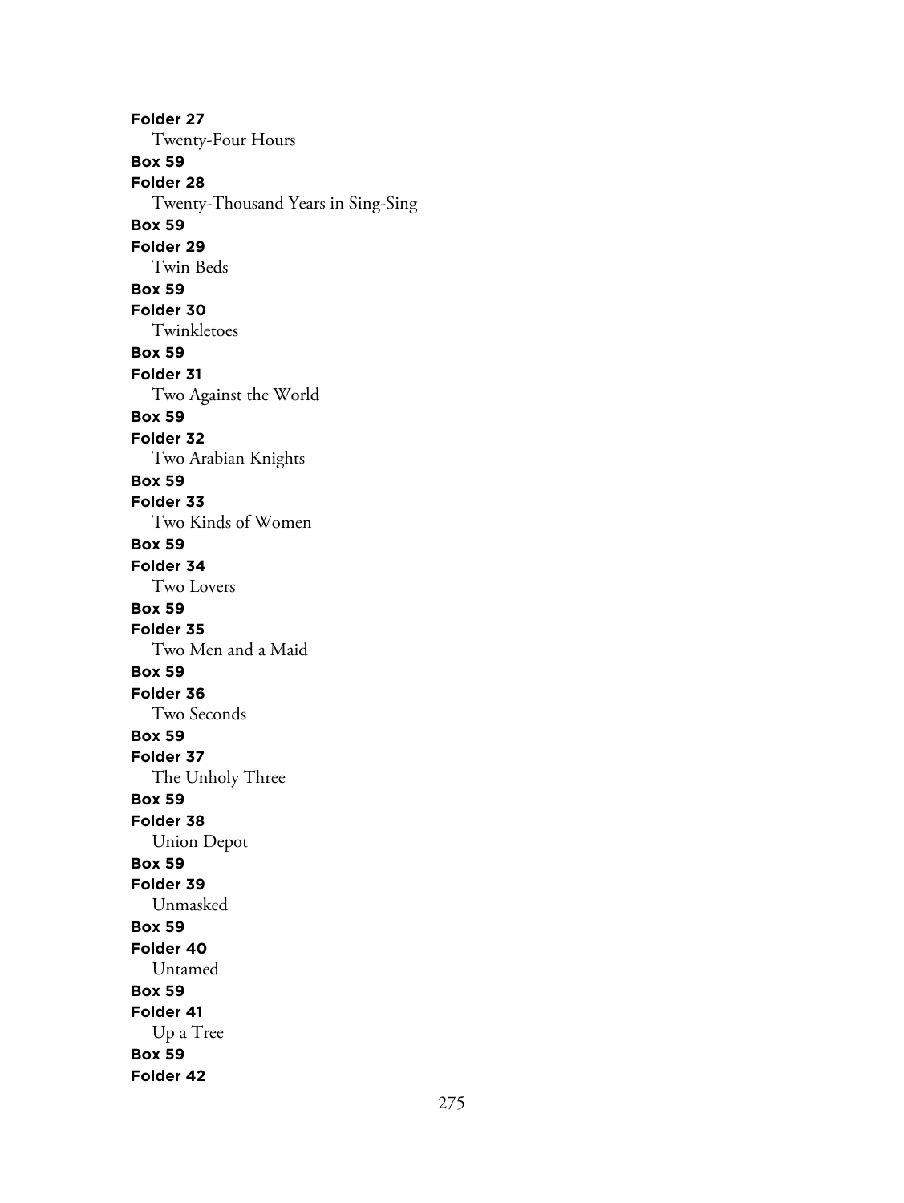**Folder 27**
Twenty-Four Hours
**Box 59**
**Folder 28**
Twenty-Thousand Years in Sing-Sing
**Box 59**
**Folder 29**
Twin Beds
**Box 59**
**Folder 30**
Twinkletoes
**Box 59**
**Folder 31**
Two Against the World
**Box 59**
**Folder 32**
Two Arabian Knights
**Box 59**
**Folder 33**
Two Kinds of Women
**Box 59**
**Folder 34**
Two Lovers
**Box 59**
**Folder 35**
Two Men and a Maid
**Box 59**
**Folder 36**
Two Seconds
**Box 59**
**Folder 37**
The Unholy Three
**Box 59**
**Folder 38**
Union Depot
**Box 59**
**Folder 39**
Unmasked
**Box 59**
**Folder 40**
Untamed
**Box 59**
**Folder 41**
Up a Tree
**Box 59**
**Folder 42**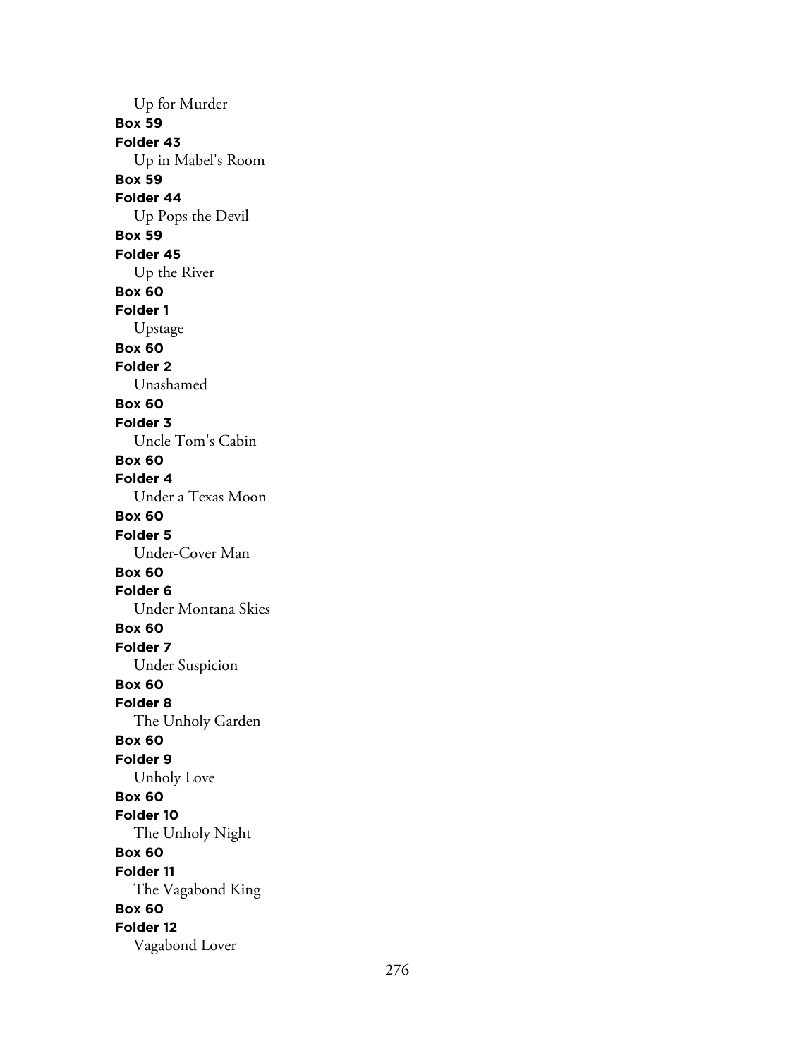Up for Murder

**Box 59**

**Folder 43**

Up in Mabel's Room

**Box 59**

**Folder 44**

Up Pops the Devil

**Box 59**

**Folder 45**

Up the River

**Box 60**

**Folder 1**

Upstage

**Box 60**

**Folder 2**

Unashamed

**Box 60**

**Folder 3**

Uncle Tom's Cabin

**Box 60**

**Folder 4**

Under a Texas Moon

**Box 60**

**Folder 5**

Under-Cover Man

**Box 60**

**Folder 6**

Under Montana Skies

**Box 60**

**Folder 7**

Under Suspicion

**Box 60**

**Folder 8**

The Unholy Garden

**Box 60**

**Folder 9**

Unholy Love

**Box 60**

**Folder 10**

The Unholy Night

**Box 60**

**Folder 11**

The Vagabond King

**Box 60**

**Folder 12**

Vagabond Lover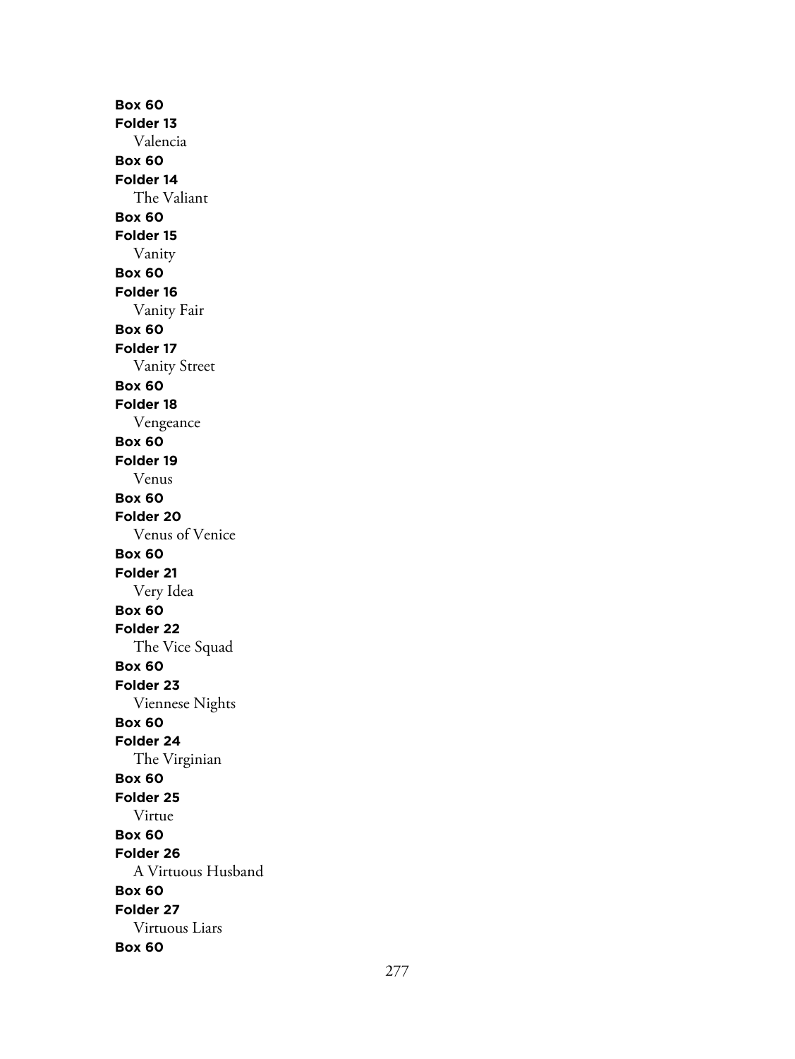**Box 60**
**Folder 13**
Valencia
**Box 60**
**Folder 14**
The Valiant
**Box 60**
**Folder 15**
Vanity
**Box 60**
**Folder 16**
Vanity Fair
**Box 60**
**Folder 17**
Vanity Street
**Box 60**
**Folder 18**
Vengeance
**Box 60**
**Folder 19**
Venus
**Box 60**
**Folder 20**
Venus of Venice
**Box 60**
**Folder 21**
Very Idea
**Box 60**
**Folder 22**
The Vice Squad
**Box 60**
**Folder 23**
Viennese Nights
**Box 60**
**Folder 24**
The Virginian
**Box 60**
**Folder 25**
Virtue
**Box 60**
**Folder 26**
A Virtuous Husband
**Box 60**
**Folder 27**
Virtuous Liars
**Box 60**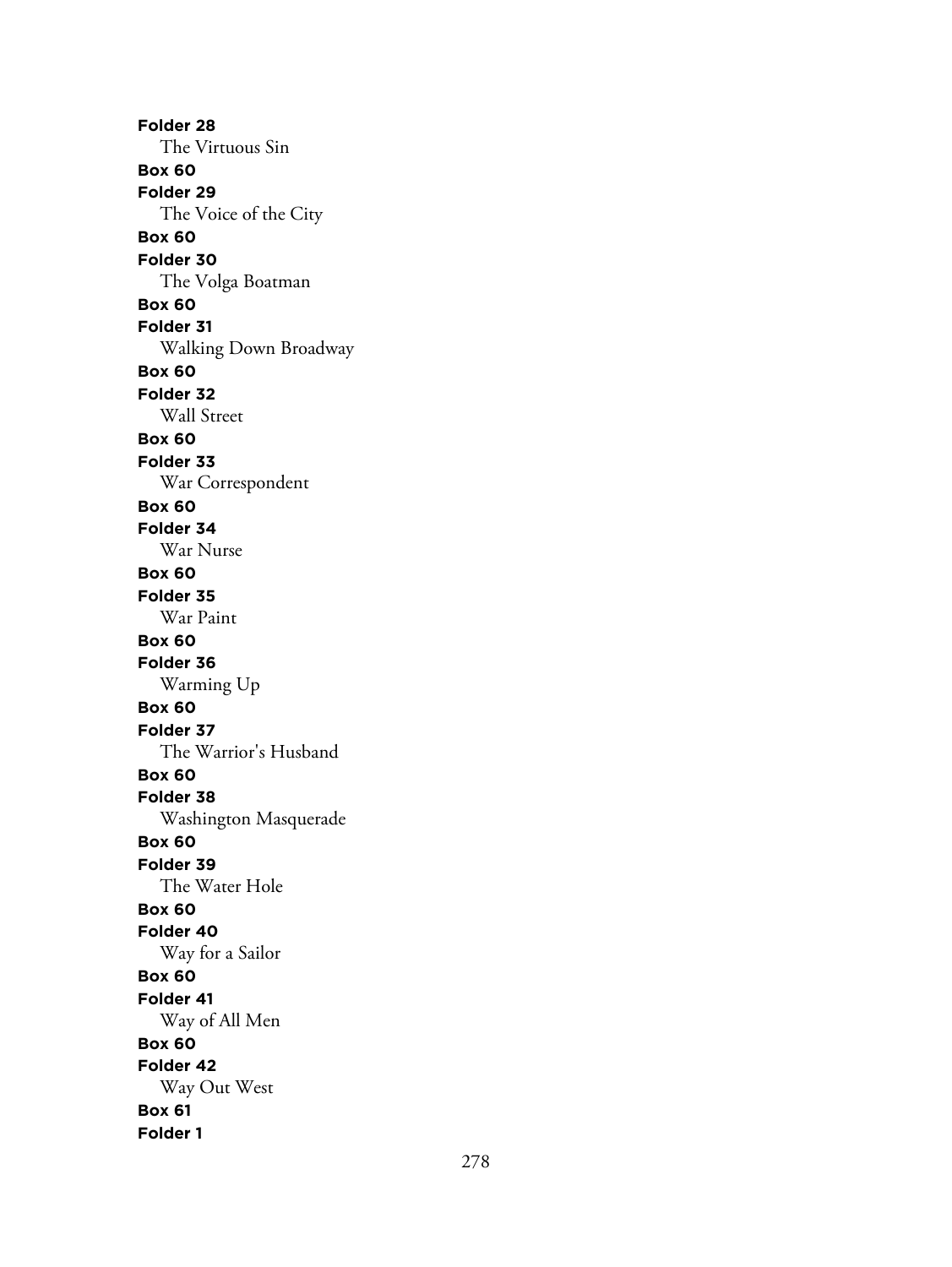**Folder 28**

The Virtuous Sin

**Box 60**

**Folder 29**

The Voice of the City

**Box 60**

**Folder 30**

The Volga Boatman

**Box 60**

**Folder 31**

Walking Down Broadway

**Box 60**

**Folder 32**

Wall Street

**Box 60**

**Folder 33**

War Correspondent

**Box 60**

**Folder 34**

War Nurse

**Box 60**

**Folder 35**

War Paint

**Box 60**

**Folder 36**

Warming Up

**Box 60**

**Folder 37**

The Warrior's Husband

**Box 60**

**Folder 38**

Washington Masquerade

**Box 60**

**Folder 39**

The Water Hole

**Box 60**

**Folder 40**

Way for a Sailor

**Box 60**

**Folder 41**

Way of All Men

**Box 60**

**Folder 42**

Way Out West

**Box 61**

**Folder 1**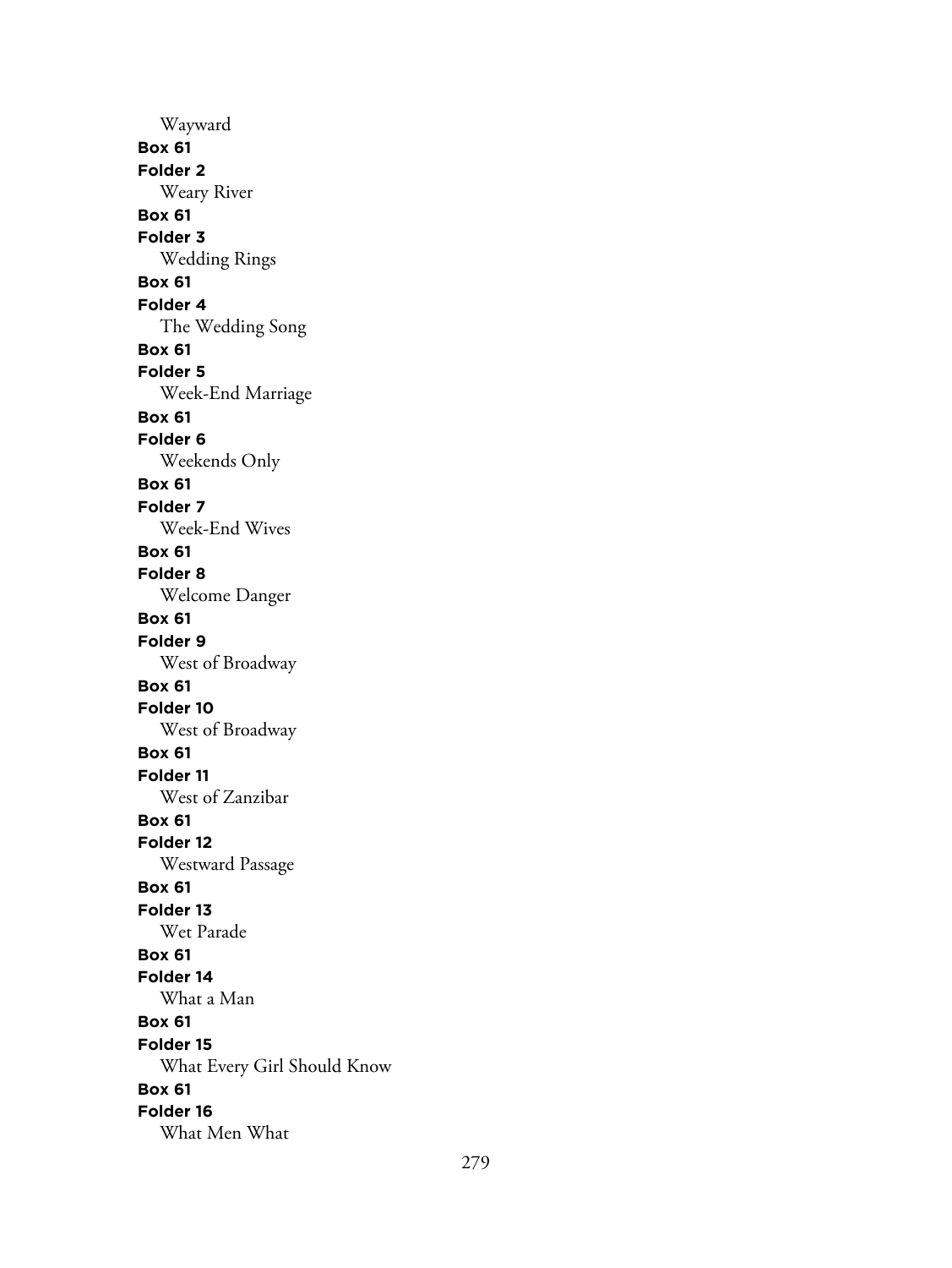Wayward

**Box 61**

**Folder 2**

Weary River

**Box 61**

**Folder 3**

Wedding Rings

**Box 61**

**Folder 4**

The Wedding Song

**Box 61**

**Folder 5**

Week-End Marriage

**Box 61**

**Folder 6**

Weekends Only

**Box 61**

**Folder 7**

Week-End Wives

**Box 61**

**Folder 8**

Welcome Danger

**Box 61**

**Folder 9**

West of Broadway

**Box 61**

**Folder 10**

West of Broadway

**Box 61**

**Folder 11**

West of Zanzibar

**Box 61**

**Folder 12**

Westward Passage

**Box 61**

**Folder 13**

Wet Parade

**Box 61**

**Folder 14**

What a Man

**Box 61**

**Folder 15**

What Every Girl Should Know

**Box 61**

**Folder 16**

What Men What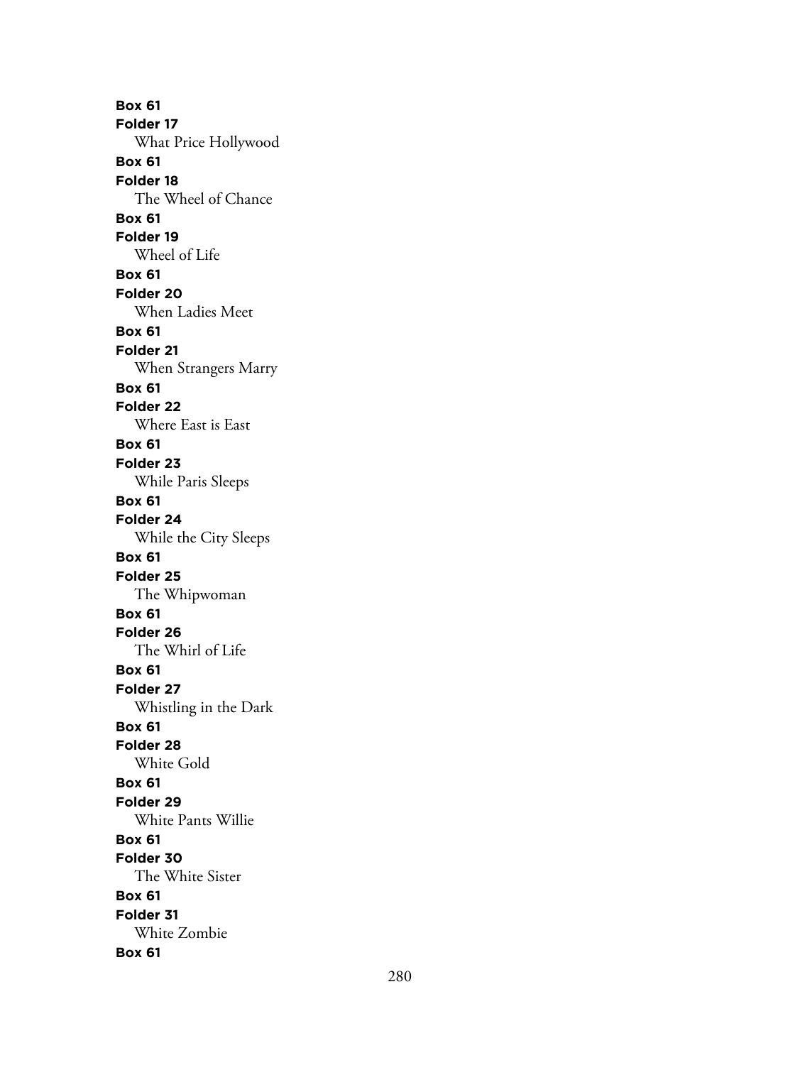**Box 61**
**Folder 17**
What Price Hollywood
**Box 61**
**Folder 18**
The Wheel of Chance
**Box 61**
**Folder 19**
Wheel of Life
**Box 61**
**Folder 20**
When Ladies Meet
**Box 61**
**Folder 21**
When Strangers Marry
**Box 61**
**Folder 22**
Where East is East
**Box 61**
**Folder 23**
While Paris Sleeps
**Box 61**
**Folder 24**
While the City Sleeps
**Box 61**
**Folder 25**
The Whipwoman
**Box 61**
**Folder 26**
The Whirl of Life
**Box 61**
**Folder 27**
Whistling in the Dark
**Box 61**
**Folder 28**
White Gold
**Box 61**
**Folder 29**
White Pants Willie
**Box 61**
**Folder 30**
The White Sister
**Box 61**
**Folder 31**
White Zombie
**Box 61**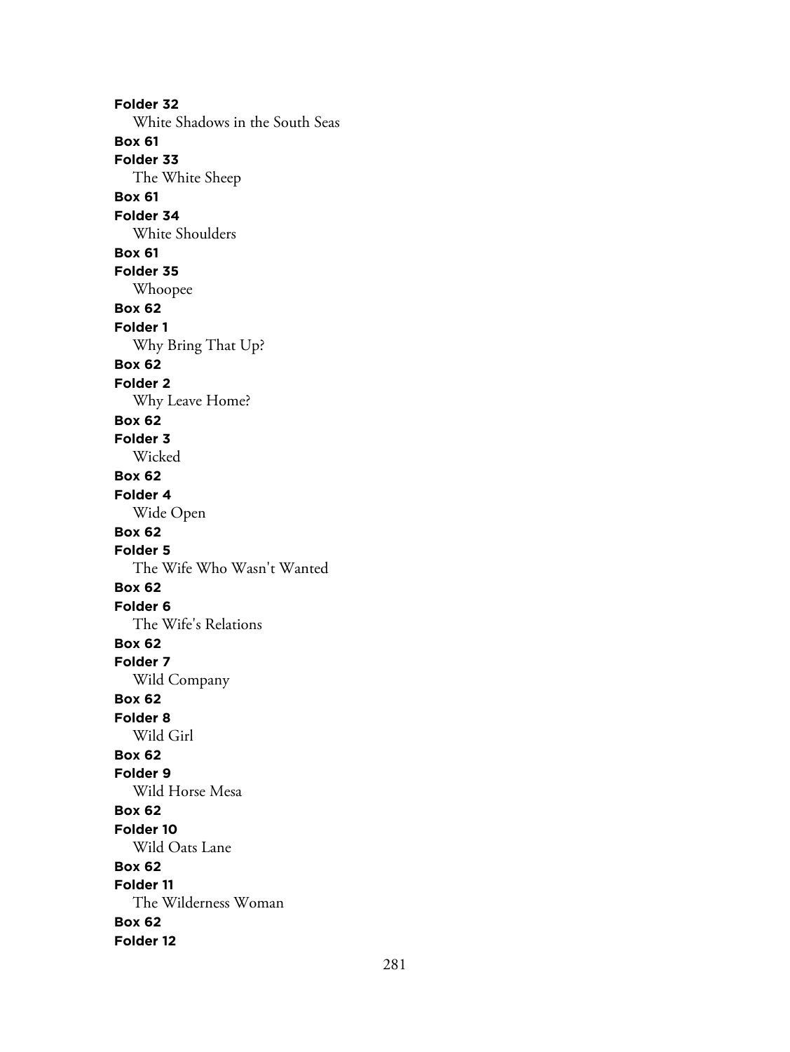**Folder 32**
White Shadows in the South Seas
**Box 61**
**Folder 33**
The White Sheep
**Box 61**
**Folder 34**
White Shoulders
**Box 61**
**Folder 35**
Whoopee
**Box 62**
**Folder 1**
Why Bring That Up?
**Box 62**
**Folder 2**
Why Leave Home?
**Box 62**
**Folder 3**
Wicked
**Box 62**
**Folder 4**
Wide Open
**Box 62**
**Folder 5**
The Wife Who Wasn't Wanted
**Box 62**
**Folder 6**
The Wife's Relations
**Box 62**
**Folder 7**
Wild Company
**Box 62**
**Folder 8**
Wild Girl
**Box 62**
**Folder 9**
Wild Horse Mesa
**Box 62**
**Folder 10**
Wild Oats Lane
**Box 62**
**Folder 11**
The Wilderness Woman
**Box 62**
**Folder 12**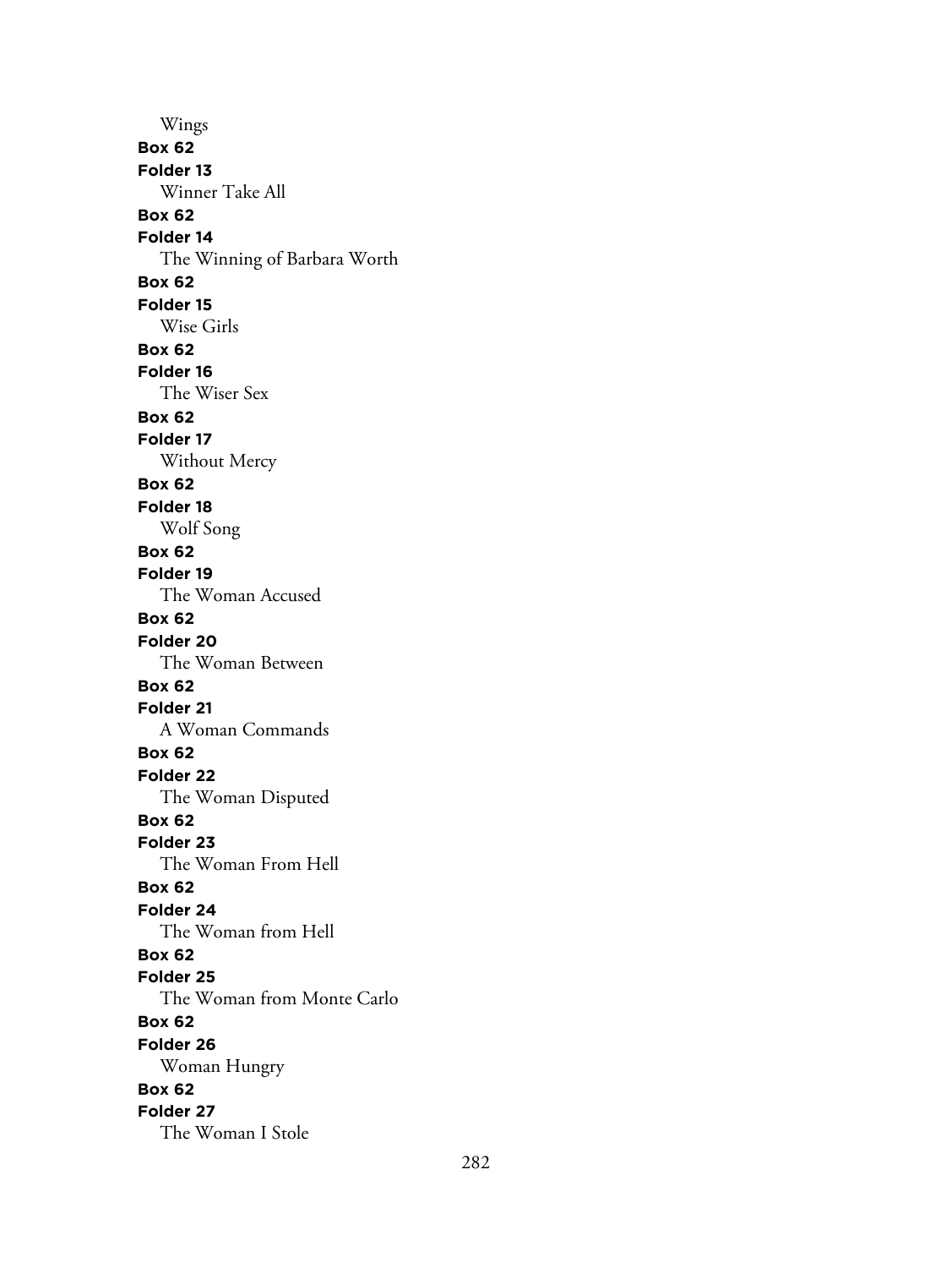Wings

**Box 62**
**Folder 13**
Winner Take All

**Box 62**
**Folder 14**
The Winning of Barbara Worth

**Box 62**
**Folder 15**
Wise Girls

**Box 62**
**Folder 16**
The Wiser Sex

**Box 62**
**Folder 17**
Without Mercy

**Box 62**
**Folder 18**
Wolf Song

**Box 62**
**Folder 19**
The Woman Accused

**Box 62**
**Folder 20**
The Woman Between

**Box 62**
**Folder 21**
A Woman Commands

**Box 62**
**Folder 22**
The Woman Disputed

**Box 62**
**Folder 23**
The Woman From Hell

**Box 62**
**Folder 24**
The Woman from Hell

**Box 62**
**Folder 25**
The Woman from Monte Carlo

**Box 62**
**Folder 26**
Woman Hungry

**Box 62**
**Folder 27**
The Woman I Stole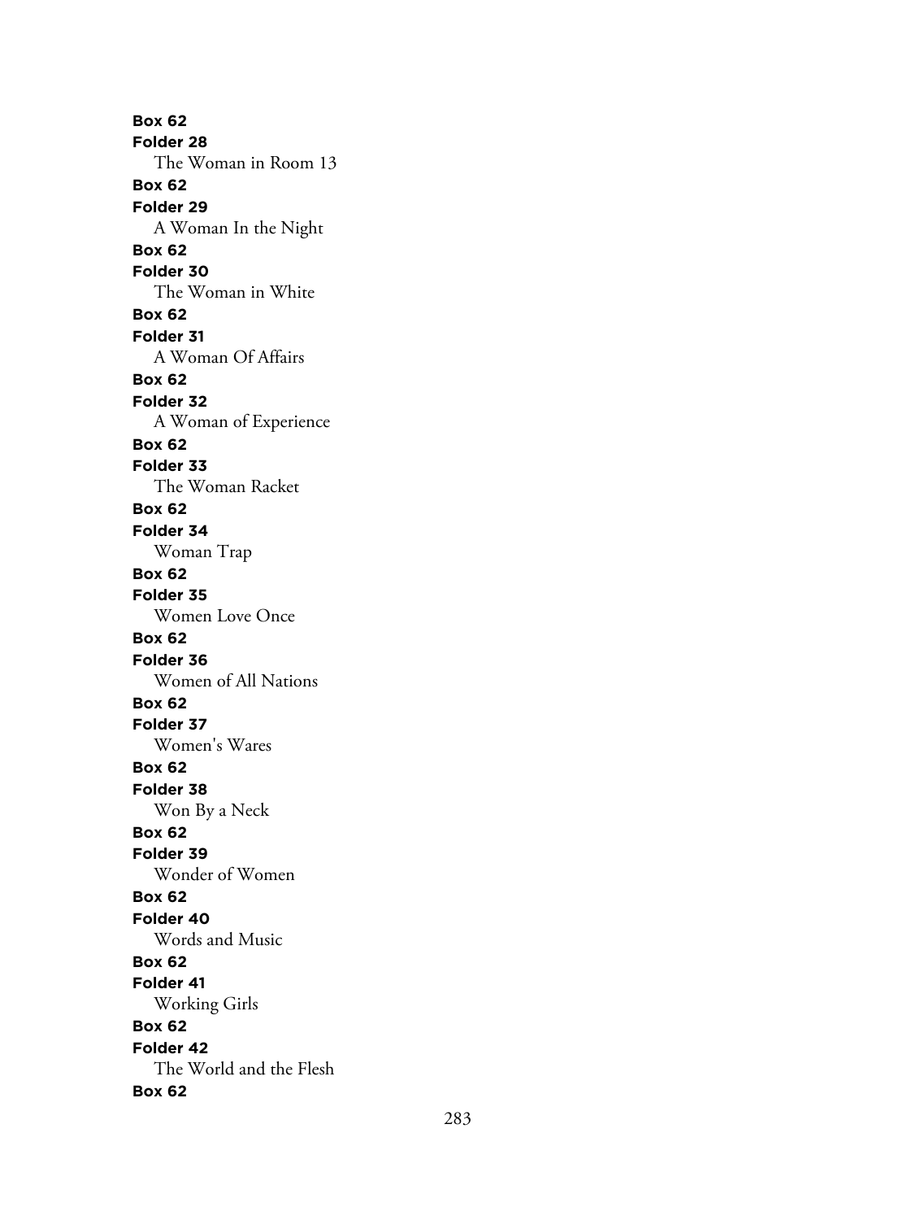**Box 62**
**Folder 28**
The Woman in Room 13
**Box 62**
**Folder 29**
A Woman In the Night
**Box 62**
**Folder 30**
The Woman in White
**Box 62**
**Folder 31**
A Woman Of Affairs
**Box 62**
**Folder 32**
A Woman of Experience
**Box 62**
**Folder 33**
The Woman Racket
**Box 62**
**Folder 34**
Woman Trap
**Box 62**
**Folder 35**
Women Love Once
**Box 62**
**Folder 36**
Women of All Nations
**Box 62**
**Folder 37**
Women's Wares
**Box 62**
**Folder 38**
Won By a Neck
**Box 62**
**Folder 39**
Wonder of Women
**Box 62**
**Folder 40**
Words and Music
**Box 62**
**Folder 41**
Working Girls
**Box 62**
**Folder 42**
The World and the Flesh
**Box 62**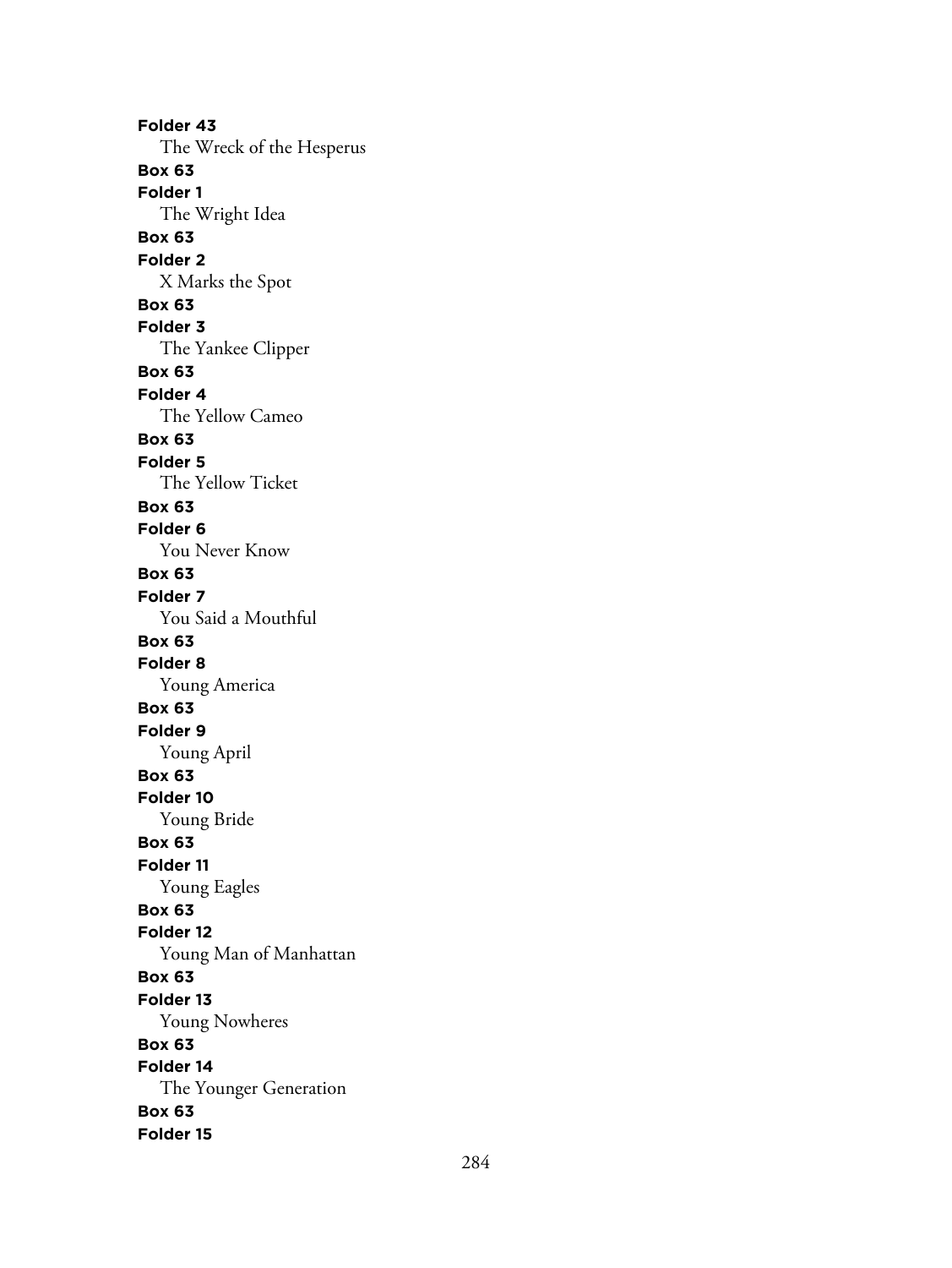**Folder 43**

The Wreck of the Hesperus

**Box 63**

**Folder 1**

The Wright Idea

**Box 63**

**Folder 2**

X Marks the Spot

**Box 63**

**Folder 3**

The Yankee Clipper

**Box 63**

**Folder 4**

The Yellow Cameo

**Box 63**

**Folder 5**

The Yellow Ticket

**Box 63**

**Folder 6**

You Never Know

**Box 63**

**Folder 7**

You Said a Mouthful

**Box 63**

**Folder 8**

Young America

**Box 63**

**Folder 9**

Young April

**Box 63**

**Folder 10**

Young Bride

**Box 63**

**Folder 11**

Young Eagles

**Box 63**

**Folder 12**

Young Man of Manhattan

**Box 63**

**Folder 13**

Young Nowheres

**Box 63**

**Folder 14**

The Younger Generation

**Box 63**

**Folder 15**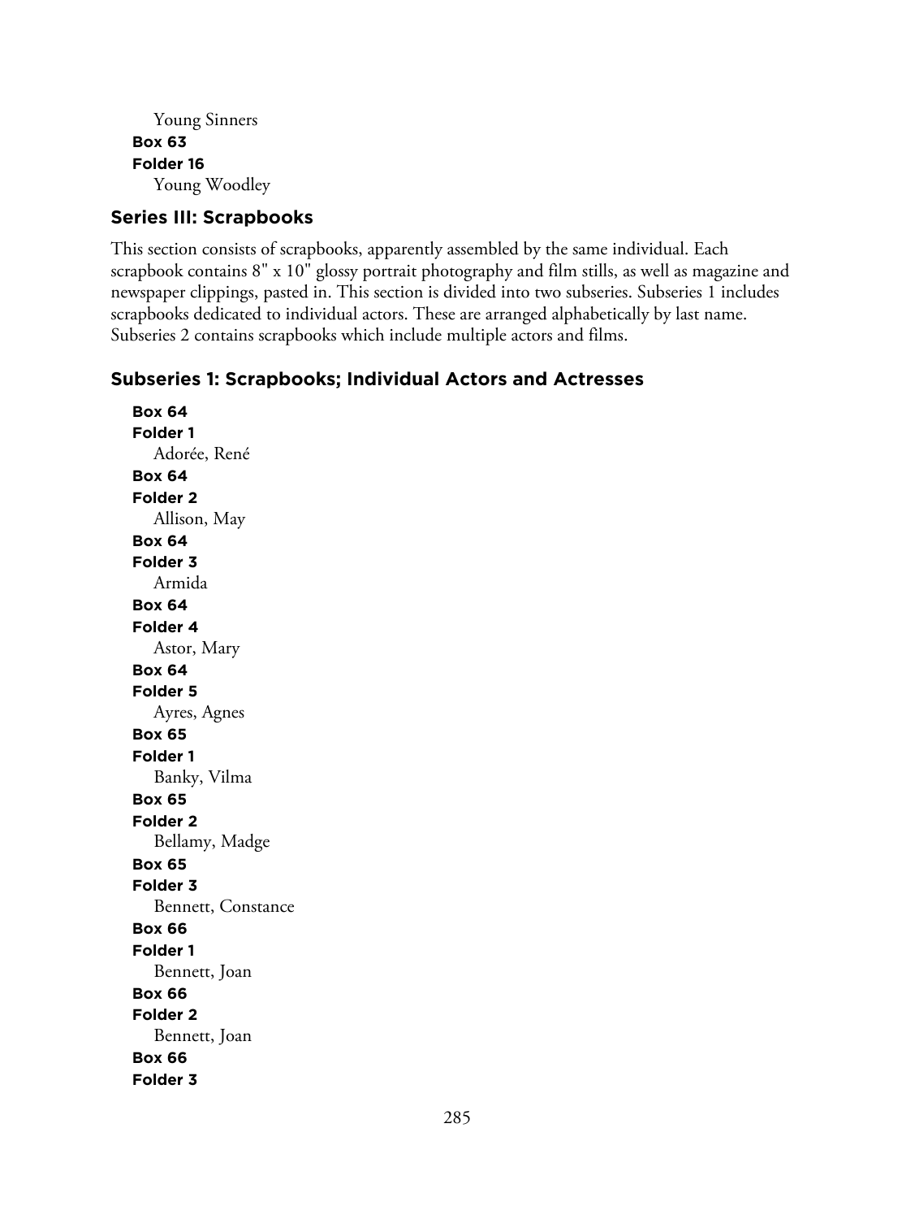Young Sinners

**Box 63**

**Folder 16**

Young Woodley

## Series III: Scrapbooks

This section consists of scrapbooks, apparently assembled by the same individual. Each scrapbook contains 8" x 10" glossy portrait photography and film stills, as well as magazine and newspaper clippings, pasted in. This section is divided into two subseries. Subseries 1 includes scrapbooks dedicated to individual actors. These are arranged alphabetically by last name. Subseries 2 contains scrapbooks which include multiple actors and films.

### Subseries 1: Scrapbooks; Individual Actors and Actresses

**Box 64**

**Folder 1**

Adorée, René

**Box 64**

**Folder 2**

Allison, May

**Box 64**

**Folder 3**

Armida

**Box 64**

**Folder 4**

Astor, Mary

**Box 64**

**Folder 5**

Ayres, Agnes

**Box 65**

**Folder 1**

Banky, Vilma

**Box 65**

**Folder 2**

Bellamy, Madge

**Box 65**

**Folder 3**

Bennett, Constance

**Box 66**

**Folder 1**

Bennett, Joan

**Box 66**

**Folder 2**

Bennett, Joan

**Box 66**

**Folder 3**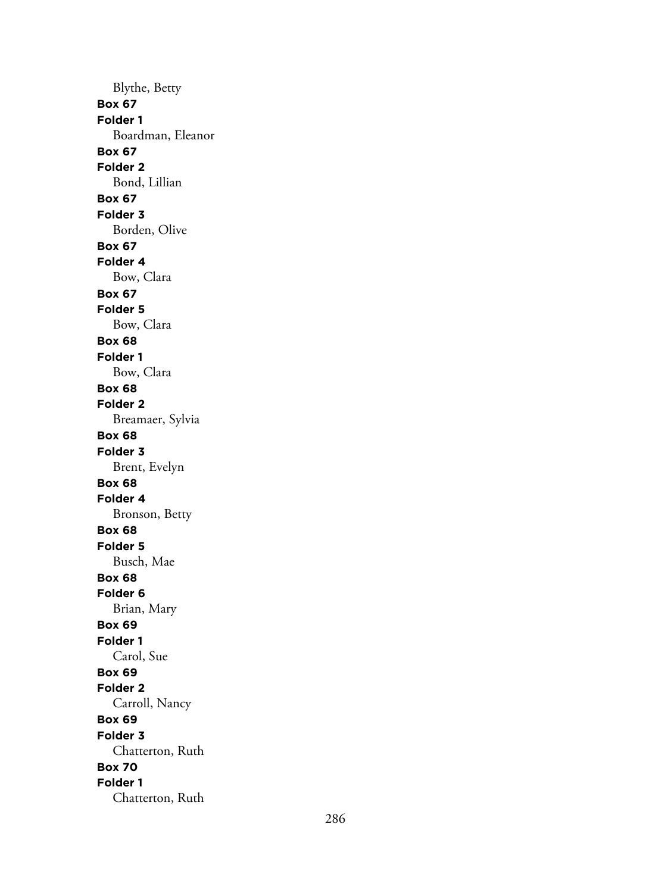Blythe, Betty

**Box 67**
**Folder 1**
Boardman, Eleanor

**Box 67**
**Folder 2**
Bond, Lillian

**Box 67**
**Folder 3**
Borden, Olive

**Box 67**
**Folder 4**
Bow, Clara

**Box 67**
**Folder 5**
Bow, Clara

**Box 68**
**Folder 1**
Bow, Clara

**Box 68**
**Folder 2**
Breamaer, Sylvia

**Box 68**
**Folder 3**
Brent, Evelyn

**Box 68**
**Folder 4**
Bronson, Betty

**Box 68**
**Folder 5**
Busch, Mae

**Box 68**
**Folder 6**
Brian, Mary

**Box 69**
**Folder 1**
Carol, Sue

**Box 69**
**Folder 2**
Carroll, Nancy

**Box 69**
**Folder 3**
Chatterton, Ruth

**Box 70**
**Folder 1**
Chatterton, Ruth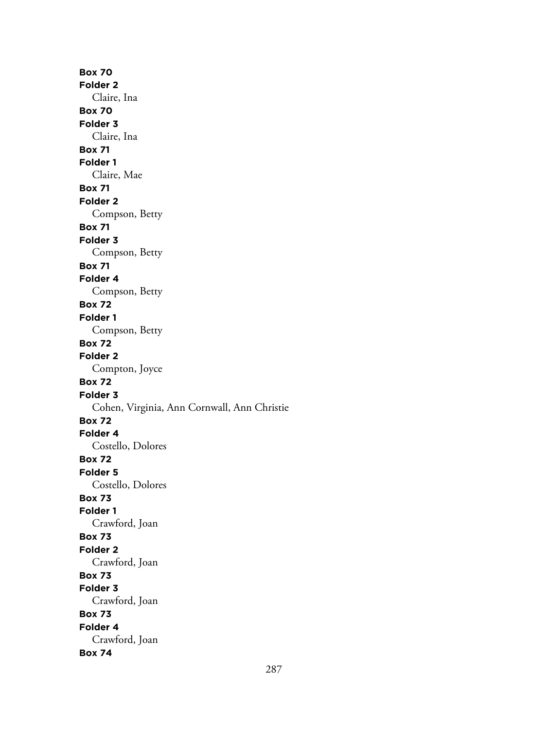**Box 70**
**Folder 2**
Claire, Ina
**Box 70**
**Folder 3**
Claire, Ina
**Box 71**
**Folder 1**
Claire, Mae
**Box 71**
**Folder 2**
Compson, Betty
**Box 71**
**Folder 3**
Compson, Betty
**Box 71**
**Folder 4**
Compson, Betty
**Box 72**
**Folder 1**
Compson, Betty
**Box 72**
**Folder 2**
Compton, Joyce
**Box 72**
**Folder 3**
Cohen, Virginia, Ann Cornwall, Ann Christie
**Box 72**
**Folder 4**
Costello, Dolores
**Box 72**
**Folder 5**
Costello, Dolores
**Box 73**
**Folder 1**
Crawford, Joan
**Box 73**
**Folder 2**
Crawford, Joan
**Box 73**
**Folder 3**
Crawford, Joan
**Box 73**
**Folder 4**
Crawford, Joan
**Box 74**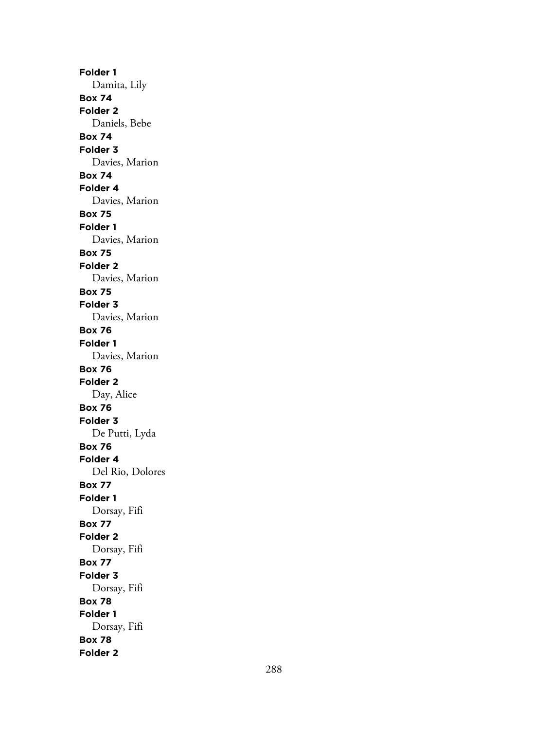**Folder 1**
Damita, Lily
**Box 74**
**Folder 2**
Daniels, Bebe
**Box 74**
**Folder 3**
Davies, Marion
**Box 74**
**Folder 4**
Davies, Marion
**Box 75**
**Folder 1**
Davies, Marion
**Box 75**
**Folder 2**
Davies, Marion
**Box 75**
**Folder 3**
Davies, Marion
**Box 76**
**Folder 1**
Davies, Marion
**Box 76**
**Folder 2**
Day, Alice
**Box 76**
**Folder 3**
De Putti, Lyda
**Box 76**
**Folder 4**
Del Rio, Dolores
**Box 77**
**Folder 1**
Dorsay, Fifi
**Box 77**
**Folder 2**
Dorsay, Fifi
**Box 77**
**Folder 3**
Dorsay, Fifi
**Box 78**
**Folder 1**
Dorsay, Fifi
**Box 78**
**Folder 2**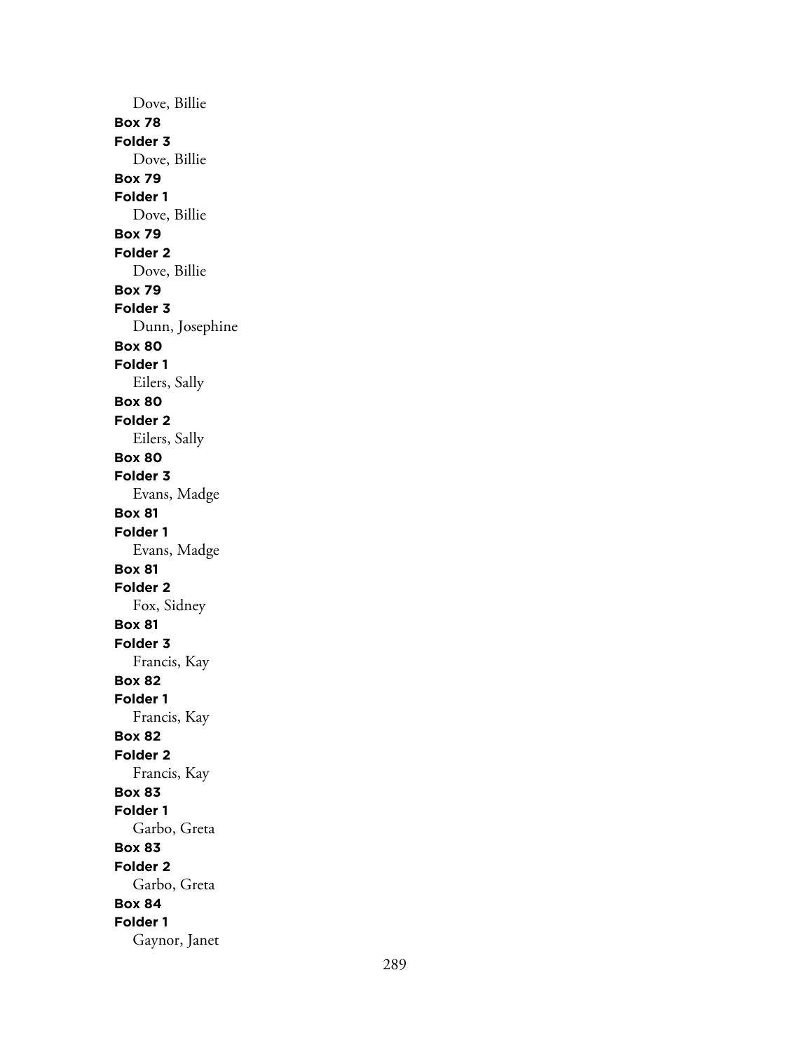Dove, Billie

**Box 78**

**Folder 3**

Dove, Billie

**Box 79**

**Folder 1**

Dove, Billie

**Box 79**

**Folder 2**

Dove, Billie

**Box 79**

**Folder 3**

Dunn, Josephine

**Box 80**

**Folder 1**

Eilers, Sally

**Box 80**

**Folder 2**

Eilers, Sally

**Box 80**

**Folder 3**

Evans, Madge

**Box 81**

**Folder 1**

Evans, Madge

**Box 81**

**Folder 2**

Fox, Sidney

**Box 81**

**Folder 3**

Francis, Kay

**Box 82**

**Folder 1**

Francis, Kay

**Box 82**

**Folder 2**

Francis, Kay

**Box 83**

**Folder 1**

Garbo, Greta

**Box 83**

**Folder 2**

Garbo, Greta

**Box 84**

**Folder 1**

Gaynor, Janet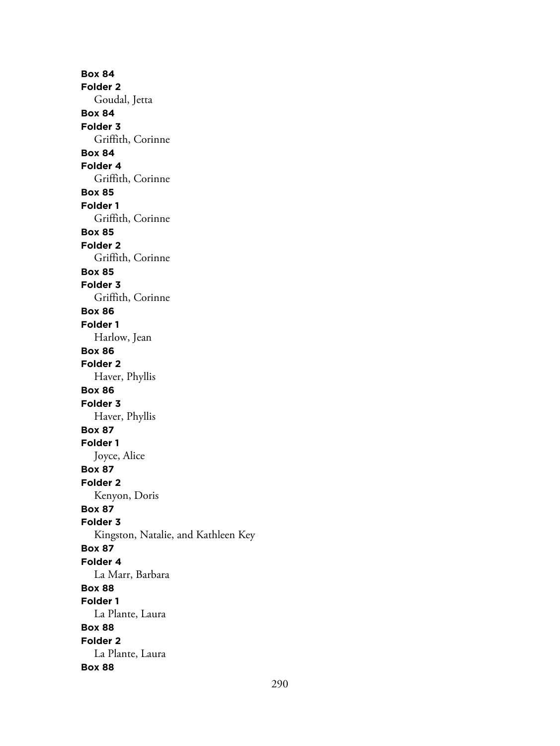**Box 84**
**Folder 2**
Goudal, Jetta
**Box 84**
**Folder 3**
Griffith, Corinne
**Box 84**
**Folder 4**
Griffith, Corinne
**Box 85**
**Folder 1**
Griffith, Corinne
**Box 85**
**Folder 2**
Griffith, Corinne
**Box 85**
**Folder 3**
Griffith, Corinne
**Box 86**
**Folder 1**
Harlow, Jean
**Box 86**
**Folder 2**
Haver, Phyllis
**Box 86**
**Folder 3**
Haver, Phyllis
**Box 87**
**Folder 1**
Joyce, Alice
**Box 87**
**Folder 2**
Kenyon, Doris
**Box 87**
**Folder 3**
Kingston, Natalie, and Kathleen Key
**Box 87**
**Folder 4**
La Marr, Barbara
**Box 88**
**Folder 1**
La Plante, Laura
**Box 88**
**Folder 2**
La Plante, Laura
**Box 88**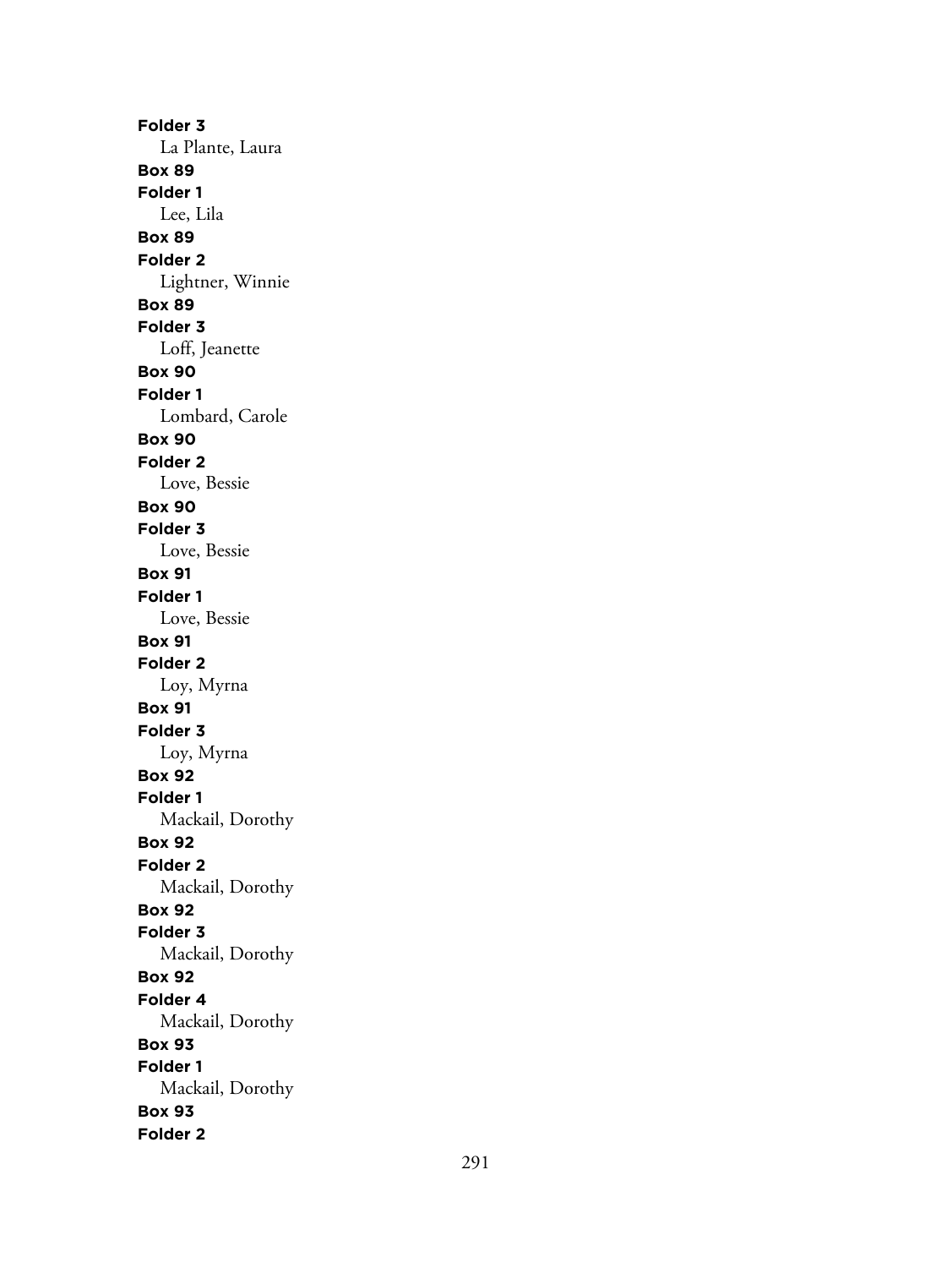**Folder 3**
La Plante, Laura
**Box 89**
**Folder 1**
Lee, Lila
**Box 89**
**Folder 2**
Lightner, Winnie
**Box 89**
**Folder 3**
Loff, Jeanette
**Box 90**
**Folder 1**
Lombard, Carole
**Box 90**
**Folder 2**
Love, Bessie
**Box 90**
**Folder 3**
Love, Bessie
**Box 91**
**Folder 1**
Love, Bessie
**Box 91**
**Folder 2**
Loy, Myrna
**Box 91**
**Folder 3**
Loy, Myrna
**Box 92**
**Folder 1**
Mackail, Dorothy
**Box 92**
**Folder 2**
Mackail, Dorothy
**Box 92**
**Folder 3**
Mackail, Dorothy
**Box 92**
**Folder 4**
Mackail, Dorothy
**Box 93**
**Folder 1**
Mackail, Dorothy
**Box 93**
**Folder 2**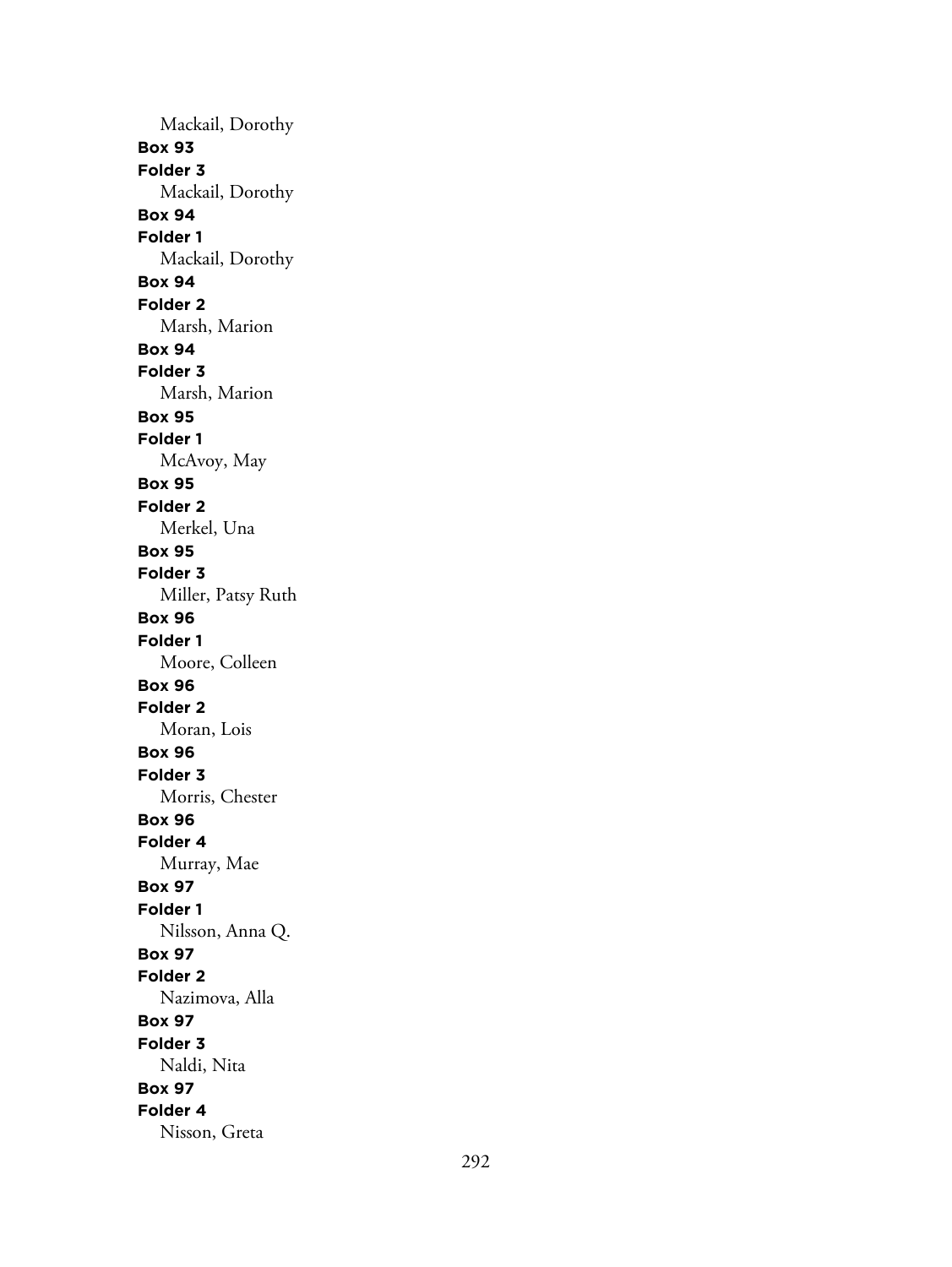Mackail, Dorothy

**Box 93**

**Folder 3**

Mackail, Dorothy

**Box 94**

**Folder 1**

Mackail, Dorothy

**Box 94**

**Folder 2**

Marsh, Marion

**Box 94**

**Folder 3**

Marsh, Marion

**Box 95**

**Folder 1**

McAvoy, May

**Box 95**

**Folder 2**

Merkel, Una

**Box 95**

**Folder 3**

Miller, Patsy Ruth

**Box 96**

**Folder 1**

Moore, Colleen

**Box 96**

**Folder 2**

Moran, Lois

**Box 96**

**Folder 3**

Morris, Chester

**Box 96**

**Folder 4**

Murray, Mae

**Box 97**

**Folder 1**

Nilsson, Anna Q.

**Box 97**

**Folder 2**

Nazimova, Alla

**Box 97**

**Folder 3**

Naldi, Nita

**Box 97**

**Folder 4**

Nisson, Greta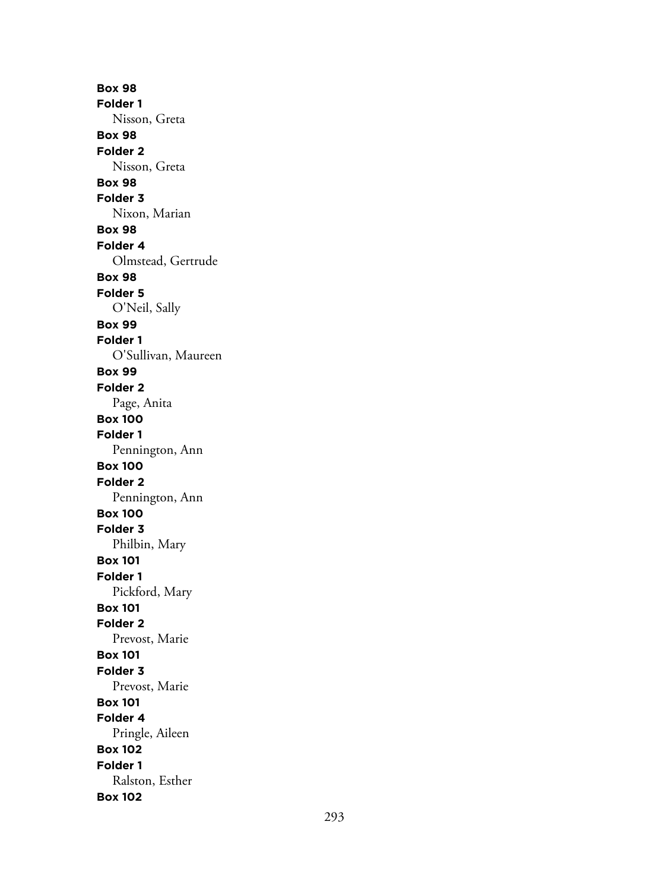**Box 98**
**Folder 1**
Nisson, Greta
**Box 98**
**Folder 2**
Nisson, Greta
**Box 98**
**Folder 3**
Nixon, Marian
**Box 98**
**Folder 4**
Olmstead, Gertrude
**Box 98**
**Folder 5**
O'Neil, Sally
**Box 99**
**Folder 1**
O'Sullivan, Maureen
**Box 99**
**Folder 2**
Page, Anita
**Box 100**
**Folder 1**
Pennington, Ann
**Box 100**
**Folder 2**
Pennington, Ann
**Box 100**
**Folder 3**
Philbin, Mary
**Box 101**
**Folder 1**
Pickford, Mary
**Box 101**
**Folder 2**
Prevost, Marie
**Box 101**
**Folder 3**
Prevost, Marie
**Box 101**
**Folder 4**
Pringle, Aileen
**Box 102**
**Folder 1**
Ralston, Esther
**Box 102**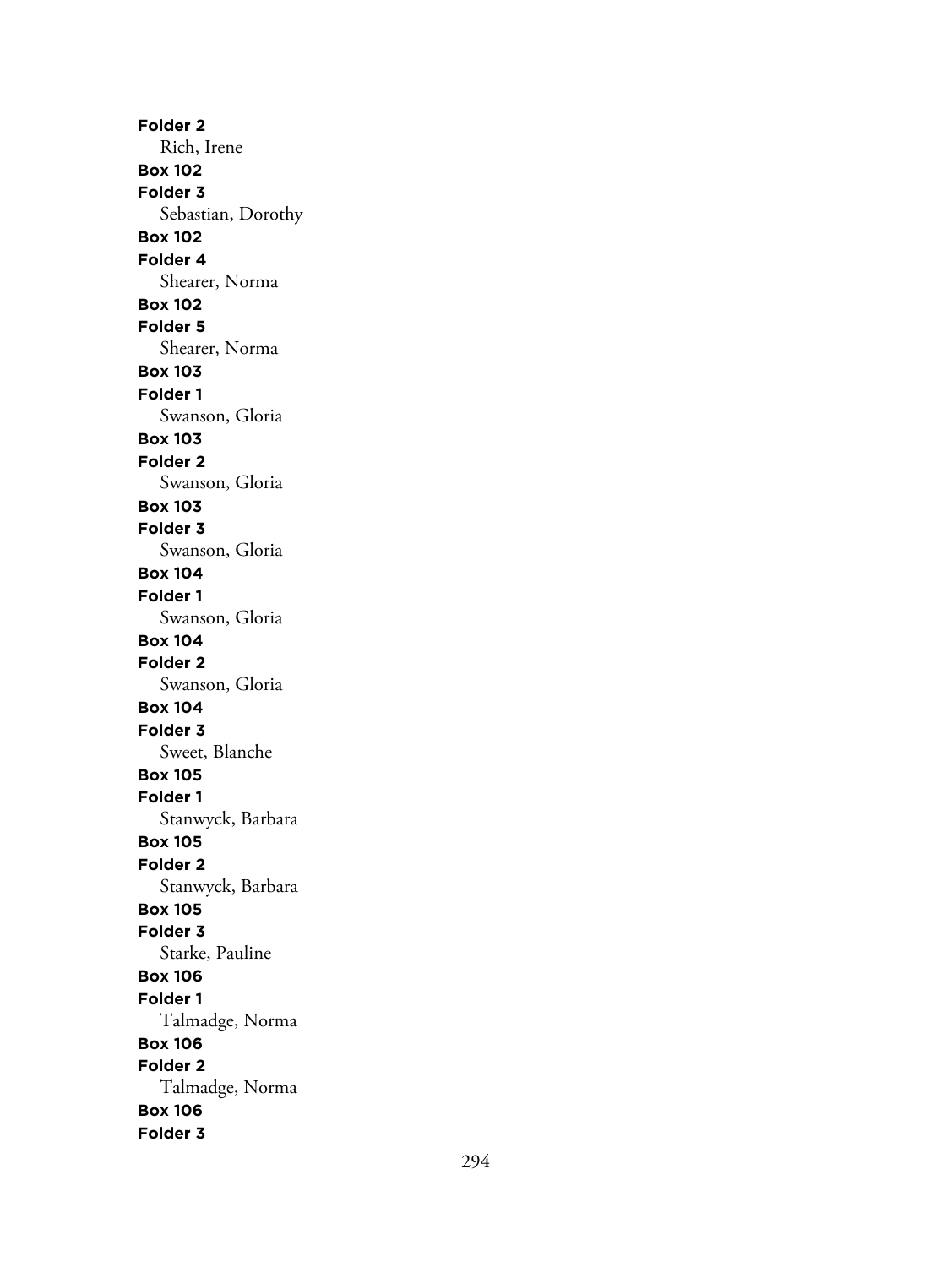**Folder 2**
Rich, Irene
**Box 102**
**Folder 3**
Sebastian, Dorothy
**Box 102**
**Folder 4**
Shearer, Norma
**Box 102**
**Folder 5**
Shearer, Norma
**Box 103**
**Folder 1**
Swanson, Gloria
**Box 103**
**Folder 2**
Swanson, Gloria
**Box 103**
**Folder 3**
Swanson, Gloria
**Box 104**
**Folder 1**
Swanson, Gloria
**Box 104**
**Folder 2**
Swanson, Gloria
**Box 104**
**Folder 3**
Sweet, Blanche
**Box 105**
**Folder 1**
Stanwyck, Barbara
**Box 105**
**Folder 2**
Stanwyck, Barbara
**Box 105**
**Folder 3**
Starke, Pauline
**Box 106**
**Folder 1**
Talmadge, Norma
**Box 106**
**Folder 2**
Talmadge, Norma
**Box 106**
**Folder 3**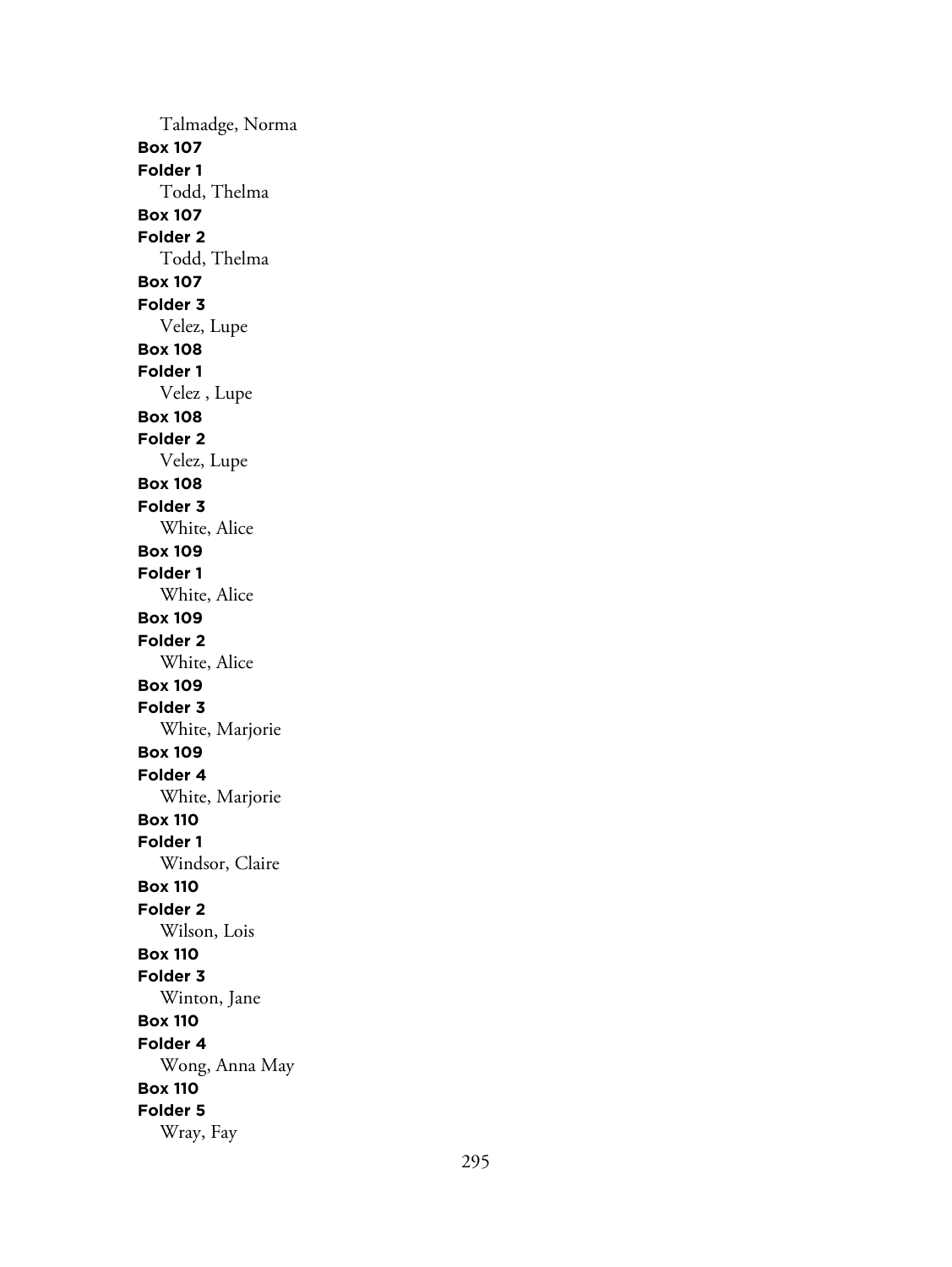Talmadge, Norma

**Box 107**
**Folder 1**
Todd, Thelma

**Box 107**
**Folder 2**
Todd, Thelma

**Box 107**
**Folder 3**
Velez, Lupe

**Box 108**
**Folder 1**
Velez , Lupe

**Box 108**
**Folder 2**
Velez, Lupe

**Box 108**
**Folder 3**
White, Alice

**Box 109**
**Folder 1**
White, Alice

**Box 109**
**Folder 2**
White, Alice

**Box 109**
**Folder 3**
White, Marjorie

**Box 109**
**Folder 4**
White, Marjorie

**Box 110**
**Folder 1**
Windsor, Claire

**Box 110**
**Folder 2**
Wilson, Lois

**Box 110**
**Folder 3**
Winton, Jane

**Box 110**
**Folder 4**
Wong, Anna May

**Box 110**
**Folder 5**
Wray, Fay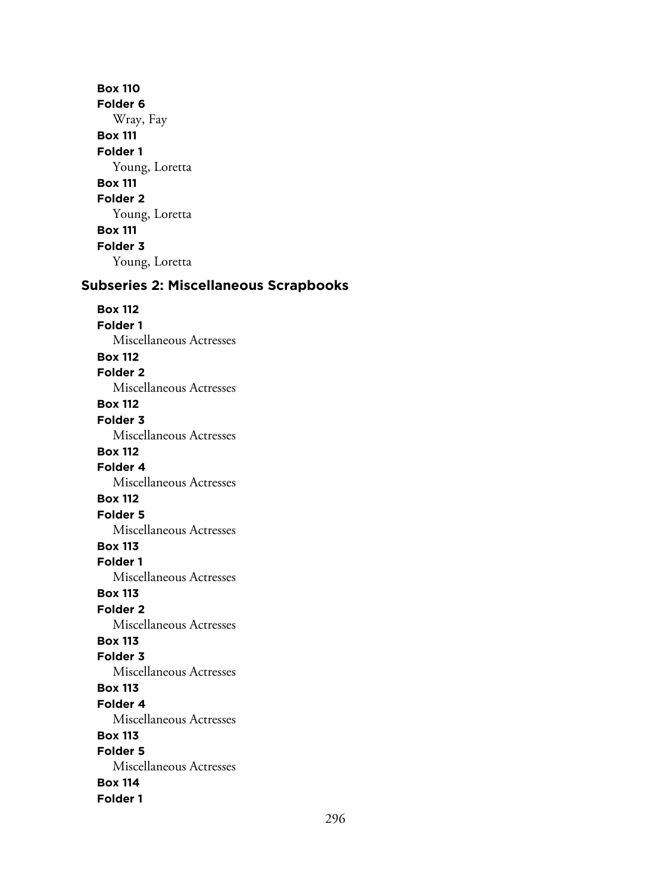**Box 110**
**Folder 6**
Wray, Fay
**Box 111**
**Folder 1**
Young, Loretta
**Box 111**
**Folder 2**
Young, Loretta
**Box 111**
**Folder 3**
Young, Loretta

## Subseries 2: Miscellaneous Scrapbooks

**Box 112**
**Folder 1**
Miscellaneous Actresses
**Box 112**
**Folder 2**
Miscellaneous Actresses
**Box 112**
**Folder 3**
Miscellaneous Actresses
**Box 112**
**Folder 4**
Miscellaneous Actresses
**Box 112**
**Folder 5**
Miscellaneous Actresses
**Box 113**
**Folder 1**
Miscellaneous Actresses
**Box 113**
**Folder 2**
Miscellaneous Actresses
**Box 113**
**Folder 3**
Miscellaneous Actresses
**Box 113**
**Folder 4**
Miscellaneous Actresses
**Box 113**
**Folder 5**
Miscellaneous Actresses
**Box 114**
**Folder 1**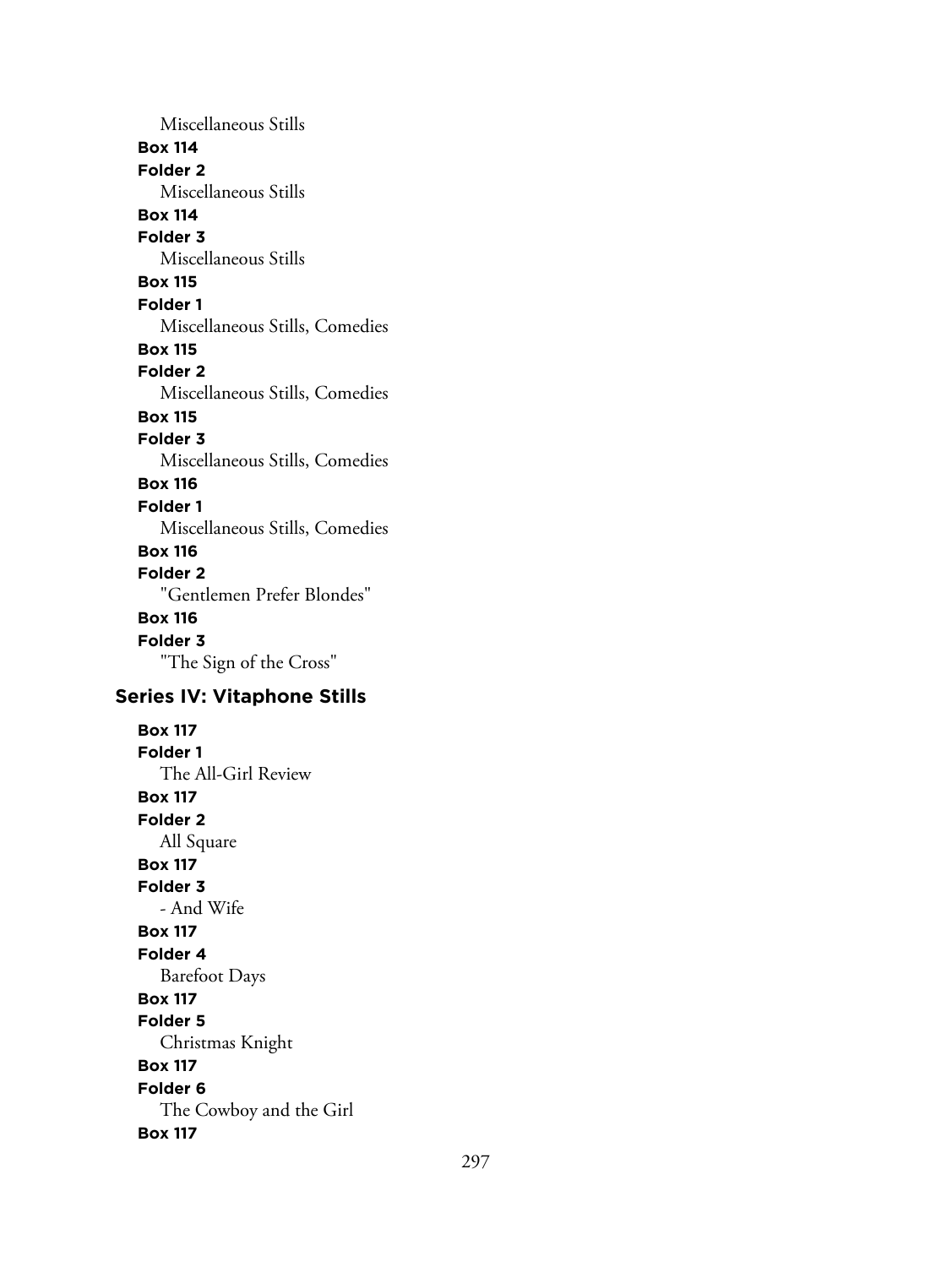Miscellaneous Stills

**Box 114**

**Folder 2**

Miscellaneous Stills

**Box 114**

**Folder 3**

Miscellaneous Stills

**Box 115**

**Folder 1**

Miscellaneous Stills, Comedies

**Box 115**

**Folder 2**

Miscellaneous Stills, Comedies

**Box 115**

**Folder 3**

Miscellaneous Stills, Comedies

**Box 116**

**Folder 1**

Miscellaneous Stills, Comedies

**Box 116**

**Folder 2**

"Gentlemen Prefer Blondes"

**Box 116**

**Folder 3**

"The Sign of the Cross"

## Series IV: Vitaphone Stills

**Box 117**

**Folder 1**

The All-Girl Review

**Box 117**

**Folder 2**

All Square

**Box 117**

**Folder 3**

- And Wife

**Box 117**

**Folder 4**

Barefoot Days

**Box 117**

**Folder 5**

Christmas Knight

**Box 117**

**Folder 6**

The Cowboy and the Girl

**Box 117**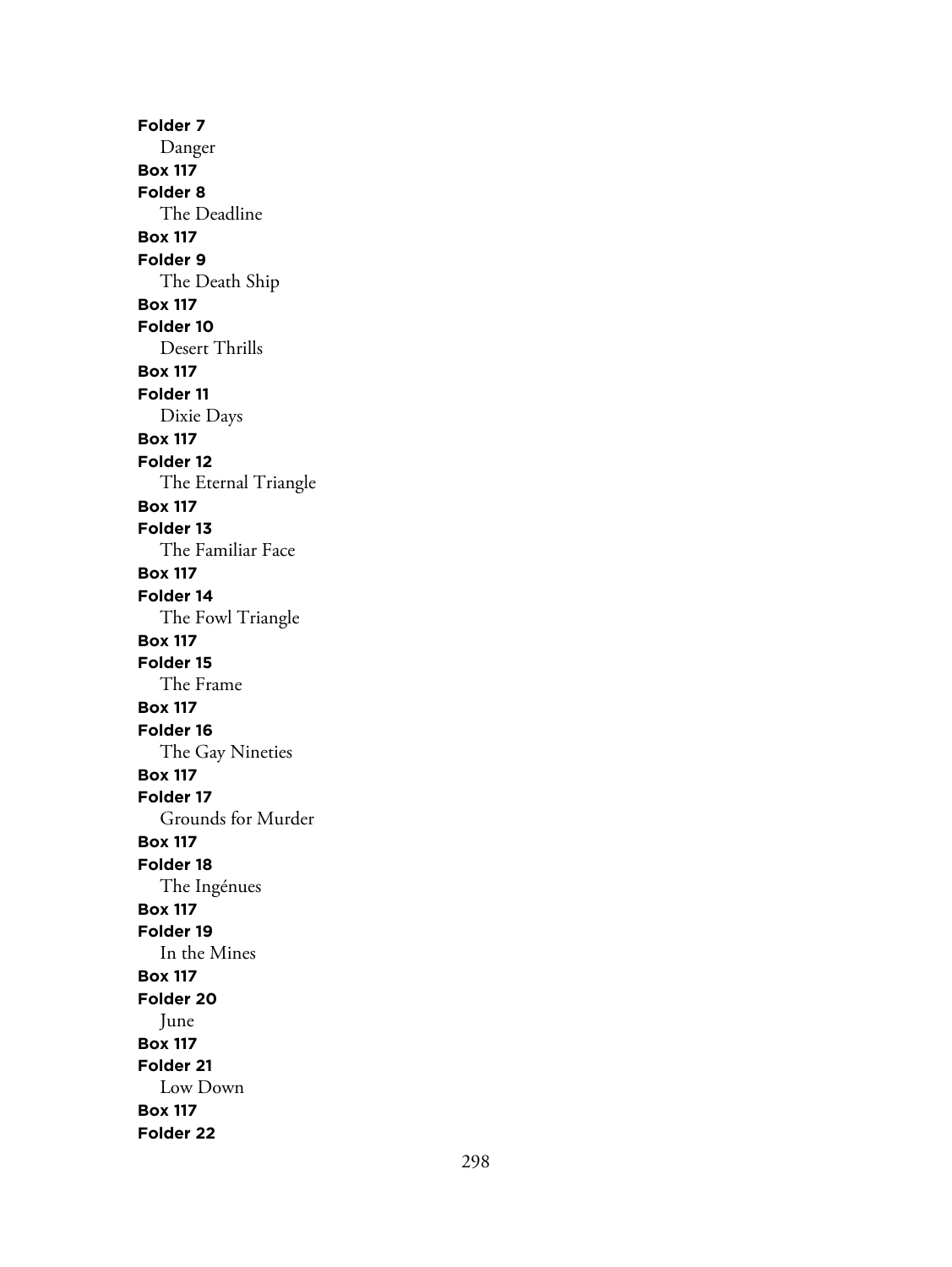**Folder 7**
Danger
**Box 117**
**Folder 8**
The Deadline
**Box 117**
**Folder 9**
The Death Ship
**Box 117**
**Folder 10**
Desert Thrills
**Box 117**
**Folder 11**
Dixie Days
**Box 117**
**Folder 12**
The Eternal Triangle
**Box 117**
**Folder 13**
The Familiar Face
**Box 117**
**Folder 14**
The Fowl Triangle
**Box 117**
**Folder 15**
The Frame
**Box 117**
**Folder 16**
The Gay Nineties
**Box 117**
**Folder 17**
Grounds for Murder
**Box 117**
**Folder 18**
The Ingénues
**Box 117**
**Folder 19**
In the Mines
**Box 117**
**Folder 20**
June
**Box 117**
**Folder 21**
Low Down
**Box 117**
**Folder 22**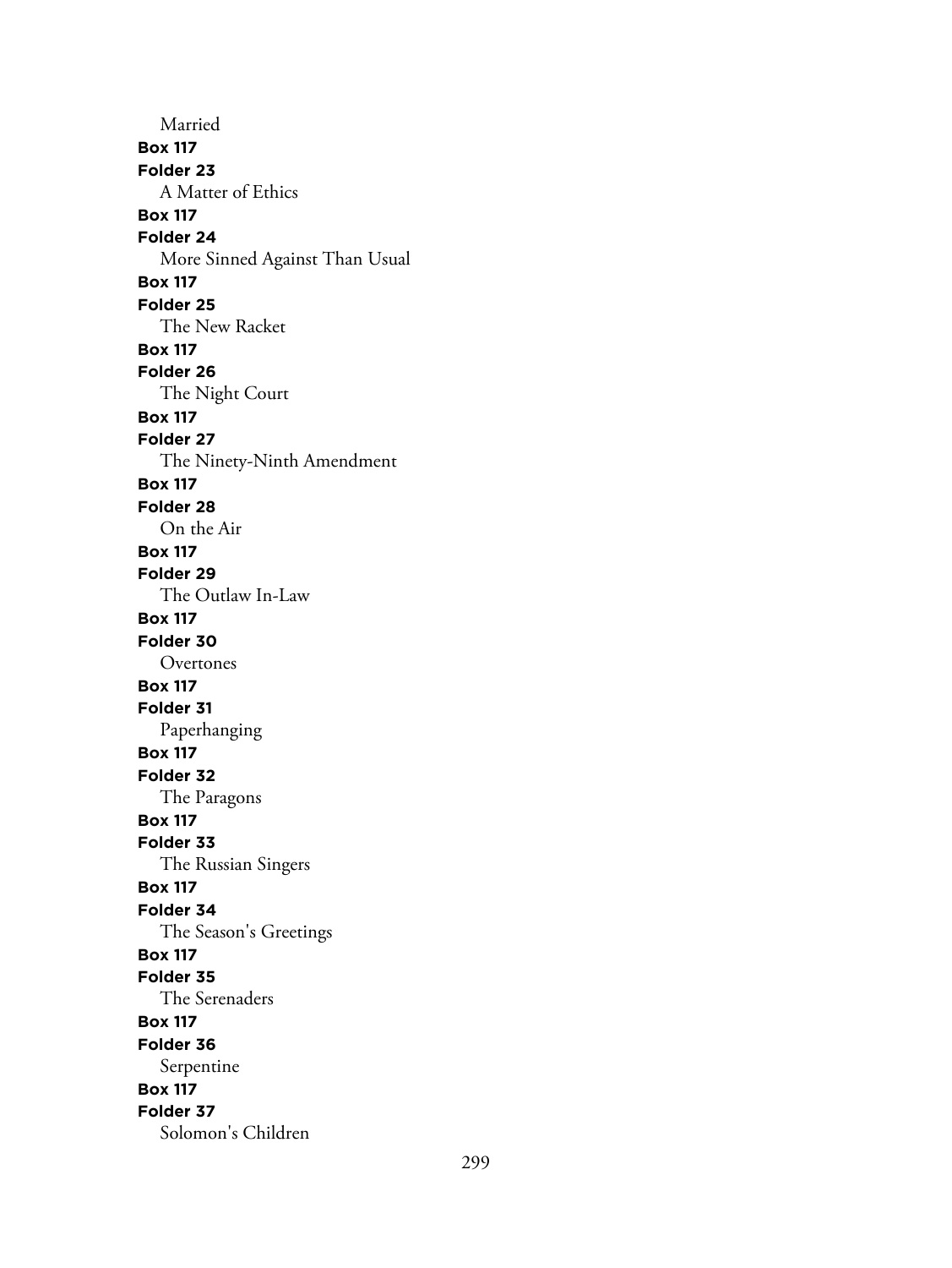Married

**Box 117**
**Folder 23**
A Matter of Ethics

**Box 117**
**Folder 24**
More Sinned Against Than Usual

**Box 117**
**Folder 25**
The New Racket

**Box 117**
**Folder 26**
The Night Court

**Box 117**
**Folder 27**
The Ninety-Ninth Amendment

**Box 117**
**Folder 28**
On the Air

**Box 117**
**Folder 29**
The Outlaw In-Law

**Box 117**
**Folder 30**
Overtones

**Box 117**
**Folder 31**
Paperhanging

**Box 117**
**Folder 32**
The Paragons

**Box 117**
**Folder 33**
The Russian Singers

**Box 117**
**Folder 34**
The Season's Greetings

**Box 117**
**Folder 35**
The Serenaders

**Box 117**
**Folder 36**
Serpentine

**Box 117**
**Folder 37**
Solomon's Children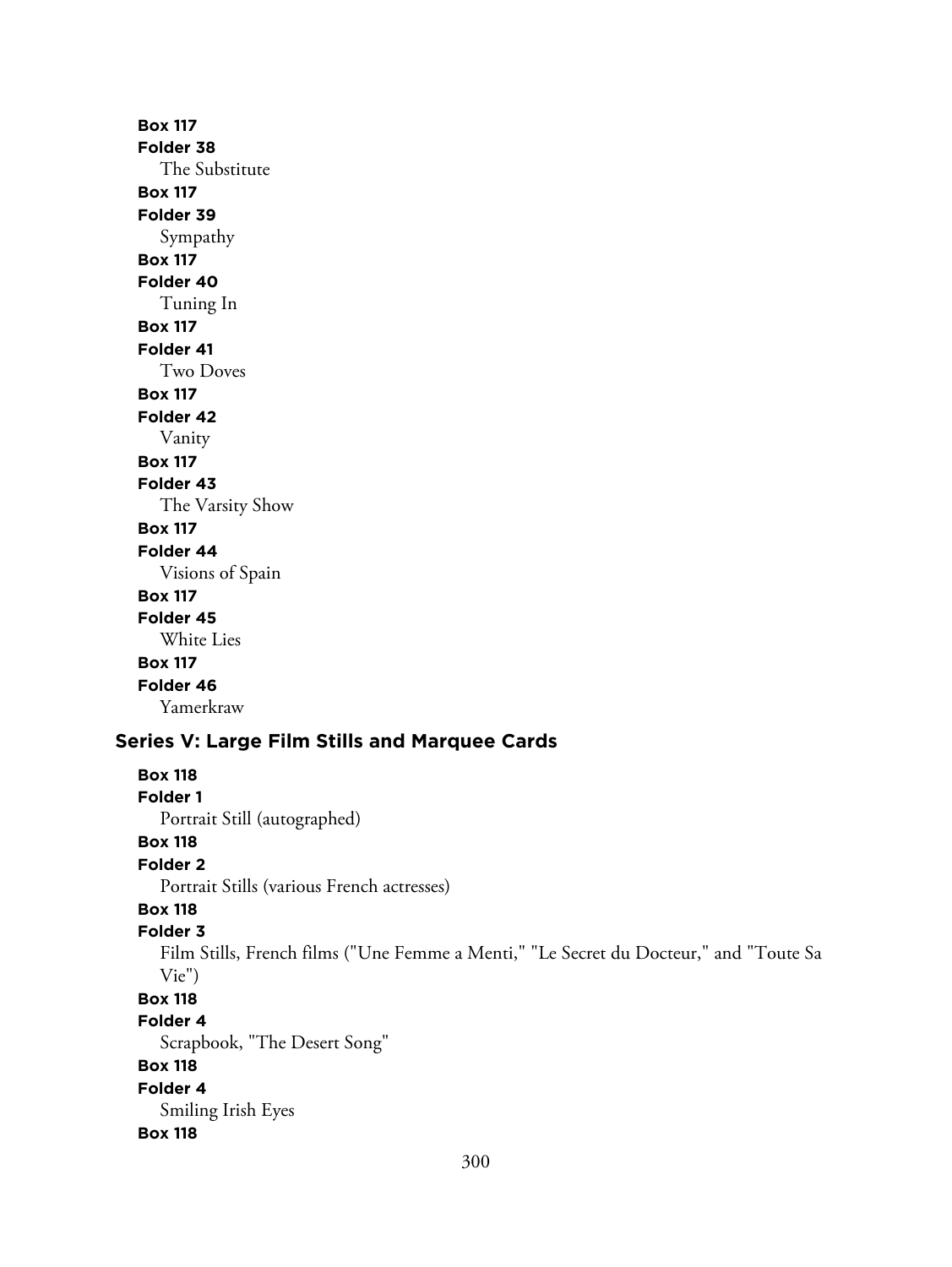**Box 117**
**Folder 38**
The Substitute
**Box 117**
**Folder 39**
Sympathy
**Box 117**
**Folder 40**
Tuning In
**Box 117**
**Folder 41**
Two Doves
**Box 117**
**Folder 42**
Vanity
**Box 117**
**Folder 43**
The Varsity Show
**Box 117**
**Folder 44**
Visions of Spain
**Box 117**
**Folder 45**
White Lies
**Box 117**
**Folder 46**
Yamerkraw

## Series V: Large Film Stills and Marquee Cards

**Box 118**
**Folder 1**
Portrait Still (autographed)
**Box 118**
**Folder 2**
Portrait Stills (various French actresses)
**Box 118**
**Folder 3**
Film Stills, French films ("Une Femme a Menti," "Le Secret du Docteur," and "Toute Sa Vie")
**Box 118**
**Folder 4**
Scrapbook, "The Desert Song"
**Box 118**
**Folder 4**
Smiling Irish Eyes
**Box 118**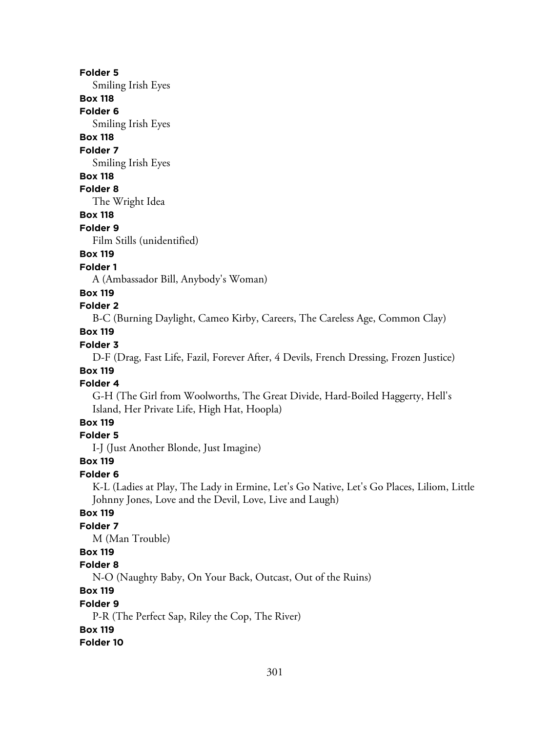**Folder 5**

Smiling Irish Eyes

**Box 118**

**Folder 6**

Smiling Irish Eyes

**Box 118**

**Folder 7**

Smiling Irish Eyes

**Box 118**

**Folder 8**

The Wright Idea

**Box 118**

**Folder 9**

Film Stills (unidentified)

**Box 119**

**Folder 1**

A (Ambassador Bill, Anybody's Woman)

**Box 119**

**Folder 2**

B-C (Burning Daylight, Cameo Kirby, Careers, The Careless Age, Common Clay)

**Box 119**

**Folder 3**

D-F (Drag, Fast Life, Fazil, Forever After, 4 Devils, French Dressing, Frozen Justice)

**Box 119**

**Folder 4**

G-H (The Girl from Woolworths, The Great Divide, Hard-Boiled Haggerty, Hell's Island, Her Private Life, High Hat, Hoopla)

**Box 119**

**Folder 5**

I-J (Just Another Blonde, Just Imagine)

**Box 119**

**Folder 6**

K-L (Ladies at Play, The Lady in Ermine, Let's Go Native, Let's Go Places, Liliom, Little Johnny Jones, Love and the Devil, Love, Live and Laugh)

**Box 119**

**Folder 7**

M (Man Trouble)

**Box 119**

**Folder 8**

N-O (Naughty Baby, On Your Back, Outcast, Out of the Ruins)

**Box 119**

**Folder 9**

P-R (The Perfect Sap, Riley the Cop, The River)

**Box 119**

**Folder 10**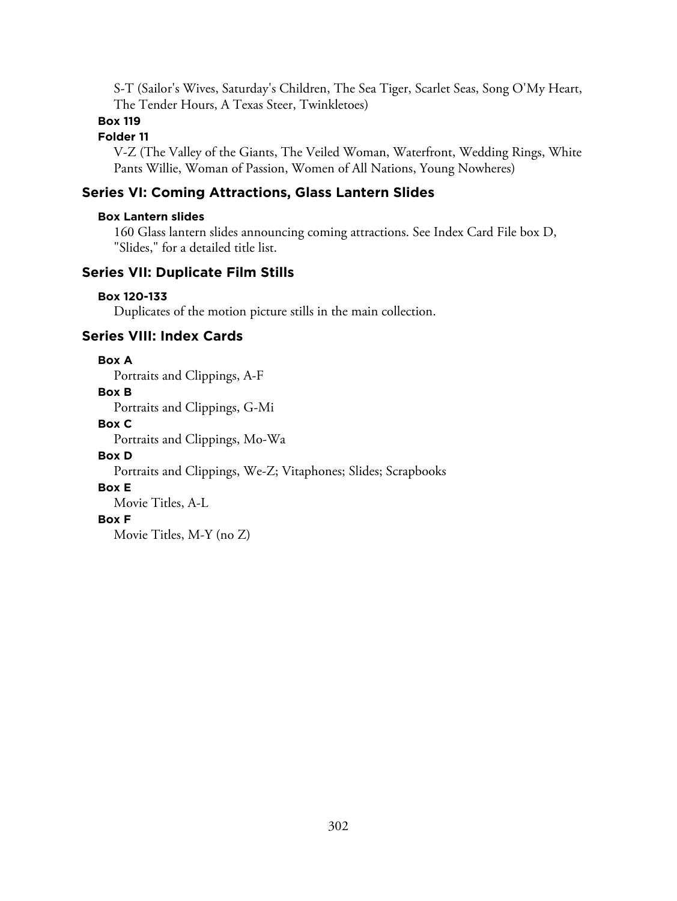S-T (Sailor's Wives, Saturday's Children, The Sea Tiger, Scarlet Seas, Song O'My Heart, The Tender Hours, A Texas Steer, Twinkletoes)

**Box 119**

**Folder 11**

V-Z (The Valley of the Giants, The Veiled Woman, Waterfront, Wedding Rings, White Pants Willie, Woman of Passion, Women of All Nations, Young Nowheres)

## Series VI: Coming Attractions, Glass Lantern Slides

**Box Lantern slides**

160 Glass lantern slides announcing coming attractions. See Index Card File box D, "Slides," for a detailed title list.

## Series VII: Duplicate Film Stills

**Box 120-133**

Duplicates of the motion picture stills in the main collection.

## Series VIII: Index Cards

**Box A**

Portraits and Clippings, A-F

**Box B**

Portraits and Clippings, G-Mi

**Box C**

Portraits and Clippings, Mo-Wa

**Box D**

Portraits and Clippings, We-Z; Vitaphones; Slides; Scrapbooks

**Box E**

Movie Titles, A-L

**Box F**

Movie Titles, M-Y (no Z)